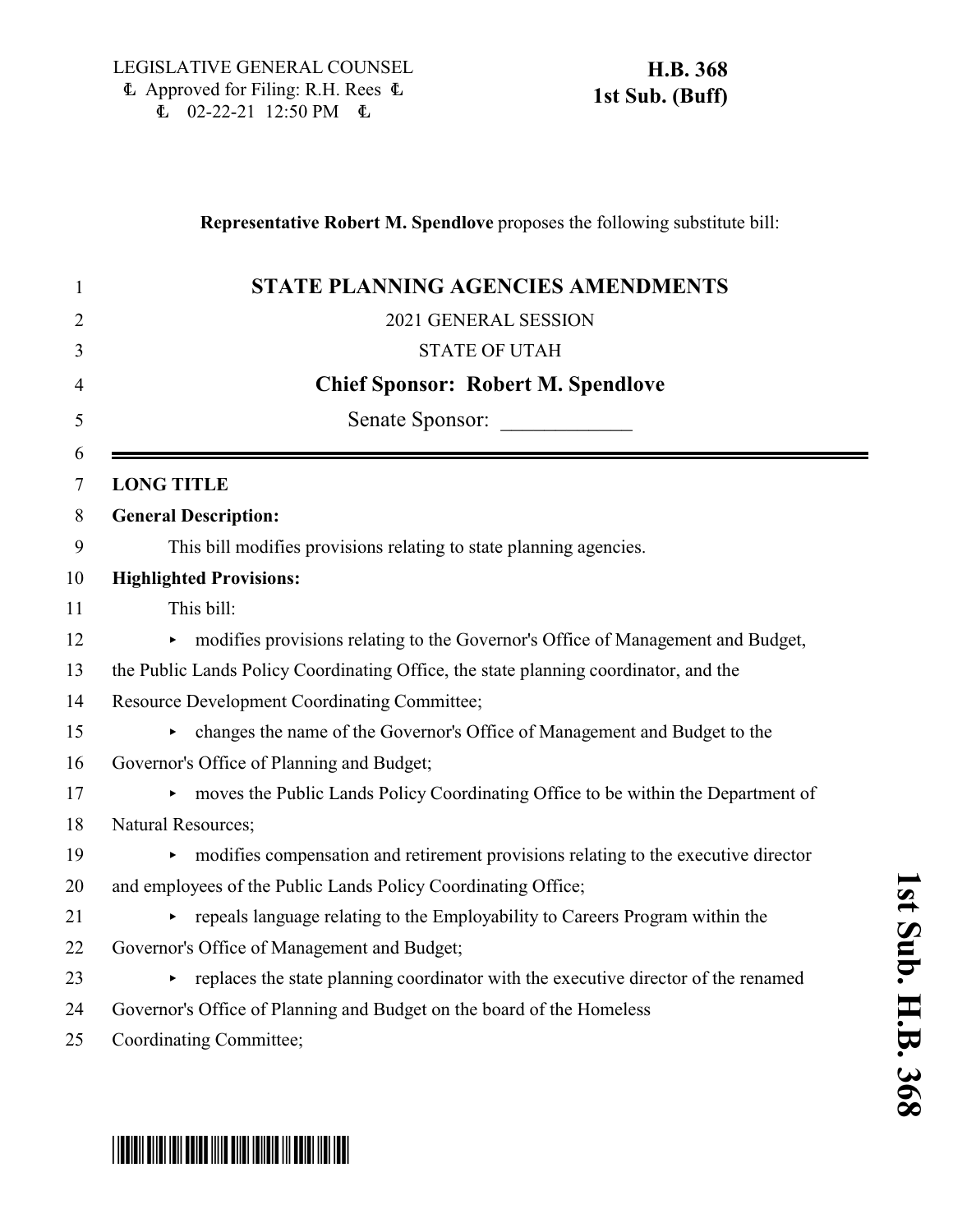LEGISLATIVE GENERAL COUNSEL
Approved for Filing: R.H. Rees
02-22-21 12:50 PM

**H.B. 368**
**1st Sub. (Buff)**

**Representative Robert M. Spendlove** proposes the following substitute bill:

# STATE PLANNING AGENCIES AMENDMENTS

2021 GENERAL SESSION

STATE OF UTAH

**Chief Sponsor: Robert M. Spendlove**

Senate Sponsor: ____________

---

**LONG TITLE**

**General Description:**

This bill modifies provisions relating to state planning agencies.

**Highlighted Provisions:**

This bill:

- modifies provisions relating to the Governor's Office of Management and Budget, the Public Lands Policy Coordinating Office, the state planning coordinator, and the Resource Development Coordinating Committee;
- changes the name of the Governor's Office of Management and Budget to the Governor's Office of Planning and Budget;
- moves the Public Lands Policy Coordinating Office to be within the Department of Natural Resources;
- modifies compensation and retirement provisions relating to the executive director and employees of the Public Lands Policy Coordinating Office;
- repeals language relating to the Employability to Careers Program within the Governor's Office of Management and Budget;
- replaces the state planning coordinator with the executive director of the renamed Governor's Office of Planning and Budget on the board of the Homeless Coordinating Committee;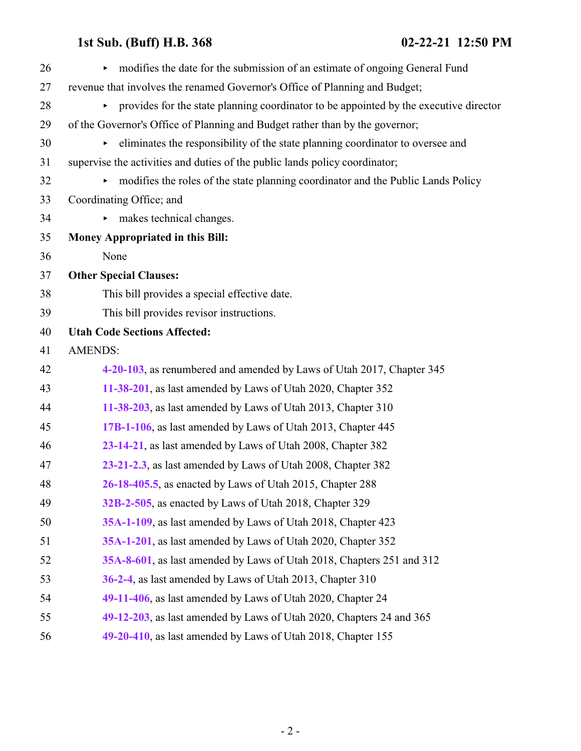- modifies the date for the submission of an estimate of ongoing General Fund revenue that involves the renamed Governor's Office of Planning and Budget;
- provides for the state planning coordinator to be appointed by the executive director of the Governor's Office of Planning and Budget rather than by the governor;
- eliminates the responsibility of the state planning coordinator to oversee and supervise the activities and duties of the public lands policy coordinator;
- modifies the roles of the state planning coordinator and the Public Lands Policy Coordinating Office; and
- makes technical changes.

**Money Appropriated in this Bill:**

None

**Other Special Clauses:**

This bill provides a special effective date.

This bill provides revisor instructions.

**Utah Code Sections Affected:**

AMENDS:

**4-20-103**, as renumbered and amended by Laws of Utah 2017, Chapter 345

**11-38-201**, as last amended by Laws of Utah 2020, Chapter 352

**11-38-203**, as last amended by Laws of Utah 2013, Chapter 310

**17B-1-106**, as last amended by Laws of Utah 2013, Chapter 445

**23-14-21**, as last amended by Laws of Utah 2008, Chapter 382

**23-21-2.3**, as last amended by Laws of Utah 2008, Chapter 382

**26-18-405.5**, as enacted by Laws of Utah 2015, Chapter 288

**32B-2-505**, as enacted by Laws of Utah 2018, Chapter 329

**35A-1-109**, as last amended by Laws of Utah 2018, Chapter 423

**35A-1-201**, as last amended by Laws of Utah 2020, Chapter 352

**35A-8-601**, as last amended by Laws of Utah 2018, Chapters 251 and 312

**36-2-4**, as last amended by Laws of Utah 2013, Chapter 310

**49-11-406**, as last amended by Laws of Utah 2020, Chapter 24

**49-12-203**, as last amended by Laws of Utah 2020, Chapters 24 and 365

**49-20-410**, as last amended by Laws of Utah 2018, Chapter 155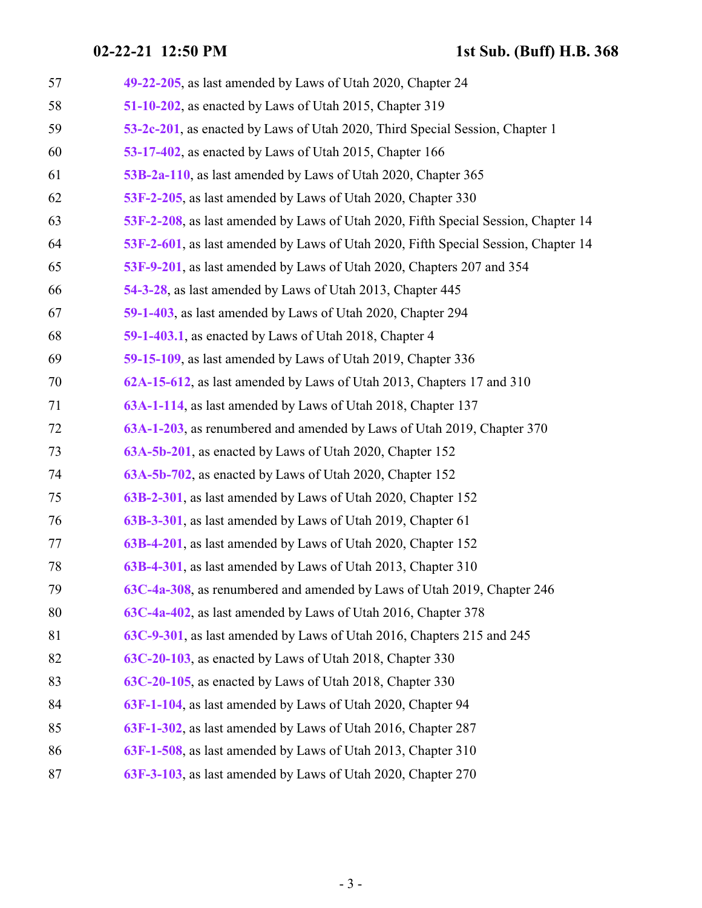57 **49-22-205**, as last amended by Laws of Utah 2020, Chapter 24
58 **51-10-202**, as enacted by Laws of Utah 2015, Chapter 319
59 **53-2c-201**, as enacted by Laws of Utah 2020, Third Special Session, Chapter 1
60 **53-17-402**, as enacted by Laws of Utah 2015, Chapter 166
61 **53B-2a-110**, as last amended by Laws of Utah 2020, Chapter 365
62 **53F-2-205**, as last amended by Laws of Utah 2020, Chapter 330
63 **53F-2-208**, as last amended by Laws of Utah 2020, Fifth Special Session, Chapter 14
64 **53F-2-601**, as last amended by Laws of Utah 2020, Fifth Special Session, Chapter 14
65 **53F-9-201**, as last amended by Laws of Utah 2020, Chapters 207 and 354
66 **54-3-28**, as last amended by Laws of Utah 2013, Chapter 445
67 **59-1-403**, as last amended by Laws of Utah 2020, Chapter 294
68 **59-1-403.1**, as enacted by Laws of Utah 2018, Chapter 4
69 **59-15-109**, as last amended by Laws of Utah 2019, Chapter 336
70 **62A-15-612**, as last amended by Laws of Utah 2013, Chapters 17 and 310
71 **63A-1-114**, as last amended by Laws of Utah 2018, Chapter 137
72 **63A-1-203**, as renumbered and amended by Laws of Utah 2019, Chapter 370
73 **63A-5b-201**, as enacted by Laws of Utah 2020, Chapter 152
74 **63A-5b-702**, as enacted by Laws of Utah 2020, Chapter 152
75 **63B-2-301**, as last amended by Laws of Utah 2020, Chapter 152
76 **63B-3-301**, as last amended by Laws of Utah 2019, Chapter 61
77 **63B-4-201**, as last amended by Laws of Utah 2020, Chapter 152
78 **63B-4-301**, as last amended by Laws of Utah 2013, Chapter 310
79 **63C-4a-308**, as renumbered and amended by Laws of Utah 2019, Chapter 246
80 **63C-4a-402**, as last amended by Laws of Utah 2016, Chapter 378
81 **63C-9-301**, as last amended by Laws of Utah 2016, Chapters 215 and 245
82 **63C-20-103**, as enacted by Laws of Utah 2018, Chapter 330
83 **63C-20-105**, as enacted by Laws of Utah 2018, Chapter 330
84 **63F-1-104**, as last amended by Laws of Utah 2020, Chapter 94
85 **63F-1-302**, as last amended by Laws of Utah 2016, Chapter 287
86 **63F-1-508**, as last amended by Laws of Utah 2013, Chapter 310
87 **63F-3-103**, as last amended by Laws of Utah 2020, Chapter 270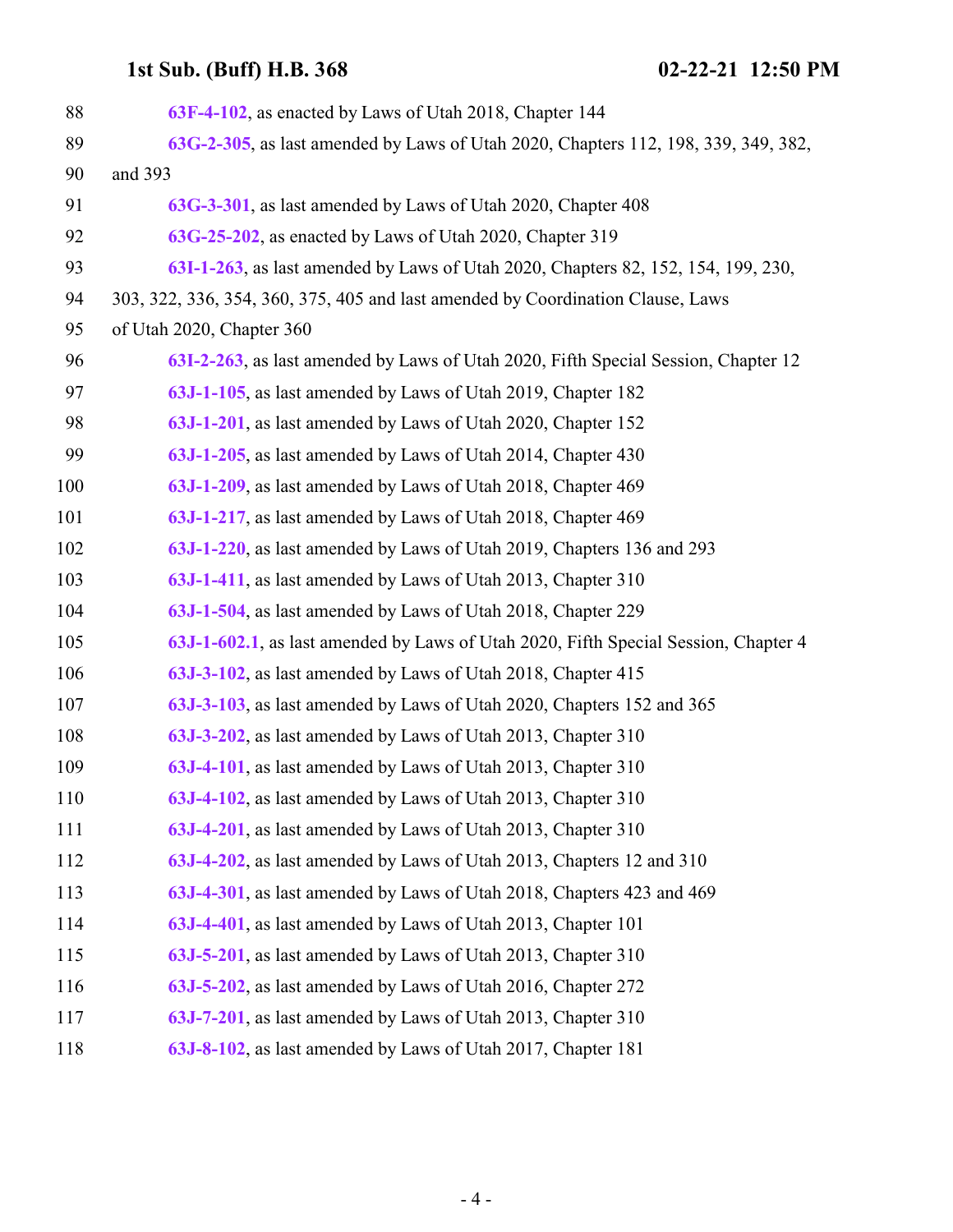63F-4-102, as enacted by Laws of Utah 2018, Chapter 144

63G-2-305, as last amended by Laws of Utah 2020, Chapters 112, 198, 339, 349, 382, and 393

63G-3-301, as last amended by Laws of Utah 2020, Chapter 408

63G-25-202, as enacted by Laws of Utah 2020, Chapter 319

63I-1-263, as last amended by Laws of Utah 2020, Chapters 82, 152, 154, 199, 230, 303, 322, 336, 354, 360, 375, 405 and last amended by Coordination Clause, Laws of Utah 2020, Chapter 360

63I-2-263, as last amended by Laws of Utah 2020, Fifth Special Session, Chapter 12

63J-1-105, as last amended by Laws of Utah 2019, Chapter 182

63J-1-201, as last amended by Laws of Utah 2020, Chapter 152

63J-1-205, as last amended by Laws of Utah 2014, Chapter 430

63J-1-209, as last amended by Laws of Utah 2018, Chapter 469

63J-1-217, as last amended by Laws of Utah 2018, Chapter 469

63J-1-220, as last amended by Laws of Utah 2019, Chapters 136 and 293

63J-1-411, as last amended by Laws of Utah 2013, Chapter 310

63J-1-504, as last amended by Laws of Utah 2018, Chapter 229

63J-1-602.1, as last amended by Laws of Utah 2020, Fifth Special Session, Chapter 4

63J-3-102, as last amended by Laws of Utah 2018, Chapter 415

63J-3-103, as last amended by Laws of Utah 2020, Chapters 152 and 365

63J-3-202, as last amended by Laws of Utah 2013, Chapter 310

63J-4-101, as last amended by Laws of Utah 2013, Chapter 310

63J-4-102, as last amended by Laws of Utah 2013, Chapter 310

63J-4-201, as last amended by Laws of Utah 2013, Chapter 310

63J-4-202, as last amended by Laws of Utah 2013, Chapters 12 and 310

63J-4-301, as last amended by Laws of Utah 2018, Chapters 423 and 469

63J-4-401, as last amended by Laws of Utah 2013, Chapter 101

63J-5-201, as last amended by Laws of Utah 2013, Chapter 310

63J-5-202, as last amended by Laws of Utah 2016, Chapter 272

63J-7-201, as last amended by Laws of Utah 2013, Chapter 310

63J-8-102, as last amended by Laws of Utah 2017, Chapter 181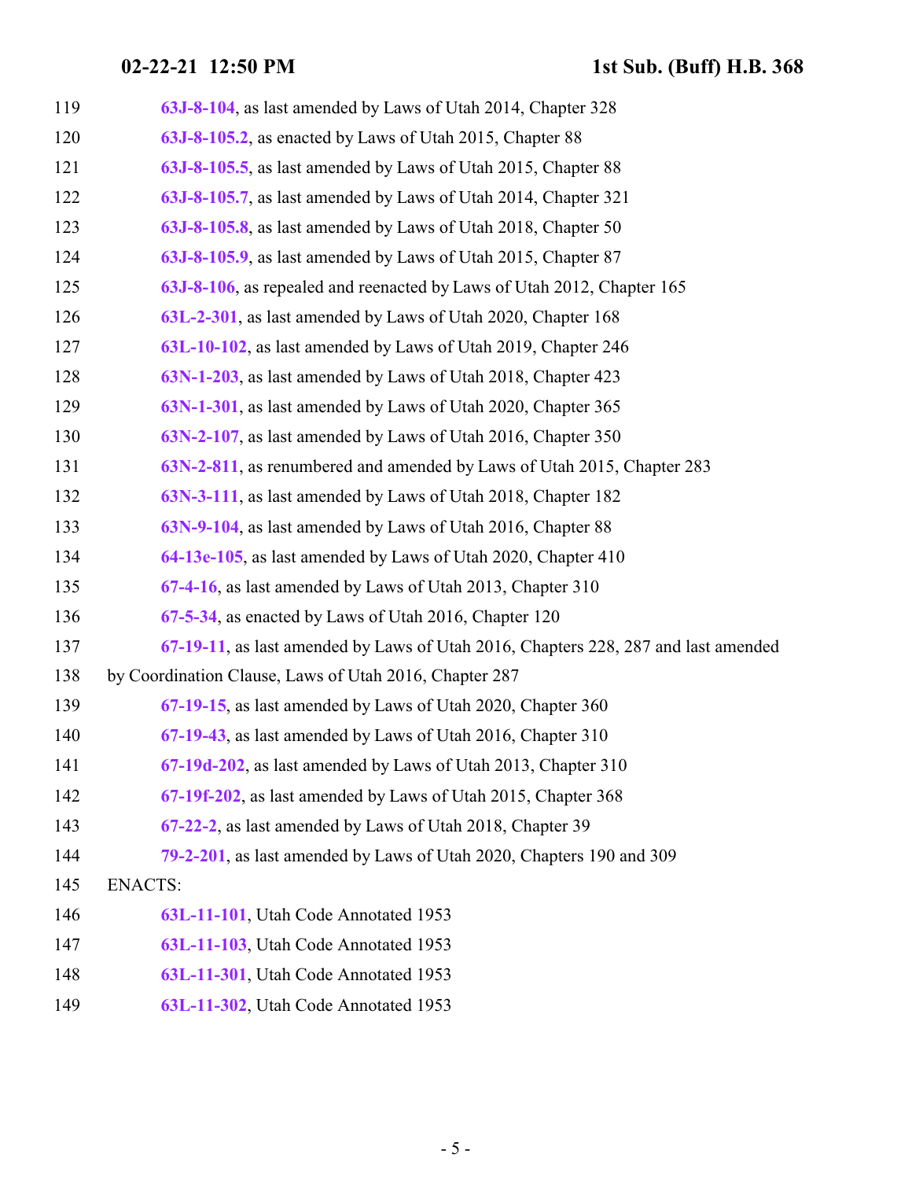119 **63J-8-104**, as last amended by Laws of Utah 2014, Chapter 328
120 **63J-8-105.2**, as enacted by Laws of Utah 2015, Chapter 88
121 **63J-8-105.5**, as last amended by Laws of Utah 2015, Chapter 88
122 **63J-8-105.7**, as last amended by Laws of Utah 2014, Chapter 321
123 **63J-8-105.8**, as last amended by Laws of Utah 2018, Chapter 50
124 **63J-8-105.9**, as last amended by Laws of Utah 2015, Chapter 87
125 **63J-8-106**, as repealed and reenacted by Laws of Utah 2012, Chapter 165
126 **63L-2-301**, as last amended by Laws of Utah 2020, Chapter 168
127 **63L-10-102**, as last amended by Laws of Utah 2019, Chapter 246
128 **63N-1-203**, as last amended by Laws of Utah 2018, Chapter 423
129 **63N-1-301**, as last amended by Laws of Utah 2020, Chapter 365
130 **63N-2-107**, as last amended by Laws of Utah 2016, Chapter 350
131 **63N-2-811**, as renumbered and amended by Laws of Utah 2015, Chapter 283
132 **63N-3-111**, as last amended by Laws of Utah 2018, Chapter 182
133 **63N-9-104**, as last amended by Laws of Utah 2016, Chapter 88
134 **64-13e-105**, as last amended by Laws of Utah 2020, Chapter 410
135 **67-4-16**, as last amended by Laws of Utah 2013, Chapter 310
136 **67-5-34**, as enacted by Laws of Utah 2016, Chapter 120
137 **67-19-11**, as last amended by Laws of Utah 2016, Chapters 228, 287 and last amended
138 by Coordination Clause, Laws of Utah 2016, Chapter 287
139 **67-19-15**, as last amended by Laws of Utah 2020, Chapter 360
140 **67-19-43**, as last amended by Laws of Utah 2016, Chapter 310
141 **67-19d-202**, as last amended by Laws of Utah 2013, Chapter 310
142 **67-19f-202**, as last amended by Laws of Utah 2015, Chapter 368
143 **67-22-2**, as last amended by Laws of Utah 2018, Chapter 39
144 **79-2-201**, as last amended by Laws of Utah 2020, Chapters 190 and 309
145 ENACTS:
146 **63L-11-101**, Utah Code Annotated 1953
147 **63L-11-103**, Utah Code Annotated 1953
148 **63L-11-301**, Utah Code Annotated 1953
149 **63L-11-302**, Utah Code Annotated 1953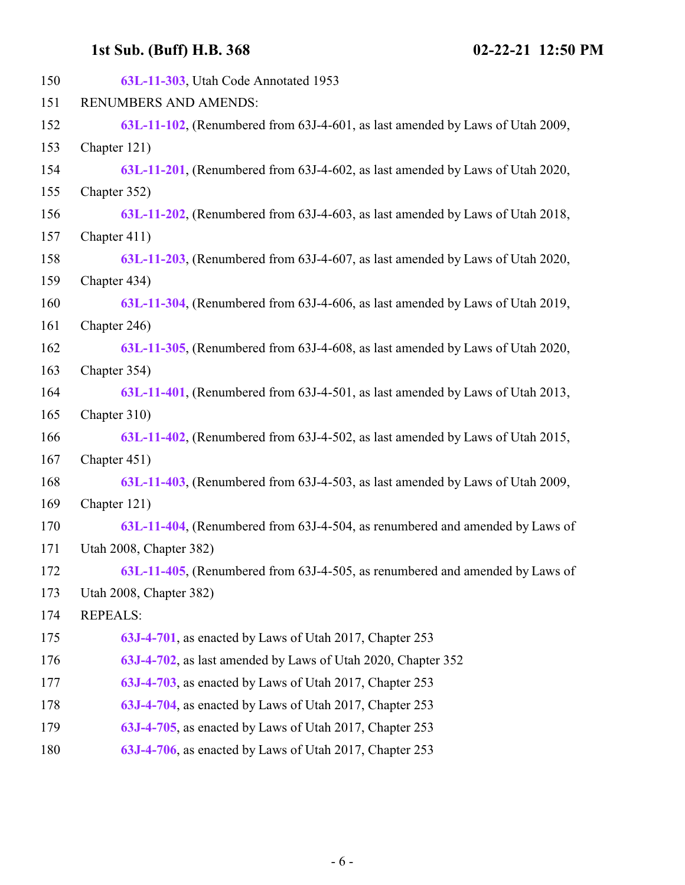63L-11-303, Utah Code Annotated 1953

RENUMBERS AND AMENDS:

63L-11-102, (Renumbered from 63J-4-601, as last amended by Laws of Utah 2009, Chapter 121)

63L-11-201, (Renumbered from 63J-4-602, as last amended by Laws of Utah 2020, Chapter 352)

63L-11-202, (Renumbered from 63J-4-603, as last amended by Laws of Utah 2018, Chapter 411)

63L-11-203, (Renumbered from 63J-4-607, as last amended by Laws of Utah 2020, Chapter 434)

63L-11-304, (Renumbered from 63J-4-606, as last amended by Laws of Utah 2019, Chapter 246)

63L-11-305, (Renumbered from 63J-4-608, as last amended by Laws of Utah 2020, Chapter 354)

63L-11-401, (Renumbered from 63J-4-501, as last amended by Laws of Utah 2013, Chapter 310)

63L-11-402, (Renumbered from 63J-4-502, as last amended by Laws of Utah 2015, Chapter 451)

63L-11-403, (Renumbered from 63J-4-503, as last amended by Laws of Utah 2009, Chapter 121)

63L-11-404, (Renumbered from 63J-4-504, as renumbered and amended by Laws of Utah 2008, Chapter 382)

63L-11-405, (Renumbered from 63J-4-505, as renumbered and amended by Laws of Utah 2008, Chapter 382)

REPEALS:

63J-4-701, as enacted by Laws of Utah 2017, Chapter 253

63J-4-702, as last amended by Laws of Utah 2020, Chapter 352

63J-4-703, as enacted by Laws of Utah 2017, Chapter 253

63J-4-704, as enacted by Laws of Utah 2017, Chapter 253

63J-4-705, as enacted by Laws of Utah 2017, Chapter 253

63J-4-706, as enacted by Laws of Utah 2017, Chapter 253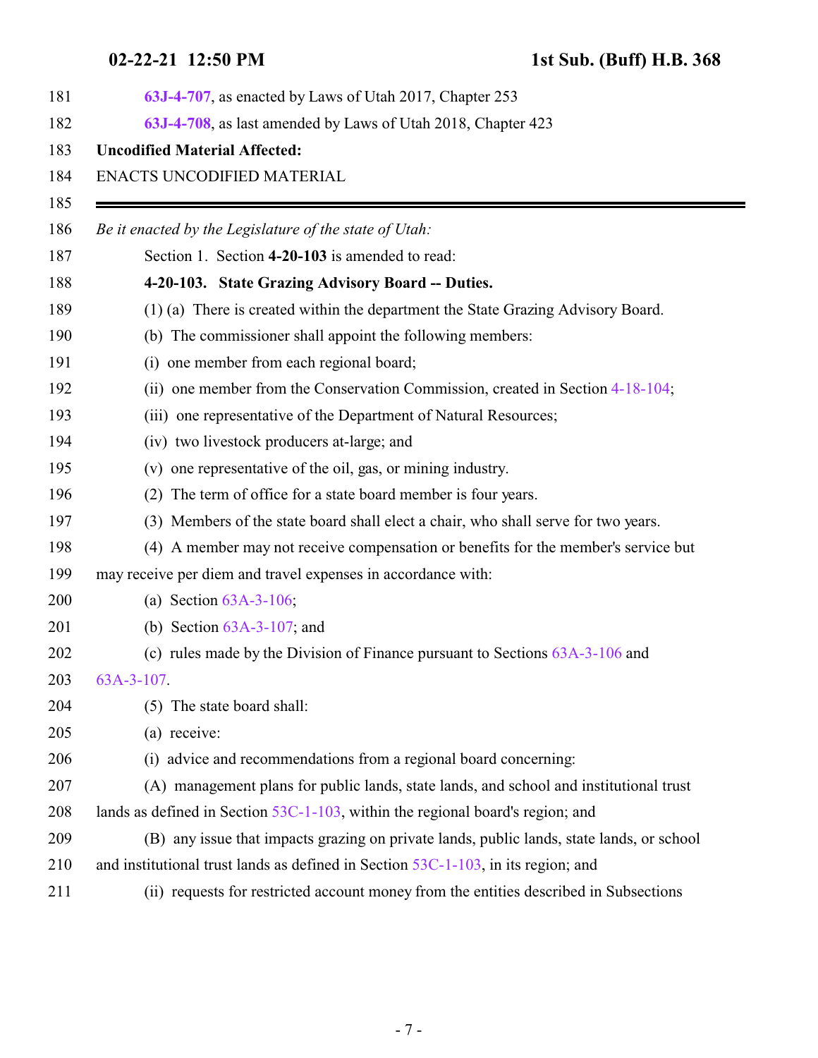63J-4-707, as enacted by Laws of Utah 2017, Chapter 253

63J-4-708, as last amended by Laws of Utah 2018, Chapter 423

**Uncodified Material Affected:**

ENACTS UNCODIFIED MATERIAL

---

*Be it enacted by the Legislature of the state of Utah:*

Section 1. Section **4-20-103** is amended to read:

**4-20-103. State Grazing Advisory Board -- Duties.**

(1) (a) There is created within the department the State Grazing Advisory Board.

(b) The commissioner shall appoint the following members:

(i) one member from each regional board;

(ii) one member from the Conservation Commission, created in Section 4-18-104;

(iii) one representative of the Department of Natural Resources;

(iv) two livestock producers at-large; and

(v) one representative of the oil, gas, or mining industry.

(2) The term of office for a state board member is four years.

(3) Members of the state board shall elect a chair, who shall serve for two years.

(4) A member may not receive compensation or benefits for the member's service but may receive per diem and travel expenses in accordance with:

(a) Section 63A-3-106;

(b) Section 63A-3-107; and

(c) rules made by the Division of Finance pursuant to Sections 63A-3-106 and 63A-3-107.

(5) The state board shall:

(a) receive:

(i) advice and recommendations from a regional board concerning:

(A) management plans for public lands, state lands, and school and institutional trust lands as defined in Section 53C-1-103, within the regional board's region; and

(B) any issue that impacts grazing on private lands, public lands, state lands, or school and institutional trust lands as defined in Section 53C-1-103, in its region; and

(ii) requests for restricted account money from the entities described in Subsections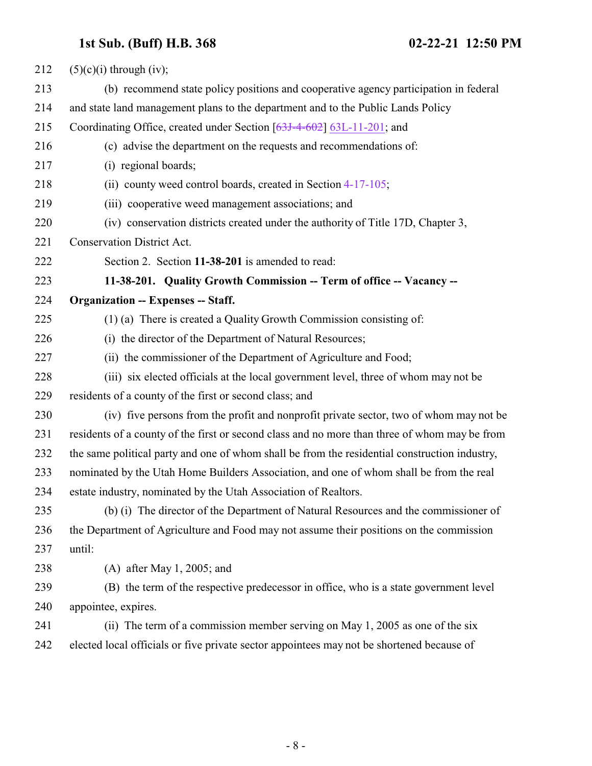212 (5)(c)(i) through (iv);

213 (b) recommend state policy positions and cooperative agency participation in federal

214 and state land management plans to the department and to the Public Lands Policy

215 Coordinating Office, created under Section [~~63J-4-602~~] 63L-11-201; and

216 (c) advise the department on the requests and recommendations of:

217 (i) regional boards;

218 (ii) county weed control boards, created in Section 4-17-105;

219 (iii) cooperative weed management associations; and

220 (iv) conservation districts created under the authority of Title 17D, Chapter 3,

221 Conservation District Act.

222 Section 2. Section **11-38-201** is amended to read:

223 **11-38-201. Quality Growth Commission -- Term of office -- Vacancy --**

224 **Organization -- Expenses -- Staff.**

225 (1) (a) There is created a Quality Growth Commission consisting of:

226 (i) the director of the Department of Natural Resources;

227 (ii) the commissioner of the Department of Agriculture and Food;

228 (iii) six elected officials at the local government level, three of whom may not be

229 residents of a county of the first or second class; and

230 (iv) five persons from the profit and nonprofit private sector, two of whom may not be

231 residents of a county of the first or second class and no more than three of whom may be from

232 the same political party and one of whom shall be from the residential construction industry,

233 nominated by the Utah Home Builders Association, and one of whom shall be from the real

234 estate industry, nominated by the Utah Association of Realtors.

235 (b) (i) The director of the Department of Natural Resources and the commissioner of

236 the Department of Agriculture and Food may not assume their positions on the commission

237 until:

238 (A) after May 1, 2005; and

239 (B) the term of the respective predecessor in office, who is a state government level

240 appointee, expires.

241 (ii) The term of a commission member serving on May 1, 2005 as one of the six

242 elected local officials or five private sector appointees may not be shortened because of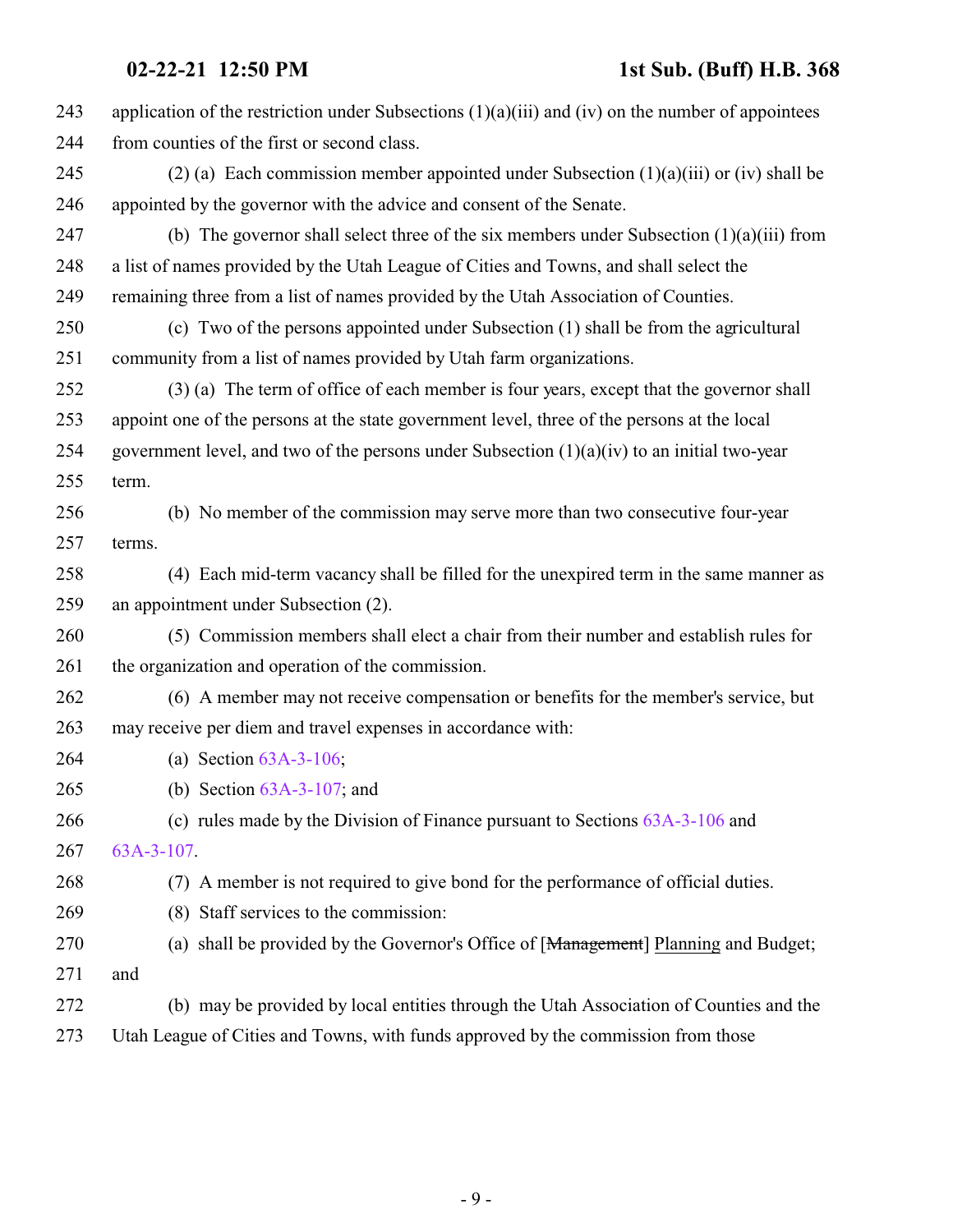application of the restriction under Subsections (1)(a)(iii) and (iv) on the number of appointees from counties of the first or second class.

(2) (a) Each commission member appointed under Subsection (1)(a)(iii) or (iv) shall be appointed by the governor with the advice and consent of the Senate.

(b) The governor shall select three of the six members under Subsection (1)(a)(iii) from a list of names provided by the Utah League of Cities and Towns, and shall select the remaining three from a list of names provided by the Utah Association of Counties.

(c) Two of the persons appointed under Subsection (1) shall be from the agricultural community from a list of names provided by Utah farm organizations.

(3) (a) The term of office of each member is four years, except that the governor shall appoint one of the persons at the state government level, three of the persons at the local government level, and two of the persons under Subsection (1)(a)(iv) to an initial two-year term.

(b) No member of the commission may serve more than two consecutive four-year terms.

(4) Each mid-term vacancy shall be filled for the unexpired term in the same manner as an appointment under Subsection (2).

(5) Commission members shall elect a chair from their number and establish rules for the organization and operation of the commission.

(6) A member may not receive compensation or benefits for the member's service, but may receive per diem and travel expenses in accordance with:

(a) Section 63A-3-106;

(b) Section 63A-3-107; and

(c) rules made by the Division of Finance pursuant to Sections 63A-3-106 and 63A-3-107.

(7) A member is not required to give bond for the performance of official duties.

(8) Staff services to the commission:

(a) shall be provided by the Governor's Office of [~~Management~~] <u>Planning</u> and Budget; and

(b) may be provided by local entities through the Utah Association of Counties and the Utah League of Cities and Towns, with funds approved by the commission from those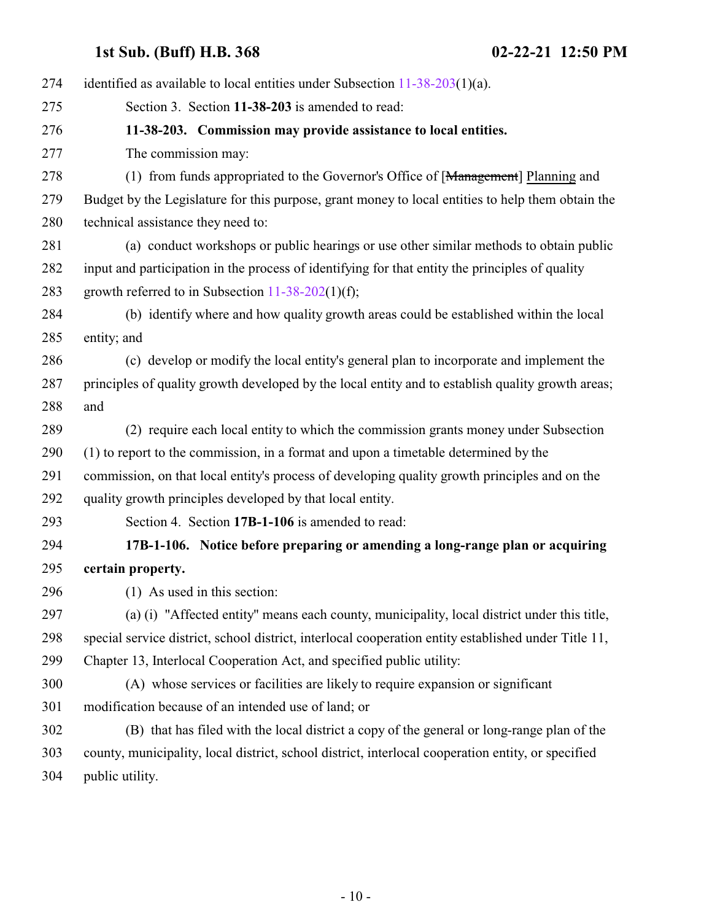identified as available to local entities under Subsection 11-38-203(1)(a).

Section 3. Section **11-38-203** is amended to read:

**11-38-203. Commission may provide assistance to local entities.**

The commission may:

(1) from funds appropriated to the Governor's Office of [~~Management~~] Planning and Budget by the Legislature for this purpose, grant money to local entities to help them obtain the technical assistance they need to:

(a) conduct workshops or public hearings or use other similar methods to obtain public input and participation in the process of identifying for that entity the principles of quality growth referred to in Subsection 11-38-202(1)(f);

(b) identify where and how quality growth areas could be established within the local entity; and

(c) develop or modify the local entity's general plan to incorporate and implement the principles of quality growth developed by the local entity and to establish quality growth areas; and

(2) require each local entity to which the commission grants money under Subsection (1) to report to the commission, in a format and upon a timetable determined by the commission, on that local entity's process of developing quality growth principles and on the quality growth principles developed by that local entity.

Section 4. Section **17B-1-106** is amended to read:

**17B-1-106. Notice before preparing or amending a long-range plan or acquiring certain property.**

(1) As used in this section:

(a) (i) "Affected entity" means each county, municipality, local district under this title, special service district, school district, interlocal cooperation entity established under Title 11, Chapter 13, Interlocal Cooperation Act, and specified public utility:

(A) whose services or facilities are likely to require expansion or significant modification because of an intended use of land; or

(B) that has filed with the local district a copy of the general or long-range plan of the county, municipality, local district, school district, interlocal cooperation entity, or specified public utility.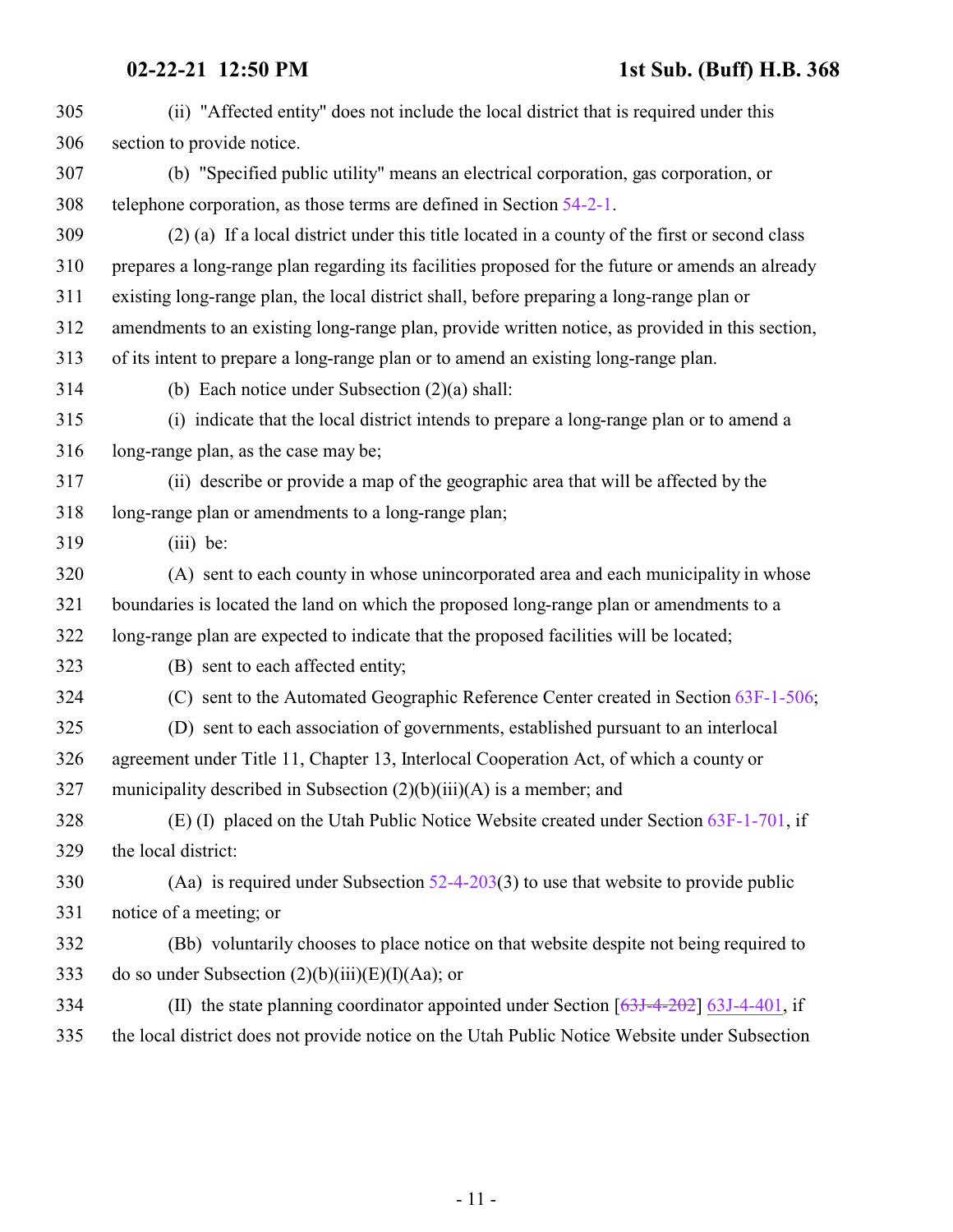(ii) "Affected entity" does not include the local district that is required under this section to provide notice.

(b) "Specified public utility" means an electrical corporation, gas corporation, or telephone corporation, as those terms are defined in Section 54-2-1.

(2) (a) If a local district under this title located in a county of the first or second class prepares a long-range plan regarding its facilities proposed for the future or amends an already existing long-range plan, the local district shall, before preparing a long-range plan or amendments to an existing long-range plan, provide written notice, as provided in this section, of its intent to prepare a long-range plan or to amend an existing long-range plan.

(b) Each notice under Subsection (2)(a) shall:

(i) indicate that the local district intends to prepare a long-range plan or to amend a long-range plan, as the case may be;

(ii) describe or provide a map of the geographic area that will be affected by the long-range plan or amendments to a long-range plan;

(iii) be:

(A) sent to each county in whose unincorporated area and each municipality in whose boundaries is located the land on which the proposed long-range plan or amendments to a long-range plan are expected to indicate that the proposed facilities will be located;

(B) sent to each affected entity;

(C) sent to the Automated Geographic Reference Center created in Section 63F-1-506;

(D) sent to each association of governments, established pursuant to an interlocal agreement under Title 11, Chapter 13, Interlocal Cooperation Act, of which a county or municipality described in Subsection (2)(b)(iii)(A) is a member; and

(E) (I) placed on the Utah Public Notice Website created under Section 63F-1-701, if the local district:

(Aa) is required under Subsection 52-4-203(3) to use that website to provide public notice of a meeting; or

(Bb) voluntarily chooses to place notice on that website despite not being required to do so under Subsection (2)(b)(iii)(E)(I)(Aa); or

(II) the state planning coordinator appointed under Section [~~63J-4-202~~] 63J-4-401, if the local district does not provide notice on the Utah Public Notice Website under Subsection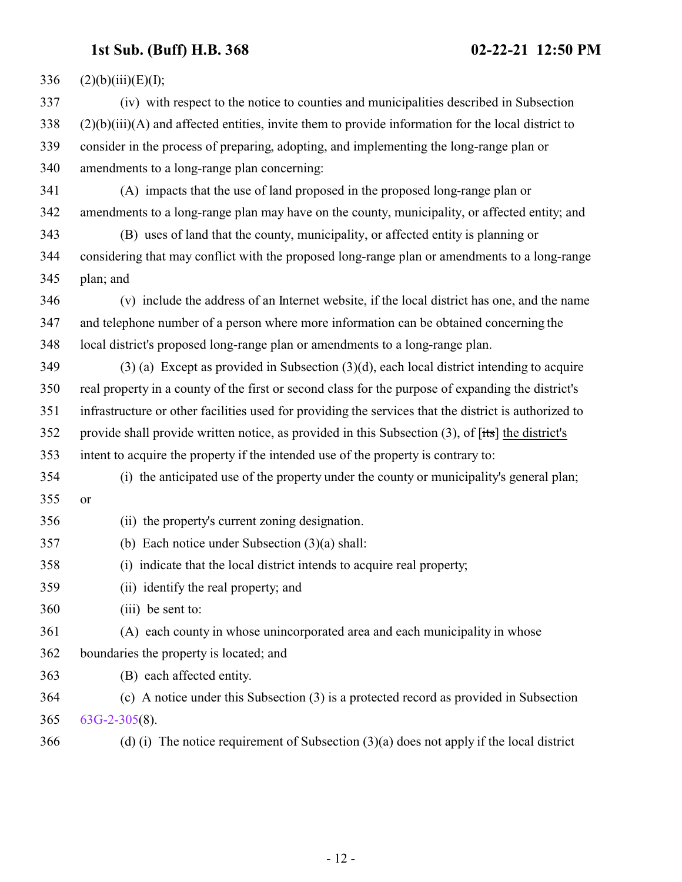(2)(b)(iii)(E)(I);

(iv) with respect to the notice to counties and municipalities described in Subsection (2)(b)(iii)(A) and affected entities, invite them to provide information for the local district to consider in the process of preparing, adopting, and implementing the long-range plan or amendments to a long-range plan concerning:

(A) impacts that the use of land proposed in the proposed long-range plan or amendments to a long-range plan may have on the county, municipality, or affected entity; and

(B) uses of land that the county, municipality, or affected entity is planning or considering that may conflict with the proposed long-range plan or amendments to a long-range plan; and

(v) include the address of an Internet website, if the local district has one, and the name and telephone number of a person where more information can be obtained concerning the local district's proposed long-range plan or amendments to a long-range plan.

(3) (a) Except as provided in Subsection (3)(d), each local district intending to acquire real property in a county of the first or second class for the purpose of expanding the district's infrastructure or other facilities used for providing the services that the district is authorized to provide shall provide written notice, as provided in this Subsection (3), of [~~its~~] the district's intent to acquire the property if the intended use of the property is contrary to:

(i) the anticipated use of the property under the county or municipality's general plan; or

(ii) the property's current zoning designation.

(b) Each notice under Subsection (3)(a) shall:

(i) indicate that the local district intends to acquire real property;

(ii) identify the real property; and

(iii) be sent to:

(A) each county in whose unincorporated area and each municipality in whose boundaries the property is located; and

(B) each affected entity.

(c) A notice under this Subsection (3) is a protected record as provided in Subsection 63G-2-305(8).

(d) (i) The notice requirement of Subsection (3)(a) does not apply if the local district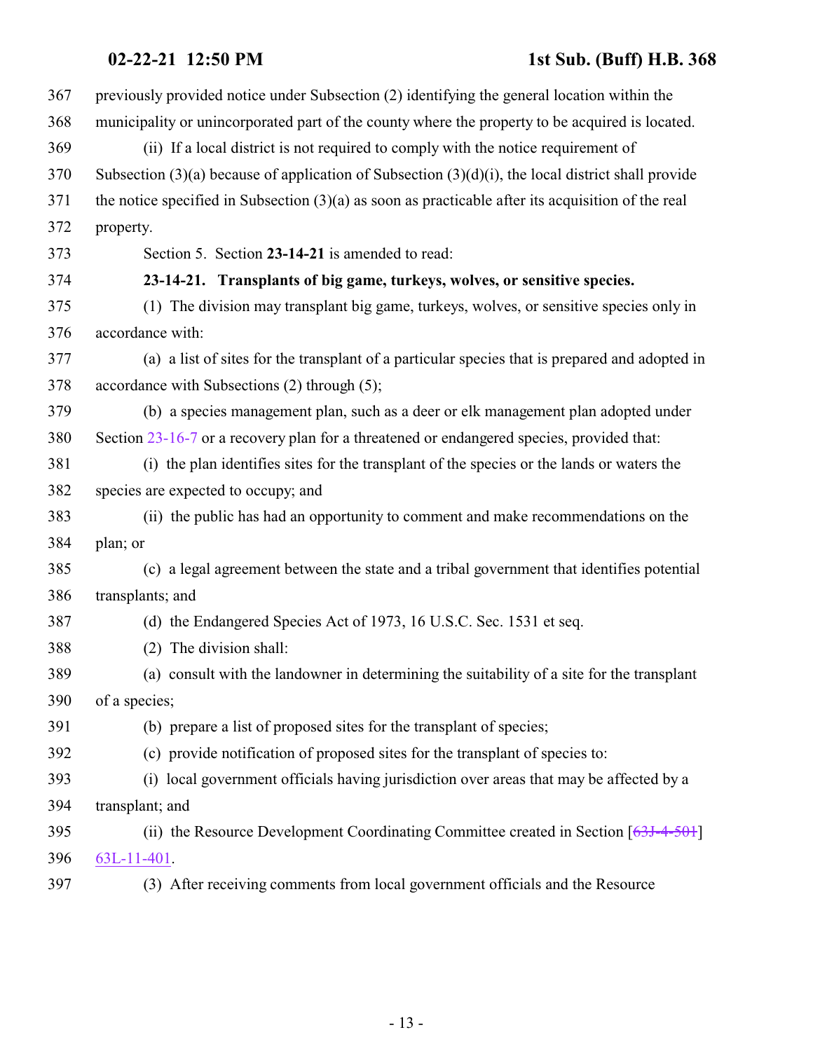previously provided notice under Subsection (2) identifying the general location within the municipality or unincorporated part of the county where the property to be acquired is located.

(ii) If a local district is not required to comply with the notice requirement of Subsection (3)(a) because of application of Subsection (3)(d)(i), the local district shall provide the notice specified in Subsection (3)(a) as soon as practicable after its acquisition of the real property.

Section 5. Section **23-14-21** is amended to read:

**23-14-21. Transplants of big game, turkeys, wolves, or sensitive species.**

(1) The division may transplant big game, turkeys, wolves, or sensitive species only in accordance with:

(a) a list of sites for the transplant of a particular species that is prepared and adopted in accordance with Subsections (2) through (5);

(b) a species management plan, such as a deer or elk management plan adopted under Section 23-16-7 or a recovery plan for a threatened or endangered species, provided that:

(i) the plan identifies sites for the transplant of the species or the lands or waters the species are expected to occupy; and

(ii) the public has had an opportunity to comment and make recommendations on the plan; or

(c) a legal agreement between the state and a tribal government that identifies potential transplants; and

(d) the Endangered Species Act of 1973, 16 U.S.C. Sec. 1531 et seq.

(2) The division shall:

(a) consult with the landowner in determining the suitability of a site for the transplant of a species;

(b) prepare a list of proposed sites for the transplant of species;

(c) provide notification of proposed sites for the transplant of species to:

(i) local government officials having jurisdiction over areas that may be affected by a transplant; and

(ii) the Resource Development Coordinating Committee created in Section [~~63J-4-501~~] 63L-11-401.

(3) After receiving comments from local government officials and the Resource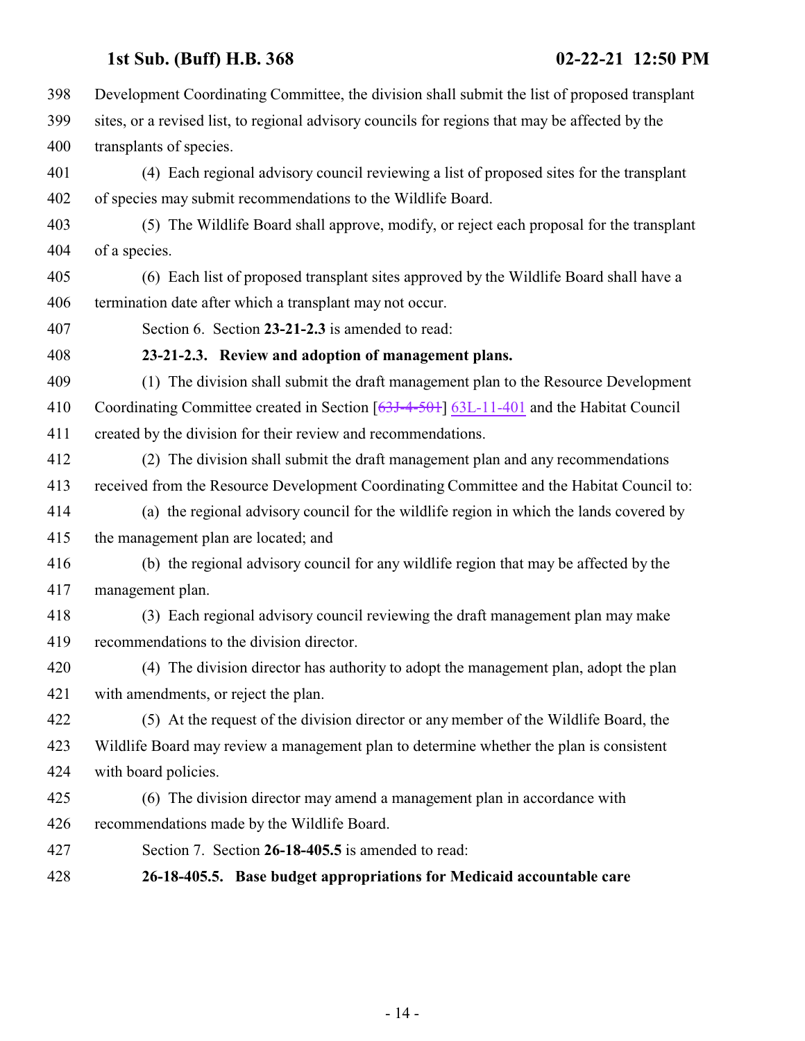Development Coordinating Committee, the division shall submit the list of proposed transplant sites, or a revised list, to regional advisory councils for regions that may be affected by the transplants of species.

(4) Each regional advisory council reviewing a list of proposed sites for the transplant of species may submit recommendations to the Wildlife Board.

(5) The Wildlife Board shall approve, modify, or reject each proposal for the transplant of a species.

(6) Each list of proposed transplant sites approved by the Wildlife Board shall have a termination date after which a transplant may not occur.

Section 6. Section **23-21-2.3** is amended to read:

**23-21-2.3. Review and adoption of management plans.**

(1) The division shall submit the draft management plan to the Resource Development Coordinating Committee created in Section [~~63J-4-501~~] 63L-11-401 and the Habitat Council created by the division for their review and recommendations.

(2) The division shall submit the draft management plan and any recommendations received from the Resource Development Coordinating Committee and the Habitat Council to:

(a) the regional advisory council for the wildlife region in which the lands covered by the management plan are located; and

(b) the regional advisory council for any wildlife region that may be affected by the management plan.

(3) Each regional advisory council reviewing the draft management plan may make recommendations to the division director.

(4) The division director has authority to adopt the management plan, adopt the plan with amendments, or reject the plan.

(5) At the request of the division director or any member of the Wildlife Board, the Wildlife Board may review a management plan to determine whether the plan is consistent with board policies.

(6) The division director may amend a management plan in accordance with recommendations made by the Wildlife Board.

Section 7. Section **26-18-405.5** is amended to read:

**26-18-405.5. Base budget appropriations for Medicaid accountable care**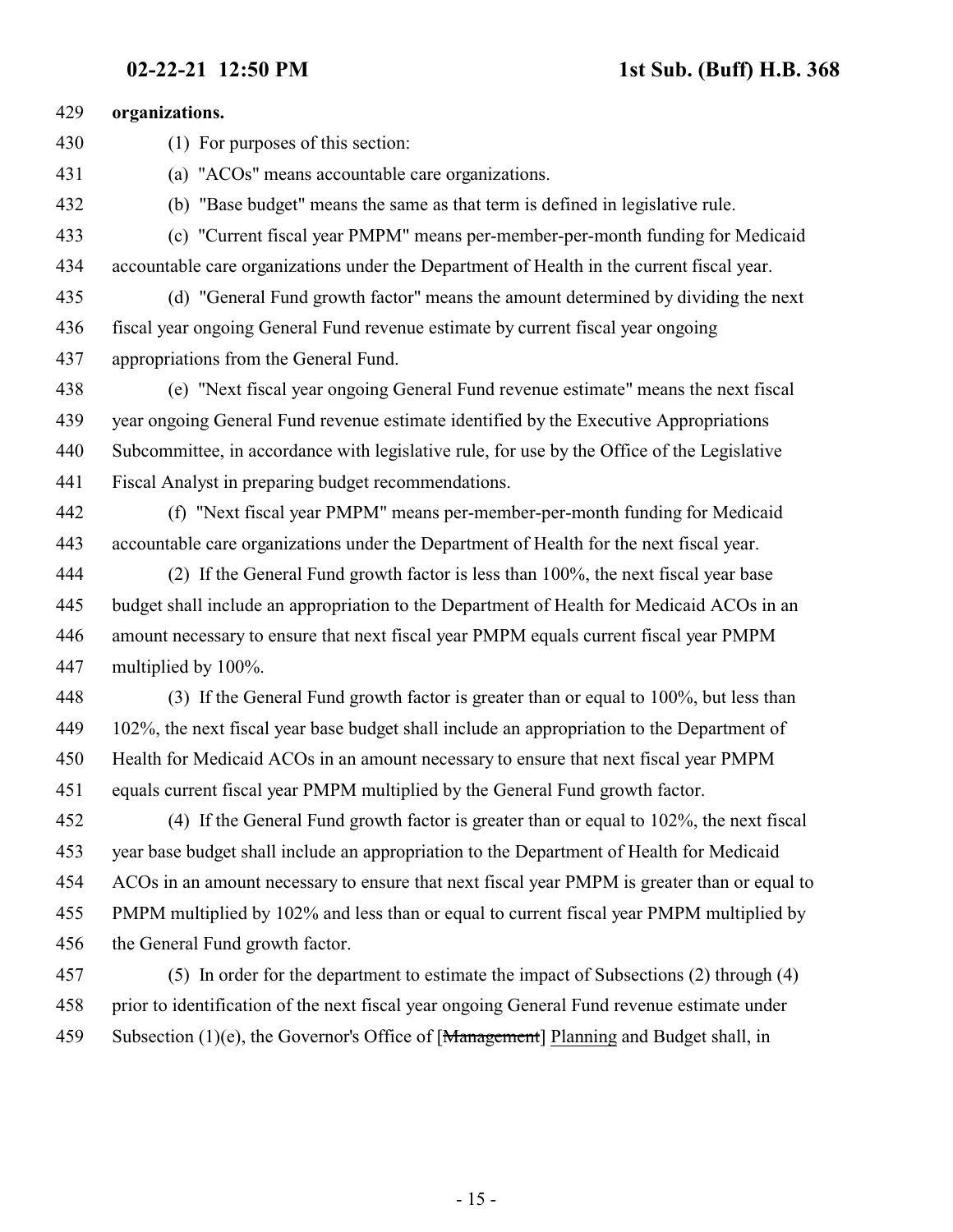**organizations.**

(1) For purposes of this section:

(a) "ACOs" means accountable care organizations.

(b) "Base budget" means the same as that term is defined in legislative rule.

(c) "Current fiscal year PMPM" means per-member-per-month funding for Medicaid accountable care organizations under the Department of Health in the current fiscal year.

(d) "General Fund growth factor" means the amount determined by dividing the next fiscal year ongoing General Fund revenue estimate by current fiscal year ongoing appropriations from the General Fund.

(e) "Next fiscal year ongoing General Fund revenue estimate" means the next fiscal year ongoing General Fund revenue estimate identified by the Executive Appropriations Subcommittee, in accordance with legislative rule, for use by the Office of the Legislative Fiscal Analyst in preparing budget recommendations.

(f) "Next fiscal year PMPM" means per-member-per-month funding for Medicaid accountable care organizations under the Department of Health for the next fiscal year.

(2) If the General Fund growth factor is less than 100%, the next fiscal year base budget shall include an appropriation to the Department of Health for Medicaid ACOs in an amount necessary to ensure that next fiscal year PMPM equals current fiscal year PMPM multiplied by 100%.

(3) If the General Fund growth factor is greater than or equal to 100%, but less than 102%, the next fiscal year base budget shall include an appropriation to the Department of Health for Medicaid ACOs in an amount necessary to ensure that next fiscal year PMPM equals current fiscal year PMPM multiplied by the General Fund growth factor.

(4) If the General Fund growth factor is greater than or equal to 102%, the next fiscal year base budget shall include an appropriation to the Department of Health for Medicaid ACOs in an amount necessary to ensure that next fiscal year PMPM is greater than or equal to PMPM multiplied by 102% and less than or equal to current fiscal year PMPM multiplied by the General Fund growth factor.

(5) In order for the department to estimate the impact of Subsections (2) through (4) prior to identification of the next fiscal year ongoing General Fund revenue estimate under Subsection (1)(e), the Governor's Office of [~~Management~~] Planning and Budget shall, in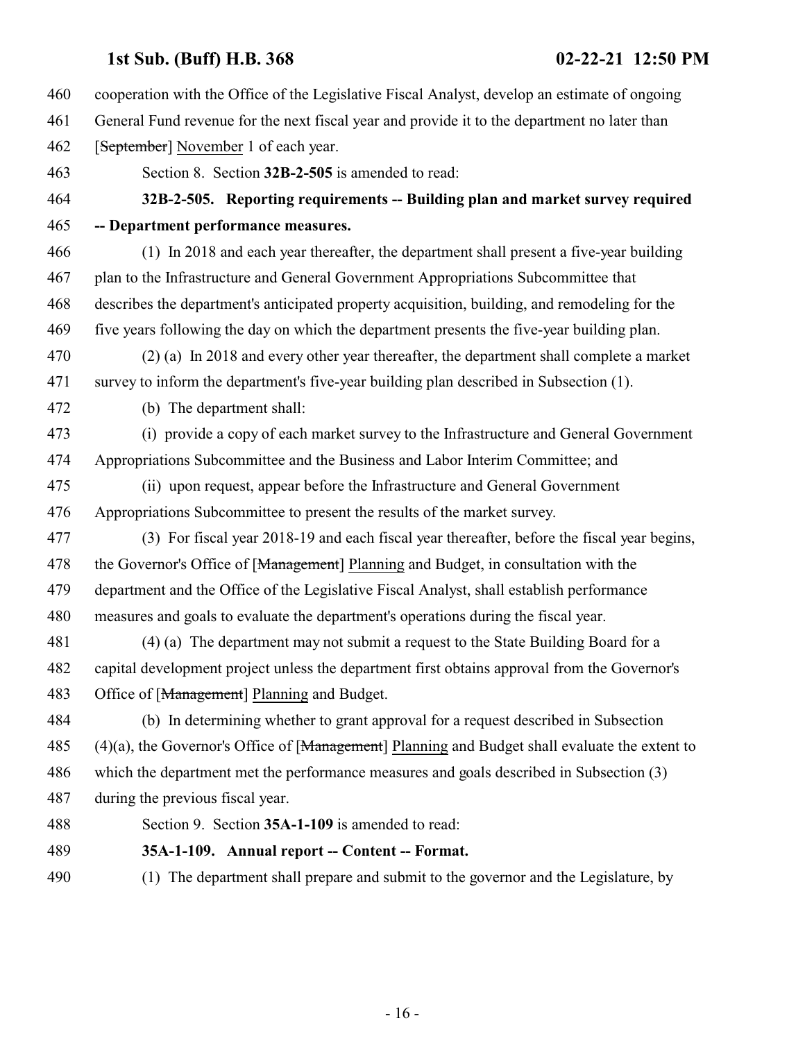cooperation with the Office of the Legislative Fiscal Analyst, develop an estimate of ongoing General Fund revenue for the next fiscal year and provide it to the department no later than [~~September~~] November 1 of each year.

Section 8. Section **32B-2-505** is amended to read:

**32B-2-505. Reporting requirements -- Building plan and market survey required -- Department performance measures.**

(1) In 2018 and each year thereafter, the department shall present a five-year building plan to the Infrastructure and General Government Appropriations Subcommittee that describes the department's anticipated property acquisition, building, and remodeling for the five years following the day on which the department presents the five-year building plan.

(2) (a) In 2018 and every other year thereafter, the department shall complete a market survey to inform the department's five-year building plan described in Subsection (1).

(b) The department shall:

(i) provide a copy of each market survey to the Infrastructure and General Government Appropriations Subcommittee and the Business and Labor Interim Committee; and

(ii) upon request, appear before the Infrastructure and General Government Appropriations Subcommittee to present the results of the market survey.

(3) For fiscal year 2018-19 and each fiscal year thereafter, before the fiscal year begins, the Governor's Office of [~~Management~~] Planning and Budget, in consultation with the department and the Office of the Legislative Fiscal Analyst, shall establish performance measures and goals to evaluate the department's operations during the fiscal year.

(4) (a) The department may not submit a request to the State Building Board for a capital development project unless the department first obtains approval from the Governor's Office of [~~Management~~] Planning and Budget.

(b) In determining whether to grant approval for a request described in Subsection (4)(a), the Governor's Office of [~~Management~~] Planning and Budget shall evaluate the extent to which the department met the performance measures and goals described in Subsection (3) during the previous fiscal year.

Section 9. Section **35A-1-109** is amended to read:

**35A-1-109. Annual report -- Content -- Format.**

(1) The department shall prepare and submit to the governor and the Legislature, by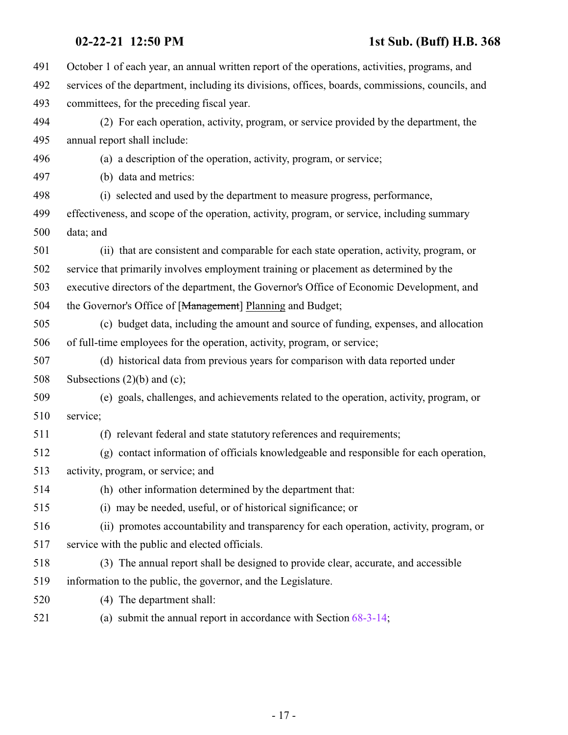October 1 of each year, an annual written report of the operations, activities, programs, and services of the department, including its divisions, offices, boards, commissions, councils, and committees, for the preceding fiscal year.

(2) For each operation, activity, program, or service provided by the department, the annual report shall include:

(a) a description of the operation, activity, program, or service;

(b) data and metrics:

(i) selected and used by the department to measure progress, performance, effectiveness, and scope of the operation, activity, program, or service, including summary data; and

(ii) that are consistent and comparable for each state operation, activity, program, or service that primarily involves employment training or placement as determined by the executive directors of the department, the Governor's Office of Economic Development, and the Governor's Office of [~~Management~~] Planning and Budget;

(c) budget data, including the amount and source of funding, expenses, and allocation of full-time employees for the operation, activity, program, or service;

(d) historical data from previous years for comparison with data reported under Subsections (2)(b) and (c);

(e) goals, challenges, and achievements related to the operation, activity, program, or service;

(f) relevant federal and state statutory references and requirements;

(g) contact information of officials knowledgeable and responsible for each operation, activity, program, or service; and

(h) other information determined by the department that:

(i) may be needed, useful, or of historical significance; or

(ii) promotes accountability and transparency for each operation, activity, program, or service with the public and elected officials.

(3) The annual report shall be designed to provide clear, accurate, and accessible information to the public, the governor, and the Legislature.

(4) The department shall:

(a) submit the annual report in accordance with Section 68-3-14;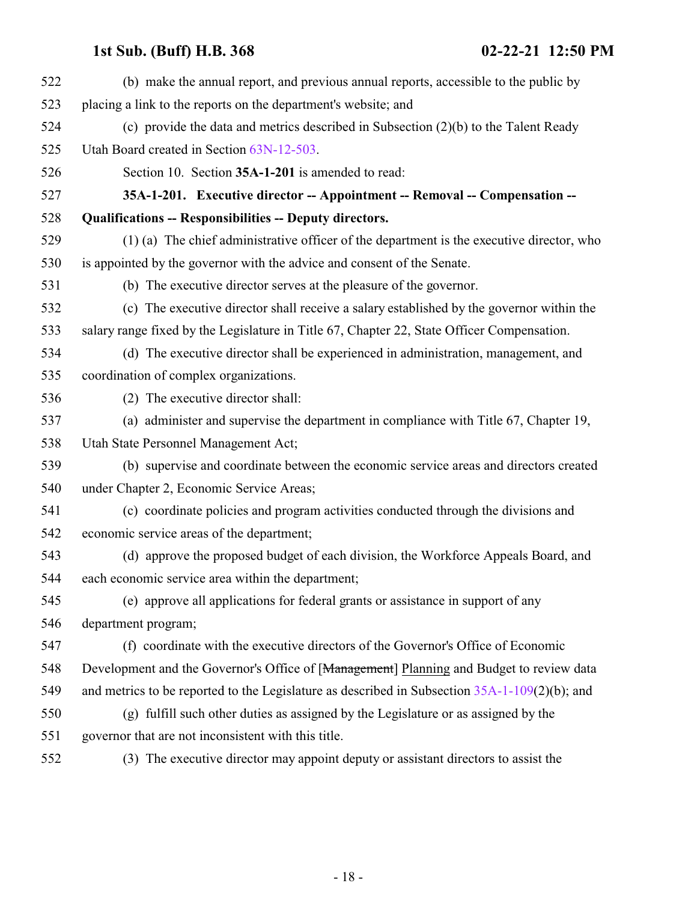(b) make the annual report, and previous annual reports, accessible to the public by placing a link to the reports on the department's website; and

(c) provide the data and metrics described in Subsection (2)(b) to the Talent Ready Utah Board created in Section 63N-12-503.

Section 10. Section **35A-1-201** is amended to read:

**35A-1-201. Executive director -- Appointment -- Removal -- Compensation -- Qualifications -- Responsibilities -- Deputy directors.**

(1) (a) The chief administrative officer of the department is the executive director, who is appointed by the governor with the advice and consent of the Senate.

(b) The executive director serves at the pleasure of the governor.

(c) The executive director shall receive a salary established by the governor within the salary range fixed by the Legislature in Title 67, Chapter 22, State Officer Compensation.

(d) The executive director shall be experienced in administration, management, and coordination of complex organizations.

(2) The executive director shall:

(a) administer and supervise the department in compliance with Title 67, Chapter 19, Utah State Personnel Management Act;

(b) supervise and coordinate between the economic service areas and directors created under Chapter 2, Economic Service Areas;

(c) coordinate policies and program activities conducted through the divisions and economic service areas of the department;

(d) approve the proposed budget of each division, the Workforce Appeals Board, and each economic service area within the department;

(e) approve all applications for federal grants or assistance in support of any department program;

(f) coordinate with the executive directors of the Governor's Office of Economic Development and the Governor's Office of [~~Management~~] Planning and Budget to review data and metrics to be reported to the Legislature as described in Subsection 35A-1-109(2)(b); and

(g) fulfill such other duties as assigned by the Legislature or as assigned by the governor that are not inconsistent with this title.

(3) The executive director may appoint deputy or assistant directors to assist the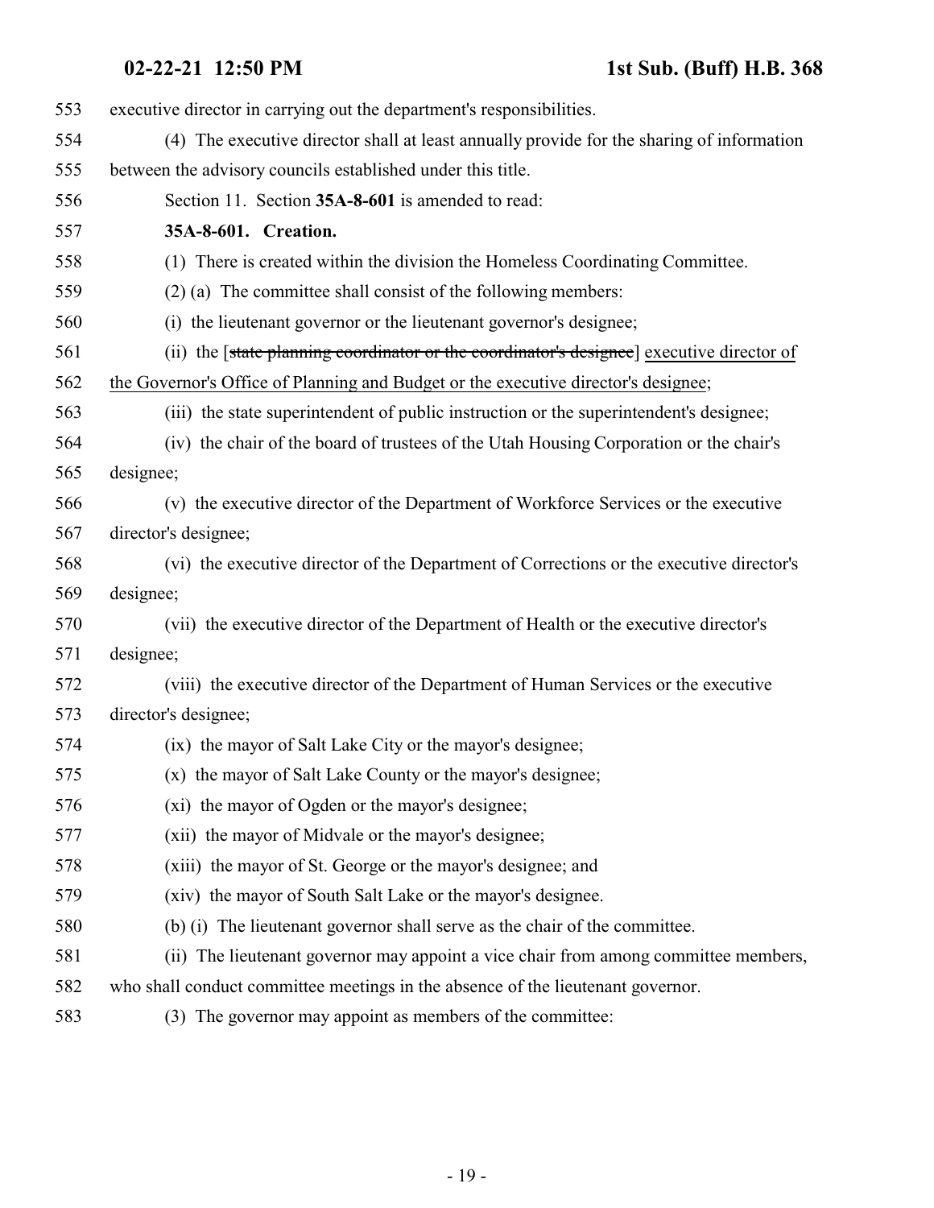executive director in carrying out the department's responsibilities.

(4) The executive director shall at least annually provide for the sharing of information between the advisory councils established under this title.

Section 11. Section **35A-8-601** is amended to read:

**35A-8-601. Creation.**

(1) There is created within the division the Homeless Coordinating Committee.

(2) (a) The committee shall consist of the following members:

(i) the lieutenant governor or the lieutenant governor's designee;

(ii) the [~~state planning coordinator or the coordinator's designee~~] executive director of the Governor's Office of Planning and Budget or the executive director's designee;

(iii) the state superintendent of public instruction or the superintendent's designee;

(iv) the chair of the board of trustees of the Utah Housing Corporation or the chair's designee;

(v) the executive director of the Department of Workforce Services or the executive director's designee;

(vi) the executive director of the Department of Corrections or the executive director's designee;

(vii) the executive director of the Department of Health or the executive director's designee;

(viii) the executive director of the Department of Human Services or the executive director's designee;

(ix) the mayor of Salt Lake City or the mayor's designee;

(x) the mayor of Salt Lake County or the mayor's designee;

(xi) the mayor of Ogden or the mayor's designee;

(xii) the mayor of Midvale or the mayor's designee;

(xiii) the mayor of St. George or the mayor's designee; and

(xiv) the mayor of South Salt Lake or the mayor's designee.

(b) (i) The lieutenant governor shall serve as the chair of the committee.

(ii) The lieutenant governor may appoint a vice chair from among committee members, who shall conduct committee meetings in the absence of the lieutenant governor.

(3) The governor may appoint as members of the committee: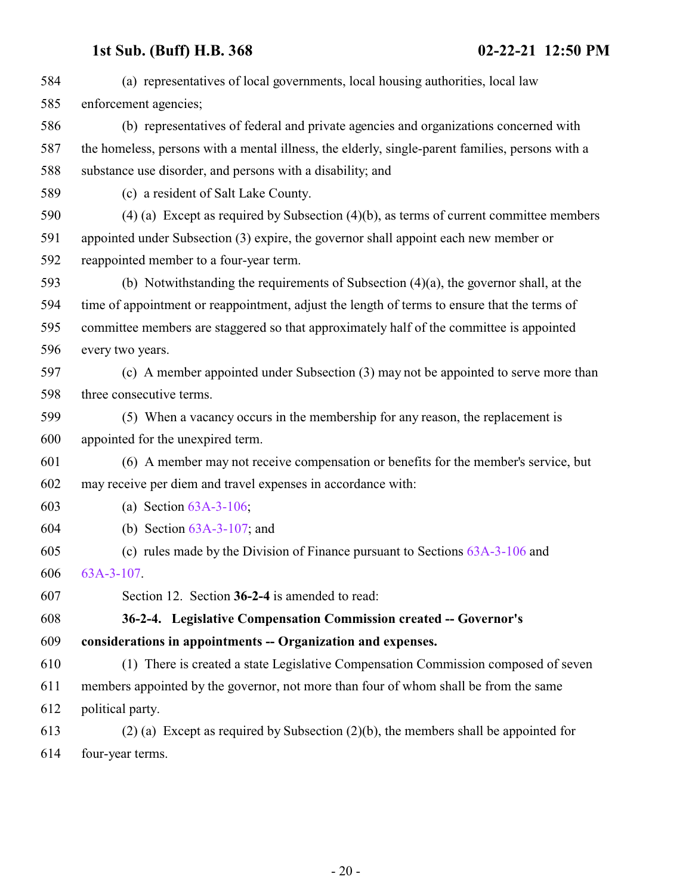(a) representatives of local governments, local housing authorities, local law enforcement agencies;

(b) representatives of federal and private agencies and organizations concerned with the homeless, persons with a mental illness, the elderly, single-parent families, persons with a substance use disorder, and persons with a disability; and

(c) a resident of Salt Lake County.

(4) (a) Except as required by Subsection (4)(b), as terms of current committee members appointed under Subsection (3) expire, the governor shall appoint each new member or reappointed member to a four-year term.

(b) Notwithstanding the requirements of Subsection (4)(a), the governor shall, at the time of appointment or reappointment, adjust the length of terms to ensure that the terms of committee members are staggered so that approximately half of the committee is appointed every two years.

(c) A member appointed under Subsection (3) may not be appointed to serve more than three consecutive terms.

(5) When a vacancy occurs in the membership for any reason, the replacement is appointed for the unexpired term.

(6) A member may not receive compensation or benefits for the member's service, but may receive per diem and travel expenses in accordance with:

(a) Section 63A-3-106;

(b) Section 63A-3-107; and

(c) rules made by the Division of Finance pursuant to Sections 63A-3-106 and 63A-3-107.

Section 12. Section **36-2-4** is amended to read:

**36-2-4. Legislative Compensation Commission created -- Governor's considerations in appointments -- Organization and expenses.**

(1) There is created a state Legislative Compensation Commission composed of seven members appointed by the governor, not more than four of whom shall be from the same political party.

(2) (a) Except as required by Subsection (2)(b), the members shall be appointed for four-year terms.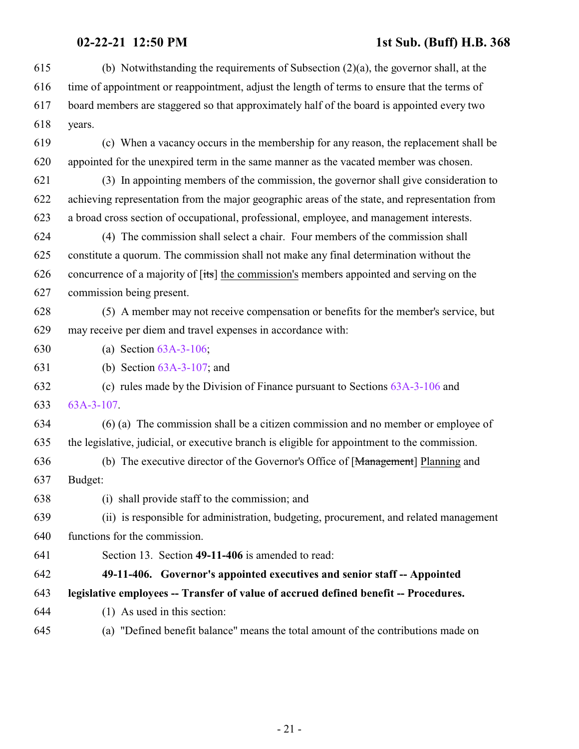(b) Notwithstanding the requirements of Subsection (2)(a), the governor shall, at the time of appointment or reappointment, adjust the length of terms to ensure that the terms of board members are staggered so that approximately half of the board is appointed every two years.

(c) When a vacancy occurs in the membership for any reason, the replacement shall be appointed for the unexpired term in the same manner as the vacated member was chosen.

(3) In appointing members of the commission, the governor shall give consideration to achieving representation from the major geographic areas of the state, and representation from a broad cross section of occupational, professional, employee, and management interests.

(4) The commission shall select a chair. Four members of the commission shall constitute a quorum. The commission shall not make any final determination without the concurrence of a majority of [~~its~~] the commission's members appointed and serving on the commission being present.

(5) A member may not receive compensation or benefits for the member's service, but may receive per diem and travel expenses in accordance with:

(a) Section 63A-3-106;

(b) Section 63A-3-107; and

(c) rules made by the Division of Finance pursuant to Sections 63A-3-106 and 63A-3-107.

(6) (a) The commission shall be a citizen commission and no member or employee of the legislative, judicial, or executive branch is eligible for appointment to the commission.

(b) The executive director of the Governor's Office of [~~Management~~] Planning and Budget:

(i) shall provide staff to the commission; and

(ii) is responsible for administration, budgeting, procurement, and related management functions for the commission.

Section 13. Section **49-11-406** is amended to read:

**49-11-406. Governor's appointed executives and senior staff -- Appointed legislative employees -- Transfer of value of accrued defined benefit -- Procedures.**

(1) As used in this section:

(a) "Defined benefit balance" means the total amount of the contributions made on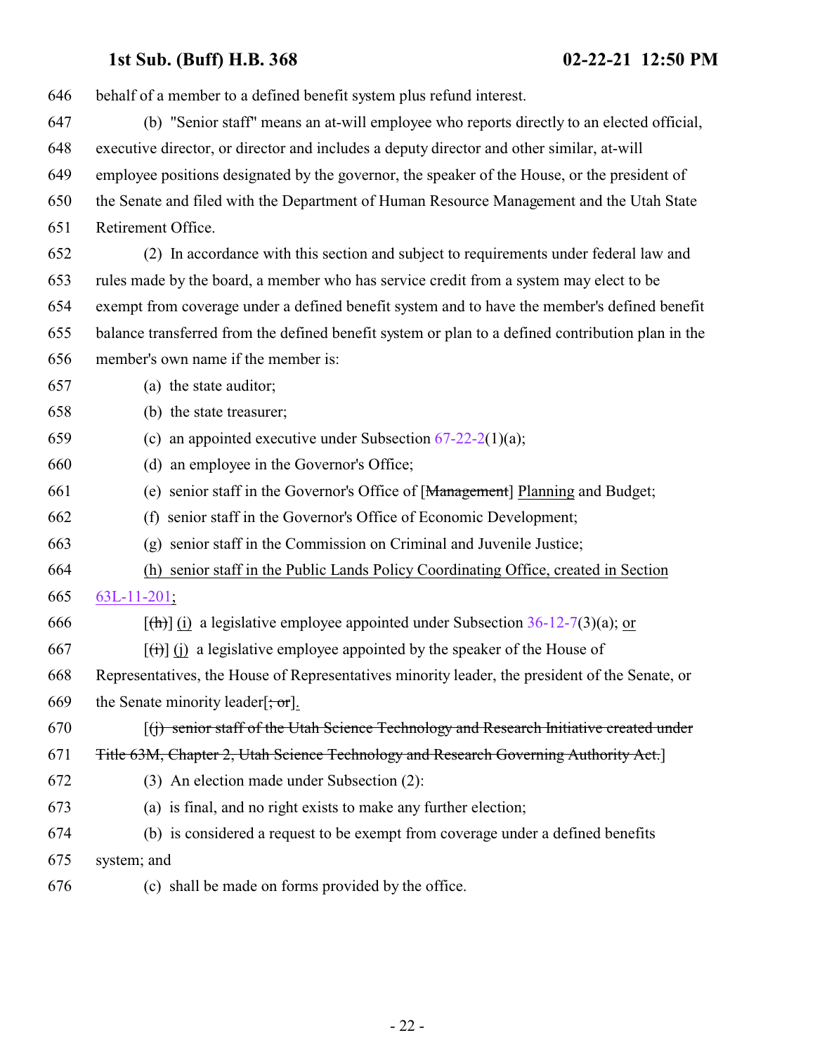646 behalf of a member to a defined benefit system plus refund interest.

647 (b) "Senior staff" means an at-will employee who reports directly to an elected official,

648 executive director, or director and includes a deputy director and other similar, at-will

649 employee positions designated by the governor, the speaker of the House, or the president of

650 the Senate and filed with the Department of Human Resource Management and the Utah State

651 Retirement Office.

652 (2) In accordance with this section and subject to requirements under federal law and

653 rules made by the board, a member who has service credit from a system may elect to be

654 exempt from coverage under a defined benefit system and to have the member's defined benefit

655 balance transferred from the defined benefit system or plan to a defined contribution plan in the

656 member's own name if the member is:

657 (a) the state auditor;

658 (b) the state treasurer;

659 (c) an appointed executive under Subsection 67-22-2(1)(a);

660 (d) an employee in the Governor's Office;

661 (e) senior staff in the Governor's Office of [~~Management~~] Planning and Budget;

662 (f) senior staff in the Governor's Office of Economic Development;

663 (g) senior staff in the Commission on Criminal and Juvenile Justice;

664 (h) senior staff in the Public Lands Policy Coordinating Office, created in Section

665 63L-11-201;

666 [~~(h)~~] (i) a legislative employee appointed under Subsection 36-12-7(3)(a); or

667 [~~(i)~~] (j) a legislative employee appointed by the speaker of the House of

668 Representatives, the House of Representatives minority leader, the president of the Senate, or

669 the Senate minority leader[~~; or~~].

670 [~~(j) senior staff of the Utah Science Technology and Research Initiative created under~~

671 ~~Title 63M, Chapter 2, Utah Science Technology and Research Governing Authority Act.~~]

672 (3) An election made under Subsection (2):

673 (a) is final, and no right exists to make any further election;

674 (b) is considered a request to be exempt from coverage under a defined benefits

675 system; and

676 (c) shall be made on forms provided by the office.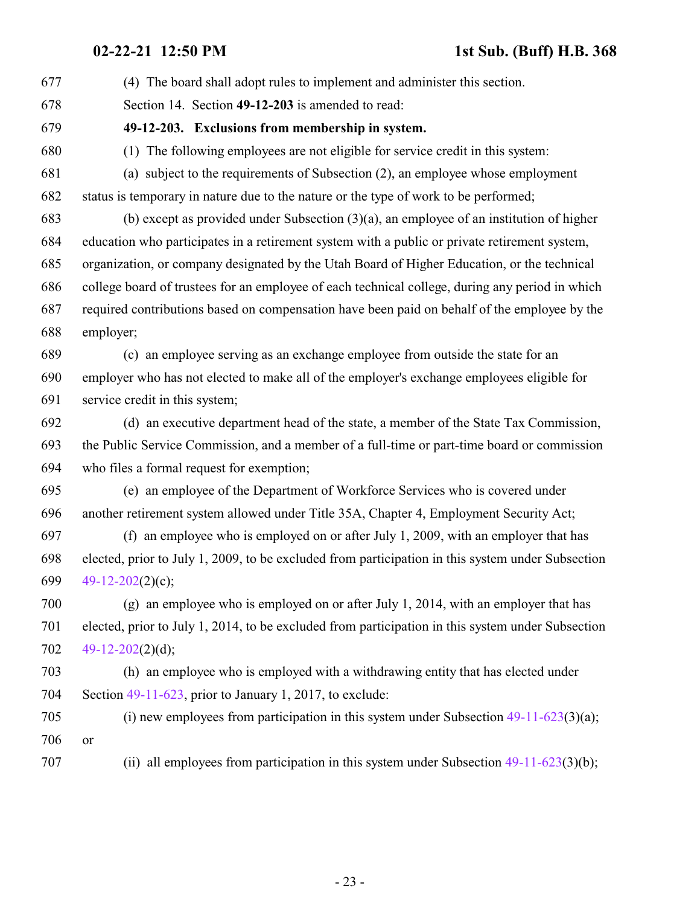(4) The board shall adopt rules to implement and administer this section.

Section 14. Section **49-12-203** is amended to read:

**49-12-203. Exclusions from membership in system.**

(1) The following employees are not eligible for service credit in this system:

(a) subject to the requirements of Subsection (2), an employee whose employment status is temporary in nature due to the nature or the type of work to be performed;

(b) except as provided under Subsection (3)(a), an employee of an institution of higher education who participates in a retirement system with a public or private retirement system, organization, or company designated by the Utah Board of Higher Education, or the technical college board of trustees for an employee of each technical college, during any period in which required contributions based on compensation have been paid on behalf of the employee by the employer;

(c) an employee serving as an exchange employee from outside the state for an employer who has not elected to make all of the employer's exchange employees eligible for service credit in this system;

(d) an executive department head of the state, a member of the State Tax Commission, the Public Service Commission, and a member of a full-time or part-time board or commission who files a formal request for exemption;

(e) an employee of the Department of Workforce Services who is covered under another retirement system allowed under Title 35A, Chapter 4, Employment Security Act;

(f) an employee who is employed on or after July 1, 2009, with an employer that has elected, prior to July 1, 2009, to be excluded from participation in this system under Subsection 49-12-202(2)(c);

(g) an employee who is employed on or after July 1, 2014, with an employer that has elected, prior to July 1, 2014, to be excluded from participation in this system under Subsection 49-12-202(2)(d);

(h) an employee who is employed with a withdrawing entity that has elected under Section 49-11-623, prior to January 1, 2017, to exclude:

(i) new employees from participation in this system under Subsection 49-11-623(3)(a); or

(ii) all employees from participation in this system under Subsection 49-11-623(3)(b);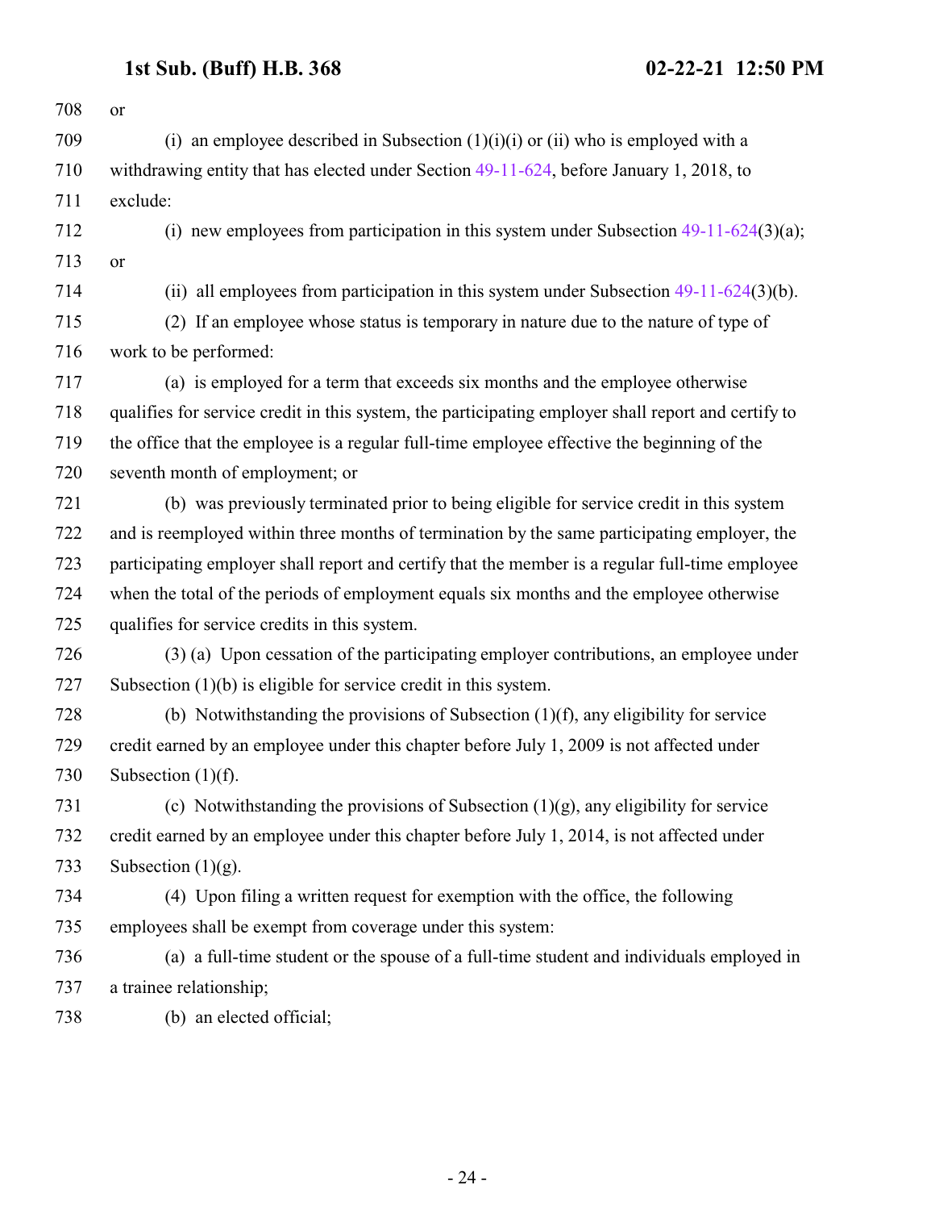or

(i) an employee described in Subsection (1)(i)(i) or (ii) who is employed with a withdrawing entity that has elected under Section 49-11-624, before January 1, 2018, to exclude:

(i) new employees from participation in this system under Subsection 49-11-624(3)(a); or

(ii) all employees from participation in this system under Subsection 49-11-624(3)(b).

(2) If an employee whose status is temporary in nature due to the nature of type of work to be performed:

(a) is employed for a term that exceeds six months and the employee otherwise qualifies for service credit in this system, the participating employer shall report and certify to the office that the employee is a regular full-time employee effective the beginning of the seventh month of employment; or

(b) was previously terminated prior to being eligible for service credit in this system and is reemployed within three months of termination by the same participating employer, the participating employer shall report and certify that the member is a regular full-time employee when the total of the periods of employment equals six months and the employee otherwise qualifies for service credits in this system.

(3) (a) Upon cessation of the participating employer contributions, an employee under Subsection (1)(b) is eligible for service credit in this system.

(b) Notwithstanding the provisions of Subsection (1)(f), any eligibility for service credit earned by an employee under this chapter before July 1, 2009 is not affected under Subsection (1)(f).

(c) Notwithstanding the provisions of Subsection (1)(g), any eligibility for service credit earned by an employee under this chapter before July 1, 2014, is not affected under Subsection (1)(g).

(4) Upon filing a written request for exemption with the office, the following employees shall be exempt from coverage under this system:

(a) a full-time student or the spouse of a full-time student and individuals employed in a trainee relationship;

(b) an elected official;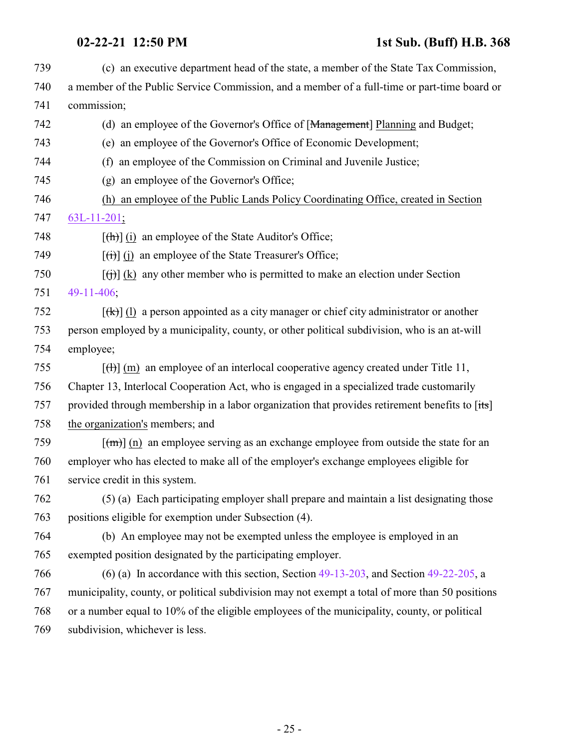(c) an executive department head of the state, a member of the State Tax Commission, a member of the Public Service Commission, and a member of a full-time or part-time board or commission;

(d) an employee of the Governor's Office of [~~Management~~] Planning and Budget;

(e) an employee of the Governor's Office of Economic Development;

(f) an employee of the Commission on Criminal and Juvenile Justice;

(g) an employee of the Governor's Office;

(h) an employee of the Public Lands Policy Coordinating Office, created in Section 63L-11-201;

[~~(h)~~] (i) an employee of the State Auditor's Office;

[~~(i)~~] (j) an employee of the State Treasurer's Office;

[~~(j)~~] (k) any other member who is permitted to make an election under Section 49-11-406;

[~~(k)~~] (l) a person appointed as a city manager or chief city administrator or another person employed by a municipality, county, or other political subdivision, who is an at-will employee;

[~~(l)~~] (m) an employee of an interlocal cooperative agency created under Title 11, Chapter 13, Interlocal Cooperation Act, who is engaged in a specialized trade customarily provided through membership in a labor organization that provides retirement benefits to [~~its~~] the organization's members; and

[~~(m)~~] (n) an employee serving as an exchange employee from outside the state for an employer who has elected to make all of the employer's exchange employees eligible for service credit in this system.

(5) (a) Each participating employer shall prepare and maintain a list designating those positions eligible for exemption under Subsection (4).

(b) An employee may not be exempted unless the employee is employed in an exempted position designated by the participating employer.

(6) (a) In accordance with this section, Section 49-13-203, and Section 49-22-205, a municipality, county, or political subdivision may not exempt a total of more than 50 positions or a number equal to 10% of the eligible employees of the municipality, county, or political subdivision, whichever is less.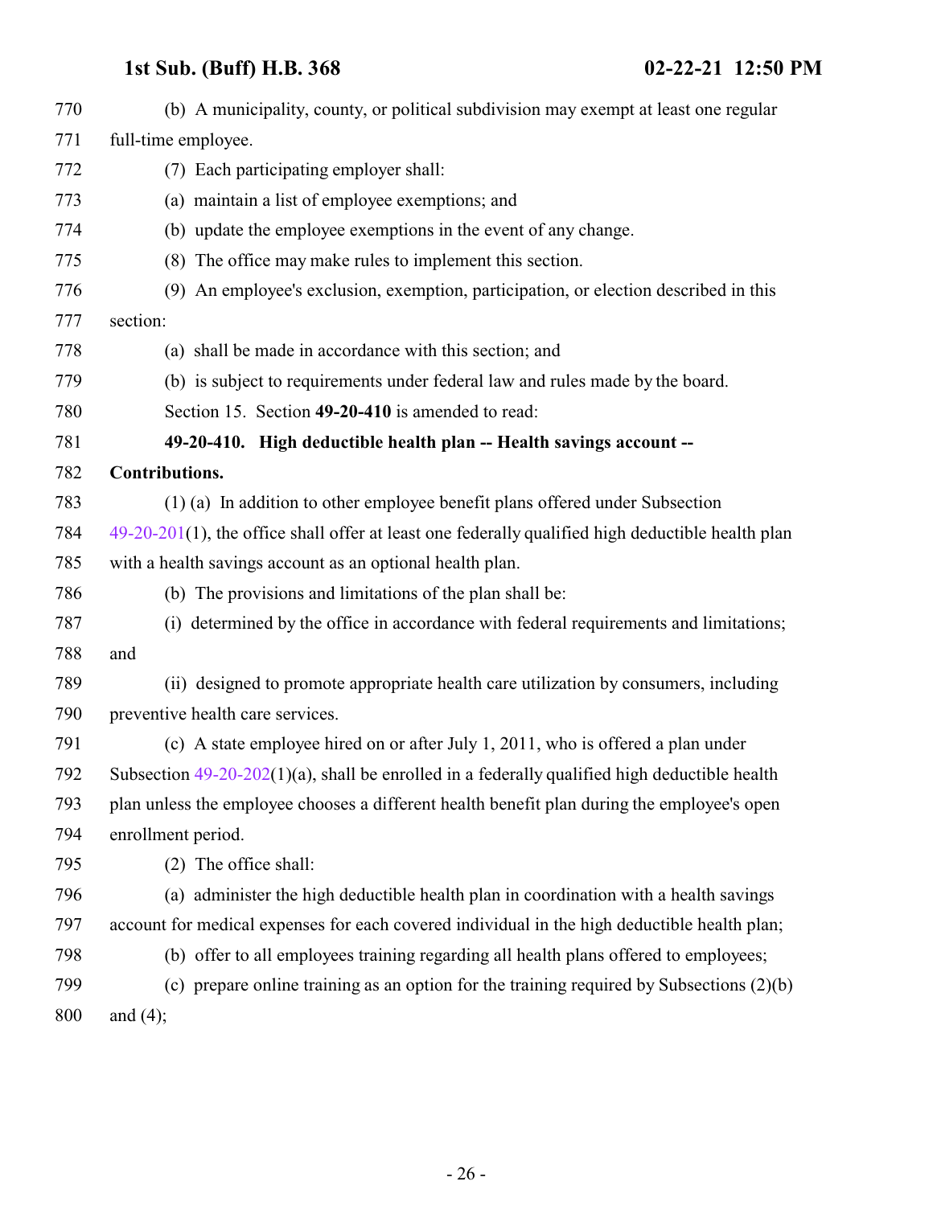(b) A municipality, county, or political subdivision may exempt at least one regular full-time employee.

(7) Each participating employer shall:

(a) maintain a list of employee exemptions; and

(b) update the employee exemptions in the event of any change.

(8) The office may make rules to implement this section.

(9) An employee's exclusion, exemption, participation, or election described in this section:

(a) shall be made in accordance with this section; and

(b) is subject to requirements under federal law and rules made by the board.

Section 15. Section **49-20-410** is amended to read:

**49-20-410. High deductible health plan -- Health savings account -- Contributions.**

(1) (a) In addition to other employee benefit plans offered under Subsection 49-20-201(1), the office shall offer at least one federally qualified high deductible health plan with a health savings account as an optional health plan.

(b) The provisions and limitations of the plan shall be:

(i) determined by the office in accordance with federal requirements and limitations; and

(ii) designed to promote appropriate health care utilization by consumers, including preventive health care services.

(c) A state employee hired on or after July 1, 2011, who is offered a plan under Subsection 49-20-202(1)(a), shall be enrolled in a federally qualified high deductible health plan unless the employee chooses a different health benefit plan during the employee's open enrollment period.

(2) The office shall:

(a) administer the high deductible health plan in coordination with a health savings account for medical expenses for each covered individual in the high deductible health plan;

(b) offer to all employees training regarding all health plans offered to employees;

(c) prepare online training as an option for the training required by Subsections (2)(b) and (4);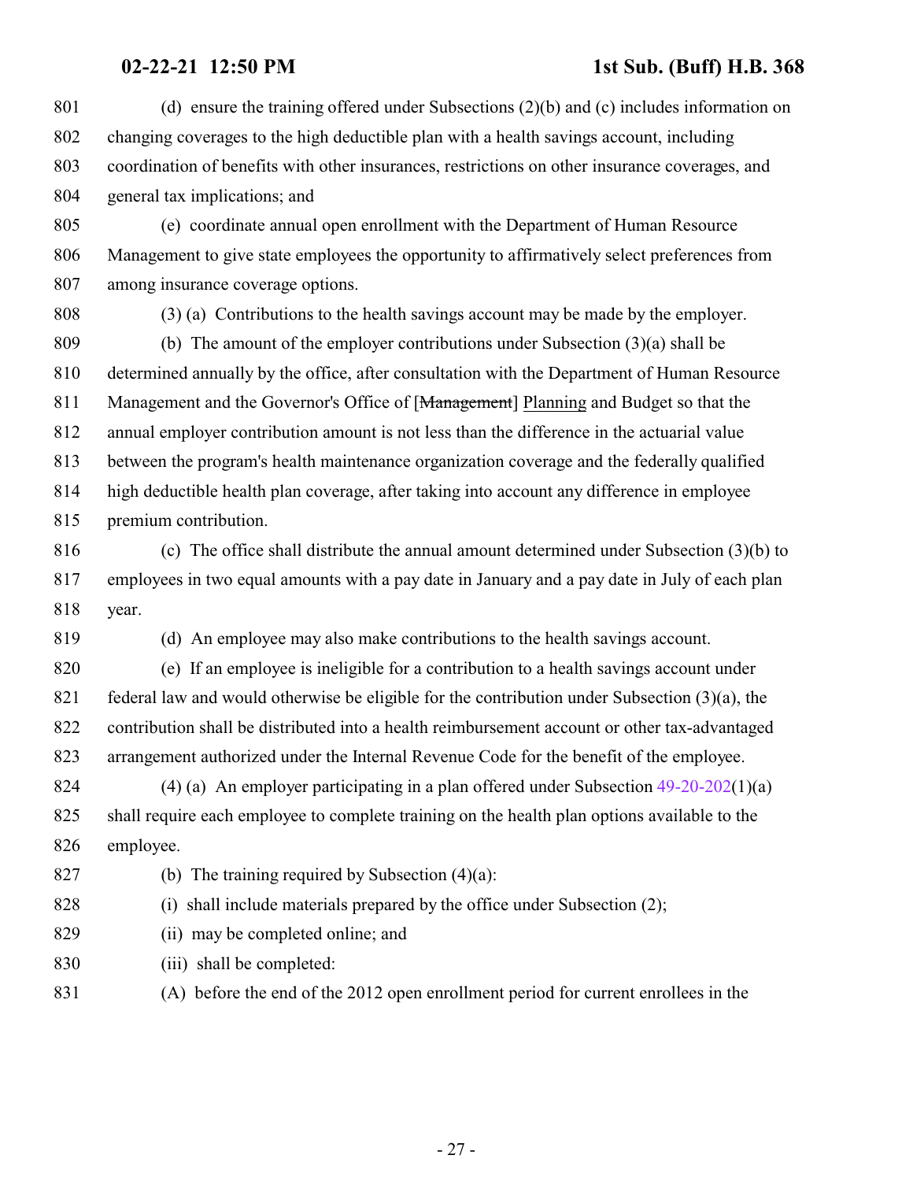(d) ensure the training offered under Subsections (2)(b) and (c) includes information on changing coverages to the high deductible plan with a health savings account, including coordination of benefits with other insurances, restrictions on other insurance coverages, and general tax implications; and

(e) coordinate annual open enrollment with the Department of Human Resource Management to give state employees the opportunity to affirmatively select preferences from among insurance coverage options.

(3) (a) Contributions to the health savings account may be made by the employer.

(b) The amount of the employer contributions under Subsection (3)(a) shall be determined annually by the office, after consultation with the Department of Human Resource Management and the Governor's Office of [~~Management~~] Planning and Budget so that the annual employer contribution amount is not less than the difference in the actuarial value between the program's health maintenance organization coverage and the federally qualified high deductible health plan coverage, after taking into account any difference in employee premium contribution.

(c) The office shall distribute the annual amount determined under Subsection (3)(b) to employees in two equal amounts with a pay date in January and a pay date in July of each plan year.

(d) An employee may also make contributions to the health savings account.

(e) If an employee is ineligible for a contribution to a health savings account under federal law and would otherwise be eligible for the contribution under Subsection (3)(a), the contribution shall be distributed into a health reimbursement account or other tax-advantaged arrangement authorized under the Internal Revenue Code for the benefit of the employee.

(4) (a) An employer participating in a plan offered under Subsection 49-20-202(1)(a) shall require each employee to complete training on the health plan options available to the employee.

(b) The training required by Subsection (4)(a):

(i) shall include materials prepared by the office under Subsection (2);

(ii) may be completed online; and

(iii) shall be completed:

(A) before the end of the 2012 open enrollment period for current enrollees in the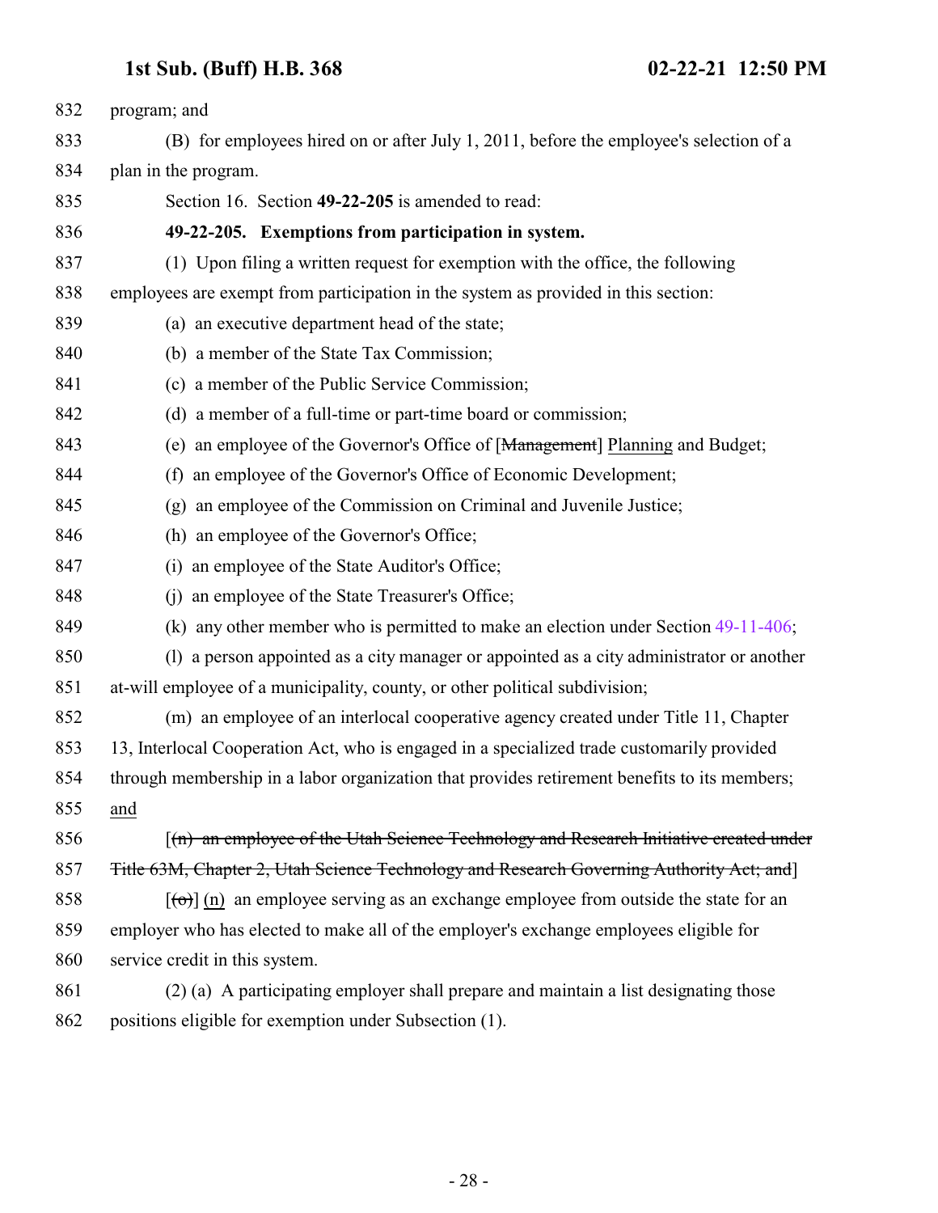832 program; and

833 (B) for employees hired on or after July 1, 2011, before the employee's selection of a

834 plan in the program.

835 Section 16. Section **49-22-205** is amended to read:

836 **49-22-205. Exemptions from participation in system.**

837 (1) Upon filing a written request for exemption with the office, the following

838 employees are exempt from participation in the system as provided in this section:

839 (a) an executive department head of the state;

840 (b) a member of the State Tax Commission;

841 (c) a member of the Public Service Commission;

842 (d) a member of a full-time or part-time board or commission;

843 (e) an employee of the Governor's Office of [~~Management~~] Planning and Budget;

844 (f) an employee of the Governor's Office of Economic Development;

845 (g) an employee of the Commission on Criminal and Juvenile Justice;

846 (h) an employee of the Governor's Office;

847 (i) an employee of the State Auditor's Office;

848 (j) an employee of the State Treasurer's Office;

849 (k) any other member who is permitted to make an election under Section 49-11-406;

850 (l) a person appointed as a city manager or appointed as a city administrator or another

851 at-will employee of a municipality, county, or other political subdivision;

852 (m) an employee of an interlocal cooperative agency created under Title 11, Chapter

853 13, Interlocal Cooperation Act, who is engaged in a specialized trade customarily provided

854 through membership in a labor organization that provides retirement benefits to its members;

855 and

856 [~~(n) an employee of the Utah Science Technology and Research Initiative created under~~

857 ~~Title 63M, Chapter 2, Utah Science Technology and Research Governing Authority Act; and~~]

858 [~~(o)~~] (n) an employee serving as an exchange employee from outside the state for an

859 employer who has elected to make all of the employer's exchange employees eligible for

860 service credit in this system.

861 (2) (a) A participating employer shall prepare and maintain a list designating those

862 positions eligible for exemption under Subsection (1).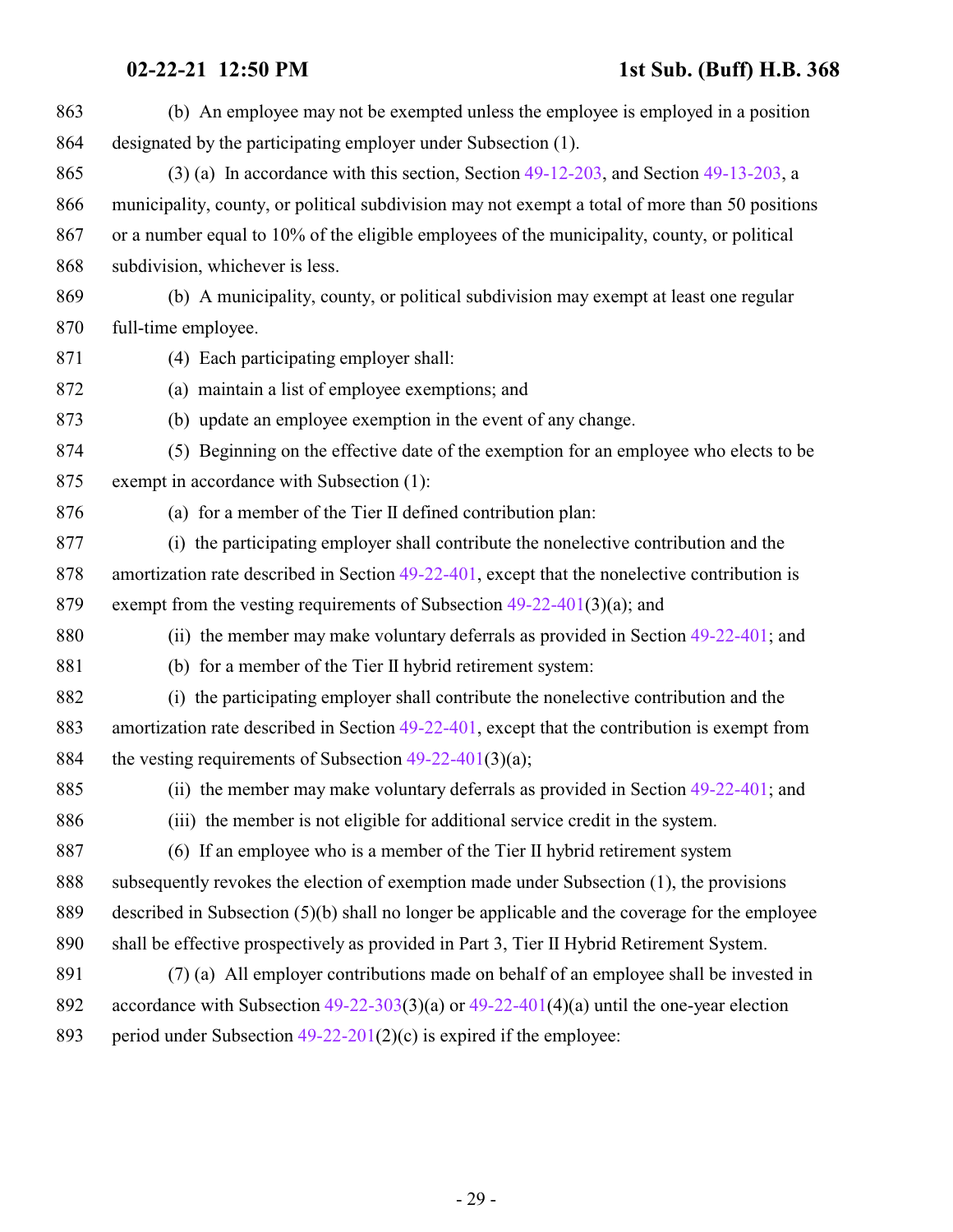(b) An employee may not be exempted unless the employee is employed in a position designated by the participating employer under Subsection (1).

(3) (a) In accordance with this section, Section 49-12-203, and Section 49-13-203, a municipality, county, or political subdivision may not exempt a total of more than 50 positions or a number equal to 10% of the eligible employees of the municipality, county, or political subdivision, whichever is less.

(b) A municipality, county, or political subdivision may exempt at least one regular full-time employee.

(4) Each participating employer shall:

(a) maintain a list of employee exemptions; and

(b) update an employee exemption in the event of any change.

(5) Beginning on the effective date of the exemption for an employee who elects to be exempt in accordance with Subsection (1):

(a) for a member of the Tier II defined contribution plan:

(i) the participating employer shall contribute the nonelective contribution and the amortization rate described in Section 49-22-401, except that the nonelective contribution is exempt from the vesting requirements of Subsection 49-22-401(3)(a); and

(ii) the member may make voluntary deferrals as provided in Section 49-22-401; and

(b) for a member of the Tier II hybrid retirement system:

(i) the participating employer shall contribute the nonelective contribution and the amortization rate described in Section 49-22-401, except that the contribution is exempt from the vesting requirements of Subsection 49-22-401(3)(a);

(ii) the member may make voluntary deferrals as provided in Section 49-22-401; and

(iii) the member is not eligible for additional service credit in the system.

(6) If an employee who is a member of the Tier II hybrid retirement system subsequently revokes the election of exemption made under Subsection (1), the provisions described in Subsection (5)(b) shall no longer be applicable and the coverage for the employee shall be effective prospectively as provided in Part 3, Tier II Hybrid Retirement System.

(7) (a) All employer contributions made on behalf of an employee shall be invested in accordance with Subsection 49-22-303(3)(a) or 49-22-401(4)(a) until the one-year election period under Subsection 49-22-201(2)(c) is expired if the employee: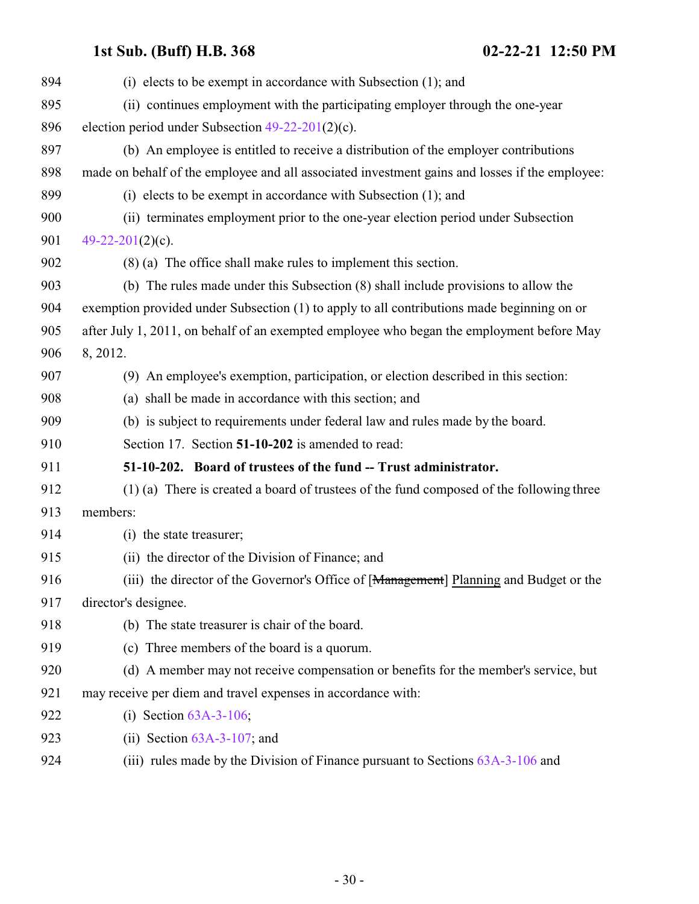(i) elects to be exempt in accordance with Subsection (1); and

(ii) continues employment with the participating employer through the one-year election period under Subsection 49-22-201(2)(c).

(b) An employee is entitled to receive a distribution of the employer contributions made on behalf of the employee and all associated investment gains and losses if the employee:

(i) elects to be exempt in accordance with Subsection (1); and

(ii) terminates employment prior to the one-year election period under Subsection 49-22-201(2)(c).

(8) (a) The office shall make rules to implement this section.

(b) The rules made under this Subsection (8) shall include provisions to allow the exemption provided under Subsection (1) to apply to all contributions made beginning on or after July 1, 2011, on behalf of an exempted employee who began the employment before May 8, 2012.

(9) An employee's exemption, participation, or election described in this section:

(a) shall be made in accordance with this section; and

(b) is subject to requirements under federal law and rules made by the board.

Section 17. Section **51-10-202** is amended to read:

**51-10-202. Board of trustees of the fund -- Trust administrator.**

(1) (a) There is created a board of trustees of the fund composed of the following three members:

(i) the state treasurer;

(ii) the director of the Division of Finance; and

(iii) the director of the Governor's Office of [~~Management~~] Planning and Budget or the director's designee.

(b) The state treasurer is chair of the board.

(c) Three members of the board is a quorum.

(d) A member may not receive compensation or benefits for the member's service, but may receive per diem and travel expenses in accordance with:

(i) Section 63A-3-106;

(ii) Section 63A-3-107; and

(iii) rules made by the Division of Finance pursuant to Sections 63A-3-106 and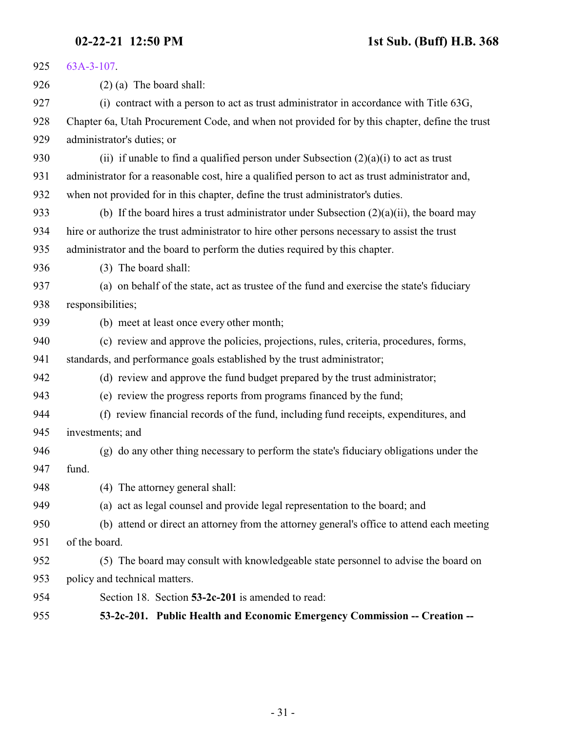63A-3-107.

(2) (a) The board shall:

(i) contract with a person to act as trust administrator in accordance with Title 63G, Chapter 6a, Utah Procurement Code, and when not provided for by this chapter, define the trust administrator's duties; or

(ii) if unable to find a qualified person under Subsection (2)(a)(i) to act as trust administrator for a reasonable cost, hire a qualified person to act as trust administrator and, when not provided for in this chapter, define the trust administrator's duties.

(b) If the board hires a trust administrator under Subsection (2)(a)(ii), the board may hire or authorize the trust administrator to hire other persons necessary to assist the trust administrator and the board to perform the duties required by this chapter.

(3) The board shall:

(a) on behalf of the state, act as trustee of the fund and exercise the state's fiduciary responsibilities;

(b) meet at least once every other month;

(c) review and approve the policies, projections, rules, criteria, procedures, forms, standards, and performance goals established by the trust administrator;

(d) review and approve the fund budget prepared by the trust administrator;

(e) review the progress reports from programs financed by the fund;

(f) review financial records of the fund, including fund receipts, expenditures, and investments; and

(g) do any other thing necessary to perform the state's fiduciary obligations under the fund.

(4) The attorney general shall:

(a) act as legal counsel and provide legal representation to the board; and

(b) attend or direct an attorney from the attorney general's office to attend each meeting of the board.

(5) The board may consult with knowledgeable state personnel to advise the board on policy and technical matters.

Section 18. Section **53-2c-201** is amended to read:

**53-2c-201. Public Health and Economic Emergency Commission -- Creation --**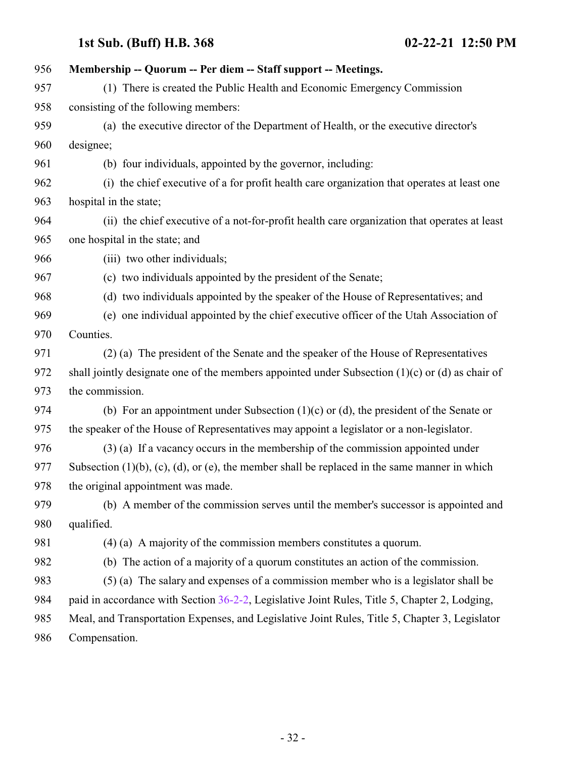**Membership -- Quorum -- Per diem -- Staff support -- Meetings.**

(1) There is created the Public Health and Economic Emergency Commission consisting of the following members:

(a) the executive director of the Department of Health, or the executive director's designee;

(b) four individuals, appointed by the governor, including:

(i) the chief executive of a for profit health care organization that operates at least one hospital in the state;

(ii) the chief executive of a not-for-profit health care organization that operates at least one hospital in the state; and

(iii) two other individuals;

(c) two individuals appointed by the president of the Senate;

(d) two individuals appointed by the speaker of the House of Representatives; and

(e) one individual appointed by the chief executive officer of the Utah Association of Counties.

(2) (a) The president of the Senate and the speaker of the House of Representatives shall jointly designate one of the members appointed under Subsection (1)(c) or (d) as chair of the commission.

(b) For an appointment under Subsection (1)(c) or (d), the president of the Senate or the speaker of the House of Representatives may appoint a legislator or a non-legislator.

(3) (a) If a vacancy occurs in the membership of the commission appointed under Subsection (1)(b), (c), (d), or (e), the member shall be replaced in the same manner in which the original appointment was made.

(b) A member of the commission serves until the member's successor is appointed and qualified.

(4) (a) A majority of the commission members constitutes a quorum.

(b) The action of a majority of a quorum constitutes an action of the commission.

(5) (a) The salary and expenses of a commission member who is a legislator shall be paid in accordance with Section 36-2-2, Legislative Joint Rules, Title 5, Chapter 2, Lodging, Meal, and Transportation Expenses, and Legislative Joint Rules, Title 5, Chapter 3, Legislator Compensation.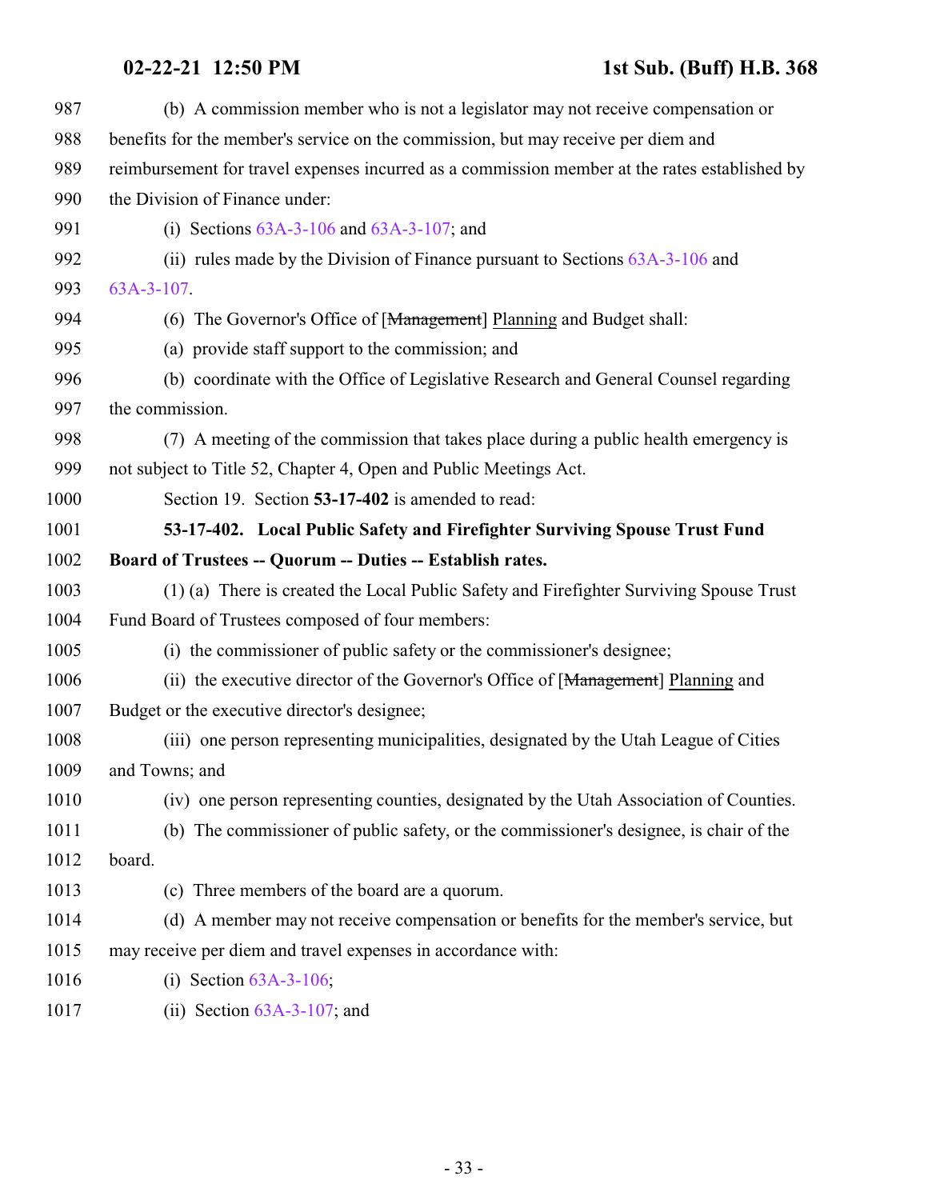(b) A commission member who is not a legislator may not receive compensation or benefits for the member's service on the commission, but may receive per diem and reimbursement for travel expenses incurred as a commission member at the rates established by the Division of Finance under:

(i) Sections 63A-3-106 and 63A-3-107; and

(ii) rules made by the Division of Finance pursuant to Sections 63A-3-106 and 63A-3-107.

(6) The Governor's Office of [~~Management~~] Planning and Budget shall:

(a) provide staff support to the commission; and

(b) coordinate with the Office of Legislative Research and General Counsel regarding the commission.

(7) A meeting of the commission that takes place during a public health emergency is not subject to Title 52, Chapter 4, Open and Public Meetings Act.

Section 19. Section **53-17-402** is amended to read:

**53-17-402. Local Public Safety and Firefighter Surviving Spouse Trust Fund Board of Trustees -- Quorum -- Duties -- Establish rates.**

(1) (a) There is created the Local Public Safety and Firefighter Surviving Spouse Trust Fund Board of Trustees composed of four members:

(i) the commissioner of public safety or the commissioner's designee;

(ii) the executive director of the Governor's Office of [~~Management~~] Planning and Budget or the executive director's designee;

(iii) one person representing municipalities, designated by the Utah League of Cities and Towns; and

(iv) one person representing counties, designated by the Utah Association of Counties.

(b) The commissioner of public safety, or the commissioner's designee, is chair of the board.

(c) Three members of the board are a quorum.

(d) A member may not receive compensation or benefits for the member's service, but may receive per diem and travel expenses in accordance with:

(i) Section 63A-3-106;

(ii) Section 63A-3-107; and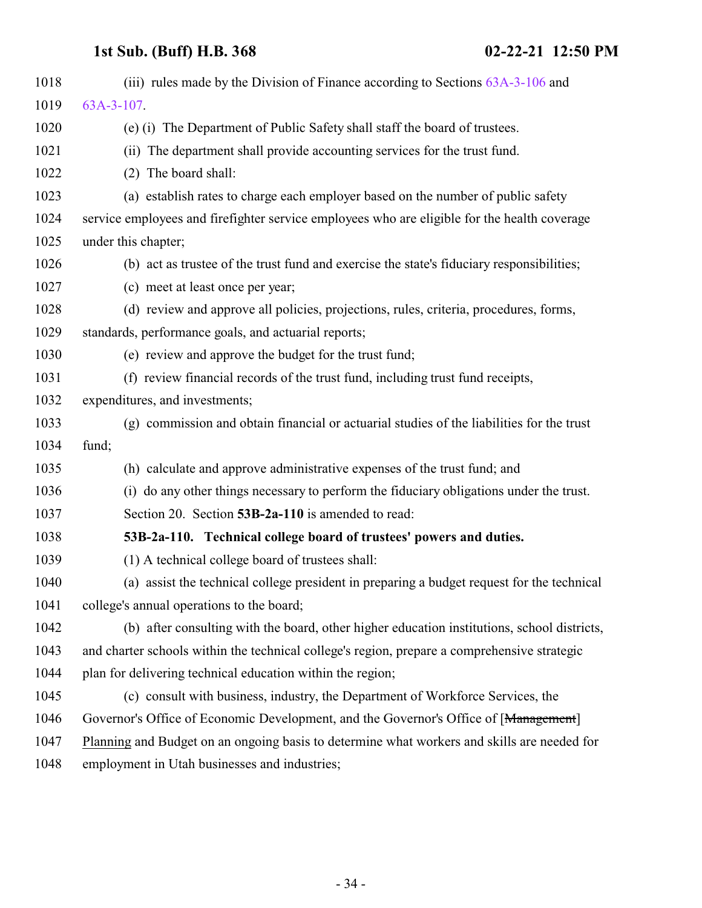(iii) rules made by the Division of Finance according to Sections 63A-3-106 and 63A-3-107.

(e) (i) The Department of Public Safety shall staff the board of trustees.

(ii) The department shall provide accounting services for the trust fund.

(2) The board shall:

(a) establish rates to charge each employer based on the number of public safety service employees and firefighter service employees who are eligible for the health coverage under this chapter;

(b) act as trustee of the trust fund and exercise the state's fiduciary responsibilities;

(c) meet at least once per year;

(d) review and approve all policies, projections, rules, criteria, procedures, forms, standards, performance goals, and actuarial reports;

(e) review and approve the budget for the trust fund;

(f) review financial records of the trust fund, including trust fund receipts, expenditures, and investments;

(g) commission and obtain financial or actuarial studies of the liabilities for the trust fund;

(h) calculate and approve administrative expenses of the trust fund; and

(i) do any other things necessary to perform the fiduciary obligations under the trust.

Section 20. Section **53B-2a-110** is amended to read:

**53B-2a-110. Technical college board of trustees' powers and duties.**

(1) A technical college board of trustees shall:

(a) assist the technical college president in preparing a budget request for the technical college's annual operations to the board;

(b) after consulting with the board, other higher education institutions, school districts, and charter schools within the technical college's region, prepare a comprehensive strategic plan for delivering technical education within the region;

(c) consult with business, industry, the Department of Workforce Services, the Governor's Office of Economic Development, and the Governor's Office of [~~Management~~] Planning and Budget on an ongoing basis to determine what workers and skills are needed for employment in Utah businesses and industries;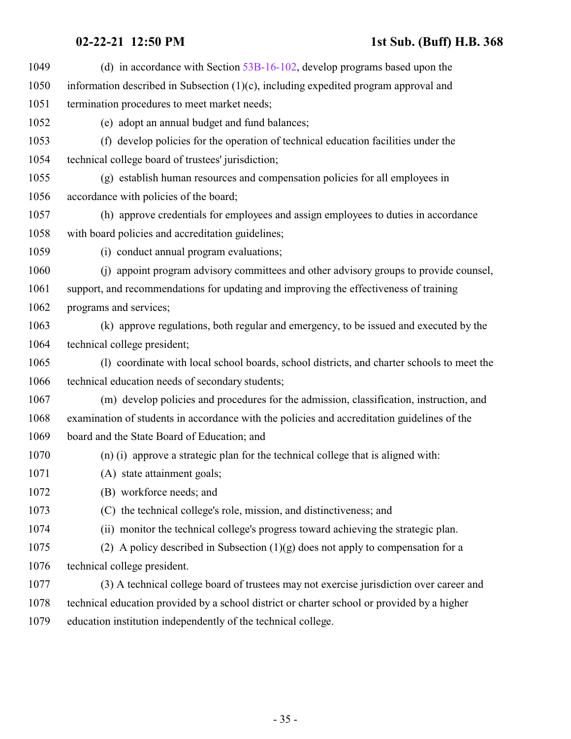(d) in accordance with Section 53B-16-102, develop programs based upon the information described in Subsection (1)(c), including expedited program approval and termination procedures to meet market needs;

(e) adopt an annual budget and fund balances;

(f) develop policies for the operation of technical education facilities under the technical college board of trustees' jurisdiction;

(g) establish human resources and compensation policies for all employees in accordance with policies of the board;

(h) approve credentials for employees and assign employees to duties in accordance with board policies and accreditation guidelines;

(i) conduct annual program evaluations;

(j) appoint program advisory committees and other advisory groups to provide counsel, support, and recommendations for updating and improving the effectiveness of training programs and services;

(k) approve regulations, both regular and emergency, to be issued and executed by the technical college president;

(l) coordinate with local school boards, school districts, and charter schools to meet the technical education needs of secondary students;

(m) develop policies and procedures for the admission, classification, instruction, and examination of students in accordance with the policies and accreditation guidelines of the board and the State Board of Education; and

(n) (i) approve a strategic plan for the technical college that is aligned with:

(A) state attainment goals;

(B) workforce needs; and

(C) the technical college's role, mission, and distinctiveness; and

(ii) monitor the technical college's progress toward achieving the strategic plan.

(2) A policy described in Subsection (1)(g) does not apply to compensation for a technical college president.

(3) A technical college board of trustees may not exercise jurisdiction over career and technical education provided by a school district or charter school or provided by a higher education institution independently of the technical college.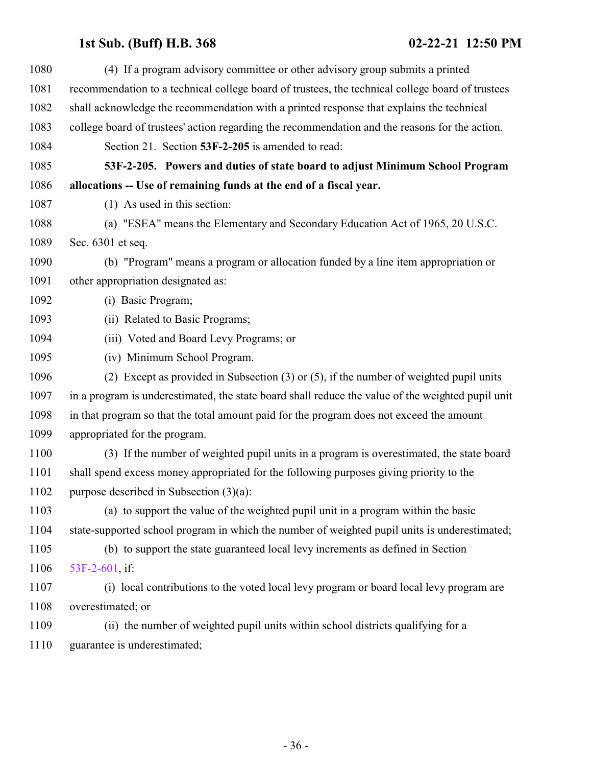(4) If a program advisory committee or other advisory group submits a printed recommendation to a technical college board of trustees, the technical college board of trustees shall acknowledge the recommendation with a printed response that explains the technical college board of trustees' action regarding the recommendation and the reasons for the action.

Section 21. Section **53F-2-205** is amended to read:

**53F-2-205. Powers and duties of state board to adjust Minimum School Program allocations -- Use of remaining funds at the end of a fiscal year.**

(1) As used in this section:

(a) "ESEA" means the Elementary and Secondary Education Act of 1965, 20 U.S.C. Sec. 6301 et seq.

(b) "Program" means a program or allocation funded by a line item appropriation or other appropriation designated as:

(i) Basic Program;

(ii) Related to Basic Programs;

(iii) Voted and Board Levy Programs; or

(iv) Minimum School Program.

(2) Except as provided in Subsection (3) or (5), if the number of weighted pupil units in a program is underestimated, the state board shall reduce the value of the weighted pupil unit in that program so that the total amount paid for the program does not exceed the amount appropriated for the program.

(3) If the number of weighted pupil units in a program is overestimated, the state board shall spend excess money appropriated for the following purposes giving priority to the purpose described in Subsection (3)(a):

(a) to support the value of the weighted pupil unit in a program within the basic state-supported school program in which the number of weighted pupil units is underestimated;

(b) to support the state guaranteed local levy increments as defined in Section 53F-2-601, if:

(i) local contributions to the voted local levy program or board local levy program are overestimated; or

(ii) the number of weighted pupil units within school districts qualifying for a guarantee is underestimated;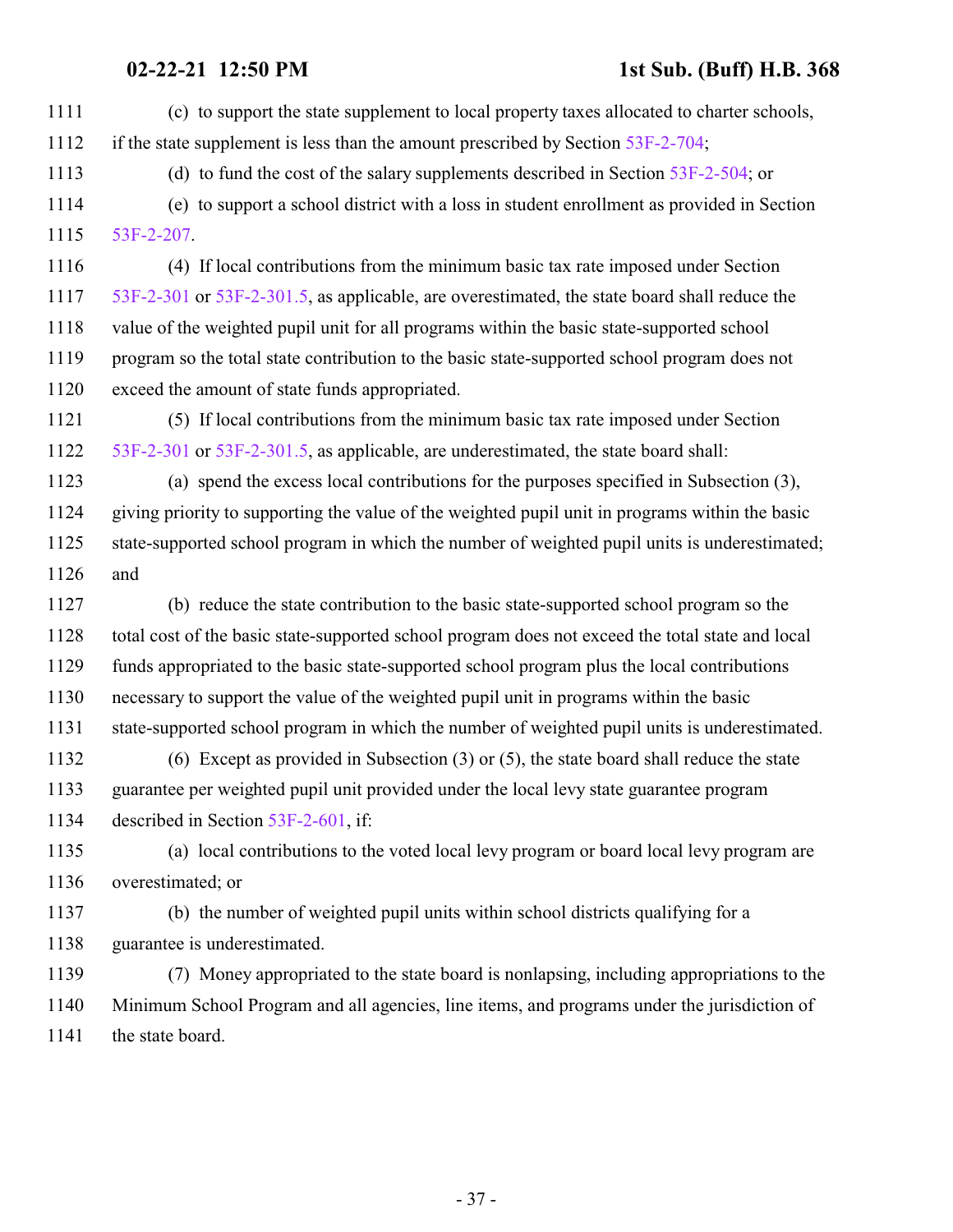(c) to support the state supplement to local property taxes allocated to charter schools, if the state supplement is less than the amount prescribed by Section 53F-2-704;

(d) to fund the cost of the salary supplements described in Section 53F-2-504; or

(e) to support a school district with a loss in student enrollment as provided in Section 53F-2-207.

(4) If local contributions from the minimum basic tax rate imposed under Section 53F-2-301 or 53F-2-301.5, as applicable, are overestimated, the state board shall reduce the value of the weighted pupil unit for all programs within the basic state-supported school program so the total state contribution to the basic state-supported school program does not exceed the amount of state funds appropriated.

(5) If local contributions from the minimum basic tax rate imposed under Section 53F-2-301 or 53F-2-301.5, as applicable, are underestimated, the state board shall:

(a) spend the excess local contributions for the purposes specified in Subsection (3), giving priority to supporting the value of the weighted pupil unit in programs within the basic state-supported school program in which the number of weighted pupil units is underestimated; and

(b) reduce the state contribution to the basic state-supported school program so the total cost of the basic state-supported school program does not exceed the total state and local funds appropriated to the basic state-supported school program plus the local contributions necessary to support the value of the weighted pupil unit in programs within the basic state-supported school program in which the number of weighted pupil units is underestimated.

(6) Except as provided in Subsection (3) or (5), the state board shall reduce the state guarantee per weighted pupil unit provided under the local levy state guarantee program described in Section 53F-2-601, if:

(a) local contributions to the voted local levy program or board local levy program are overestimated; or

(b) the number of weighted pupil units within school districts qualifying for a guarantee is underestimated.

(7) Money appropriated to the state board is nonlapsing, including appropriations to the Minimum School Program and all agencies, line items, and programs under the jurisdiction of the state board.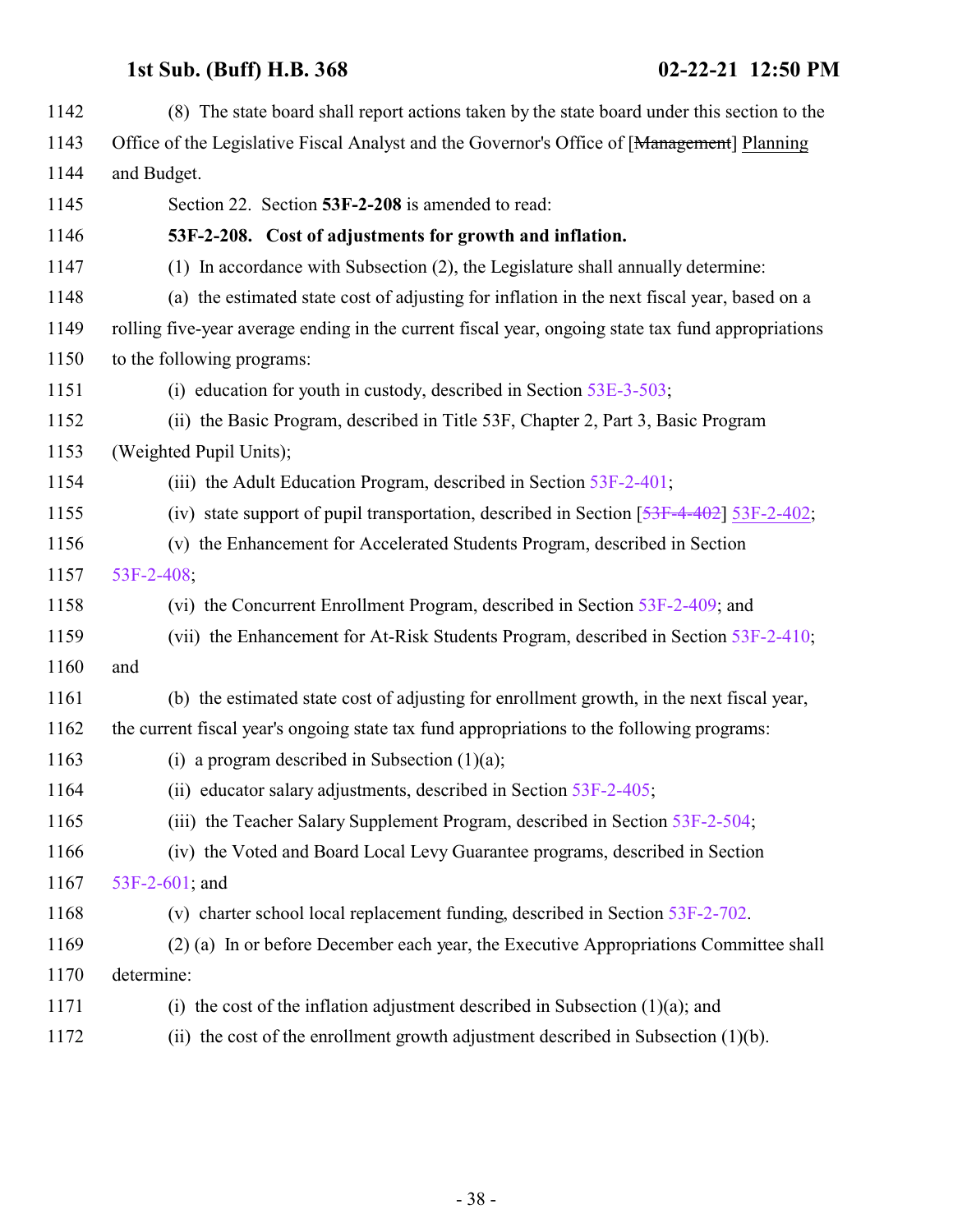1142 (8) The state board shall report actions taken by the state board under this section to the
1143 Office of the Legislative Fiscal Analyst and the Governor's Office of [~~Management~~] Planning
1144 and Budget.

1145 Section 22. Section **53F-2-208** is amended to read:

1146 **53F-2-208. Cost of adjustments for growth and inflation.**

1147 (1) In accordance with Subsection (2), the Legislature shall annually determine:

1148 (a) the estimated state cost of adjusting for inflation in the next fiscal year, based on a
1149 rolling five-year average ending in the current fiscal year, ongoing state tax fund appropriations
1150 to the following programs:

1151 (i) education for youth in custody, described in Section 53E-3-503;

1152 (ii) the Basic Program, described in Title 53F, Chapter 2, Part 3, Basic Program
1153 (Weighted Pupil Units);

1154 (iii) the Adult Education Program, described in Section 53F-2-401;

1155 (iv) state support of pupil transportation, described in Section [~~53F-4-402~~] 53F-2-402;

1156 (v) the Enhancement for Accelerated Students Program, described in Section
1157 53F-2-408;

1158 (vi) the Concurrent Enrollment Program, described in Section 53F-2-409; and

1159 (vii) the Enhancement for At-Risk Students Program, described in Section 53F-2-410;
1160 and

1161 (b) the estimated state cost of adjusting for enrollment growth, in the next fiscal year,
1162 the current fiscal year's ongoing state tax fund appropriations to the following programs:

1163 (i) a program described in Subsection (1)(a);

1164 (ii) educator salary adjustments, described in Section 53F-2-405;

1165 (iii) the Teacher Salary Supplement Program, described in Section 53F-2-504;

1166 (iv) the Voted and Board Local Levy Guarantee programs, described in Section
1167 53F-2-601; and

1168 (v) charter school local replacement funding, described in Section 53F-2-702.

1169 (2) (a) In or before December each year, the Executive Appropriations Committee shall
1170 determine:

1171 (i) the cost of the inflation adjustment described in Subsection (1)(a); and

1172 (ii) the cost of the enrollment growth adjustment described in Subsection (1)(b).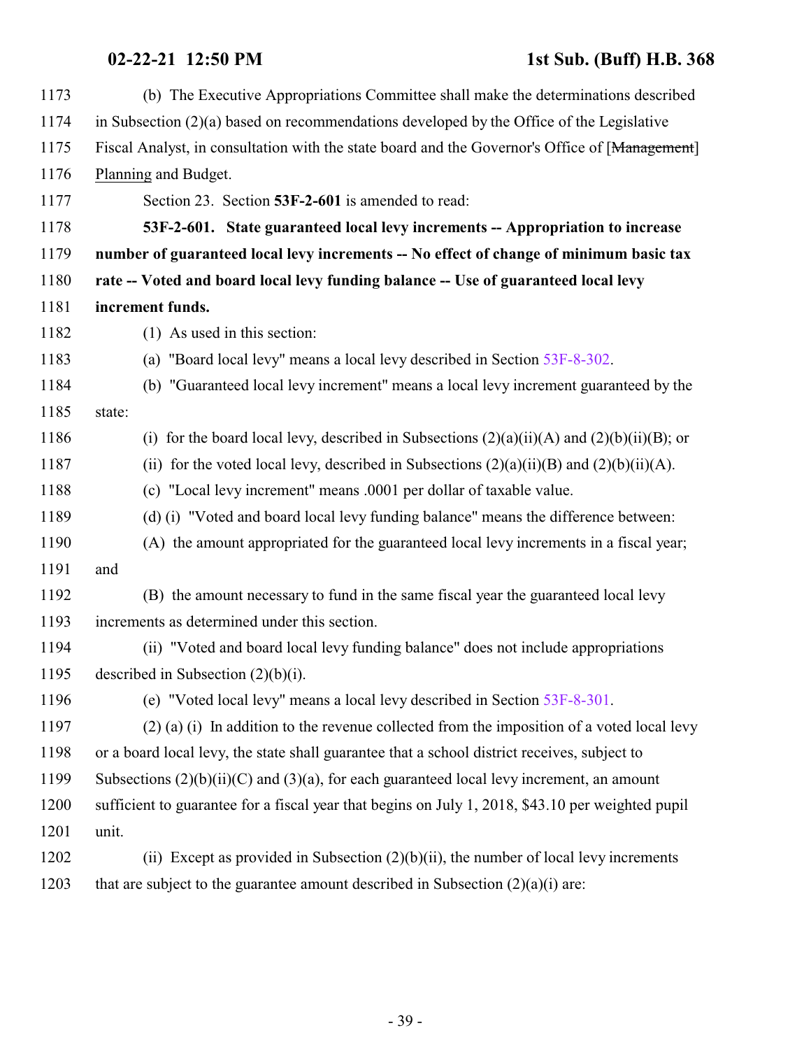(b) The Executive Appropriations Committee shall make the determinations described in Subsection (2)(a) based on recommendations developed by the Office of the Legislative Fiscal Analyst, in consultation with the state board and the Governor's Office of [~~Management~~] Planning and Budget.

Section 23. Section **53F-2-601** is amended to read:

**53F-2-601. State guaranteed local levy increments -- Appropriation to increase number of guaranteed local levy increments -- No effect of change of minimum basic tax rate -- Voted and board local levy funding balance -- Use of guaranteed local levy increment funds.**

(1) As used in this section:

(a) "Board local levy" means a local levy described in Section 53F-8-302.

(b) "Guaranteed local levy increment" means a local levy increment guaranteed by the state:

(i) for the board local levy, described in Subsections (2)(a)(ii)(A) and (2)(b)(ii)(B); or

(ii) for the voted local levy, described in Subsections (2)(a)(ii)(B) and (2)(b)(ii)(A).

(c) "Local levy increment" means .0001 per dollar of taxable value.

(d) (i) "Voted and board local levy funding balance" means the difference between:

(A) the amount appropriated for the guaranteed local levy increments in a fiscal year; and

(B) the amount necessary to fund in the same fiscal year the guaranteed local levy increments as determined under this section.

(ii) "Voted and board local levy funding balance" does not include appropriations described in Subsection (2)(b)(i).

(e) "Voted local levy" means a local levy described in Section 53F-8-301.

(2) (a) (i) In addition to the revenue collected from the imposition of a voted local levy or a board local levy, the state shall guarantee that a school district receives, subject to Subsections (2)(b)(ii)(C) and (3)(a), for each guaranteed local levy increment, an amount sufficient to guarantee for a fiscal year that begins on July 1, 2018, $43.10 per weighted pupil unit.

(ii) Except as provided in Subsection (2)(b)(ii), the number of local levy increments that are subject to the guarantee amount described in Subsection (2)(a)(i) are: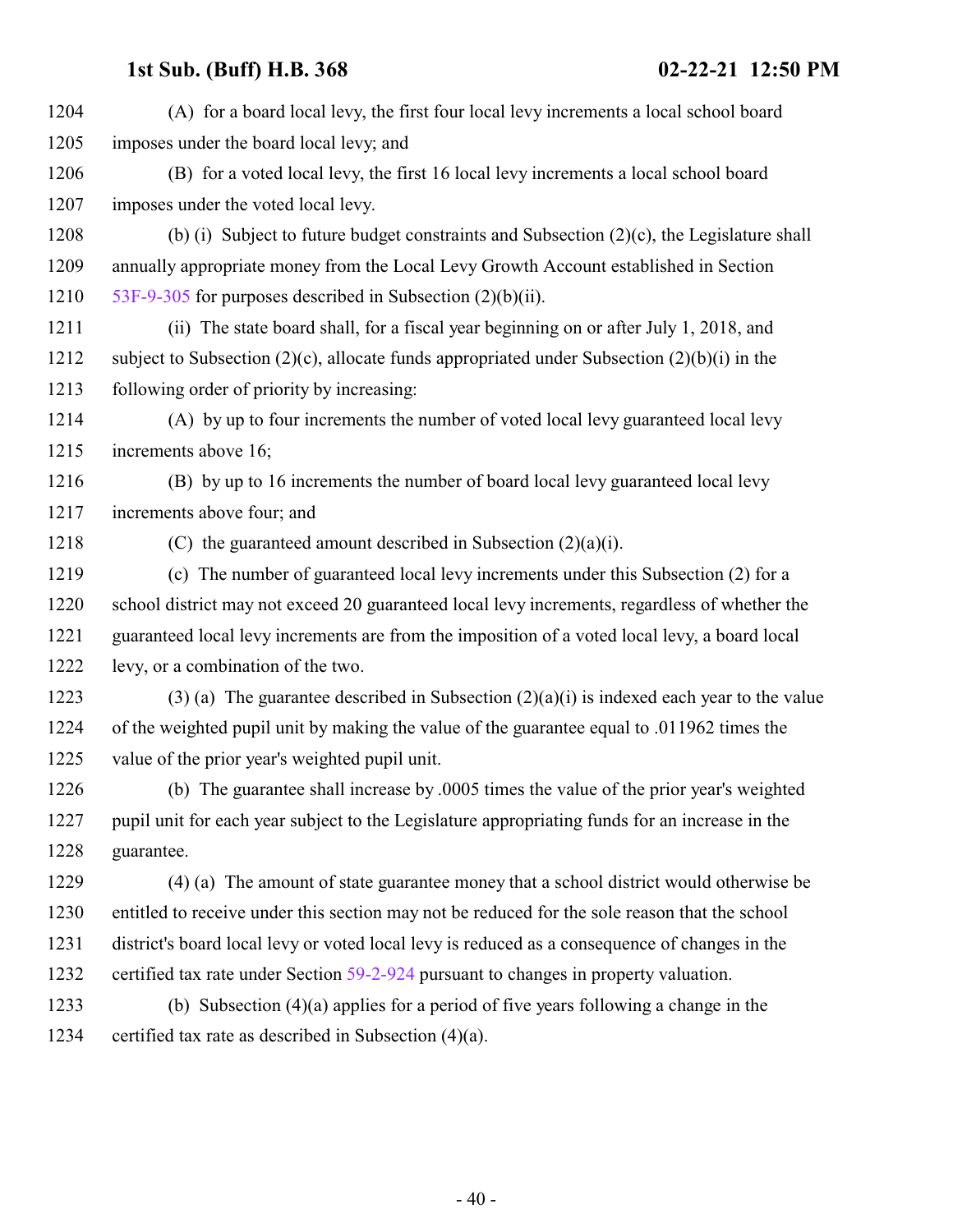(A) for a board local levy, the first four local levy increments a local school board imposes under the board local levy; and

(B) for a voted local levy, the first 16 local levy increments a local school board imposes under the voted local levy.

(b) (i) Subject to future budget constraints and Subsection (2)(c), the Legislature shall annually appropriate money from the Local Levy Growth Account established in Section 53F-9-305 for purposes described in Subsection (2)(b)(ii).

(ii) The state board shall, for a fiscal year beginning on or after July 1, 2018, and subject to Subsection (2)(c), allocate funds appropriated under Subsection (2)(b)(i) in the following order of priority by increasing:

(A) by up to four increments the number of voted local levy guaranteed local levy increments above 16;

(B) by up to 16 increments the number of board local levy guaranteed local levy increments above four; and

(C) the guaranteed amount described in Subsection (2)(a)(i).

(c) The number of guaranteed local levy increments under this Subsection (2) for a school district may not exceed 20 guaranteed local levy increments, regardless of whether the guaranteed local levy increments are from the imposition of a voted local levy, a board local levy, or a combination of the two.

(3) (a) The guarantee described in Subsection (2)(a)(i) is indexed each year to the value of the weighted pupil unit by making the value of the guarantee equal to .011962 times the value of the prior year's weighted pupil unit.

(b) The guarantee shall increase by .0005 times the value of the prior year's weighted pupil unit for each year subject to the Legislature appropriating funds for an increase in the guarantee.

(4) (a) The amount of state guarantee money that a school district would otherwise be entitled to receive under this section may not be reduced for the sole reason that the school district's board local levy or voted local levy is reduced as a consequence of changes in the certified tax rate under Section 59-2-924 pursuant to changes in property valuation.

(b) Subsection (4)(a) applies for a period of five years following a change in the certified tax rate as described in Subsection (4)(a).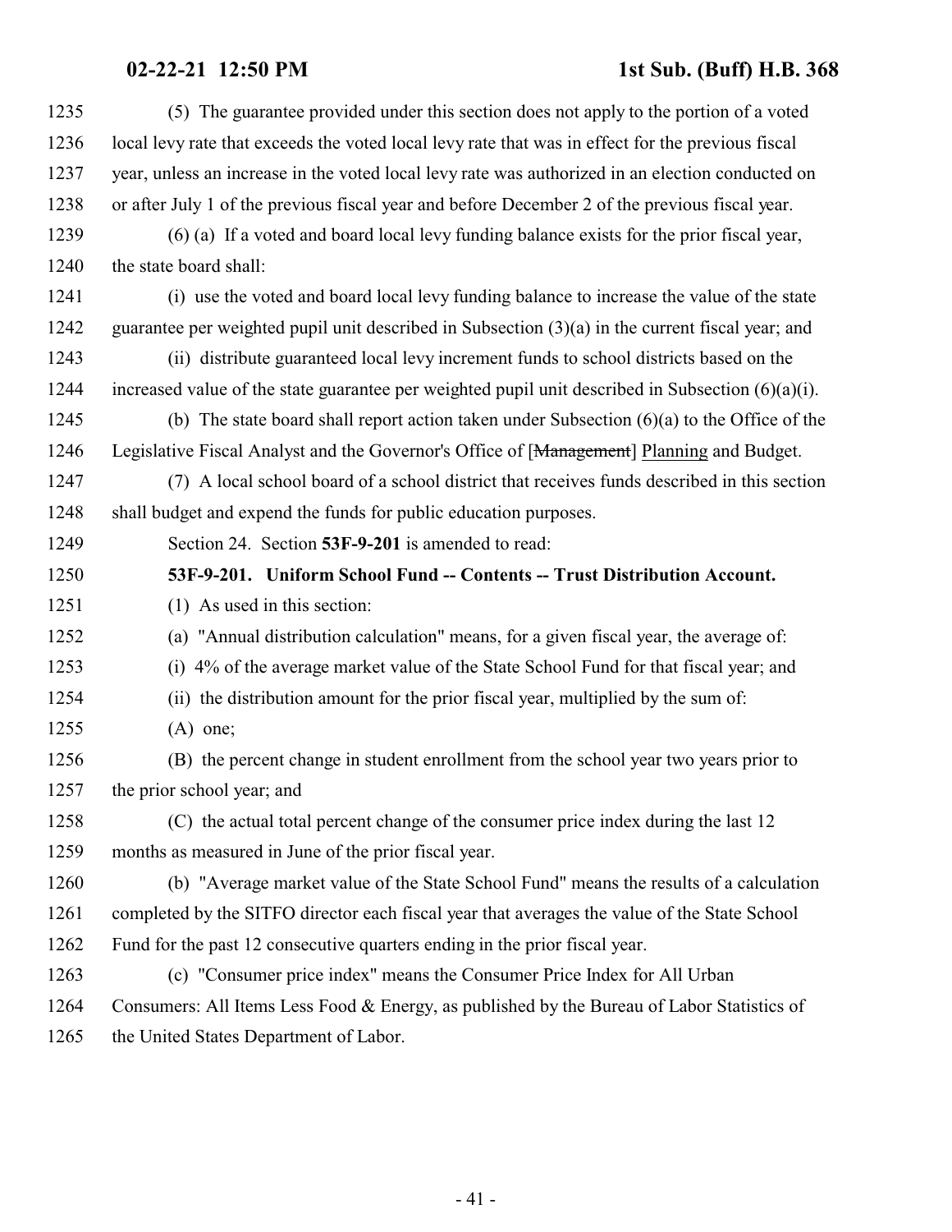(5) The guarantee provided under this section does not apply to the portion of a voted local levy rate that exceeds the voted local levy rate that was in effect for the previous fiscal year, unless an increase in the voted local levy rate was authorized in an election conducted on or after July 1 of the previous fiscal year and before December 2 of the previous fiscal year.

(6) (a) If a voted and board local levy funding balance exists for the prior fiscal year, the state board shall:

(i) use the voted and board local levy funding balance to increase the value of the state guarantee per weighted pupil unit described in Subsection (3)(a) in the current fiscal year; and

(ii) distribute guaranteed local levy increment funds to school districts based on the increased value of the state guarantee per weighted pupil unit described in Subsection (6)(a)(i).

(b) The state board shall report action taken under Subsection (6)(a) to the Office of the Legislative Fiscal Analyst and the Governor's Office of [~~Management~~] Planning and Budget.

(7) A local school board of a school district that receives funds described in this section shall budget and expend the funds for public education purposes.

Section 24. Section **53F-9-201** is amended to read:

**53F-9-201. Uniform School Fund -- Contents -- Trust Distribution Account.**

(1) As used in this section:

(a) "Annual distribution calculation" means, for a given fiscal year, the average of:

(i) 4% of the average market value of the State School Fund for that fiscal year; and

(ii) the distribution amount for the prior fiscal year, multiplied by the sum of:

(A) one;

(B) the percent change in student enrollment from the school year two years prior to the prior school year; and

(C) the actual total percent change of the consumer price index during the last 12 months as measured in June of the prior fiscal year.

(b) "Average market value of the State School Fund" means the results of a calculation completed by the SITFO director each fiscal year that averages the value of the State School Fund for the past 12 consecutive quarters ending in the prior fiscal year.

(c) "Consumer price index" means the Consumer Price Index for All Urban Consumers: All Items Less Food & Energy, as published by the Bureau of Labor Statistics of the United States Department of Labor.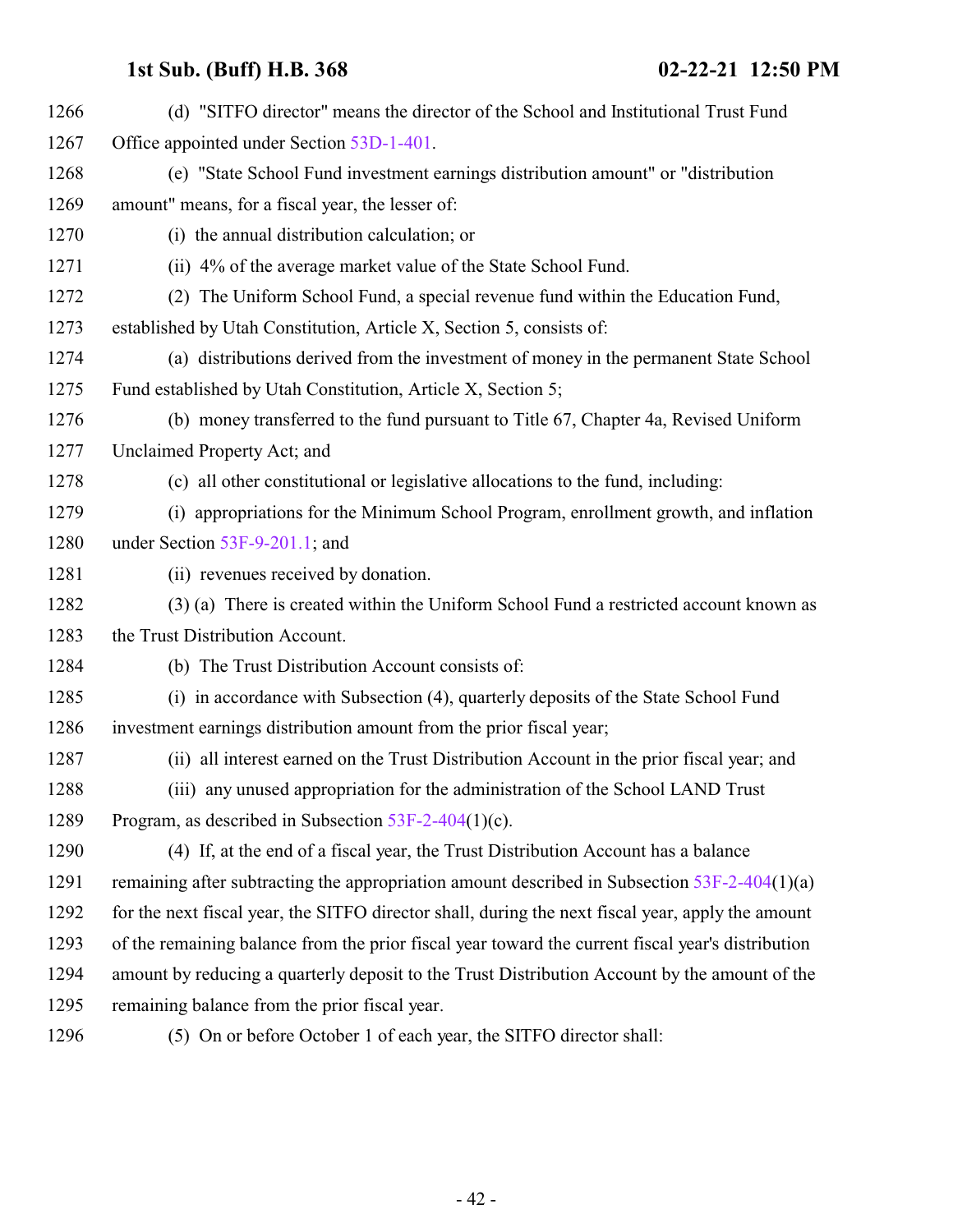(d) "SITFO director" means the director of the School and Institutional Trust Fund Office appointed under Section 53D-1-401.

(e) "State School Fund investment earnings distribution amount" or "distribution amount" means, for a fiscal year, the lesser of:

(i) the annual distribution calculation; or

(ii) 4% of the average market value of the State School Fund.

(2) The Uniform School Fund, a special revenue fund within the Education Fund, established by Utah Constitution, Article X, Section 5, consists of:

(a) distributions derived from the investment of money in the permanent State School Fund established by Utah Constitution, Article X, Section 5;

(b) money transferred to the fund pursuant to Title 67, Chapter 4a, Revised Uniform Unclaimed Property Act; and

(c) all other constitutional or legislative allocations to the fund, including:

(i) appropriations for the Minimum School Program, enrollment growth, and inflation under Section 53F-9-201.1; and

(ii) revenues received by donation.

(3) (a) There is created within the Uniform School Fund a restricted account known as the Trust Distribution Account.

(b) The Trust Distribution Account consists of:

(i) in accordance with Subsection (4), quarterly deposits of the State School Fund investment earnings distribution amount from the prior fiscal year;

(ii) all interest earned on the Trust Distribution Account in the prior fiscal year; and

(iii) any unused appropriation for the administration of the School LAND Trust Program, as described in Subsection 53F-2-404(1)(c).

(4) If, at the end of a fiscal year, the Trust Distribution Account has a balance remaining after subtracting the appropriation amount described in Subsection 53F-2-404(1)(a) for the next fiscal year, the SITFO director shall, during the next fiscal year, apply the amount of the remaining balance from the prior fiscal year toward the current fiscal year's distribution amount by reducing a quarterly deposit to the Trust Distribution Account by the amount of the remaining balance from the prior fiscal year.

(5) On or before October 1 of each year, the SITFO director shall: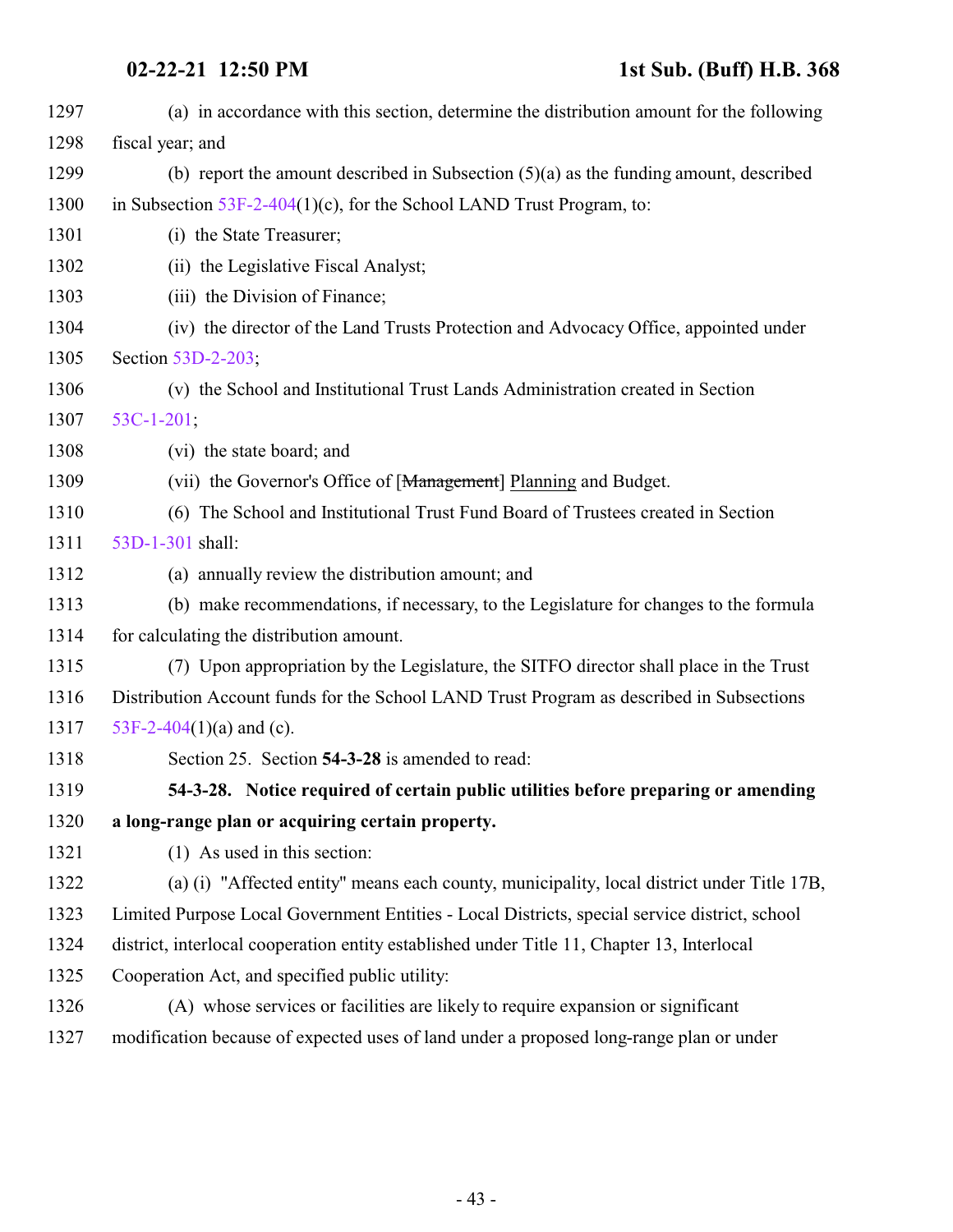(a) in accordance with this section, determine the distribution amount for the following fiscal year; and

(b) report the amount described in Subsection (5)(a) as the funding amount, described in Subsection 53F-2-404(1)(c), for the School LAND Trust Program, to:

(i) the State Treasurer;

(ii) the Legislative Fiscal Analyst;

(iii) the Division of Finance;

(iv) the director of the Land Trusts Protection and Advocacy Office, appointed under Section 53D-2-203;

(v) the School and Institutional Trust Lands Administration created in Section 53C-1-201;

(vi) the state board; and

(vii) the Governor's Office of [~~Management~~] Planning and Budget.

(6) The School and Institutional Trust Fund Board of Trustees created in Section 53D-1-301 shall:

(a) annually review the distribution amount; and

(b) make recommendations, if necessary, to the Legislature for changes to the formula for calculating the distribution amount.

(7) Upon appropriation by the Legislature, the SITFO director shall place in the Trust Distribution Account funds for the School LAND Trust Program as described in Subsections 53F-2-404(1)(a) and (c).

Section 25. Section **54-3-28** is amended to read:

**54-3-28. Notice required of certain public utilities before preparing or amending a long-range plan or acquiring certain property.**

(1) As used in this section:

(a) (i) "Affected entity" means each county, municipality, local district under Title 17B, Limited Purpose Local Government Entities - Local Districts, special service district, school district, interlocal cooperation entity established under Title 11, Chapter 13, Interlocal Cooperation Act, and specified public utility:

(A) whose services or facilities are likely to require expansion or significant modification because of expected uses of land under a proposed long-range plan or under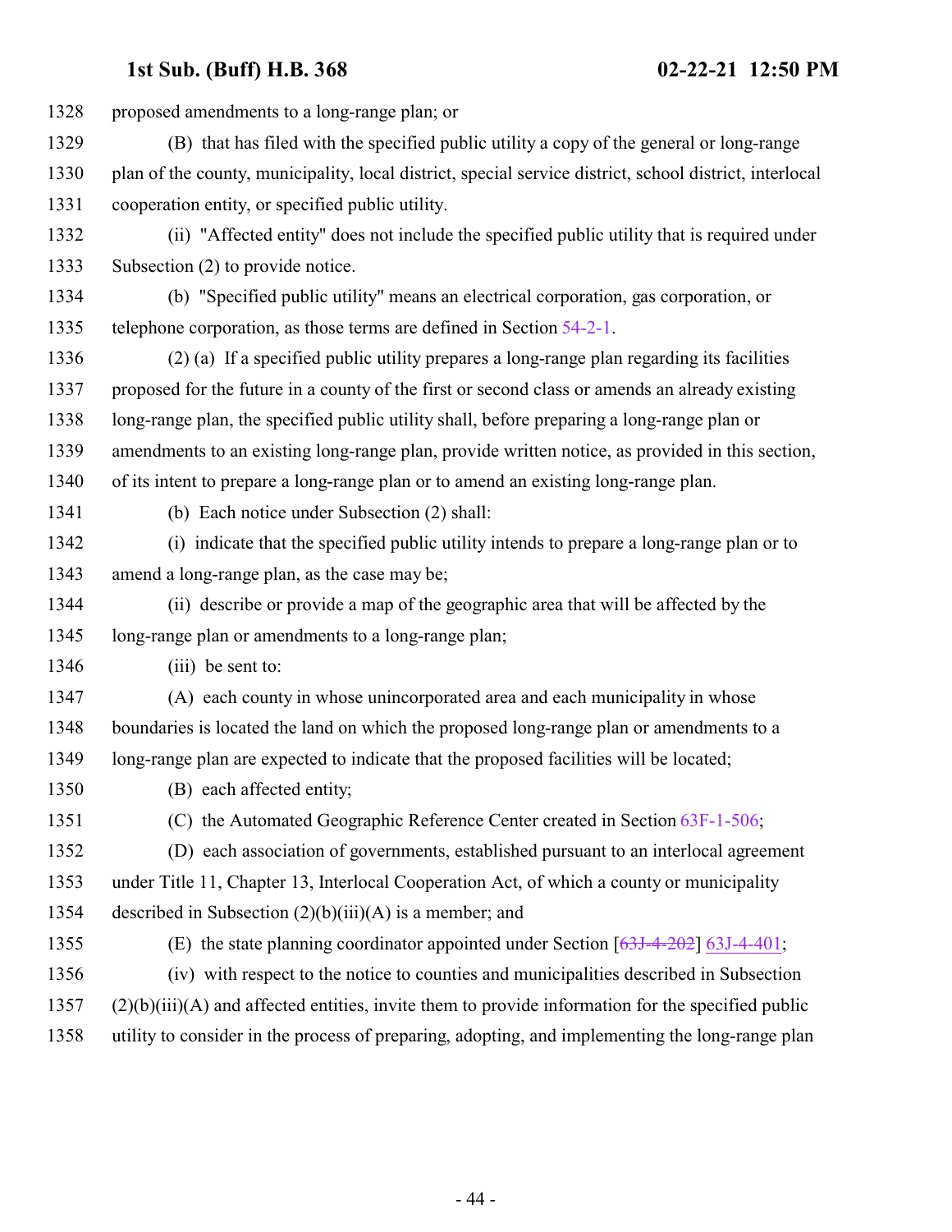proposed amendments to a long-range plan; or

(B) that has filed with the specified public utility a copy of the general or long-range plan of the county, municipality, local district, special service district, school district, interlocal cooperation entity, or specified public utility.

(ii) "Affected entity" does not include the specified public utility that is required under Subsection (2) to provide notice.

(b) "Specified public utility" means an electrical corporation, gas corporation, or telephone corporation, as those terms are defined in Section 54-2-1.

(2) (a) If a specified public utility prepares a long-range plan regarding its facilities proposed for the future in a county of the first or second class or amends an already existing long-range plan, the specified public utility shall, before preparing a long-range plan or amendments to an existing long-range plan, provide written notice, as provided in this section, of its intent to prepare a long-range plan or to amend an existing long-range plan.

(b) Each notice under Subsection (2) shall:

(i) indicate that the specified public utility intends to prepare a long-range plan or to amend a long-range plan, as the case may be;

(ii) describe or provide a map of the geographic area that will be affected by the long-range plan or amendments to a long-range plan;

(iii) be sent to:

(A) each county in whose unincorporated area and each municipality in whose boundaries is located the land on which the proposed long-range plan or amendments to a long-range plan are expected to indicate that the proposed facilities will be located;

(B) each affected entity;

(C) the Automated Geographic Reference Center created in Section 63F-1-506;

(D) each association of governments, established pursuant to an interlocal agreement under Title 11, Chapter 13, Interlocal Cooperation Act, of which a county or municipality described in Subsection (2)(b)(iii)(A) is a member; and

(E) the state planning coordinator appointed under Section [~~63J-4-202~~] 63J-4-401;

(iv) with respect to the notice to counties and municipalities described in Subsection (2)(b)(iii)(A) and affected entities, invite them to provide information for the specified public utility to consider in the process of preparing, adopting, and implementing the long-range plan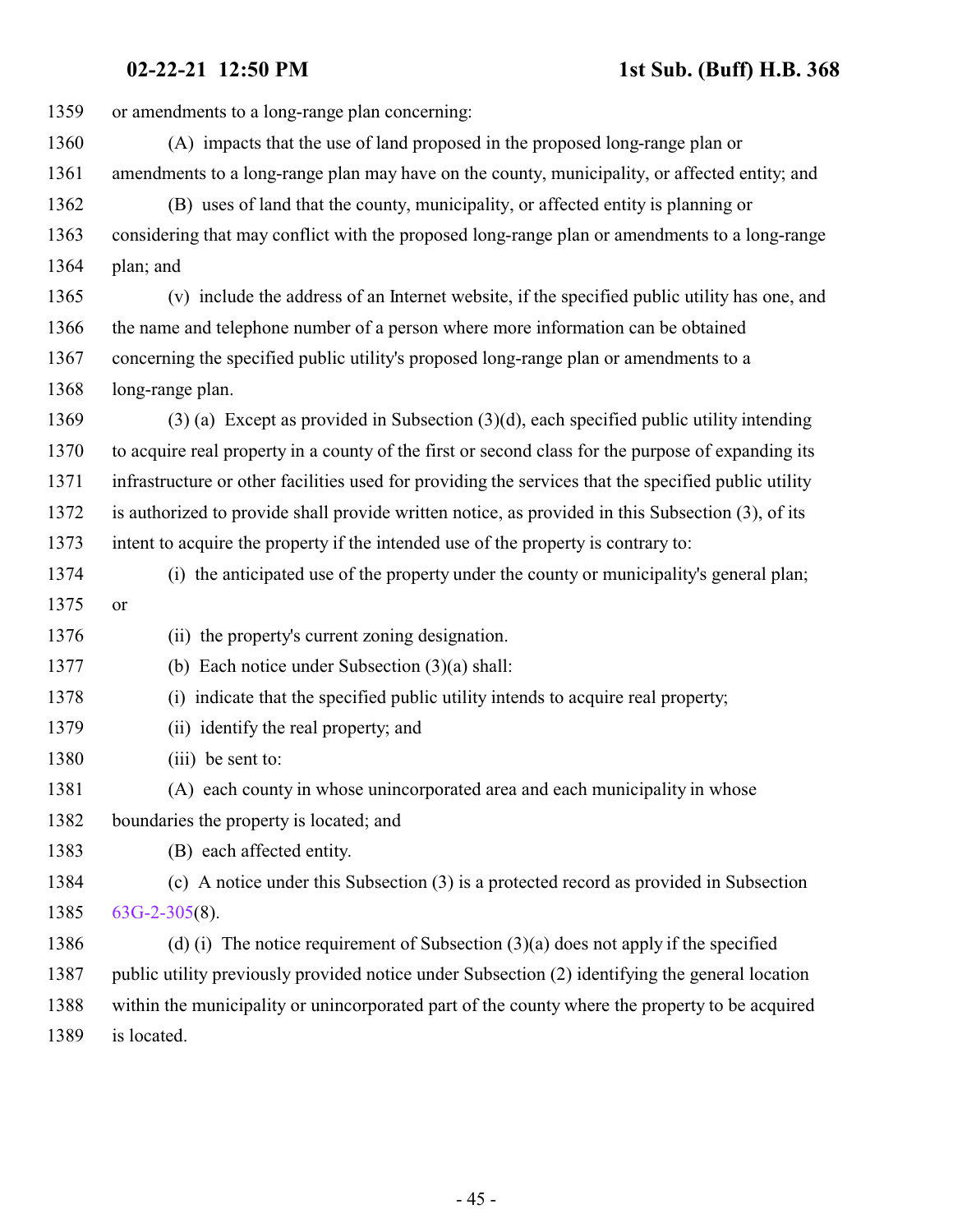or amendments to a long-range plan concerning:

(A) impacts that the use of land proposed in the proposed long-range plan or amendments to a long-range plan may have on the county, municipality, or affected entity; and

(B) uses of land that the county, municipality, or affected entity is planning or considering that may conflict with the proposed long-range plan or amendments to a long-range plan; and

(v) include the address of an Internet website, if the specified public utility has one, and the name and telephone number of a person where more information can be obtained concerning the specified public utility's proposed long-range plan or amendments to a long-range plan.

(3) (a) Except as provided in Subsection (3)(d), each specified public utility intending to acquire real property in a county of the first or second class for the purpose of expanding its infrastructure or other facilities used for providing the services that the specified public utility is authorized to provide shall provide written notice, as provided in this Subsection (3), of its intent to acquire the property if the intended use of the property is contrary to:

(i) the anticipated use of the property under the county or municipality's general plan; or

(ii) the property's current zoning designation.

(b) Each notice under Subsection (3)(a) shall:

(i) indicate that the specified public utility intends to acquire real property;

(ii) identify the real property; and

(iii) be sent to:

(A) each county in whose unincorporated area and each municipality in whose boundaries the property is located; and

(B) each affected entity.

(c) A notice under this Subsection (3) is a protected record as provided in Subsection 63G-2-305(8).

(d) (i) The notice requirement of Subsection (3)(a) does not apply if the specified public utility previously provided notice under Subsection (2) identifying the general location within the municipality or unincorporated part of the county where the property to be acquired is located.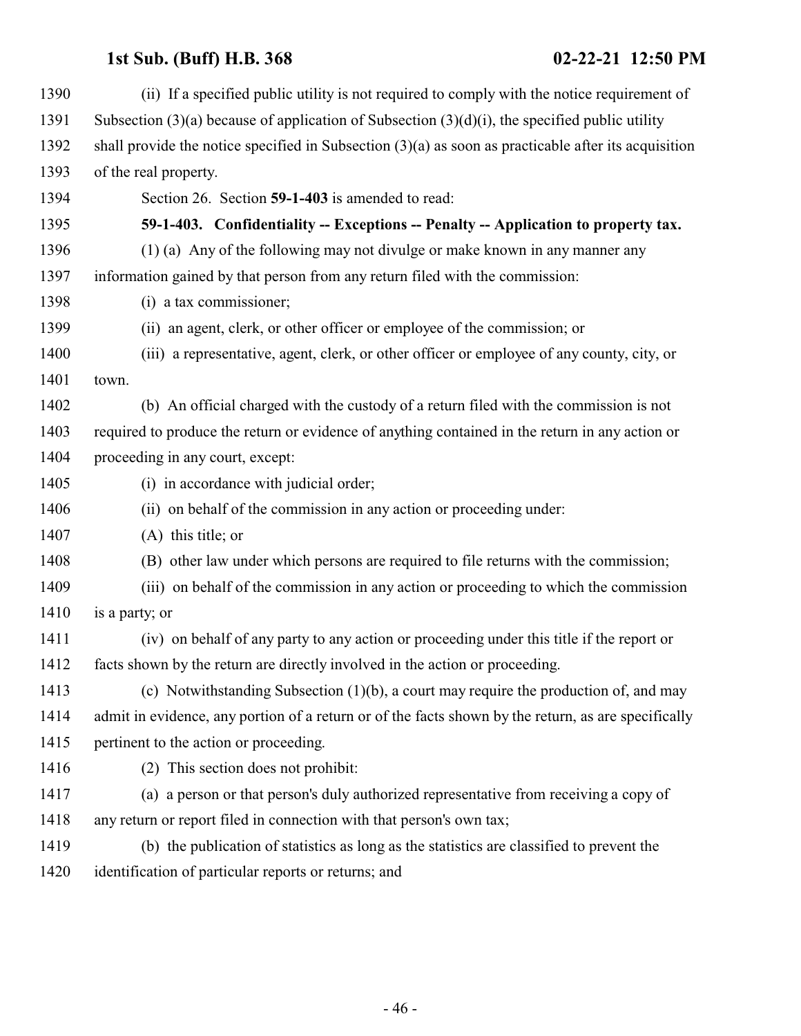(ii) If a specified public utility is not required to comply with the notice requirement of Subsection (3)(a) because of application of Subsection (3)(d)(i), the specified public utility shall provide the notice specified in Subsection (3)(a) as soon as practicable after its acquisition of the real property.

Section 26. Section **59-1-403** is amended to read:

**59-1-403. Confidentiality -- Exceptions -- Penalty -- Application to property tax.**

(1) (a) Any of the following may not divulge or make known in any manner any information gained by that person from any return filed with the commission:

(i) a tax commissioner;

(ii) an agent, clerk, or other officer or employee of the commission; or

(iii) a representative, agent, clerk, or other officer or employee of any county, city, or town.

(b) An official charged with the custody of a return filed with the commission is not required to produce the return or evidence of anything contained in the return in any action or proceeding in any court, except:

(i) in accordance with judicial order;

(ii) on behalf of the commission in any action or proceeding under:

(A) this title; or

(B) other law under which persons are required to file returns with the commission;

(iii) on behalf of the commission in any action or proceeding to which the commission is a party; or

(iv) on behalf of any party to any action or proceeding under this title if the report or facts shown by the return are directly involved in the action or proceeding.

(c) Notwithstanding Subsection (1)(b), a court may require the production of, and may admit in evidence, any portion of a return or of the facts shown by the return, as are specifically pertinent to the action or proceeding.

(2) This section does not prohibit:

(a) a person or that person's duly authorized representative from receiving a copy of any return or report filed in connection with that person's own tax;

(b) the publication of statistics as long as the statistics are classified to prevent the identification of particular reports or returns; and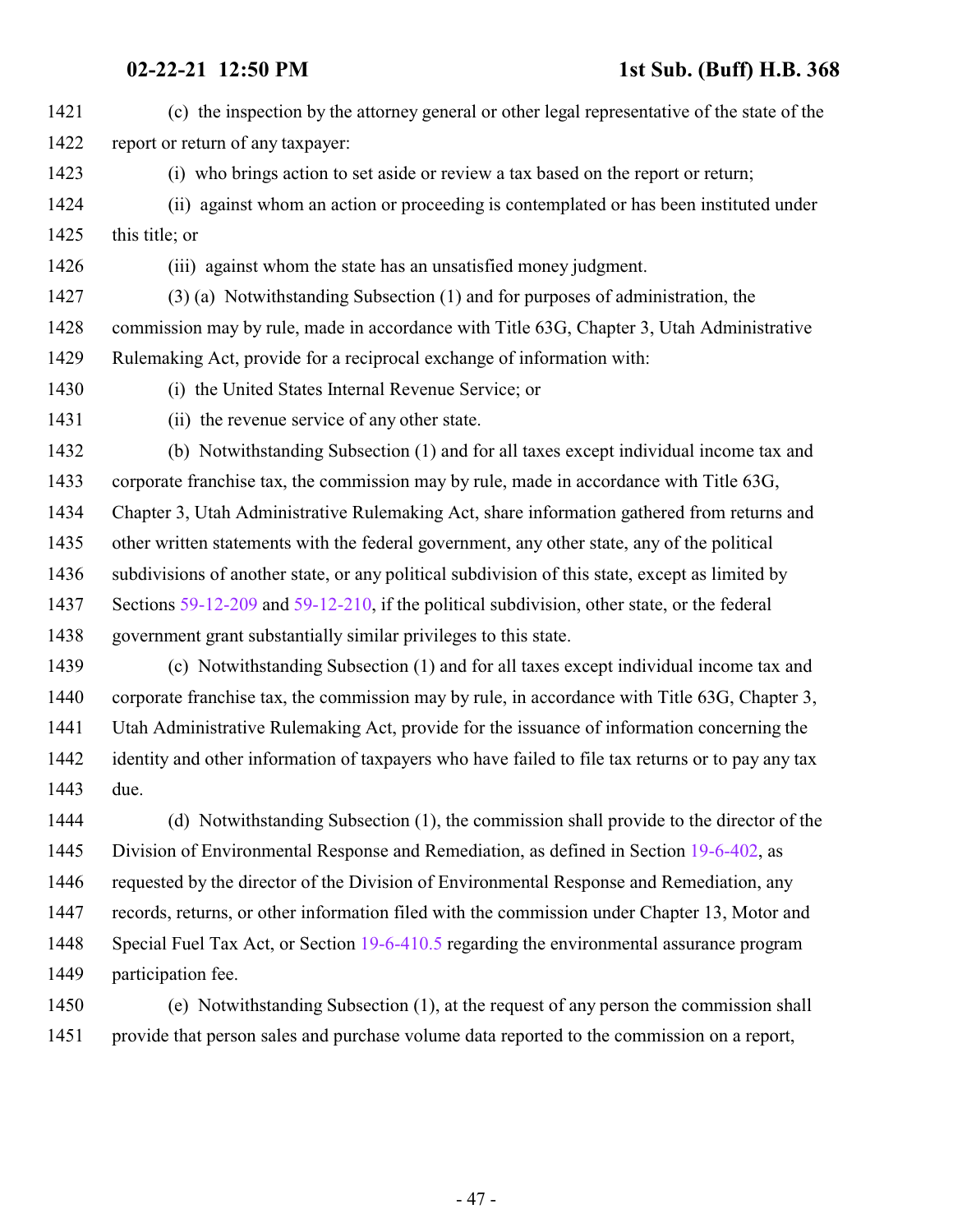(c) the inspection by the attorney general or other legal representative of the state of the report or return of any taxpayer:

(i) who brings action to set aside or review a tax based on the report or return;

(ii) against whom an action or proceeding is contemplated or has been instituted under this title; or

(iii) against whom the state has an unsatisfied money judgment.

(3) (a) Notwithstanding Subsection (1) and for purposes of administration, the commission may by rule, made in accordance with Title 63G, Chapter 3, Utah Administrative Rulemaking Act, provide for a reciprocal exchange of information with:

(i) the United States Internal Revenue Service; or

(ii) the revenue service of any other state.

(b) Notwithstanding Subsection (1) and for all taxes except individual income tax and corporate franchise tax, the commission may by rule, made in accordance with Title 63G, Chapter 3, Utah Administrative Rulemaking Act, share information gathered from returns and other written statements with the federal government, any other state, any of the political subdivisions of another state, or any political subdivision of this state, except as limited by Sections 59-12-209 and 59-12-210, if the political subdivision, other state, or the federal government grant substantially similar privileges to this state.

(c) Notwithstanding Subsection (1) and for all taxes except individual income tax and corporate franchise tax, the commission may by rule, in accordance with Title 63G, Chapter 3, Utah Administrative Rulemaking Act, provide for the issuance of information concerning the identity and other information of taxpayers who have failed to file tax returns or to pay any tax due.

(d) Notwithstanding Subsection (1), the commission shall provide to the director of the Division of Environmental Response and Remediation, as defined in Section 19-6-402, as requested by the director of the Division of Environmental Response and Remediation, any records, returns, or other information filed with the commission under Chapter 13, Motor and Special Fuel Tax Act, or Section 19-6-410.5 regarding the environmental assurance program participation fee.

(e) Notwithstanding Subsection (1), at the request of any person the commission shall provide that person sales and purchase volume data reported to the commission on a report,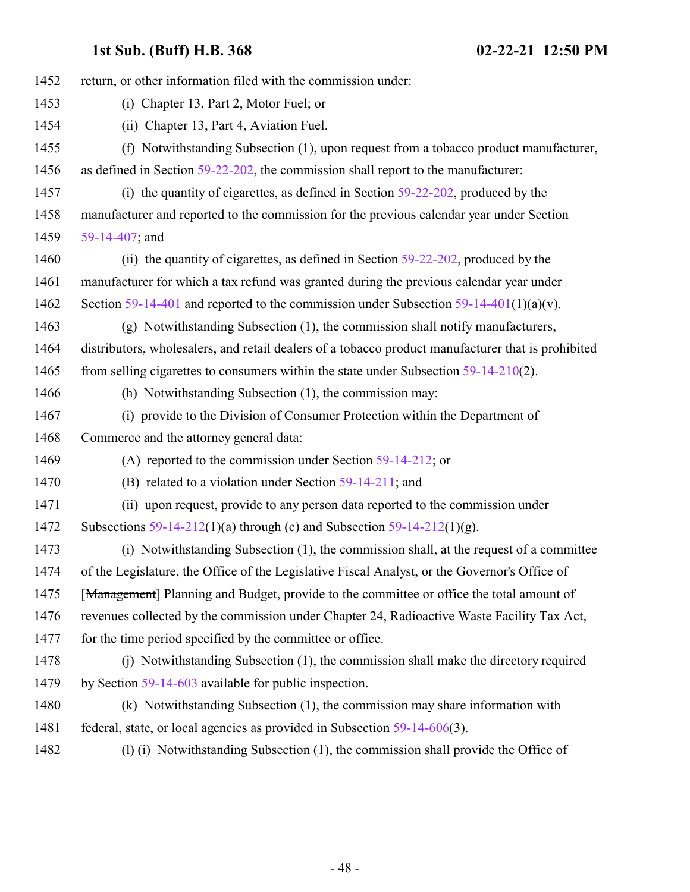return, or other information filed with the commission under:

(i) Chapter 13, Part 2, Motor Fuel; or

(ii) Chapter 13, Part 4, Aviation Fuel.

(f) Notwithstanding Subsection (1), upon request from a tobacco product manufacturer, as defined in Section 59-22-202, the commission shall report to the manufacturer:

(i) the quantity of cigarettes, as defined in Section 59-22-202, produced by the manufacturer and reported to the commission for the previous calendar year under Section 59-14-407; and

(ii) the quantity of cigarettes, as defined in Section 59-22-202, produced by the manufacturer for which a tax refund was granted during the previous calendar year under Section 59-14-401 and reported to the commission under Subsection 59-14-401(1)(a)(v).

(g) Notwithstanding Subsection (1), the commission shall notify manufacturers, distributors, wholesalers, and retail dealers of a tobacco product manufacturer that is prohibited from selling cigarettes to consumers within the state under Subsection 59-14-210(2).

(h) Notwithstanding Subsection (1), the commission may:

(i) provide to the Division of Consumer Protection within the Department of Commerce and the attorney general data:

(A) reported to the commission under Section 59-14-212; or

(B) related to a violation under Section 59-14-211; and

(ii) upon request, provide to any person data reported to the commission under Subsections 59-14-212(1)(a) through (c) and Subsection 59-14-212(1)(g).

(i) Notwithstanding Subsection (1), the commission shall, at the request of a committee of the Legislature, the Office of the Legislative Fiscal Analyst, or the Governor's Office of [~~Management~~] Planning and Budget, provide to the committee or office the total amount of revenues collected by the commission under Chapter 24, Radioactive Waste Facility Tax Act, for the time period specified by the committee or office.

(j) Notwithstanding Subsection (1), the commission shall make the directory required by Section 59-14-603 available for public inspection.

(k) Notwithstanding Subsection (1), the commission may share information with federal, state, or local agencies as provided in Subsection 59-14-606(3).

(l) (i) Notwithstanding Subsection (1), the commission shall provide the Office of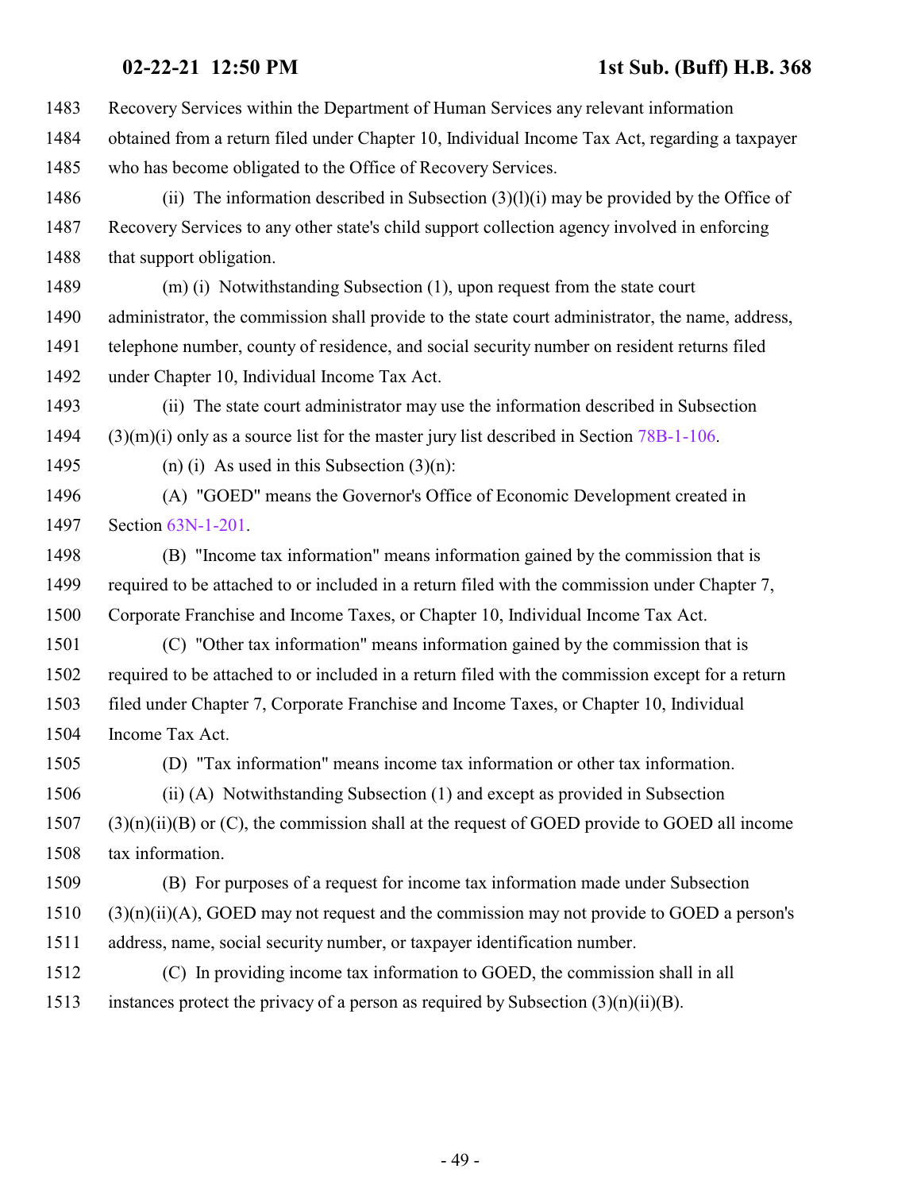Recovery Services within the Department of Human Services any relevant information obtained from a return filed under Chapter 10, Individual Income Tax Act, regarding a taxpayer who has become obligated to the Office of Recovery Services.

(ii) The information described in Subsection (3)(l)(i) may be provided by the Office of Recovery Services to any other state's child support collection agency involved in enforcing that support obligation.

(m) (i) Notwithstanding Subsection (1), upon request from the state court administrator, the commission shall provide to the state court administrator, the name, address, telephone number, county of residence, and social security number on resident returns filed under Chapter 10, Individual Income Tax Act.

(ii) The state court administrator may use the information described in Subsection (3)(m)(i) only as a source list for the master jury list described in Section 78B-1-106.

(n) (i) As used in this Subsection (3)(n):

(A) "GOED" means the Governor's Office of Economic Development created in Section 63N-1-201.

(B) "Income tax information" means information gained by the commission that is required to be attached to or included in a return filed with the commission under Chapter 7, Corporate Franchise and Income Taxes, or Chapter 10, Individual Income Tax Act.

(C) "Other tax information" means information gained by the commission that is required to be attached to or included in a return filed with the commission except for a return filed under Chapter 7, Corporate Franchise and Income Taxes, or Chapter 10, Individual Income Tax Act.

(D) "Tax information" means income tax information or other tax information.

(ii) (A) Notwithstanding Subsection (1) and except as provided in Subsection (3)(n)(ii)(B) or (C), the commission shall at the request of GOED provide to GOED all income tax information.

(B) For purposes of a request for income tax information made under Subsection (3)(n)(ii)(A), GOED may not request and the commission may not provide to GOED a person's address, name, social security number, or taxpayer identification number.

(C) In providing income tax information to GOED, the commission shall in all instances protect the privacy of a person as required by Subsection (3)(n)(ii)(B).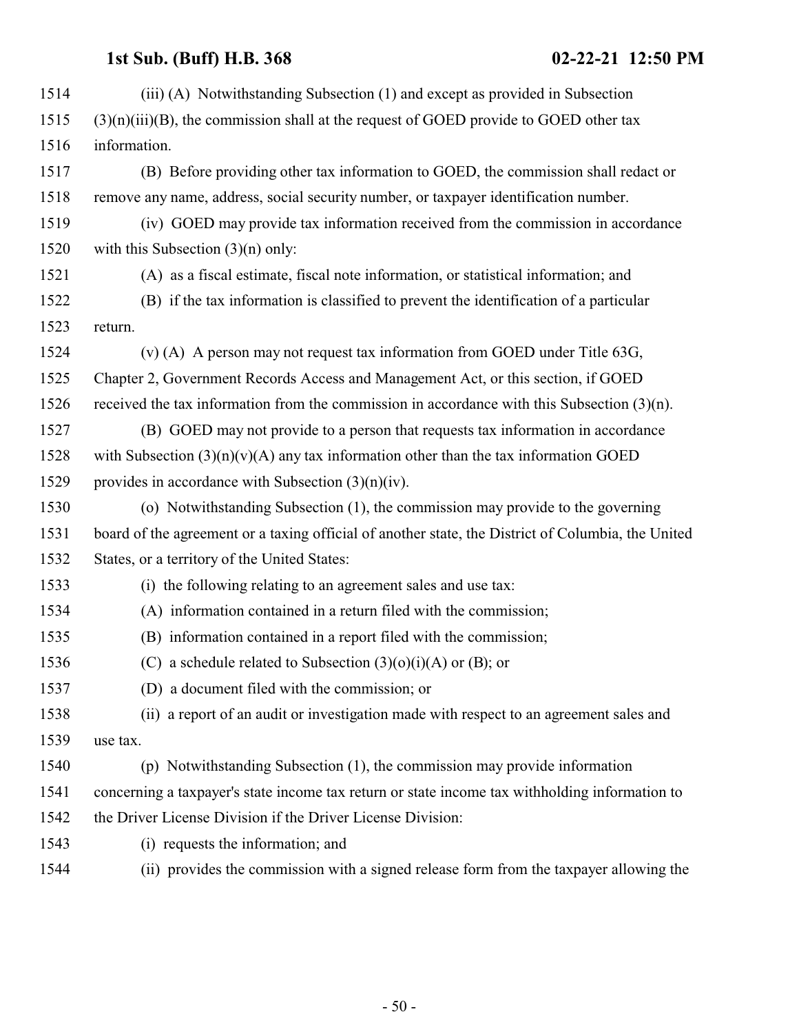(iii) (A) Notwithstanding Subsection (1) and except as provided in Subsection (3)(n)(iii)(B), the commission shall at the request of GOED provide to GOED other tax information.

(B) Before providing other tax information to GOED, the commission shall redact or remove any name, address, social security number, or taxpayer identification number.

(iv) GOED may provide tax information received from the commission in accordance with this Subsection (3)(n) only:

(A) as a fiscal estimate, fiscal note information, or statistical information; and

(B) if the tax information is classified to prevent the identification of a particular return.

(v) (A) A person may not request tax information from GOED under Title 63G, Chapter 2, Government Records Access and Management Act, or this section, if GOED received the tax information from the commission in accordance with this Subsection (3)(n).

(B) GOED may not provide to a person that requests tax information in accordance with Subsection (3)(n)(v)(A) any tax information other than the tax information GOED provides in accordance with Subsection (3)(n)(iv).

(o) Notwithstanding Subsection (1), the commission may provide to the governing board of the agreement or a taxing official of another state, the District of Columbia, the United States, or a territory of the United States:

(i) the following relating to an agreement sales and use tax:

(A) information contained in a return filed with the commission;

(B) information contained in a report filed with the commission;

(C) a schedule related to Subsection (3)(o)(i)(A) or (B); or

(D) a document filed with the commission; or

(ii) a report of an audit or investigation made with respect to an agreement sales and use tax.

(p) Notwithstanding Subsection (1), the commission may provide information concerning a taxpayer's state income tax return or state income tax withholding information to the Driver License Division if the Driver License Division:

(i) requests the information; and

(ii) provides the commission with a signed release form from the taxpayer allowing the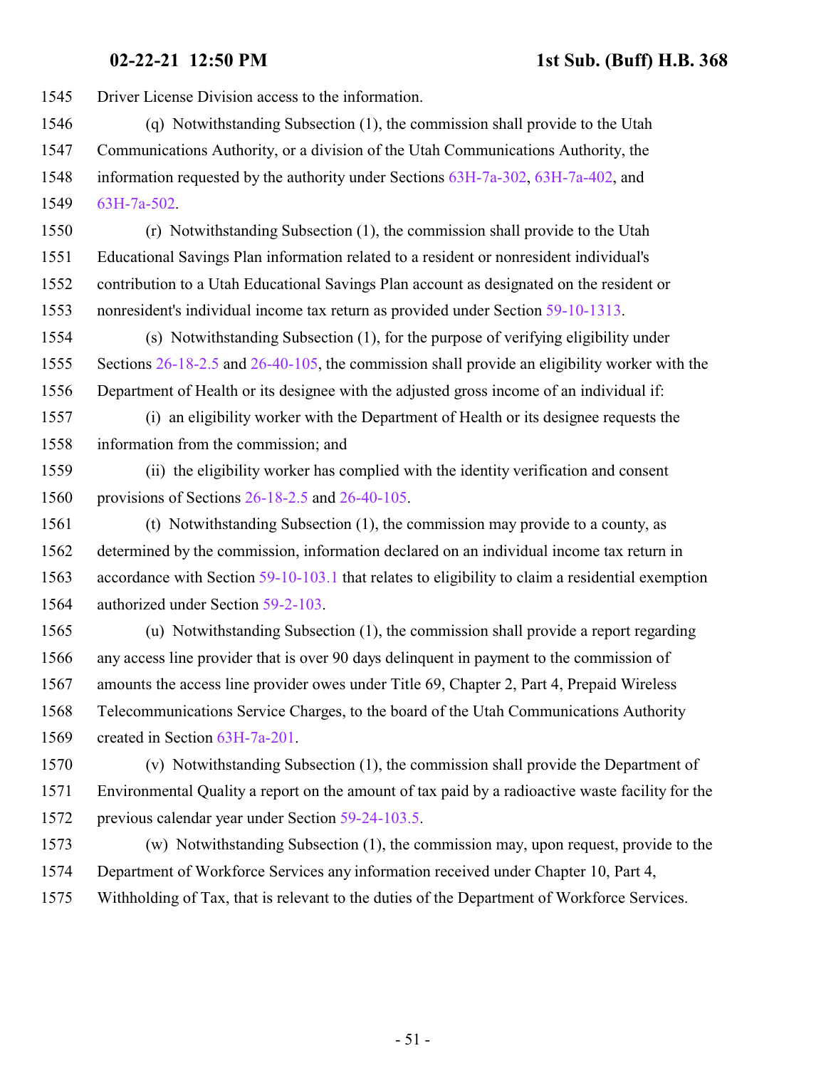Driver License Division access to the information.

(q) Notwithstanding Subsection (1), the commission shall provide to the Utah Communications Authority, or a division of the Utah Communications Authority, the information requested by the authority under Sections 63H-7a-302, 63H-7a-402, and 63H-7a-502.

(r) Notwithstanding Subsection (1), the commission shall provide to the Utah Educational Savings Plan information related to a resident or nonresident individual's contribution to a Utah Educational Savings Plan account as designated on the resident or nonresident's individual income tax return as provided under Section 59-10-1313.

(s) Notwithstanding Subsection (1), for the purpose of verifying eligibility under Sections 26-18-2.5 and 26-40-105, the commission shall provide an eligibility worker with the Department of Health or its designee with the adjusted gross income of an individual if:

(i) an eligibility worker with the Department of Health or its designee requests the information from the commission; and

(ii) the eligibility worker has complied with the identity verification and consent provisions of Sections 26-18-2.5 and 26-40-105.

(t) Notwithstanding Subsection (1), the commission may provide to a county, as determined by the commission, information declared on an individual income tax return in accordance with Section 59-10-103.1 that relates to eligibility to claim a residential exemption authorized under Section 59-2-103.

(u) Notwithstanding Subsection (1), the commission shall provide a report regarding any access line provider that is over 90 days delinquent in payment to the commission of amounts the access line provider owes under Title 69, Chapter 2, Part 4, Prepaid Wireless Telecommunications Service Charges, to the board of the Utah Communications Authority created in Section 63H-7a-201.

(v) Notwithstanding Subsection (1), the commission shall provide the Department of Environmental Quality a report on the amount of tax paid by a radioactive waste facility for the previous calendar year under Section 59-24-103.5.

(w) Notwithstanding Subsection (1), the commission may, upon request, provide to the Department of Workforce Services any information received under Chapter 10, Part 4, Withholding of Tax, that is relevant to the duties of the Department of Workforce Services.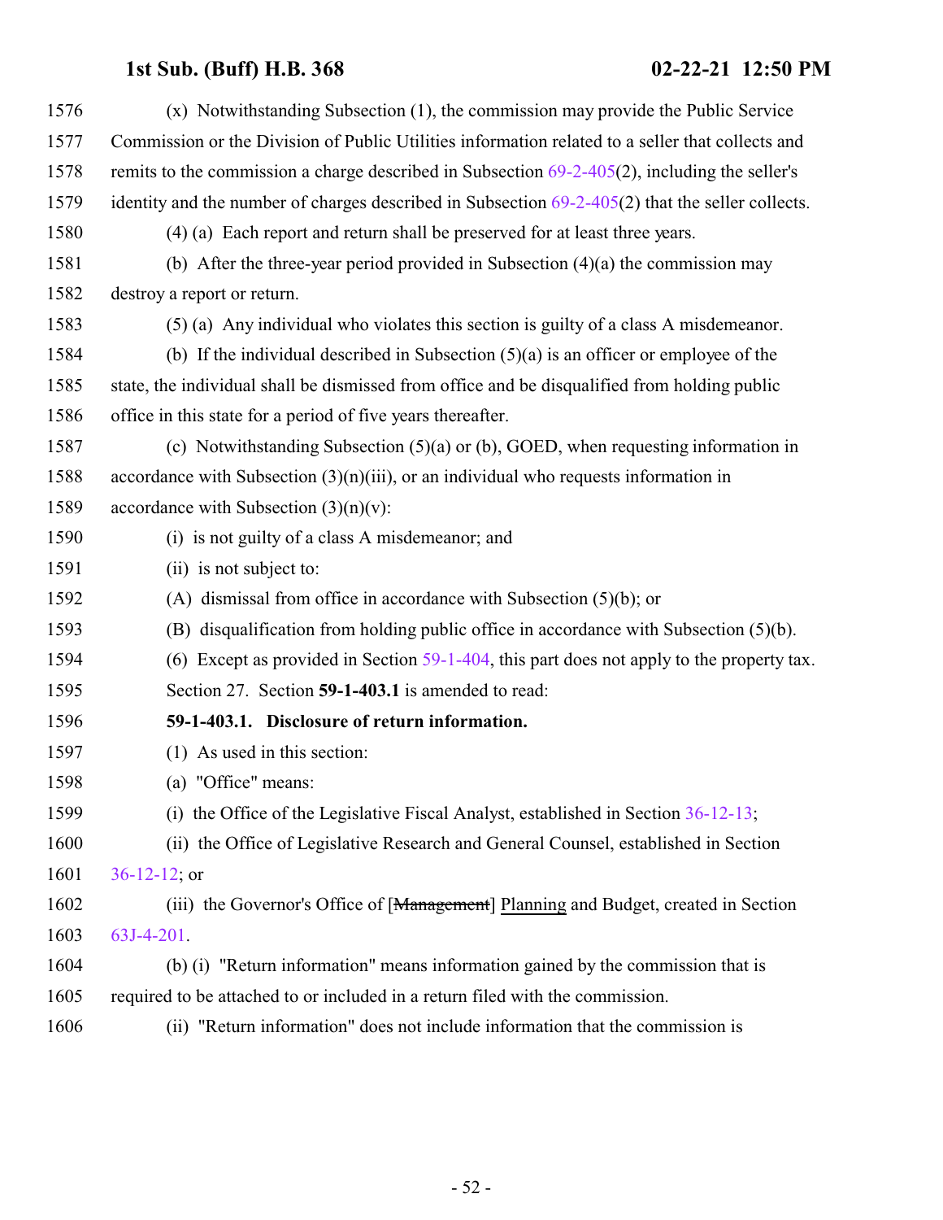(x) Notwithstanding Subsection (1), the commission may provide the Public Service Commission or the Division of Public Utilities information related to a seller that collects and remits to the commission a charge described in Subsection 69-2-405(2), including the seller's identity and the number of charges described in Subsection 69-2-405(2) that the seller collects.

(4) (a) Each report and return shall be preserved for at least three years.

(b) After the three-year period provided in Subsection (4)(a) the commission may destroy a report or return.

(5) (a) Any individual who violates this section is guilty of a class A misdemeanor.

(b) If the individual described in Subsection (5)(a) is an officer or employee of the state, the individual shall be dismissed from office and be disqualified from holding public office in this state for a period of five years thereafter.

(c) Notwithstanding Subsection (5)(a) or (b), GOED, when requesting information in accordance with Subsection (3)(n)(iii), or an individual who requests information in accordance with Subsection (3)(n)(v):

(i) is not guilty of a class A misdemeanor; and

(ii) is not subject to:

(A) dismissal from office in accordance with Subsection (5)(b); or

(B) disqualification from holding public office in accordance with Subsection (5)(b).

(6) Except as provided in Section 59-1-404, this part does not apply to the property tax.

Section 27. Section **59-1-403.1** is amended to read:

**59-1-403.1. Disclosure of return information.**

(1) As used in this section:

(a) "Office" means:

(i) the Office of the Legislative Fiscal Analyst, established in Section 36-12-13;

(ii) the Office of Legislative Research and General Counsel, established in Section 36-12-12; or

(iii) the Governor's Office of [~~Management~~] Planning and Budget, created in Section 63J-4-201.

(b) (i) "Return information" means information gained by the commission that is required to be attached to or included in a return filed with the commission.

(ii) "Return information" does not include information that the commission is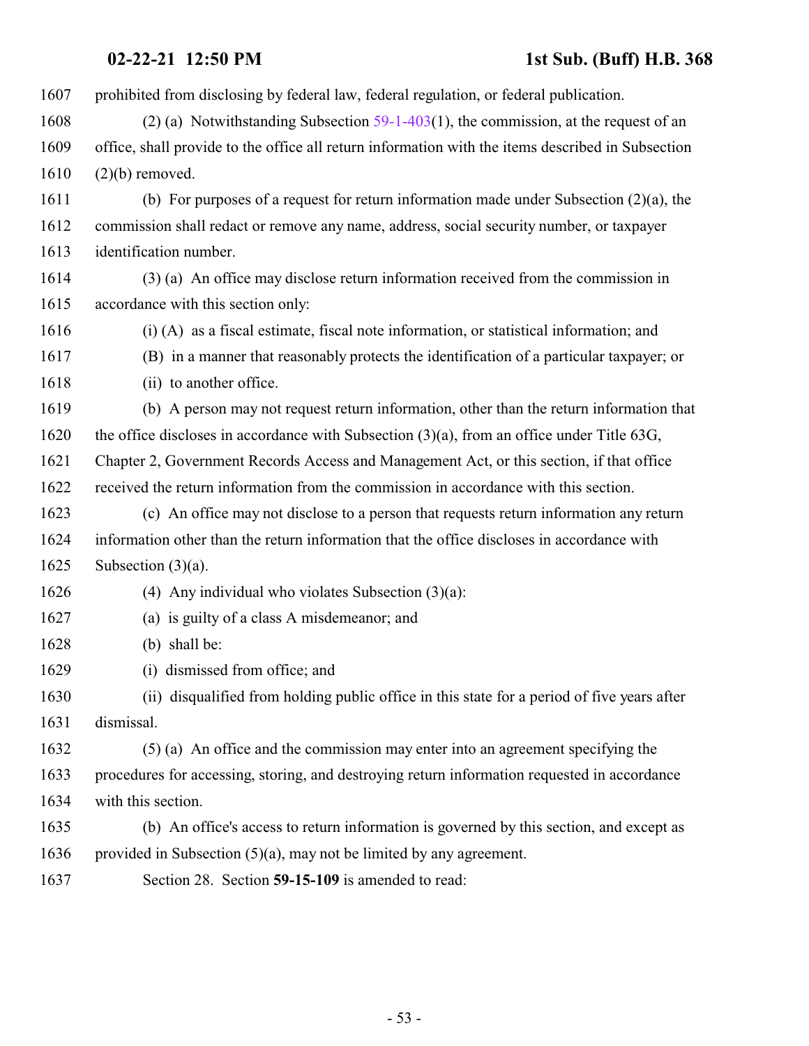prohibited from disclosing by federal law, federal regulation, or federal publication.

(2) (a) Notwithstanding Subsection 59-1-403(1), the commission, at the request of an office, shall provide to the office all return information with the items described in Subsection (2)(b) removed.

(b) For purposes of a request for return information made under Subsection (2)(a), the commission shall redact or remove any name, address, social security number, or taxpayer identification number.

(3) (a) An office may disclose return information received from the commission in accordance with this section only:

(i) (A) as a fiscal estimate, fiscal note information, or statistical information; and

(B) in a manner that reasonably protects the identification of a particular taxpayer; or

(ii) to another office.

(b) A person may not request return information, other than the return information that the office discloses in accordance with Subsection (3)(a), from an office under Title 63G, Chapter 2, Government Records Access and Management Act, or this section, if that office received the return information from the commission in accordance with this section.

(c) An office may not disclose to a person that requests return information any return information other than the return information that the office discloses in accordance with Subsection (3)(a).

(4) Any individual who violates Subsection (3)(a):

(a) is guilty of a class A misdemeanor; and

(b) shall be:

(i) dismissed from office; and

(ii) disqualified from holding public office in this state for a period of five years after dismissal.

(5) (a) An office and the commission may enter into an agreement specifying the procedures for accessing, storing, and destroying return information requested in accordance with this section.

(b) An office's access to return information is governed by this section, and except as provided in Subsection (5)(a), may not be limited by any agreement.

Section 28. Section **59-15-109** is amended to read: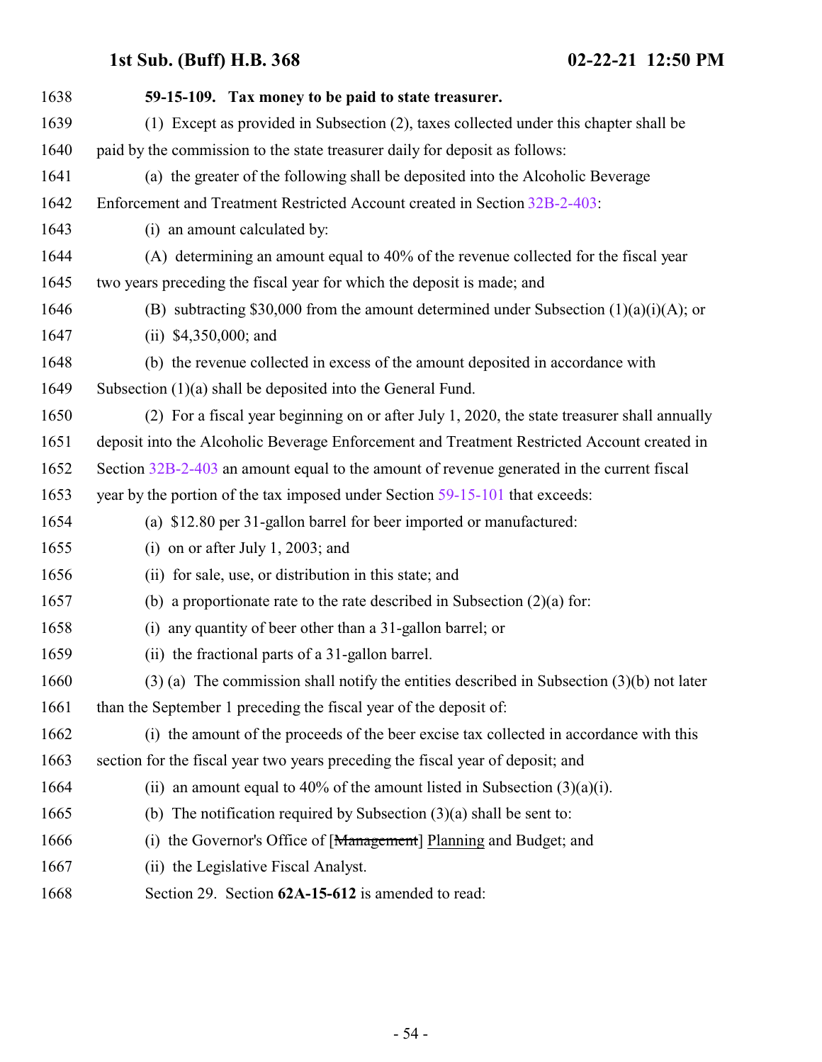**59-15-109. Tax money to be paid to state treasurer.**

(1) Except as provided in Subsection (2), taxes collected under this chapter shall be paid by the commission to the state treasurer daily for deposit as follows:

(a) the greater of the following shall be deposited into the Alcoholic Beverage Enforcement and Treatment Restricted Account created in Section 32B-2-403:

(i) an amount calculated by:

(A) determining an amount equal to 40% of the revenue collected for the fiscal year two years preceding the fiscal year for which the deposit is made; and

(B) subtracting $30,000 from the amount determined under Subsection (1)(a)(i)(A); or

(ii) $4,350,000; and

(b) the revenue collected in excess of the amount deposited in accordance with Subsection (1)(a) shall be deposited into the General Fund.

(2) For a fiscal year beginning on or after July 1, 2020, the state treasurer shall annually deposit into the Alcoholic Beverage Enforcement and Treatment Restricted Account created in Section 32B-2-403 an amount equal to the amount of revenue generated in the current fiscal year by the portion of the tax imposed under Section 59-15-101 that exceeds:

(a) $12.80 per 31-gallon barrel for beer imported or manufactured:

(i) on or after July 1, 2003; and

(ii) for sale, use, or distribution in this state; and

(b) a proportionate rate to the rate described in Subsection (2)(a) for:

(i) any quantity of beer other than a 31-gallon barrel; or

(ii) the fractional parts of a 31-gallon barrel.

(3) (a) The commission shall notify the entities described in Subsection (3)(b) not later than the September 1 preceding the fiscal year of the deposit of:

(i) the amount of the proceeds of the beer excise tax collected in accordance with this section for the fiscal year two years preceding the fiscal year of deposit; and

(ii) an amount equal to 40% of the amount listed in Subsection (3)(a)(i).

(b) The notification required by Subsection (3)(a) shall be sent to:

(i) the Governor's Office of [~~Management~~] Planning and Budget; and

(ii) the Legislative Fiscal Analyst.

Section 29. Section **62A-15-612** is amended to read: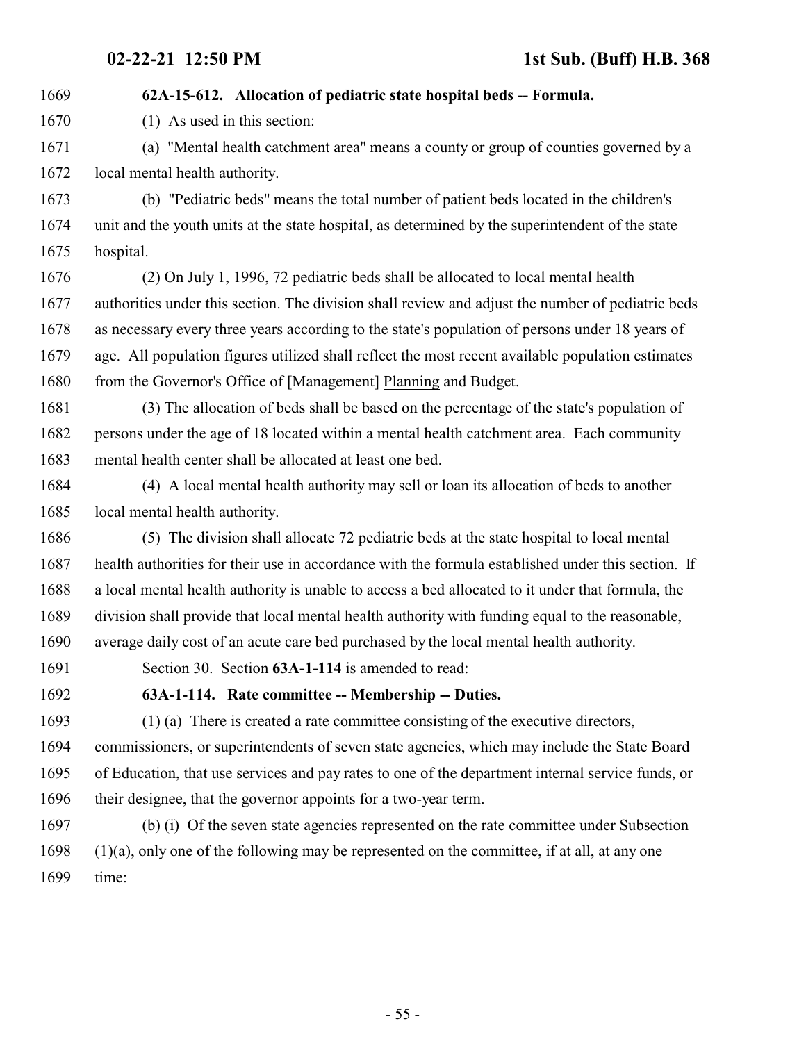**62A-15-612. Allocation of pediatric state hospital beds -- Formula.**

(1) As used in this section:

(a) "Mental health catchment area" means a county or group of counties governed by a local mental health authority.

(b) "Pediatric beds" means the total number of patient beds located in the children's unit and the youth units at the state hospital, as determined by the superintendent of the state hospital.

(2) On July 1, 1996, 72 pediatric beds shall be allocated to local mental health authorities under this section. The division shall review and adjust the number of pediatric beds as necessary every three years according to the state's population of persons under 18 years of age. All population figures utilized shall reflect the most recent available population estimates from the Governor's Office of [~~Management~~] Planning and Budget.

(3) The allocation of beds shall be based on the percentage of the state's population of persons under the age of 18 located within a mental health catchment area. Each community mental health center shall be allocated at least one bed.

(4) A local mental health authority may sell or loan its allocation of beds to another local mental health authority.

(5) The division shall allocate 72 pediatric beds at the state hospital to local mental health authorities for their use in accordance with the formula established under this section. If a local mental health authority is unable to access a bed allocated to it under that formula, the division shall provide that local mental health authority with funding equal to the reasonable, average daily cost of an acute care bed purchased by the local mental health authority.

Section 30. Section **63A-1-114** is amended to read:

**63A-1-114. Rate committee -- Membership -- Duties.**

(1) (a) There is created a rate committee consisting of the executive directors, commissioners, or superintendents of seven state agencies, which may include the State Board of Education, that use services and pay rates to one of the department internal service funds, or their designee, that the governor appoints for a two-year term.

(b) (i) Of the seven state agencies represented on the rate committee under Subsection (1)(a), only one of the following may be represented on the committee, if at all, at any one time: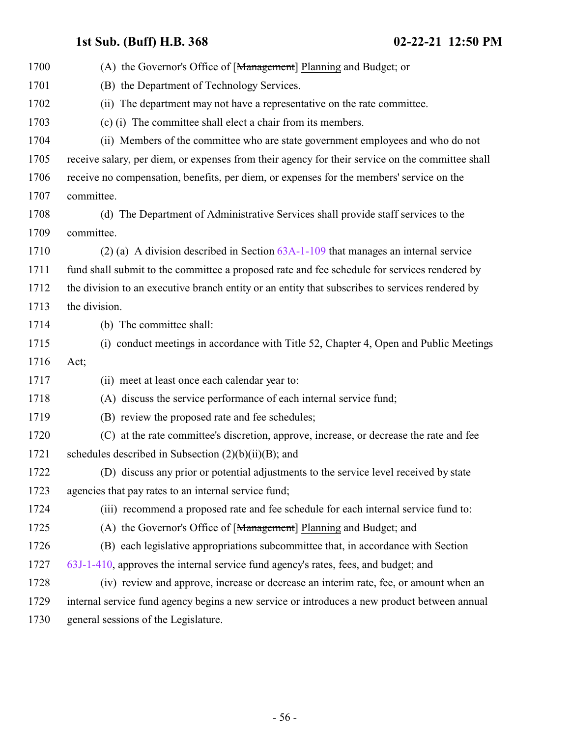1700 (A) the Governor's Office of [~~Management~~] Planning and Budget; or

1701 (B) the Department of Technology Services.

1702 (ii) The department may not have a representative on the rate committee.

1703 (c) (i) The committee shall elect a chair from its members.

1704 (ii) Members of the committee who are state government employees and who do not
1705 receive salary, per diem, or expenses from their agency for their service on the committee shall
1706 receive no compensation, benefits, per diem, or expenses for the members' service on the
1707 committee.

1708 (d) The Department of Administrative Services shall provide staff services to the
1709 committee.

1710 (2) (a) A division described in Section 63A-1-109 that manages an internal service
1711 fund shall submit to the committee a proposed rate and fee schedule for services rendered by
1712 the division to an executive branch entity or an entity that subscribes to services rendered by
1713 the division.

1714 (b) The committee shall:

1715 (i) conduct meetings in accordance with Title 52, Chapter 4, Open and Public Meetings
1716 Act;

1717 (ii) meet at least once each calendar year to:

1718 (A) discuss the service performance of each internal service fund;

1719 (B) review the proposed rate and fee schedules;

1720 (C) at the rate committee's discretion, approve, increase, or decrease the rate and fee
1721 schedules described in Subsection (2)(b)(ii)(B); and

1722 (D) discuss any prior or potential adjustments to the service level received by state
1723 agencies that pay rates to an internal service fund;

1724 (iii) recommend a proposed rate and fee schedule for each internal service fund to:

1725 (A) the Governor's Office of [~~Management~~] Planning and Budget; and

1726 (B) each legislative appropriations subcommittee that, in accordance with Section
1727 63J-1-410, approves the internal service fund agency's rates, fees, and budget; and

1728 (iv) review and approve, increase or decrease an interim rate, fee, or amount when an
1729 internal service fund agency begins a new service or introduces a new product between annual
1730 general sessions of the Legislature.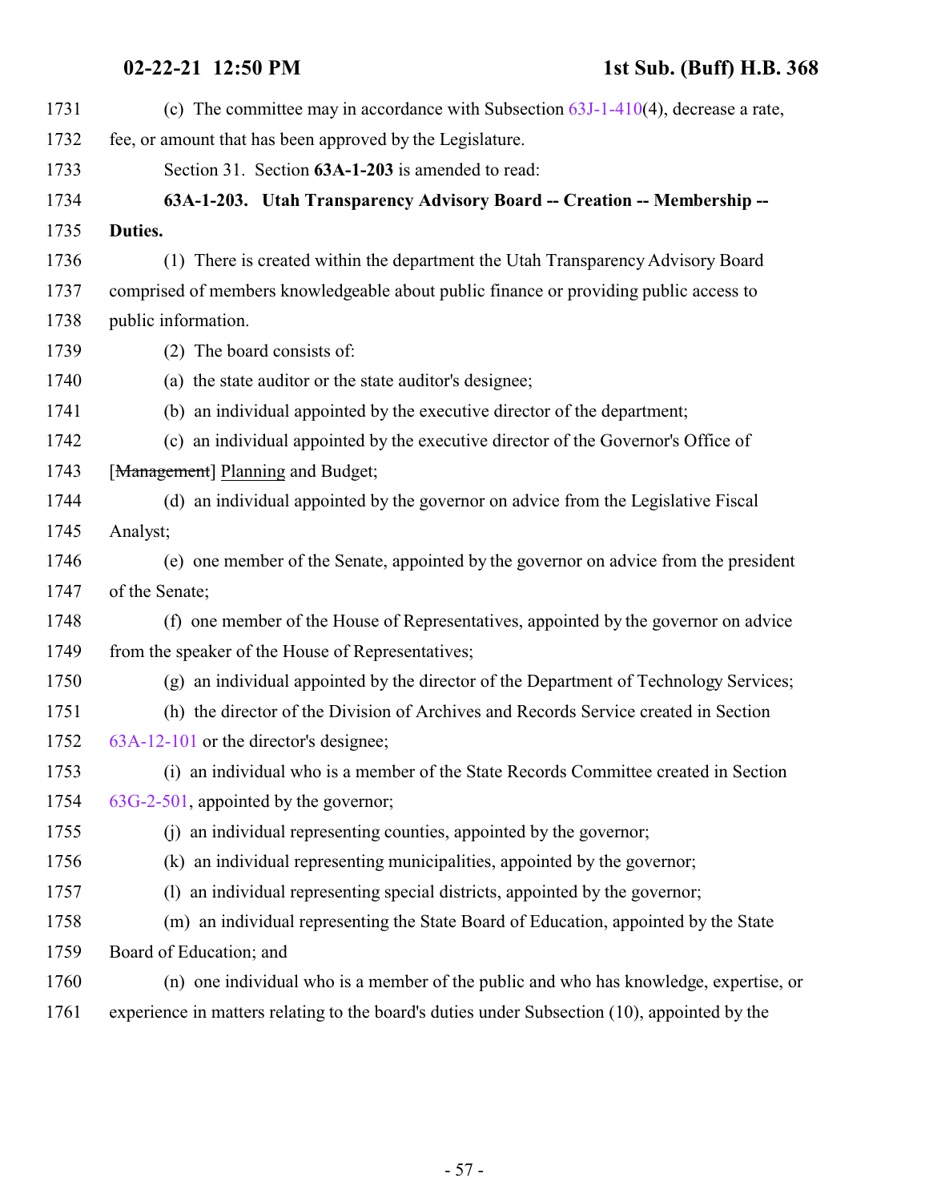(c) The committee may in accordance with Subsection 63J-1-410(4), decrease a rate, fee, or amount that has been approved by the Legislature.

Section 31. Section **63A-1-203** is amended to read:

**63A-1-203. Utah Transparency Advisory Board -- Creation -- Membership -- Duties.**

(1) There is created within the department the Utah Transparency Advisory Board comprised of members knowledgeable about public finance or providing public access to public information.

(2) The board consists of:

(a) the state auditor or the state auditor's designee;

(b) an individual appointed by the executive director of the department;

(c) an individual appointed by the executive director of the Governor's Office of [~~Management~~] Planning and Budget;

(d) an individual appointed by the governor on advice from the Legislative Fiscal Analyst;

(e) one member of the Senate, appointed by the governor on advice from the president of the Senate;

(f) one member of the House of Representatives, appointed by the governor on advice from the speaker of the House of Representatives;

(g) an individual appointed by the director of the Department of Technology Services;

(h) the director of the Division of Archives and Records Service created in Section 63A-12-101 or the director's designee;

(i) an individual who is a member of the State Records Committee created in Section 63G-2-501, appointed by the governor;

(j) an individual representing counties, appointed by the governor;

(k) an individual representing municipalities, appointed by the governor;

(l) an individual representing special districts, appointed by the governor;

(m) an individual representing the State Board of Education, appointed by the State Board of Education; and

(n) one individual who is a member of the public and who has knowledge, expertise, or experience in matters relating to the board's duties under Subsection (10), appointed by the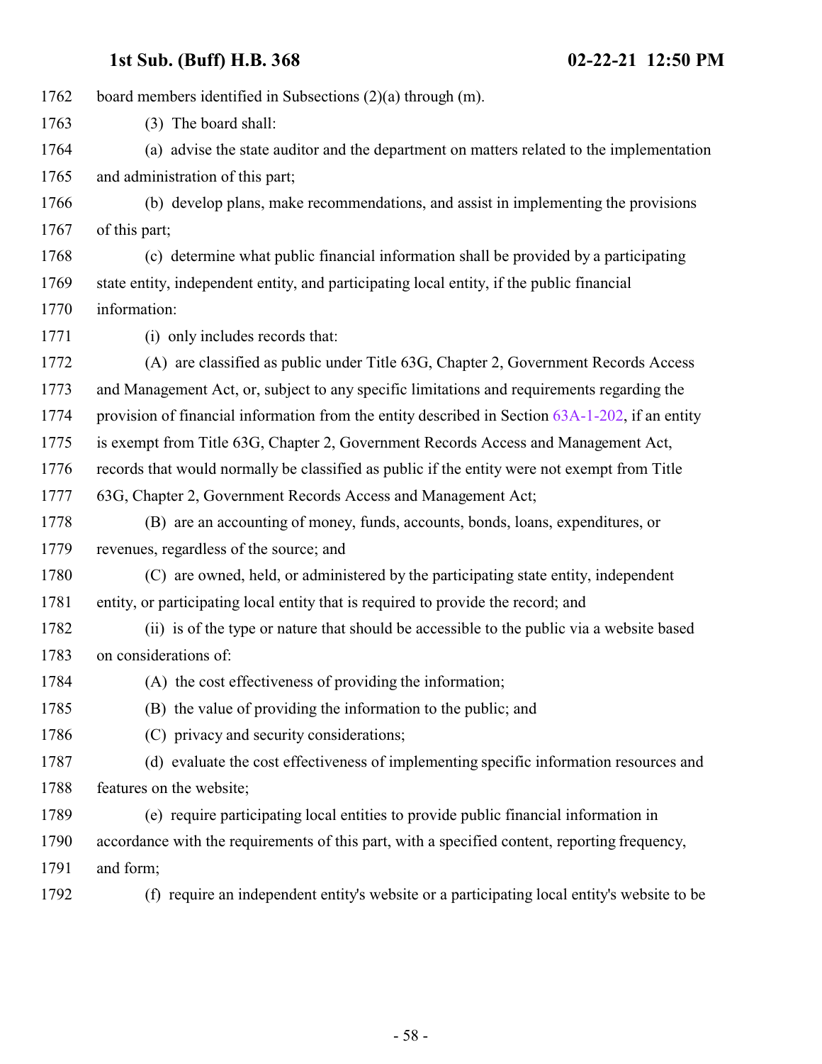board members identified in Subsections (2)(a) through (m).

(3) The board shall:

(a) advise the state auditor and the department on matters related to the implementation and administration of this part;

(b) develop plans, make recommendations, and assist in implementing the provisions of this part;

(c) determine what public financial information shall be provided by a participating state entity, independent entity, and participating local entity, if the public financial information:

(i) only includes records that:

(A) are classified as public under Title 63G, Chapter 2, Government Records Access and Management Act, or, subject to any specific limitations and requirements regarding the provision of financial information from the entity described in Section 63A-1-202, if an entity is exempt from Title 63G, Chapter 2, Government Records Access and Management Act, records that would normally be classified as public if the entity were not exempt from Title 63G, Chapter 2, Government Records Access and Management Act;

(B) are an accounting of money, funds, accounts, bonds, loans, expenditures, or revenues, regardless of the source; and

(C) are owned, held, or administered by the participating state entity, independent entity, or participating local entity that is required to provide the record; and

(ii) is of the type or nature that should be accessible to the public via a website based on considerations of:

(A) the cost effectiveness of providing the information;

(B) the value of providing the information to the public; and

(C) privacy and security considerations;

(d) evaluate the cost effectiveness of implementing specific information resources and features on the website;

(e) require participating local entities to provide public financial information in accordance with the requirements of this part, with a specified content, reporting frequency, and form;

(f) require an independent entity's website or a participating local entity's website to be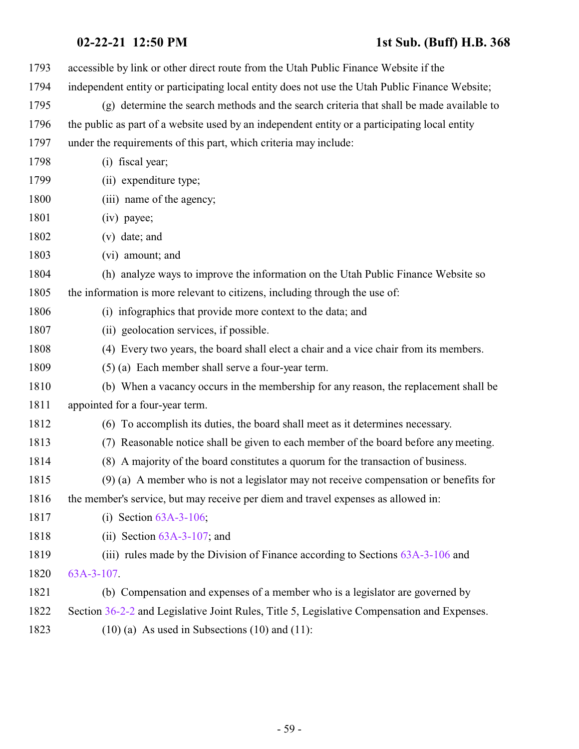accessible by link or other direct route from the Utah Public Finance Website if the independent entity or participating local entity does not use the Utah Public Finance Website;

(g) determine the search methods and the search criteria that shall be made available to the public as part of a website used by an independent entity or a participating local entity under the requirements of this part, which criteria may include:

(i) fiscal year;

(ii) expenditure type;

(iii) name of the agency;

(iv) payee;

(v) date; and

(vi) amount; and

(h) analyze ways to improve the information on the Utah Public Finance Website so the information is more relevant to citizens, including through the use of:

(i) infographics that provide more context to the data; and

(ii) geolocation services, if possible.

(4) Every two years, the board shall elect a chair and a vice chair from its members.

(5) (a) Each member shall serve a four-year term.

(b) When a vacancy occurs in the membership for any reason, the replacement shall be appointed for a four-year term.

(6) To accomplish its duties, the board shall meet as it determines necessary.

(7) Reasonable notice shall be given to each member of the board before any meeting.

(8) A majority of the board constitutes a quorum for the transaction of business.

(9) (a) A member who is not a legislator may not receive compensation or benefits for the member's service, but may receive per diem and travel expenses as allowed in:

(i) Section 63A-3-106;

(ii) Section 63A-3-107; and

(iii) rules made by the Division of Finance according to Sections 63A-3-106 and 63A-3-107.

(b) Compensation and expenses of a member who is a legislator are governed by Section 36-2-2 and Legislative Joint Rules, Title 5, Legislative Compensation and Expenses.

(10) (a) As used in Subsections (10) and (11):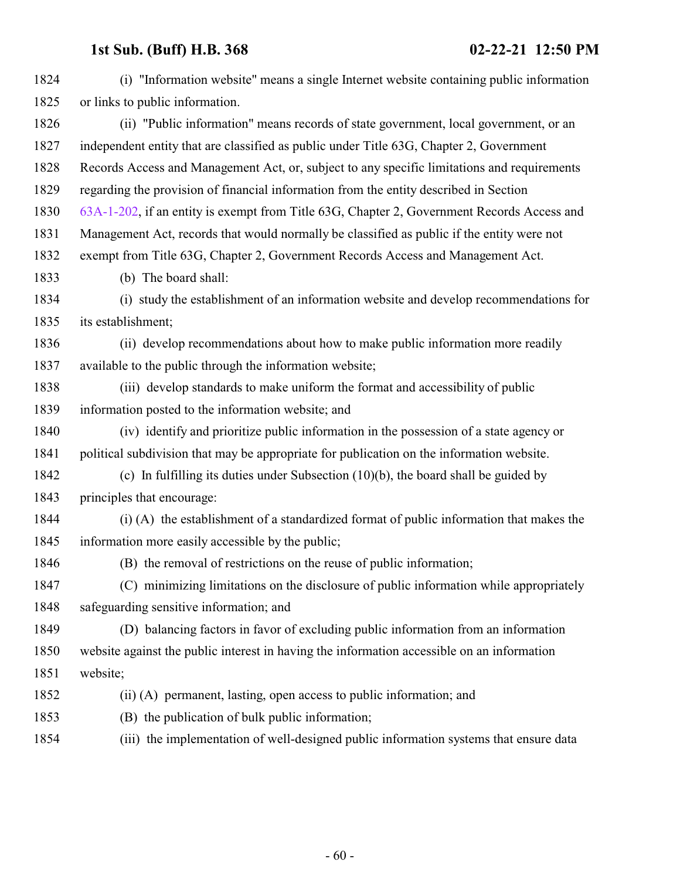(i) "Information website" means a single Internet website containing public information or links to public information.

(ii) "Public information" means records of state government, local government, or an independent entity that are classified as public under Title 63G, Chapter 2, Government Records Access and Management Act, or, subject to any specific limitations and requirements regarding the provision of financial information from the entity described in Section 63A-1-202, if an entity is exempt from Title 63G, Chapter 2, Government Records Access and Management Act, records that would normally be classified as public if the entity were not exempt from Title 63G, Chapter 2, Government Records Access and Management Act.

(b) The board shall:

(i) study the establishment of an information website and develop recommendations for its establishment;

(ii) develop recommendations about how to make public information more readily available to the public through the information website;

(iii) develop standards to make uniform the format and accessibility of public information posted to the information website; and

(iv) identify and prioritize public information in the possession of a state agency or political subdivision that may be appropriate for publication on the information website.

(c) In fulfilling its duties under Subsection (10)(b), the board shall be guided by principles that encourage:

(i) (A) the establishment of a standardized format of public information that makes the information more easily accessible by the public;

(B) the removal of restrictions on the reuse of public information;

(C) minimizing limitations on the disclosure of public information while appropriately safeguarding sensitive information; and

(D) balancing factors in favor of excluding public information from an information website against the public interest in having the information accessible on an information website;

(ii) (A) permanent, lasting, open access to public information; and

(B) the publication of bulk public information;

(iii) the implementation of well-designed public information systems that ensure data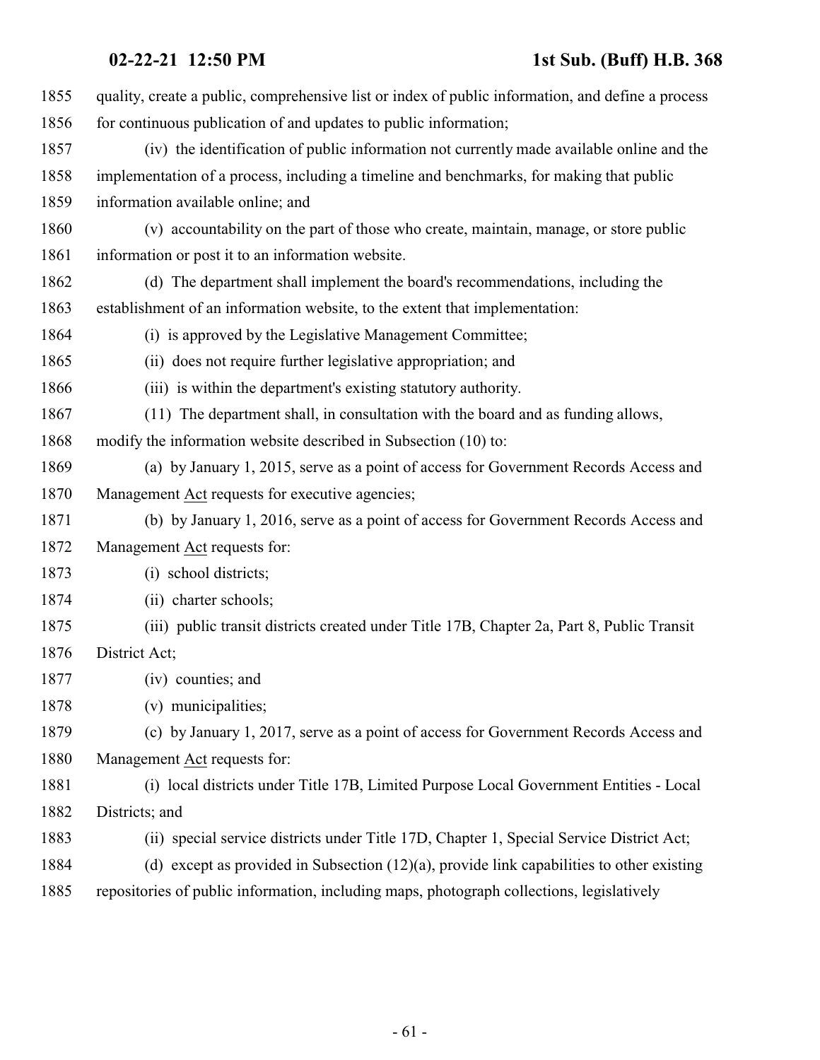quality, create a public, comprehensive list or index of public information, and define a process for continuous publication of and updates to public information;

(iv) the identification of public information not currently made available online and the implementation of a process, including a timeline and benchmarks, for making that public information available online; and

(v) accountability on the part of those who create, maintain, manage, or store public information or post it to an information website.

(d) The department shall implement the board's recommendations, including the establishment of an information website, to the extent that implementation:

(i) is approved by the Legislative Management Committee;

(ii) does not require further legislative appropriation; and

(iii) is within the department's existing statutory authority.

(11) The department shall, in consultation with the board and as funding allows, modify the information website described in Subsection (10) to:

(a) by January 1, 2015, serve as a point of access for Government Records Access and Management Act requests for executive agencies;

(b) by January 1, 2016, serve as a point of access for Government Records Access and Management Act requests for:

(i) school districts;

(ii) charter schools;

(iii) public transit districts created under Title 17B, Chapter 2a, Part 8, Public Transit District Act;

(iv) counties; and

(v) municipalities;

(c) by January 1, 2017, serve as a point of access for Government Records Access and Management Act requests for:

(i) local districts under Title 17B, Limited Purpose Local Government Entities - Local Districts; and

(ii) special service districts under Title 17D, Chapter 1, Special Service District Act;

(d) except as provided in Subsection (12)(a), provide link capabilities to other existing repositories of public information, including maps, photograph collections, legislatively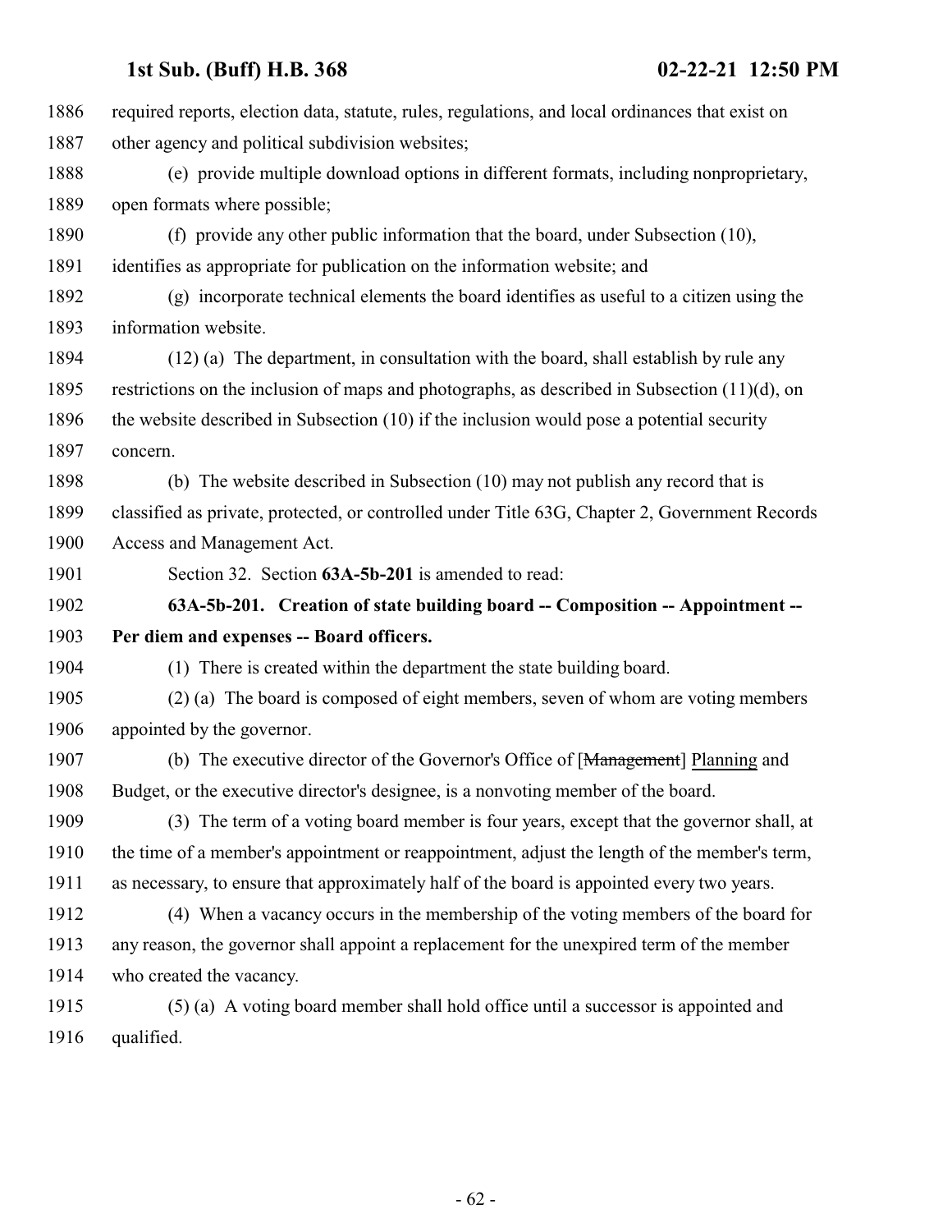required reports, election data, statute, rules, regulations, and local ordinances that exist on other agency and political subdivision websites;

(e) provide multiple download options in different formats, including nonproprietary, open formats where possible;

(f) provide any other public information that the board, under Subsection (10), identifies as appropriate for publication on the information website; and

(g) incorporate technical elements the board identifies as useful to a citizen using the information website.

(12) (a) The department, in consultation with the board, shall establish by rule any restrictions on the inclusion of maps and photographs, as described in Subsection (11)(d), on the website described in Subsection (10) if the inclusion would pose a potential security concern.

(b) The website described in Subsection (10) may not publish any record that is classified as private, protected, or controlled under Title 63G, Chapter 2, Government Records Access and Management Act.

Section 32. Section **63A-5b-201** is amended to read:

**63A-5b-201. Creation of state building board -- Composition -- Appointment -- Per diem and expenses -- Board officers.**

(1) There is created within the department the state building board.

(2) (a) The board is composed of eight members, seven of whom are voting members appointed by the governor.

(b) The executive director of the Governor's Office of [~~Management~~] Planning and Budget, or the executive director's designee, is a nonvoting member of the board.

(3) The term of a voting board member is four years, except that the governor shall, at the time of a member's appointment or reappointment, adjust the length of the member's term, as necessary, to ensure that approximately half of the board is appointed every two years.

(4) When a vacancy occurs in the membership of the voting members of the board for any reason, the governor shall appoint a replacement for the unexpired term of the member who created the vacancy.

(5) (a) A voting board member shall hold office until a successor is appointed and qualified.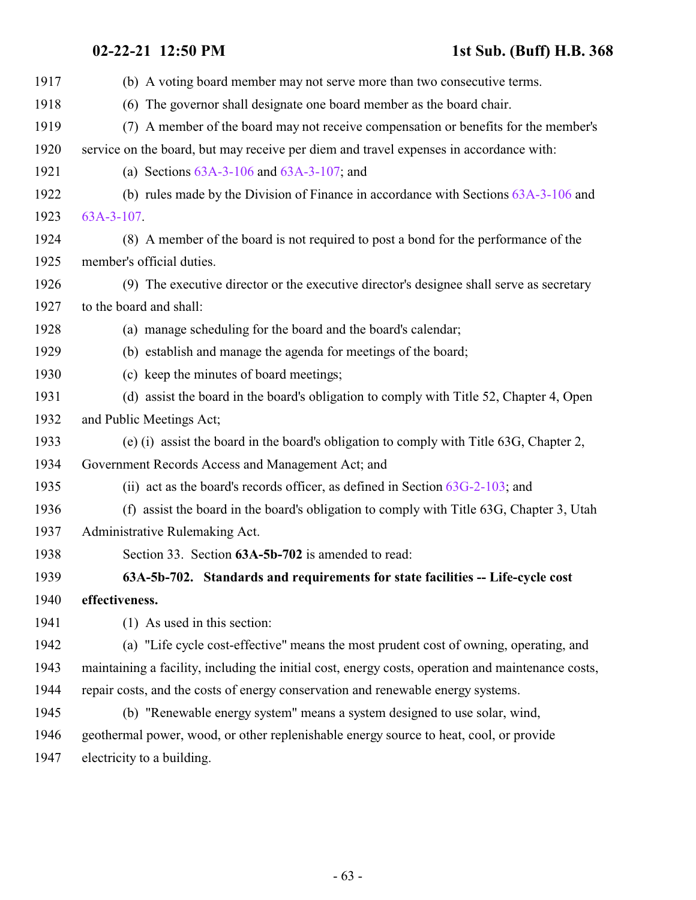(b) A voting board member may not serve more than two consecutive terms.

(6) The governor shall designate one board member as the board chair.

(7) A member of the board may not receive compensation or benefits for the member's service on the board, but may receive per diem and travel expenses in accordance with:

(a) Sections 63A-3-106 and 63A-3-107; and

(b) rules made by the Division of Finance in accordance with Sections 63A-3-106 and 63A-3-107.

(8) A member of the board is not required to post a bond for the performance of the member's official duties.

(9) The executive director or the executive director's designee shall serve as secretary to the board and shall:

(a) manage scheduling for the board and the board's calendar;

(b) establish and manage the agenda for meetings of the board;

(c) keep the minutes of board meetings;

(d) assist the board in the board's obligation to comply with Title 52, Chapter 4, Open and Public Meetings Act;

(e) (i) assist the board in the board's obligation to comply with Title 63G, Chapter 2, Government Records Access and Management Act; and

(ii) act as the board's records officer, as defined in Section 63G-2-103; and

(f) assist the board in the board's obligation to comply with Title 63G, Chapter 3, Utah Administrative Rulemaking Act.

Section 33. Section **63A-5b-702** is amended to read:

**63A-5b-702. Standards and requirements for state facilities -- Life-cycle cost effectiveness.**

(1) As used in this section:

(a) "Life cycle cost-effective" means the most prudent cost of owning, operating, and maintaining a facility, including the initial cost, energy costs, operation and maintenance costs, repair costs, and the costs of energy conservation and renewable energy systems.

(b) "Renewable energy system" means a system designed to use solar, wind, geothermal power, wood, or other replenishable energy source to heat, cool, or provide electricity to a building.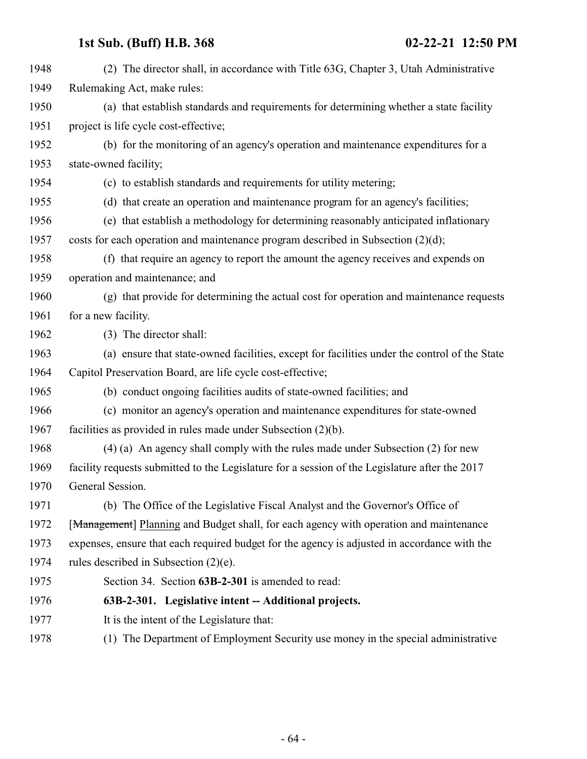(2) The director shall, in accordance with Title 63G, Chapter 3, Utah Administrative Rulemaking Act, make rules:

(a) that establish standards and requirements for determining whether a state facility project is life cycle cost-effective;

(b) for the monitoring of an agency's operation and maintenance expenditures for a state-owned facility;

(c) to establish standards and requirements for utility metering;

(d) that create an operation and maintenance program for an agency's facilities;

(e) that establish a methodology for determining reasonably anticipated inflationary costs for each operation and maintenance program described in Subsection (2)(d);

(f) that require an agency to report the amount the agency receives and expends on operation and maintenance; and

(g) that provide for determining the actual cost for operation and maintenance requests for a new facility.

(3) The director shall:

(a) ensure that state-owned facilities, except for facilities under the control of the State Capitol Preservation Board, are life cycle cost-effective;

(b) conduct ongoing facilities audits of state-owned facilities; and

(c) monitor an agency's operation and maintenance expenditures for state-owned facilities as provided in rules made under Subsection (2)(b).

(4) (a) An agency shall comply with the rules made under Subsection (2) for new facility requests submitted to the Legislature for a session of the Legislature after the 2017 General Session.

(b) The Office of the Legislative Fiscal Analyst and the Governor's Office of [~~Management~~] Planning and Budget shall, for each agency with operation and maintenance expenses, ensure that each required budget for the agency is adjusted in accordance with the rules described in Subsection (2)(e).

Section 34. Section **63B-2-301** is amended to read:

**63B-2-301. Legislative intent -- Additional projects.**

It is the intent of the Legislature that:

(1) The Department of Employment Security use money in the special administrative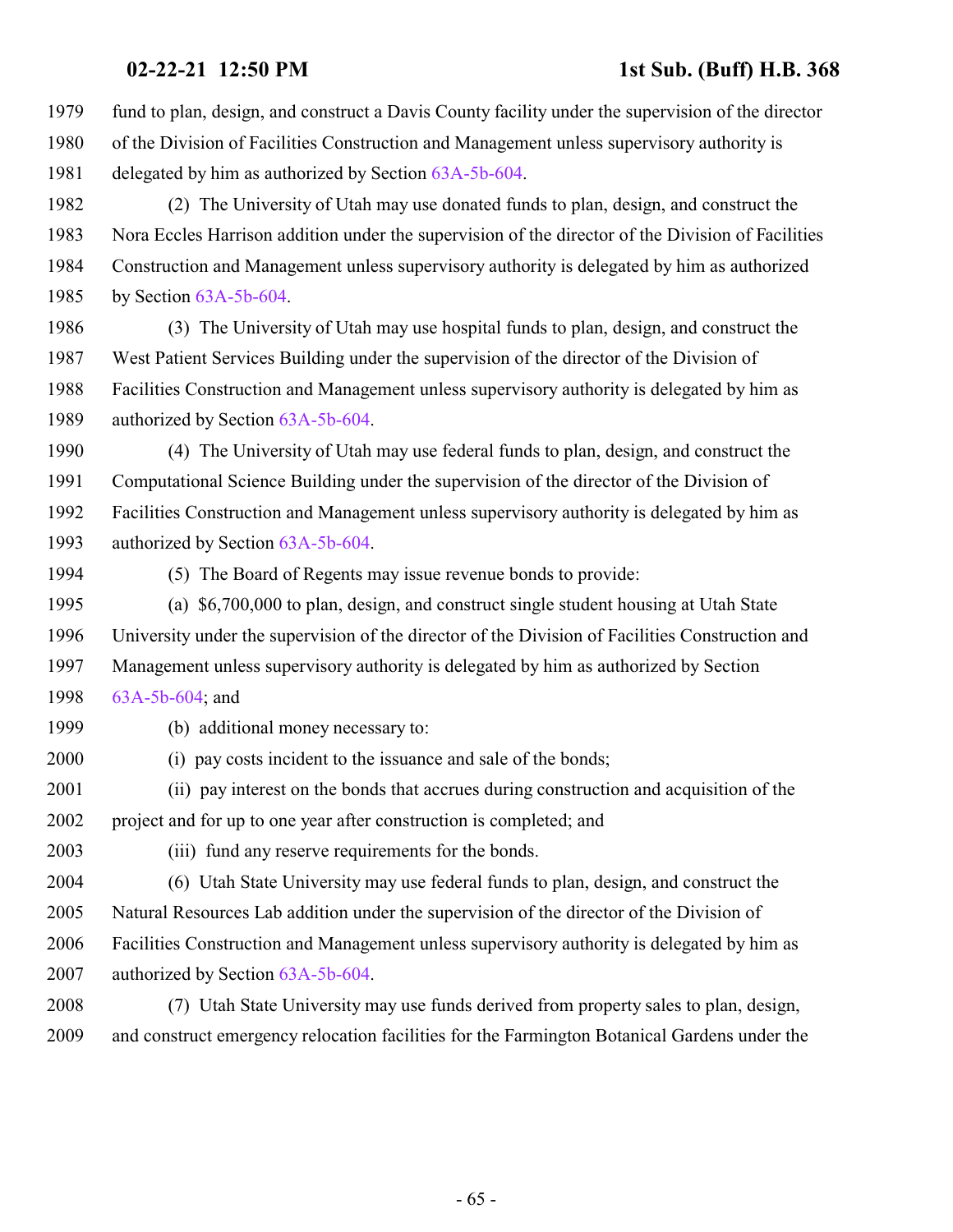fund to plan, design, and construct a Davis County facility under the supervision of the director of the Division of Facilities Construction and Management unless supervisory authority is delegated by him as authorized by Section 63A-5b-604.

(2) The University of Utah may use donated funds to plan, design, and construct the Nora Eccles Harrison addition under the supervision of the director of the Division of Facilities Construction and Management unless supervisory authority is delegated by him as authorized by Section 63A-5b-604.

(3) The University of Utah may use hospital funds to plan, design, and construct the West Patient Services Building under the supervision of the director of the Division of Facilities Construction and Management unless supervisory authority is delegated by him as authorized by Section 63A-5b-604.

(4) The University of Utah may use federal funds to plan, design, and construct the Computational Science Building under the supervision of the director of the Division of Facilities Construction and Management unless supervisory authority is delegated by him as authorized by Section 63A-5b-604.

(5) The Board of Regents may issue revenue bonds to provide:

(a) $6,700,000 to plan, design, and construct single student housing at Utah State University under the supervision of the director of the Division of Facilities Construction and Management unless supervisory authority is delegated by him as authorized by Section 63A-5b-604; and

(b) additional money necessary to:

(i) pay costs incident to the issuance and sale of the bonds;

(ii) pay interest on the bonds that accrues during construction and acquisition of the project and for up to one year after construction is completed; and

(iii) fund any reserve requirements for the bonds.

(6) Utah State University may use federal funds to plan, design, and construct the Natural Resources Lab addition under the supervision of the director of the Division of Facilities Construction and Management unless supervisory authority is delegated by him as authorized by Section 63A-5b-604.

(7) Utah State University may use funds derived from property sales to plan, design, and construct emergency relocation facilities for the Farmington Botanical Gardens under the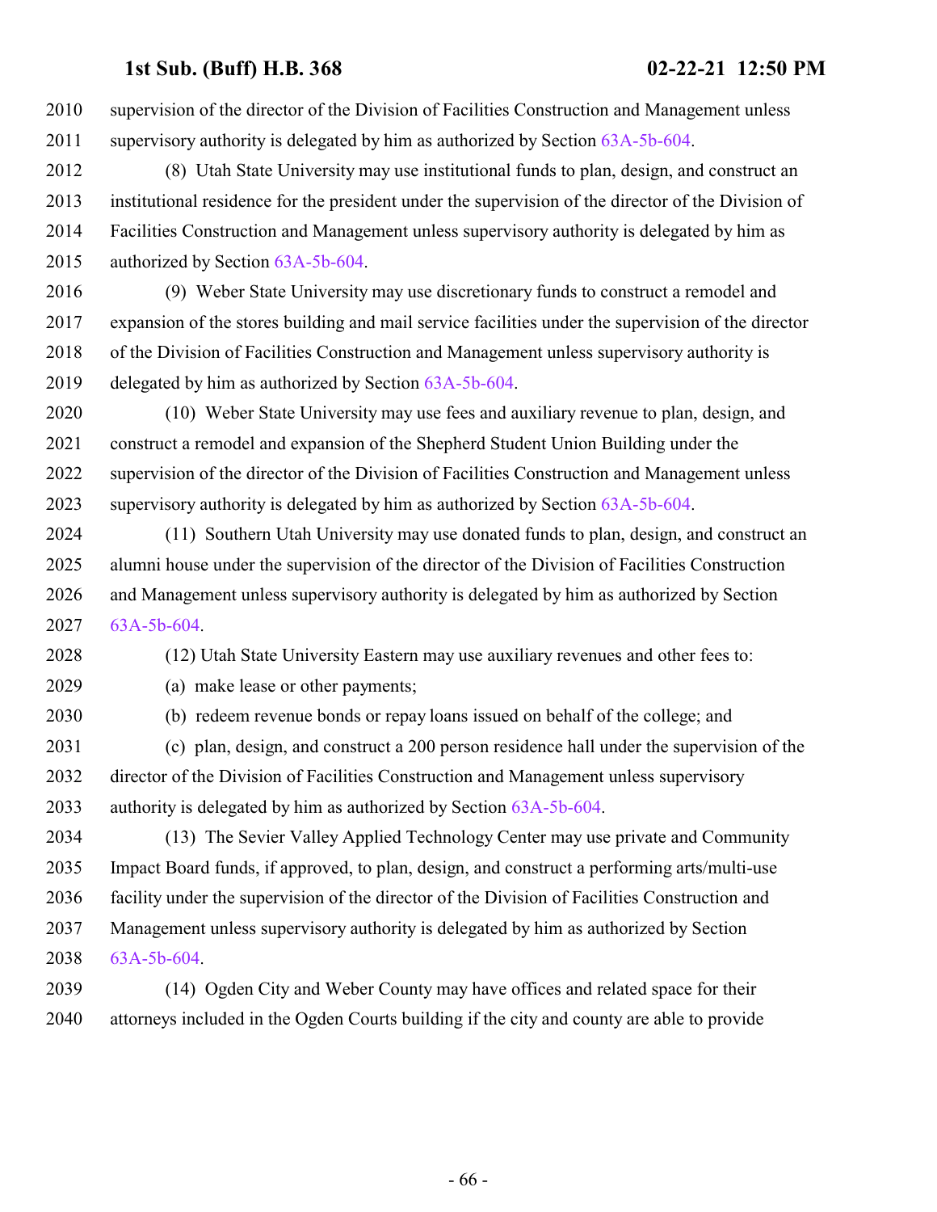supervision of the director of the Division of Facilities Construction and Management unless supervisory authority is delegated by him as authorized by Section 63A-5b-604.

(8) Utah State University may use institutional funds to plan, design, and construct an institutional residence for the president under the supervision of the director of the Division of Facilities Construction and Management unless supervisory authority is delegated by him as authorized by Section 63A-5b-604.

(9) Weber State University may use discretionary funds to construct a remodel and expansion of the stores building and mail service facilities under the supervision of the director of the Division of Facilities Construction and Management unless supervisory authority is delegated by him as authorized by Section 63A-5b-604.

(10) Weber State University may use fees and auxiliary revenue to plan, design, and construct a remodel and expansion of the Shepherd Student Union Building under the supervision of the director of the Division of Facilities Construction and Management unless supervisory authority is delegated by him as authorized by Section 63A-5b-604.

(11) Southern Utah University may use donated funds to plan, design, and construct an alumni house under the supervision of the director of the Division of Facilities Construction and Management unless supervisory authority is delegated by him as authorized by Section 63A-5b-604.

(12) Utah State University Eastern may use auxiliary revenues and other fees to:

(a) make lease or other payments;

(b) redeem revenue bonds or repay loans issued on behalf of the college; and

(c) plan, design, and construct a 200 person residence hall under the supervision of the director of the Division of Facilities Construction and Management unless supervisory authority is delegated by him as authorized by Section 63A-5b-604.

(13) The Sevier Valley Applied Technology Center may use private and Community Impact Board funds, if approved, to plan, design, and construct a performing arts/multi-use facility under the supervision of the director of the Division of Facilities Construction and Management unless supervisory authority is delegated by him as authorized by Section 63A-5b-604.

(14) Ogden City and Weber County may have offices and related space for their attorneys included in the Ogden Courts building if the city and county are able to provide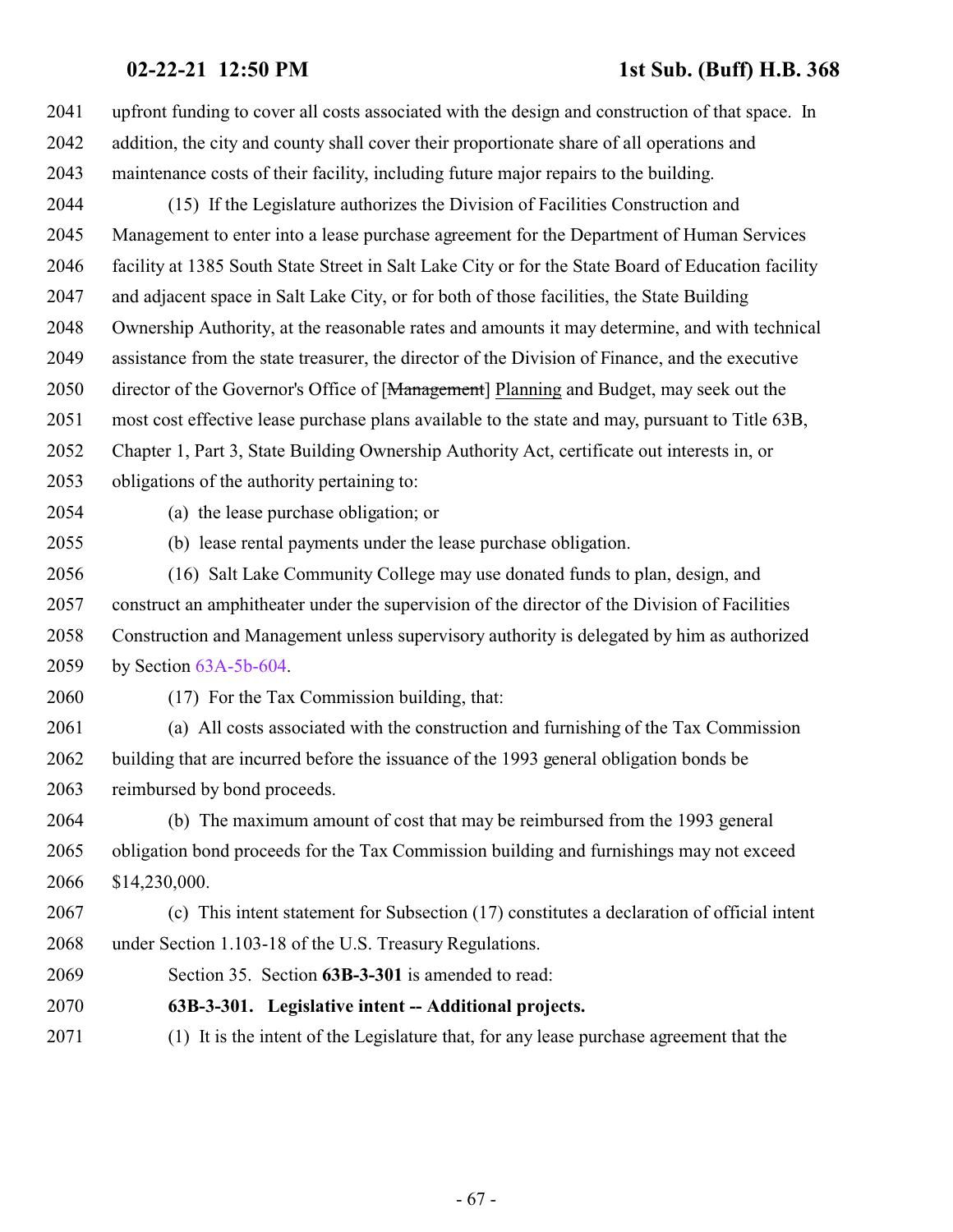upfront funding to cover all costs associated with the design and construction of that space. In addition, the city and county shall cover their proportionate share of all operations and maintenance costs of their facility, including future major repairs to the building.

(15) If the Legislature authorizes the Division of Facilities Construction and Management to enter into a lease purchase agreement for the Department of Human Services facility at 1385 South State Street in Salt Lake City or for the State Board of Education facility and adjacent space in Salt Lake City, or for both of those facilities, the State Building Ownership Authority, at the reasonable rates and amounts it may determine, and with technical assistance from the state treasurer, the director of the Division of Finance, and the executive director of the Governor's Office of [~~Management~~] Planning and Budget, may seek out the most cost effective lease purchase plans available to the state and may, pursuant to Title 63B, Chapter 1, Part 3, State Building Ownership Authority Act, certificate out interests in, or obligations of the authority pertaining to:

(a) the lease purchase obligation; or

(b) lease rental payments under the lease purchase obligation.

(16) Salt Lake Community College may use donated funds to plan, design, and construct an amphitheater under the supervision of the director of the Division of Facilities Construction and Management unless supervisory authority is delegated by him as authorized by Section 63A-5b-604.

(17) For the Tax Commission building, that:

(a) All costs associated with the construction and furnishing of the Tax Commission building that are incurred before the issuance of the 1993 general obligation bonds be reimbursed by bond proceeds.

(b) The maximum amount of cost that may be reimbursed from the 1993 general obligation bond proceeds for the Tax Commission building and furnishings may not exceed $14,230,000.

(c) This intent statement for Subsection (17) constitutes a declaration of official intent under Section 1.103-18 of the U.S. Treasury Regulations.

Section 35. Section **63B-3-301** is amended to read:

**63B-3-301. Legislative intent -- Additional projects.**

(1) It is the intent of the Legislature that, for any lease purchase agreement that the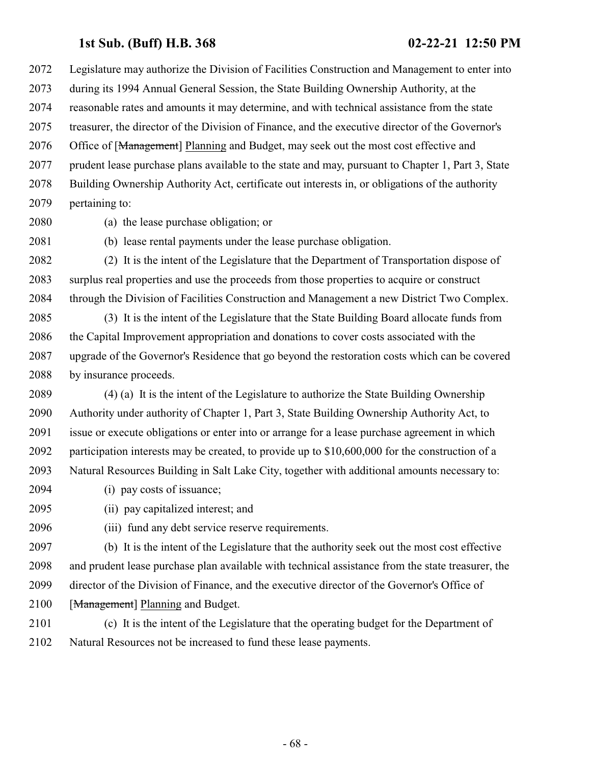Legislature may authorize the Division of Facilities Construction and Management to enter into during its 1994 Annual General Session, the State Building Ownership Authority, at the reasonable rates and amounts it may determine, and with technical assistance from the state treasurer, the director of the Division of Finance, and the executive director of the Governor's Office of [~~Management~~] Planning and Budget, may seek out the most cost effective and prudent lease purchase plans available to the state and may, pursuant to Chapter 1, Part 3, State Building Ownership Authority Act, certificate out interests in, or obligations of the authority pertaining to:

(a) the lease purchase obligation; or

(b) lease rental payments under the lease purchase obligation.

(2) It is the intent of the Legislature that the Department of Transportation dispose of surplus real properties and use the proceeds from those properties to acquire or construct through the Division of Facilities Construction and Management a new District Two Complex.

(3) It is the intent of the Legislature that the State Building Board allocate funds from the Capital Improvement appropriation and donations to cover costs associated with the upgrade of the Governor's Residence that go beyond the restoration costs which can be covered by insurance proceeds.

(4) (a) It is the intent of the Legislature to authorize the State Building Ownership Authority under authority of Chapter 1, Part 3, State Building Ownership Authority Act, to issue or execute obligations or enter into or arrange for a lease purchase agreement in which participation interests may be created, to provide up to $10,600,000 for the construction of a Natural Resources Building in Salt Lake City, together with additional amounts necessary to:

(i) pay costs of issuance;

(ii) pay capitalized interest; and

(iii) fund any debt service reserve requirements.

(b) It is the intent of the Legislature that the authority seek out the most cost effective and prudent lease purchase plan available with technical assistance from the state treasurer, the director of the Division of Finance, and the executive director of the Governor's Office of [~~Management~~] Planning and Budget.

(c) It is the intent of the Legislature that the operating budget for the Department of Natural Resources not be increased to fund these lease payments.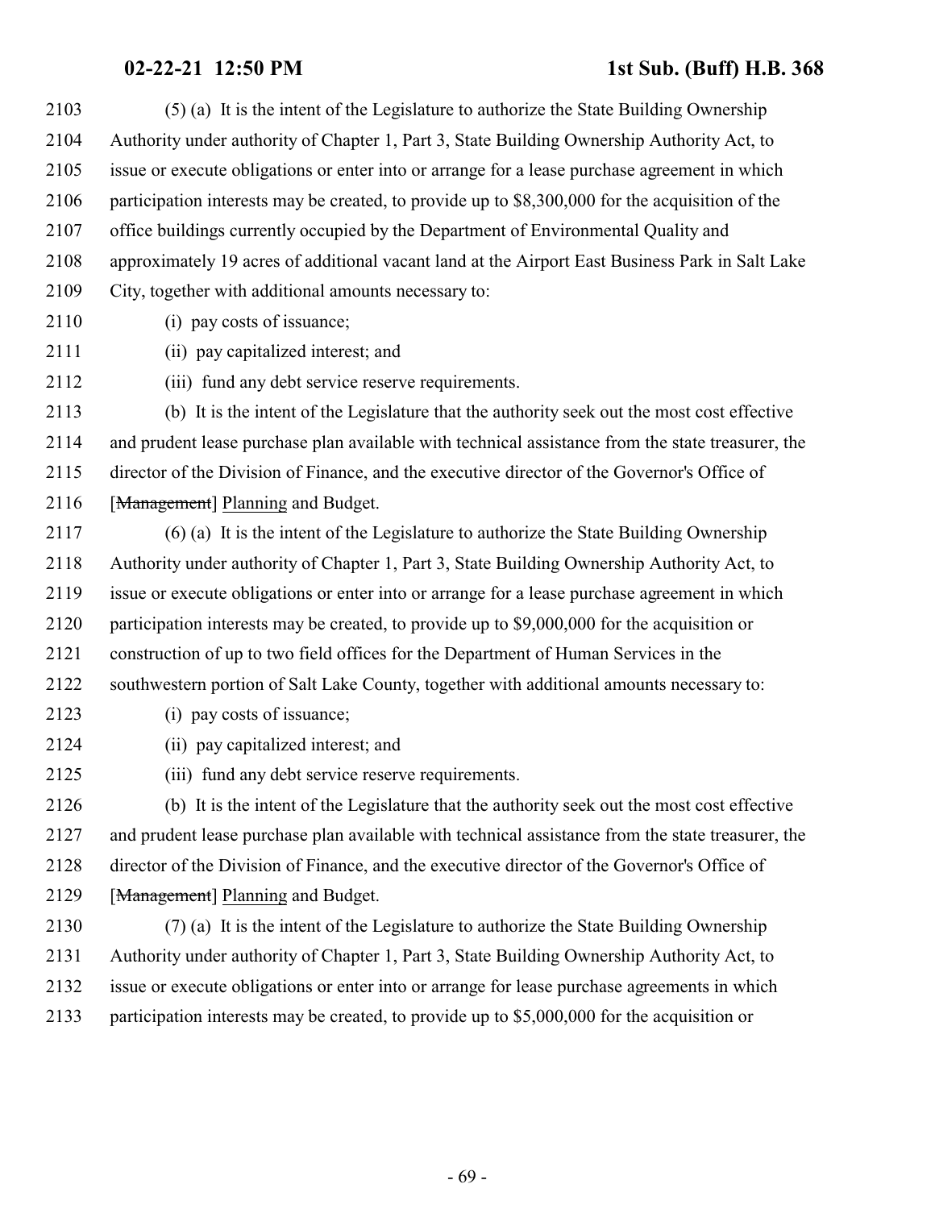(5) (a) It is the intent of the Legislature to authorize the State Building Ownership Authority under authority of Chapter 1, Part 3, State Building Ownership Authority Act, to issue or execute obligations or enter into or arrange for a lease purchase agreement in which participation interests may be created, to provide up to $8,300,000 for the acquisition of the office buildings currently occupied by the Department of Environmental Quality and approximately 19 acres of additional vacant land at the Airport East Business Park in Salt Lake City, together with additional amounts necessary to:

(i) pay costs of issuance;

(ii) pay capitalized interest; and

(iii) fund any debt service reserve requirements.

(b) It is the intent of the Legislature that the authority seek out the most cost effective and prudent lease purchase plan available with technical assistance from the state treasurer, the director of the Division of Finance, and the executive director of the Governor's Office of [~~Management~~] Planning and Budget.

(6) (a) It is the intent of the Legislature to authorize the State Building Ownership Authority under authority of Chapter 1, Part 3, State Building Ownership Authority Act, to issue or execute obligations or enter into or arrange for a lease purchase agreement in which participation interests may be created, to provide up to $9,000,000 for the acquisition or construction of up to two field offices for the Department of Human Services in the southwestern portion of Salt Lake County, together with additional amounts necessary to:

(i) pay costs of issuance;

(ii) pay capitalized interest; and

(iii) fund any debt service reserve requirements.

(b) It is the intent of the Legislature that the authority seek out the most cost effective and prudent lease purchase plan available with technical assistance from the state treasurer, the director of the Division of Finance, and the executive director of the Governor's Office of [~~Management~~] Planning and Budget.

(7) (a) It is the intent of the Legislature to authorize the State Building Ownership Authority under authority of Chapter 1, Part 3, State Building Ownership Authority Act, to issue or execute obligations or enter into or arrange for lease purchase agreements in which participation interests may be created, to provide up to $5,000,000 for the acquisition or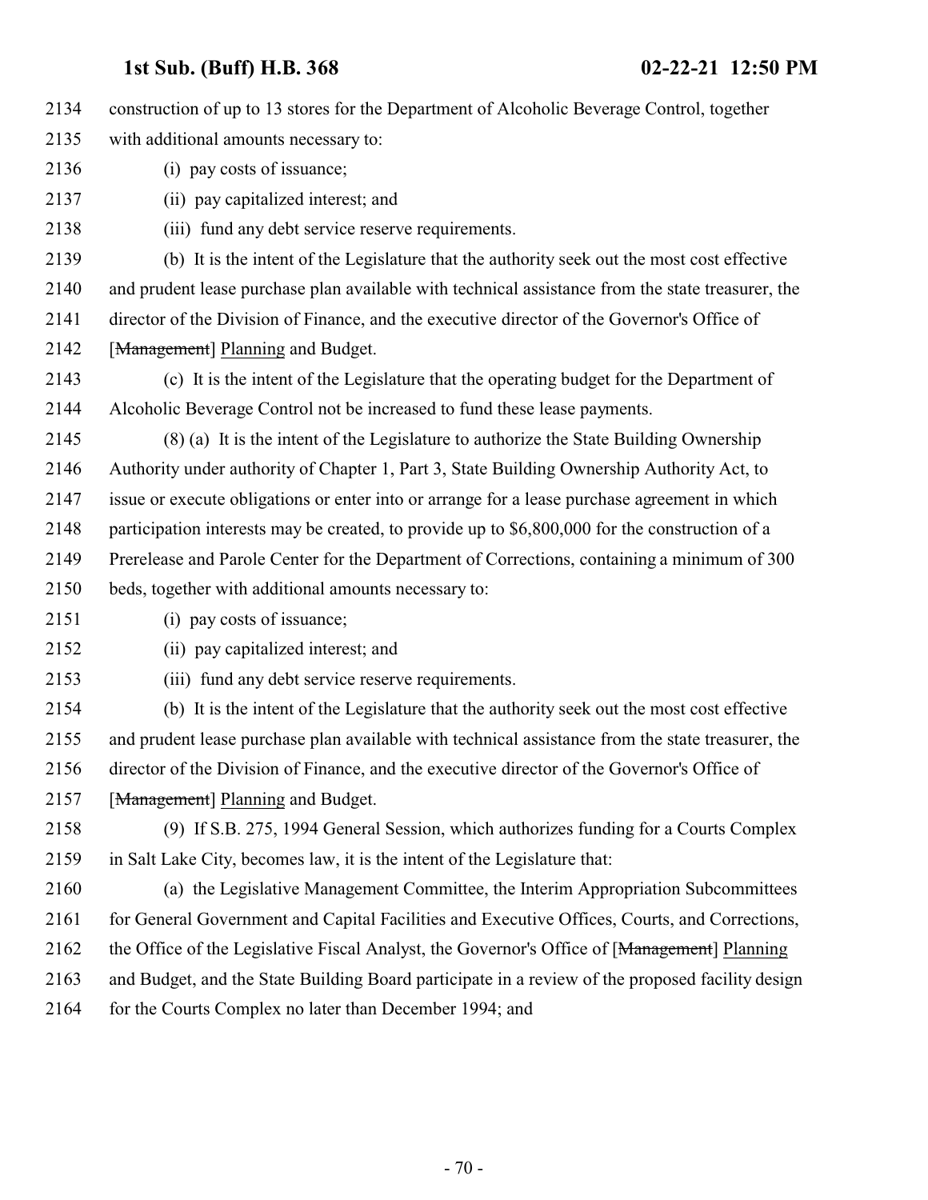2134 construction of up to 13 stores for the Department of Alcoholic Beverage Control, together

2135 with additional amounts necessary to:

2136 (i) pay costs of issuance;

2137 (ii) pay capitalized interest; and

2138 (iii) fund any debt service reserve requirements.

2139 (b) It is the intent of the Legislature that the authority seek out the most cost effective

2140 and prudent lease purchase plan available with technical assistance from the state treasurer, the

2141 director of the Division of Finance, and the executive director of the Governor's Office of

2142 [~~Management~~] Planning and Budget.

2143 (c) It is the intent of the Legislature that the operating budget for the Department of

2144 Alcoholic Beverage Control not be increased to fund these lease payments.

2145 (8) (a) It is the intent of the Legislature to authorize the State Building Ownership

2146 Authority under authority of Chapter 1, Part 3, State Building Ownership Authority Act, to

2147 issue or execute obligations or enter into or arrange for a lease purchase agreement in which

2148 participation interests may be created, to provide up to $6,800,000 for the construction of a

2149 Prerelease and Parole Center for the Department of Corrections, containing a minimum of 300

2150 beds, together with additional amounts necessary to:

2151 (i) pay costs of issuance;

2152 (ii) pay capitalized interest; and

2153 (iii) fund any debt service reserve requirements.

2154 (b) It is the intent of the Legislature that the authority seek out the most cost effective

2155 and prudent lease purchase plan available with technical assistance from the state treasurer, the

2156 director of the Division of Finance, and the executive director of the Governor's Office of

2157 [~~Management~~] Planning and Budget.

2158 (9) If S.B. 275, 1994 General Session, which authorizes funding for a Courts Complex

2159 in Salt Lake City, becomes law, it is the intent of the Legislature that:

2160 (a) the Legislative Management Committee, the Interim Appropriation Subcommittees

2161 for General Government and Capital Facilities and Executive Offices, Courts, and Corrections,

2162 the Office of the Legislative Fiscal Analyst, the Governor's Office of [~~Management~~] Planning

2163 and Budget, and the State Building Board participate in a review of the proposed facility design

2164 for the Courts Complex no later than December 1994; and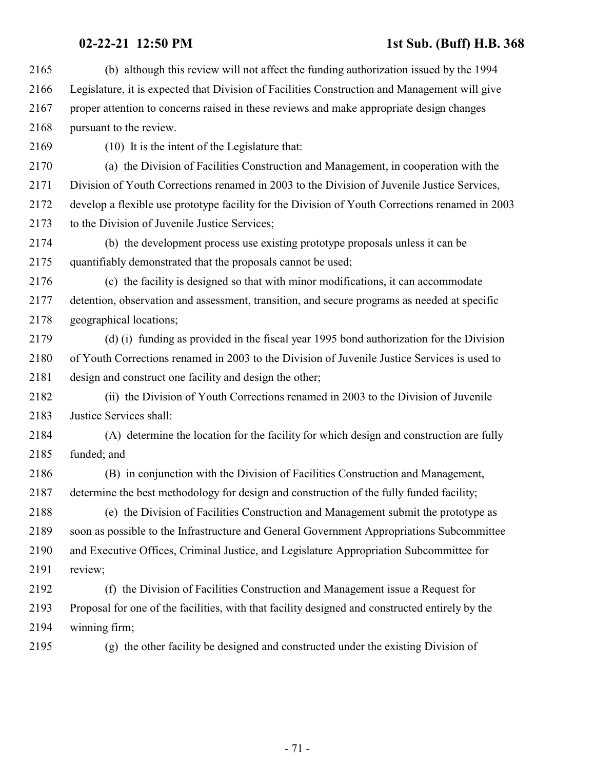(b) although this review will not affect the funding authorization issued by the 1994 Legislature, it is expected that Division of Facilities Construction and Management will give proper attention to concerns raised in these reviews and make appropriate design changes pursuant to the review.

(10) It is the intent of the Legislature that:

(a) the Division of Facilities Construction and Management, in cooperation with the Division of Youth Corrections renamed in 2003 to the Division of Juvenile Justice Services, develop a flexible use prototype facility for the Division of Youth Corrections renamed in 2003 to the Division of Juvenile Justice Services;

(b) the development process use existing prototype proposals unless it can be quantifiably demonstrated that the proposals cannot be used;

(c) the facility is designed so that with minor modifications, it can accommodate detention, observation and assessment, transition, and secure programs as needed at specific geographical locations;

(d) (i) funding as provided in the fiscal year 1995 bond authorization for the Division of Youth Corrections renamed in 2003 to the Division of Juvenile Justice Services is used to design and construct one facility and design the other;

(ii) the Division of Youth Corrections renamed in 2003 to the Division of Juvenile Justice Services shall:

(A) determine the location for the facility for which design and construction are fully funded; and

(B) in conjunction with the Division of Facilities Construction and Management, determine the best methodology for design and construction of the fully funded facility;

(e) the Division of Facilities Construction and Management submit the prototype as soon as possible to the Infrastructure and General Government Appropriations Subcommittee and Executive Offices, Criminal Justice, and Legislature Appropriation Subcommittee for review;

(f) the Division of Facilities Construction and Management issue a Request for Proposal for one of the facilities, with that facility designed and constructed entirely by the winning firm;

(g) the other facility be designed and constructed under the existing Division of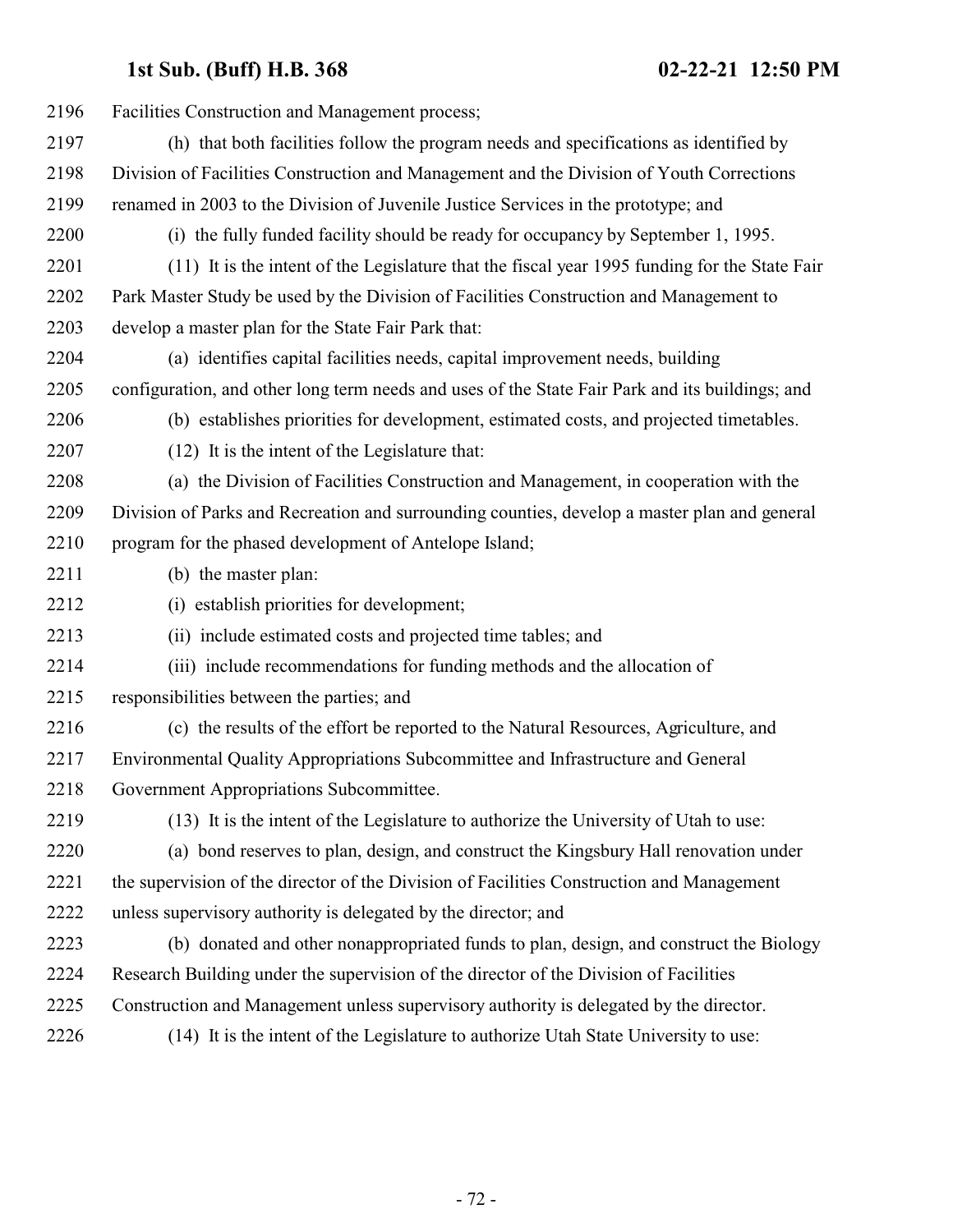Facilities Construction and Management process;

(h) that both facilities follow the program needs and specifications as identified by Division of Facilities Construction and Management and the Division of Youth Corrections renamed in 2003 to the Division of Juvenile Justice Services in the prototype; and

(i) the fully funded facility should be ready for occupancy by September 1, 1995.

(11) It is the intent of the Legislature that the fiscal year 1995 funding for the State Fair Park Master Study be used by the Division of Facilities Construction and Management to develop a master plan for the State Fair Park that:

(a) identifies capital facilities needs, capital improvement needs, building configuration, and other long term needs and uses of the State Fair Park and its buildings; and

(b) establishes priorities for development, estimated costs, and projected timetables.

(12) It is the intent of the Legislature that:

(a) the Division of Facilities Construction and Management, in cooperation with the Division of Parks and Recreation and surrounding counties, develop a master plan and general program for the phased development of Antelope Island;

(b) the master plan:

(i) establish priorities for development;

(ii) include estimated costs and projected time tables; and

(iii) include recommendations for funding methods and the allocation of responsibilities between the parties; and

(c) the results of the effort be reported to the Natural Resources, Agriculture, and Environmental Quality Appropriations Subcommittee and Infrastructure and General Government Appropriations Subcommittee.

(13) It is the intent of the Legislature to authorize the University of Utah to use:

(a) bond reserves to plan, design, and construct the Kingsbury Hall renovation under the supervision of the director of the Division of Facilities Construction and Management unless supervisory authority is delegated by the director; and

(b) donated and other nonappropriated funds to plan, design, and construct the Biology Research Building under the supervision of the director of the Division of Facilities Construction and Management unless supervisory authority is delegated by the director.

(14) It is the intent of the Legislature to authorize Utah State University to use: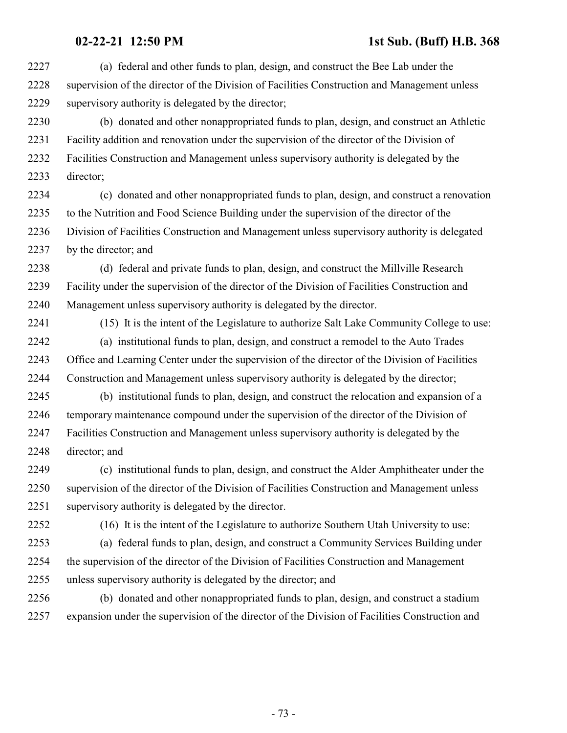(a) federal and other funds to plan, design, and construct the Bee Lab under the supervision of the director of the Division of Facilities Construction and Management unless supervisory authority is delegated by the director;

(b) donated and other nonappropriated funds to plan, design, and construct an Athletic Facility addition and renovation under the supervision of the director of the Division of Facilities Construction and Management unless supervisory authority is delegated by the director;

(c) donated and other nonappropriated funds to plan, design, and construct a renovation to the Nutrition and Food Science Building under the supervision of the director of the Division of Facilities Construction and Management unless supervisory authority is delegated by the director; and

(d) federal and private funds to plan, design, and construct the Millville Research Facility under the supervision of the director of the Division of Facilities Construction and Management unless supervisory authority is delegated by the director.

(15) It is the intent of the Legislature to authorize Salt Lake Community College to use:

(a) institutional funds to plan, design, and construct a remodel to the Auto Trades Office and Learning Center under the supervision of the director of the Division of Facilities Construction and Management unless supervisory authority is delegated by the director;

(b) institutional funds to plan, design, and construct the relocation and expansion of a temporary maintenance compound under the supervision of the director of the Division of Facilities Construction and Management unless supervisory authority is delegated by the director; and

(c) institutional funds to plan, design, and construct the Alder Amphitheater under the supervision of the director of the Division of Facilities Construction and Management unless supervisory authority is delegated by the director.

(16) It is the intent of the Legislature to authorize Southern Utah University to use:

(a) federal funds to plan, design, and construct a Community Services Building under the supervision of the director of the Division of Facilities Construction and Management unless supervisory authority is delegated by the director; and

(b) donated and other nonappropriated funds to plan, design, and construct a stadium expansion under the supervision of the director of the Division of Facilities Construction and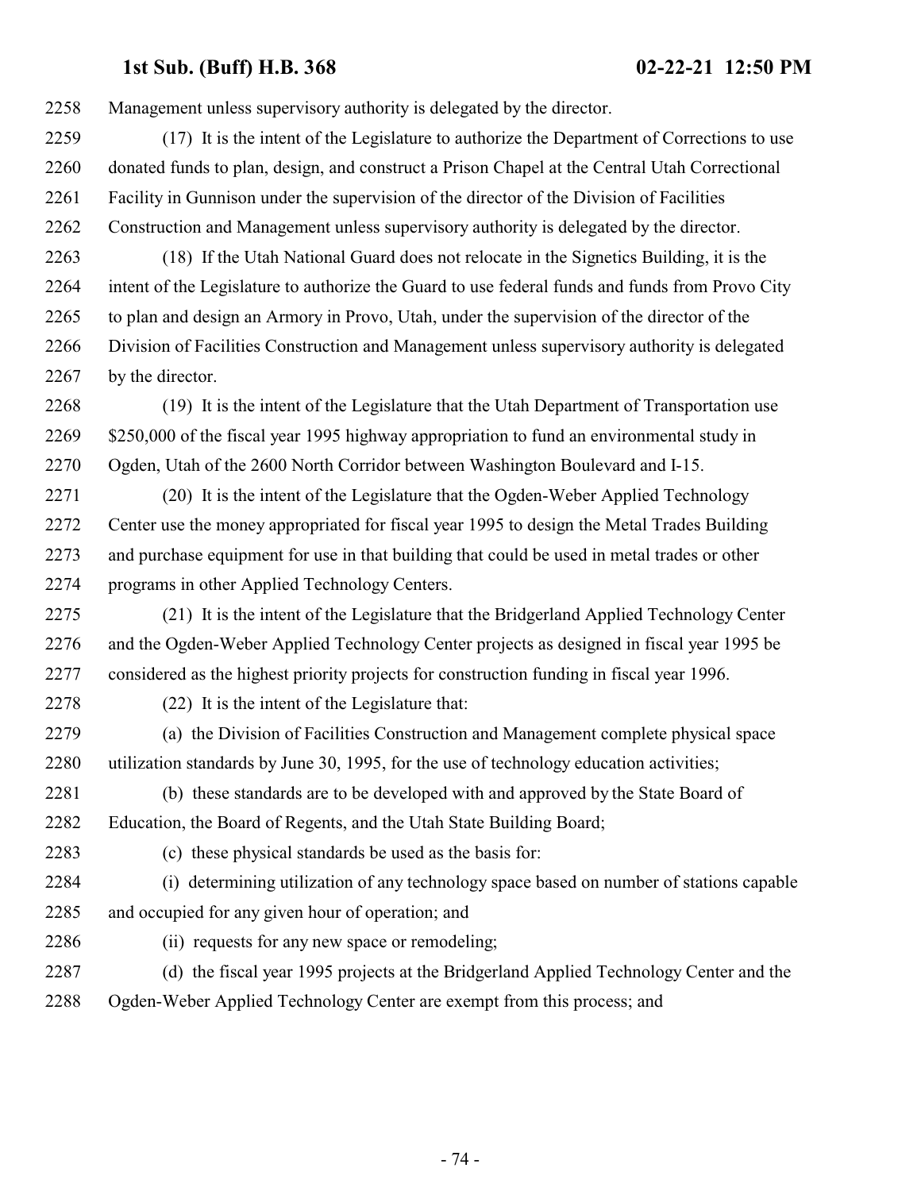Management unless supervisory authority is delegated by the director.

(17) It is the intent of the Legislature to authorize the Department of Corrections to use donated funds to plan, design, and construct a Prison Chapel at the Central Utah Correctional Facility in Gunnison under the supervision of the director of the Division of Facilities Construction and Management unless supervisory authority is delegated by the director.

(18) If the Utah National Guard does not relocate in the Signetics Building, it is the intent of the Legislature to authorize the Guard to use federal funds and funds from Provo City to plan and design an Armory in Provo, Utah, under the supervision of the director of the Division of Facilities Construction and Management unless supervisory authority is delegated by the director.

(19) It is the intent of the Legislature that the Utah Department of Transportation use $250,000 of the fiscal year 1995 highway appropriation to fund an environmental study in Ogden, Utah of the 2600 North Corridor between Washington Boulevard and I-15.

(20) It is the intent of the Legislature that the Ogden-Weber Applied Technology Center use the money appropriated for fiscal year 1995 to design the Metal Trades Building and purchase equipment for use in that building that could be used in metal trades or other programs in other Applied Technology Centers.

(21) It is the intent of the Legislature that the Bridgerland Applied Technology Center and the Ogden-Weber Applied Technology Center projects as designed in fiscal year 1995 be considered as the highest priority projects for construction funding in fiscal year 1996.

(22) It is the intent of the Legislature that:

(a) the Division of Facilities Construction and Management complete physical space utilization standards by June 30, 1995, for the use of technology education activities;

(b) these standards are to be developed with and approved by the State Board of Education, the Board of Regents, and the Utah State Building Board;

(c) these physical standards be used as the basis for:

(i) determining utilization of any technology space based on number of stations capable and occupied for any given hour of operation; and

(ii) requests for any new space or remodeling;

(d) the fiscal year 1995 projects at the Bridgerland Applied Technology Center and the Ogden-Weber Applied Technology Center are exempt from this process; and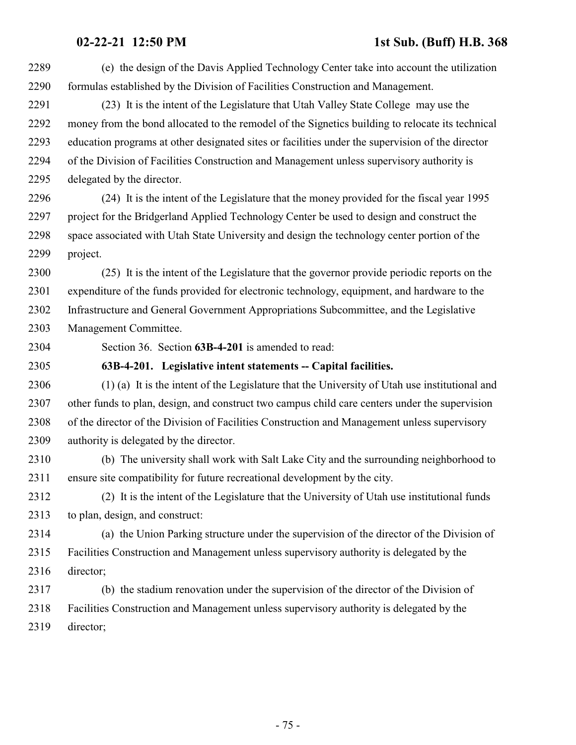(e) the design of the Davis Applied Technology Center take into account the utilization formulas established by the Division of Facilities Construction and Management.

(23) It is the intent of the Legislature that Utah Valley State College may use the money from the bond allocated to the remodel of the Signetics building to relocate its technical education programs at other designated sites or facilities under the supervision of the director of the Division of Facilities Construction and Management unless supervisory authority is delegated by the director.

(24) It is the intent of the Legislature that the money provided for the fiscal year 1995 project for the Bridgerland Applied Technology Center be used to design and construct the space associated with Utah State University and design the technology center portion of the project.

(25) It is the intent of the Legislature that the governor provide periodic reports on the expenditure of the funds provided for electronic technology, equipment, and hardware to the Infrastructure and General Government Appropriations Subcommittee, and the Legislative Management Committee.

Section 36. Section **63B-4-201** is amended to read:

**63B-4-201. Legislative intent statements -- Capital facilities.**

(1) (a) It is the intent of the Legislature that the University of Utah use institutional and other funds to plan, design, and construct two campus child care centers under the supervision of the director of the Division of Facilities Construction and Management unless supervisory authority is delegated by the director.

(b) The university shall work with Salt Lake City and the surrounding neighborhood to ensure site compatibility for future recreational development by the city.

(2) It is the intent of the Legislature that the University of Utah use institutional funds to plan, design, and construct:

(a) the Union Parking structure under the supervision of the director of the Division of Facilities Construction and Management unless supervisory authority is delegated by the director;

(b) the stadium renovation under the supervision of the director of the Division of Facilities Construction and Management unless supervisory authority is delegated by the director;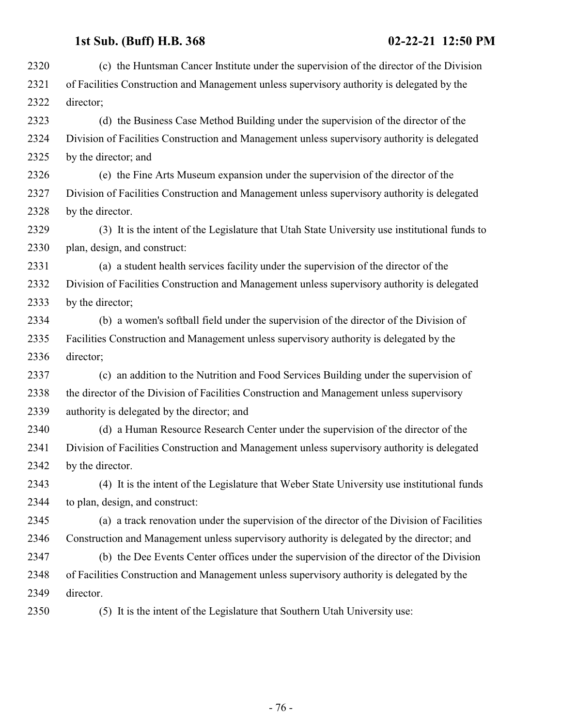(c) the Huntsman Cancer Institute under the supervision of the director of the Division of Facilities Construction and Management unless supervisory authority is delegated by the director;

(d) the Business Case Method Building under the supervision of the director of the Division of Facilities Construction and Management unless supervisory authority is delegated by the director; and

(e) the Fine Arts Museum expansion under the supervision of the director of the Division of Facilities Construction and Management unless supervisory authority is delegated by the director.

(3) It is the intent of the Legislature that Utah State University use institutional funds to plan, design, and construct:

(a) a student health services facility under the supervision of the director of the Division of Facilities Construction and Management unless supervisory authority is delegated by the director;

(b) a women's softball field under the supervision of the director of the Division of Facilities Construction and Management unless supervisory authority is delegated by the director;

(c) an addition to the Nutrition and Food Services Building under the supervision of the director of the Division of Facilities Construction and Management unless supervisory authority is delegated by the director; and

(d) a Human Resource Research Center under the supervision of the director of the Division of Facilities Construction and Management unless supervisory authority is delegated by the director.

(4) It is the intent of the Legislature that Weber State University use institutional funds to plan, design, and construct:

(a) a track renovation under the supervision of the director of the Division of Facilities Construction and Management unless supervisory authority is delegated by the director; and

(b) the Dee Events Center offices under the supervision of the director of the Division of Facilities Construction and Management unless supervisory authority is delegated by the director.

(5) It is the intent of the Legislature that Southern Utah University use: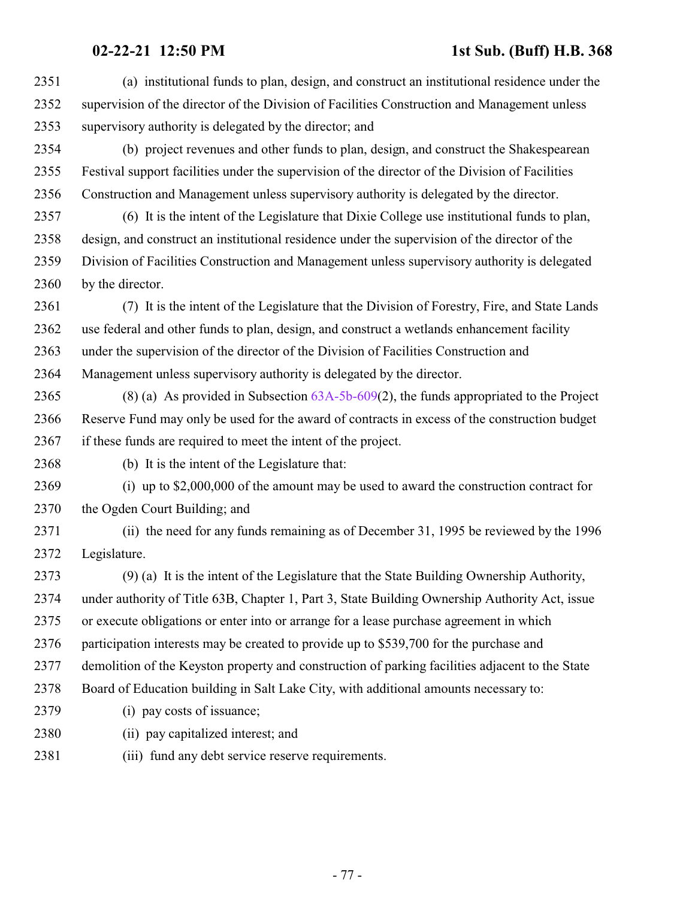(a) institutional funds to plan, design, and construct an institutional residence under the supervision of the director of the Division of Facilities Construction and Management unless supervisory authority is delegated by the director; and

(b) project revenues and other funds to plan, design, and construct the Shakespearean Festival support facilities under the supervision of the director of the Division of Facilities Construction and Management unless supervisory authority is delegated by the director.

(6) It is the intent of the Legislature that Dixie College use institutional funds to plan, design, and construct an institutional residence under the supervision of the director of the Division of Facilities Construction and Management unless supervisory authority is delegated by the director.

(7) It is the intent of the Legislature that the Division of Forestry, Fire, and State Lands use federal and other funds to plan, design, and construct a wetlands enhancement facility under the supervision of the director of the Division of Facilities Construction and Management unless supervisory authority is delegated by the director.

(8) (a) As provided in Subsection 63A-5b-609(2), the funds appropriated to the Project Reserve Fund may only be used for the award of contracts in excess of the construction budget if these funds are required to meet the intent of the project.

(b) It is the intent of the Legislature that:

(i) up to $2,000,000 of the amount may be used to award the construction contract for the Ogden Court Building; and

(ii) the need for any funds remaining as of December 31, 1995 be reviewed by the 1996 Legislature.

(9) (a) It is the intent of the Legislature that the State Building Ownership Authority, under authority of Title 63B, Chapter 1, Part 3, State Building Ownership Authority Act, issue or execute obligations or enter into or arrange for a lease purchase agreement in which participation interests may be created to provide up to $539,700 for the purchase and demolition of the Keyston property and construction of parking facilities adjacent to the State Board of Education building in Salt Lake City, with additional amounts necessary to:

(i) pay costs of issuance;

(ii) pay capitalized interest; and

(iii) fund any debt service reserve requirements.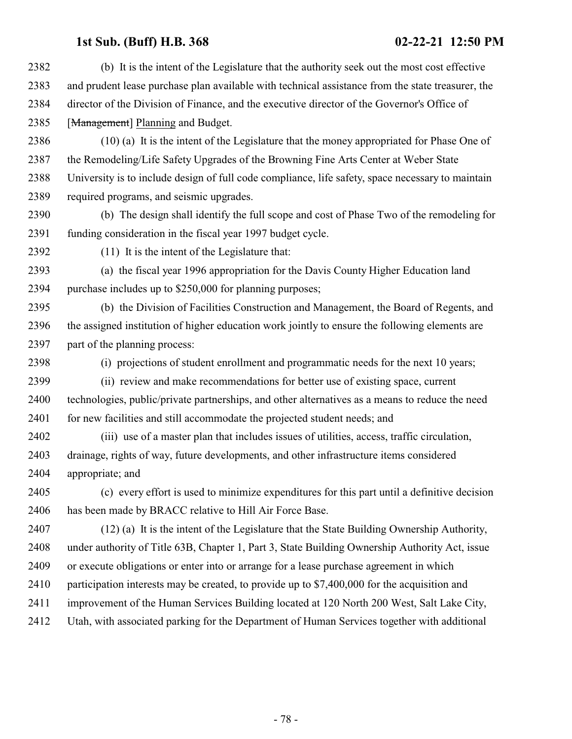(b) It is the intent of the Legislature that the authority seek out the most cost effective and prudent lease purchase plan available with technical assistance from the state treasurer, the director of the Division of Finance, and the executive director of the Governor's Office of [~~Management~~] Planning and Budget.

(10) (a) It is the intent of the Legislature that the money appropriated for Phase One of the Remodeling/Life Safety Upgrades of the Browning Fine Arts Center at Weber State University is to include design of full code compliance, life safety, space necessary to maintain required programs, and seismic upgrades.

(b) The design shall identify the full scope and cost of Phase Two of the remodeling for funding consideration in the fiscal year 1997 budget cycle.

(11) It is the intent of the Legislature that:

(a) the fiscal year 1996 appropriation for the Davis County Higher Education land purchase includes up to $250,000 for planning purposes;

(b) the Division of Facilities Construction and Management, the Board of Regents, and the assigned institution of higher education work jointly to ensure the following elements are part of the planning process:

(i) projections of student enrollment and programmatic needs for the next 10 years;

(ii) review and make recommendations for better use of existing space, current technologies, public/private partnerships, and other alternatives as a means to reduce the need for new facilities and still accommodate the projected student needs; and

(iii) use of a master plan that includes issues of utilities, access, traffic circulation, drainage, rights of way, future developments, and other infrastructure items considered appropriate; and

(c) every effort is used to minimize expenditures for this part until a definitive decision has been made by BRACC relative to Hill Air Force Base.

(12) (a) It is the intent of the Legislature that the State Building Ownership Authority, under authority of Title 63B, Chapter 1, Part 3, State Building Ownership Authority Act, issue or execute obligations or enter into or arrange for a lease purchase agreement in which participation interests may be created, to provide up to $7,400,000 for the acquisition and improvement of the Human Services Building located at 120 North 200 West, Salt Lake City, Utah, with associated parking for the Department of Human Services together with additional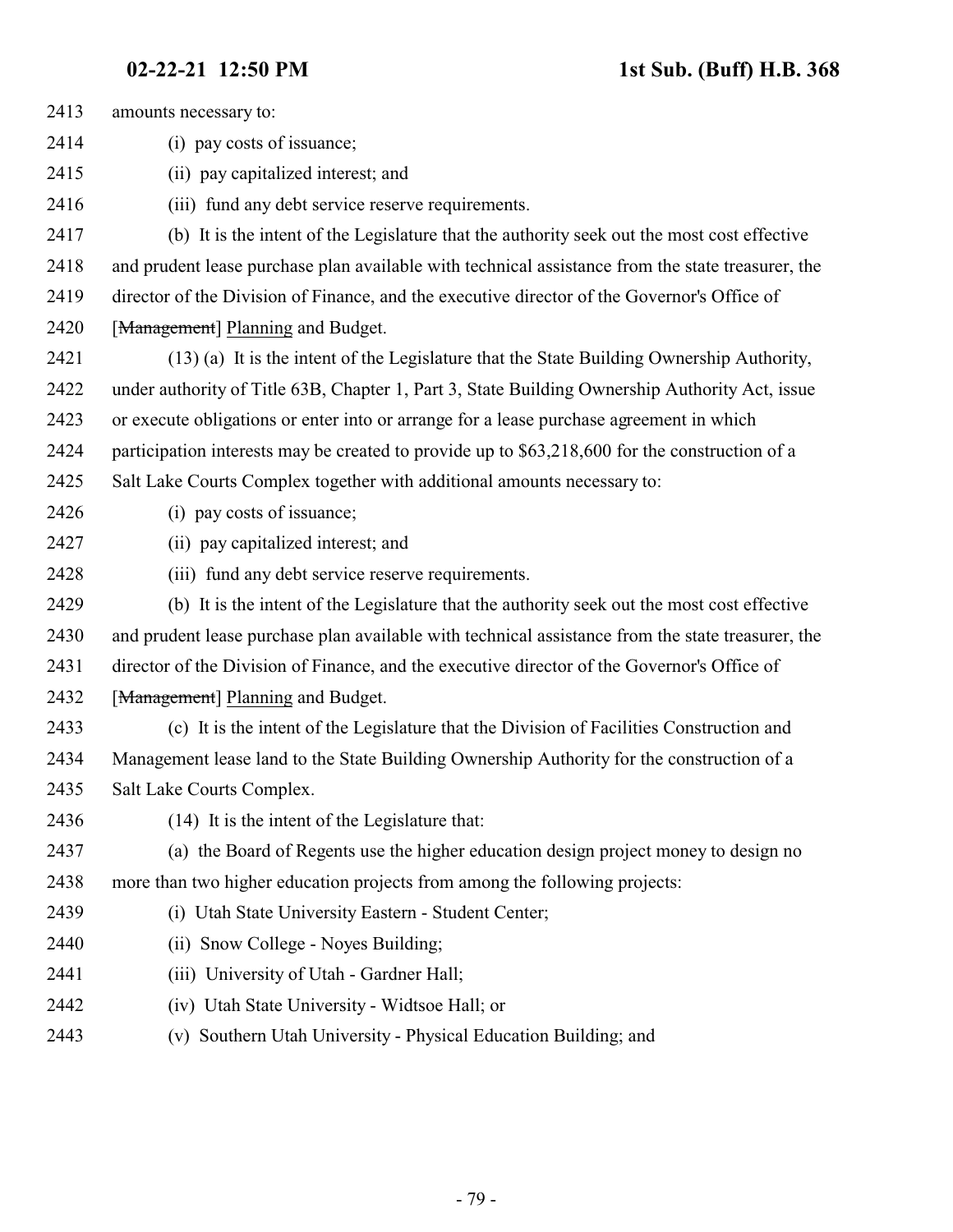amounts necessary to:

(i) pay costs of issuance;

(ii) pay capitalized interest; and

(iii) fund any debt service reserve requirements.

(b) It is the intent of the Legislature that the authority seek out the most cost effective and prudent lease purchase plan available with technical assistance from the state treasurer, the director of the Division of Finance, and the executive director of the Governor's Office of [~~Management~~] Planning and Budget.

(13) (a) It is the intent of the Legislature that the State Building Ownership Authority, under authority of Title 63B, Chapter 1, Part 3, State Building Ownership Authority Act, issue or execute obligations or enter into or arrange for a lease purchase agreement in which participation interests may be created to provide up to $63,218,600 for the construction of a Salt Lake Courts Complex together with additional amounts necessary to:

(i) pay costs of issuance;

(ii) pay capitalized interest; and

(iii) fund any debt service reserve requirements.

(b) It is the intent of the Legislature that the authority seek out the most cost effective and prudent lease purchase plan available with technical assistance from the state treasurer, the director of the Division of Finance, and the executive director of the Governor's Office of [~~Management~~] Planning and Budget.

(c) It is the intent of the Legislature that the Division of Facilities Construction and Management lease land to the State Building Ownership Authority for the construction of a Salt Lake Courts Complex.

(14) It is the intent of the Legislature that:

(a) the Board of Regents use the higher education design project money to design no more than two higher education projects from among the following projects:

(i) Utah State University Eastern - Student Center;

(ii) Snow College - Noyes Building;

(iii) University of Utah - Gardner Hall;

(iv) Utah State University - Widtsoe Hall; or

(v) Southern Utah University - Physical Education Building; and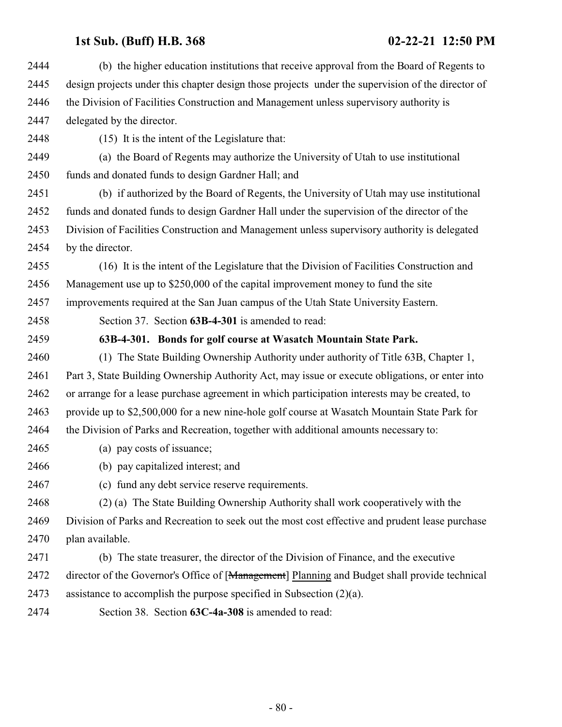(b) the higher education institutions that receive approval from the Board of Regents to design projects under this chapter design those projects under the supervision of the director of the Division of Facilities Construction and Management unless supervisory authority is delegated by the director.

(15) It is the intent of the Legislature that:

(a) the Board of Regents may authorize the University of Utah to use institutional funds and donated funds to design Gardner Hall; and

(b) if authorized by the Board of Regents, the University of Utah may use institutional funds and donated funds to design Gardner Hall under the supervision of the director of the Division of Facilities Construction and Management unless supervisory authority is delegated by the director.

(16) It is the intent of the Legislature that the Division of Facilities Construction and Management use up to $250,000 of the capital improvement money to fund the site improvements required at the San Juan campus of the Utah State University Eastern.

Section 37. Section **63B-4-301** is amended to read:

**63B-4-301. Bonds for golf course at Wasatch Mountain State Park.**

(1) The State Building Ownership Authority under authority of Title 63B, Chapter 1, Part 3, State Building Ownership Authority Act, may issue or execute obligations, or enter into or arrange for a lease purchase agreement in which participation interests may be created, to provide up to $2,500,000 for a new nine-hole golf course at Wasatch Mountain State Park for the Division of Parks and Recreation, together with additional amounts necessary to:

(a) pay costs of issuance;

(b) pay capitalized interest; and

(c) fund any debt service reserve requirements.

(2) (a) The State Building Ownership Authority shall work cooperatively with the Division of Parks and Recreation to seek out the most cost effective and prudent lease purchase plan available.

(b) The state treasurer, the director of the Division of Finance, and the executive director of the Governor's Office of [~~Management~~] Planning and Budget shall provide technical assistance to accomplish the purpose specified in Subsection (2)(a).

Section 38. Section **63C-4a-308** is amended to read: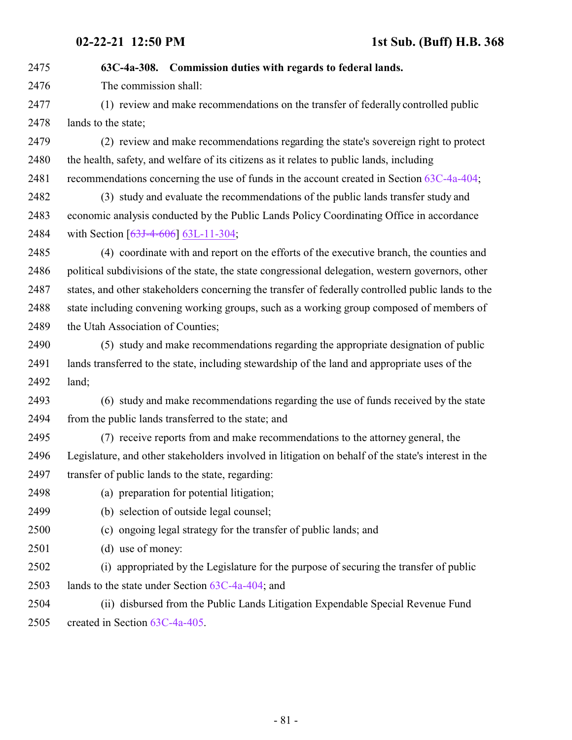**63C-4a-308. Commission duties with regards to federal lands.**

The commission shall:

(1) review and make recommendations on the transfer of federally controlled public lands to the state;

(2) review and make recommendations regarding the state's sovereign right to protect the health, safety, and welfare of its citizens as it relates to public lands, including recommendations concerning the use of funds in the account created in Section 63C-4a-404;

(3) study and evaluate the recommendations of the public lands transfer study and economic analysis conducted by the Public Lands Policy Coordinating Office in accordance with Section [~~63J-4-606~~] 63L-11-304;

(4) coordinate with and report on the efforts of the executive branch, the counties and political subdivisions of the state, the state congressional delegation, western governors, other states, and other stakeholders concerning the transfer of federally controlled public lands to the state including convening working groups, such as a working group composed of members of the Utah Association of Counties;

(5) study and make recommendations regarding the appropriate designation of public lands transferred to the state, including stewardship of the land and appropriate uses of the land;

(6) study and make recommendations regarding the use of funds received by the state from the public lands transferred to the state; and

(7) receive reports from and make recommendations to the attorney general, the Legislature, and other stakeholders involved in litigation on behalf of the state's interest in the transfer of public lands to the state, regarding:

(a) preparation for potential litigation;

(b) selection of outside legal counsel;

(c) ongoing legal strategy for the transfer of public lands; and

(d) use of money:

(i) appropriated by the Legislature for the purpose of securing the transfer of public lands to the state under Section 63C-4a-404; and

(ii) disbursed from the Public Lands Litigation Expendable Special Revenue Fund created in Section 63C-4a-405.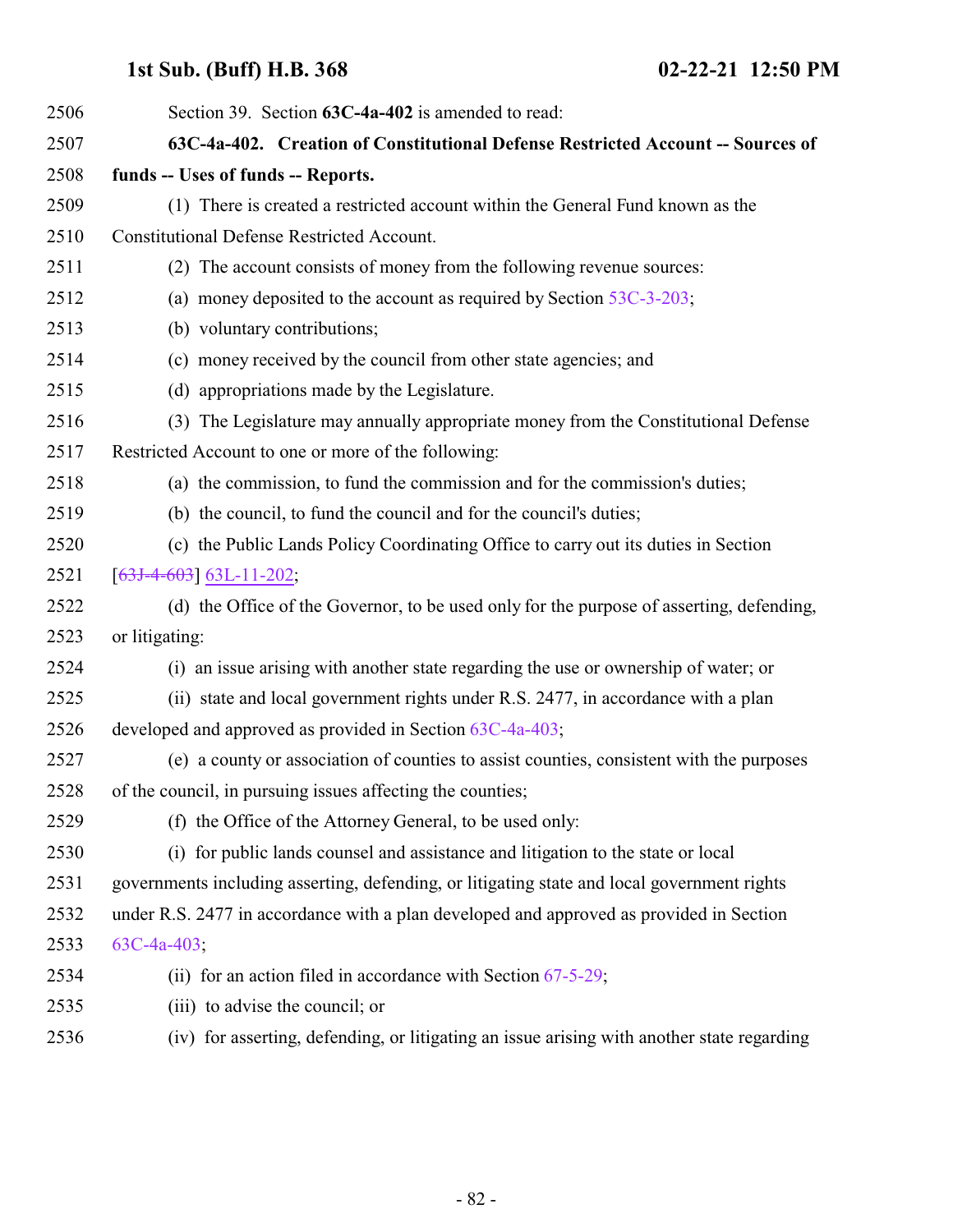Section 39. Section **63C-4a-402** is amended to read:

**63C-4a-402. Creation of Constitutional Defense Restricted Account -- Sources of funds -- Uses of funds -- Reports.**

(1) There is created a restricted account within the General Fund known as the Constitutional Defense Restricted Account.

(2) The account consists of money from the following revenue sources:

(a) money deposited to the account as required by Section 53C-3-203;

(b) voluntary contributions;

(c) money received by the council from other state agencies; and

(d) appropriations made by the Legislature.

(3) The Legislature may annually appropriate money from the Constitutional Defense Restricted Account to one or more of the following:

(a) the commission, to fund the commission and for the commission's duties;

(b) the council, to fund the council and for the council's duties;

(c) the Public Lands Policy Coordinating Office to carry out its duties in Section [~~63J-4-603~~] 63L-11-202;

(d) the Office of the Governor, to be used only for the purpose of asserting, defending, or litigating:

(i) an issue arising with another state regarding the use or ownership of water; or

(ii) state and local government rights under R.S. 2477, in accordance with a plan developed and approved as provided in Section 63C-4a-403;

(e) a county or association of counties to assist counties, consistent with the purposes of the council, in pursuing issues affecting the counties;

(f) the Office of the Attorney General, to be used only:

(i) for public lands counsel and assistance and litigation to the state or local governments including asserting, defending, or litigating state and local government rights under R.S. 2477 in accordance with a plan developed and approved as provided in Section 63C-4a-403;

(ii) for an action filed in accordance with Section 67-5-29;

(iii) to advise the council; or

(iv) for asserting, defending, or litigating an issue arising with another state regarding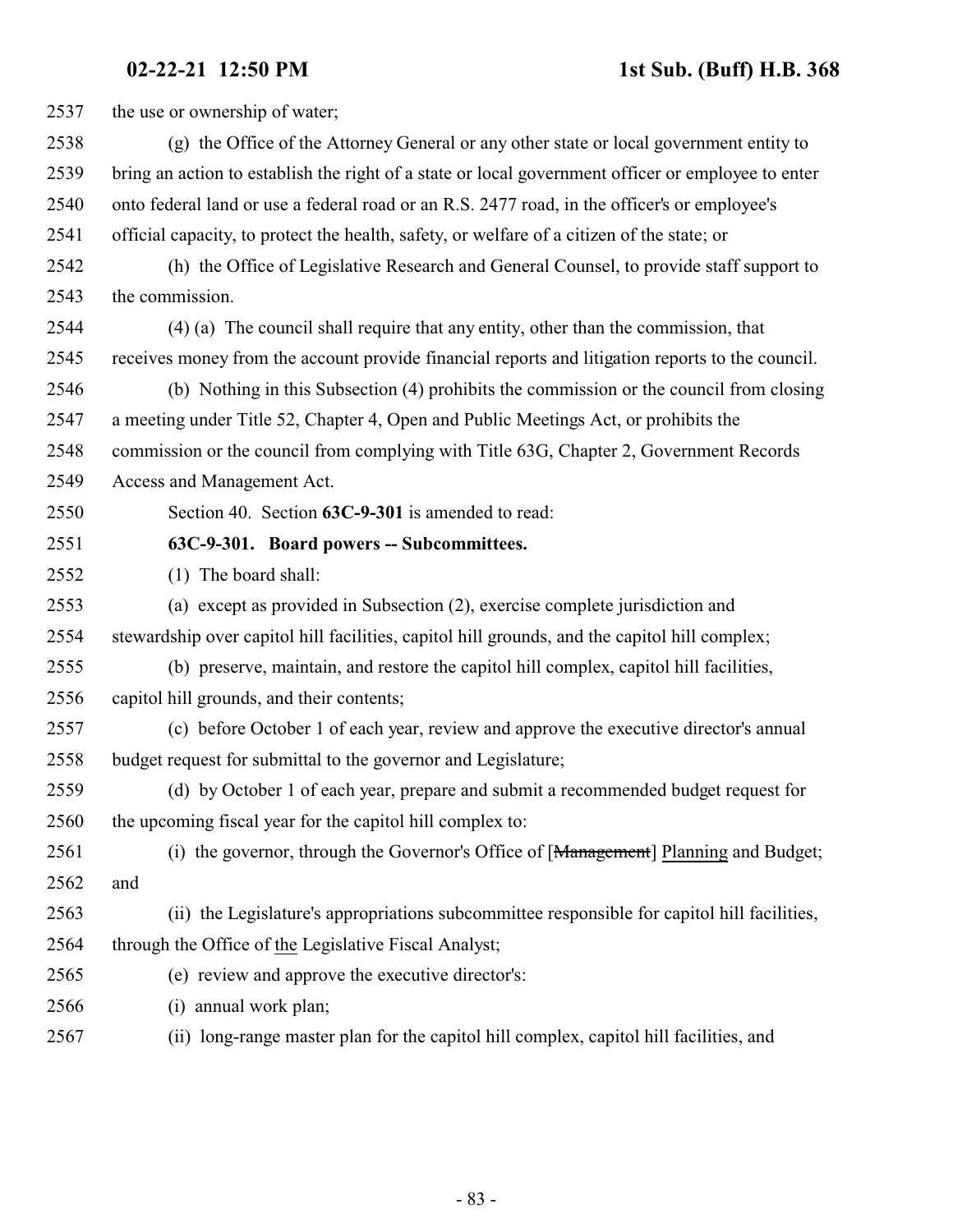the use or ownership of water;

(g) the Office of the Attorney General or any other state or local government entity to bring an action to establish the right of a state or local government officer or employee to enter onto federal land or use a federal road or an R.S. 2477 road, in the officer's or employee's official capacity, to protect the health, safety, or welfare of a citizen of the state; or

(h) the Office of Legislative Research and General Counsel, to provide staff support to the commission.

(4) (a) The council shall require that any entity, other than the commission, that receives money from the account provide financial reports and litigation reports to the council.

(b) Nothing in this Subsection (4) prohibits the commission or the council from closing a meeting under Title 52, Chapter 4, Open and Public Meetings Act, or prohibits the commission or the council from complying with Title 63G, Chapter 2, Government Records Access and Management Act.

Section 40. Section **63C-9-301** is amended to read:

**63C-9-301. Board powers -- Subcommittees.**

(1) The board shall:

(a) except as provided in Subsection (2), exercise complete jurisdiction and stewardship over capitol hill facilities, capitol hill grounds, and the capitol hill complex;

(b) preserve, maintain, and restore the capitol hill complex, capitol hill facilities, capitol hill grounds, and their contents;

(c) before October 1 of each year, review and approve the executive director's annual budget request for submittal to the governor and Legislature;

(d) by October 1 of each year, prepare and submit a recommended budget request for the upcoming fiscal year for the capitol hill complex to:

(i) the governor, through the Governor's Office of [~~Management~~] Planning and Budget; and

(ii) the Legislature's appropriations subcommittee responsible for capitol hill facilities, through the Office of the Legislative Fiscal Analyst;

(e) review and approve the executive director's:

(i) annual work plan;

(ii) long-range master plan for the capitol hill complex, capitol hill facilities, and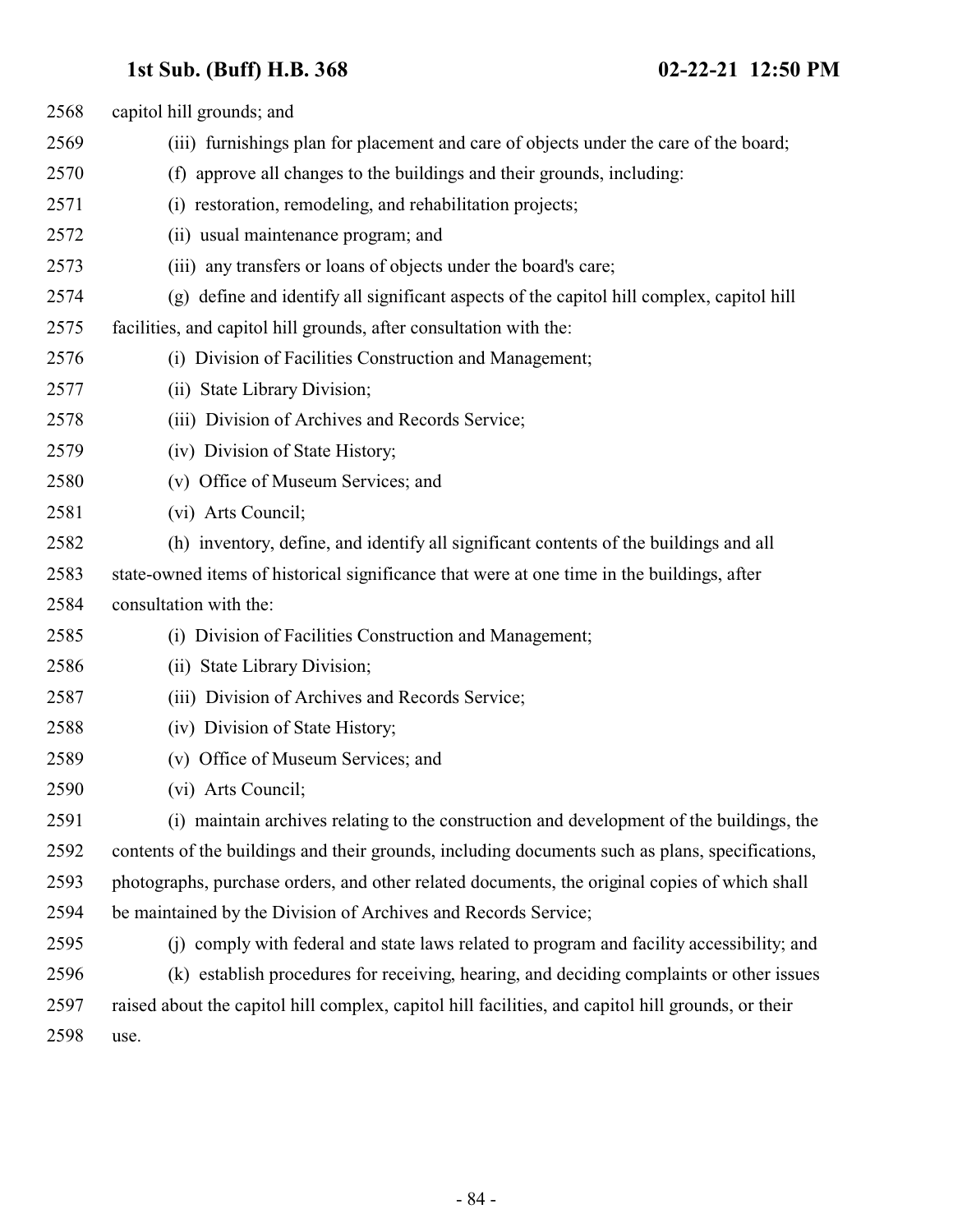capitol hill grounds; and

(iii) furnishings plan for placement and care of objects under the care of the board;

(f) approve all changes to the buildings and their grounds, including:

(i) restoration, remodeling, and rehabilitation projects;

(ii) usual maintenance program; and

(iii) any transfers or loans of objects under the board's care;

(g) define and identify all significant aspects of the capitol hill complex, capitol hill facilities, and capitol hill grounds, after consultation with the:

(i) Division of Facilities Construction and Management;

(ii) State Library Division;

(iii) Division of Archives and Records Service;

(iv) Division of State History;

(v) Office of Museum Services; and

(vi) Arts Council;

(h) inventory, define, and identify all significant contents of the buildings and all state-owned items of historical significance that were at one time in the buildings, after consultation with the:

(i) Division of Facilities Construction and Management;

(ii) State Library Division;

(iii) Division of Archives and Records Service;

(iv) Division of State History;

(v) Office of Museum Services; and

(vi) Arts Council;

(i) maintain archives relating to the construction and development of the buildings, the contents of the buildings and their grounds, including documents such as plans, specifications, photographs, purchase orders, and other related documents, the original copies of which shall be maintained by the Division of Archives and Records Service;

(j) comply with federal and state laws related to program and facility accessibility; and

(k) establish procedures for receiving, hearing, and deciding complaints or other issues raised about the capitol hill complex, capitol hill facilities, and capitol hill grounds, or their use.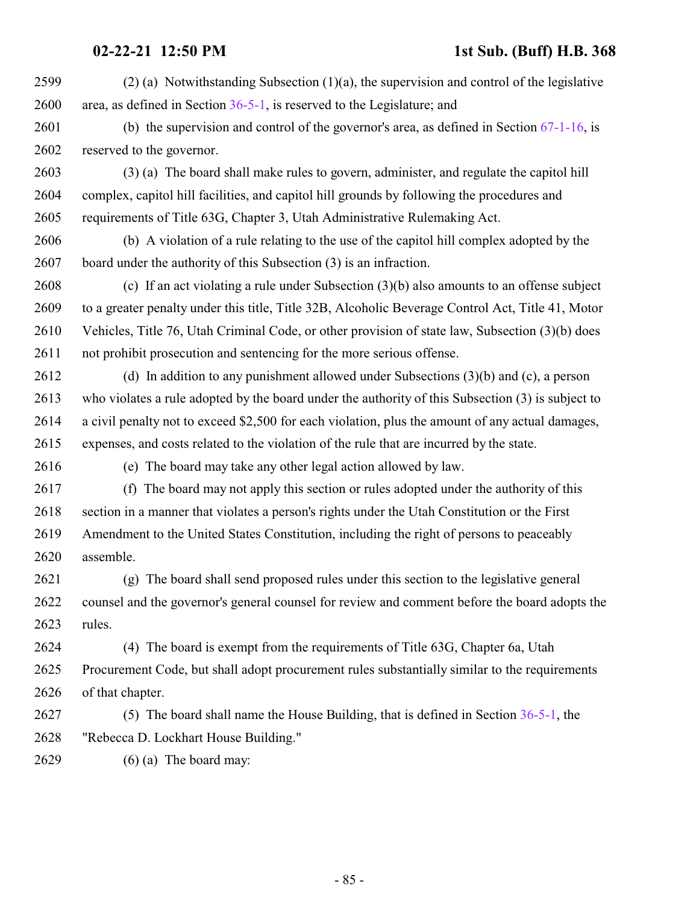(2) (a) Notwithstanding Subsection (1)(a), the supervision and control of the legislative area, as defined in Section 36-5-1, is reserved to the Legislature; and

(b) the supervision and control of the governor's area, as defined in Section 67-1-16, is reserved to the governor.

(3) (a) The board shall make rules to govern, administer, and regulate the capitol hill complex, capitol hill facilities, and capitol hill grounds by following the procedures and requirements of Title 63G, Chapter 3, Utah Administrative Rulemaking Act.

(b) A violation of a rule relating to the use of the capitol hill complex adopted by the board under the authority of this Subsection (3) is an infraction.

(c) If an act violating a rule under Subsection (3)(b) also amounts to an offense subject to a greater penalty under this title, Title 32B, Alcoholic Beverage Control Act, Title 41, Motor Vehicles, Title 76, Utah Criminal Code, or other provision of state law, Subsection (3)(b) does not prohibit prosecution and sentencing for the more serious offense.

(d) In addition to any punishment allowed under Subsections (3)(b) and (c), a person who violates a rule adopted by the board under the authority of this Subsection (3) is subject to a civil penalty not to exceed $2,500 for each violation, plus the amount of any actual damages, expenses, and costs related to the violation of the rule that are incurred by the state.

(e) The board may take any other legal action allowed by law.

(f) The board may not apply this section or rules adopted under the authority of this section in a manner that violates a person's rights under the Utah Constitution or the First Amendment to the United States Constitution, including the right of persons to peaceably assemble.

(g) The board shall send proposed rules under this section to the legislative general counsel and the governor's general counsel for review and comment before the board adopts the rules.

(4) The board is exempt from the requirements of Title 63G, Chapter 6a, Utah Procurement Code, but shall adopt procurement rules substantially similar to the requirements of that chapter.

(5) The board shall name the House Building, that is defined in Section 36-5-1, the "Rebecca D. Lockhart House Building."

(6) (a) The board may: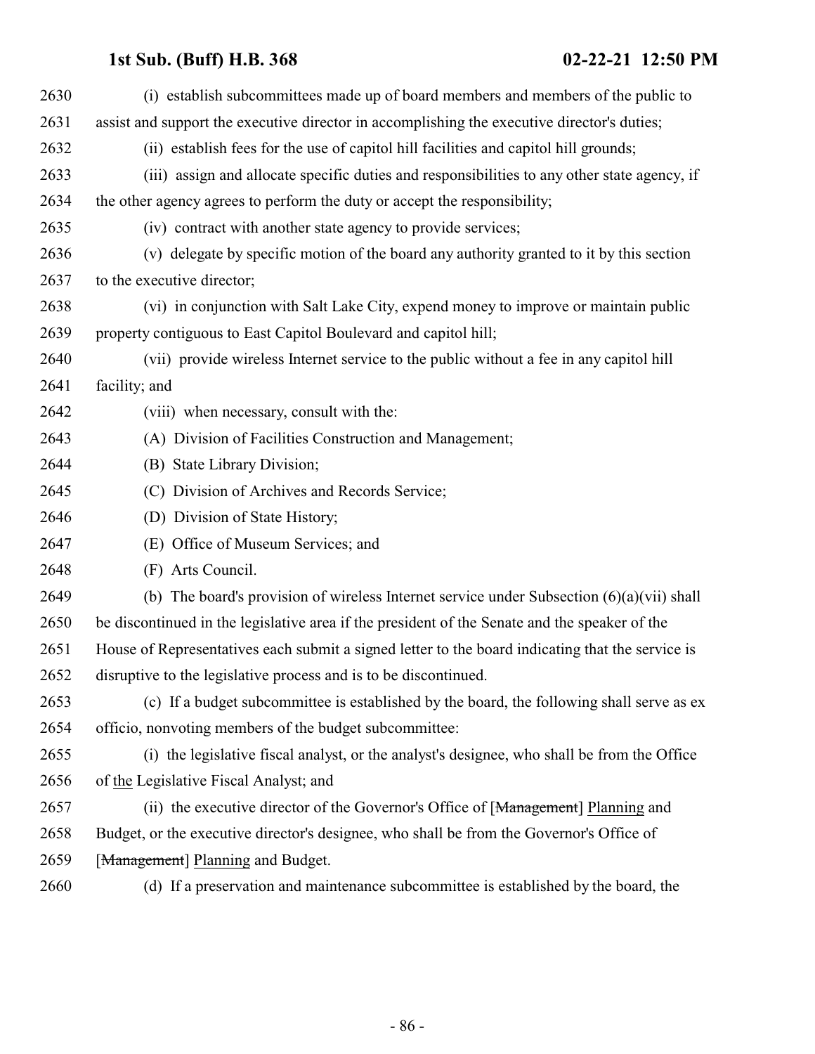(i) establish subcommittees made up of board members and members of the public to assist and support the executive director in accomplishing the executive director's duties;

(ii) establish fees for the use of capitol hill facilities and capitol hill grounds;

(iii) assign and allocate specific duties and responsibilities to any other state agency, if the other agency agrees to perform the duty or accept the responsibility;

(iv) contract with another state agency to provide services;

(v) delegate by specific motion of the board any authority granted to it by this section to the executive director;

(vi) in conjunction with Salt Lake City, expend money to improve or maintain public property contiguous to East Capitol Boulevard and capitol hill;

(vii) provide wireless Internet service to the public without a fee in any capitol hill facility; and

(viii) when necessary, consult with the:

(A) Division of Facilities Construction and Management;

(B) State Library Division;

(C) Division of Archives and Records Service;

(D) Division of State History;

(E) Office of Museum Services; and

(F) Arts Council.

(b) The board's provision of wireless Internet service under Subsection (6)(a)(vii) shall be discontinued in the legislative area if the president of the Senate and the speaker of the House of Representatives each submit a signed letter to the board indicating that the service is disruptive to the legislative process and is to be discontinued.

(c) If a budget subcommittee is established by the board, the following shall serve as ex officio, nonvoting members of the budget subcommittee:

(i) the legislative fiscal analyst, or the analyst's designee, who shall be from the Office of the Legislative Fiscal Analyst; and

(ii) the executive director of the Governor's Office of [~~Management~~] Planning and Budget, or the executive director's designee, who shall be from the Governor's Office of [~~Management~~] Planning and Budget.

(d) If a preservation and maintenance subcommittee is established by the board, the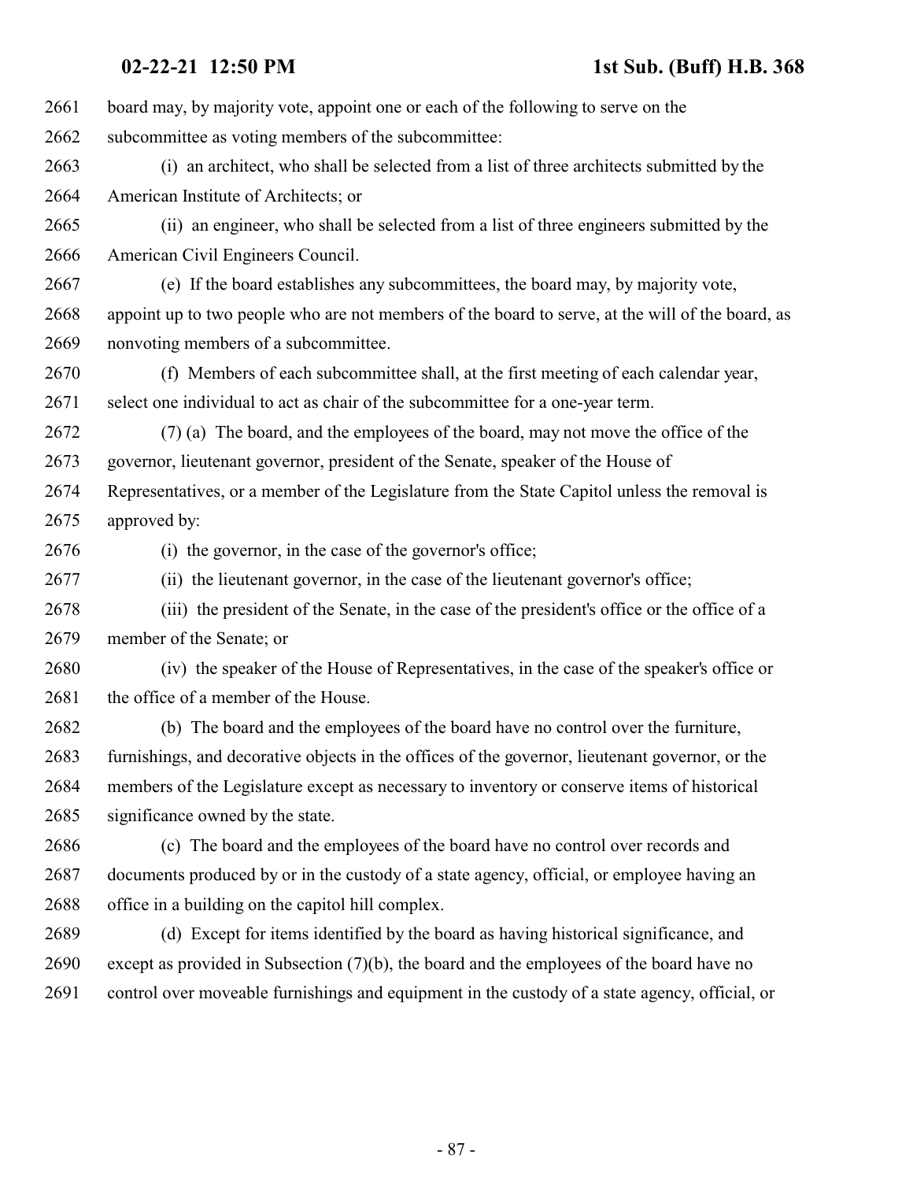board may, by majority vote, appoint one or each of the following to serve on the subcommittee as voting members of the subcommittee:

(i) an architect, who shall be selected from a list of three architects submitted by the American Institute of Architects; or

(ii) an engineer, who shall be selected from a list of three engineers submitted by the American Civil Engineers Council.

(e) If the board establishes any subcommittees, the board may, by majority vote, appoint up to two people who are not members of the board to serve, at the will of the board, as nonvoting members of a subcommittee.

(f) Members of each subcommittee shall, at the first meeting of each calendar year, select one individual to act as chair of the subcommittee for a one-year term.

(7) (a) The board, and the employees of the board, may not move the office of the governor, lieutenant governor, president of the Senate, speaker of the House of Representatives, or a member of the Legislature from the State Capitol unless the removal is approved by:

(i) the governor, in the case of the governor's office;

(ii) the lieutenant governor, in the case of the lieutenant governor's office;

(iii) the president of the Senate, in the case of the president's office or the office of a member of the Senate; or

(iv) the speaker of the House of Representatives, in the case of the speaker's office or the office of a member of the House.

(b) The board and the employees of the board have no control over the furniture, furnishings, and decorative objects in the offices of the governor, lieutenant governor, or the members of the Legislature except as necessary to inventory or conserve items of historical significance owned by the state.

(c) The board and the employees of the board have no control over records and documents produced by or in the custody of a state agency, official, or employee having an office in a building on the capitol hill complex.

(d) Except for items identified by the board as having historical significance, and except as provided in Subsection (7)(b), the board and the employees of the board have no control over moveable furnishings and equipment in the custody of a state agency, official, or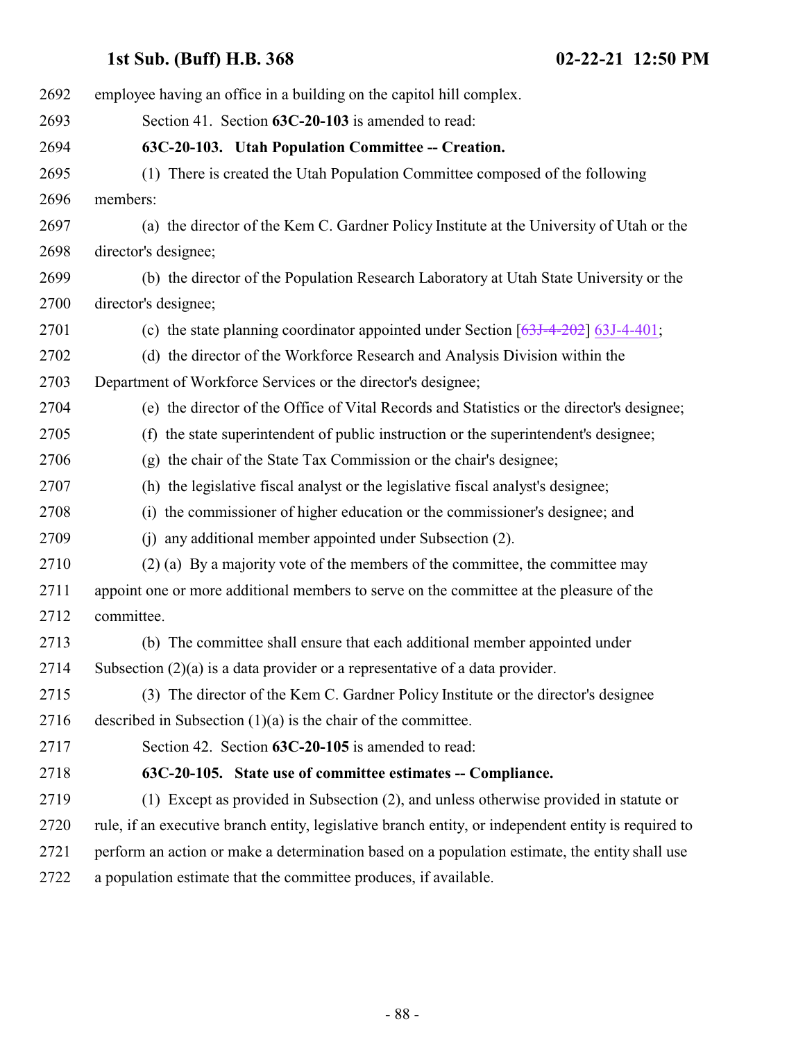employee having an office in a building on the capitol hill complex.

Section 41. Section **63C-20-103** is amended to read:

**63C-20-103. Utah Population Committee -- Creation.**

(1) There is created the Utah Population Committee composed of the following members:

(a) the director of the Kem C. Gardner Policy Institute at the University of Utah or the director's designee;

(b) the director of the Population Research Laboratory at Utah State University or the director's designee;

(c) the state planning coordinator appointed under Section [~~63J-4-202~~] 63J-4-401;

(d) the director of the Workforce Research and Analysis Division within the Department of Workforce Services or the director's designee;

(e) the director of the Office of Vital Records and Statistics or the director's designee;

(f) the state superintendent of public instruction or the superintendent's designee;

(g) the chair of the State Tax Commission or the chair's designee;

(h) the legislative fiscal analyst or the legislative fiscal analyst's designee;

(i) the commissioner of higher education or the commissioner's designee; and

(j) any additional member appointed under Subsection (2).

(2) (a) By a majority vote of the members of the committee, the committee may appoint one or more additional members to serve on the committee at the pleasure of the committee.

(b) The committee shall ensure that each additional member appointed under Subsection (2)(a) is a data provider or a representative of a data provider.

(3) The director of the Kem C. Gardner Policy Institute or the director's designee described in Subsection (1)(a) is the chair of the committee.

Section 42. Section **63C-20-105** is amended to read:

**63C-20-105. State use of committee estimates -- Compliance.**

(1) Except as provided in Subsection (2), and unless otherwise provided in statute or rule, if an executive branch entity, legislative branch entity, or independent entity is required to perform an action or make a determination based on a population estimate, the entity shall use a population estimate that the committee produces, if available.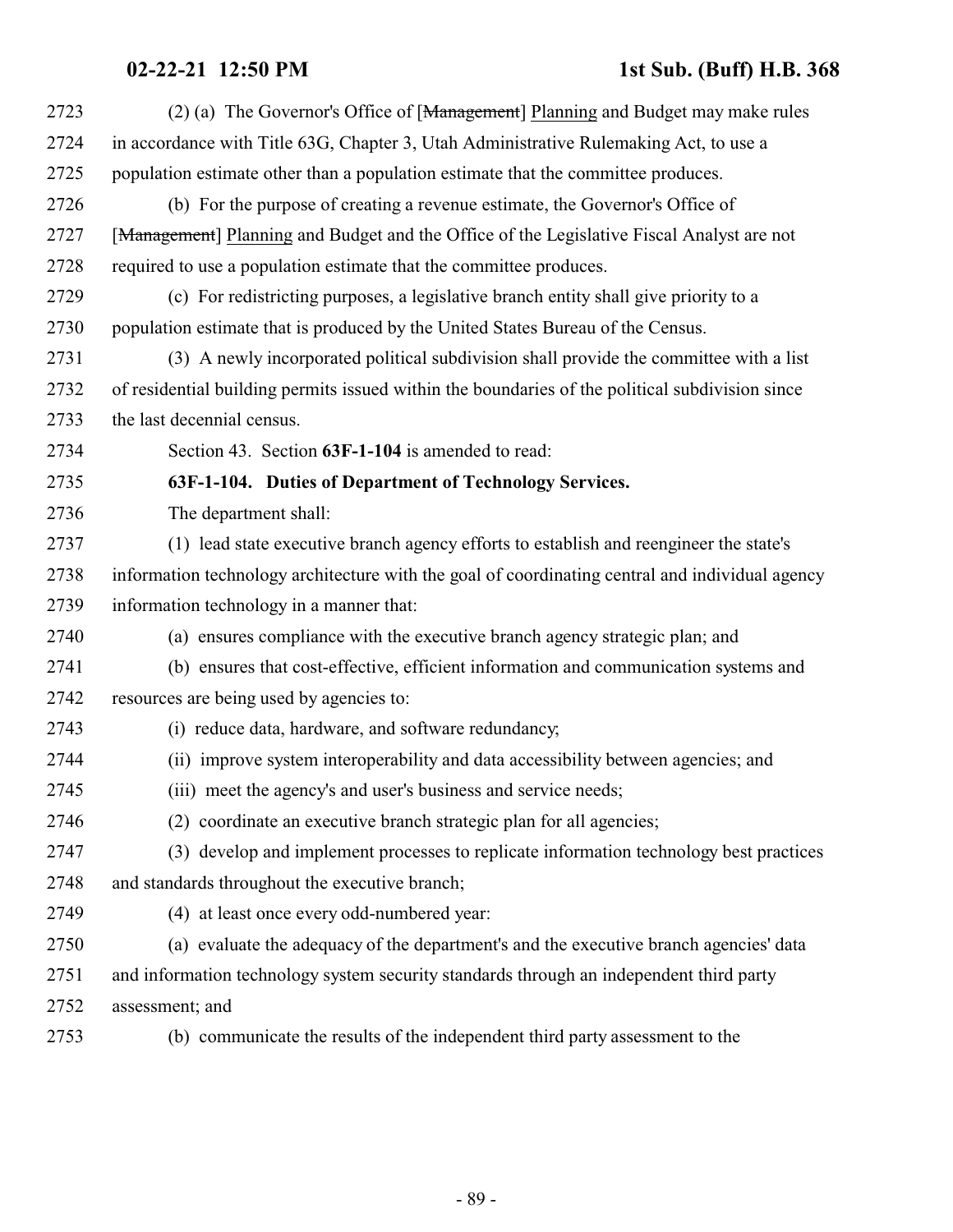2723 (2) (a) The Governor's Office of [~~Management~~] Planning and Budget may make rules
2724 in accordance with Title 63G, Chapter 3, Utah Administrative Rulemaking Act, to use a
2725 population estimate other than a population estimate that the committee produces.

2726 (b) For the purpose of creating a revenue estimate, the Governor's Office of
2727 [~~Management~~] Planning and Budget and the Office of the Legislative Fiscal Analyst are not
2728 required to use a population estimate that the committee produces.

2729 (c) For redistricting purposes, a legislative branch entity shall give priority to a
2730 population estimate that is produced by the United States Bureau of the Census.

2731 (3) A newly incorporated political subdivision shall provide the committee with a list
2732 of residential building permits issued within the boundaries of the political subdivision since
2733 the last decennial census.

2734 Section 43. Section **63F-1-104** is amended to read:

2735 **63F-1-104. Duties of Department of Technology Services.**

2736 The department shall:

2737 (1) lead state executive branch agency efforts to establish and reengineer the state's
2738 information technology architecture with the goal of coordinating central and individual agency
2739 information technology in a manner that:

2740 (a) ensures compliance with the executive branch agency strategic plan; and

2741 (b) ensures that cost-effective, efficient information and communication systems and
2742 resources are being used by agencies to:

2743 (i) reduce data, hardware, and software redundancy;

2744 (ii) improve system interoperability and data accessibility between agencies; and

2745 (iii) meet the agency's and user's business and service needs;

2746 (2) coordinate an executive branch strategic plan for all agencies;

2747 (3) develop and implement processes to replicate information technology best practices
2748 and standards throughout the executive branch;

2749 (4) at least once every odd-numbered year:

2750 (a) evaluate the adequacy of the department's and the executive branch agencies' data
2751 and information technology system security standards through an independent third party
2752 assessment; and

2753 (b) communicate the results of the independent third party assessment to the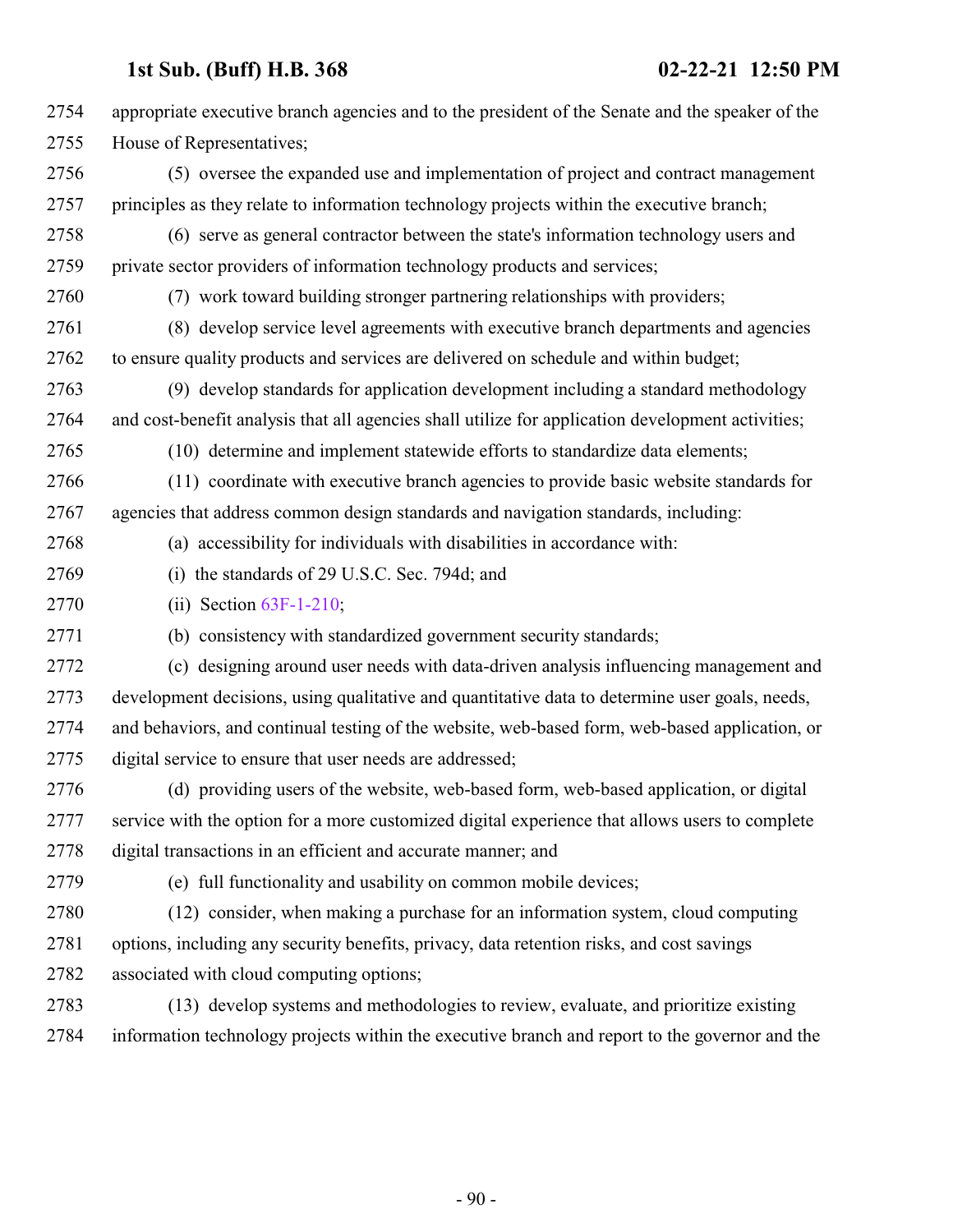appropriate executive branch agencies and to the president of the Senate and the speaker of the House of Representatives;

(5) oversee the expanded use and implementation of project and contract management principles as they relate to information technology projects within the executive branch;

(6) serve as general contractor between the state's information technology users and private sector providers of information technology products and services;

(7) work toward building stronger partnering relationships with providers;

(8) develop service level agreements with executive branch departments and agencies to ensure quality products and services are delivered on schedule and within budget;

(9) develop standards for application development including a standard methodology and cost-benefit analysis that all agencies shall utilize for application development activities;

(10) determine and implement statewide efforts to standardize data elements;

(11) coordinate with executive branch agencies to provide basic website standards for agencies that address common design standards and navigation standards, including:

(a) accessibility for individuals with disabilities in accordance with:

(i) the standards of 29 U.S.C. Sec. 794d; and

(ii) Section 63F-1-210;

(b) consistency with standardized government security standards;

(c) designing around user needs with data-driven analysis influencing management and development decisions, using qualitative and quantitative data to determine user goals, needs, and behaviors, and continual testing of the website, web-based form, web-based application, or digital service to ensure that user needs are addressed;

(d) providing users of the website, web-based form, web-based application, or digital service with the option for a more customized digital experience that allows users to complete digital transactions in an efficient and accurate manner; and

(e) full functionality and usability on common mobile devices;

(12) consider, when making a purchase for an information system, cloud computing options, including any security benefits, privacy, data retention risks, and cost savings associated with cloud computing options;

(13) develop systems and methodologies to review, evaluate, and prioritize existing information technology projects within the executive branch and report to the governor and the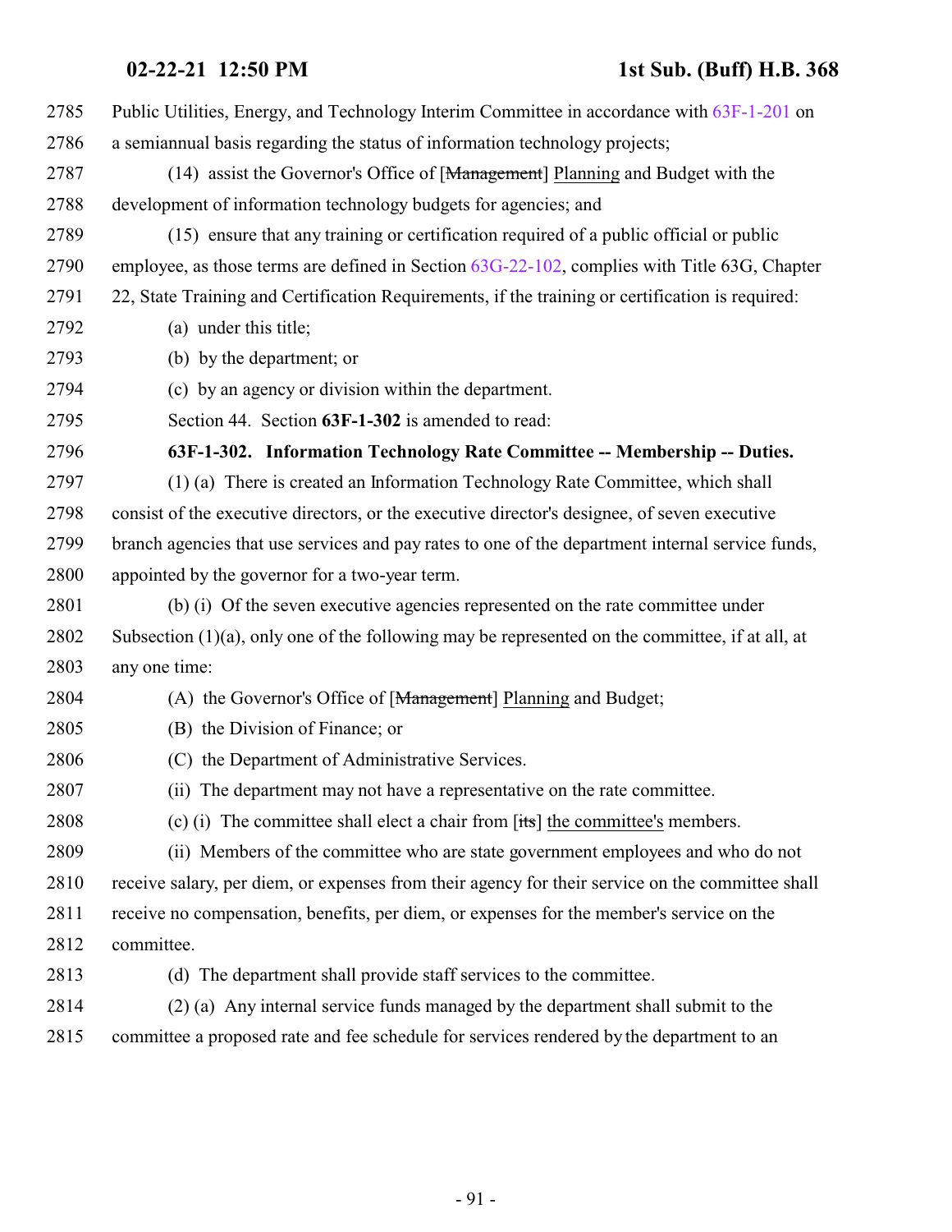Public Utilities, Energy, and Technology Interim Committee in accordance with 63F-1-201 on a semiannual basis regarding the status of information technology projects;

(14) assist the Governor's Office of [~~Management~~] Planning and Budget with the development of information technology budgets for agencies; and

(15) ensure that any training or certification required of a public official or public employee, as those terms are defined in Section 63G-22-102, complies with Title 63G, Chapter 22, State Training and Certification Requirements, if the training or certification is required:

(a) under this title;

(b) by the department; or

(c) by an agency or division within the department.

Section 44. Section **63F-1-302** is amended to read:

**63F-1-302. Information Technology Rate Committee -- Membership -- Duties.**

(1) (a) There is created an Information Technology Rate Committee, which shall consist of the executive directors, or the executive director's designee, of seven executive branch agencies that use services and pay rates to one of the department internal service funds, appointed by the governor for a two-year term.

(b) (i) Of the seven executive agencies represented on the rate committee under Subsection (1)(a), only one of the following may be represented on the committee, if at all, at any one time:

(A) the Governor's Office of [~~Management~~] Planning and Budget;

(B) the Division of Finance; or

(C) the Department of Administrative Services.

(ii) The department may not have a representative on the rate committee.

(c) (i) The committee shall elect a chair from [~~its~~] the committee's members.

(ii) Members of the committee who are state government employees and who do not receive salary, per diem, or expenses from their agency for their service on the committee shall receive no compensation, benefits, per diem, or expenses for the member's service on the committee.

(d) The department shall provide staff services to the committee.

(2) (a) Any internal service funds managed by the department shall submit to the committee a proposed rate and fee schedule for services rendered by the department to an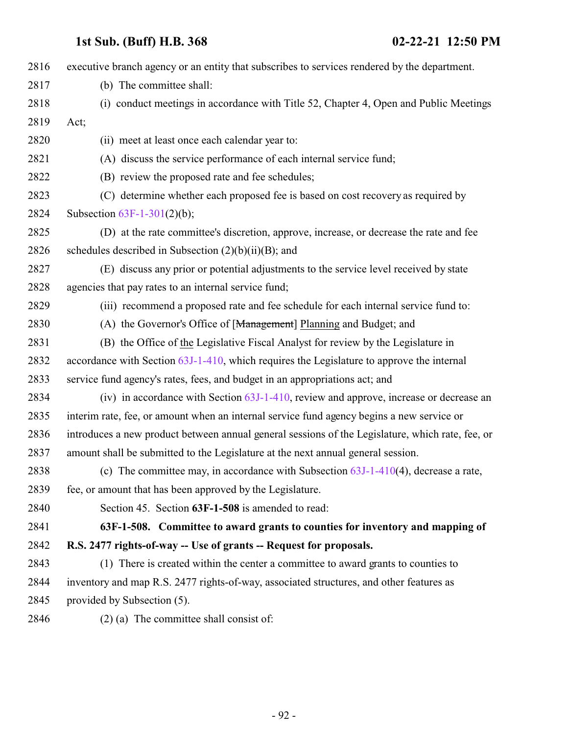executive branch agency or an entity that subscribes to services rendered by the department.

(b) The committee shall:

(i) conduct meetings in accordance with Title 52, Chapter 4, Open and Public Meetings Act;

(ii) meet at least once each calendar year to:

(A) discuss the service performance of each internal service fund;

(B) review the proposed rate and fee schedules;

(C) determine whether each proposed fee is based on cost recovery as required by Subsection 63F-1-301(2)(b);

(D) at the rate committee's discretion, approve, increase, or decrease the rate and fee schedules described in Subsection (2)(b)(ii)(B); and

(E) discuss any prior or potential adjustments to the service level received by state agencies that pay rates to an internal service fund;

(iii) recommend a proposed rate and fee schedule for each internal service fund to:

(A) the Governor's Office of [~~Management~~] Planning and Budget; and

(B) the Office of the Legislative Fiscal Analyst for review by the Legislature in accordance with Section 63J-1-410, which requires the Legislature to approve the internal service fund agency's rates, fees, and budget in an appropriations act; and

(iv) in accordance with Section 63J-1-410, review and approve, increase or decrease an interim rate, fee, or amount when an internal service fund agency begins a new service or introduces a new product between annual general sessions of the Legislature, which rate, fee, or amount shall be submitted to the Legislature at the next annual general session.

(c) The committee may, in accordance with Subsection 63J-1-410(4), decrease a rate, fee, or amount that has been approved by the Legislature.

Section 45. Section **63F-1-508** is amended to read:

**63F-1-508. Committee to award grants to counties for inventory and mapping of R.S. 2477 rights-of-way -- Use of grants -- Request for proposals.**

(1) There is created within the center a committee to award grants to counties to inventory and map R.S. 2477 rights-of-way, associated structures, and other features as provided by Subsection (5).

(2) (a) The committee shall consist of: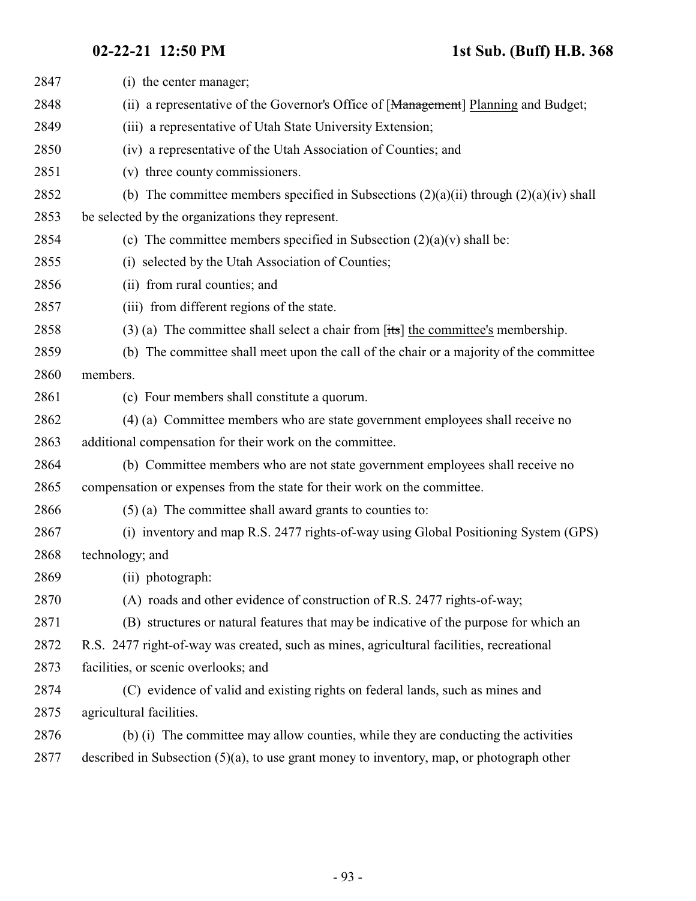2847 (i) the center manager;

2848 (ii) a representative of the Governor's Office of [~~Management~~] Planning and Budget;

2849 (iii) a representative of Utah State University Extension;

2850 (iv) a representative of the Utah Association of Counties; and

2851 (v) three county commissioners.

2852 (b) The committee members specified in Subsections (2)(a)(ii) through (2)(a)(iv) shall

2853 be selected by the organizations they represent.

2854 (c) The committee members specified in Subsection (2)(a)(v) shall be:

2855 (i) selected by the Utah Association of Counties;

2856 (ii) from rural counties; and

2857 (iii) from different regions of the state.

2858 (3) (a) The committee shall select a chair from [~~its~~] the committee's membership.

2859 (b) The committee shall meet upon the call of the chair or a majority of the committee

2860 members.

2861 (c) Four members shall constitute a quorum.

2862 (4) (a) Committee members who are state government employees shall receive no

2863 additional compensation for their work on the committee.

2864 (b) Committee members who are not state government employees shall receive no

2865 compensation or expenses from the state for their work on the committee.

2866 (5) (a) The committee shall award grants to counties to:

2867 (i) inventory and map R.S. 2477 rights-of-way using Global Positioning System (GPS)

2868 technology; and

2869 (ii) photograph:

2870 (A) roads and other evidence of construction of R.S. 2477 rights-of-way;

2871 (B) structures or natural features that may be indicative of the purpose for which an

2872 R.S. 2477 right-of-way was created, such as mines, agricultural facilities, recreational

2873 facilities, or scenic overlooks; and

2874 (C) evidence of valid and existing rights on federal lands, such as mines and

2875 agricultural facilities.

2876 (b) (i) The committee may allow counties, while they are conducting the activities

2877 described in Subsection (5)(a), to use grant money to inventory, map, or photograph other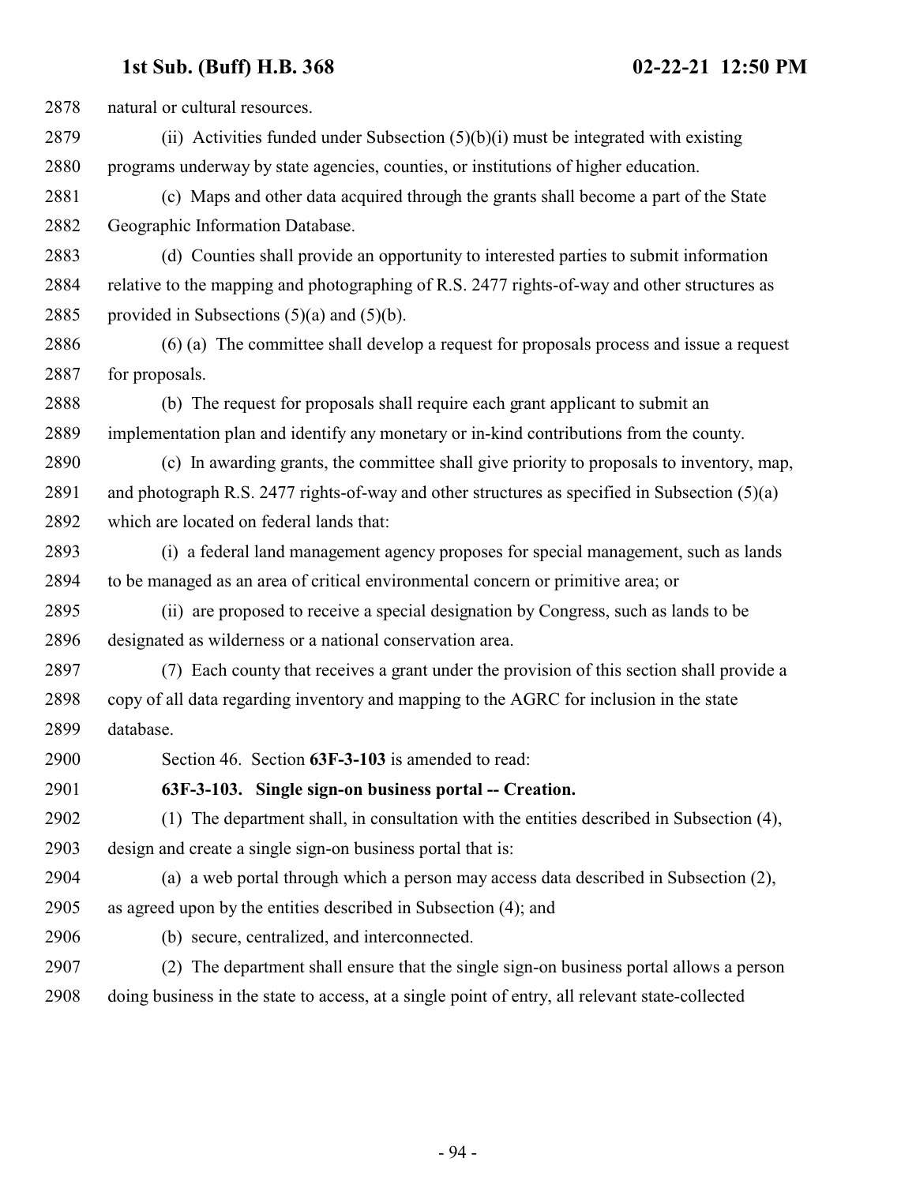natural or cultural resources.

(ii) Activities funded under Subsection (5)(b)(i) must be integrated with existing programs underway by state agencies, counties, or institutions of higher education.

(c) Maps and other data acquired through the grants shall become a part of the State Geographic Information Database.

(d) Counties shall provide an opportunity to interested parties to submit information relative to the mapping and photographing of R.S. 2477 rights-of-way and other structures as provided in Subsections (5)(a) and (5)(b).

(6) (a) The committee shall develop a request for proposals process and issue a request for proposals.

(b) The request for proposals shall require each grant applicant to submit an implementation plan and identify any monetary or in-kind contributions from the county.

(c) In awarding grants, the committee shall give priority to proposals to inventory, map, and photograph R.S. 2477 rights-of-way and other structures as specified in Subsection (5)(a) which are located on federal lands that:

(i) a federal land management agency proposes for special management, such as lands to be managed as an area of critical environmental concern or primitive area; or

(ii) are proposed to receive a special designation by Congress, such as lands to be designated as wilderness or a national conservation area.

(7) Each county that receives a grant under the provision of this section shall provide a copy of all data regarding inventory and mapping to the AGRC for inclusion in the state database.

Section 46. Section **63F-3-103** is amended to read:

**63F-3-103. Single sign-on business portal -- Creation.**

(1) The department shall, in consultation with the entities described in Subsection (4), design and create a single sign-on business portal that is:

(a) a web portal through which a person may access data described in Subsection (2), as agreed upon by the entities described in Subsection (4); and

(b) secure, centralized, and interconnected.

(2) The department shall ensure that the single sign-on business portal allows a person doing business in the state to access, at a single point of entry, all relevant state-collected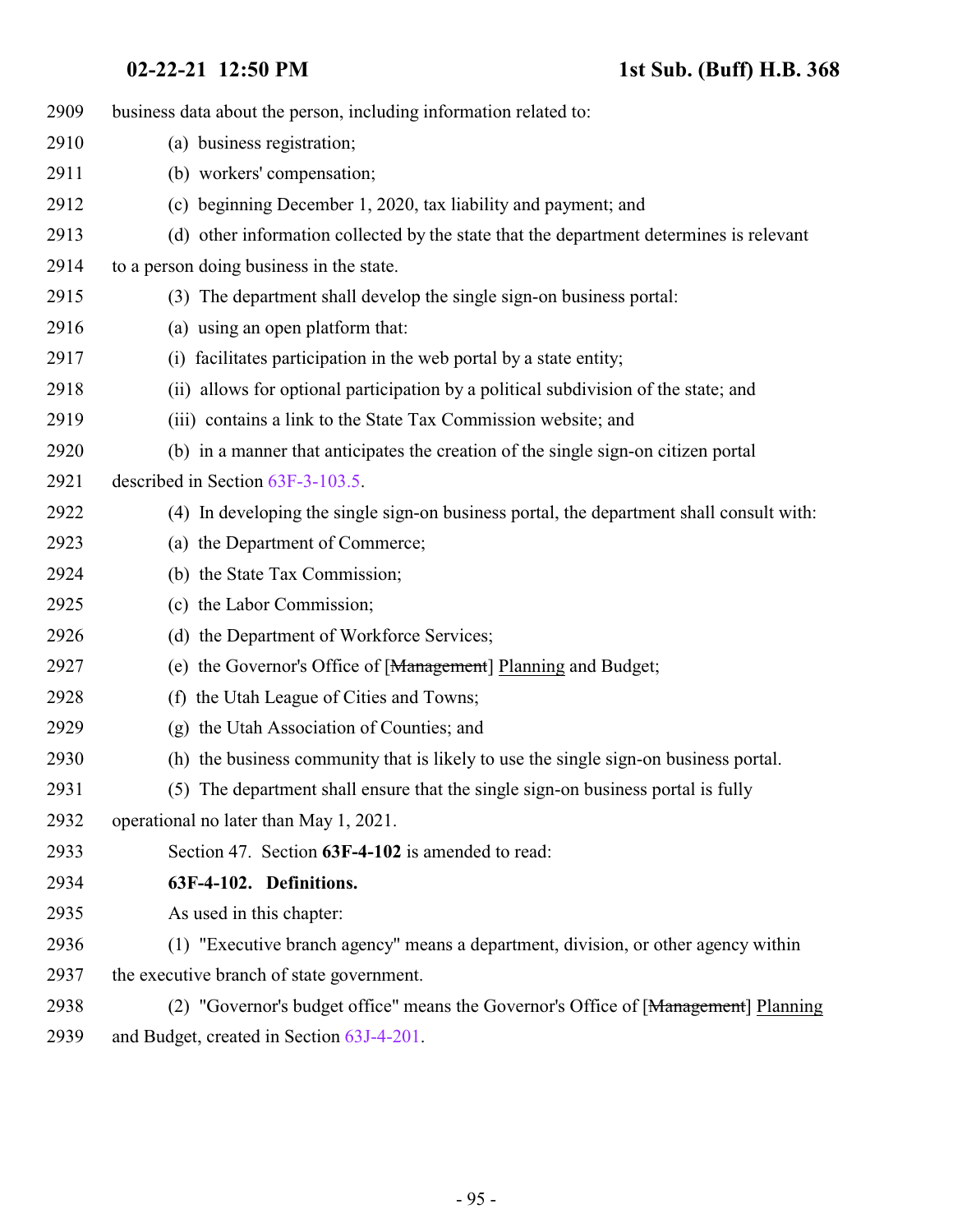business data about the person, including information related to:

(a) business registration;

(b) workers' compensation;

(c) beginning December 1, 2020, tax liability and payment; and

(d) other information collected by the state that the department determines is relevant to a person doing business in the state.

(3) The department shall develop the single sign-on business portal:

(a) using an open platform that:

(i) facilitates participation in the web portal by a state entity;

(ii) allows for optional participation by a political subdivision of the state; and

(iii) contains a link to the State Tax Commission website; and

(b) in a manner that anticipates the creation of the single sign-on citizen portal described in Section 63F-3-103.5.

(4) In developing the single sign-on business portal, the department shall consult with:

(a) the Department of Commerce;

(b) the State Tax Commission;

(c) the Labor Commission;

(d) the Department of Workforce Services;

(e) the Governor's Office of [~~Management~~] Planning and Budget;

(f) the Utah League of Cities and Towns;

(g) the Utah Association of Counties; and

(h) the business community that is likely to use the single sign-on business portal.

(5) The department shall ensure that the single sign-on business portal is fully operational no later than May 1, 2021.

Section 47. Section **63F-4-102** is amended to read:

**63F-4-102. Definitions.**

As used in this chapter:

(1) "Executive branch agency" means a department, division, or other agency within the executive branch of state government.

(2) "Governor's budget office" means the Governor's Office of [~~Management~~] Planning and Budget, created in Section 63J-4-201.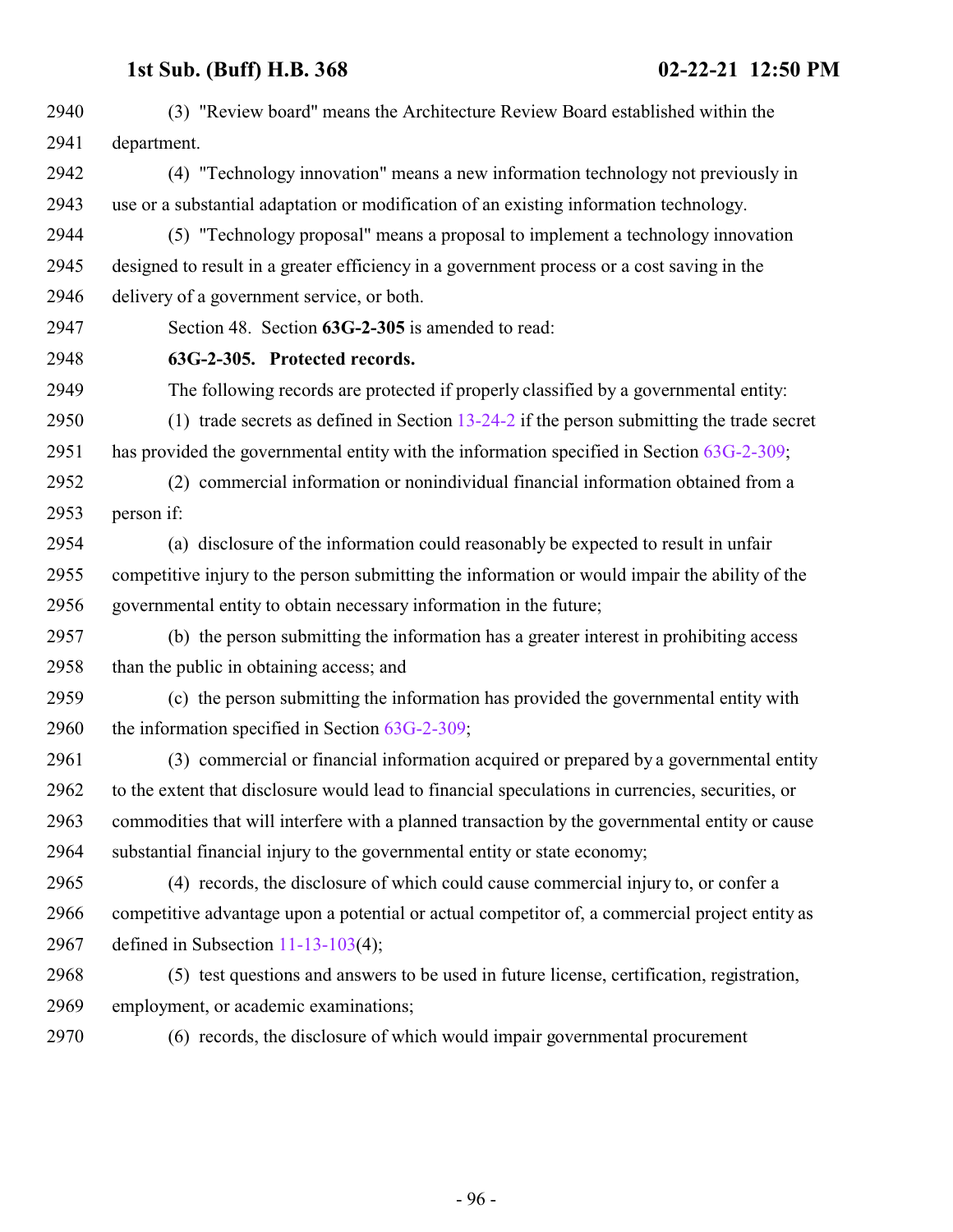(3) "Review board" means the Architecture Review Board established within the department.

(4) "Technology innovation" means a new information technology not previously in use or a substantial adaptation or modification of an existing information technology.

(5) "Technology proposal" means a proposal to implement a technology innovation designed to result in a greater efficiency in a government process or a cost saving in the delivery of a government service, or both.

Section 48. Section **63G-2-305** is amended to read:

**63G-2-305. Protected records.**

The following records are protected if properly classified by a governmental entity:

(1) trade secrets as defined in Section 13-24-2 if the person submitting the trade secret has provided the governmental entity with the information specified in Section 63G-2-309;

(2) commercial information or nonindividual financial information obtained from a person if:

(a) disclosure of the information could reasonably be expected to result in unfair competitive injury to the person submitting the information or would impair the ability of the governmental entity to obtain necessary information in the future;

(b) the person submitting the information has a greater interest in prohibiting access than the public in obtaining access; and

(c) the person submitting the information has provided the governmental entity with the information specified in Section 63G-2-309;

(3) commercial or financial information acquired or prepared by a governmental entity to the extent that disclosure would lead to financial speculations in currencies, securities, or commodities that will interfere with a planned transaction by the governmental entity or cause substantial financial injury to the governmental entity or state economy;

(4) records, the disclosure of which could cause commercial injury to, or confer a competitive advantage upon a potential or actual competitor of, a commercial project entity as defined in Subsection 11-13-103(4);

(5) test questions and answers to be used in future license, certification, registration, employment, or academic examinations;

(6) records, the disclosure of which would impair governmental procurement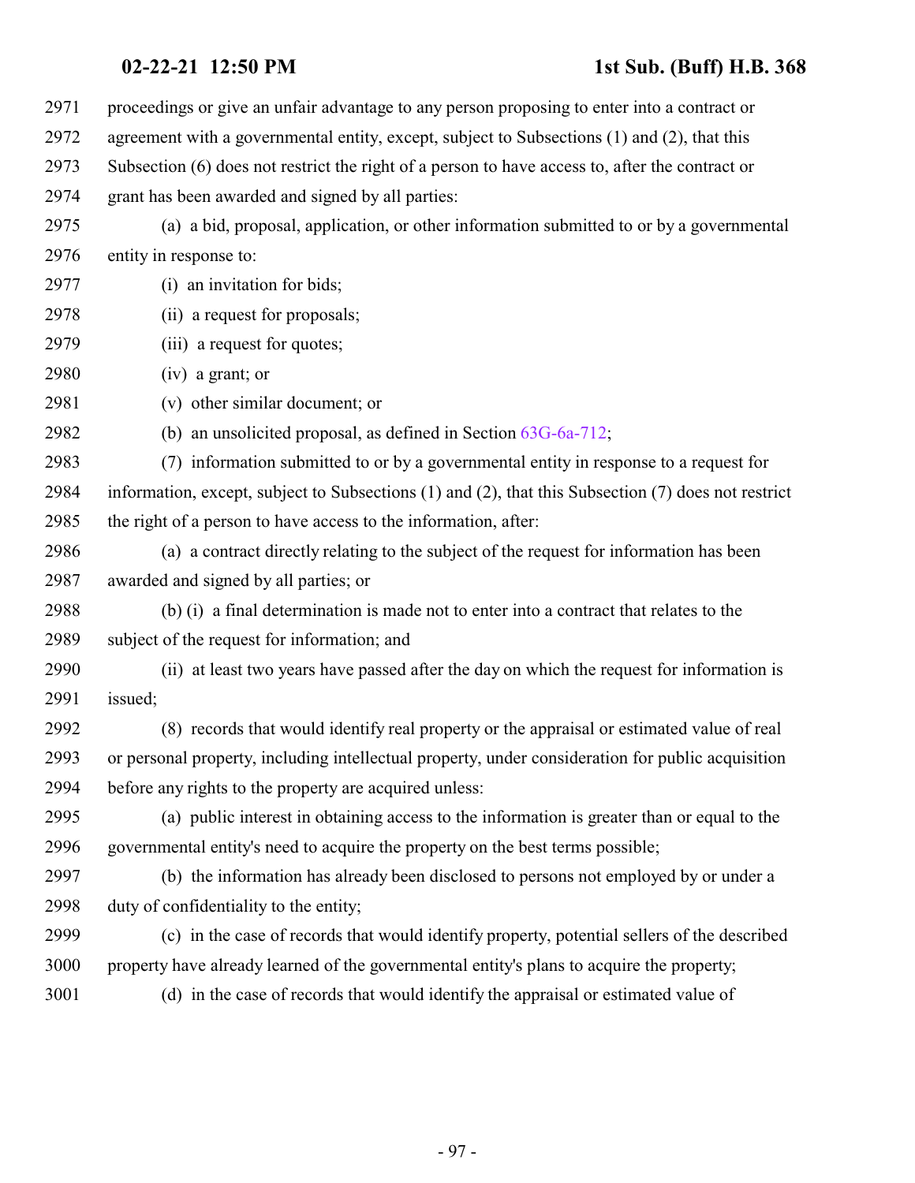proceedings or give an unfair advantage to any person proposing to enter into a contract or agreement with a governmental entity, except, subject to Subsections (1) and (2), that this Subsection (6) does not restrict the right of a person to have access to, after the contract or grant has been awarded and signed by all parties:

(a) a bid, proposal, application, or other information submitted to or by a governmental entity in response to:

(i) an invitation for bids;

(ii) a request for proposals;

(iii) a request for quotes;

(iv) a grant; or

(v) other similar document; or

(b) an unsolicited proposal, as defined in Section 63G-6a-712;

(7) information submitted to or by a governmental entity in response to a request for information, except, subject to Subsections (1) and (2), that this Subsection (7) does not restrict the right of a person to have access to the information, after:

(a) a contract directly relating to the subject of the request for information has been awarded and signed by all parties; or

(b) (i) a final determination is made not to enter into a contract that relates to the subject of the request for information; and

(ii) at least two years have passed after the day on which the request for information is issued;

(8) records that would identify real property or the appraisal or estimated value of real or personal property, including intellectual property, under consideration for public acquisition before any rights to the property are acquired unless:

(a) public interest in obtaining access to the information is greater than or equal to the governmental entity's need to acquire the property on the best terms possible;

(b) the information has already been disclosed to persons not employed by or under a duty of confidentiality to the entity;

(c) in the case of records that would identify property, potential sellers of the described property have already learned of the governmental entity's plans to acquire the property;

(d) in the case of records that would identify the appraisal or estimated value of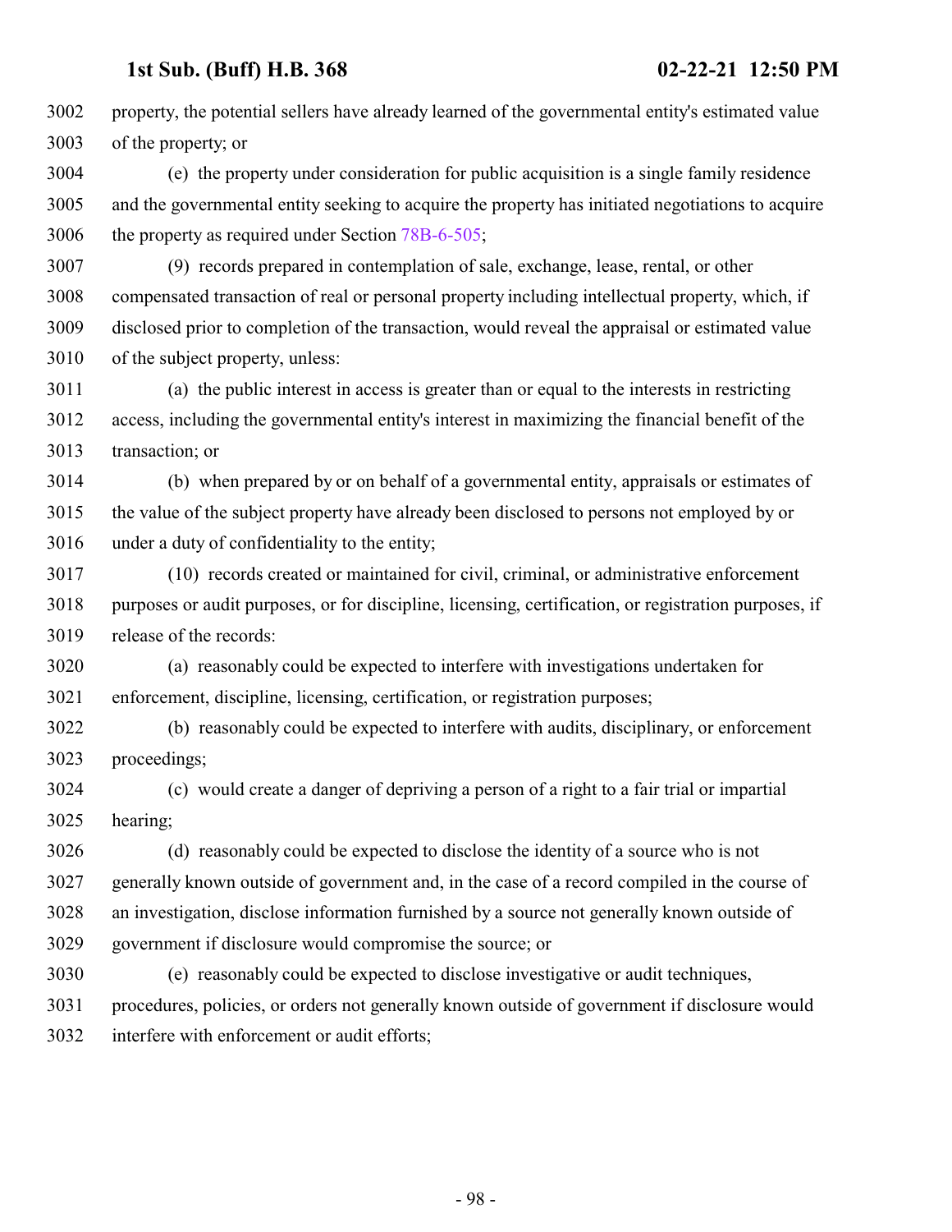property, the potential sellers have already learned of the governmental entity's estimated value of the property; or

(e) the property under consideration for public acquisition is a single family residence and the governmental entity seeking to acquire the property has initiated negotiations to acquire the property as required under Section 78B-6-505;

(9) records prepared in contemplation of sale, exchange, lease, rental, or other compensated transaction of real or personal property including intellectual property, which, if disclosed prior to completion of the transaction, would reveal the appraisal or estimated value of the subject property, unless:

(a) the public interest in access is greater than or equal to the interests in restricting access, including the governmental entity's interest in maximizing the financial benefit of the transaction; or

(b) when prepared by or on behalf of a governmental entity, appraisals or estimates of the value of the subject property have already been disclosed to persons not employed by or under a duty of confidentiality to the entity;

(10) records created or maintained for civil, criminal, or administrative enforcement purposes or audit purposes, or for discipline, licensing, certification, or registration purposes, if release of the records:

(a) reasonably could be expected to interfere with investigations undertaken for enforcement, discipline, licensing, certification, or registration purposes;

(b) reasonably could be expected to interfere with audits, disciplinary, or enforcement proceedings;

(c) would create a danger of depriving a person of a right to a fair trial or impartial hearing;

(d) reasonably could be expected to disclose the identity of a source who is not generally known outside of government and, in the case of a record compiled in the course of an investigation, disclose information furnished by a source not generally known outside of government if disclosure would compromise the source; or

(e) reasonably could be expected to disclose investigative or audit techniques, procedures, policies, or orders not generally known outside of government if disclosure would interfere with enforcement or audit efforts;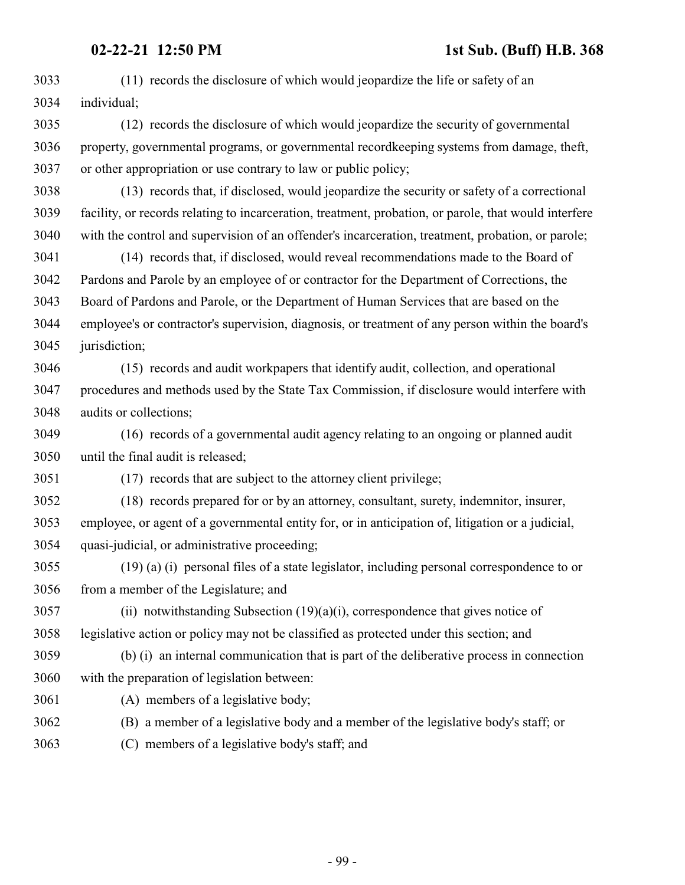(11) records the disclosure of which would jeopardize the life or safety of an individual;

(12) records the disclosure of which would jeopardize the security of governmental property, governmental programs, or governmental recordkeeping systems from damage, theft, or other appropriation or use contrary to law or public policy;

(13) records that, if disclosed, would jeopardize the security or safety of a correctional facility, or records relating to incarceration, treatment, probation, or parole, that would interfere with the control and supervision of an offender's incarceration, treatment, probation, or parole;

(14) records that, if disclosed, would reveal recommendations made to the Board of Pardons and Parole by an employee of or contractor for the Department of Corrections, the Board of Pardons and Parole, or the Department of Human Services that are based on the employee's or contractor's supervision, diagnosis, or treatment of any person within the board's jurisdiction;

(15) records and audit workpapers that identify audit, collection, and operational procedures and methods used by the State Tax Commission, if disclosure would interfere with audits or collections;

(16) records of a governmental audit agency relating to an ongoing or planned audit until the final audit is released;

(17) records that are subject to the attorney client privilege;

(18) records prepared for or by an attorney, consultant, surety, indemnitor, insurer, employee, or agent of a governmental entity for, or in anticipation of, litigation or a judicial, quasi-judicial, or administrative proceeding;

(19) (a) (i) personal files of a state legislator, including personal correspondence to or from a member of the Legislature; and

(ii) notwithstanding Subsection (19)(a)(i), correspondence that gives notice of legislative action or policy may not be classified as protected under this section; and

(b) (i) an internal communication that is part of the deliberative process in connection with the preparation of legislation between:

(A) members of a legislative body;

(B) a member of a legislative body and a member of the legislative body's staff; or

(C) members of a legislative body's staff; and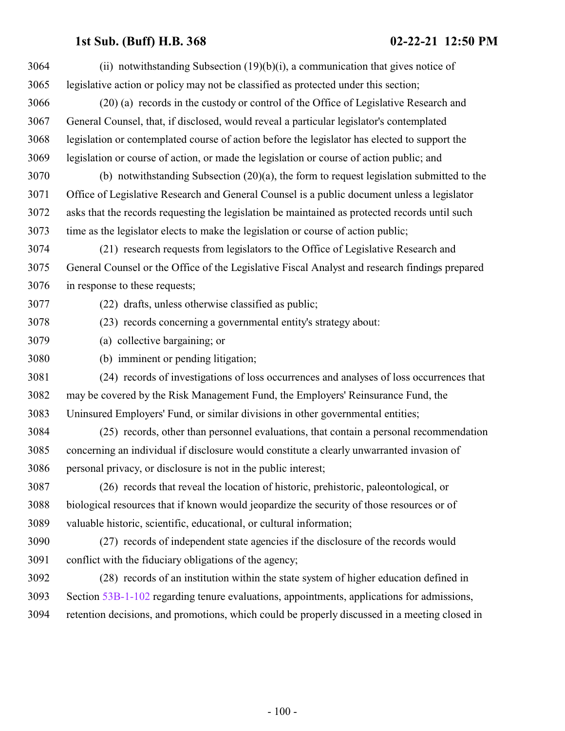(ii) notwithstanding Subsection (19)(b)(i), a communication that gives notice of legislative action or policy may not be classified as protected under this section;

(20) (a) records in the custody or control of the Office of Legislative Research and General Counsel, that, if disclosed, would reveal a particular legislator's contemplated legislation or contemplated course of action before the legislator has elected to support the legislation or course of action, or made the legislation or course of action public; and

(b) notwithstanding Subsection (20)(a), the form to request legislation submitted to the Office of Legislative Research and General Counsel is a public document unless a legislator asks that the records requesting the legislation be maintained as protected records until such time as the legislator elects to make the legislation or course of action public;

(21) research requests from legislators to the Office of Legislative Research and General Counsel or the Office of the Legislative Fiscal Analyst and research findings prepared in response to these requests;

(22) drafts, unless otherwise classified as public;

(23) records concerning a governmental entity's strategy about:

(a) collective bargaining; or

(b) imminent or pending litigation;

(24) records of investigations of loss occurrences and analyses of loss occurrences that may be covered by the Risk Management Fund, the Employers' Reinsurance Fund, the Uninsured Employers' Fund, or similar divisions in other governmental entities;

(25) records, other than personnel evaluations, that contain a personal recommendation concerning an individual if disclosure would constitute a clearly unwarranted invasion of personal privacy, or disclosure is not in the public interest;

(26) records that reveal the location of historic, prehistoric, paleontological, or biological resources that if known would jeopardize the security of those resources or of valuable historic, scientific, educational, or cultural information;

(27) records of independent state agencies if the disclosure of the records would conflict with the fiduciary obligations of the agency;

(28) records of an institution within the state system of higher education defined in Section 53B-1-102 regarding tenure evaluations, appointments, applications for admissions, retention decisions, and promotions, which could be properly discussed in a meeting closed in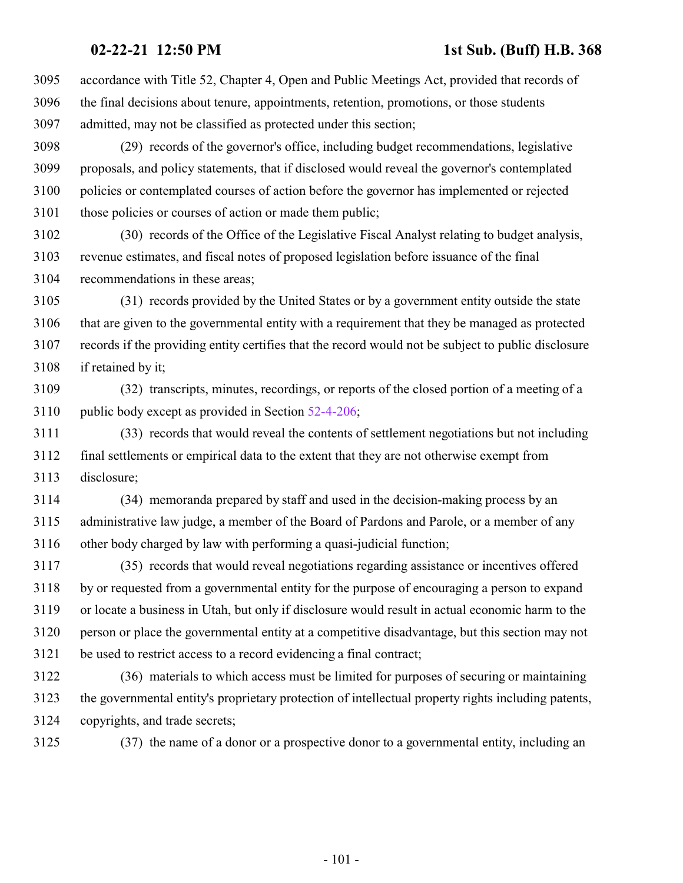accordance with Title 52, Chapter 4, Open and Public Meetings Act, provided that records of the final decisions about tenure, appointments, retention, promotions, or those students admitted, may not be classified as protected under this section;

(29) records of the governor's office, including budget recommendations, legislative proposals, and policy statements, that if disclosed would reveal the governor's contemplated policies or contemplated courses of action before the governor has implemented or rejected those policies or courses of action or made them public;

(30) records of the Office of the Legislative Fiscal Analyst relating to budget analysis, revenue estimates, and fiscal notes of proposed legislation before issuance of the final recommendations in these areas;

(31) records provided by the United States or by a government entity outside the state that are given to the governmental entity with a requirement that they be managed as protected records if the providing entity certifies that the record would not be subject to public disclosure if retained by it;

(32) transcripts, minutes, recordings, or reports of the closed portion of a meeting of a public body except as provided in Section 52-4-206;

(33) records that would reveal the contents of settlement negotiations but not including final settlements or empirical data to the extent that they are not otherwise exempt from disclosure;

(34) memoranda prepared by staff and used in the decision-making process by an administrative law judge, a member of the Board of Pardons and Parole, or a member of any other body charged by law with performing a quasi-judicial function;

(35) records that would reveal negotiations regarding assistance or incentives offered by or requested from a governmental entity for the purpose of encouraging a person to expand or locate a business in Utah, but only if disclosure would result in actual economic harm to the person or place the governmental entity at a competitive disadvantage, but this section may not be used to restrict access to a record evidencing a final contract;

(36) materials to which access must be limited for purposes of securing or maintaining the governmental entity's proprietary protection of intellectual property rights including patents, copyrights, and trade secrets;

(37) the name of a donor or a prospective donor to a governmental entity, including an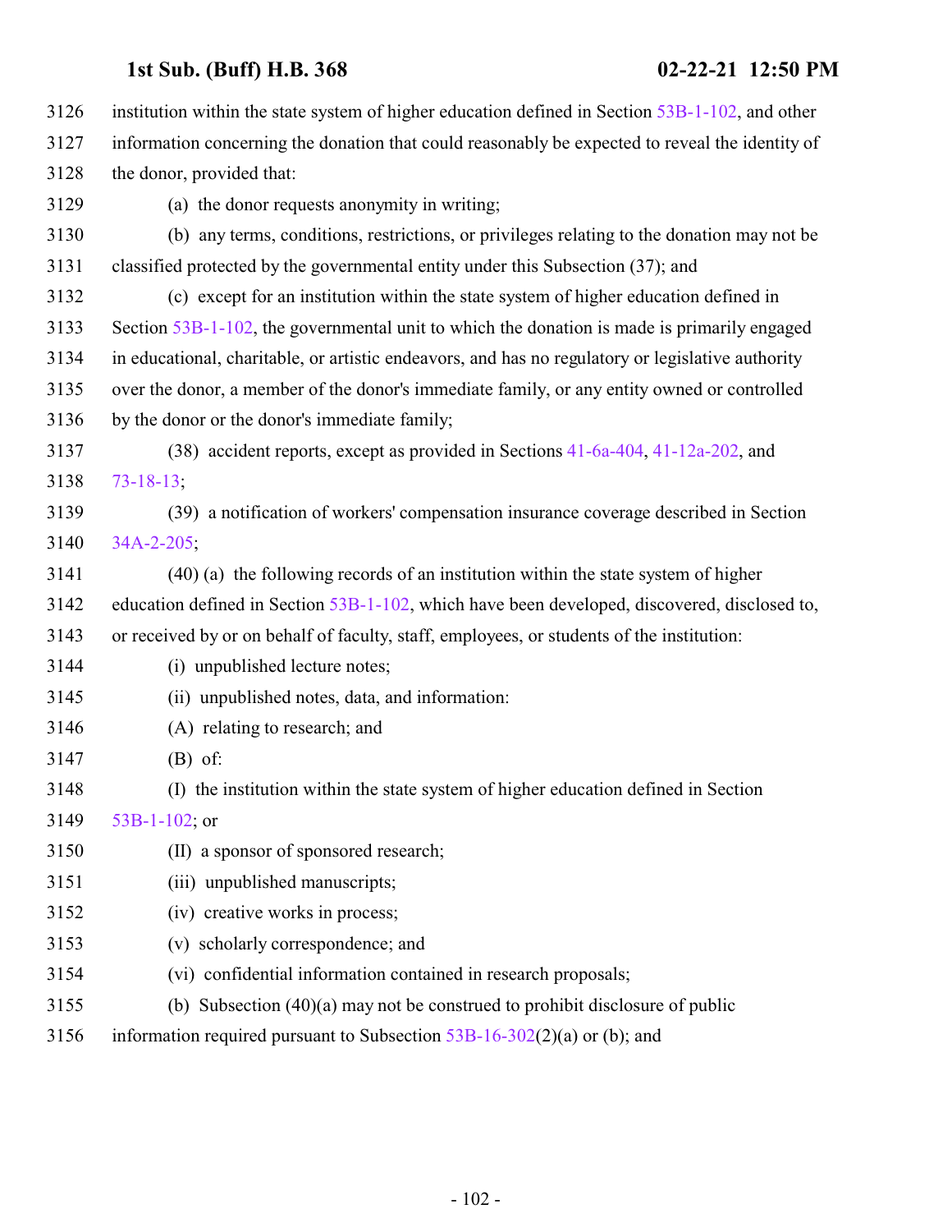institution within the state system of higher education defined in Section 53B-1-102, and other information concerning the donation that could reasonably be expected to reveal the identity of the donor, provided that:

(a) the donor requests anonymity in writing;

(b) any terms, conditions, restrictions, or privileges relating to the donation may not be classified protected by the governmental entity under this Subsection (37); and

(c) except for an institution within the state system of higher education defined in Section 53B-1-102, the governmental unit to which the donation is made is primarily engaged in educational, charitable, or artistic endeavors, and has no regulatory or legislative authority over the donor, a member of the donor's immediate family, or any entity owned or controlled by the donor or the donor's immediate family;

(38) accident reports, except as provided in Sections 41-6a-404, 41-12a-202, and 73-18-13;

(39) a notification of workers' compensation insurance coverage described in Section 34A-2-205;

(40) (a) the following records of an institution within the state system of higher education defined in Section 53B-1-102, which have been developed, discovered, disclosed to, or received by or on behalf of faculty, staff, employees, or students of the institution:

(i) unpublished lecture notes;

(ii) unpublished notes, data, and information:

(A) relating to research; and

(B) of:

(I) the institution within the state system of higher education defined in Section 53B-1-102; or

(II) a sponsor of sponsored research;

(iii) unpublished manuscripts;

(iv) creative works in process;

(v) scholarly correspondence; and

(vi) confidential information contained in research proposals;

(b) Subsection (40)(a) may not be construed to prohibit disclosure of public information required pursuant to Subsection 53B-16-302(2)(a) or (b); and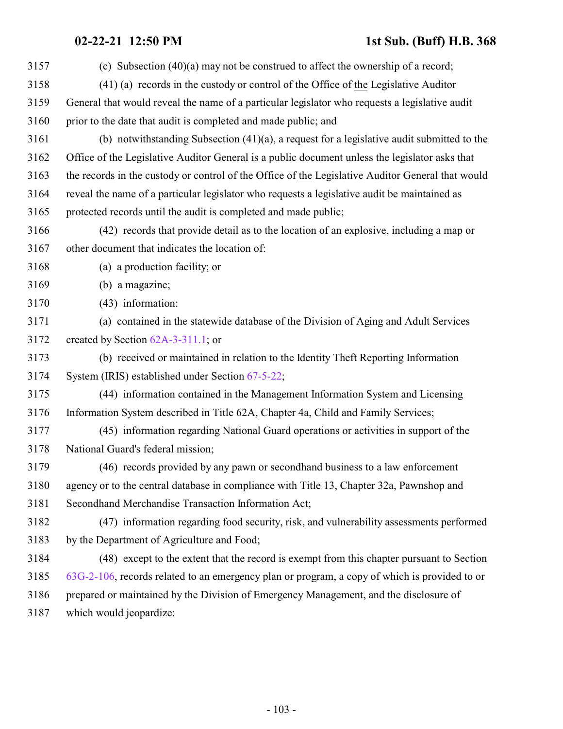(c) Subsection (40)(a) may not be construed to affect the ownership of a record;

(41) (a) records in the custody or control of the Office of the Legislative Auditor General that would reveal the name of a particular legislator who requests a legislative audit prior to the date that audit is completed and made public; and

(b) notwithstanding Subsection (41)(a), a request for a legislative audit submitted to the Office of the Legislative Auditor General is a public document unless the legislator asks that the records in the custody or control of the Office of the Legislative Auditor General that would reveal the name of a particular legislator who requests a legislative audit be maintained as protected records until the audit is completed and made public;

(42) records that provide detail as to the location of an explosive, including a map or other document that indicates the location of:

(a) a production facility; or

(b) a magazine;

(43) information:

(a) contained in the statewide database of the Division of Aging and Adult Services created by Section 62A-3-311.1; or

(b) received or maintained in relation to the Identity Theft Reporting Information System (IRIS) established under Section 67-5-22;

(44) information contained in the Management Information System and Licensing Information System described in Title 62A, Chapter 4a, Child and Family Services;

(45) information regarding National Guard operations or activities in support of the National Guard's federal mission;

(46) records provided by any pawn or secondhand business to a law enforcement agency or to the central database in compliance with Title 13, Chapter 32a, Pawnshop and Secondhand Merchandise Transaction Information Act;

(47) information regarding food security, risk, and vulnerability assessments performed by the Department of Agriculture and Food;

(48) except to the extent that the record is exempt from this chapter pursuant to Section 63G-2-106, records related to an emergency plan or program, a copy of which is provided to or prepared or maintained by the Division of Emergency Management, and the disclosure of which would jeopardize: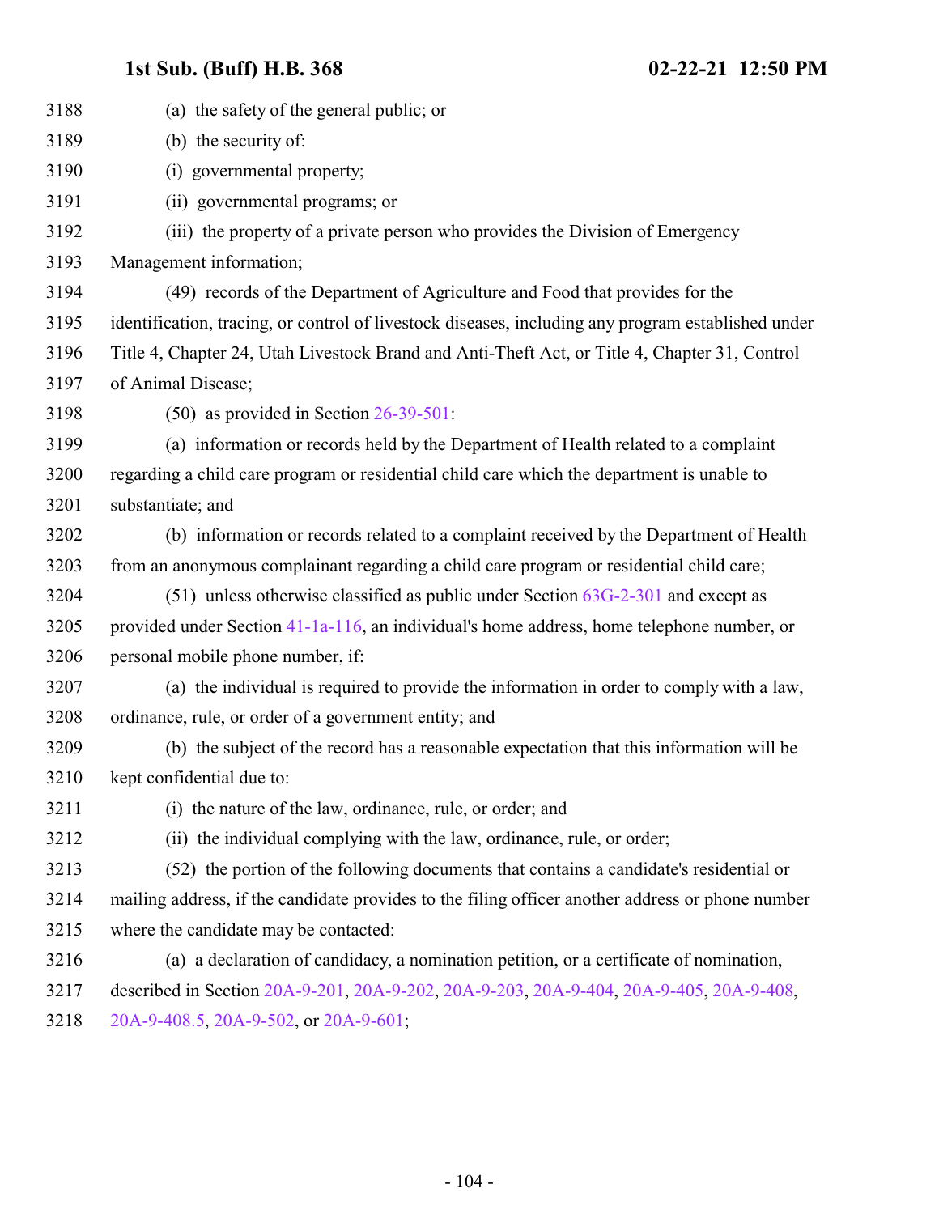(a) the safety of the general public; or

(b) the security of:

(i) governmental property;

(ii) governmental programs; or

(iii) the property of a private person who provides the Division of Emergency Management information;

(49) records of the Department of Agriculture and Food that provides for the identification, tracing, or control of livestock diseases, including any program established under Title 4, Chapter 24, Utah Livestock Brand and Anti-Theft Act, or Title 4, Chapter 31, Control of Animal Disease;

(50) as provided in Section 26-39-501:

(a) information or records held by the Department of Health related to a complaint regarding a child care program or residential child care which the department is unable to substantiate; and

(b) information or records related to a complaint received by the Department of Health from an anonymous complainant regarding a child care program or residential child care;

(51) unless otherwise classified as public under Section 63G-2-301 and except as provided under Section 41-1a-116, an individual's home address, home telephone number, or personal mobile phone number, if:

(a) the individual is required to provide the information in order to comply with a law, ordinance, rule, or order of a government entity; and

(b) the subject of the record has a reasonable expectation that this information will be kept confidential due to:

(i) the nature of the law, ordinance, rule, or order; and

(ii) the individual complying with the law, ordinance, rule, or order;

(52) the portion of the following documents that contains a candidate's residential or mailing address, if the candidate provides to the filing officer another address or phone number where the candidate may be contacted:

(a) a declaration of candidacy, a nomination petition, or a certificate of nomination, described in Section 20A-9-201, 20A-9-202, 20A-9-203, 20A-9-404, 20A-9-405, 20A-9-408, 20A-9-408.5, 20A-9-502, or 20A-9-601;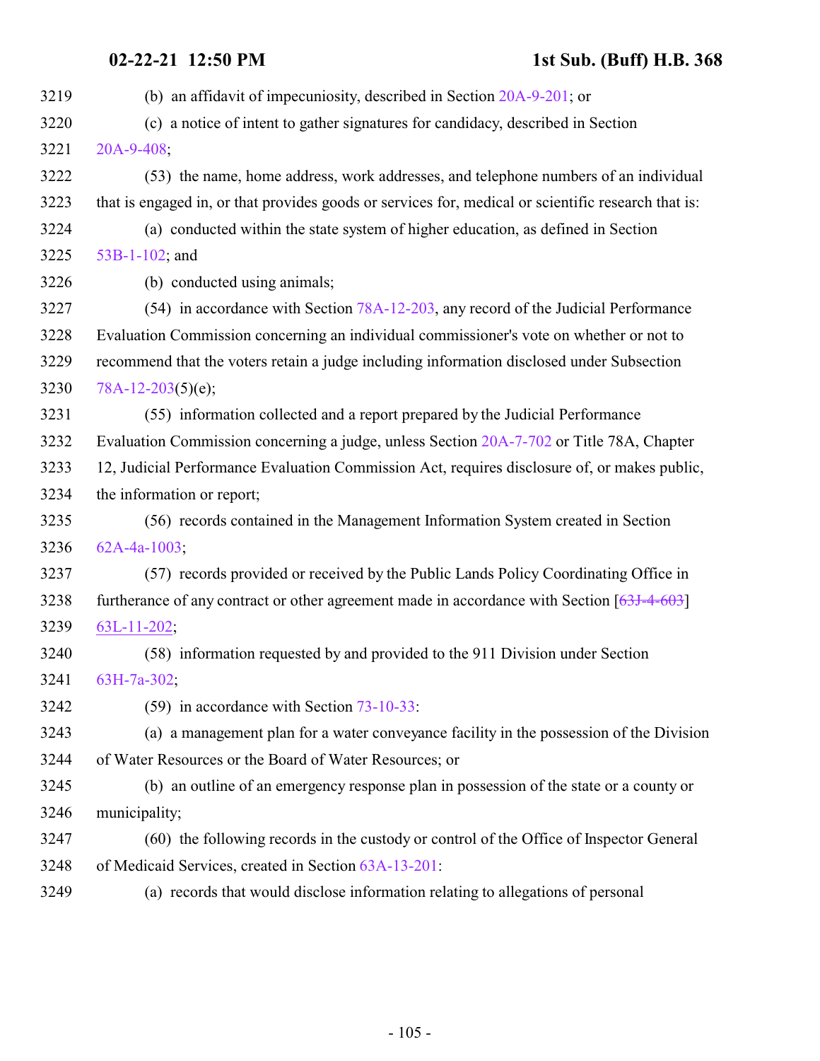(b) an affidavit of impecuniosity, described in Section 20A-9-201; or

(c) a notice of intent to gather signatures for candidacy, described in Section 20A-9-408;

(53) the name, home address, work addresses, and telephone numbers of an individual that is engaged in, or that provides goods or services for, medical or scientific research that is:

(a) conducted within the state system of higher education, as defined in Section 53B-1-102; and

(b) conducted using animals;

(54) in accordance with Section 78A-12-203, any record of the Judicial Performance Evaluation Commission concerning an individual commissioner's vote on whether or not to recommend that the voters retain a judge including information disclosed under Subsection 78A-12-203(5)(e);

(55) information collected and a report prepared by the Judicial Performance Evaluation Commission concerning a judge, unless Section 20A-7-702 or Title 78A, Chapter 12, Judicial Performance Evaluation Commission Act, requires disclosure of, or makes public, the information or report;

(56) records contained in the Management Information System created in Section 62A-4a-1003;

(57) records provided or received by the Public Lands Policy Coordinating Office in furtherance of any contract or other agreement made in accordance with Section [~~63J-4-603~~] 63L-11-202;

(58) information requested by and provided to the 911 Division under Section 63H-7a-302;

(59) in accordance with Section 73-10-33:

(a) a management plan for a water conveyance facility in the possession of the Division of Water Resources or the Board of Water Resources; or

(b) an outline of an emergency response plan in possession of the state or a county or municipality;

(60) the following records in the custody or control of the Office of Inspector General of Medicaid Services, created in Section 63A-13-201:

(a) records that would disclose information relating to allegations of personal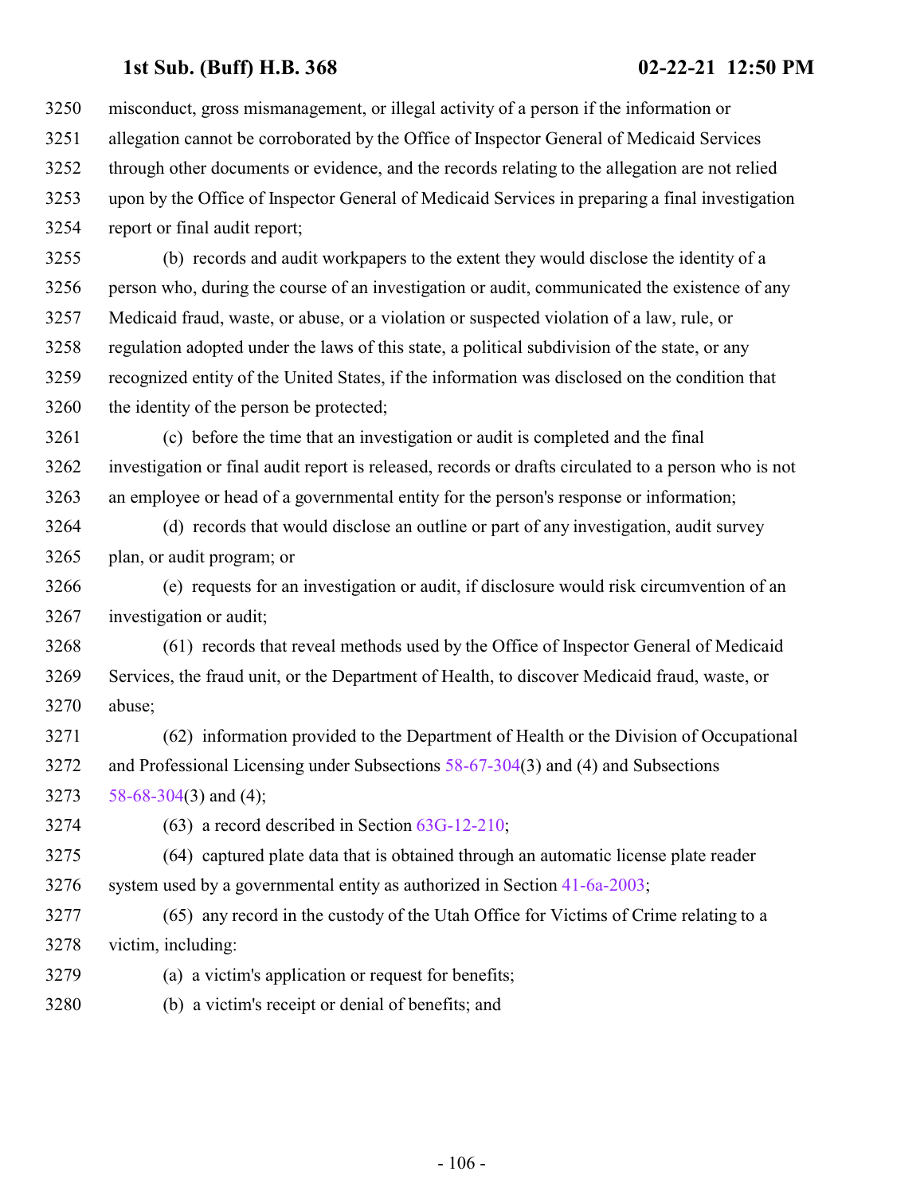misconduct, gross mismanagement, or illegal activity of a person if the information or allegation cannot be corroborated by the Office of Inspector General of Medicaid Services through other documents or evidence, and the records relating to the allegation are not relied upon by the Office of Inspector General of Medicaid Services in preparing a final investigation report or final audit report;

(b) records and audit workpapers to the extent they would disclose the identity of a person who, during the course of an investigation or audit, communicated the existence of any Medicaid fraud, waste, or abuse, or a violation or suspected violation of a law, rule, or regulation adopted under the laws of this state, a political subdivision of the state, or any recognized entity of the United States, if the information was disclosed on the condition that the identity of the person be protected;

(c) before the time that an investigation or audit is completed and the final investigation or final audit report is released, records or drafts circulated to a person who is not an employee or head of a governmental entity for the person's response or information;

(d) records that would disclose an outline or part of any investigation, audit survey plan, or audit program; or

(e) requests for an investigation or audit, if disclosure would risk circumvention of an investigation or audit;

(61) records that reveal methods used by the Office of Inspector General of Medicaid Services, the fraud unit, or the Department of Health, to discover Medicaid fraud, waste, or abuse;

(62) information provided to the Department of Health or the Division of Occupational and Professional Licensing under Subsections 58-67-304(3) and (4) and Subsections 58-68-304(3) and (4);

(63) a record described in Section 63G-12-210;

(64) captured plate data that is obtained through an automatic license plate reader system used by a governmental entity as authorized in Section 41-6a-2003;

(65) any record in the custody of the Utah Office for Victims of Crime relating to a victim, including:

(a) a victim's application or request for benefits;

(b) a victim's receipt or denial of benefits; and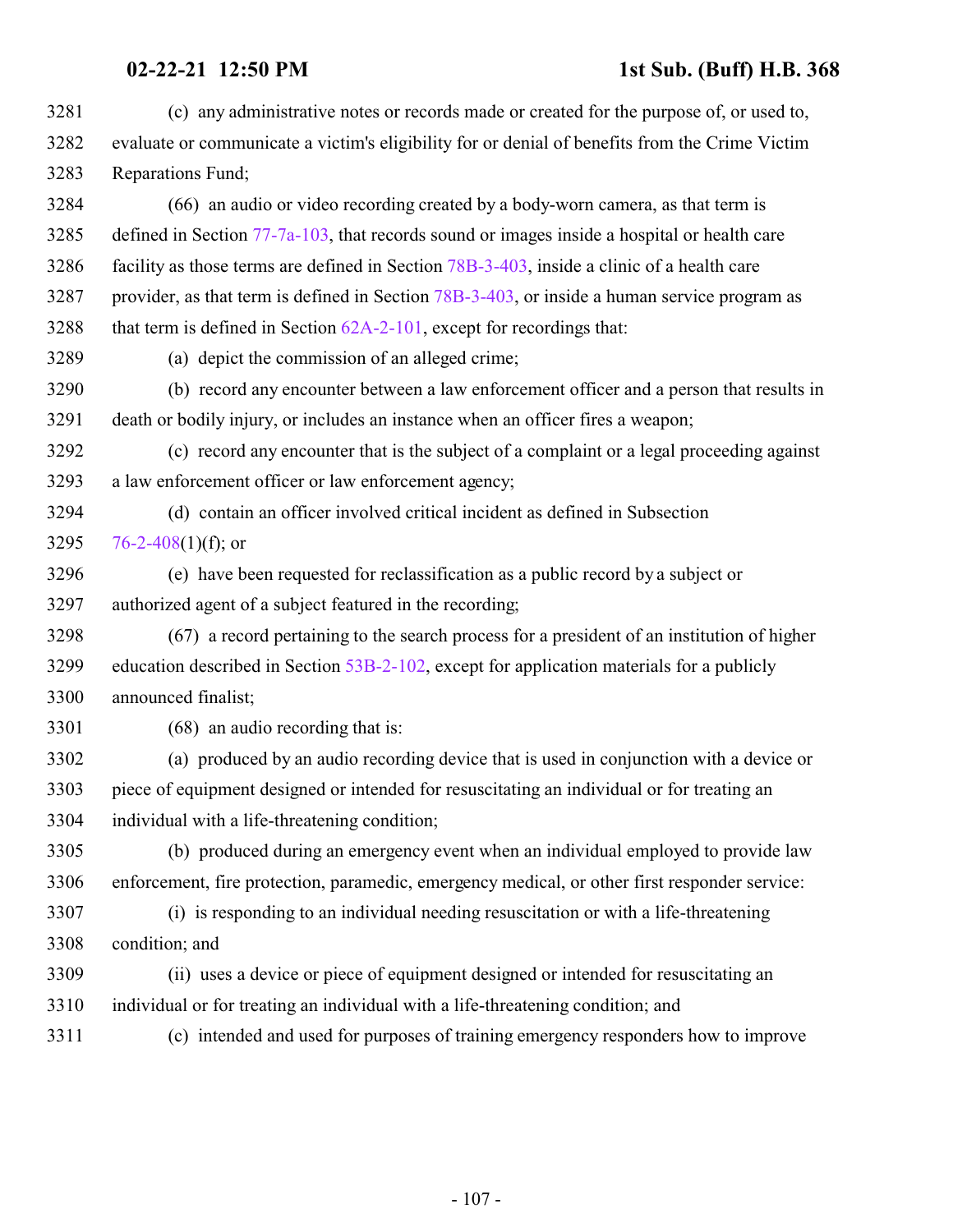(c) any administrative notes or records made or created for the purpose of, or used to, evaluate or communicate a victim's eligibility for or denial of benefits from the Crime Victim Reparations Fund;

(66) an audio or video recording created by a body-worn camera, as that term is defined in Section 77-7a-103, that records sound or images inside a hospital or health care facility as those terms are defined in Section 78B-3-403, inside a clinic of a health care provider, as that term is defined in Section 78B-3-403, or inside a human service program as that term is defined in Section 62A-2-101, except for recordings that:

(a) depict the commission of an alleged crime;

(b) record any encounter between a law enforcement officer and a person that results in death or bodily injury, or includes an instance when an officer fires a weapon;

(c) record any encounter that is the subject of a complaint or a legal proceeding against a law enforcement officer or law enforcement agency;

(d) contain an officer involved critical incident as defined in Subsection 76-2-408(1)(f); or

(e) have been requested for reclassification as a public record by a subject or authorized agent of a subject featured in the recording;

(67) a record pertaining to the search process for a president of an institution of higher education described in Section 53B-2-102, except for application materials for a publicly announced finalist;

(68) an audio recording that is:

(a) produced by an audio recording device that is used in conjunction with a device or piece of equipment designed or intended for resuscitating an individual or for treating an individual with a life-threatening condition;

(b) produced during an emergency event when an individual employed to provide law enforcement, fire protection, paramedic, emergency medical, or other first responder service:

(i) is responding to an individual needing resuscitation or with a life-threatening condition; and

(ii) uses a device or piece of equipment designed or intended for resuscitating an individual or for treating an individual with a life-threatening condition; and

(c) intended and used for purposes of training emergency responders how to improve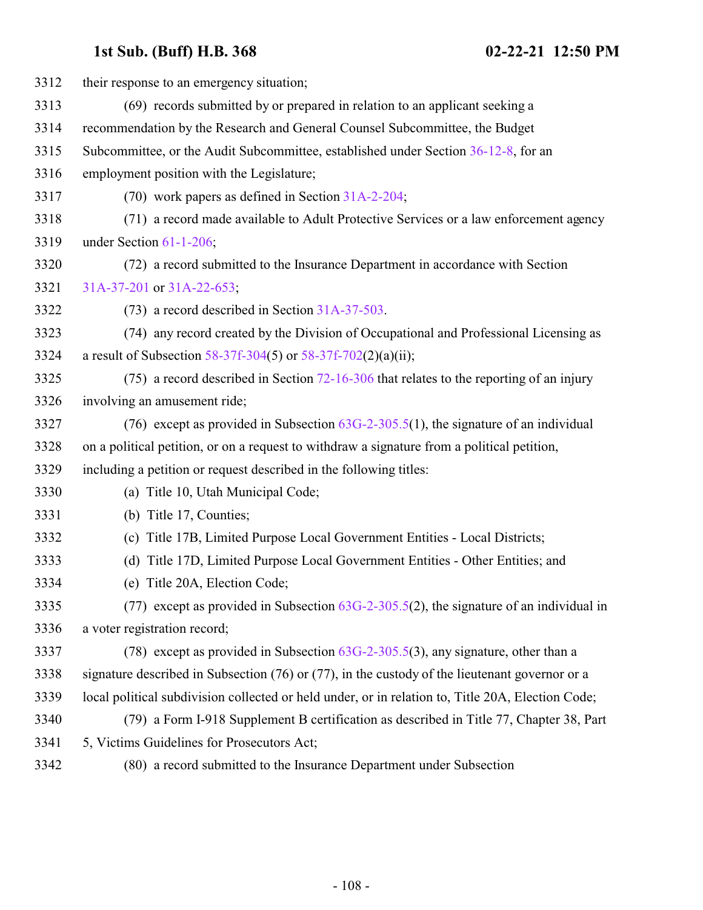their response to an emergency situation;

(69) records submitted by or prepared in relation to an applicant seeking a recommendation by the Research and General Counsel Subcommittee, the Budget Subcommittee, or the Audit Subcommittee, established under Section 36-12-8, for an employment position with the Legislature;

(70) work papers as defined in Section 31A-2-204;

(71) a record made available to Adult Protective Services or a law enforcement agency under Section 61-1-206;

(72) a record submitted to the Insurance Department in accordance with Section 31A-37-201 or 31A-22-653;

(73) a record described in Section 31A-37-503.

(74) any record created by the Division of Occupational and Professional Licensing as a result of Subsection 58-37f-304(5) or 58-37f-702(2)(a)(ii);

(75) a record described in Section 72-16-306 that relates to the reporting of an injury involving an amusement ride;

(76) except as provided in Subsection 63G-2-305.5(1), the signature of an individual on a political petition, or on a request to withdraw a signature from a political petition, including a petition or request described in the following titles:

(a) Title 10, Utah Municipal Code;

(b) Title 17, Counties;

(c) Title 17B, Limited Purpose Local Government Entities - Local Districts;

(d) Title 17D, Limited Purpose Local Government Entities - Other Entities; and

(e) Title 20A, Election Code;

(77) except as provided in Subsection 63G-2-305.5(2), the signature of an individual in a voter registration record;

(78) except as provided in Subsection 63G-2-305.5(3), any signature, other than a signature described in Subsection (76) or (77), in the custody of the lieutenant governor or a local political subdivision collected or held under, or in relation to, Title 20A, Election Code;

(79) a Form I-918 Supplement B certification as described in Title 77, Chapter 38, Part 5, Victims Guidelines for Prosecutors Act;

(80) a record submitted to the Insurance Department under Subsection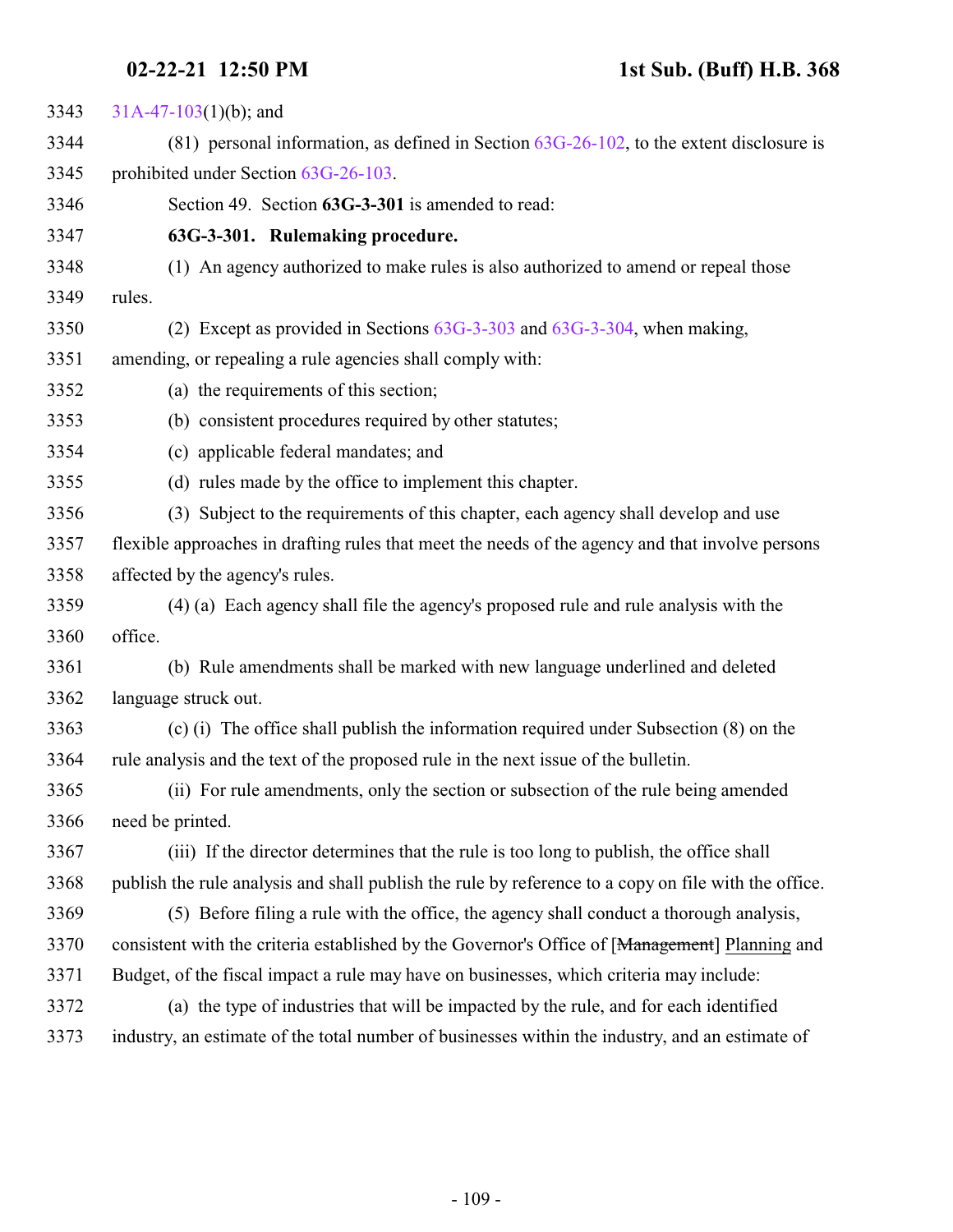31A-47-103(1)(b); and

(81) personal information, as defined in Section 63G-26-102, to the extent disclosure is prohibited under Section 63G-26-103.

Section 49. Section **63G-3-301** is amended to read:

**63G-3-301. Rulemaking procedure.**

(1) An agency authorized to make rules is also authorized to amend or repeal those rules.

(2) Except as provided in Sections 63G-3-303 and 63G-3-304, when making, amending, or repealing a rule agencies shall comply with:

(a) the requirements of this section;

(b) consistent procedures required by other statutes;

(c) applicable federal mandates; and

(d) rules made by the office to implement this chapter.

(3) Subject to the requirements of this chapter, each agency shall develop and use flexible approaches in drafting rules that meet the needs of the agency and that involve persons affected by the agency's rules.

(4) (a) Each agency shall file the agency's proposed rule and rule analysis with the office.

(b) Rule amendments shall be marked with new language underlined and deleted language struck out.

(c) (i) The office shall publish the information required under Subsection (8) on the rule analysis and the text of the proposed rule in the next issue of the bulletin.

(ii) For rule amendments, only the section or subsection of the rule being amended need be printed.

(iii) If the director determines that the rule is too long to publish, the office shall publish the rule analysis and shall publish the rule by reference to a copy on file with the office.

(5) Before filing a rule with the office, the agency shall conduct a thorough analysis, consistent with the criteria established by the Governor's Office of [~~Management~~] Planning and Budget, of the fiscal impact a rule may have on businesses, which criteria may include:

(a) the type of industries that will be impacted by the rule, and for each identified industry, an estimate of the total number of businesses within the industry, and an estimate of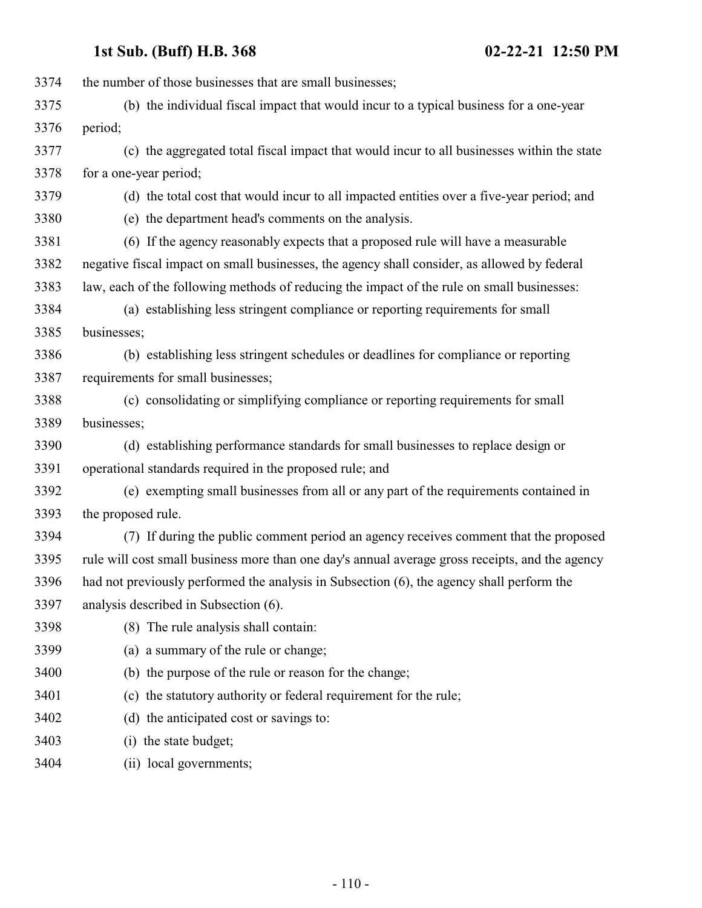the number of those businesses that are small businesses;

(b) the individual fiscal impact that would incur to a typical business for a one-year period;

(c) the aggregated total fiscal impact that would incur to all businesses within the state for a one-year period;

(d) the total cost that would incur to all impacted entities over a five-year period; and

(e) the department head's comments on the analysis.

(6) If the agency reasonably expects that a proposed rule will have a measurable negative fiscal impact on small businesses, the agency shall consider, as allowed by federal law, each of the following methods of reducing the impact of the rule on small businesses:

(a) establishing less stringent compliance or reporting requirements for small businesses;

(b) establishing less stringent schedules or deadlines for compliance or reporting requirements for small businesses;

(c) consolidating or simplifying compliance or reporting requirements for small businesses;

(d) establishing performance standards for small businesses to replace design or operational standards required in the proposed rule; and

(e) exempting small businesses from all or any part of the requirements contained in the proposed rule.

(7) If during the public comment period an agency receives comment that the proposed rule will cost small business more than one day's annual average gross receipts, and the agency had not previously performed the analysis in Subsection (6), the agency shall perform the analysis described in Subsection (6).

(8) The rule analysis shall contain:

(a) a summary of the rule or change;

(b) the purpose of the rule or reason for the change;

(c) the statutory authority or federal requirement for the rule;

(d) the anticipated cost or savings to:

(i) the state budget;

(ii) local governments;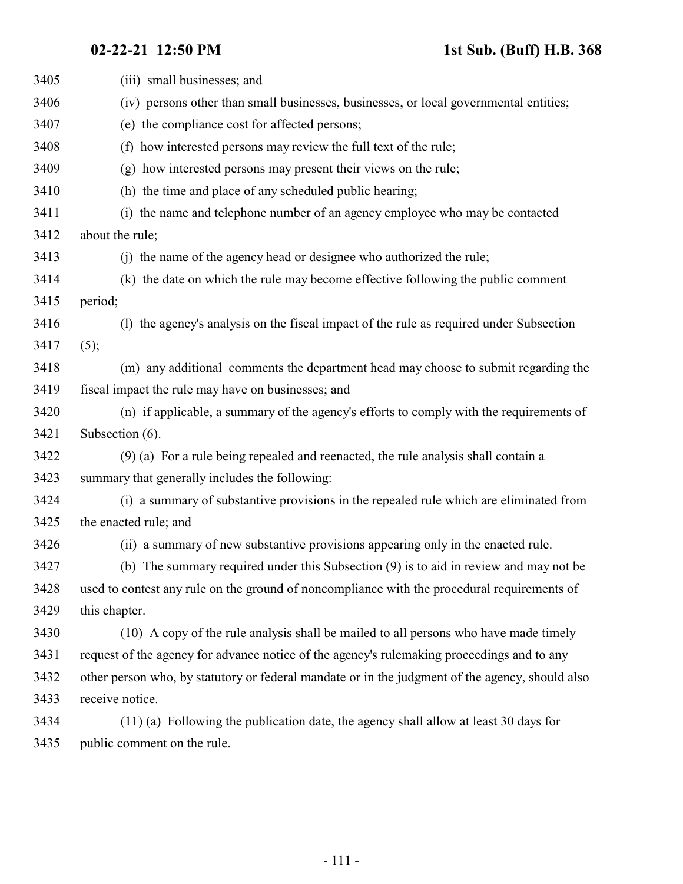(iii) small businesses; and

(iv) persons other than small businesses, businesses, or local governmental entities;

(e) the compliance cost for affected persons;

(f) how interested persons may review the full text of the rule;

(g) how interested persons may present their views on the rule;

(h) the time and place of any scheduled public hearing;

(i) the name and telephone number of an agency employee who may be contacted about the rule;

(j) the name of the agency head or designee who authorized the rule;

(k) the date on which the rule may become effective following the public comment period;

(l) the agency's analysis on the fiscal impact of the rule as required under Subsection (5);

(m) any additional comments the department head may choose to submit regarding the fiscal impact the rule may have on businesses; and

(n) if applicable, a summary of the agency's efforts to comply with the requirements of Subsection (6).

(9) (a) For a rule being repealed and reenacted, the rule analysis shall contain a summary that generally includes the following:

(i) a summary of substantive provisions in the repealed rule which are eliminated from the enacted rule; and

(ii) a summary of new substantive provisions appearing only in the enacted rule.

(b) The summary required under this Subsection (9) is to aid in review and may not be used to contest any rule on the ground of noncompliance with the procedural requirements of this chapter.

(10) A copy of the rule analysis shall be mailed to all persons who have made timely request of the agency for advance notice of the agency's rulemaking proceedings and to any other person who, by statutory or federal mandate or in the judgment of the agency, should also receive notice.

(11) (a) Following the publication date, the agency shall allow at least 30 days for public comment on the rule.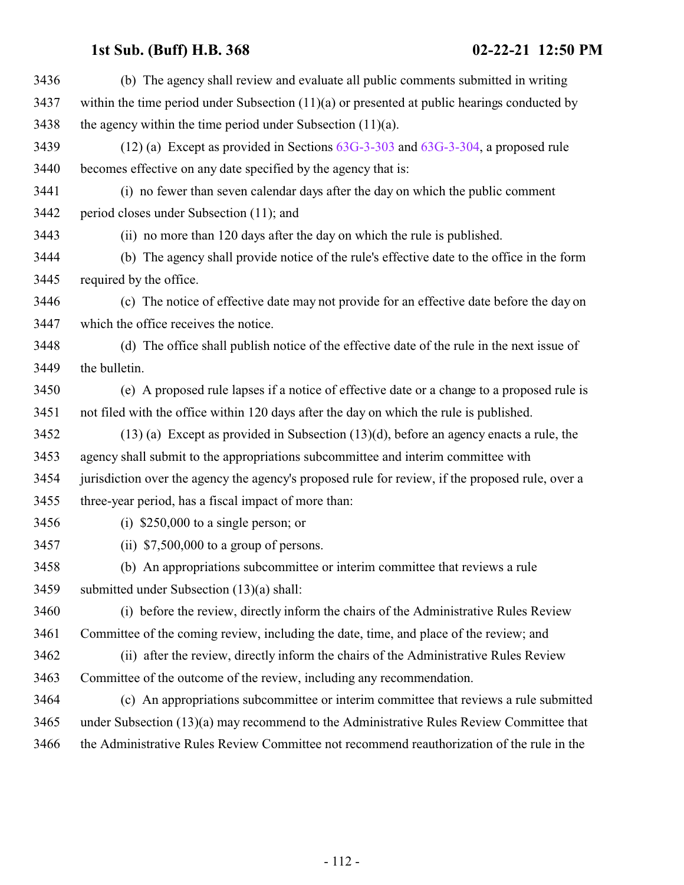(b) The agency shall review and evaluate all public comments submitted in writing within the time period under Subsection (11)(a) or presented at public hearings conducted by the agency within the time period under Subsection (11)(a).

(12) (a) Except as provided in Sections 63G-3-303 and 63G-3-304, a proposed rule becomes effective on any date specified by the agency that is:

(i) no fewer than seven calendar days after the day on which the public comment period closes under Subsection (11); and

(ii) no more than 120 days after the day on which the rule is published.

(b) The agency shall provide notice of the rule's effective date to the office in the form required by the office.

(c) The notice of effective date may not provide for an effective date before the day on which the office receives the notice.

(d) The office shall publish notice of the effective date of the rule in the next issue of the bulletin.

(e) A proposed rule lapses if a notice of effective date or a change to a proposed rule is not filed with the office within 120 days after the day on which the rule is published.

(13) (a) Except as provided in Subsection (13)(d), before an agency enacts a rule, the agency shall submit to the appropriations subcommittee and interim committee with jurisdiction over the agency the agency's proposed rule for review, if the proposed rule, over a three-year period, has a fiscal impact of more than:

(i) $250,000 to a single person; or

(ii) $7,500,000 to a group of persons.

(b) An appropriations subcommittee or interim committee that reviews a rule submitted under Subsection (13)(a) shall:

(i) before the review, directly inform the chairs of the Administrative Rules Review Committee of the coming review, including the date, time, and place of the review; and

(ii) after the review, directly inform the chairs of the Administrative Rules Review Committee of the outcome of the review, including any recommendation.

(c) An appropriations subcommittee or interim committee that reviews a rule submitted under Subsection (13)(a) may recommend to the Administrative Rules Review Committee that the Administrative Rules Review Committee not recommend reauthorization of the rule in the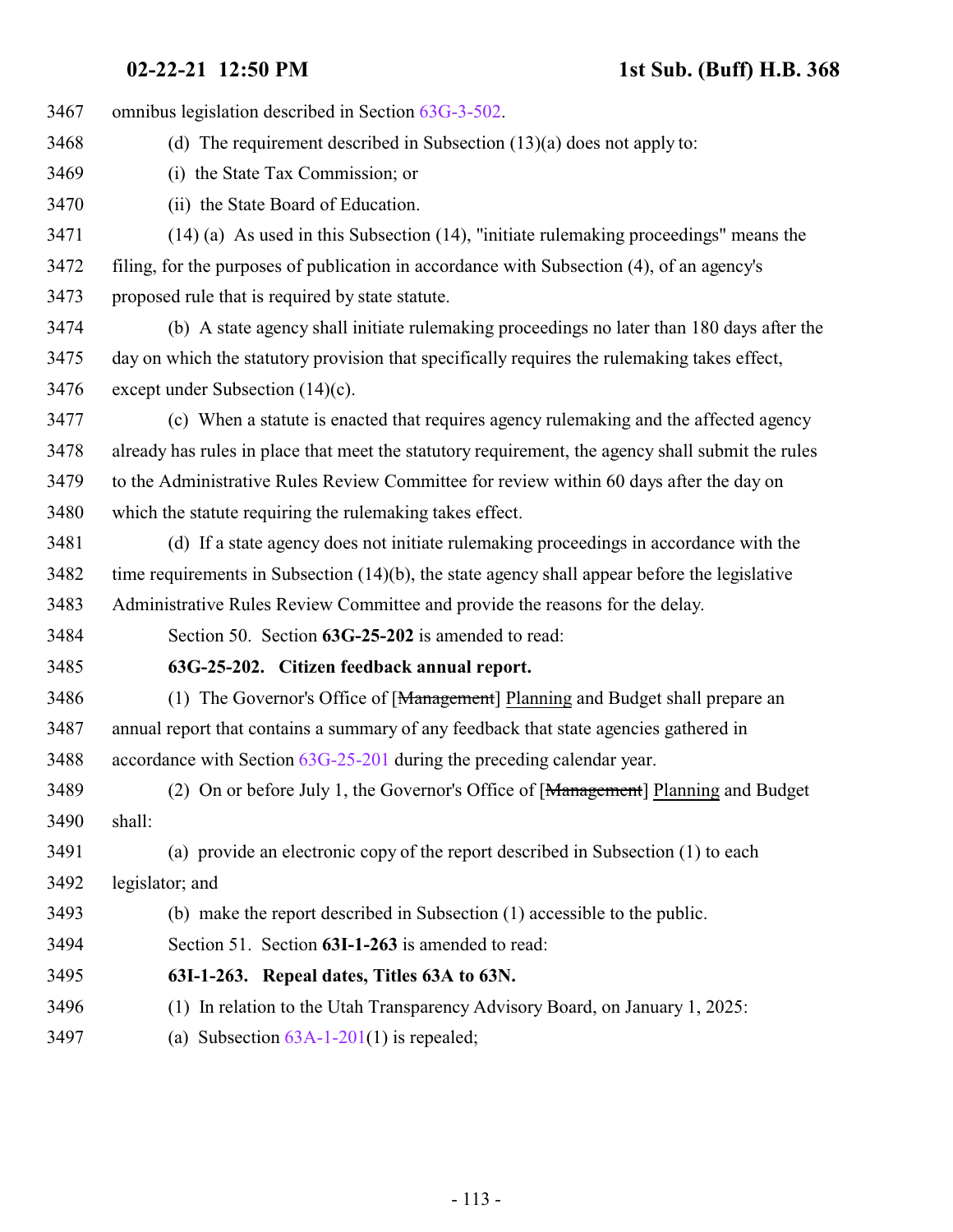omnibus legislation described in Section 63G-3-502.

(d) The requirement described in Subsection (13)(a) does not apply to:

(i) the State Tax Commission; or

(ii) the State Board of Education.

(14) (a) As used in this Subsection (14), "initiate rulemaking proceedings" means the filing, for the purposes of publication in accordance with Subsection (4), of an agency's proposed rule that is required by state statute.

(b) A state agency shall initiate rulemaking proceedings no later than 180 days after the day on which the statutory provision that specifically requires the rulemaking takes effect, except under Subsection (14)(c).

(c) When a statute is enacted that requires agency rulemaking and the affected agency already has rules in place that meet the statutory requirement, the agency shall submit the rules to the Administrative Rules Review Committee for review within 60 days after the day on which the statute requiring the rulemaking takes effect.

(d) If a state agency does not initiate rulemaking proceedings in accordance with the time requirements in Subsection (14)(b), the state agency shall appear before the legislative Administrative Rules Review Committee and provide the reasons for the delay.

Section 50. Section **63G-25-202** is amended to read:

**63G-25-202. Citizen feedback annual report.**

(1) The Governor's Office of [~~Management~~] Planning and Budget shall prepare an annual report that contains a summary of any feedback that state agencies gathered in accordance with Section 63G-25-201 during the preceding calendar year.

(2) On or before July 1, the Governor's Office of [~~Management~~] Planning and Budget shall:

(a) provide an electronic copy of the report described in Subsection (1) to each legislator; and

(b) make the report described in Subsection (1) accessible to the public.

Section 51. Section **63I-1-263** is amended to read:

**63I-1-263. Repeal dates, Titles 63A to 63N.**

(1) In relation to the Utah Transparency Advisory Board, on January 1, 2025:

(a) Subsection 63A-1-201(1) is repealed;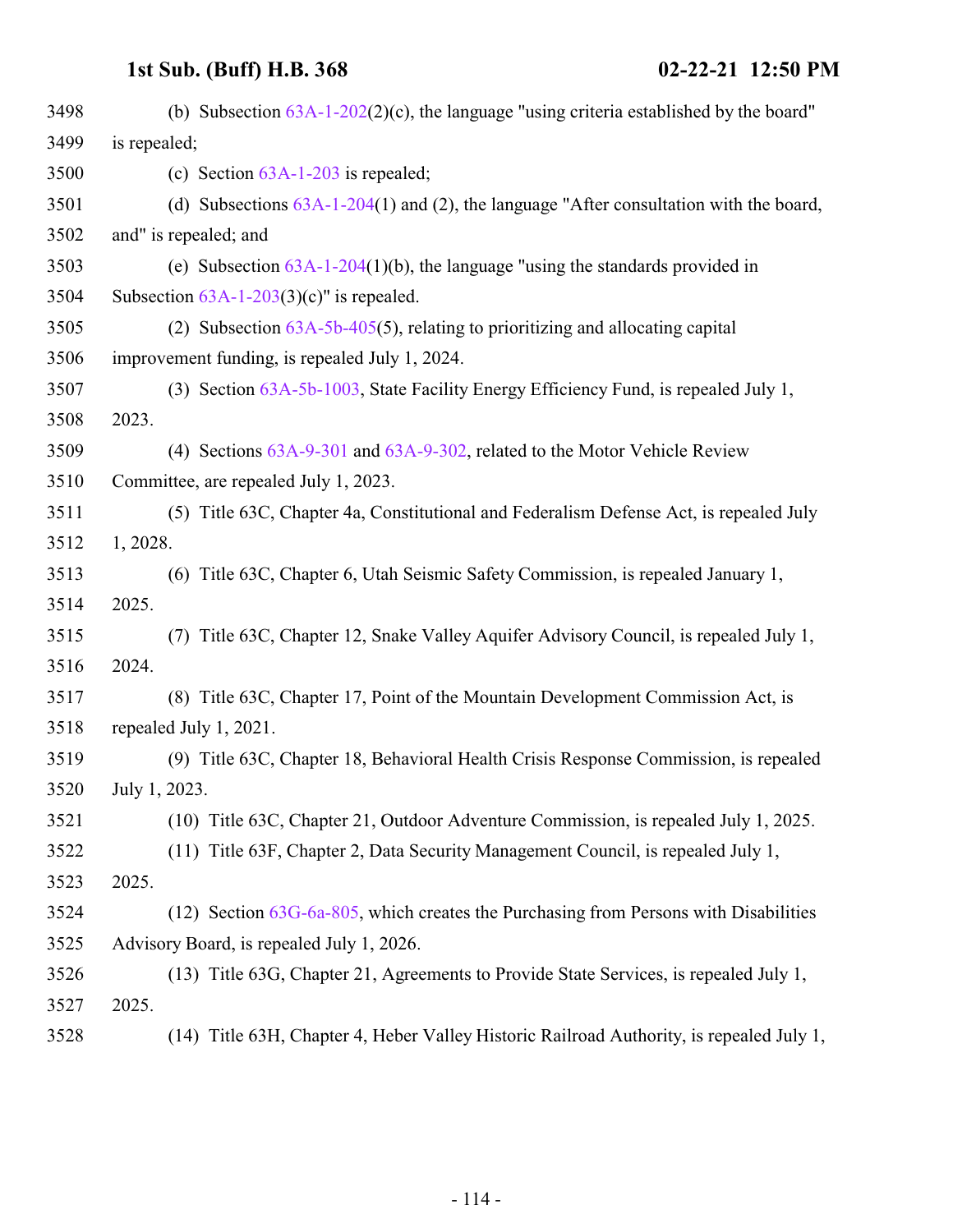3498 (b) Subsection 63A-1-202(2)(c), the language "using criteria established by the board"
3499 is repealed;
3500 (c) Section 63A-1-203 is repealed;
3501 (d) Subsections 63A-1-204(1) and (2), the language "After consultation with the board,
3502 and" is repealed; and
3503 (e) Subsection 63A-1-204(1)(b), the language "using the standards provided in
3504 Subsection 63A-1-203(3)(c)" is repealed.
3505 (2) Subsection 63A-5b-405(5), relating to prioritizing and allocating capital
3506 improvement funding, is repealed July 1, 2024.
3507 (3) Section 63A-5b-1003, State Facility Energy Efficiency Fund, is repealed July 1,
3508 2023.
3509 (4) Sections 63A-9-301 and 63A-9-302, related to the Motor Vehicle Review
3510 Committee, are repealed July 1, 2023.
3511 (5) Title 63C, Chapter 4a, Constitutional and Federalism Defense Act, is repealed July
3512 1, 2028.
3513 (6) Title 63C, Chapter 6, Utah Seismic Safety Commission, is repealed January 1,
3514 2025.
3515 (7) Title 63C, Chapter 12, Snake Valley Aquifer Advisory Council, is repealed July 1,
3516 2024.
3517 (8) Title 63C, Chapter 17, Point of the Mountain Development Commission Act, is
3518 repealed July 1, 2021.
3519 (9) Title 63C, Chapter 18, Behavioral Health Crisis Response Commission, is repealed
3520 July 1, 2023.
3521 (10) Title 63C, Chapter 21, Outdoor Adventure Commission, is repealed July 1, 2025.
3522 (11) Title 63F, Chapter 2, Data Security Management Council, is repealed July 1,
3523 2025.
3524 (12) Section 63G-6a-805, which creates the Purchasing from Persons with Disabilities
3525 Advisory Board, is repealed July 1, 2026.
3526 (13) Title 63G, Chapter 21, Agreements to Provide State Services, is repealed July 1,
3527 2025.
3528 (14) Title 63H, Chapter 4, Heber Valley Historic Railroad Authority, is repealed July 1,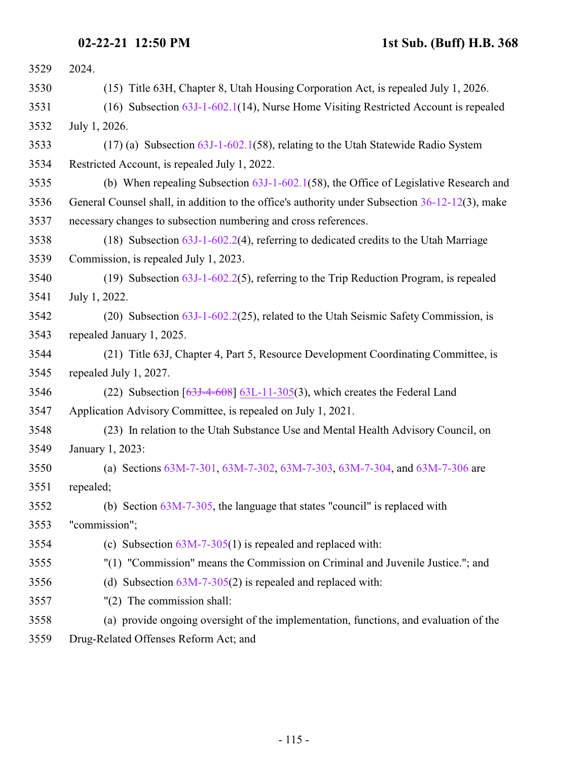2024.

(15) Title 63H, Chapter 8, Utah Housing Corporation Act, is repealed July 1, 2026.

(16) Subsection 63J-1-602.1(14), Nurse Home Visiting Restricted Account is repealed July 1, 2026.

(17) (a) Subsection 63J-1-602.1(58), relating to the Utah Statewide Radio System Restricted Account, is repealed July 1, 2022.

(b) When repealing Subsection 63J-1-602.1(58), the Office of Legislative Research and General Counsel shall, in addition to the office's authority under Subsection 36-12-12(3), make necessary changes to subsection numbering and cross references.

(18) Subsection 63J-1-602.2(4), referring to dedicated credits to the Utah Marriage Commission, is repealed July 1, 2023.

(19) Subsection 63J-1-602.2(5), referring to the Trip Reduction Program, is repealed July 1, 2022.

(20) Subsection 63J-1-602.2(25), related to the Utah Seismic Safety Commission, is repealed January 1, 2025.

(21) Title 63J, Chapter 4, Part 5, Resource Development Coordinating Committee, is repealed July 1, 2027.

(22) Subsection [~~63J-4-608~~] <u>63L-11-305</u>(3), which creates the Federal Land Application Advisory Committee, is repealed on July 1, 2021.

(23) In relation to the Utah Substance Use and Mental Health Advisory Council, on January 1, 2023:

(a) Sections 63M-7-301, 63M-7-302, 63M-7-303, 63M-7-304, and 63M-7-306 are repealed;

(b) Section 63M-7-305, the language that states "council" is replaced with "commission";

(c) Subsection 63M-7-305(1) is repealed and replaced with:

"(1) "Commission" means the Commission on Criminal and Juvenile Justice."; and

(d) Subsection 63M-7-305(2) is repealed and replaced with:

"(2) The commission shall:

(a) provide ongoing oversight of the implementation, functions, and evaluation of the Drug-Related Offenses Reform Act; and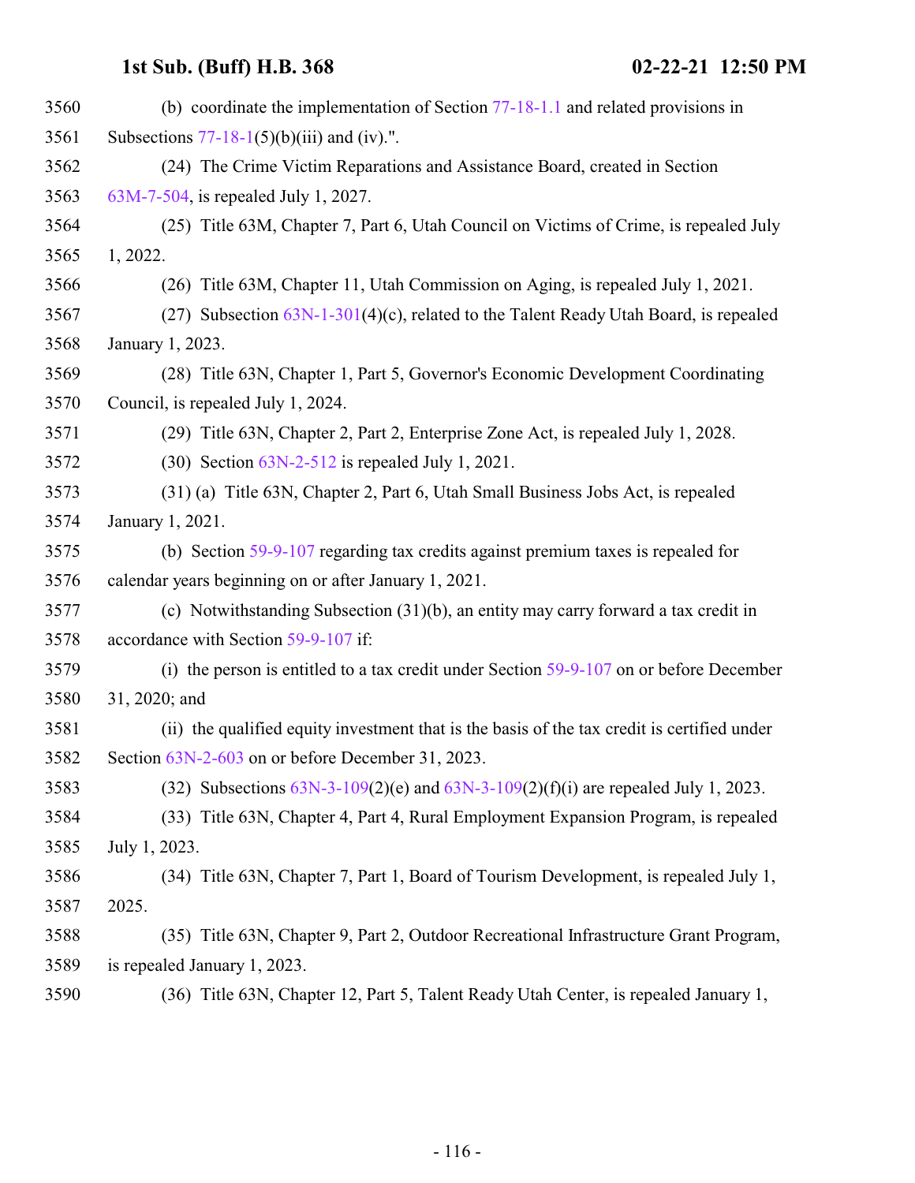(b) coordinate the implementation of Section 77-18-1.1 and related provisions in Subsections 77-18-1(5)(b)(iii) and (iv).".

(24) The Crime Victim Reparations and Assistance Board, created in Section 63M-7-504, is repealed July 1, 2027.

(25) Title 63M, Chapter 7, Part 6, Utah Council on Victims of Crime, is repealed July 1, 2022.

(26) Title 63M, Chapter 11, Utah Commission on Aging, is repealed July 1, 2021.

(27) Subsection 63N-1-301(4)(c), related to the Talent Ready Utah Board, is repealed January 1, 2023.

(28) Title 63N, Chapter 1, Part 5, Governor's Economic Development Coordinating Council, is repealed July 1, 2024.

(29) Title 63N, Chapter 2, Part 2, Enterprise Zone Act, is repealed July 1, 2028.

(30) Section 63N-2-512 is repealed July 1, 2021.

(31) (a) Title 63N, Chapter 2, Part 6, Utah Small Business Jobs Act, is repealed January 1, 2021.

(b) Section 59-9-107 regarding tax credits against premium taxes is repealed for calendar years beginning on or after January 1, 2021.

(c) Notwithstanding Subsection (31)(b), an entity may carry forward a tax credit in accordance with Section 59-9-107 if:

(i) the person is entitled to a tax credit under Section 59-9-107 on or before December 31, 2020; and

(ii) the qualified equity investment that is the basis of the tax credit is certified under Section 63N-2-603 on or before December 31, 2023.

(32) Subsections 63N-3-109(2)(e) and 63N-3-109(2)(f)(i) are repealed July 1, 2023.

(33) Title 63N, Chapter 4, Part 4, Rural Employment Expansion Program, is repealed July 1, 2023.

(34) Title 63N, Chapter 7, Part 1, Board of Tourism Development, is repealed July 1, 2025.

(35) Title 63N, Chapter 9, Part 2, Outdoor Recreational Infrastructure Grant Program, is repealed January 1, 2023.

(36) Title 63N, Chapter 12, Part 5, Talent Ready Utah Center, is repealed January 1,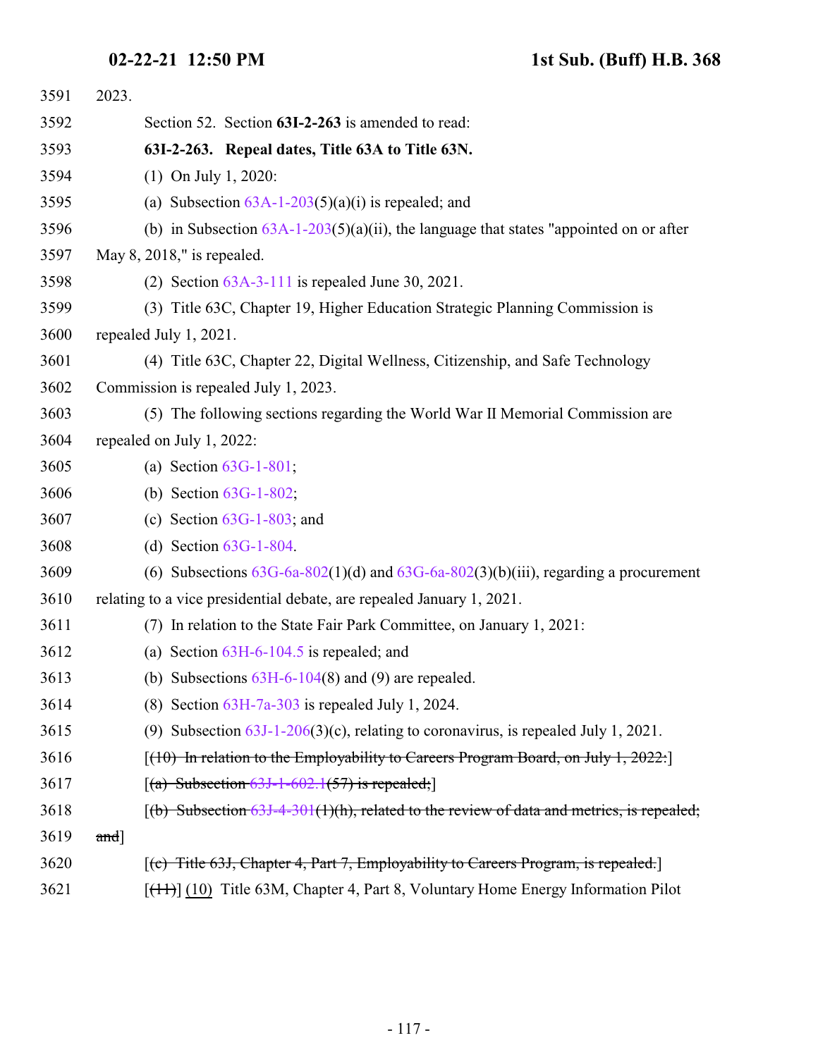2023.

Section 52. Section **63I-2-263** is amended to read:

**63I-2-263. Repeal dates, Title 63A to Title 63N.**

(1) On July 1, 2020:

(a) Subsection 63A-1-203(5)(a)(i) is repealed; and

(b) in Subsection 63A-1-203(5)(a)(ii), the language that states "appointed on or after May 8, 2018," is repealed.

(2) Section 63A-3-111 is repealed June 30, 2021.

(3) Title 63C, Chapter 19, Higher Education Strategic Planning Commission is repealed July 1, 2021.

(4) Title 63C, Chapter 22, Digital Wellness, Citizenship, and Safe Technology Commission is repealed July 1, 2023.

(5) The following sections regarding the World War II Memorial Commission are repealed on July 1, 2022:

(a) Section 63G-1-801;

(b) Section 63G-1-802;

(c) Section 63G-1-803; and

(d) Section 63G-1-804.

(6) Subsections 63G-6a-802(1)(d) and 63G-6a-802(3)(b)(iii), regarding a procurement relating to a vice presidential debate, are repealed January 1, 2021.

(7) In relation to the State Fair Park Committee, on January 1, 2021:

(a) Section 63H-6-104.5 is repealed; and

(b) Subsections 63H-6-104(8) and (9) are repealed.

(8) Section 63H-7a-303 is repealed July 1, 2024.

(9) Subsection 63J-1-206(3)(c), relating to coronavirus, is repealed July 1, 2021.

[~~(10) In relation to the Employability to Careers Program Board, on July 1, 2022:~~]

[~~(a) Subsection 63J-1-602.1(57) is repealed;~~]

[~~(b) Subsection 63J-4-301(1)(h), related to the review of data and metrics, is repealed; and~~]

[~~(c) Title 63J, Chapter 4, Part 7, Employability to Careers Program, is repealed.~~]

[~~(11)~~] (10) Title 63M, Chapter 4, Part 8, Voluntary Home Energy Information Pilot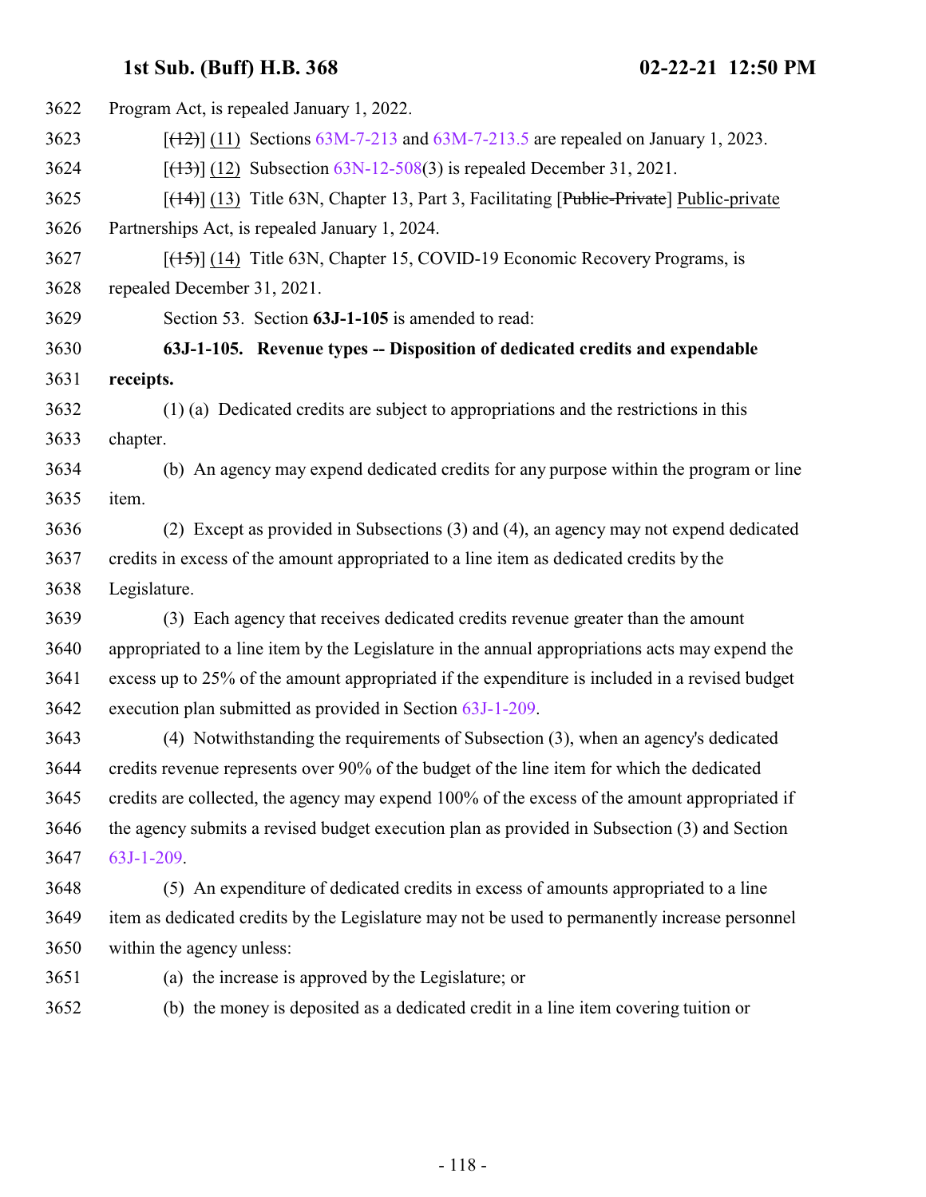Program Act, is repealed January 1, 2022.

[~~(12)~~] (11) Sections 63M-7-213 and 63M-7-213.5 are repealed on January 1, 2023.

[~~(13)~~] (12) Subsection 63N-12-508(3) is repealed December 31, 2021.

[~~(14)~~] (13) Title 63N, Chapter 13, Part 3, Facilitating [~~Public-Private~~] Public-private Partnerships Act, is repealed January 1, 2024.

[~~(15)~~] (14) Title 63N, Chapter 15, COVID-19 Economic Recovery Programs, is repealed December 31, 2021.

Section 53. Section **63J-1-105** is amended to read:

**63J-1-105. Revenue types -- Disposition of dedicated credits and expendable receipts.**

(1) (a) Dedicated credits are subject to appropriations and the restrictions in this chapter.

(b) An agency may expend dedicated credits for any purpose within the program or line item.

(2) Except as provided in Subsections (3) and (4), an agency may not expend dedicated credits in excess of the amount appropriated to a line item as dedicated credits by the Legislature.

(3) Each agency that receives dedicated credits revenue greater than the amount appropriated to a line item by the Legislature in the annual appropriations acts may expend the excess up to 25% of the amount appropriated if the expenditure is included in a revised budget execution plan submitted as provided in Section 63J-1-209.

(4) Notwithstanding the requirements of Subsection (3), when an agency's dedicated credits revenue represents over 90% of the budget of the line item for which the dedicated credits are collected, the agency may expend 100% of the excess of the amount appropriated if the agency submits a revised budget execution plan as provided in Subsection (3) and Section 63J-1-209.

(5) An expenditure of dedicated credits in excess of amounts appropriated to a line item as dedicated credits by the Legislature may not be used to permanently increase personnel within the agency unless:

(a) the increase is approved by the Legislature; or

(b) the money is deposited as a dedicated credit in a line item covering tuition or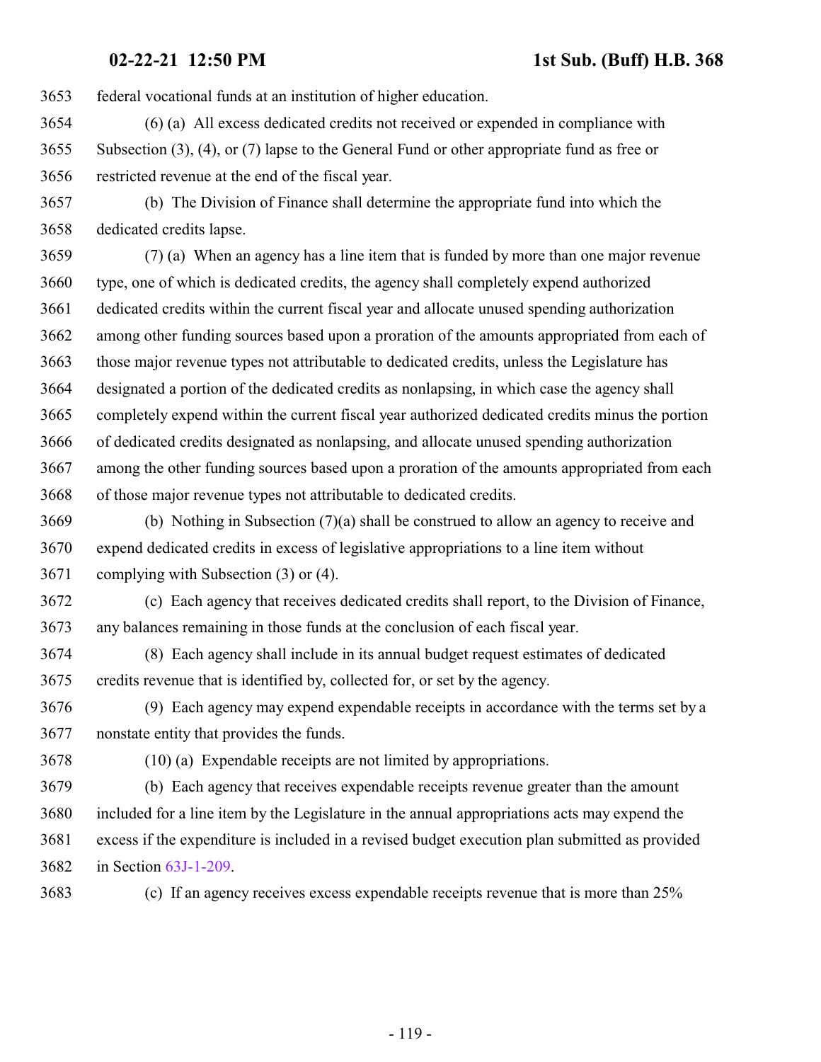federal vocational funds at an institution of higher education.

(6) (a) All excess dedicated credits not received or expended in compliance with Subsection (3), (4), or (7) lapse to the General Fund or other appropriate fund as free or restricted revenue at the end of the fiscal year.

(b) The Division of Finance shall determine the appropriate fund into which the dedicated credits lapse.

(7) (a) When an agency has a line item that is funded by more than one major revenue type, one of which is dedicated credits, the agency shall completely expend authorized dedicated credits within the current fiscal year and allocate unused spending authorization among other funding sources based upon a proration of the amounts appropriated from each of those major revenue types not attributable to dedicated credits, unless the Legislature has designated a portion of the dedicated credits as nonlapsing, in which case the agency shall completely expend within the current fiscal year authorized dedicated credits minus the portion of dedicated credits designated as nonlapsing, and allocate unused spending authorization among the other funding sources based upon a proration of the amounts appropriated from each of those major revenue types not attributable to dedicated credits.

(b) Nothing in Subsection (7)(a) shall be construed to allow an agency to receive and expend dedicated credits in excess of legislative appropriations to a line item without complying with Subsection (3) or (4).

(c) Each agency that receives dedicated credits shall report, to the Division of Finance, any balances remaining in those funds at the conclusion of each fiscal year.

(8) Each agency shall include in its annual budget request estimates of dedicated credits revenue that is identified by, collected for, or set by the agency.

(9) Each agency may expend expendable receipts in accordance with the terms set by a nonstate entity that provides the funds.

(10) (a) Expendable receipts are not limited by appropriations.

(b) Each agency that receives expendable receipts revenue greater than the amount included for a line item by the Legislature in the annual appropriations acts may expend the excess if the expenditure is included in a revised budget execution plan submitted as provided in Section 63J-1-209.

(c) If an agency receives excess expendable receipts revenue that is more than 25%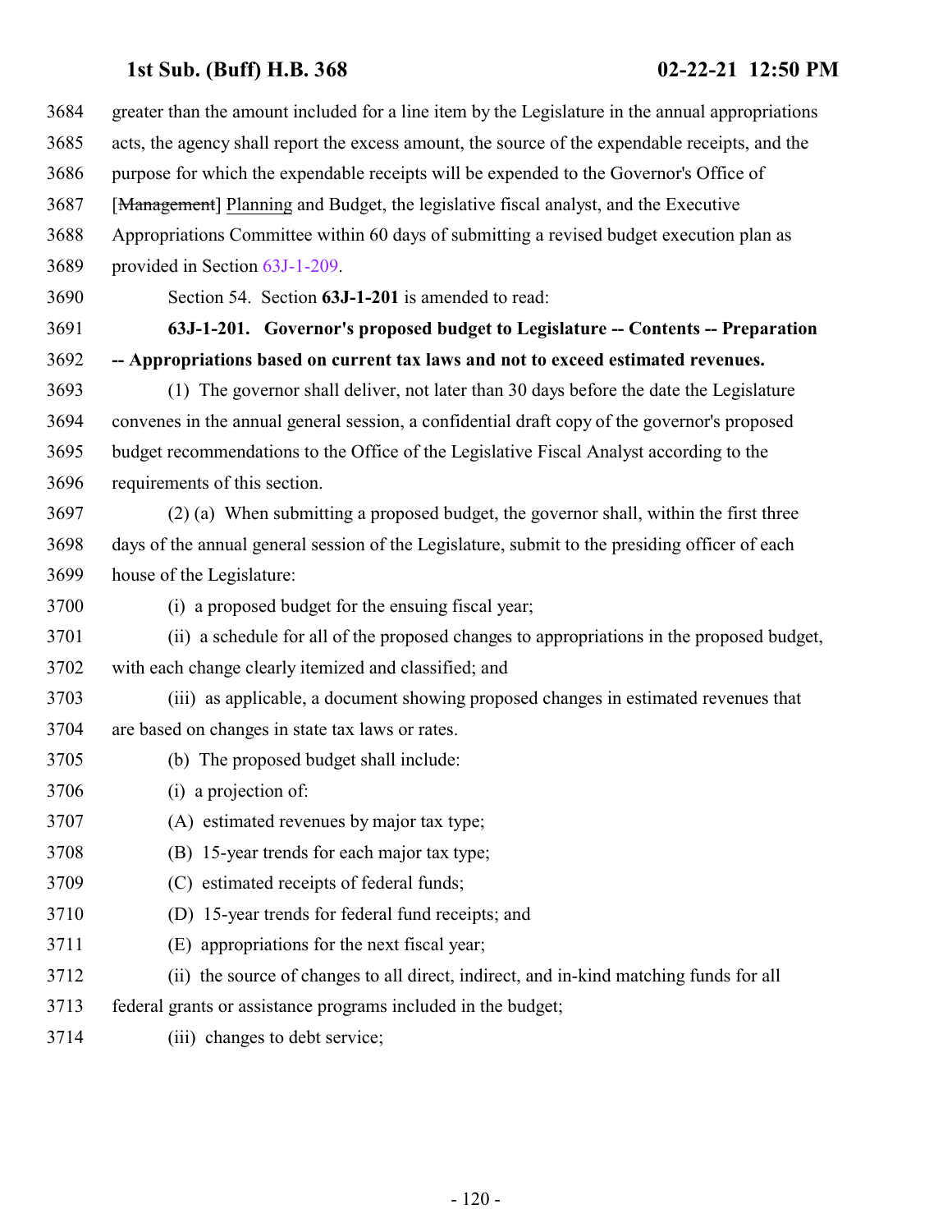greater than the amount included for a line item by the Legislature in the annual appropriations acts, the agency shall report the excess amount, the source of the expendable receipts, and the purpose for which the expendable receipts will be expended to the Governor's Office of [~~Management~~] Planning and Budget, the legislative fiscal analyst, and the Executive Appropriations Committee within 60 days of submitting a revised budget execution plan as provided in Section 63J-1-209.

Section 54. Section **63J-1-201** is amended to read:

**63J-1-201. Governor's proposed budget to Legislature -- Contents -- Preparation -- Appropriations based on current tax laws and not to exceed estimated revenues.**

(1) The governor shall deliver, not later than 30 days before the date the Legislature convenes in the annual general session, a confidential draft copy of the governor's proposed budget recommendations to the Office of the Legislative Fiscal Analyst according to the requirements of this section.

(2) (a) When submitting a proposed budget, the governor shall, within the first three days of the annual general session of the Legislature, submit to the presiding officer of each house of the Legislature:

(i) a proposed budget for the ensuing fiscal year;

(ii) a schedule for all of the proposed changes to appropriations in the proposed budget, with each change clearly itemized and classified; and

(iii) as applicable, a document showing proposed changes in estimated revenues that are based on changes in state tax laws or rates.

(b) The proposed budget shall include:

(i) a projection of:

(A) estimated revenues by major tax type;

(B) 15-year trends for each major tax type;

(C) estimated receipts of federal funds;

(D) 15-year trends for federal fund receipts; and

(E) appropriations for the next fiscal year;

(ii) the source of changes to all direct, indirect, and in-kind matching funds for all federal grants or assistance programs included in the budget;

(iii) changes to debt service;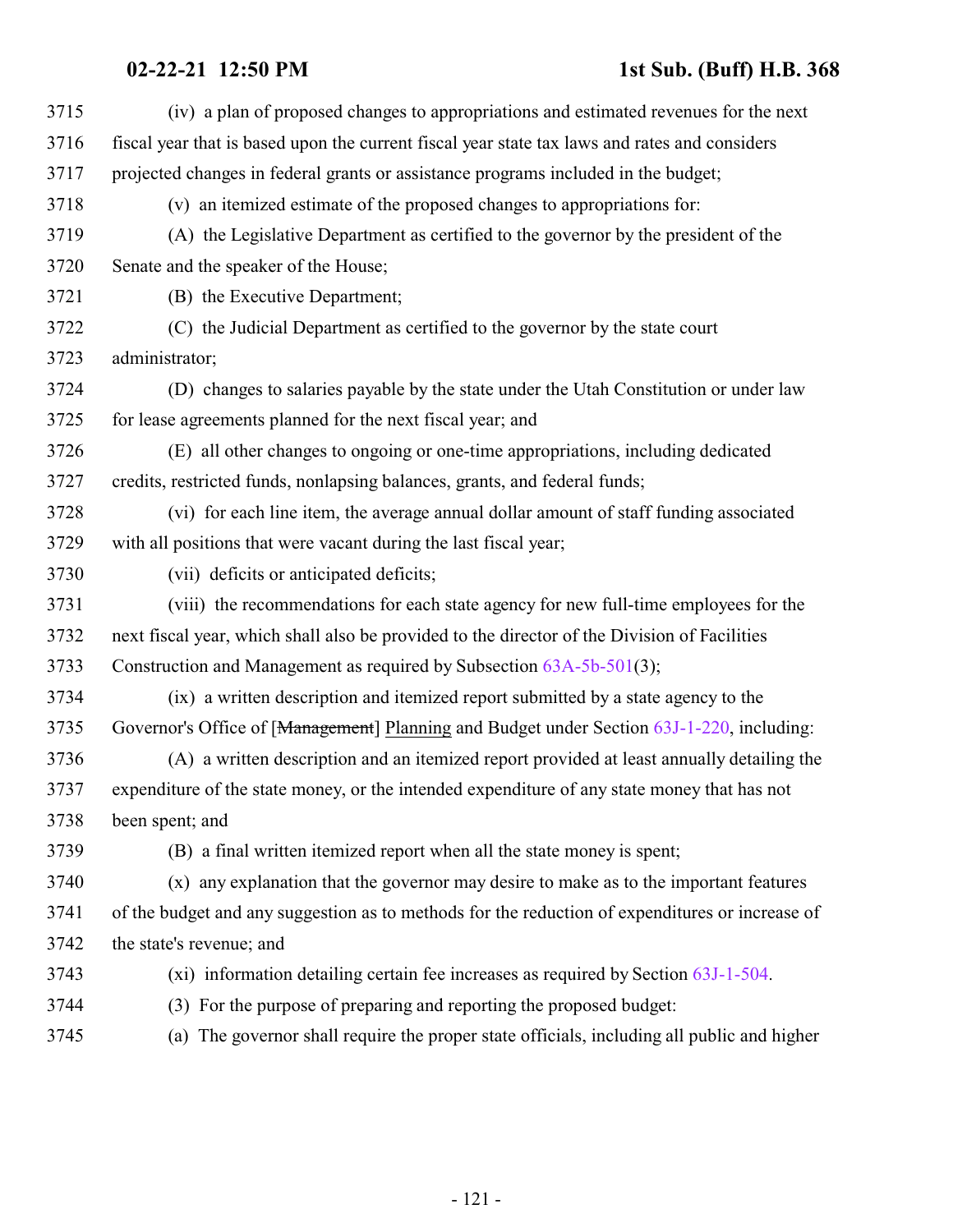(iv) a plan of proposed changes to appropriations and estimated revenues for the next fiscal year that is based upon the current fiscal year state tax laws and rates and considers projected changes in federal grants or assistance programs included in the budget;

(v) an itemized estimate of the proposed changes to appropriations for:

(A) the Legislative Department as certified to the governor by the president of the Senate and the speaker of the House;

(B) the Executive Department;

(C) the Judicial Department as certified to the governor by the state court administrator;

(D) changes to salaries payable by the state under the Utah Constitution or under law for lease agreements planned for the next fiscal year; and

(E) all other changes to ongoing or one-time appropriations, including dedicated credits, restricted funds, nonlapsing balances, grants, and federal funds;

(vi) for each line item, the average annual dollar amount of staff funding associated with all positions that were vacant during the last fiscal year;

(vii) deficits or anticipated deficits;

(viii) the recommendations for each state agency for new full-time employees for the next fiscal year, which shall also be provided to the director of the Division of Facilities Construction and Management as required by Subsection 63A-5b-501(3);

(ix) a written description and itemized report submitted by a state agency to the Governor's Office of [~~Management~~] Planning and Budget under Section 63J-1-220, including:

(A) a written description and an itemized report provided at least annually detailing the expenditure of the state money, or the intended expenditure of any state money that has not been spent; and

(B) a final written itemized report when all the state money is spent;

(x) any explanation that the governor may desire to make as to the important features of the budget and any suggestion as to methods for the reduction of expenditures or increase of the state's revenue; and

(xi) information detailing certain fee increases as required by Section 63J-1-504.

(3) For the purpose of preparing and reporting the proposed budget:

(a) The governor shall require the proper state officials, including all public and higher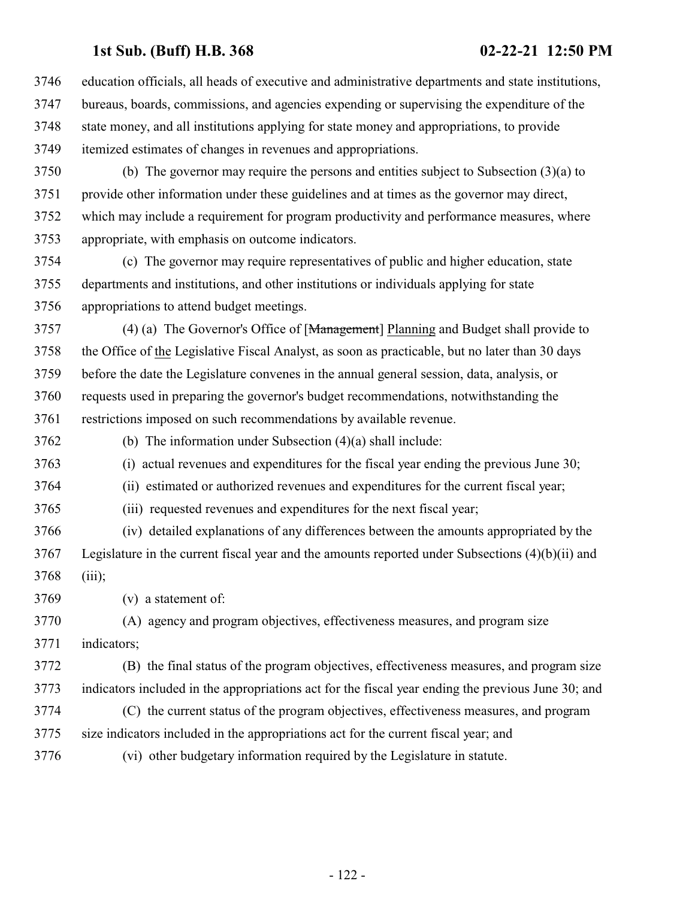education officials, all heads of executive and administrative departments and state institutions, bureaus, boards, commissions, and agencies expending or supervising the expenditure of the state money, and all institutions applying for state money and appropriations, to provide itemized estimates of changes in revenues and appropriations.

(b) The governor may require the persons and entities subject to Subsection (3)(a) to provide other information under these guidelines and at times as the governor may direct, which may include a requirement for program productivity and performance measures, where appropriate, with emphasis on outcome indicators.

(c) The governor may require representatives of public and higher education, state departments and institutions, and other institutions or individuals applying for state appropriations to attend budget meetings.

(4) (a) The Governor's Office of [~~Management~~] Planning and Budget shall provide to the Office of the Legislative Fiscal Analyst, as soon as practicable, but no later than 30 days before the date the Legislature convenes in the annual general session, data, analysis, or requests used in preparing the governor's budget recommendations, notwithstanding the restrictions imposed on such recommendations by available revenue.

(b) The information under Subsection (4)(a) shall include:

(i) actual revenues and expenditures for the fiscal year ending the previous June 30;

(ii) estimated or authorized revenues and expenditures for the current fiscal year;

(iii) requested revenues and expenditures for the next fiscal year;

(iv) detailed explanations of any differences between the amounts appropriated by the Legislature in the current fiscal year and the amounts reported under Subsections (4)(b)(ii) and (iii);

(v) a statement of:

(A) agency and program objectives, effectiveness measures, and program size indicators;

(B) the final status of the program objectives, effectiveness measures, and program size indicators included in the appropriations act for the fiscal year ending the previous June 30; and

(C) the current status of the program objectives, effectiveness measures, and program size indicators included in the appropriations act for the current fiscal year; and

(vi) other budgetary information required by the Legislature in statute.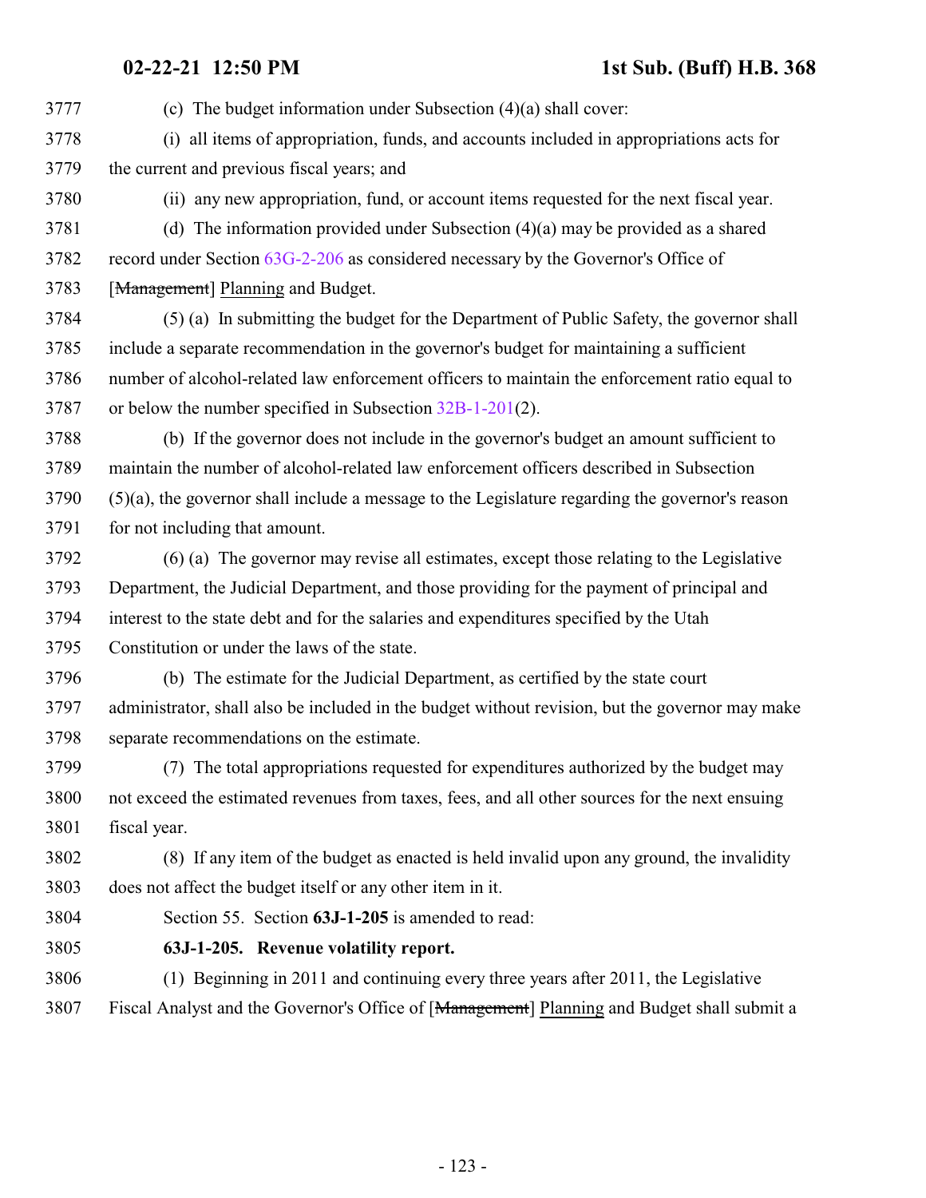(c) The budget information under Subsection (4)(a) shall cover:

(i) all items of appropriation, funds, and accounts included in appropriations acts for the current and previous fiscal years; and

(ii) any new appropriation, fund, or account items requested for the next fiscal year.

(d) The information provided under Subsection (4)(a) may be provided as a shared record under Section 63G-2-206 as considered necessary by the Governor's Office of [~~Management~~] Planning and Budget.

(5) (a) In submitting the budget for the Department of Public Safety, the governor shall include a separate recommendation in the governor's budget for maintaining a sufficient number of alcohol-related law enforcement officers to maintain the enforcement ratio equal to or below the number specified in Subsection 32B-1-201(2).

(b) If the governor does not include in the governor's budget an amount sufficient to maintain the number of alcohol-related law enforcement officers described in Subsection (5)(a), the governor shall include a message to the Legislature regarding the governor's reason for not including that amount.

(6) (a) The governor may revise all estimates, except those relating to the Legislative Department, the Judicial Department, and those providing for the payment of principal and interest to the state debt and for the salaries and expenditures specified by the Utah Constitution or under the laws of the state.

(b) The estimate for the Judicial Department, as certified by the state court administrator, shall also be included in the budget without revision, but the governor may make separate recommendations on the estimate.

(7) The total appropriations requested for expenditures authorized by the budget may not exceed the estimated revenues from taxes, fees, and all other sources for the next ensuing fiscal year.

(8) If any item of the budget as enacted is held invalid upon any ground, the invalidity does not affect the budget itself or any other item in it.

Section 55. Section **63J-1-205** is amended to read:

**63J-1-205. Revenue volatility report.**

(1) Beginning in 2011 and continuing every three years after 2011, the Legislative Fiscal Analyst and the Governor's Office of [~~Management~~] Planning and Budget shall submit a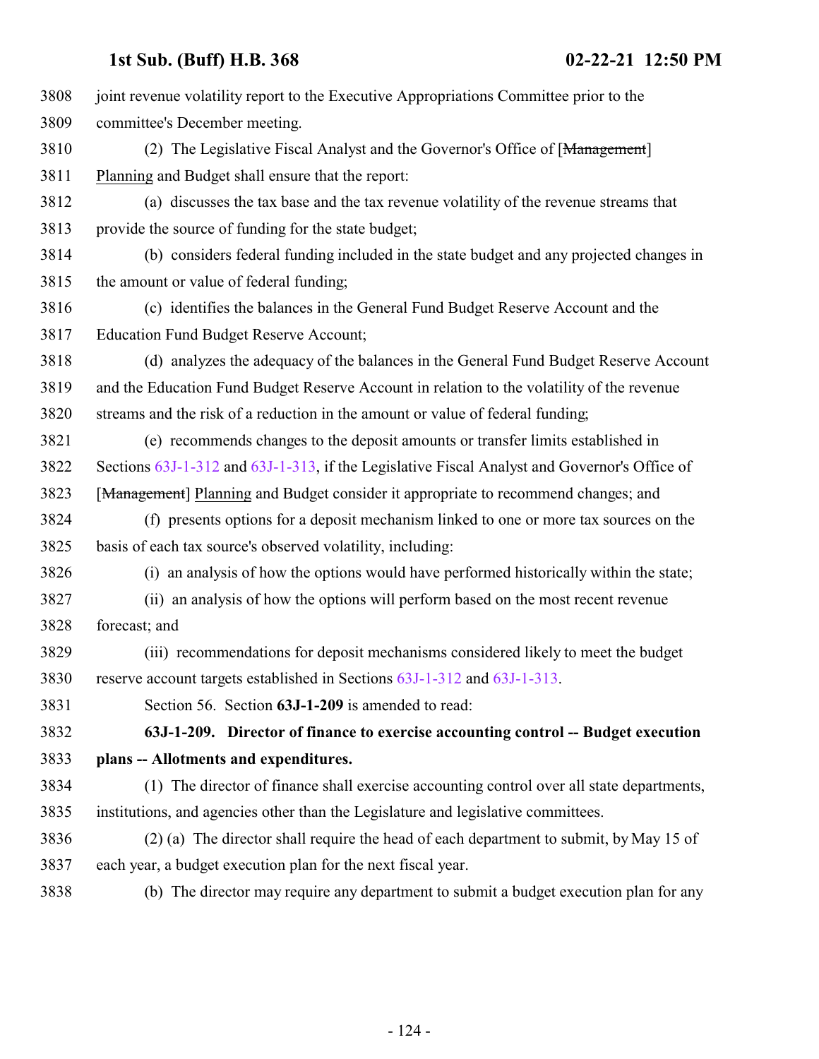joint revenue volatility report to the Executive Appropriations Committee prior to the committee's December meeting.

(2) The Legislative Fiscal Analyst and the Governor's Office of [~~Management~~] Planning and Budget shall ensure that the report:

(a) discusses the tax base and the tax revenue volatility of the revenue streams that provide the source of funding for the state budget;

(b) considers federal funding included in the state budget and any projected changes in the amount or value of federal funding;

(c) identifies the balances in the General Fund Budget Reserve Account and the Education Fund Budget Reserve Account;

(d) analyzes the adequacy of the balances in the General Fund Budget Reserve Account and the Education Fund Budget Reserve Account in relation to the volatility of the revenue streams and the risk of a reduction in the amount or value of federal funding;

(e) recommends changes to the deposit amounts or transfer limits established in Sections 63J-1-312 and 63J-1-313, if the Legislative Fiscal Analyst and Governor's Office of [~~Management~~] Planning and Budget consider it appropriate to recommend changes; and

(f) presents options for a deposit mechanism linked to one or more tax sources on the basis of each tax source's observed volatility, including:

(i) an analysis of how the options would have performed historically within the state;

(ii) an analysis of how the options will perform based on the most recent revenue forecast; and

(iii) recommendations for deposit mechanisms considered likely to meet the budget reserve account targets established in Sections 63J-1-312 and 63J-1-313.

Section 56. Section **63J-1-209** is amended to read:

**63J-1-209. Director of finance to exercise accounting control -- Budget execution plans -- Allotments and expenditures.**

(1) The director of finance shall exercise accounting control over all state departments, institutions, and agencies other than the Legislature and legislative committees.

(2) (a) The director shall require the head of each department to submit, by May 15 of each year, a budget execution plan for the next fiscal year.

(b) The director may require any department to submit a budget execution plan for any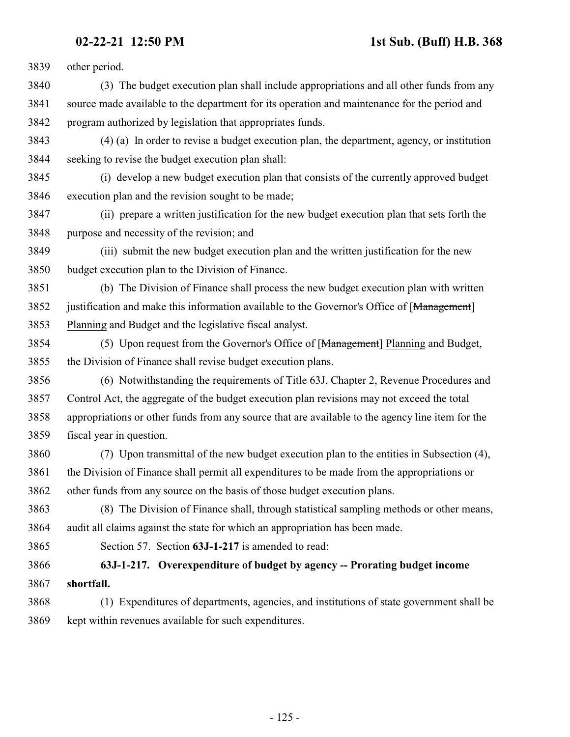other period.

(3) The budget execution plan shall include appropriations and all other funds from any source made available to the department for its operation and maintenance for the period and program authorized by legislation that appropriates funds.

(4) (a) In order to revise a budget execution plan, the department, agency, or institution seeking to revise the budget execution plan shall:

(i) develop a new budget execution plan that consists of the currently approved budget execution plan and the revision sought to be made;

(ii) prepare a written justification for the new budget execution plan that sets forth the purpose and necessity of the revision; and

(iii) submit the new budget execution plan and the written justification for the new budget execution plan to the Division of Finance.

(b) The Division of Finance shall process the new budget execution plan with written justification and make this information available to the Governor's Office of [~~Management~~] Planning and Budget and the legislative fiscal analyst.

(5) Upon request from the Governor's Office of [~~Management~~] Planning and Budget, the Division of Finance shall revise budget execution plans.

(6) Notwithstanding the requirements of Title 63J, Chapter 2, Revenue Procedures and Control Act, the aggregate of the budget execution plan revisions may not exceed the total appropriations or other funds from any source that are available to the agency line item for the fiscal year in question.

(7) Upon transmittal of the new budget execution plan to the entities in Subsection (4), the Division of Finance shall permit all expenditures to be made from the appropriations or other funds from any source on the basis of those budget execution plans.

(8) The Division of Finance shall, through statistical sampling methods or other means, audit all claims against the state for which an appropriation has been made.

Section 57. Section **63J-1-217** is amended to read:

**63J-1-217. Overexpenditure of budget by agency -- Prorating budget income shortfall.**

(1) Expenditures of departments, agencies, and institutions of state government shall be kept within revenues available for such expenditures.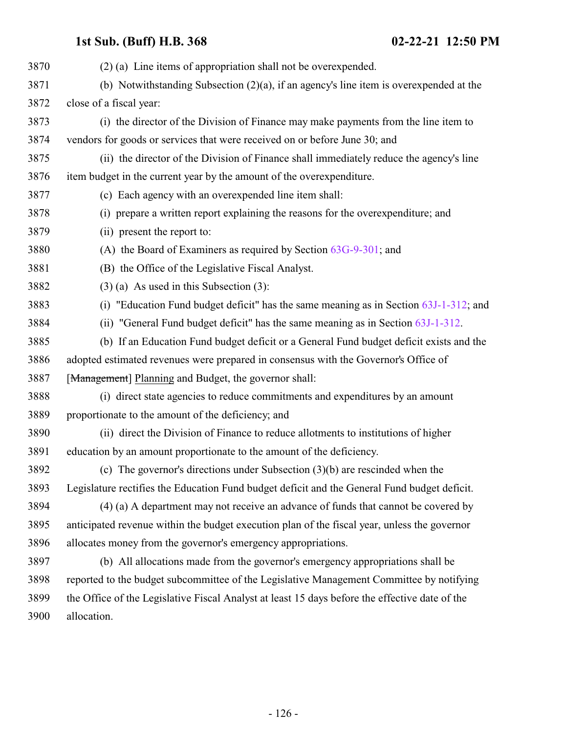(2) (a) Line items of appropriation shall not be overexpended.

(b) Notwithstanding Subsection (2)(a), if an agency's line item is overexpended at the close of a fiscal year:

(i) the director of the Division of Finance may make payments from the line item to vendors for goods or services that were received on or before June 30; and

(ii) the director of the Division of Finance shall immediately reduce the agency's line item budget in the current year by the amount of the overexpenditure.

(c) Each agency with an overexpended line item shall:

(i) prepare a written report explaining the reasons for the overexpenditure; and

(ii) present the report to:

(A) the Board of Examiners as required by Section 63G-9-301; and

(B) the Office of the Legislative Fiscal Analyst.

(3) (a) As used in this Subsection (3):

(i) "Education Fund budget deficit" has the same meaning as in Section 63J-1-312; and

(ii) "General Fund budget deficit" has the same meaning as in Section 63J-1-312.

(b) If an Education Fund budget deficit or a General Fund budget deficit exists and the adopted estimated revenues were prepared in consensus with the Governor's Office of [~~Management~~] Planning and Budget, the governor shall:

(i) direct state agencies to reduce commitments and expenditures by an amount proportionate to the amount of the deficiency; and

(ii) direct the Division of Finance to reduce allotments to institutions of higher education by an amount proportionate to the amount of the deficiency.

(c) The governor's directions under Subsection (3)(b) are rescinded when the Legislature rectifies the Education Fund budget deficit and the General Fund budget deficit.

(4) (a) A department may not receive an advance of funds that cannot be covered by anticipated revenue within the budget execution plan of the fiscal year, unless the governor allocates money from the governor's emergency appropriations.

(b) All allocations made from the governor's emergency appropriations shall be reported to the budget subcommittee of the Legislative Management Committee by notifying the Office of the Legislative Fiscal Analyst at least 15 days before the effective date of the allocation.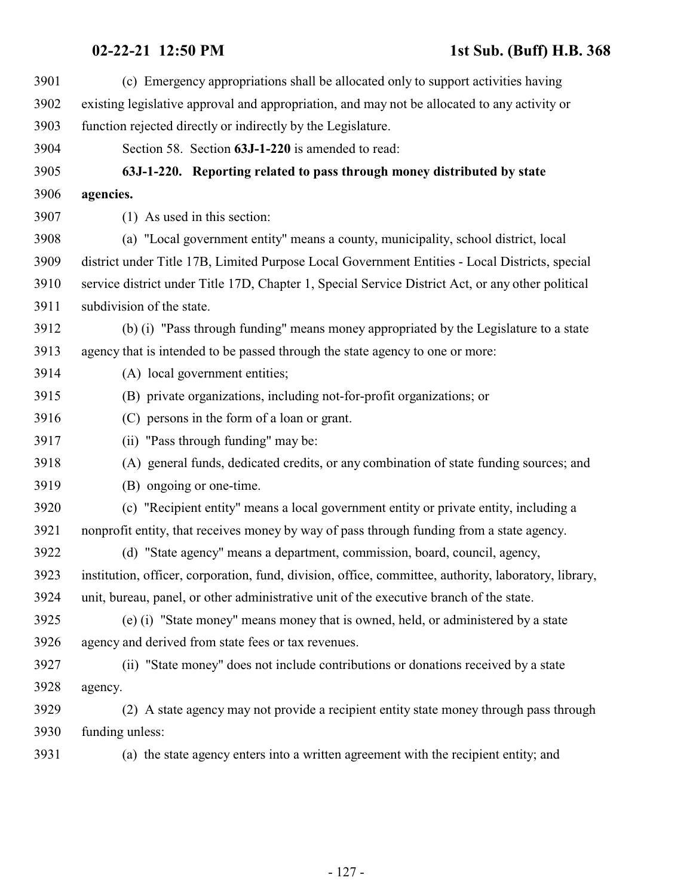(c) Emergency appropriations shall be allocated only to support activities having existing legislative approval and appropriation, and may not be allocated to any activity or function rejected directly or indirectly by the Legislature.

Section 58. Section **63J-1-220** is amended to read:

**63J-1-220. Reporting related to pass through money distributed by state agencies.**

(1) As used in this section:

(a) "Local government entity" means a county, municipality, school district, local district under Title 17B, Limited Purpose Local Government Entities - Local Districts, special service district under Title 17D, Chapter 1, Special Service District Act, or any other political subdivision of the state.

(b) (i) "Pass through funding" means money appropriated by the Legislature to a state agency that is intended to be passed through the state agency to one or more:

(A) local government entities;

(B) private organizations, including not-for-profit organizations; or

(C) persons in the form of a loan or grant.

(ii) "Pass through funding" may be:

(A) general funds, dedicated credits, or any combination of state funding sources; and

(B) ongoing or one-time.

(c) "Recipient entity" means a local government entity or private entity, including a nonprofit entity, that receives money by way of pass through funding from a state agency.

(d) "State agency" means a department, commission, board, council, agency, institution, officer, corporation, fund, division, office, committee, authority, laboratory, library, unit, bureau, panel, or other administrative unit of the executive branch of the state.

(e) (i) "State money" means money that is owned, held, or administered by a state agency and derived from state fees or tax revenues.

(ii) "State money" does not include contributions or donations received by a state agency.

(2) A state agency may not provide a recipient entity state money through pass through funding unless:

(a) the state agency enters into a written agreement with the recipient entity; and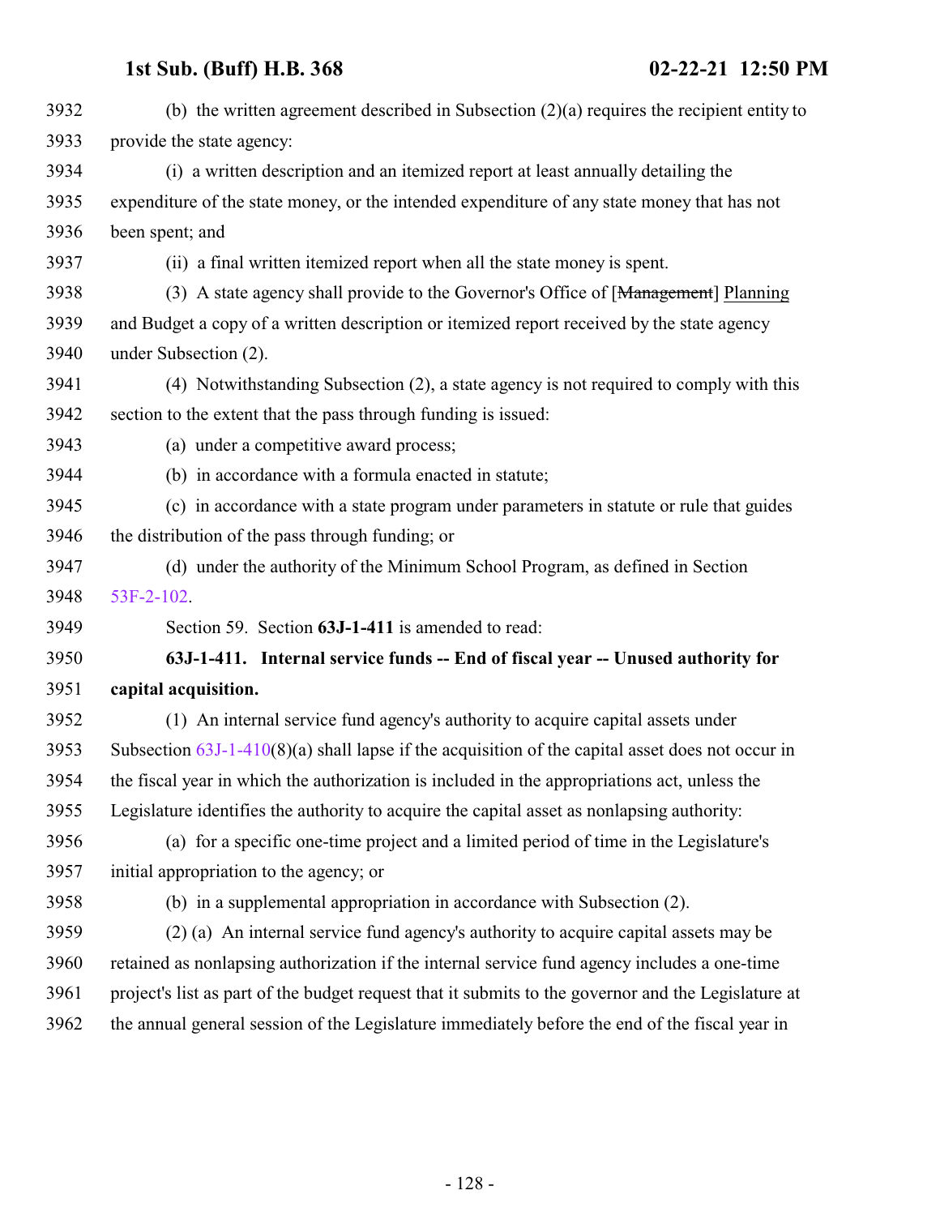(b) the written agreement described in Subsection (2)(a) requires the recipient entity to provide the state agency:

(i) a written description and an itemized report at least annually detailing the expenditure of the state money, or the intended expenditure of any state money that has not been spent; and

(ii) a final written itemized report when all the state money is spent.

(3) A state agency shall provide to the Governor's Office of [~~Management~~] Planning and Budget a copy of a written description or itemized report received by the state agency under Subsection (2).

(4) Notwithstanding Subsection (2), a state agency is not required to comply with this section to the extent that the pass through funding is issued:

(a) under a competitive award process;

(b) in accordance with a formula enacted in statute;

(c) in accordance with a state program under parameters in statute or rule that guides the distribution of the pass through funding; or

(d) under the authority of the Minimum School Program, as defined in Section 53F-2-102.

Section 59. Section **63J-1-411** is amended to read:

**63J-1-411. Internal service funds -- End of fiscal year -- Unused authority for capital acquisition.**

(1) An internal service fund agency's authority to acquire capital assets under Subsection 63J-1-410(8)(a) shall lapse if the acquisition of the capital asset does not occur in the fiscal year in which the authorization is included in the appropriations act, unless the Legislature identifies the authority to acquire the capital asset as nonlapsing authority:

(a) for a specific one-time project and a limited period of time in the Legislature's initial appropriation to the agency; or

(b) in a supplemental appropriation in accordance with Subsection (2).

(2) (a) An internal service fund agency's authority to acquire capital assets may be retained as nonlapsing authorization if the internal service fund agency includes a one-time project's list as part of the budget request that it submits to the governor and the Legislature at the annual general session of the Legislature immediately before the end of the fiscal year in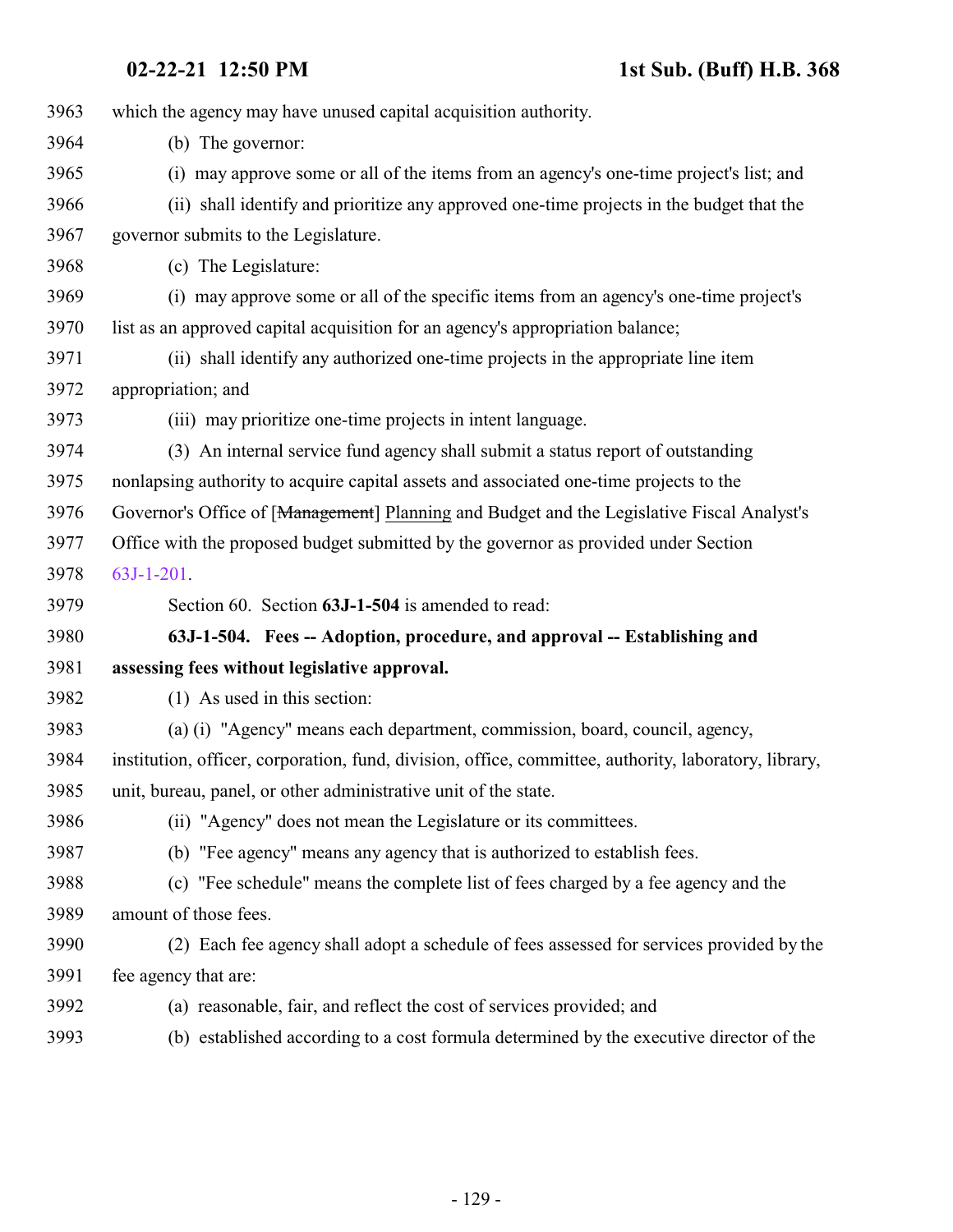which the agency may have unused capital acquisition authority.

(b) The governor:

(i) may approve some or all of the items from an agency's one-time project's list; and

(ii) shall identify and prioritize any approved one-time projects in the budget that the governor submits to the Legislature.

(c) The Legislature:

(i) may approve some or all of the specific items from an agency's one-time project's list as an approved capital acquisition for an agency's appropriation balance;

(ii) shall identify any authorized one-time projects in the appropriate line item appropriation; and

(iii) may prioritize one-time projects in intent language.

(3) An internal service fund agency shall submit a status report of outstanding nonlapsing authority to acquire capital assets and associated one-time projects to the Governor's Office of [~~Management~~] Planning and Budget and the Legislative Fiscal Analyst's Office with the proposed budget submitted by the governor as provided under Section 63J-1-201.

Section 60. Section **63J-1-504** is amended to read:

**63J-1-504. Fees -- Adoption, procedure, and approval -- Establishing and assessing fees without legislative approval.**

(1) As used in this section:

(a) (i) "Agency" means each department, commission, board, council, agency, institution, officer, corporation, fund, division, office, committee, authority, laboratory, library, unit, bureau, panel, or other administrative unit of the state.

(ii) "Agency" does not mean the Legislature or its committees.

(b) "Fee agency" means any agency that is authorized to establish fees.

(c) "Fee schedule" means the complete list of fees charged by a fee agency and the amount of those fees.

(2) Each fee agency shall adopt a schedule of fees assessed for services provided by the fee agency that are:

(a) reasonable, fair, and reflect the cost of services provided; and

(b) established according to a cost formula determined by the executive director of the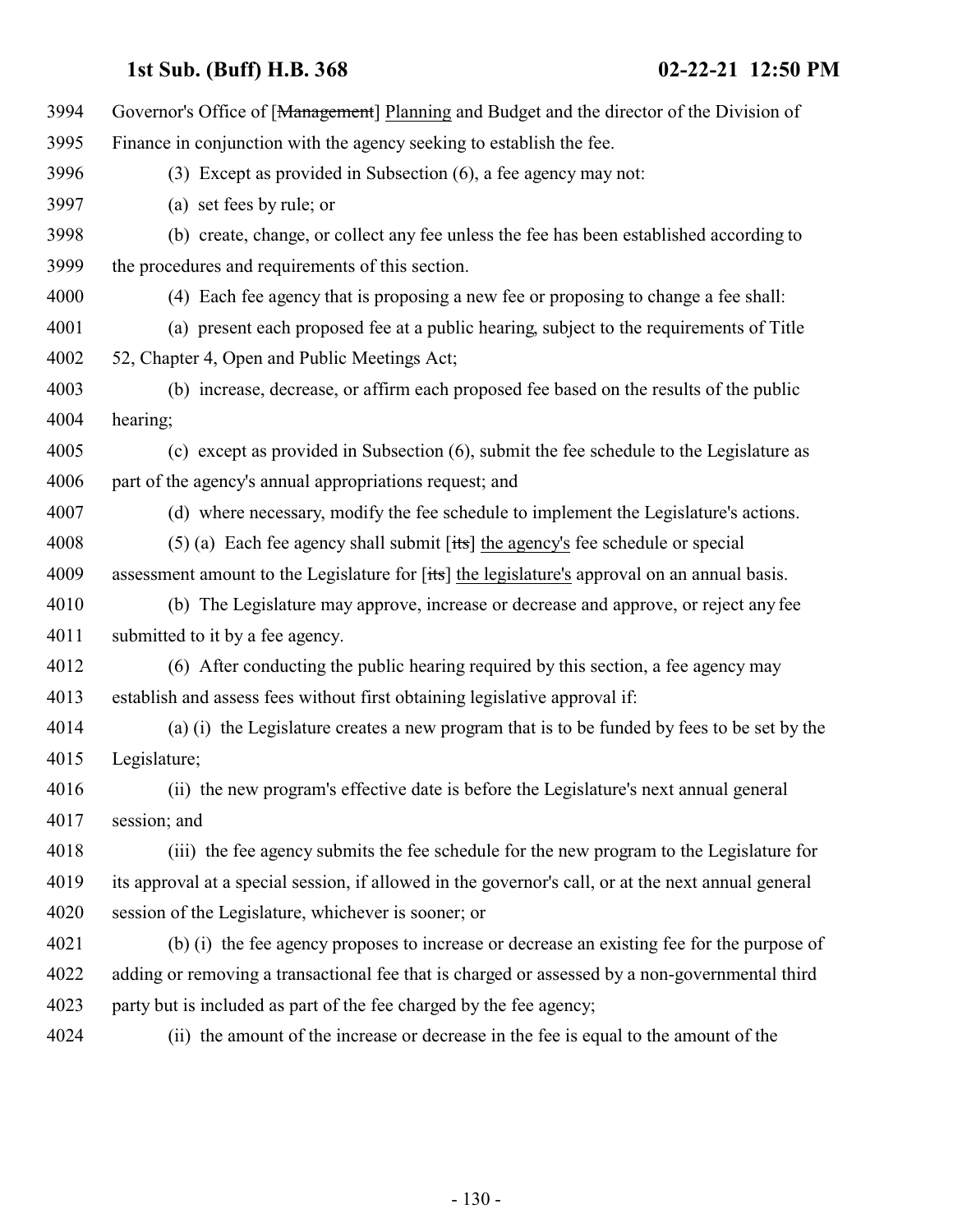Governor's Office of [~~Management~~] Planning and Budget and the director of the Division of Finance in conjunction with the agency seeking to establish the fee.

(3) Except as provided in Subsection (6), a fee agency may not:

(a) set fees by rule; or

(b) create, change, or collect any fee unless the fee has been established according to the procedures and requirements of this section.

(4) Each fee agency that is proposing a new fee or proposing to change a fee shall:

(a) present each proposed fee at a public hearing, subject to the requirements of Title 52, Chapter 4, Open and Public Meetings Act;

(b) increase, decrease, or affirm each proposed fee based on the results of the public hearing;

(c) except as provided in Subsection (6), submit the fee schedule to the Legislature as part of the agency's annual appropriations request; and

(d) where necessary, modify the fee schedule to implement the Legislature's actions.

(5) (a) Each fee agency shall submit [~~its~~] the agency's fee schedule or special assessment amount to the Legislature for [~~its~~] the legislature's approval on an annual basis.

(b) The Legislature may approve, increase or decrease and approve, or reject any fee submitted to it by a fee agency.

(6) After conducting the public hearing required by this section, a fee agency may establish and assess fees without first obtaining legislative approval if:

(a) (i) the Legislature creates a new program that is to be funded by fees to be set by the Legislature;

(ii) the new program's effective date is before the Legislature's next annual general session; and

(iii) the fee agency submits the fee schedule for the new program to the Legislature for its approval at a special session, if allowed in the governor's call, or at the next annual general session of the Legislature, whichever is sooner; or

(b) (i) the fee agency proposes to increase or decrease an existing fee for the purpose of adding or removing a transactional fee that is charged or assessed by a non-governmental third party but is included as part of the fee charged by the fee agency;

(ii) the amount of the increase or decrease in the fee is equal to the amount of the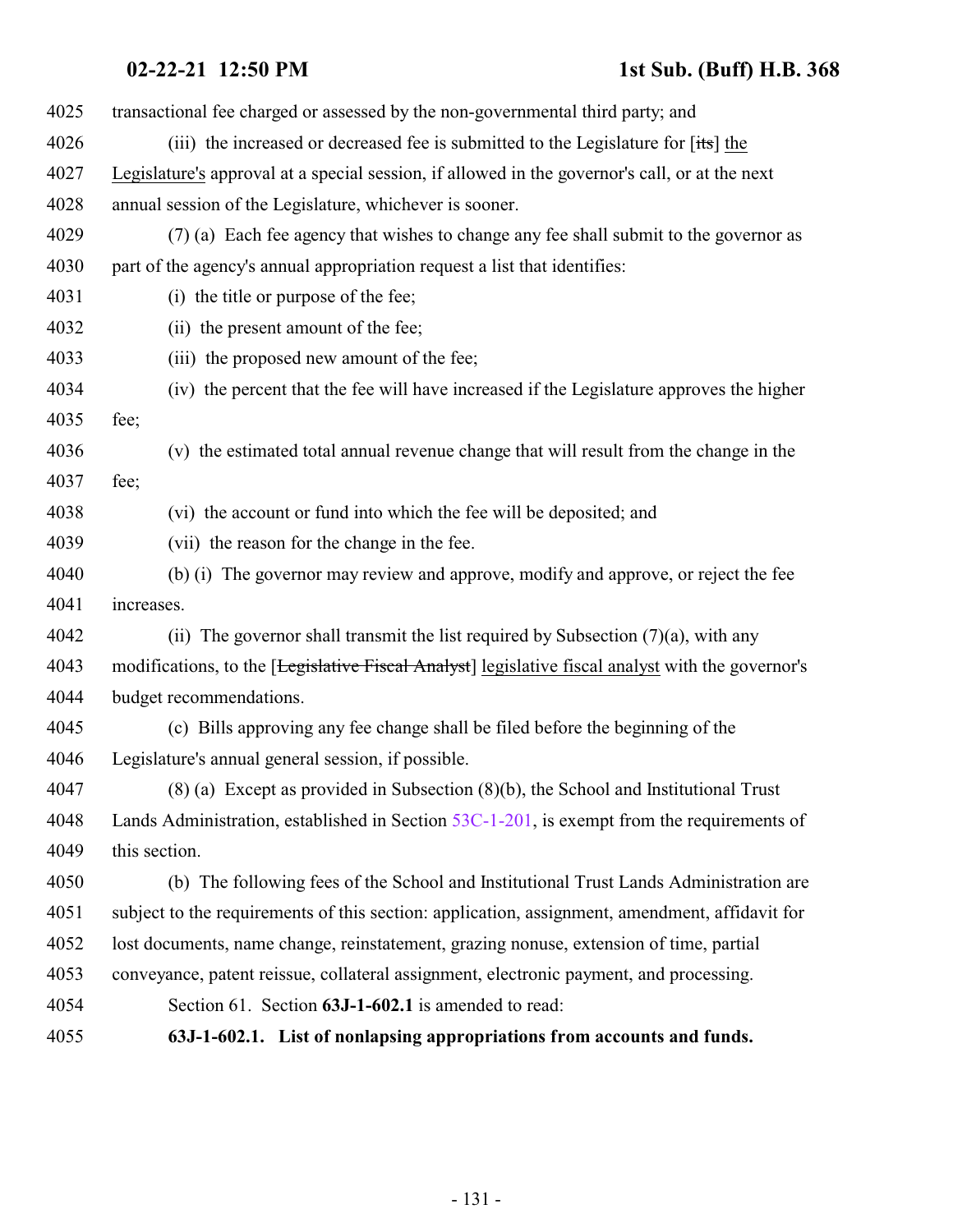transactional fee charged or assessed by the non-governmental third party; and

(iii) the increased or decreased fee is submitted to the Legislature for [its] the Legislature's approval at a special session, if allowed in the governor's call, or at the next annual session of the Legislature, whichever is sooner.

(7) (a) Each fee agency that wishes to change any fee shall submit to the governor as part of the agency's annual appropriation request a list that identifies:

(i) the title or purpose of the fee;

(ii) the present amount of the fee;

(iii) the proposed new amount of the fee;

(iv) the percent that the fee will have increased if the Legislature approves the higher fee;

(v) the estimated total annual revenue change that will result from the change in the fee;

(vi) the account or fund into which the fee will be deposited; and

(vii) the reason for the change in the fee.

(b) (i) The governor may review and approve, modify and approve, or reject the fee increases.

(ii) The governor shall transmit the list required by Subsection (7)(a), with any modifications, to the [~~Legislative Fiscal Analyst~~] legislative fiscal analyst with the governor's budget recommendations.

(c) Bills approving any fee change shall be filed before the beginning of the Legislature's annual general session, if possible.

(8) (a) Except as provided in Subsection (8)(b), the School and Institutional Trust Lands Administration, established in Section 53C-1-201, is exempt from the requirements of this section.

(b) The following fees of the School and Institutional Trust Lands Administration are subject to the requirements of this section: application, assignment, amendment, affidavit for lost documents, name change, reinstatement, grazing nonuse, extension of time, partial conveyance, patent reissue, collateral assignment, electronic payment, and processing.

Section 61. Section **63J-1-602.1** is amended to read:

**63J-1-602.1. List of nonlapsing appropriations from accounts and funds.**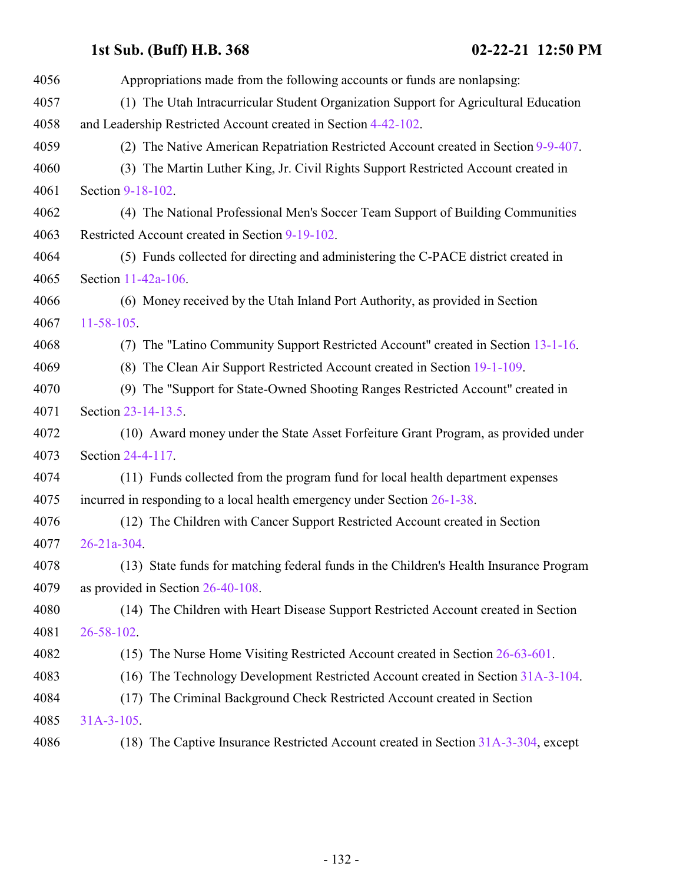Appropriations made from the following accounts or funds are nonlapsing:

(1) The Utah Intracurricular Student Organization Support for Agricultural Education and Leadership Restricted Account created in Section 4-42-102.

(2) The Native American Repatriation Restricted Account created in Section 9-9-407.

(3) The Martin Luther King, Jr. Civil Rights Support Restricted Account created in Section 9-18-102.

(4) The National Professional Men's Soccer Team Support of Building Communities Restricted Account created in Section 9-19-102.

(5) Funds collected for directing and administering the C-PACE district created in Section 11-42a-106.

(6) Money received by the Utah Inland Port Authority, as provided in Section 11-58-105.

(7) The "Latino Community Support Restricted Account" created in Section 13-1-16.

(8) The Clean Air Support Restricted Account created in Section 19-1-109.

(9) The "Support for State-Owned Shooting Ranges Restricted Account" created in Section 23-14-13.5.

(10) Award money under the State Asset Forfeiture Grant Program, as provided under Section 24-4-117.

(11) Funds collected from the program fund for local health department expenses incurred in responding to a local health emergency under Section 26-1-38.

(12) The Children with Cancer Support Restricted Account created in Section 26-21a-304.

(13) State funds for matching federal funds in the Children's Health Insurance Program as provided in Section 26-40-108.

(14) The Children with Heart Disease Support Restricted Account created in Section 26-58-102.

(15) The Nurse Home Visiting Restricted Account created in Section 26-63-601.

(16) The Technology Development Restricted Account created in Section 31A-3-104.

(17) The Criminal Background Check Restricted Account created in Section 31A-3-105.

(18) The Captive Insurance Restricted Account created in Section 31A-3-304, except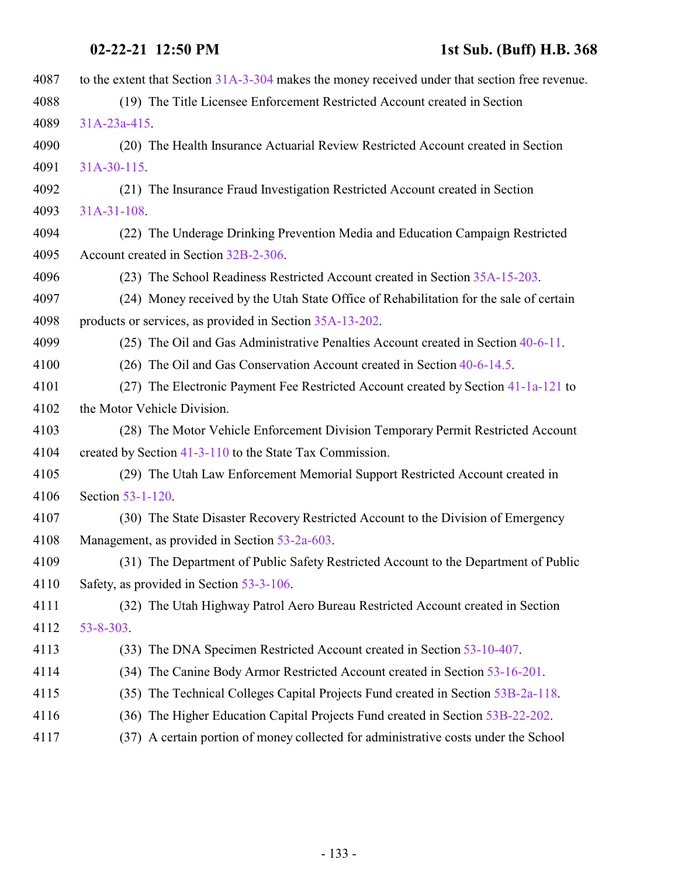to the extent that Section 31A-3-304 makes the money received under that section free revenue.

(19) The Title Licensee Enforcement Restricted Account created in Section 31A-23a-415.

(20) The Health Insurance Actuarial Review Restricted Account created in Section 31A-30-115.

(21) The Insurance Fraud Investigation Restricted Account created in Section 31A-31-108.

(22) The Underage Drinking Prevention Media and Education Campaign Restricted Account created in Section 32B-2-306.

(23) The School Readiness Restricted Account created in Section 35A-15-203.

(24) Money received by the Utah State Office of Rehabilitation for the sale of certain products or services, as provided in Section 35A-13-202.

(25) The Oil and Gas Administrative Penalties Account created in Section 40-6-11.

(26) The Oil and Gas Conservation Account created in Section 40-6-14.5.

(27) The Electronic Payment Fee Restricted Account created by Section 41-1a-121 to the Motor Vehicle Division.

(28) The Motor Vehicle Enforcement Division Temporary Permit Restricted Account created by Section 41-3-110 to the State Tax Commission.

(29) The Utah Law Enforcement Memorial Support Restricted Account created in Section 53-1-120.

(30) The State Disaster Recovery Restricted Account to the Division of Emergency Management, as provided in Section 53-2a-603.

(31) The Department of Public Safety Restricted Account to the Department of Public Safety, as provided in Section 53-3-106.

(32) The Utah Highway Patrol Aero Bureau Restricted Account created in Section 53-8-303.

(33) The DNA Specimen Restricted Account created in Section 53-10-407.

(34) The Canine Body Armor Restricted Account created in Section 53-16-201.

(35) The Technical Colleges Capital Projects Fund created in Section 53B-2a-118.

(36) The Higher Education Capital Projects Fund created in Section 53B-22-202.

(37) A certain portion of money collected for administrative costs under the School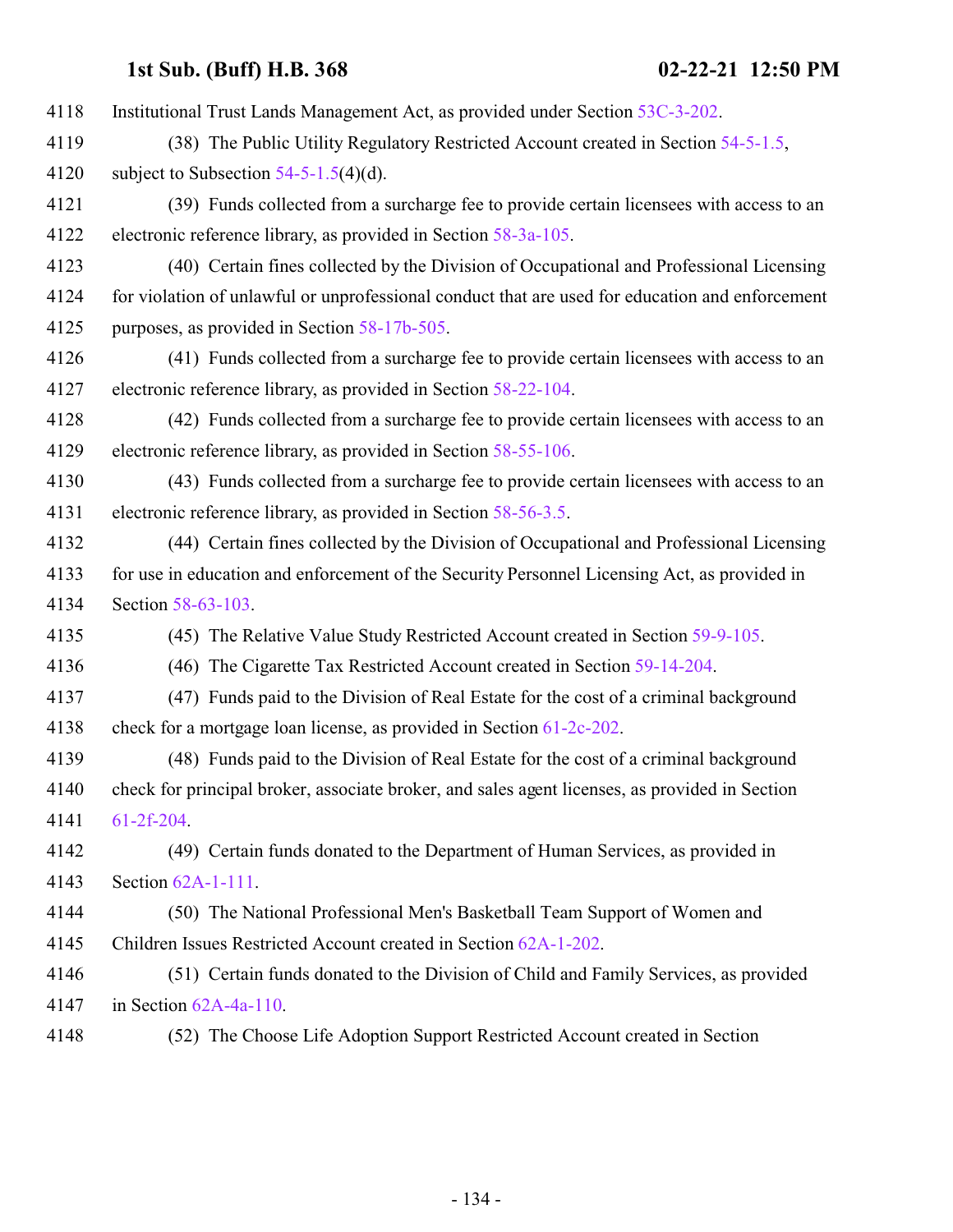Institutional Trust Lands Management Act, as provided under Section 53C-3-202.

(38) The Public Utility Regulatory Restricted Account created in Section 54-5-1.5, subject to Subsection 54-5-1.5(4)(d).

(39) Funds collected from a surcharge fee to provide certain licensees with access to an electronic reference library, as provided in Section 58-3a-105.

(40) Certain fines collected by the Division of Occupational and Professional Licensing for violation of unlawful or unprofessional conduct that are used for education and enforcement purposes, as provided in Section 58-17b-505.

(41) Funds collected from a surcharge fee to provide certain licensees with access to an electronic reference library, as provided in Section 58-22-104.

(42) Funds collected from a surcharge fee to provide certain licensees with access to an electronic reference library, as provided in Section 58-55-106.

(43) Funds collected from a surcharge fee to provide certain licensees with access to an electronic reference library, as provided in Section 58-56-3.5.

(44) Certain fines collected by the Division of Occupational and Professional Licensing for use in education and enforcement of the Security Personnel Licensing Act, as provided in Section 58-63-103.

(45) The Relative Value Study Restricted Account created in Section 59-9-105.

(46) The Cigarette Tax Restricted Account created in Section 59-14-204.

(47) Funds paid to the Division of Real Estate for the cost of a criminal background check for a mortgage loan license, as provided in Section 61-2c-202.

(48) Funds paid to the Division of Real Estate for the cost of a criminal background check for principal broker, associate broker, and sales agent licenses, as provided in Section 61-2f-204.

(49) Certain funds donated to the Department of Human Services, as provided in Section 62A-1-111.

(50) The National Professional Men's Basketball Team Support of Women and Children Issues Restricted Account created in Section 62A-1-202.

(51) Certain funds donated to the Division of Child and Family Services, as provided in Section 62A-4a-110.

(52) The Choose Life Adoption Support Restricted Account created in Section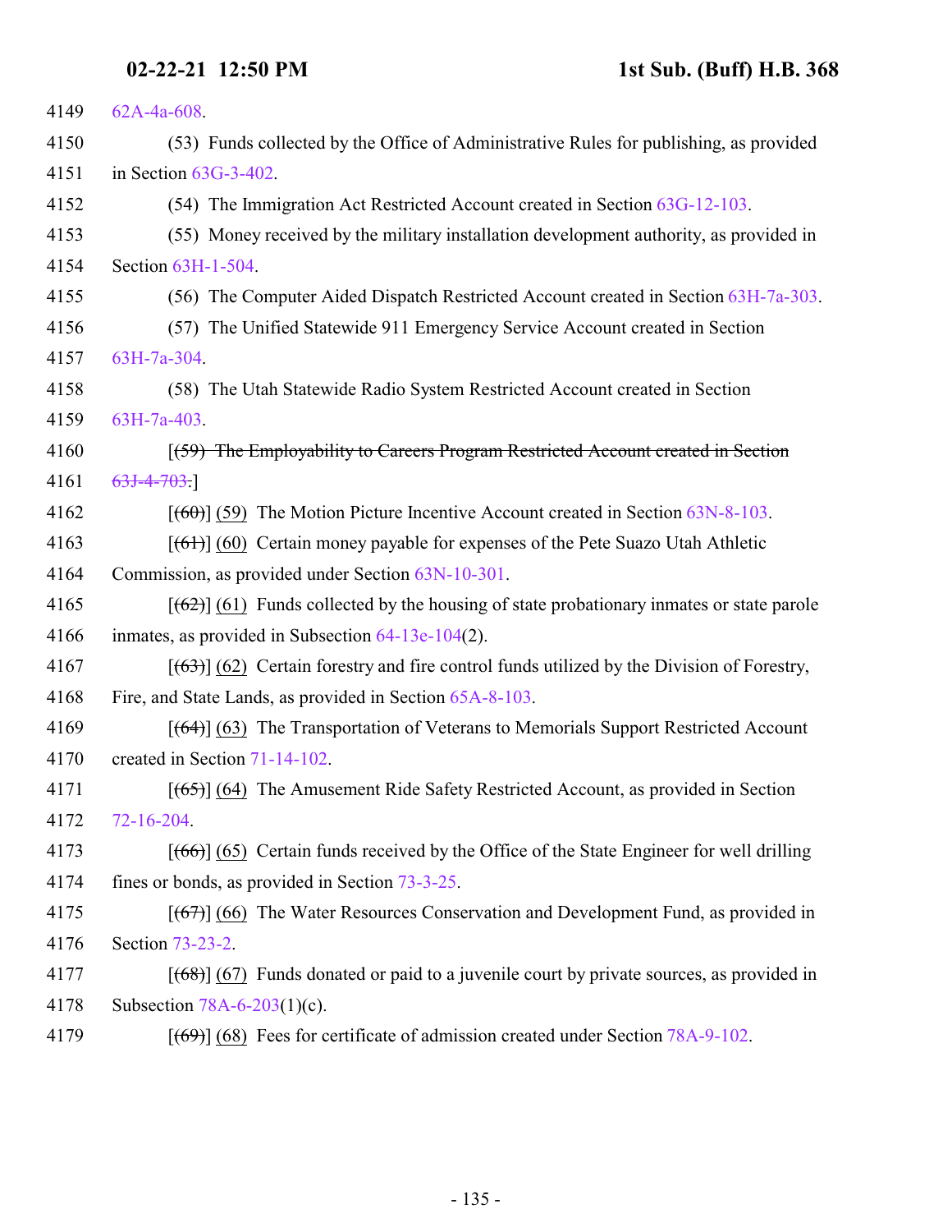4149 62A-4a-608.

4150 (53) Funds collected by the Office of Administrative Rules for publishing, as provided
4151 in Section 63G-3-402.

4152 (54) The Immigration Act Restricted Account created in Section 63G-12-103.

4153 (55) Money received by the military installation development authority, as provided in
4154 Section 63H-1-504.

4155 (56) The Computer Aided Dispatch Restricted Account created in Section 63H-7a-303.

4156 (57) The Unified Statewide 911 Emergency Service Account created in Section
4157 63H-7a-304.

4158 (58) The Utah Statewide Radio System Restricted Account created in Section
4159 63H-7a-403.

4160 [~~(59) The Employability to Careers Program Restricted Account created in Section~~
4161 ~~63J-4-703.~~]

4162 [~~(60)~~] (59) The Motion Picture Incentive Account created in Section 63N-8-103.

4163 [~~(61)~~] (60) Certain money payable for expenses of the Pete Suazo Utah Athletic
4164 Commission, as provided under Section 63N-10-301.

4165 [~~(62)~~] (61) Funds collected by the housing of state probationary inmates or state parole
4166 inmates, as provided in Subsection 64-13e-104(2).

4167 [~~(63)~~] (62) Certain forestry and fire control funds utilized by the Division of Forestry,
4168 Fire, and State Lands, as provided in Section 65A-8-103.

4169 [~~(64)~~] (63) The Transportation of Veterans to Memorials Support Restricted Account
4170 created in Section 71-14-102.

4171 [~~(65)~~] (64) The Amusement Ride Safety Restricted Account, as provided in Section
4172 72-16-204.

4173 [~~(66)~~] (65) Certain funds received by the Office of the State Engineer for well drilling
4174 fines or bonds, as provided in Section 73-3-25.

4175 [~~(67)~~] (66) The Water Resources Conservation and Development Fund, as provided in
4176 Section 73-23-2.

4177 [~~(68)~~] (67) Funds donated or paid to a juvenile court by private sources, as provided in
4178 Subsection 78A-6-203(1)(c).

4179 [~~(69)~~] (68) Fees for certificate of admission created under Section 78A-9-102.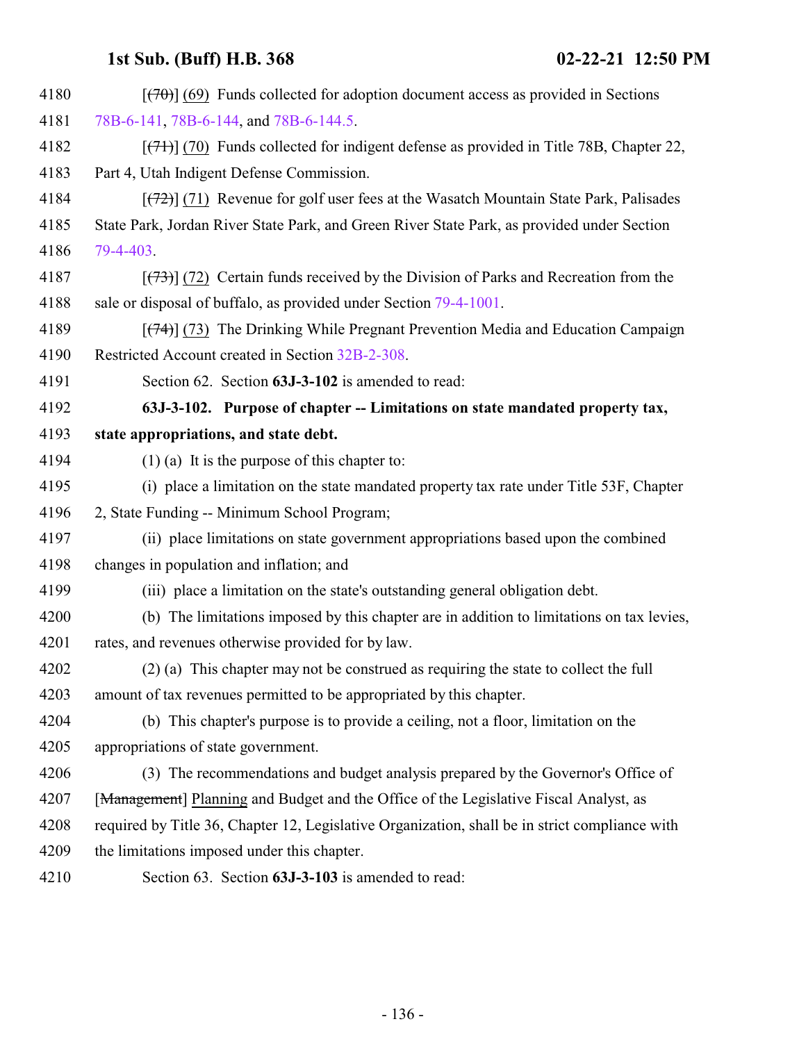[~~(70)~~] (69) Funds collected for adoption document access as provided in Sections 78B-6-141, 78B-6-144, and 78B-6-144.5.

[~~(71)~~] (70) Funds collected for indigent defense as provided in Title 78B, Chapter 22, Part 4, Utah Indigent Defense Commission.

[~~(72)~~] (71) Revenue for golf user fees at the Wasatch Mountain State Park, Palisades State Park, Jordan River State Park, and Green River State Park, as provided under Section 79-4-403.

[~~(73)~~] (72) Certain funds received by the Division of Parks and Recreation from the sale or disposal of buffalo, as provided under Section 79-4-1001.

[~~(74)~~] (73) The Drinking While Pregnant Prevention Media and Education Campaign Restricted Account created in Section 32B-2-308.

Section 62. Section **63J-3-102** is amended to read:

**63J-3-102. Purpose of chapter -- Limitations on state mandated property tax, state appropriations, and state debt.**

(1) (a) It is the purpose of this chapter to:

(i) place a limitation on the state mandated property tax rate under Title 53F, Chapter 2, State Funding -- Minimum School Program;

(ii) place limitations on state government appropriations based upon the combined changes in population and inflation; and

(iii) place a limitation on the state's outstanding general obligation debt.

(b) The limitations imposed by this chapter are in addition to limitations on tax levies, rates, and revenues otherwise provided for by law.

(2) (a) This chapter may not be construed as requiring the state to collect the full amount of tax revenues permitted to be appropriated by this chapter.

(b) This chapter's purpose is to provide a ceiling, not a floor, limitation on the appropriations of state government.

(3) The recommendations and budget analysis prepared by the Governor's Office of [~~Management~~] Planning and Budget and the Office of the Legislative Fiscal Analyst, as required by Title 36, Chapter 12, Legislative Organization, shall be in strict compliance with the limitations imposed under this chapter.

Section 63. Section **63J-3-103** is amended to read: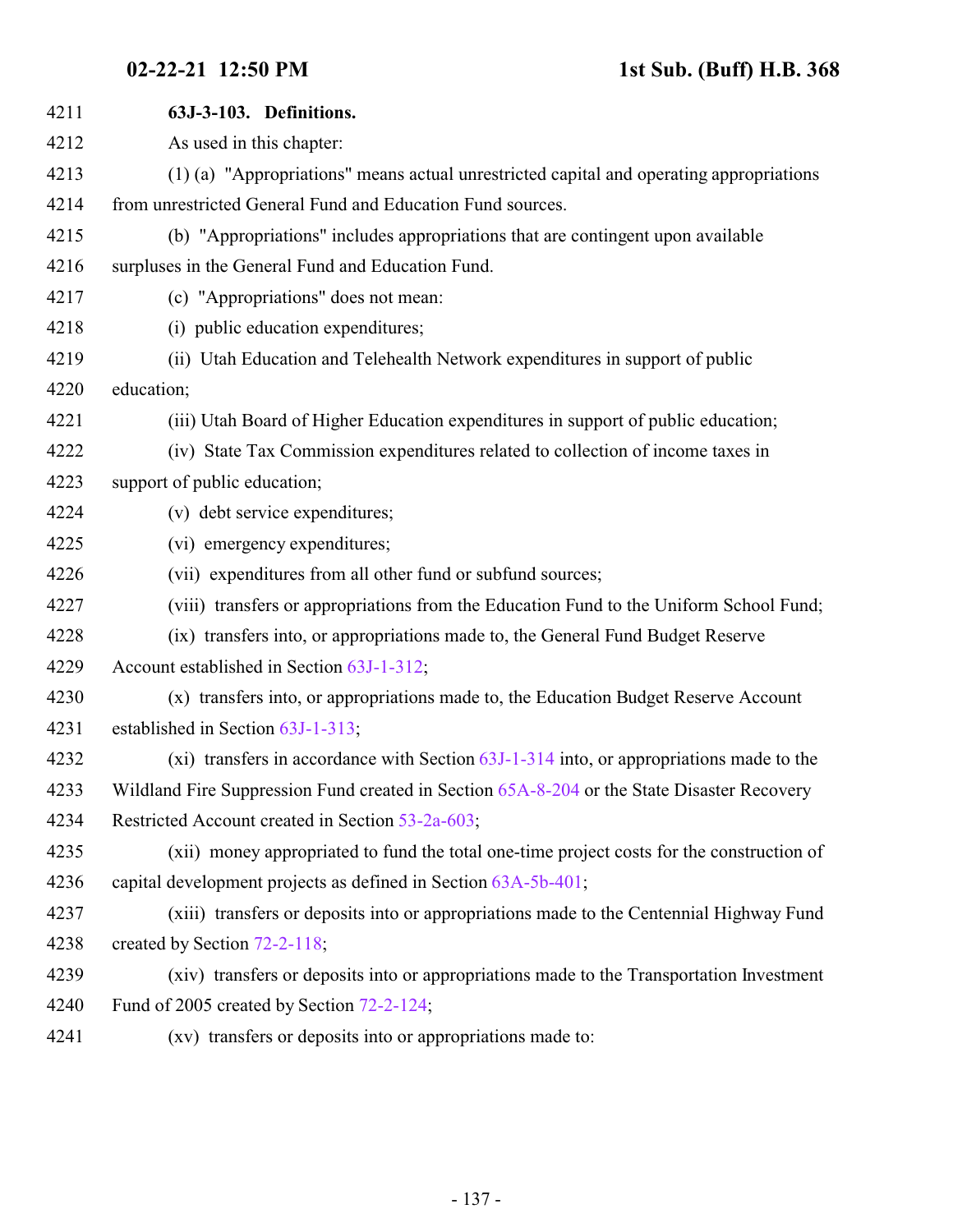**63J-3-103. Definitions.**

As used in this chapter:

(1) (a) "Appropriations" means actual unrestricted capital and operating appropriations from unrestricted General Fund and Education Fund sources.

(b) "Appropriations" includes appropriations that are contingent upon available surpluses in the General Fund and Education Fund.

(c) "Appropriations" does not mean:

(i) public education expenditures;

(ii) Utah Education and Telehealth Network expenditures in support of public education;

(iii) Utah Board of Higher Education expenditures in support of public education;

(iv) State Tax Commission expenditures related to collection of income taxes in support of public education;

(v) debt service expenditures;

(vi) emergency expenditures;

(vii) expenditures from all other fund or subfund sources;

(viii) transfers or appropriations from the Education Fund to the Uniform School Fund;

(ix) transfers into, or appropriations made to, the General Fund Budget Reserve Account established in Section 63J-1-312;

(x) transfers into, or appropriations made to, the Education Budget Reserve Account established in Section 63J-1-313;

(xi) transfers in accordance with Section 63J-1-314 into, or appropriations made to the Wildland Fire Suppression Fund created in Section 65A-8-204 or the State Disaster Recovery Restricted Account created in Section 53-2a-603;

(xii) money appropriated to fund the total one-time project costs for the construction of capital development projects as defined in Section 63A-5b-401;

(xiii) transfers or deposits into or appropriations made to the Centennial Highway Fund created by Section 72-2-118;

(xiv) transfers or deposits into or appropriations made to the Transportation Investment Fund of 2005 created by Section 72-2-124;

(xv) transfers or deposits into or appropriations made to: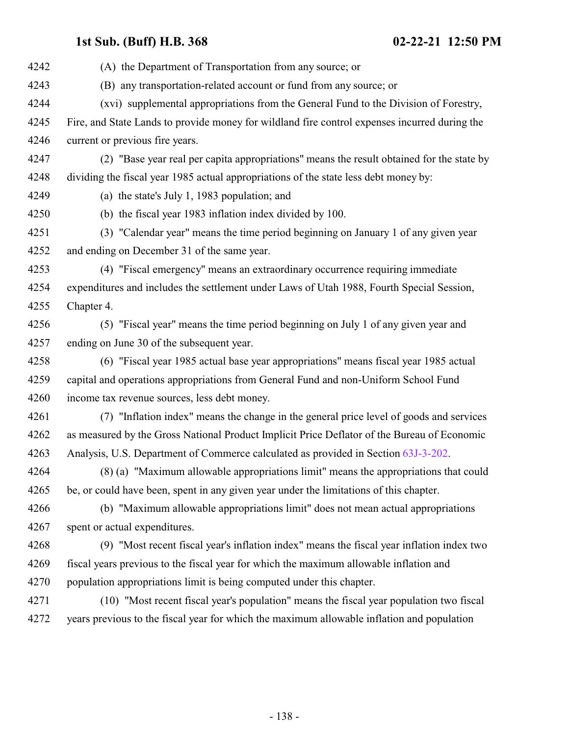(A) the Department of Transportation from any source; or

(B) any transportation-related account or fund from any source; or

(xvi) supplemental appropriations from the General Fund to the Division of Forestry, Fire, and State Lands to provide money for wildland fire control expenses incurred during the current or previous fire years.

(2) "Base year real per capita appropriations" means the result obtained for the state by dividing the fiscal year 1985 actual appropriations of the state less debt money by:

(a) the state's July 1, 1983 population; and

(b) the fiscal year 1983 inflation index divided by 100.

(3) "Calendar year" means the time period beginning on January 1 of any given year and ending on December 31 of the same year.

(4) "Fiscal emergency" means an extraordinary occurrence requiring immediate expenditures and includes the settlement under Laws of Utah 1988, Fourth Special Session, Chapter 4.

(5) "Fiscal year" means the time period beginning on July 1 of any given year and ending on June 30 of the subsequent year.

(6) "Fiscal year 1985 actual base year appropriations" means fiscal year 1985 actual capital and operations appropriations from General Fund and non-Uniform School Fund income tax revenue sources, less debt money.

(7) "Inflation index" means the change in the general price level of goods and services as measured by the Gross National Product Implicit Price Deflator of the Bureau of Economic Analysis, U.S. Department of Commerce calculated as provided in Section 63J-3-202.

(8) (a) "Maximum allowable appropriations limit" means the appropriations that could be, or could have been, spent in any given year under the limitations of this chapter.

(b) "Maximum allowable appropriations limit" does not mean actual appropriations spent or actual expenditures.

(9) "Most recent fiscal year's inflation index" means the fiscal year inflation index two fiscal years previous to the fiscal year for which the maximum allowable inflation and population appropriations limit is being computed under this chapter.

(10) "Most recent fiscal year's population" means the fiscal year population two fiscal years previous to the fiscal year for which the maximum allowable inflation and population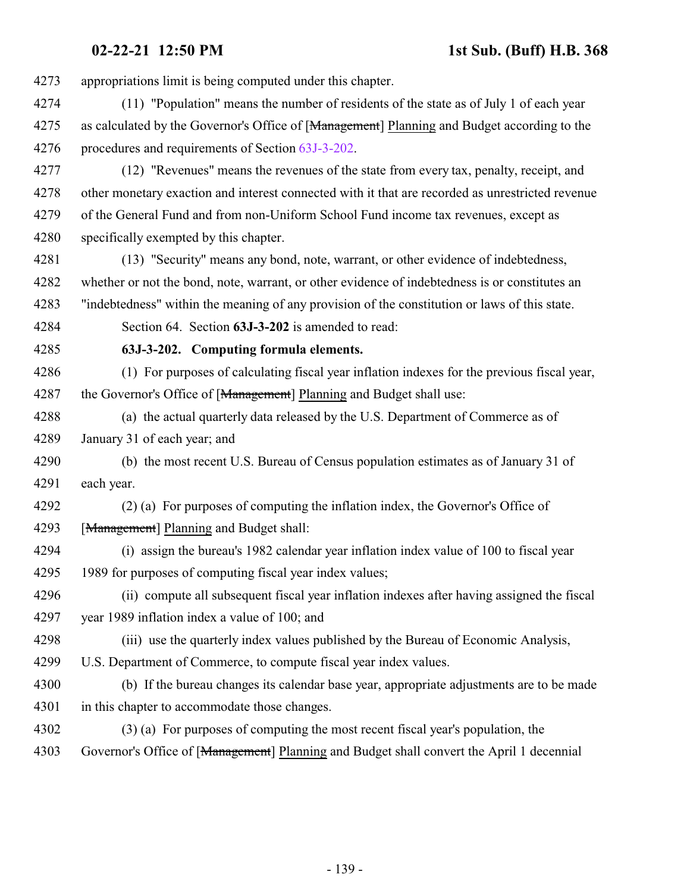appropriations limit is being computed under this chapter.

(11) "Population" means the number of residents of the state as of July 1 of each year as calculated by the Governor's Office of [~~Management~~] Planning and Budget according to the procedures and requirements of Section 63J-3-202.

(12) "Revenues" means the revenues of the state from every tax, penalty, receipt, and other monetary exaction and interest connected with it that are recorded as unrestricted revenue of the General Fund and from non-Uniform School Fund income tax revenues, except as specifically exempted by this chapter.

(13) "Security" means any bond, note, warrant, or other evidence of indebtedness, whether or not the bond, note, warrant, or other evidence of indebtedness is or constitutes an "indebtedness" within the meaning of any provision of the constitution or laws of this state.

Section 64. Section **63J-3-202** is amended to read:

**63J-3-202. Computing formula elements.**

(1) For purposes of calculating fiscal year inflation indexes for the previous fiscal year, the Governor's Office of [~~Management~~] Planning and Budget shall use:

(a) the actual quarterly data released by the U.S. Department of Commerce as of January 31 of each year; and

(b) the most recent U.S. Bureau of Census population estimates as of January 31 of each year.

(2) (a) For purposes of computing the inflation index, the Governor's Office of [~~Management~~] Planning and Budget shall:

(i) assign the bureau's 1982 calendar year inflation index value of 100 to fiscal year 1989 for purposes of computing fiscal year index values;

(ii) compute all subsequent fiscal year inflation indexes after having assigned the fiscal year 1989 inflation index a value of 100; and

(iii) use the quarterly index values published by the Bureau of Economic Analysis, U.S. Department of Commerce, to compute fiscal year index values.

(b) If the bureau changes its calendar base year, appropriate adjustments are to be made in this chapter to accommodate those changes.

(3) (a) For purposes of computing the most recent fiscal year's population, the Governor's Office of [~~Management~~] Planning and Budget shall convert the April 1 decennial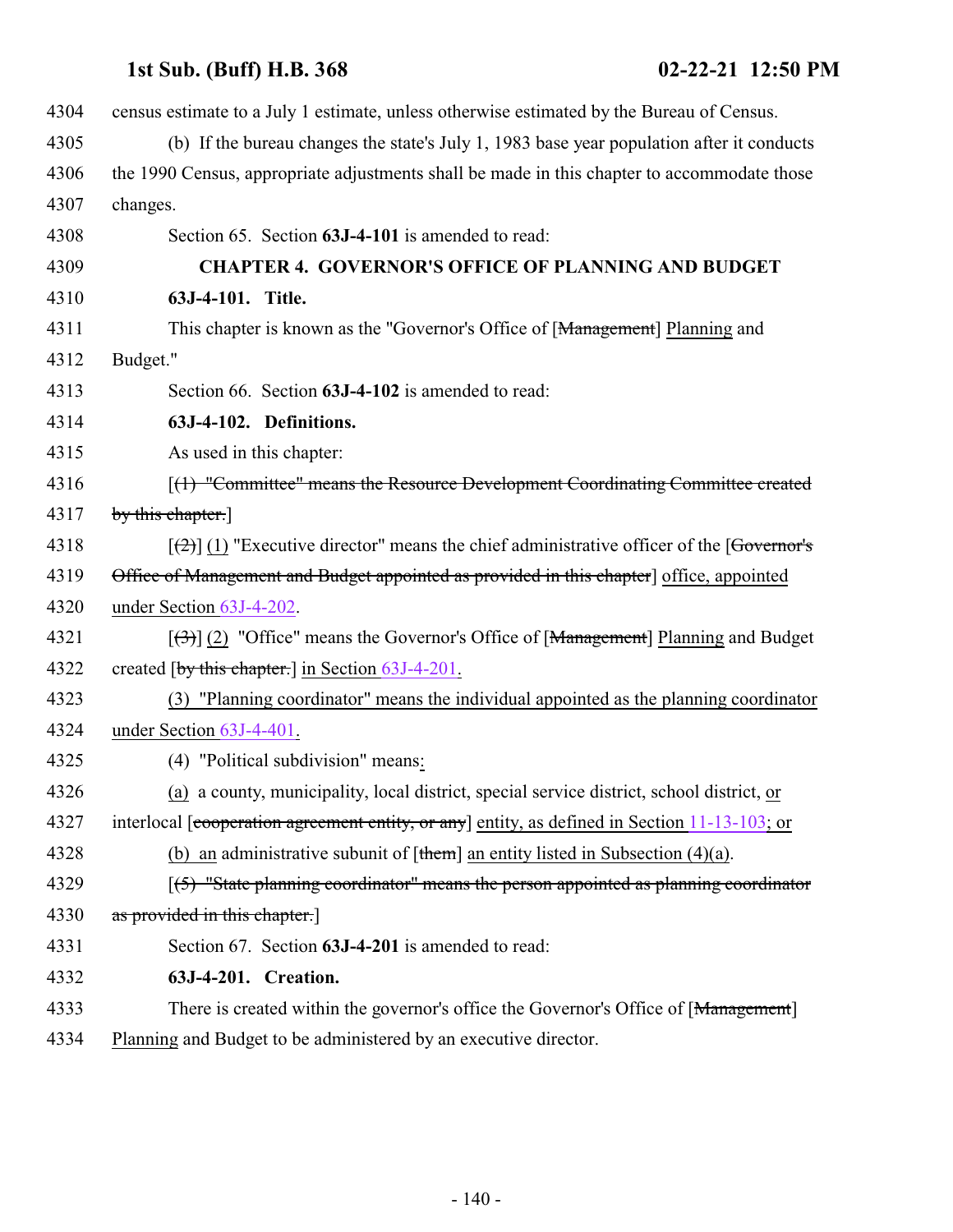census estimate to a July 1 estimate, unless otherwise estimated by the Bureau of Census.

(b) If the bureau changes the state's July 1, 1983 base year population after it conducts the 1990 Census, appropriate adjustments shall be made in this chapter to accommodate those changes.

Section 65. Section **63J-4-101** is amended to read:

**CHAPTER 4. GOVERNOR'S OFFICE OF PLANNING AND BUDGET**

**63J-4-101. Title.**

This chapter is known as the "Governor's Office of [~~Management~~] Planning and Budget."

Section 66. Section **63J-4-102** is amended to read:

**63J-4-102. Definitions.**

As used in this chapter:

[~~(1) "Committee" means the Resource Development Coordinating Committee created by this chapter.~~]

[~~(2)~~] (1) "Executive director" means the chief administrative officer of the [~~Governor's Office of Management and Budget appointed as provided in this chapter~~] office, appointed under Section 63J-4-202.

[~~(3)~~] (2) "Office" means the Governor's Office of [~~Management~~] Planning and Budget created [~~by this chapter.~~] in Section 63J-4-201.

(3) "Planning coordinator" means the individual appointed as the planning coordinator under Section 63J-4-401.

(4) "Political subdivision" means:

(a) a county, municipality, local district, special service district, school district, or interlocal [~~cooperation agreement entity, or any~~] entity, as defined in Section 11-13-103; or

(b) an administrative subunit of [~~them~~] an entity listed in Subsection (4)(a).

[~~(5) "State planning coordinator" means the person appointed as planning coordinator as provided in this chapter.~~]

Section 67. Section **63J-4-201** is amended to read:

**63J-4-201. Creation.**

There is created within the governor's office the Governor's Office of [~~Management~~] Planning and Budget to be administered by an executive director.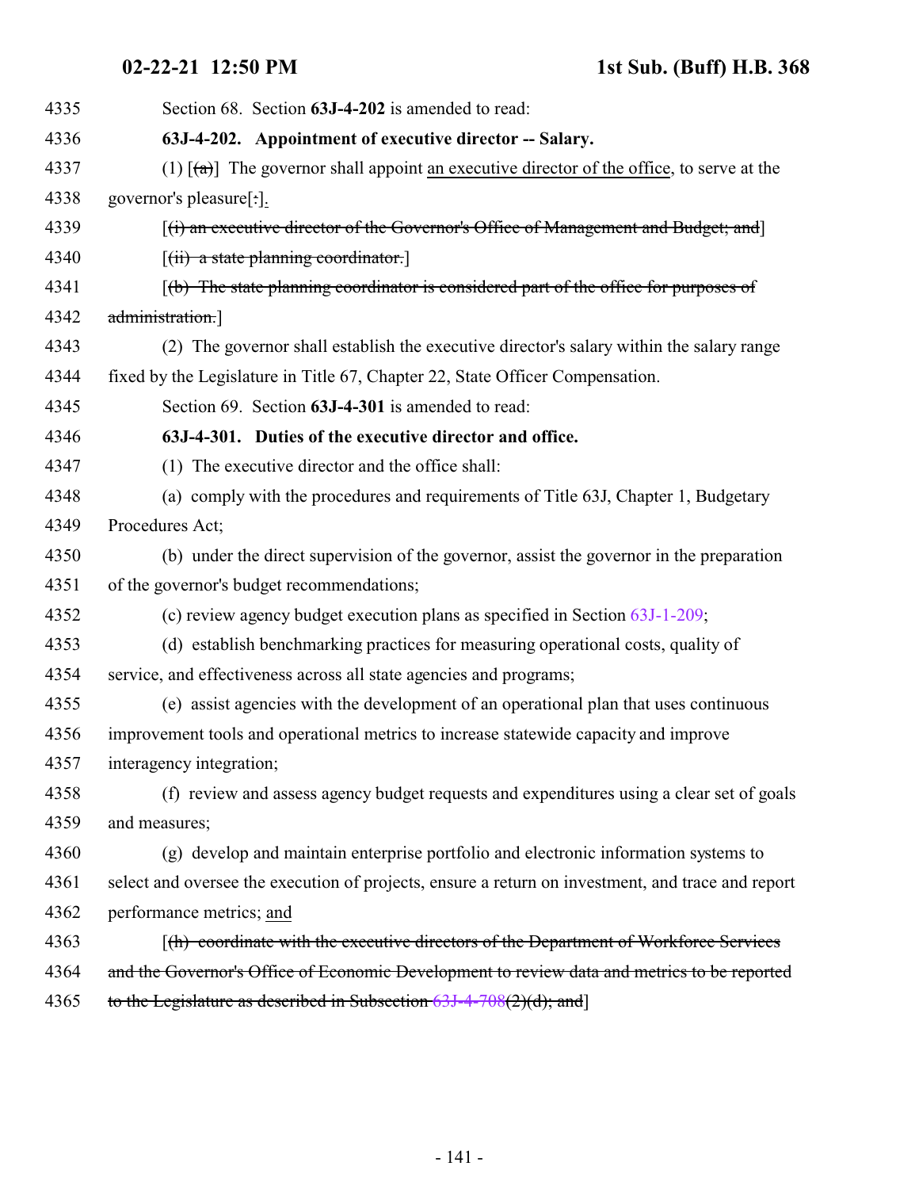Section 68. Section **63J-4-202** is amended to read:

**63J-4-202. Appointment of executive director -- Salary.**

(1) [~~(a)~~] The governor shall appoint <u>an executive director of the office</u>, to serve at the governor's pleasure[~~:~~]<u>.</u>

[~~(i) an executive director of the Governor's Office of Management and Budget; and~~]

[~~(ii) a state planning coordinator.~~]

[~~(b) The state planning coordinator is considered part of the office for purposes of administration.~~]

(2) The governor shall establish the executive director's salary within the salary range fixed by the Legislature in Title 67, Chapter 22, State Officer Compensation.

Section 69. Section **63J-4-301** is amended to read:

**63J-4-301. Duties of the executive director and office.**

(1) The executive director and the office shall:

(a) comply with the procedures and requirements of Title 63J, Chapter 1, Budgetary Procedures Act;

(b) under the direct supervision of the governor, assist the governor in the preparation of the governor's budget recommendations;

(c) review agency budget execution plans as specified in Section 63J-1-209;

(d) establish benchmarking practices for measuring operational costs, quality of service, and effectiveness across all state agencies and programs;

(e) assist agencies with the development of an operational plan that uses continuous improvement tools and operational metrics to increase statewide capacity and improve interagency integration;

(f) review and assess agency budget requests and expenditures using a clear set of goals and measures;

(g) develop and maintain enterprise portfolio and electronic information systems to select and oversee the execution of projects, ensure a return on investment, and trace and report performance metrics; <u>and</u>

[~~(h) coordinate with the executive directors of the Department of Workforce Services and the Governor's Office of Economic Development to review data and metrics to be reported to the Legislature as described in Subsection 63J-4-708(2)(d); and~~]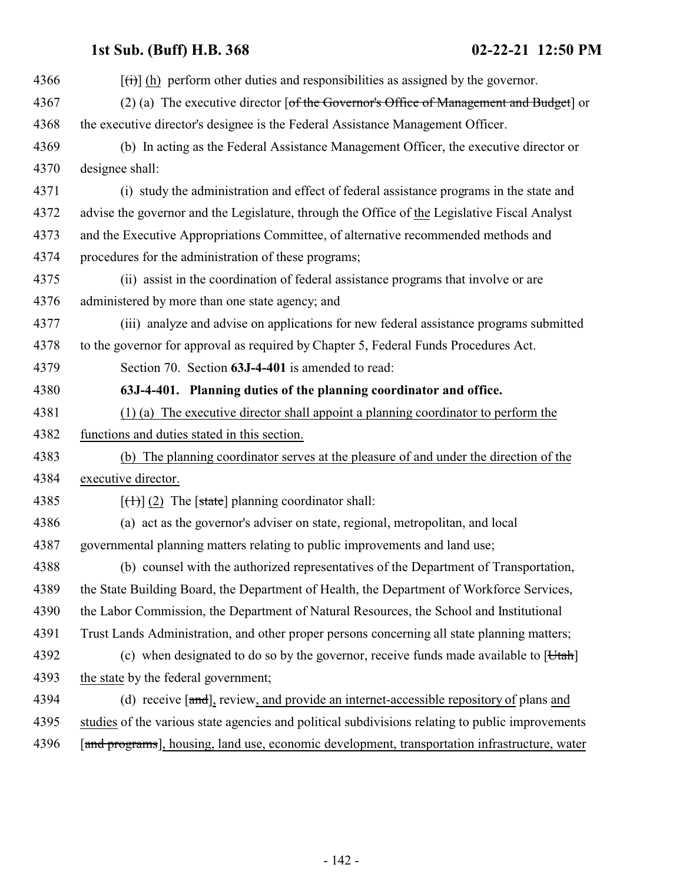4366 [(i)] (h) perform other duties and responsibilities as assigned by the governor.

4367 (2) (a) The executive director [of the Governor's Office of Management and Budget] or

4368 the executive director's designee is the Federal Assistance Management Officer.

4369 (b) In acting as the Federal Assistance Management Officer, the executive director or

4370 designee shall:

4371 (i) study the administration and effect of federal assistance programs in the state and

4372 advise the governor and the Legislature, through the Office of the Legislative Fiscal Analyst

4373 and the Executive Appropriations Committee, of alternative recommended methods and

4374 procedures for the administration of these programs;

4375 (ii) assist in the coordination of federal assistance programs that involve or are

4376 administered by more than one state agency; and

4377 (iii) analyze and advise on applications for new federal assistance programs submitted

4378 to the governor for approval as required by Chapter 5, Federal Funds Procedures Act.

4379 Section 70. Section **63J-4-401** is amended to read:

4380 **63J-4-401. Planning duties of the planning coordinator and office.**

4381 (1) (a) The executive director shall appoint a planning coordinator to perform the

4382 functions and duties stated in this section.

4383 (b) The planning coordinator serves at the pleasure of and under the direction of the

4384 executive director.

4385 [(1)] (2) The [state] planning coordinator shall:

4386 (a) act as the governor's adviser on state, regional, metropolitan, and local

4387 governmental planning matters relating to public improvements and land use;

4388 (b) counsel with the authorized representatives of the Department of Transportation,

4389 the State Building Board, the Department of Health, the Department of Workforce Services,

4390 the Labor Commission, the Department of Natural Resources, the School and Institutional

4391 Trust Lands Administration, and other proper persons concerning all state planning matters;

4392 (c) when designated to do so by the governor, receive funds made available to [Utah]

4393 the state by the federal government;

4394 (d) receive [and], review, and provide an internet-accessible repository of plans and

4395 studies of the various state agencies and political subdivisions relating to public improvements

4396 [and programs], housing, land use, economic development, transportation infrastructure, water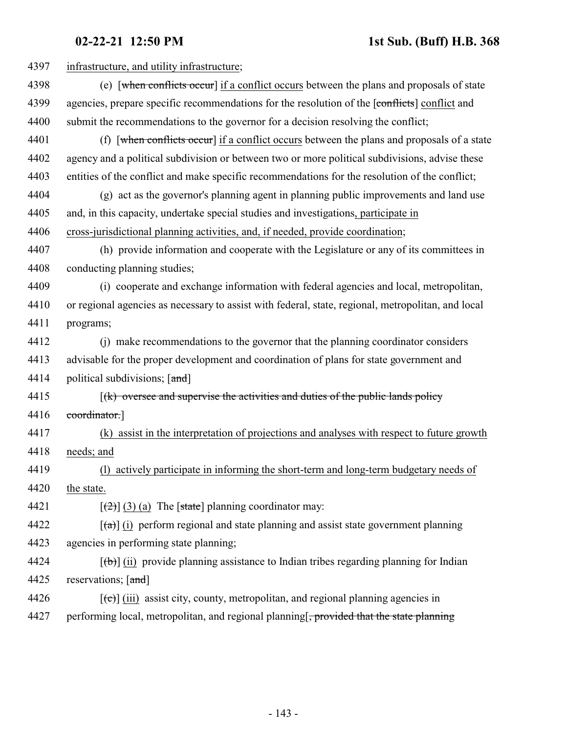4397 infrastructure, and utility infrastructure;

4398 (e) [when conflicts occur] if a conflict occurs between the plans and proposals of state
4399 agencies, prepare specific recommendations for the resolution of the [conflicts] conflict and
4400 submit the recommendations to the governor for a decision resolving the conflict;

4401 (f) [when conflicts occur] if a conflict occurs between the plans and proposals of a state
4402 agency and a political subdivision or between two or more political subdivisions, advise these
4403 entities of the conflict and make specific recommendations for the resolution of the conflict;

4404 (g) act as the governor's planning agent in planning public improvements and land use
4405 and, in this capacity, undertake special studies and investigations, participate in
4406 cross-jurisdictional planning activities, and, if needed, provide coordination;

4407 (h) provide information and cooperate with the Legislature or any of its committees in
4408 conducting planning studies;

4409 (i) cooperate and exchange information with federal agencies and local, metropolitan,
4410 or regional agencies as necessary to assist with federal, state, regional, metropolitan, and local
4411 programs;

4412 (j) make recommendations to the governor that the planning coordinator considers
4413 advisable for the proper development and coordination of plans for state government and
4414 political subdivisions; [and]

4415 [(k) oversee and supervise the activities and duties of the public lands policy
4416 coordinator.]

4417 (k) assist in the interpretation of projections and analyses with respect to future growth
4418 needs; and

4419 (l) actively participate in informing the short-term and long-term budgetary needs of
4420 the state.

4421 [(2)] (3) (a) The [state] planning coordinator may:

4422 [(a)] (i) perform regional and state planning and assist state government planning
4423 agencies in performing state planning;

4424 [(b)] (ii) provide planning assistance to Indian tribes regarding planning for Indian
4425 reservations; [and]

4426 [(c)] (iii) assist city, county, metropolitan, and regional planning agencies in
4427 performing local, metropolitan, and regional planning[, provided that the state planning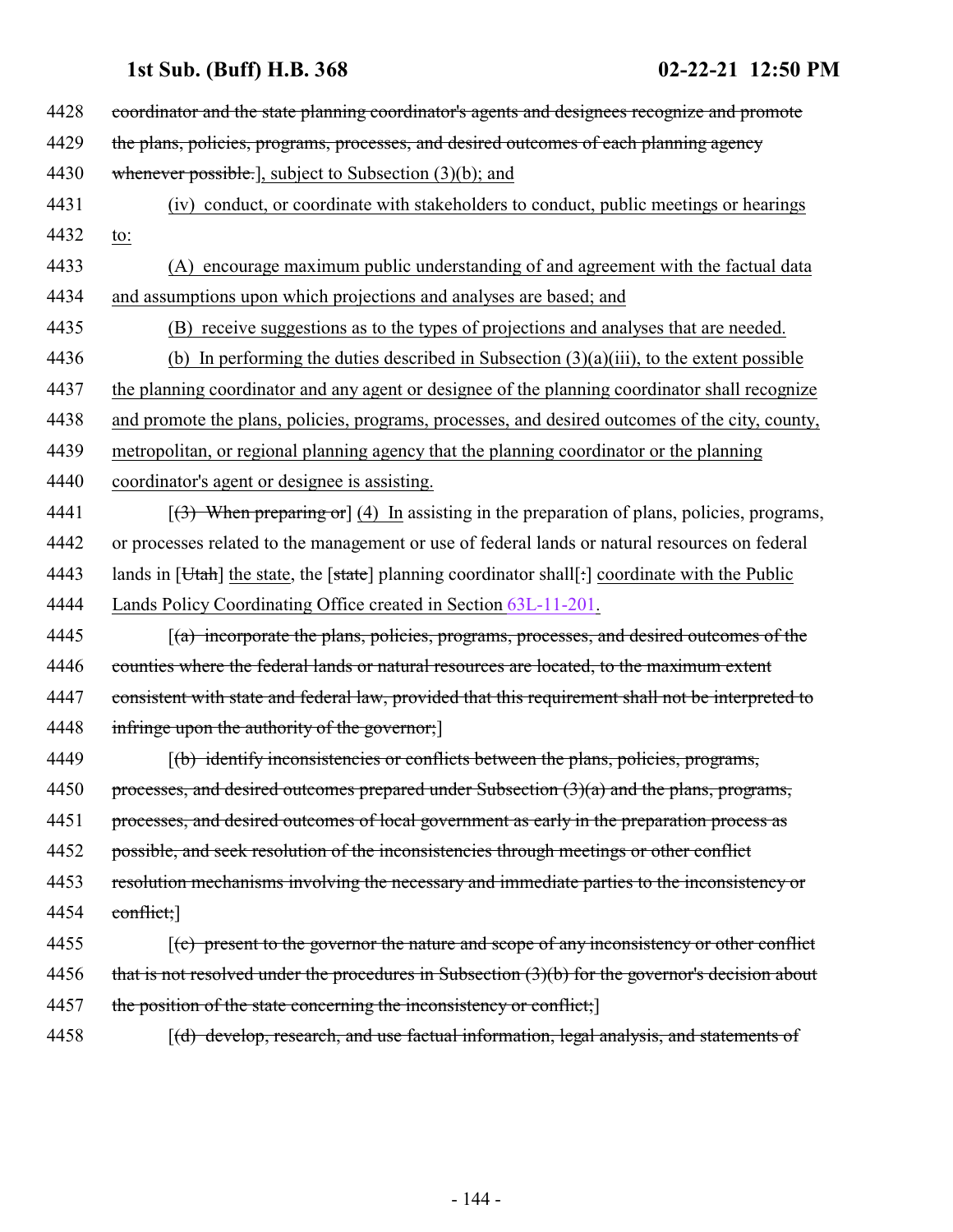4428 ~~coordinator and the state planning coordinator's agents and designees recognize and promote~~
4429 ~~the plans, policies, programs, processes, and desired outcomes of each planning agency~~
4430 ~~whenever possible.~~], subject to Subsection (3)(b); and

4431 (iv) conduct, or coordinate with stakeholders to conduct, public meetings or hearings
4432 to:

4433 (A) encourage maximum public understanding of and agreement with the factual data
4434 and assumptions upon which projections and analyses are based; and

4435 (B) receive suggestions as to the types of projections and analyses that are needed.

4436 (b) In performing the duties described in Subsection (3)(a)(iii), to the extent possible
4437 the planning coordinator and any agent or designee of the planning coordinator shall recognize
4438 and promote the plans, policies, programs, processes, and desired outcomes of the city, county,
4439 metropolitan, or regional planning agency that the planning coordinator or the planning
4440 coordinator's agent or designee is assisting.

4441 [~~(3) When preparing or~~] (4) In assisting in the preparation of plans, policies, programs,
4442 or processes related to the management or use of federal lands or natural resources on federal
4443 lands in [~~Utah~~] the state, the [~~state~~] planning coordinator shall[~~:~~] coordinate with the Public
4444 Lands Policy Coordinating Office created in Section 63L-11-201.

4445 [~~(a) incorporate the plans, policies, programs, processes, and desired outcomes of the~~
4446 ~~counties where the federal lands or natural resources are located, to the maximum extent~~
4447 ~~consistent with state and federal law, provided that this requirement shall not be interpreted to~~
4448 ~~infringe upon the authority of the governor;~~]

4449 [~~(b) identify inconsistencies or conflicts between the plans, policies, programs,~~
4450 ~~processes, and desired outcomes prepared under Subsection (3)(a) and the plans, programs,~~
4451 ~~processes, and desired outcomes of local government as early in the preparation process as~~
4452 ~~possible, and seek resolution of the inconsistencies through meetings or other conflict~~
4453 ~~resolution mechanisms involving the necessary and immediate parties to the inconsistency or~~
4454 ~~conflict;~~]

4455 [~~(c) present to the governor the nature and scope of any inconsistency or other conflict~~
4456 ~~that is not resolved under the procedures in Subsection (3)(b) for the governor's decision about~~
4457 ~~the position of the state concerning the inconsistency or conflict;~~]

4458 [~~(d) develop, research, and use factual information, legal analysis, and statements of~~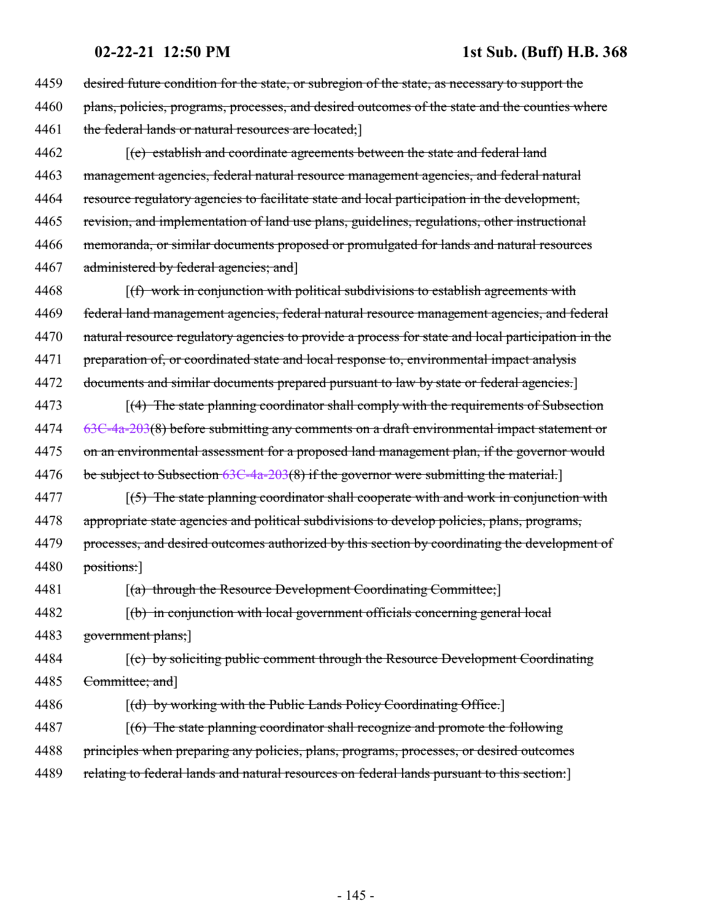4459 desired future condition for the state, or subregion of the state, as necessary to support the
4460 plans, policies, programs, processes, and desired outcomes of the state and the counties where
4461 the federal lands or natural resources are located;]

4462 [(e) establish and coordinate agreements between the state and federal land
4463 management agencies, federal natural resource management agencies, and federal natural
4464 resource regulatory agencies to facilitate state and local participation in the development,
4465 revision, and implementation of land use plans, guidelines, regulations, other instructional
4466 memoranda, or similar documents proposed or promulgated for lands and natural resources
4467 administered by federal agencies; and]

4468 [(f) work in conjunction with political subdivisions to establish agreements with
4469 federal land management agencies, federal natural resource management agencies, and federal
4470 natural resource regulatory agencies to provide a process for state and local participation in the
4471 preparation of, or coordinated state and local response to, environmental impact analysis
4472 documents and similar documents prepared pursuant to law by state or federal agencies.]

4473 [(4) The state planning coordinator shall comply with the requirements of Subsection
4474 63C-4a-203(8) before submitting any comments on a draft environmental impact statement or
4475 on an environmental assessment for a proposed land management plan, if the governor would
4476 be subject to Subsection 63C-4a-203(8) if the governor were submitting the material.]

4477 [(5) The state planning coordinator shall cooperate with and work in conjunction with
4478 appropriate state agencies and political subdivisions to develop policies, plans, programs,
4479 processes, and desired outcomes authorized by this section by coordinating the development of
4480 positions:]

4481 [(a) through the Resource Development Coordinating Committee;]

4482 [(b) in conjunction with local government officials concerning general local
4483 government plans;]

4484 [(c) by soliciting public comment through the Resource Development Coordinating
4485 Committee; and]

4486 [(d) by working with the Public Lands Policy Coordinating Office.]

4487 [(6) The state planning coordinator shall recognize and promote the following
4488 principles when preparing any policies, plans, programs, processes, or desired outcomes
4489 relating to federal lands and natural resources on federal lands pursuant to this section:]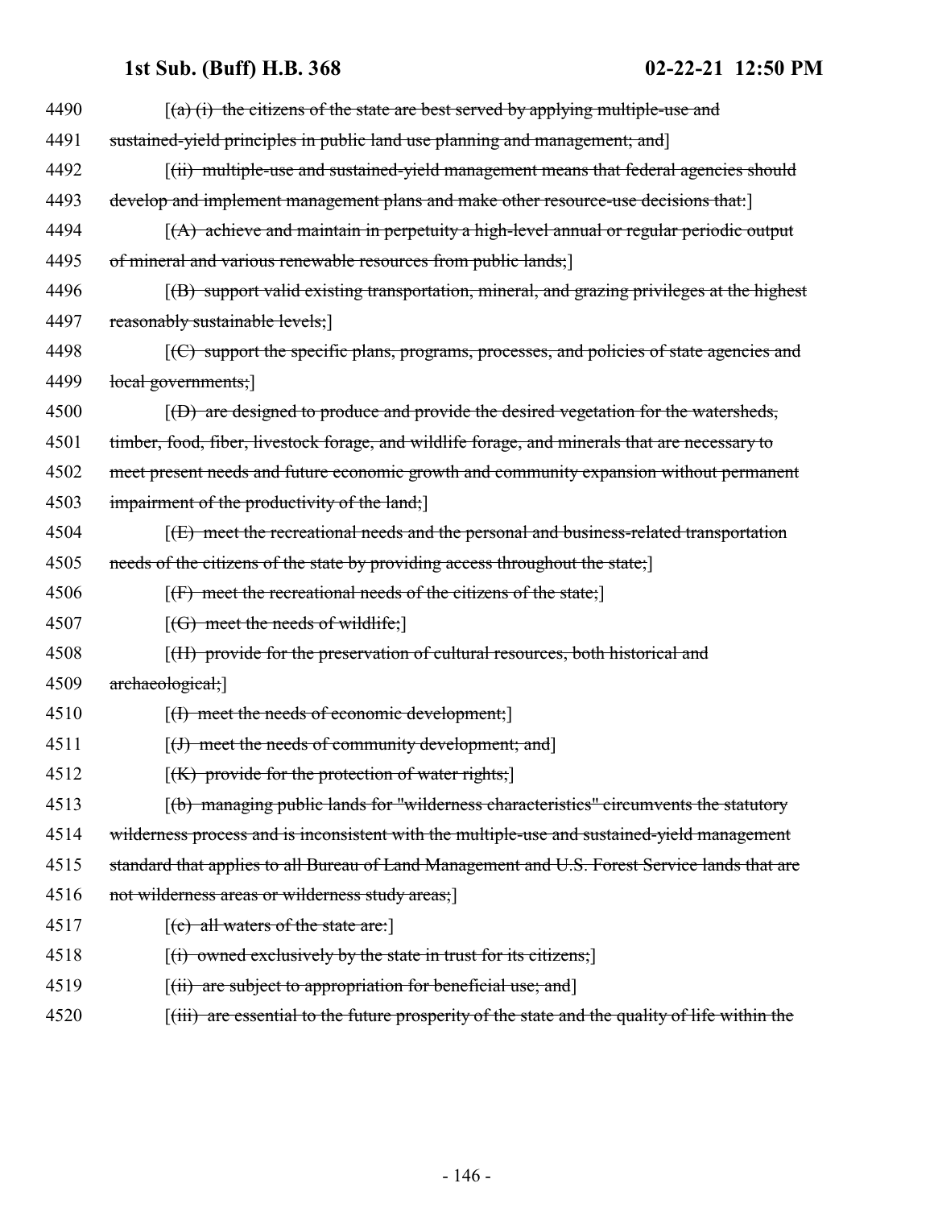4490 [(a) (i) the citizens of the state are best served by applying multiple-use and
4491 sustained-yield principles in public land use planning and management; and]
4492 [(ii) multiple-use and sustained-yield management means that federal agencies should
4493 develop and implement management plans and make other resource-use decisions that:]
4494 [(A) achieve and maintain in perpetuity a high-level annual or regular periodic output
4495 of mineral and various renewable resources from public lands;]
4496 [(B) support valid existing transportation, mineral, and grazing privileges at the highest
4497 reasonably sustainable levels;]
4498 [(C) support the specific plans, programs, processes, and policies of state agencies and
4499 local governments;]
4500 [(D) are designed to produce and provide the desired vegetation for the watersheds,
4501 timber, food, fiber, livestock forage, and wildlife forage, and minerals that are necessary to
4502 meet present needs and future economic growth and community expansion without permanent
4503 impairment of the productivity of the land;]
4504 [(E) meet the recreational needs and the personal and business-related transportation
4505 needs of the citizens of the state by providing access throughout the state;]
4506 [(F) meet the recreational needs of the citizens of the state;]
4507 [(G) meet the needs of wildlife;]
4508 [(H) provide for the preservation of cultural resources, both historical and
4509 archaeological;]
4510 [(I) meet the needs of economic development;]
4511 [(J) meet the needs of community development; and]
4512 [(K) provide for the protection of water rights;]
4513 [(b) managing public lands for "wilderness characteristics" circumvents the statutory
4514 wilderness process and is inconsistent with the multiple-use and sustained-yield management
4515 standard that applies to all Bureau of Land Management and U.S. Forest Service lands that are
4516 not wilderness areas or wilderness study areas;]
4517 [(c) all waters of the state are:]
4518 [(i) owned exclusively by the state in trust for its citizens;]
4519 [(ii) are subject to appropriation for beneficial use; and]
4520 [(iii) are essential to the future prosperity of the state and the quality of life within the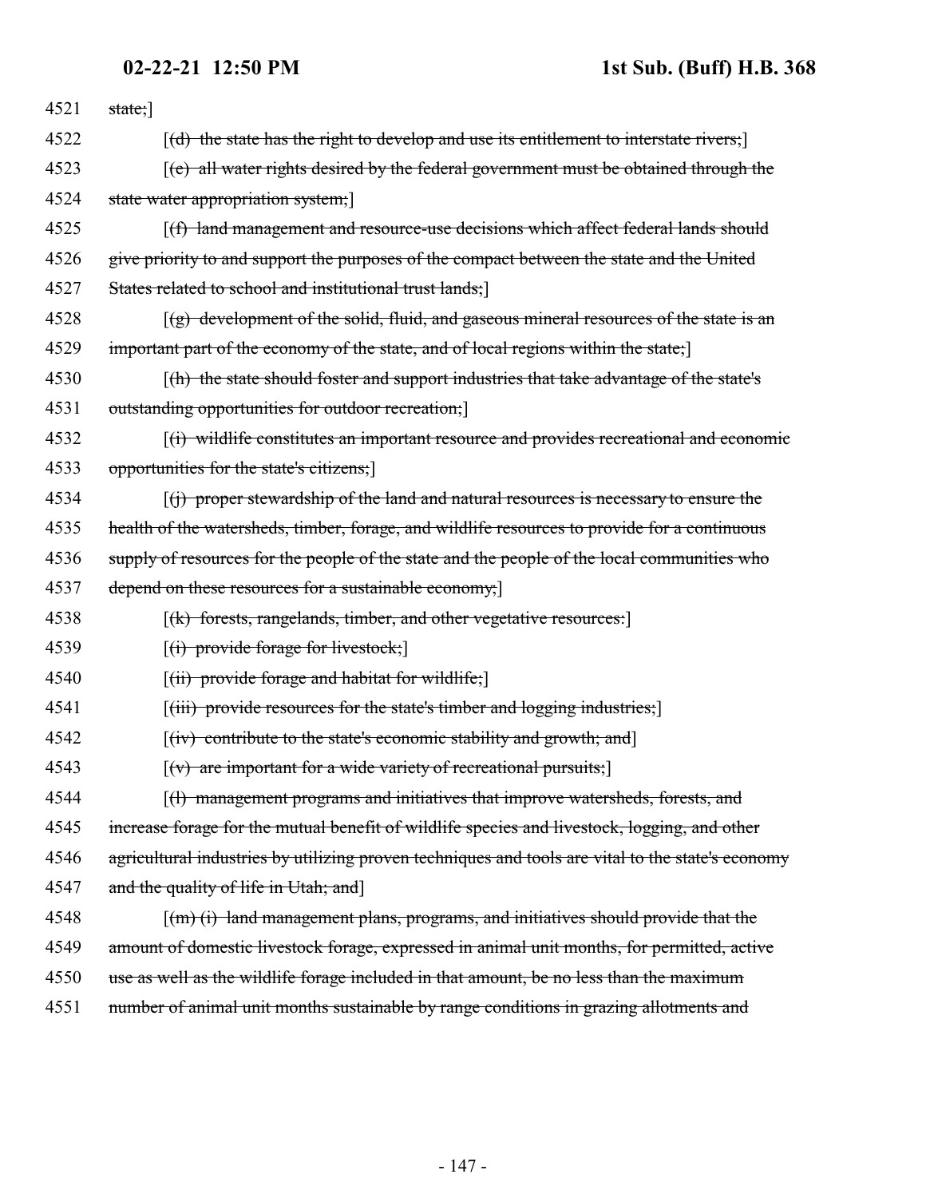4521 state;]

4522 [(d) the state has the right to develop and use its entitlement to interstate rivers;]

4523 [(e) all water rights desired by the federal government must be obtained through the

4524 state water appropriation system;]

4525 [(f) land management and resource-use decisions which affect federal lands should

4526 give priority to and support the purposes of the compact between the state and the United

4527 States related to school and institutional trust lands;]

4528 [(g) development of the solid, fluid, and gaseous mineral resources of the state is an

4529 important part of the economy of the state, and of local regions within the state;]

4530 [(h) the state should foster and support industries that take advantage of the state's

4531 outstanding opportunities for outdoor recreation;]

4532 [(i) wildlife constitutes an important resource and provides recreational and economic

4533 opportunities for the state's citizens;]

4534 [(j) proper stewardship of the land and natural resources is necessary to ensure the

4535 health of the watersheds, timber, forage, and wildlife resources to provide for a continuous

4536 supply of resources for the people of the state and the people of the local communities who

4537 depend on these resources for a sustainable economy;]

4538 [(k) forests, rangelands, timber, and other vegetative resources:]

4539 [(i) provide forage for livestock;]

4540 [(ii) provide forage and habitat for wildlife;]

4541 [(iii) provide resources for the state's timber and logging industries;]

4542 [(iv) contribute to the state's economic stability and growth; and]

4543 [(v) are important for a wide variety of recreational pursuits;]

4544 [(l) management programs and initiatives that improve watersheds, forests, and

4545 increase forage for the mutual benefit of wildlife species and livestock, logging, and other

4546 agricultural industries by utilizing proven techniques and tools are vital to the state's economy

4547 and the quality of life in Utah; and]

4548 [(m) (i) land management plans, programs, and initiatives should provide that the

4549 amount of domestic livestock forage, expressed in animal unit months, for permitted, active

4550 use as well as the wildlife forage included in that amount, be no less than the maximum

4551 number of animal unit months sustainable by range conditions in grazing allotments and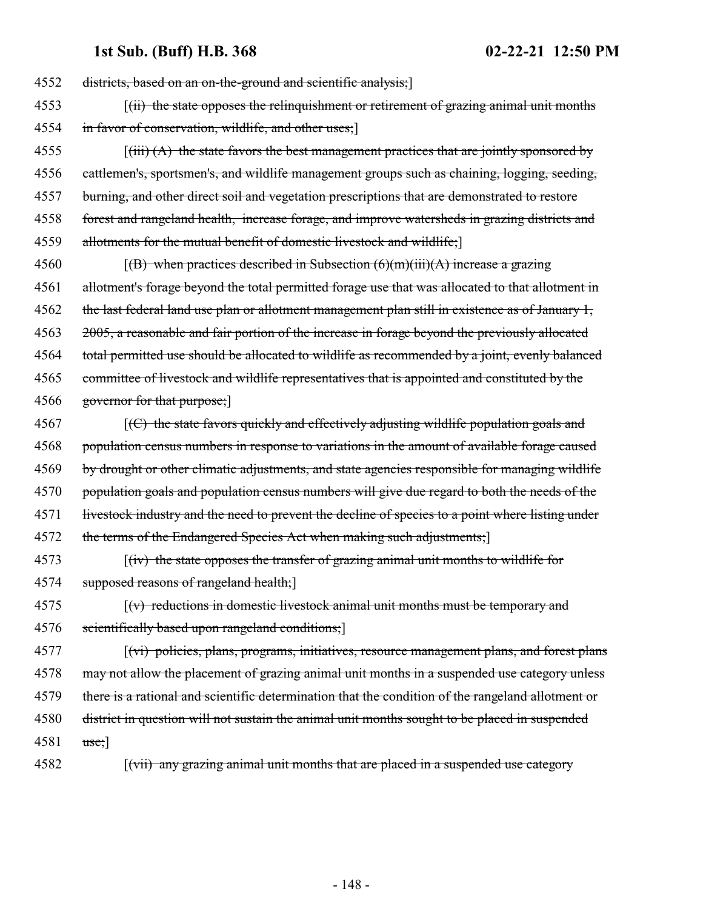4552 ~~districts, based on an on-the-ground and scientific analysis;~~]

4553 [~~(ii) the state opposes the relinquishment or retirement of grazing animal unit months~~

4554 ~~in favor of conservation, wildlife, and other uses;~~]

4555 [~~(iii) (A) the state favors the best management practices that are jointly sponsored by~~

4556 ~~cattlemen's, sportsmen's, and wildlife management groups such as chaining, logging, seeding,~~

4557 ~~burning, and other direct soil and vegetation prescriptions that are demonstrated to restore~~

4558 ~~forest and rangeland health, increase forage, and improve watersheds in grazing districts and~~

4559 ~~allotments for the mutual benefit of domestic livestock and wildlife;~~]

4560 [~~(B) when practices described in Subsection (6)(m)(iii)(A) increase a grazing~~

4561 ~~allotment's forage beyond the total permitted forage use that was allocated to that allotment in~~

4562 ~~the last federal land use plan or allotment management plan still in existence as of January 1,~~

4563 ~~2005, a reasonable and fair portion of the increase in forage beyond the previously allocated~~

4564 ~~total permitted use should be allocated to wildlife as recommended by a joint, evenly balanced~~

4565 ~~committee of livestock and wildlife representatives that is appointed and constituted by the~~

4566 ~~governor for that purpose;~~]

4567 [~~(C) the state favors quickly and effectively adjusting wildlife population goals and~~

4568 ~~population census numbers in response to variations in the amount of available forage caused~~

4569 ~~by drought or other climatic adjustments, and state agencies responsible for managing wildlife~~

4570 ~~population goals and population census numbers will give due regard to both the needs of the~~

4571 ~~livestock industry and the need to prevent the decline of species to a point where listing under~~

4572 ~~the terms of the Endangered Species Act when making such adjustments;~~]

4573 [~~(iv) the state opposes the transfer of grazing animal unit months to wildlife for~~

4574 ~~supposed reasons of rangeland health;~~]

4575 [~~(v) reductions in domestic livestock animal unit months must be temporary and~~

4576 ~~scientifically based upon rangeland conditions;~~]

4577 [~~(vi) policies, plans, programs, initiatives, resource management plans, and forest plans~~

4578 ~~may not allow the placement of grazing animal unit months in a suspended use category unless~~

4579 ~~there is a rational and scientific determination that the condition of the rangeland allotment or~~

4580 ~~district in question will not sustain the animal unit months sought to be placed in suspended~~

4581 ~~use;~~]

4582 [~~(vii) any grazing animal unit months that are placed in a suspended use category~~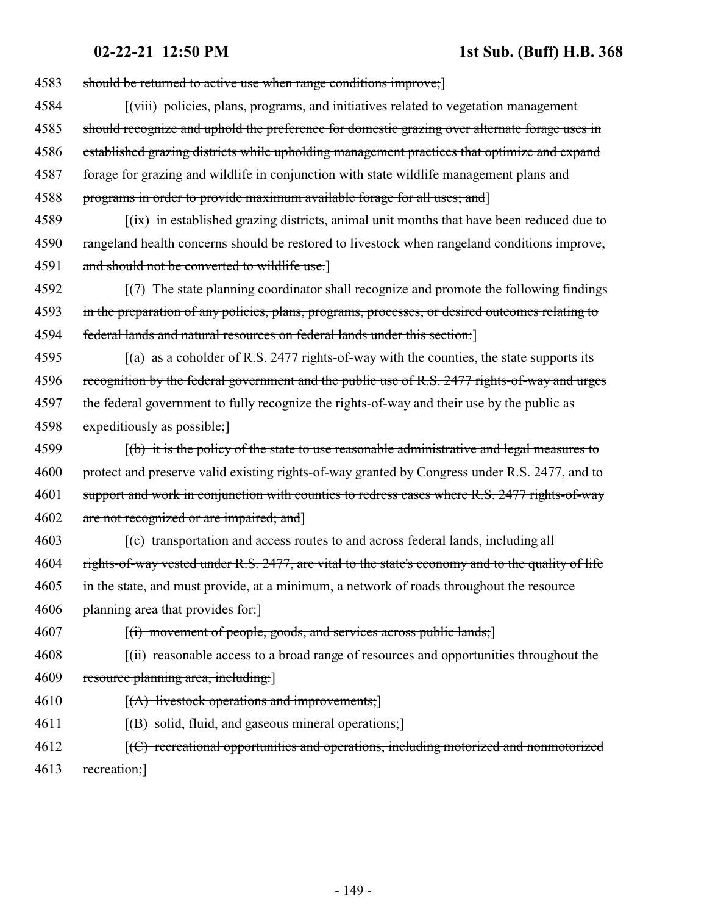4583 should be returned to active use when range conditions improve;]

4584 [(viii) policies, plans, programs, and initiatives related to vegetation management

4585 should recognize and uphold the preference for domestic grazing over alternate forage uses in

4586 established grazing districts while upholding management practices that optimize and expand

4587 forage for grazing and wildlife in conjunction with state wildlife management plans and

4588 programs in order to provide maximum available forage for all uses; and]

4589 [(ix) in established grazing districts, animal unit months that have been reduced due to

4590 rangeland health concerns should be restored to livestock when rangeland conditions improve,

4591 and should not be converted to wildlife use.]

4592 [(7) The state planning coordinator shall recognize and promote the following findings

4593 in the preparation of any policies, plans, programs, processes, or desired outcomes relating to

4594 federal lands and natural resources on federal lands under this section:]

4595 [(a) as a coholder of R.S. 2477 rights-of-way with the counties, the state supports its

4596 recognition by the federal government and the public use of R.S. 2477 rights-of-way and urges

4597 the federal government to fully recognize the rights-of-way and their use by the public as

4598 expeditiously as possible;]

4599 [(b) it is the policy of the state to use reasonable administrative and legal measures to

4600 protect and preserve valid existing rights-of-way granted by Congress under R.S. 2477, and to

4601 support and work in conjunction with counties to redress cases where R.S. 2477 rights-of-way

4602 are not recognized or are impaired; and]

4603 [(c) transportation and access routes to and across federal lands, including all

4604 rights-of-way vested under R.S. 2477, are vital to the state's economy and to the quality of life

4605 in the state, and must provide, at a minimum, a network of roads throughout the resource

4606 planning area that provides for:]

4607 [(i) movement of people, goods, and services across public lands;]

4608 [(ii) reasonable access to a broad range of resources and opportunities throughout the

4609 resource planning area, including:]

4610 [(A) livestock operations and improvements;]

4611 [(B) solid, fluid, and gaseous mineral operations;]

4612 [(C) recreational opportunities and operations, including motorized and nonmotorized

4613 recreation;]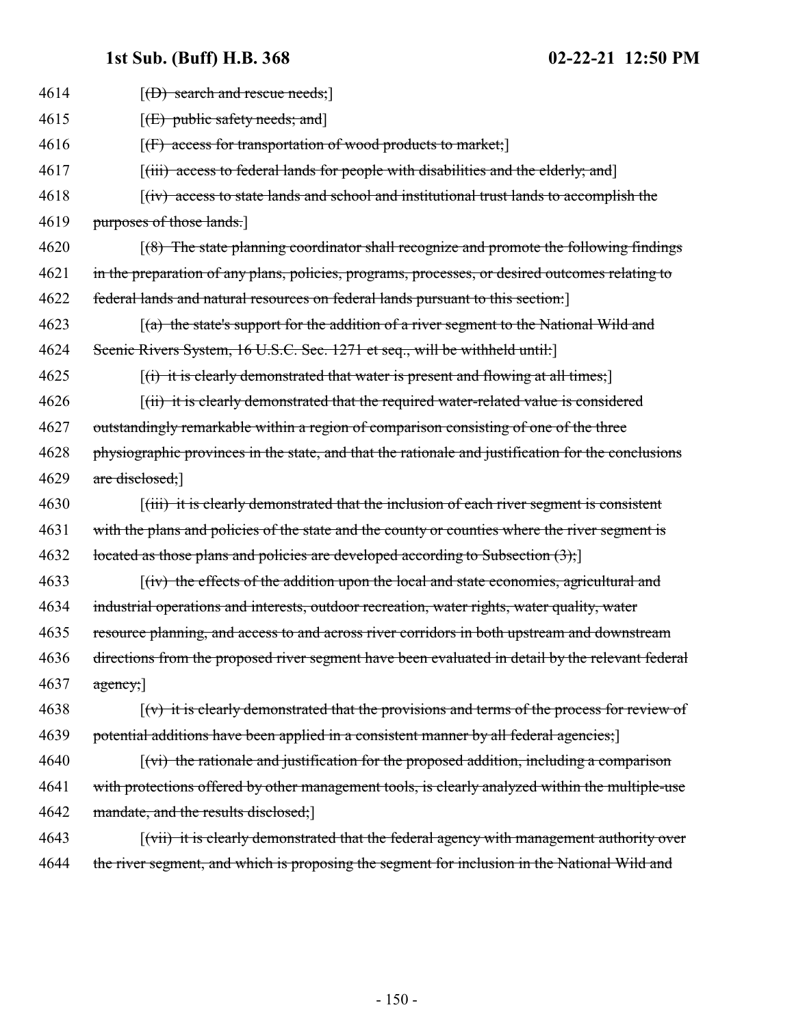4614 [(D) search and rescue needs;]

4615 [(E) public safety needs; and]

4616 [(F) access for transportation of wood products to market;]

4617 [(iii) access to federal lands for people with disabilities and the elderly; and]

4618 [(iv) access to state lands and school and institutional trust lands to accomplish the

4619 purposes of those lands.]

4620 [(8) The state planning coordinator shall recognize and promote the following findings

4621 in the preparation of any plans, policies, programs, processes, or desired outcomes relating to

4622 federal lands and natural resources on federal lands pursuant to this section:]

4623 [(a) the state's support for the addition of a river segment to the National Wild and

4624 Scenic Rivers System, 16 U.S.C. Sec. 1271 et seq., will be withheld until:]

4625 [(i) it is clearly demonstrated that water is present and flowing at all times;]

4626 [(ii) it is clearly demonstrated that the required water-related value is considered

4627 outstandingly remarkable within a region of comparison consisting of one of the three

4628 physiographic provinces in the state, and that the rationale and justification for the conclusions

4629 are disclosed;]

4630 [(iii) it is clearly demonstrated that the inclusion of each river segment is consistent

4631 with the plans and policies of the state and the county or counties where the river segment is

4632 located as those plans and policies are developed according to Subsection (3);]

4633 [(iv) the effects of the addition upon the local and state economies, agricultural and

4634 industrial operations and interests, outdoor recreation, water rights, water quality, water

4635 resource planning, and access to and across river corridors in both upstream and downstream

4636 directions from the proposed river segment have been evaluated in detail by the relevant federal

4637 agency;]

4638 [(v) it is clearly demonstrated that the provisions and terms of the process for review of

4639 potential additions have been applied in a consistent manner by all federal agencies;]

4640 [(vi) the rationale and justification for the proposed addition, including a comparison

4641 with protections offered by other management tools, is clearly analyzed within the multiple-use

4642 mandate, and the results disclosed;]

4643 [(vii) it is clearly demonstrated that the federal agency with management authority over

4644 the river segment, and which is proposing the segment for inclusion in the National Wild and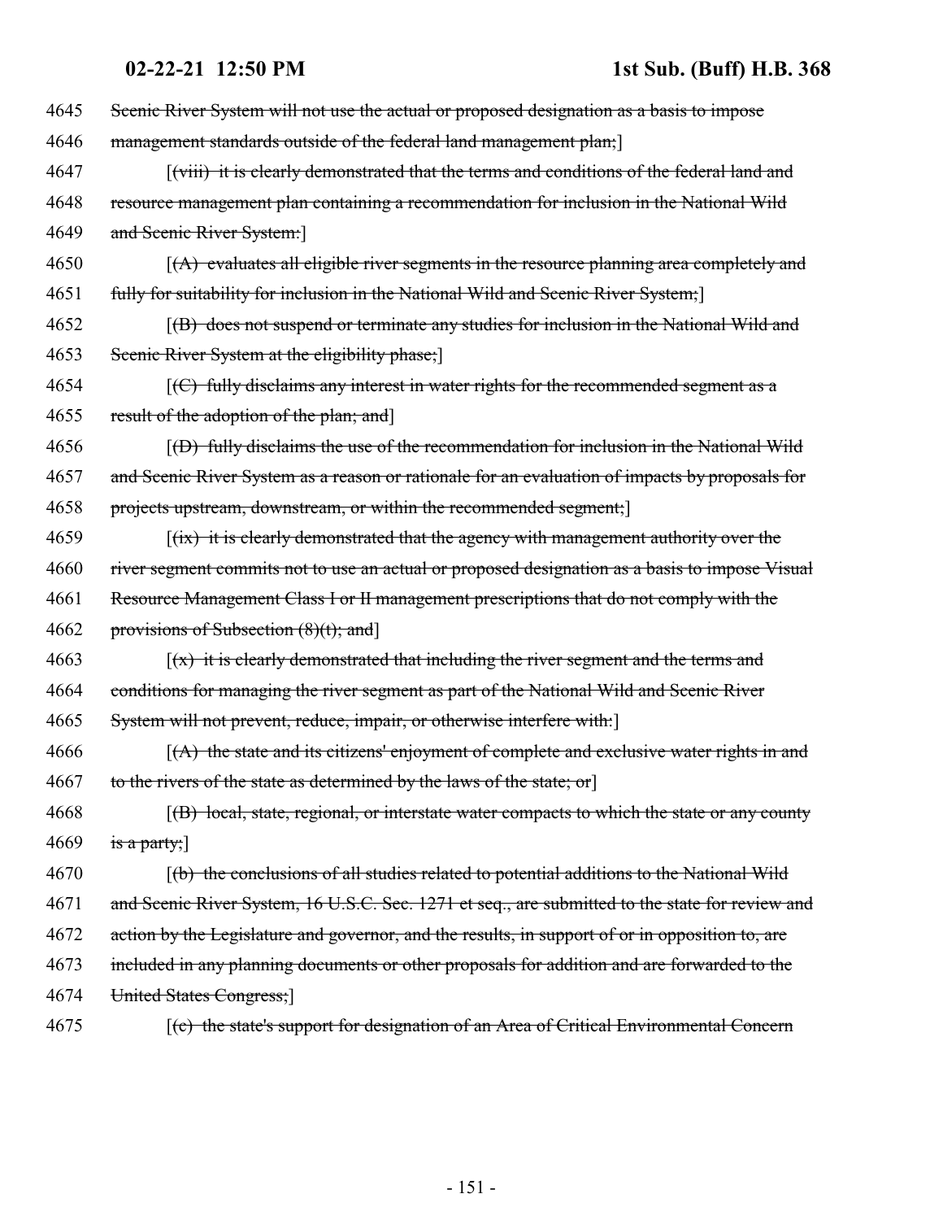4645 ~~Scenic River System will not use the actual or proposed designation as a basis to impose~~
4646 ~~management standards outside of the federal land management plan;~~]
4647 [~~(viii) it is clearly demonstrated that the terms and conditions of the federal land and~~
4648 ~~resource management plan containing a recommendation for inclusion in the National Wild~~
4649 ~~and Scenic River System:~~]
4650 [~~(A) evaluates all eligible river segments in the resource planning area completely and~~
4651 ~~fully for suitability for inclusion in the National Wild and Scenic River System;~~]
4652 [~~(B) does not suspend or terminate any studies for inclusion in the National Wild and~~
4653 ~~Scenic River System at the eligibility phase;~~]
4654 [~~(C) fully disclaims any interest in water rights for the recommended segment as a~~
4655 ~~result of the adoption of the plan; and~~]
4656 [~~(D) fully disclaims the use of the recommendation for inclusion in the National Wild~~
4657 ~~and Scenic River System as a reason or rationale for an evaluation of impacts by proposals for~~
4658 ~~projects upstream, downstream, or within the recommended segment;~~]
4659 [~~(ix) it is clearly demonstrated that the agency with management authority over the~~
4660 ~~river segment commits not to use an actual or proposed designation as a basis to impose Visual~~
4661 ~~Resource Management Class I or II management prescriptions that do not comply with the~~
4662 ~~provisions of Subsection (8)(t); and~~]
4663 [~~(x) it is clearly demonstrated that including the river segment and the terms and~~
4664 ~~conditions for managing the river segment as part of the National Wild and Scenic River~~
4665 ~~System will not prevent, reduce, impair, or otherwise interfere with:~~]
4666 [~~(A) the state and its citizens' enjoyment of complete and exclusive water rights in and~~
4667 ~~to the rivers of the state as determined by the laws of the state; or~~]
4668 [~~(B) local, state, regional, or interstate water compacts to which the state or any county~~
4669 ~~is a party;~~]
4670 [~~(b) the conclusions of all studies related to potential additions to the National Wild~~
4671 ~~and Scenic River System, 16 U.S.C. Sec. 1271 et seq., are submitted to the state for review and~~
4672 ~~action by the Legislature and governor, and the results, in support of or in opposition to, are~~
4673 ~~included in any planning documents or other proposals for addition and are forwarded to the~~
4674 ~~United States Congress;~~]
4675 [~~(c) the state's support for designation of an Area of Critical Environmental Concern~~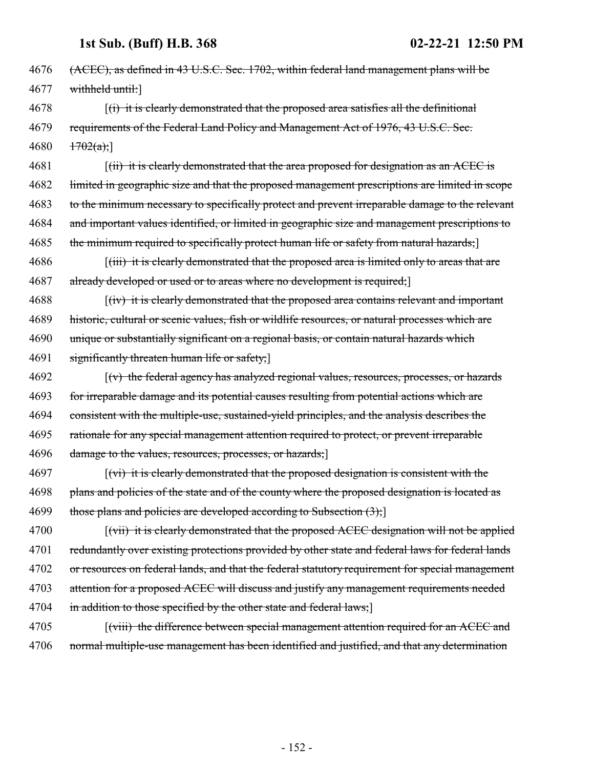4676 ~~(ACEC), as defined in 43 U.S.C. Sec. 1702, within federal land management plans will be~~
4677 ~~withheld until:~~]

4678 [~~(i) it is clearly demonstrated that the proposed area satisfies all the definitional~~
4679 ~~requirements of the Federal Land Policy and Management Act of 1976, 43 U.S.C. Sec.~~
4680 ~~1702(a);~~]

4681 [~~(ii) it is clearly demonstrated that the area proposed for designation as an ACEC is~~
4682 ~~limited in geographic size and that the proposed management prescriptions are limited in scope~~
4683 ~~to the minimum necessary to specifically protect and prevent irreparable damage to the relevant~~
4684 ~~and important values identified, or limited in geographic size and management prescriptions to~~
4685 ~~the minimum required to specifically protect human life or safety from natural hazards;~~]

4686 [~~(iii) it is clearly demonstrated that the proposed area is limited only to areas that are~~
4687 ~~already developed or used or to areas where no development is required;~~]

4688 [~~(iv) it is clearly demonstrated that the proposed area contains relevant and important~~
4689 ~~historic, cultural or scenic values, fish or wildlife resources, or natural processes which are~~
4690 ~~unique or substantially significant on a regional basis, or contain natural hazards which~~
4691 ~~significantly threaten human life or safety;~~]

4692 [~~(v) the federal agency has analyzed regional values, resources, processes, or hazards~~
4693 ~~for irreparable damage and its potential causes resulting from potential actions which are~~
4694 ~~consistent with the multiple-use, sustained-yield principles, and the analysis describes the~~
4695 ~~rationale for any special management attention required to protect, or prevent irreparable~~
4696 ~~damage to the values, resources, processes, or hazards;~~]

4697 [~~(vi) it is clearly demonstrated that the proposed designation is consistent with the~~
4698 ~~plans and policies of the state and of the county where the proposed designation is located as~~
4699 ~~those plans and policies are developed according to Subsection (3);~~]

4700 [~~(vii) it is clearly demonstrated that the proposed ACEC designation will not be applied~~
4701 ~~redundantly over existing protections provided by other state and federal laws for federal lands~~
4702 ~~or resources on federal lands, and that the federal statutory requirement for special management~~
4703 ~~attention for a proposed ACEC will discuss and justify any management requirements needed~~
4704 ~~in addition to those specified by the other state and federal laws;~~]

4705 [~~(viii) the difference between special management attention required for an ACEC and~~
4706 ~~normal multiple-use management has been identified and justified, and that any determination~~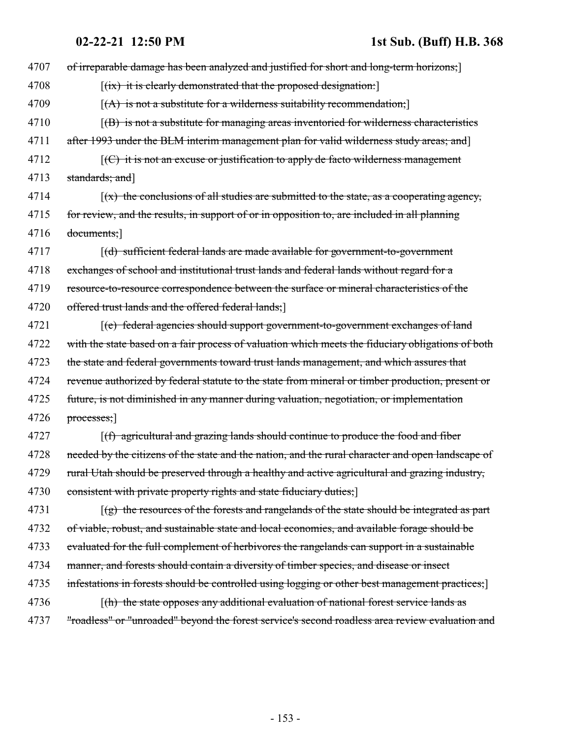4707 ~~of irreparable damage has been analyzed and justified for short and long-term horizons;~~]

4708 [~~(ix) it is clearly demonstrated that the proposed designation:~~]

4709 [~~(A) is not a substitute for a wilderness suitability recommendation;~~]

4710 [~~(B) is not a substitute for managing areas inventoried for wilderness characteristics~~

4711 ~~after 1993 under the BLM interim management plan for valid wilderness study areas; and~~]

4712 [~~(C) it is not an excuse or justification to apply de facto wilderness management~~

4713 ~~standards; and~~]

4714 [~~(x) the conclusions of all studies are submitted to the state, as a cooperating agency,~~

4715 ~~for review, and the results, in support of or in opposition to, are included in all planning~~

4716 ~~documents;~~]

4717 [~~(d) sufficient federal lands are made available for government-to-government~~

4718 ~~exchanges of school and institutional trust lands and federal lands without regard for a~~

4719 ~~resource-to-resource correspondence between the surface or mineral characteristics of the~~

4720 ~~offered trust lands and the offered federal lands;~~]

4721 [~~(e) federal agencies should support government-to-government exchanges of land~~

4722 ~~with the state based on a fair process of valuation which meets the fiduciary obligations of both~~

4723 ~~the state and federal governments toward trust lands management, and which assures that~~

4724 ~~revenue authorized by federal statute to the state from mineral or timber production, present or~~

4725 ~~future, is not diminished in any manner during valuation, negotiation, or implementation~~

4726 ~~processes;~~]

4727 [~~(f) agricultural and grazing lands should continue to produce the food and fiber~~

4728 ~~needed by the citizens of the state and the nation, and the rural character and open landscape of~~

4729 ~~rural Utah should be preserved through a healthy and active agricultural and grazing industry,~~

4730 ~~consistent with private property rights and state fiduciary duties;~~]

4731 [~~(g) the resources of the forests and rangelands of the state should be integrated as part~~

4732 ~~of viable, robust, and sustainable state and local economies, and available forage should be~~

4733 ~~evaluated for the full complement of herbivores the rangelands can support in a sustainable~~

4734 ~~manner, and forests should contain a diversity of timber species, and disease or insect~~

4735 ~~infestations in forests should be controlled using logging or other best management practices;~~]

4736 [~~(h) the state opposes any additional evaluation of national forest service lands as~~

4737 ~~"roadless" or "unroaded" beyond the forest service's second roadless area review evaluation and~~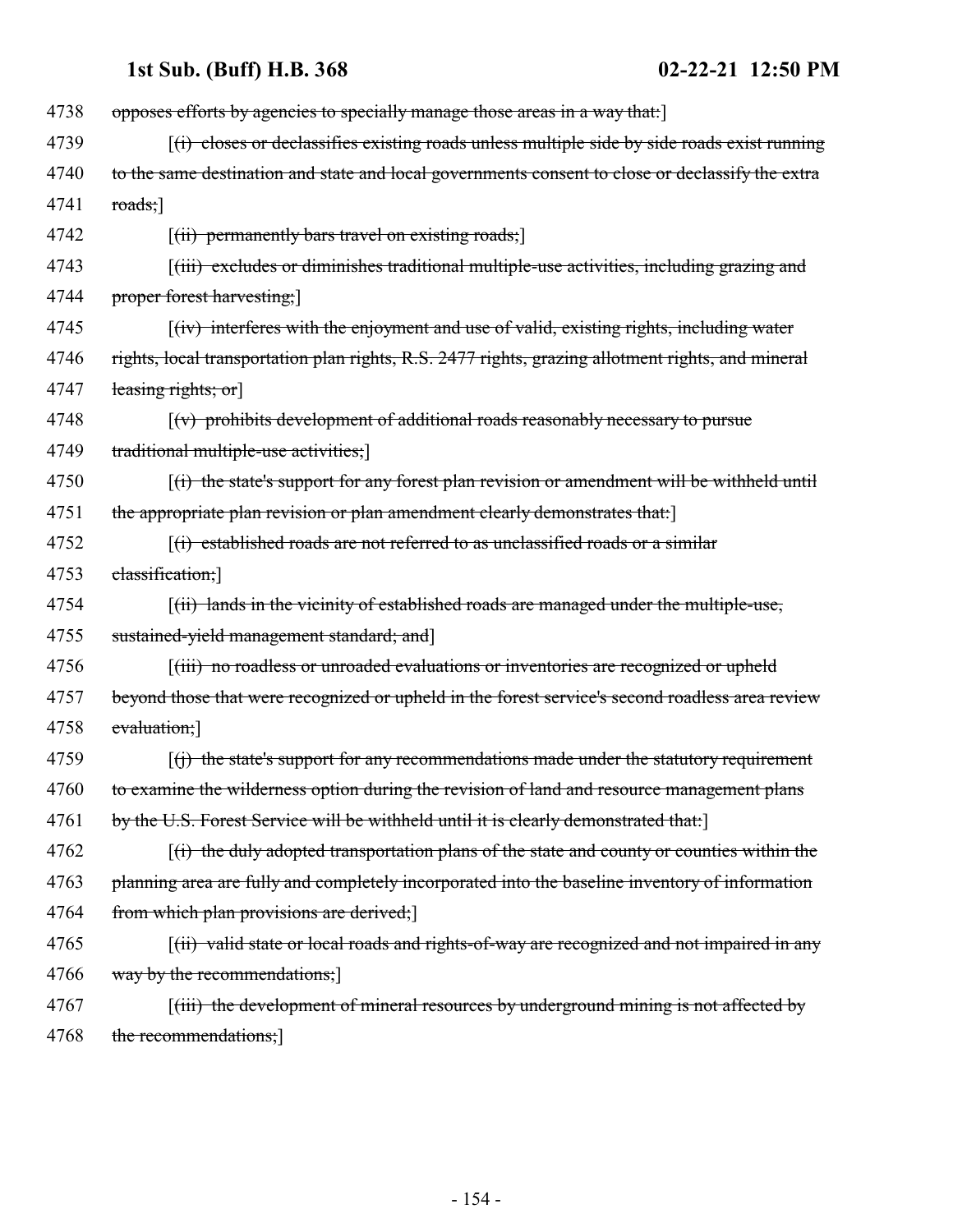4738 ~~opposes efforts by agencies to specially manage those areas in a way that:~~]

4739 [~~(i) closes or declassifies existing roads unless multiple side by side roads exist running~~

4740 ~~to the same destination and state and local governments consent to close or declassify the extra~~

4741 ~~roads;~~]

4742 [~~(ii) permanently bars travel on existing roads;~~]

4743 [~~(iii) excludes or diminishes traditional multiple-use activities, including grazing and~~

4744 ~~proper forest harvesting;~~]

4745 [~~(iv) interferes with the enjoyment and use of valid, existing rights, including water~~

4746 ~~rights, local transportation plan rights, R.S. 2477 rights, grazing allotment rights, and mineral~~

4747 ~~leasing rights; or~~]

4748 [~~(v) prohibits development of additional roads reasonably necessary to pursue~~

4749 ~~traditional multiple-use activities;~~]

4750 [~~(i) the state's support for any forest plan revision or amendment will be withheld until~~

4751 ~~the appropriate plan revision or plan amendment clearly demonstrates that:~~]

4752 [~~(i) established roads are not referred to as unclassified roads or a similar~~

4753 ~~classification;~~]

4754 [~~(ii) lands in the vicinity of established roads are managed under the multiple-use,~~

4755 ~~sustained-yield management standard; and~~]

4756 [~~(iii) no roadless or unroaded evaluations or inventories are recognized or upheld~~

4757 ~~beyond those that were recognized or upheld in the forest service's second roadless area review~~

4758 ~~evaluation;~~]

4759 [~~(j) the state's support for any recommendations made under the statutory requirement~~

4760 ~~to examine the wilderness option during the revision of land and resource management plans~~

4761 ~~by the U.S. Forest Service will be withheld until it is clearly demonstrated that:~~]

4762 [~~(i) the duly adopted transportation plans of the state and county or counties within the~~

4763 ~~planning area are fully and completely incorporated into the baseline inventory of information~~

4764 ~~from which plan provisions are derived;~~]

4765 [~~(ii) valid state or local roads and rights-of-way are recognized and not impaired in any~~

4766 ~~way by the recommendations;~~]

4767 [~~(iii) the development of mineral resources by underground mining is not affected by~~

4768 ~~the recommendations;~~]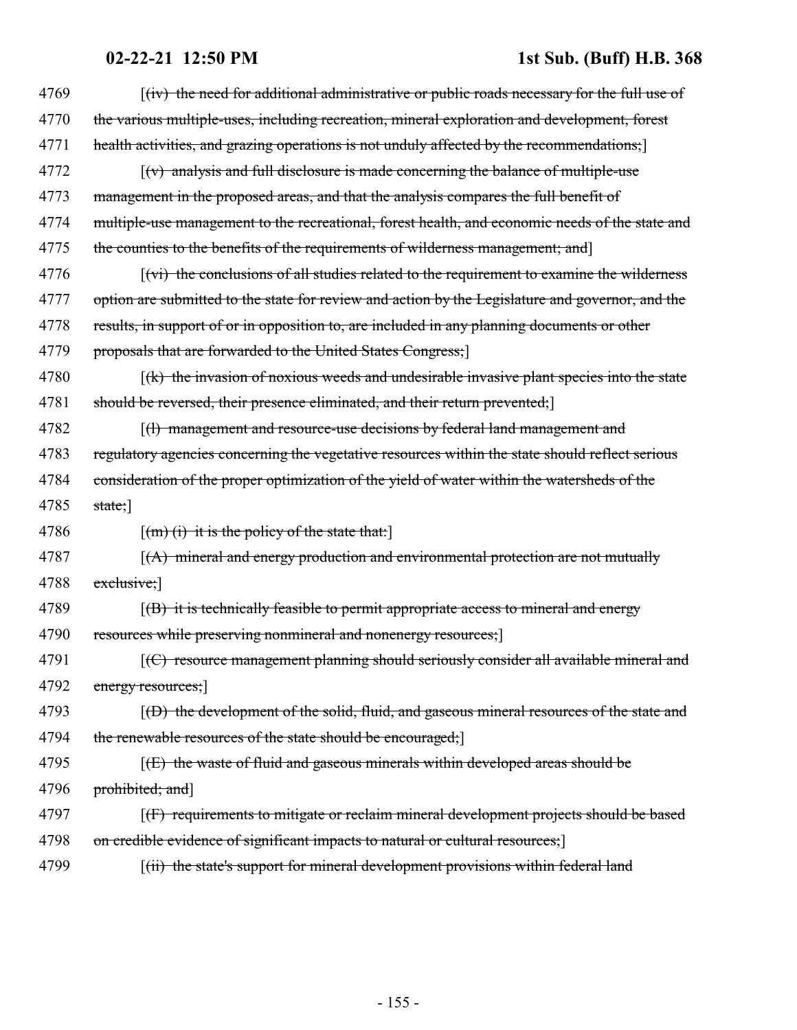4769 [~~(iv) the need for additional administrative or public roads necessary for the full use of~~
4770 ~~the various multiple-uses, including recreation, mineral exploration and development, forest~~
4771 ~~health activities, and grazing operations is not unduly affected by the recommendations;~~]
4772 [~~(v) analysis and full disclosure is made concerning the balance of multiple-use~~
4773 ~~management in the proposed areas, and that the analysis compares the full benefit of~~
4774 ~~multiple-use management to the recreational, forest health, and economic needs of the state and~~
4775 ~~the counties to the benefits of the requirements of wilderness management; and~~]
4776 [~~(vi) the conclusions of all studies related to the requirement to examine the wilderness~~
4777 ~~option are submitted to the state for review and action by the Legislature and governor, and the~~
4778 ~~results, in support of or in opposition to, are included in any planning documents or other~~
4779 ~~proposals that are forwarded to the United States Congress;~~]
4780 [~~(k) the invasion of noxious weeds and undesirable invasive plant species into the state~~
4781 ~~should be reversed, their presence eliminated, and their return prevented;~~]
4782 [~~(l) management and resource-use decisions by federal land management and~~
4783 ~~regulatory agencies concerning the vegetative resources within the state should reflect serious~~
4784 ~~consideration of the proper optimization of the yield of water within the watersheds of the~~
4785 ~~state;~~]
4786 [~~(m) (i) it is the policy of the state that:~~]
4787 [~~(A) mineral and energy production and environmental protection are not mutually~~
4788 ~~exclusive;~~]
4789 [~~(B) it is technically feasible to permit appropriate access to mineral and energy~~
4790 ~~resources while preserving nonmineral and nonenergy resources;~~]
4791 [~~(C) resource management planning should seriously consider all available mineral and~~
4792 ~~energy resources;~~]
4793 [~~(D) the development of the solid, fluid, and gaseous mineral resources of the state and~~
4794 ~~the renewable resources of the state should be encouraged;~~]
4795 [~~(E) the waste of fluid and gaseous minerals within developed areas should be~~
4796 ~~prohibited; and~~]
4797 [~~(F) requirements to mitigate or reclaim mineral development projects should be based~~
4798 ~~on credible evidence of significant impacts to natural or cultural resources;~~]
4799 [~~(ii) the state's support for mineral development provisions within federal land~~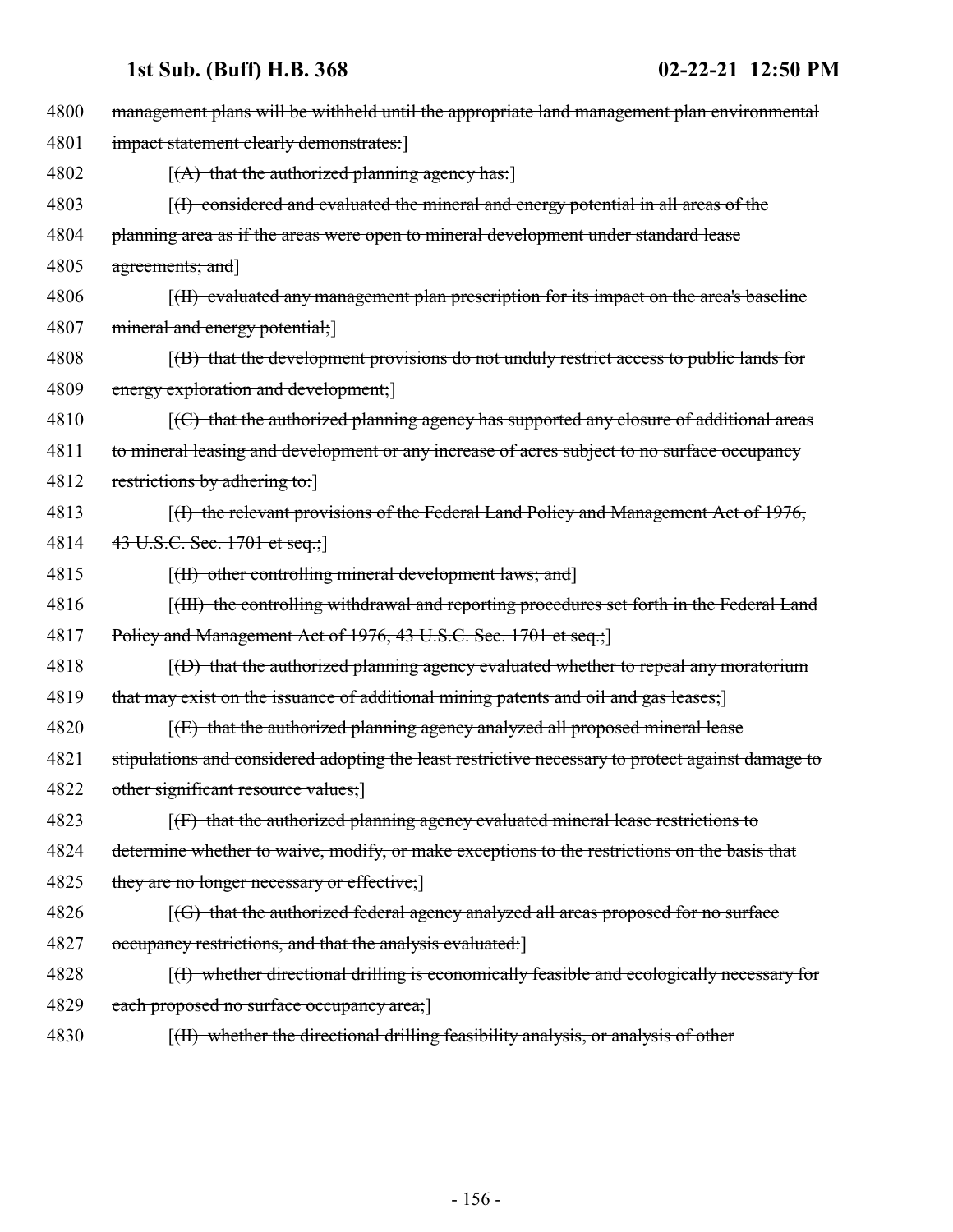4800 management plans will be withheld until the appropriate land management plan environmental
4801 impact statement clearly demonstrates:]

4802 [(A) that the authorized planning agency has:]

4803 [(I) considered and evaluated the mineral and energy potential in all areas of the
4804 planning area as if the areas were open to mineral development under standard lease
4805 agreements; and]

4806 [(II) evaluated any management plan prescription for its impact on the area's baseline
4807 mineral and energy potential;]

4808 [(B) that the development provisions do not unduly restrict access to public lands for
4809 energy exploration and development;]

4810 [(C) that the authorized planning agency has supported any closure of additional areas
4811 to mineral leasing and development or any increase of acres subject to no surface occupancy
4812 restrictions by adhering to:]

4813 [(I) the relevant provisions of the Federal Land Policy and Management Act of 1976,
4814 43 U.S.C. Sec. 1701 et seq.;]

4815 [(II) other controlling mineral development laws; and]

4816 [(III) the controlling withdrawal and reporting procedures set forth in the Federal Land
4817 Policy and Management Act of 1976, 43 U.S.C. Sec. 1701 et seq.;]

4818 [(D) that the authorized planning agency evaluated whether to repeal any moratorium
4819 that may exist on the issuance of additional mining patents and oil and gas leases;]

4820 [(E) that the authorized planning agency analyzed all proposed mineral lease
4821 stipulations and considered adopting the least restrictive necessary to protect against damage to
4822 other significant resource values;]

4823 [(F) that the authorized planning agency evaluated mineral lease restrictions to
4824 determine whether to waive, modify, or make exceptions to the restrictions on the basis that
4825 they are no longer necessary or effective;]

4826 [(G) that the authorized federal agency analyzed all areas proposed for no surface
4827 occupancy restrictions, and that the analysis evaluated:]

4828 [(I) whether directional drilling is economically feasible and ecologically necessary for
4829 each proposed no surface occupancy area;]

4830 [(II) whether the directional drilling feasibility analysis, or analysis of other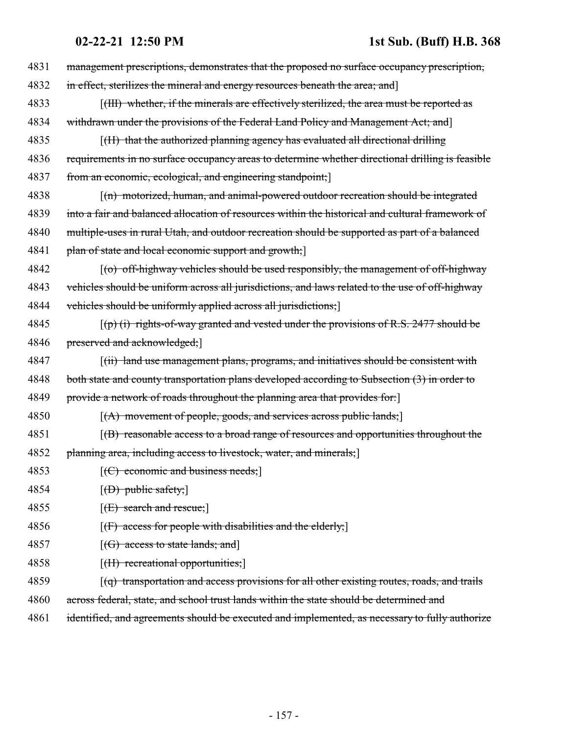4831 ~~management prescriptions, demonstrates that the proposed no surface occupancy prescription,~~

4832 ~~in effect, sterilizes the mineral and energy resources beneath the area; and~~]

4833 [~~(III) whether, if the minerals are effectively sterilized, the area must be reported as~~

4834 ~~withdrawn under the provisions of the Federal Land Policy and Management Act; and~~]

4835 [~~(H) that the authorized planning agency has evaluated all directional drilling~~

4836 ~~requirements in no surface occupancy areas to determine whether directional drilling is feasible~~

4837 ~~from an economic, ecological, and engineering standpoint;~~]

4838 [~~(n) motorized, human, and animal-powered outdoor recreation should be integrated~~

4839 ~~into a fair and balanced allocation of resources within the historical and cultural framework of~~

4840 ~~multiple-uses in rural Utah, and outdoor recreation should be supported as part of a balanced~~

4841 ~~plan of state and local economic support and growth;~~]

4842 [~~(o) off-highway vehicles should be used responsibly, the management of off-highway~~

4843 ~~vehicles should be uniform across all jurisdictions, and laws related to the use of off-highway~~

4844 ~~vehicles should be uniformly applied across all jurisdictions;~~]

4845 [~~(p) (i) rights-of-way granted and vested under the provisions of R.S. 2477 should be~~

4846 ~~preserved and acknowledged;~~]

4847 [~~(ii) land use management plans, programs, and initiatives should be consistent with~~

4848 ~~both state and county transportation plans developed according to Subsection (3) in order to~~

4849 ~~provide a network of roads throughout the planning area that provides for:~~]

4850 [~~(A) movement of people, goods, and services across public lands;~~]

4851 [~~(B) reasonable access to a broad range of resources and opportunities throughout the~~

4852 ~~planning area, including access to livestock, water, and minerals;~~]

4853 [~~(C) economic and business needs;~~]

4854 [~~(D) public safety;~~]

4855 [~~(E) search and rescue;~~]

4856 [~~(F) access for people with disabilities and the elderly;~~]

4857 [~~(G) access to state lands; and~~]

4858 [~~(H) recreational opportunities;~~]

4859 [~~(q) transportation and access provisions for all other existing routes, roads, and trails~~

4860 ~~across federal, state, and school trust lands within the state should be determined and~~

4861 ~~identified, and agreements should be executed and implemented, as necessary to fully authorize~~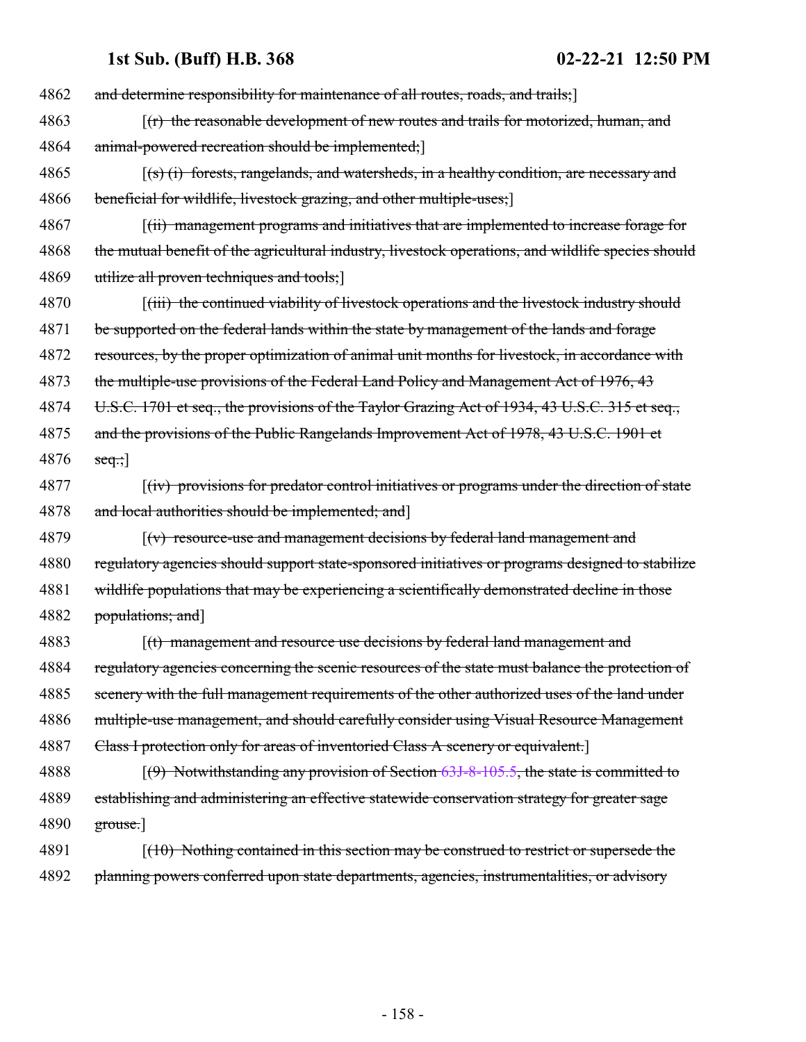4862 and determine responsibility for maintenance of all routes, roads, and trails;]

4863 [(r) the reasonable development of new routes and trails for motorized, human, and
4864 animal-powered recreation should be implemented;]

4865 [(s) (i) forests, rangelands, and watersheds, in a healthy condition, are necessary and
4866 beneficial for wildlife, livestock grazing, and other multiple-uses;]

4867 [(ii) management programs and initiatives that are implemented to increase forage for
4868 the mutual benefit of the agricultural industry, livestock operations, and wildlife species should
4869 utilize all proven techniques and tools;]

4870 [(iii) the continued viability of livestock operations and the livestock industry should
4871 be supported on the federal lands within the state by management of the lands and forage
4872 resources, by the proper optimization of animal unit months for livestock, in accordance with
4873 the multiple-use provisions of the Federal Land Policy and Management Act of 1976, 43
4874 U.S.C. 1701 et seq., the provisions of the Taylor Grazing Act of 1934, 43 U.S.C. 315 et seq.,
4875 and the provisions of the Public Rangelands Improvement Act of 1978, 43 U.S.C. 1901 et
4876 seq.;]

4877 [(iv) provisions for predator control initiatives or programs under the direction of state
4878 and local authorities should be implemented; and]

4879 [(v) resource-use and management decisions by federal land management and
4880 regulatory agencies should support state-sponsored initiatives or programs designed to stabilize
4881 wildlife populations that may be experiencing a scientifically demonstrated decline in those
4882 populations; and]

4883 [(t) management and resource use decisions by federal land management and
4884 regulatory agencies concerning the scenic resources of the state must balance the protection of
4885 scenery with the full management requirements of the other authorized uses of the land under
4886 multiple-use management, and should carefully consider using Visual Resource Management
4887 Class I protection only for areas of inventoried Class A scenery or equivalent.]

4888 [(9) Notwithstanding any provision of Section 63J-8-105.5, the state is committed to
4889 establishing and administering an effective statewide conservation strategy for greater sage
4890 grouse.]

4891 [(10) Nothing contained in this section may be construed to restrict or supersede the
4892 planning powers conferred upon state departments, agencies, instrumentalities, or advisory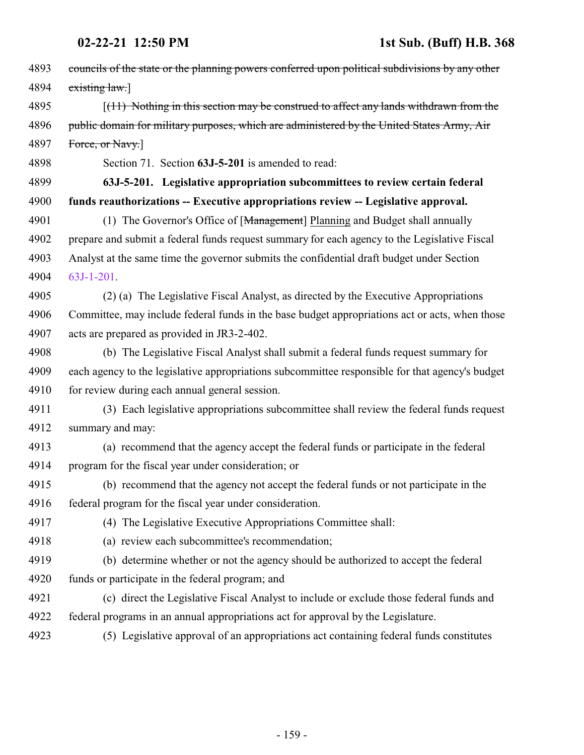~~councils of the state or the planning powers conferred upon political subdivisions by any other existing law.~~]

[~~(11) Nothing in this section may be construed to affect any lands withdrawn from the public domain for military purposes, which are administered by the United States Army, Air Force, or Navy.~~]

Section 71. Section **63J-5-201** is amended to read:

**63J-5-201. Legislative appropriation subcommittees to review certain federal funds reauthorizations -- Executive appropriations review -- Legislative approval.**

(1) The Governor's Office of [~~Management~~] Planning and Budget shall annually prepare and submit a federal funds request summary for each agency to the Legislative Fiscal Analyst at the same time the governor submits the confidential draft budget under Section 63J-1-201.

(2) (a) The Legislative Fiscal Analyst, as directed by the Executive Appropriations Committee, may include federal funds in the base budget appropriations act or acts, when those acts are prepared as provided in JR3-2-402.

(b) The Legislative Fiscal Analyst shall submit a federal funds request summary for each agency to the legislative appropriations subcommittee responsible for that agency's budget for review during each annual general session.

(3) Each legislative appropriations subcommittee shall review the federal funds request summary and may:

(a) recommend that the agency accept the federal funds or participate in the federal program for the fiscal year under consideration; or

(b) recommend that the agency not accept the federal funds or not participate in the federal program for the fiscal year under consideration.

(4) The Legislative Executive Appropriations Committee shall:

(a) review each subcommittee's recommendation;

(b) determine whether or not the agency should be authorized to accept the federal funds or participate in the federal program; and

(c) direct the Legislative Fiscal Analyst to include or exclude those federal funds and federal programs in an annual appropriations act for approval by the Legislature.

(5) Legislative approval of an appropriations act containing federal funds constitutes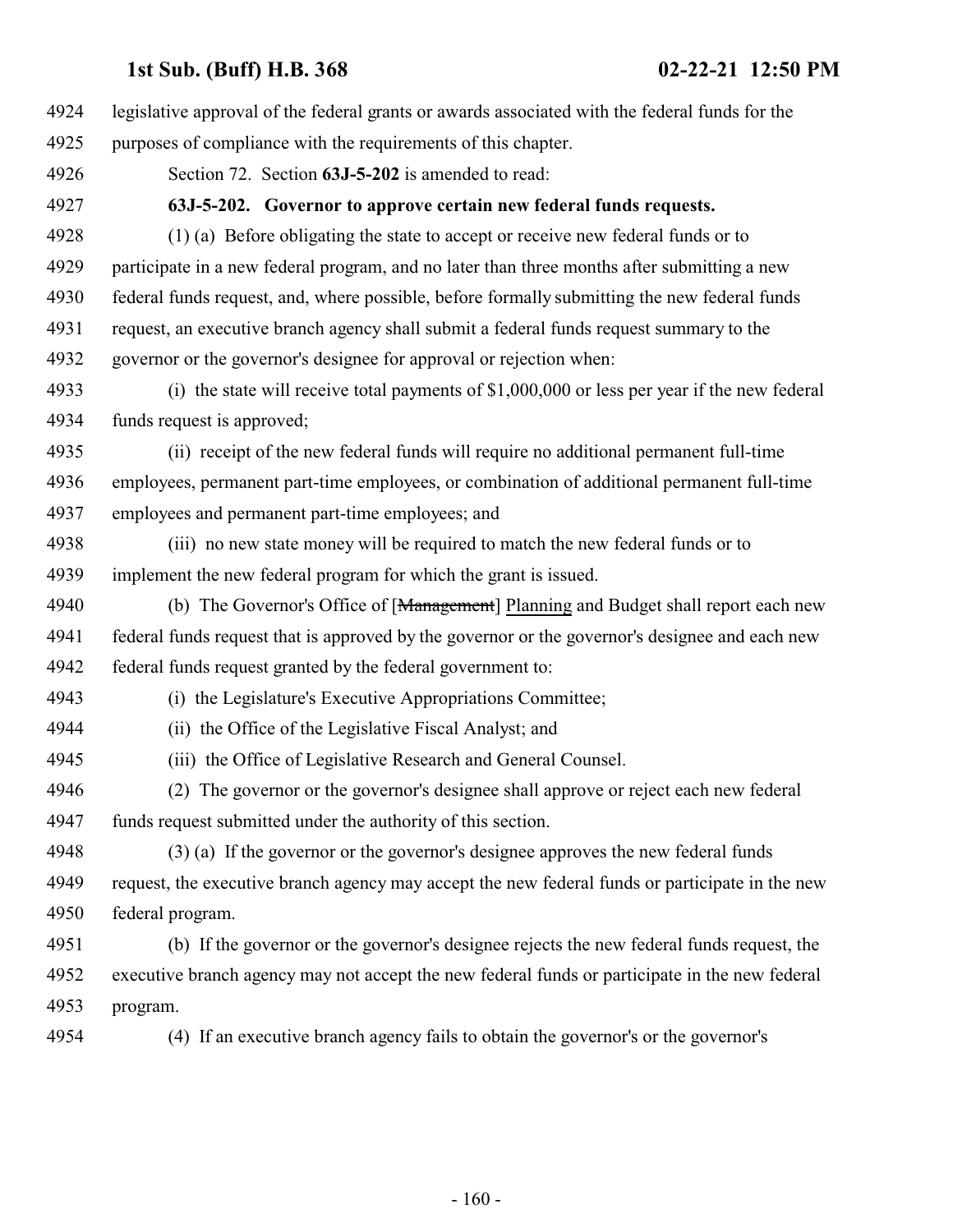legislative approval of the federal grants or awards associated with the federal funds for the purposes of compliance with the requirements of this chapter.

Section 72. Section **63J-5-202** is amended to read:

**63J-5-202. Governor to approve certain new federal funds requests.**

(1) (a) Before obligating the state to accept or receive new federal funds or to participate in a new federal program, and no later than three months after submitting a new federal funds request, and, where possible, before formally submitting the new federal funds request, an executive branch agency shall submit a federal funds request summary to the governor or the governor's designee for approval or rejection when:

(i) the state will receive total payments of $1,000,000 or less per year if the new federal funds request is approved;

(ii) receipt of the new federal funds will require no additional permanent full-time employees, permanent part-time employees, or combination of additional permanent full-time employees and permanent part-time employees; and

(iii) no new state money will be required to match the new federal funds or to implement the new federal program for which the grant is issued.

(b) The Governor's Office of [~~Management~~] Planning and Budget shall report each new federal funds request that is approved by the governor or the governor's designee and each new federal funds request granted by the federal government to:

(i) the Legislature's Executive Appropriations Committee;

(ii) the Office of the Legislative Fiscal Analyst; and

(iii) the Office of Legislative Research and General Counsel.

(2) The governor or the governor's designee shall approve or reject each new federal funds request submitted under the authority of this section.

(3) (a) If the governor or the governor's designee approves the new federal funds request, the executive branch agency may accept the new federal funds or participate in the new federal program.

(b) If the governor or the governor's designee rejects the new federal funds request, the executive branch agency may not accept the new federal funds or participate in the new federal program.

(4) If an executive branch agency fails to obtain the governor's or the governor's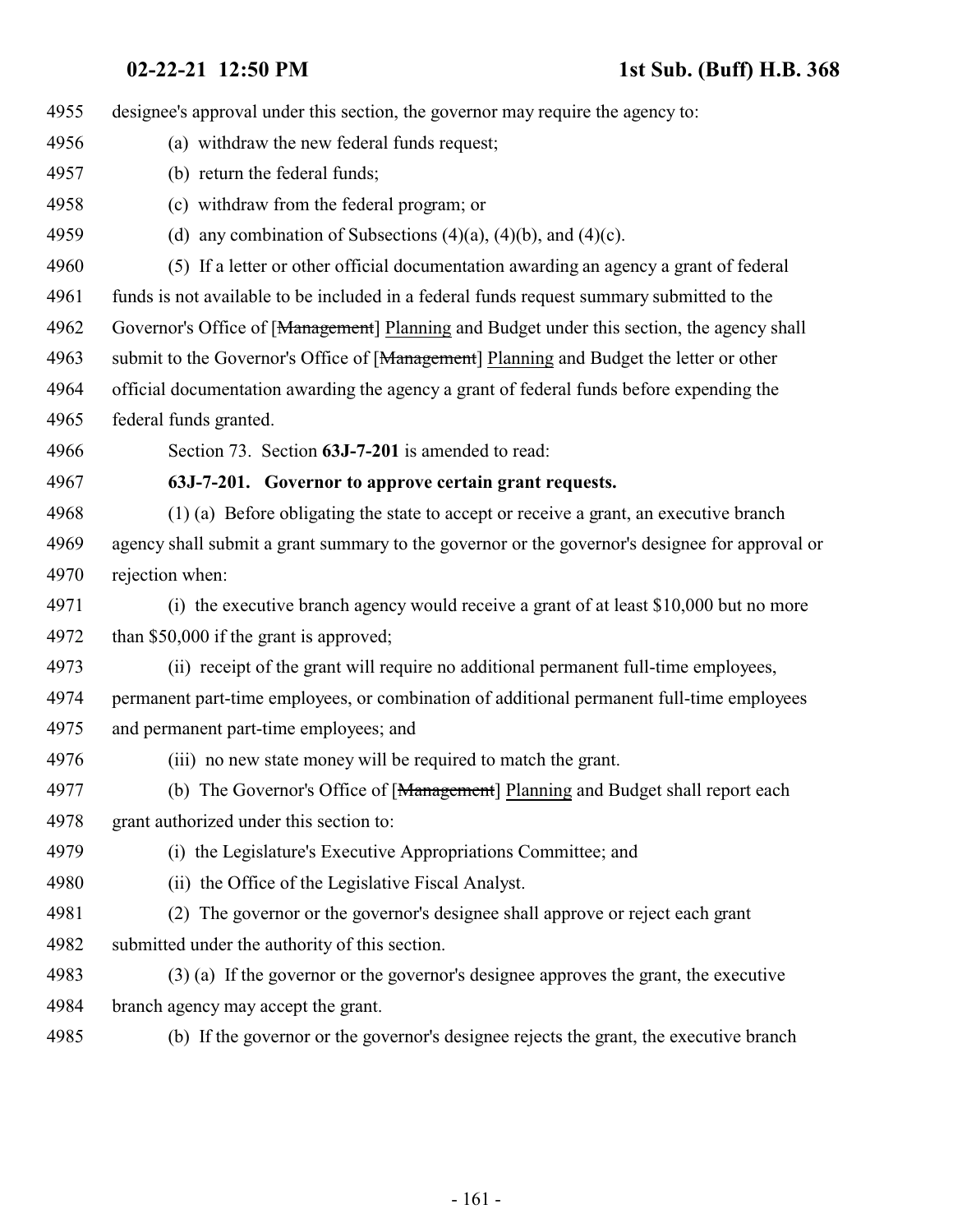designee's approval under this section, the governor may require the agency to:

(a) withdraw the new federal funds request;

(b) return the federal funds;

(c) withdraw from the federal program; or

(d) any combination of Subsections (4)(a), (4)(b), and (4)(c).

(5) If a letter or other official documentation awarding an agency a grant of federal funds is not available to be included in a federal funds request summary submitted to the Governor's Office of [~~Management~~] Planning and Budget under this section, the agency shall submit to the Governor's Office of [~~Management~~] Planning and Budget the letter or other official documentation awarding the agency a grant of federal funds before expending the federal funds granted.

Section 73. Section **63J-7-201** is amended to read:

**63J-7-201. Governor to approve certain grant requests.**

(1) (a) Before obligating the state to accept or receive a grant, an executive branch agency shall submit a grant summary to the governor or the governor's designee for approval or rejection when:

(i) the executive branch agency would receive a grant of at least $10,000 but no more than $50,000 if the grant is approved;

(ii) receipt of the grant will require no additional permanent full-time employees, permanent part-time employees, or combination of additional permanent full-time employees and permanent part-time employees; and

(iii) no new state money will be required to match the grant.

(b) The Governor's Office of [~~Management~~] Planning and Budget shall report each grant authorized under this section to:

(i) the Legislature's Executive Appropriations Committee; and

(ii) the Office of the Legislative Fiscal Analyst.

(2) The governor or the governor's designee shall approve or reject each grant submitted under the authority of this section.

(3) (a) If the governor or the governor's designee approves the grant, the executive branch agency may accept the grant.

(b) If the governor or the governor's designee rejects the grant, the executive branch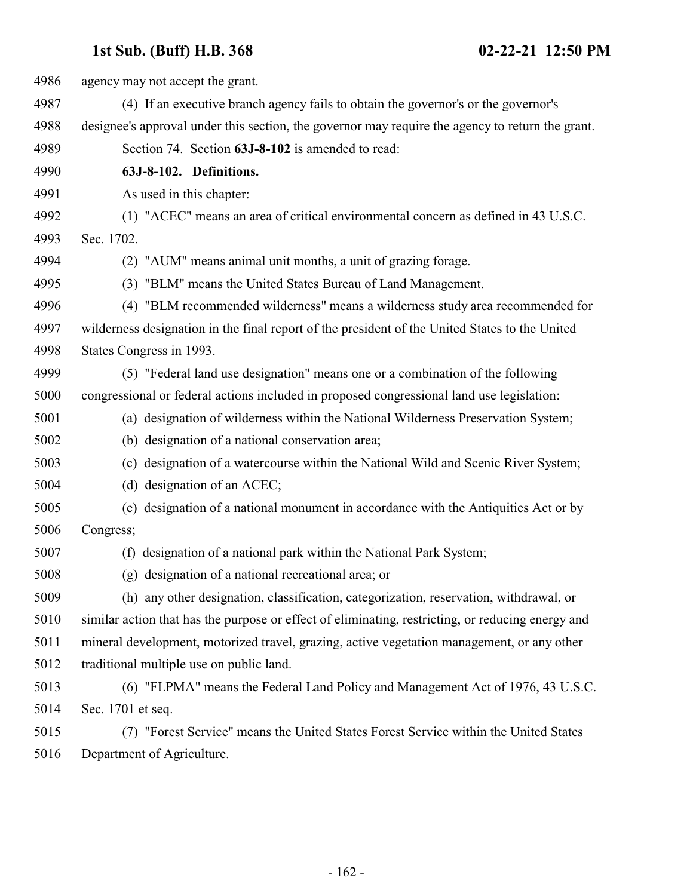agency may not accept the grant.

(4) If an executive branch agency fails to obtain the governor's or the governor's designee's approval under this section, the governor may require the agency to return the grant.

Section 74. Section **63J-8-102** is amended to read:

**63J-8-102. Definitions.**

As used in this chapter:

(1) "ACEC" means an area of critical environmental concern as defined in 43 U.S.C. Sec. 1702.

(2) "AUM" means animal unit months, a unit of grazing forage.

(3) "BLM" means the United States Bureau of Land Management.

(4) "BLM recommended wilderness" means a wilderness study area recommended for wilderness designation in the final report of the president of the United States to the United States Congress in 1993.

(5) "Federal land use designation" means one or a combination of the following congressional or federal actions included in proposed congressional land use legislation:

(a) designation of wilderness within the National Wilderness Preservation System;

(b) designation of a national conservation area;

(c) designation of a watercourse within the National Wild and Scenic River System;

(d) designation of an ACEC;

(e) designation of a national monument in accordance with the Antiquities Act or by Congress;

(f) designation of a national park within the National Park System;

(g) designation of a national recreational area; or

(h) any other designation, classification, categorization, reservation, withdrawal, or similar action that has the purpose or effect of eliminating, restricting, or reducing energy and mineral development, motorized travel, grazing, active vegetation management, or any other traditional multiple use on public land.

(6) "FLPMA" means the Federal Land Policy and Management Act of 1976, 43 U.S.C. Sec. 1701 et seq.

(7) "Forest Service" means the United States Forest Service within the United States Department of Agriculture.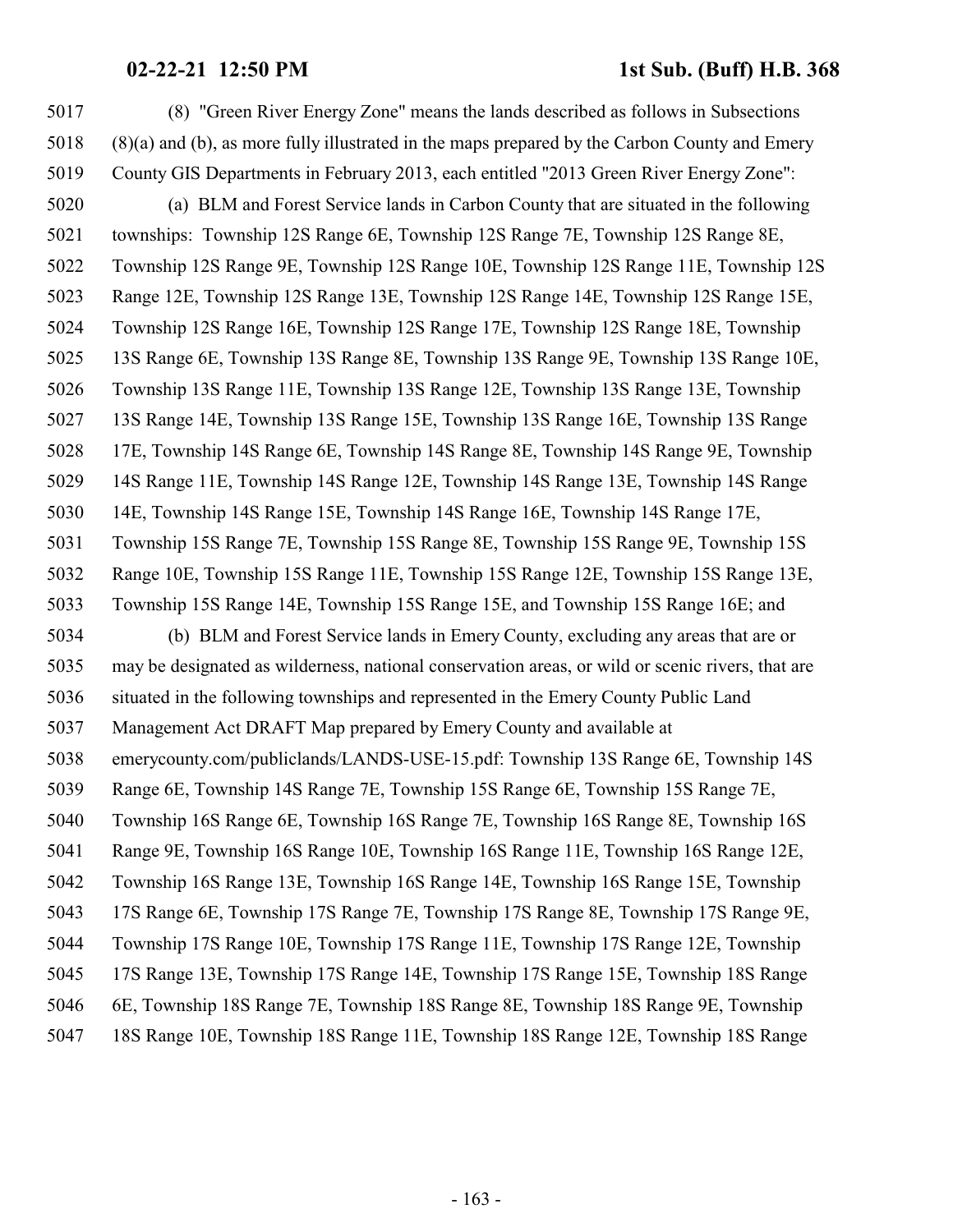(8) "Green River Energy Zone" means the lands described as follows in Subsections (8)(a) and (b), as more fully illustrated in the maps prepared by the Carbon County and Emery County GIS Departments in February 2013, each entitled "2013 Green River Energy Zone":

(a) BLM and Forest Service lands in Carbon County that are situated in the following townships: Township 12S Range 6E, Township 12S Range 7E, Township 12S Range 8E, Township 12S Range 9E, Township 12S Range 10E, Township 12S Range 11E, Township 12S Range 12E, Township 12S Range 13E, Township 12S Range 14E, Township 12S Range 15E, Township 12S Range 16E, Township 12S Range 17E, Township 12S Range 18E, Township 13S Range 6E, Township 13S Range 8E, Township 13S Range 9E, Township 13S Range 10E, Township 13S Range 11E, Township 13S Range 12E, Township 13S Range 13E, Township 13S Range 14E, Township 13S Range 15E, Township 13S Range 16E, Township 13S Range 17E, Township 14S Range 6E, Township 14S Range 8E, Township 14S Range 9E, Township 14S Range 11E, Township 14S Range 12E, Township 14S Range 13E, Township 14S Range 14E, Township 14S Range 15E, Township 14S Range 16E, Township 14S Range 17E, Township 15S Range 7E, Township 15S Range 8E, Township 15S Range 9E, Township 15S Range 10E, Township 15S Range 11E, Township 15S Range 12E, Township 15S Range 13E, Township 15S Range 14E, Township 15S Range 15E, and Township 15S Range 16E; and

(b) BLM and Forest Service lands in Emery County, excluding any areas that are or may be designated as wilderness, national conservation areas, or wild or scenic rivers, that are situated in the following townships and represented in the Emery County Public Land Management Act DRAFT Map prepared by Emery County and available at emerycounty.com/publiclands/LANDS-USE-15.pdf: Township 13S Range 6E, Township 14S Range 6E, Township 14S Range 7E, Township 15S Range 6E, Township 15S Range 7E, Township 16S Range 6E, Township 16S Range 7E, Township 16S Range 8E, Township 16S Range 9E, Township 16S Range 10E, Township 16S Range 11E, Township 16S Range 12E, Township 16S Range 13E, Township 16S Range 14E, Township 16S Range 15E, Township 17S Range 6E, Township 17S Range 7E, Township 17S Range 8E, Township 17S Range 9E, Township 17S Range 10E, Township 17S Range 11E, Township 17S Range 12E, Township 17S Range 13E, Township 17S Range 14E, Township 17S Range 15E, Township 18S Range 6E, Township 18S Range 7E, Township 18S Range 8E, Township 18S Range 9E, Township 18S Range 10E, Township 18S Range 11E, Township 18S Range 12E, Township 18S Range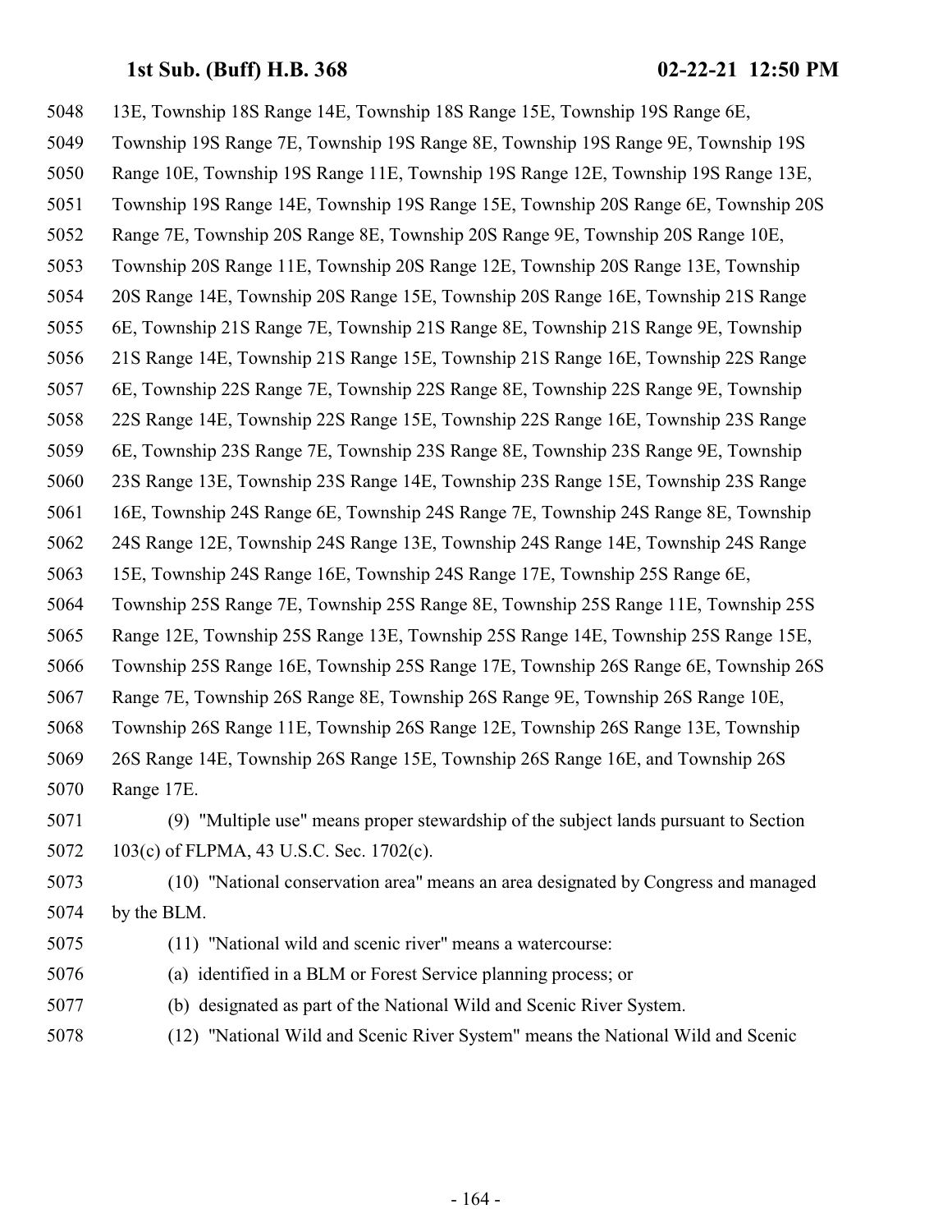13E, Township 18S Range 14E, Township 18S Range 15E, Township 19S Range 6E, Township 19S Range 7E, Township 19S Range 8E, Township 19S Range 9E, Township 19S Range 10E, Township 19S Range 11E, Township 19S Range 12E, Township 19S Range 13E, Township 19S Range 14E, Township 19S Range 15E, Township 20S Range 6E, Township 20S Range 7E, Township 20S Range 8E, Township 20S Range 9E, Township 20S Range 10E, Township 20S Range 11E, Township 20S Range 12E, Township 20S Range 13E, Township 20S Range 14E, Township 20S Range 15E, Township 20S Range 16E, Township 21S Range 6E, Township 21S Range 7E, Township 21S Range 8E, Township 21S Range 9E, Township 21S Range 14E, Township 21S Range 15E, Township 21S Range 16E, Township 22S Range 6E, Township 22S Range 7E, Township 22S Range 8E, Township 22S Range 9E, Township 22S Range 14E, Township 22S Range 15E, Township 22S Range 16E, Township 23S Range 6E, Township 23S Range 7E, Township 23S Range 8E, Township 23S Range 9E, Township 23S Range 13E, Township 23S Range 14E, Township 23S Range 15E, Township 23S Range 16E, Township 24S Range 6E, Township 24S Range 7E, Township 24S Range 8E, Township 24S Range 12E, Township 24S Range 13E, Township 24S Range 14E, Township 24S Range 15E, Township 24S Range 16E, Township 24S Range 17E, Township 25S Range 6E, Township 25S Range 7E, Township 25S Range 8E, Township 25S Range 11E, Township 25S Range 12E, Township 25S Range 13E, Township 25S Range 14E, Township 25S Range 15E, Township 25S Range 16E, Township 25S Range 17E, Township 26S Range 6E, Township 26S Range 7E, Township 26S Range 8E, Township 26S Range 9E, Township 26S Range 10E, Township 26S Range 11E, Township 26S Range 12E, Township 26S Range 13E, Township 26S Range 14E, Township 26S Range 15E, Township 26S Range 16E, and Township 26S Range 17E.

(9) "Multiple use" means proper stewardship of the subject lands pursuant to Section 103(c) of FLPMA, 43 U.S.C. Sec. 1702(c).

(10) "National conservation area" means an area designated by Congress and managed by the BLM.

(11) "National wild and scenic river" means a watercourse:

(a) identified in a BLM or Forest Service planning process; or

(b) designated as part of the National Wild and Scenic River System.

(12) "National Wild and Scenic River System" means the National Wild and Scenic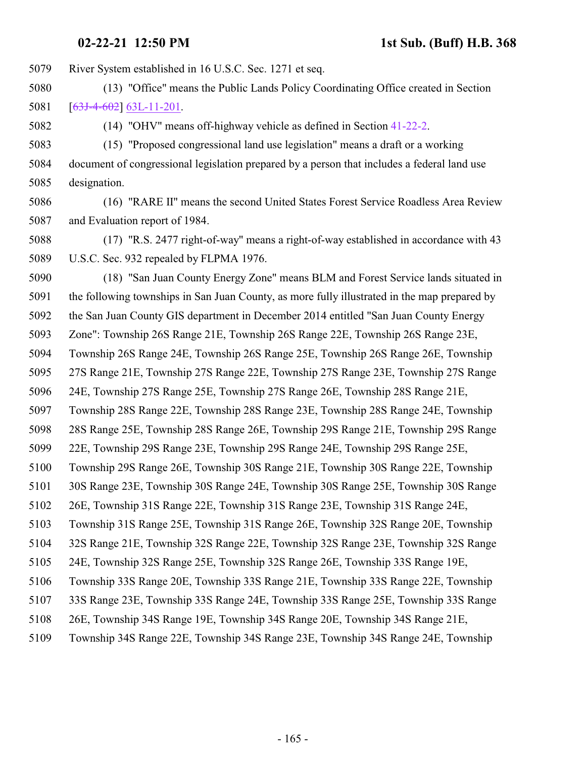River System established in 16 U.S.C. Sec. 1271 et seq.

(13) "Office" means the Public Lands Policy Coordinating Office created in Section [~~63J-4-602~~] 63L-11-201.

(14) "OHV" means off-highway vehicle as defined in Section 41-22-2.

(15) "Proposed congressional land use legislation" means a draft or a working document of congressional legislation prepared by a person that includes a federal land use designation.

(16) "RARE II" means the second United States Forest Service Roadless Area Review and Evaluation report of 1984.

(17) "R.S. 2477 right-of-way" means a right-of-way established in accordance with 43 U.S.C. Sec. 932 repealed by FLPMA 1976.

(18) "San Juan County Energy Zone" means BLM and Forest Service lands situated in the following townships in San Juan County, as more fully illustrated in the map prepared by the San Juan County GIS department in December 2014 entitled "San Juan County Energy Zone": Township 26S Range 21E, Township 26S Range 22E, Township 26S Range 23E, Township 26S Range 24E, Township 26S Range 25E, Township 26S Range 26E, Township 27S Range 21E, Township 27S Range 22E, Township 27S Range 23E, Township 27S Range 24E, Township 27S Range 25E, Township 27S Range 26E, Township 28S Range 21E, Township 28S Range 22E, Township 28S Range 23E, Township 28S Range 24E, Township 28S Range 25E, Township 28S Range 26E, Township 29S Range 21E, Township 29S Range 22E, Township 29S Range 23E, Township 29S Range 24E, Township 29S Range 25E, Township 29S Range 26E, Township 30S Range 21E, Township 30S Range 22E, Township 30S Range 23E, Township 30S Range 24E, Township 30S Range 25E, Township 30S Range 26E, Township 31S Range 22E, Township 31S Range 23E, Township 31S Range 24E, Township 31S Range 25E, Township 31S Range 26E, Township 32S Range 20E, Township 32S Range 21E, Township 32S Range 22E, Township 32S Range 23E, Township 32S Range 24E, Township 32S Range 25E, Township 32S Range 26E, Township 33S Range 19E, Township 33S Range 20E, Township 33S Range 21E, Township 33S Range 22E, Township 33S Range 23E, Township 33S Range 24E, Township 33S Range 25E, Township 33S Range 26E, Township 34S Range 19E, Township 34S Range 20E, Township 34S Range 21E, Township 34S Range 22E, Township 34S Range 23E, Township 34S Range 24E, Township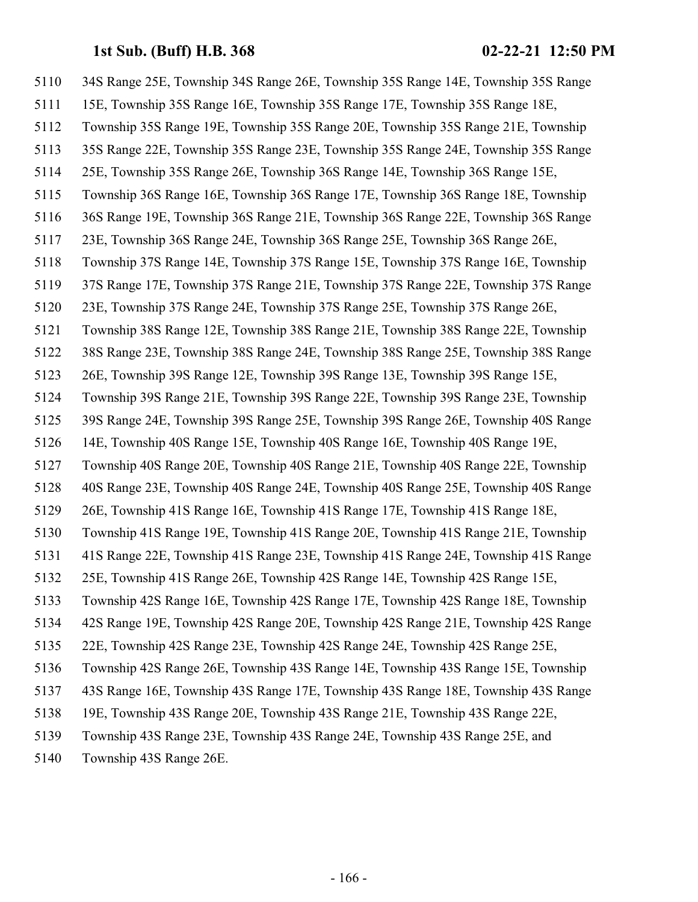34S Range 25E, Township 34S Range 26E, Township 35S Range 14E, Township 35S Range 15E, Township 35S Range 16E, Township 35S Range 17E, Township 35S Range 18E, Township 35S Range 19E, Township 35S Range 20E, Township 35S Range 21E, Township 35S Range 22E, Township 35S Range 23E, Township 35S Range 24E, Township 35S Range 25E, Township 35S Range 26E, Township 36S Range 14E, Township 36S Range 15E, Township 36S Range 16E, Township 36S Range 17E, Township 36S Range 18E, Township 36S Range 19E, Township 36S Range 21E, Township 36S Range 22E, Township 36S Range 23E, Township 36S Range 24E, Township 36S Range 25E, Township 36S Range 26E, Township 37S Range 14E, Township 37S Range 15E, Township 37S Range 16E, Township 37S Range 17E, Township 37S Range 21E, Township 37S Range 22E, Township 37S Range 23E, Township 37S Range 24E, Township 37S Range 25E, Township 37S Range 26E, Township 38S Range 12E, Township 38S Range 21E, Township 38S Range 22E, Township 38S Range 23E, Township 38S Range 24E, Township 38S Range 25E, Township 38S Range 26E, Township 39S Range 12E, Township 39S Range 13E, Township 39S Range 15E, Township 39S Range 21E, Township 39S Range 22E, Township 39S Range 23E, Township 39S Range 24E, Township 39S Range 25E, Township 39S Range 26E, Township 40S Range 14E, Township 40S Range 15E, Township 40S Range 16E, Township 40S Range 19E, Township 40S Range 20E, Township 40S Range 21E, Township 40S Range 22E, Township 40S Range 23E, Township 40S Range 24E, Township 40S Range 25E, Township 40S Range 26E, Township 41S Range 16E, Township 41S Range 17E, Township 41S Range 18E, Township 41S Range 19E, Township 41S Range 20E, Township 41S Range 21E, Township 41S Range 22E, Township 41S Range 23E, Township 41S Range 24E, Township 41S Range 25E, Township 41S Range 26E, Township 42S Range 14E, Township 42S Range 15E, Township 42S Range 16E, Township 42S Range 17E, Township 42S Range 18E, Township 42S Range 19E, Township 42S Range 20E, Township 42S Range 21E, Township 42S Range 22E, Township 42S Range 23E, Township 42S Range 24E, Township 42S Range 25E, Township 42S Range 26E, Township 43S Range 14E, Township 43S Range 15E, Township 43S Range 16E, Township 43S Range 17E, Township 43S Range 18E, Township 43S Range 19E, Township 43S Range 20E, Township 43S Range 21E, Township 43S Range 22E, Township 43S Range 23E, Township 43S Range 24E, Township 43S Range 25E, and Township 43S Range 26E.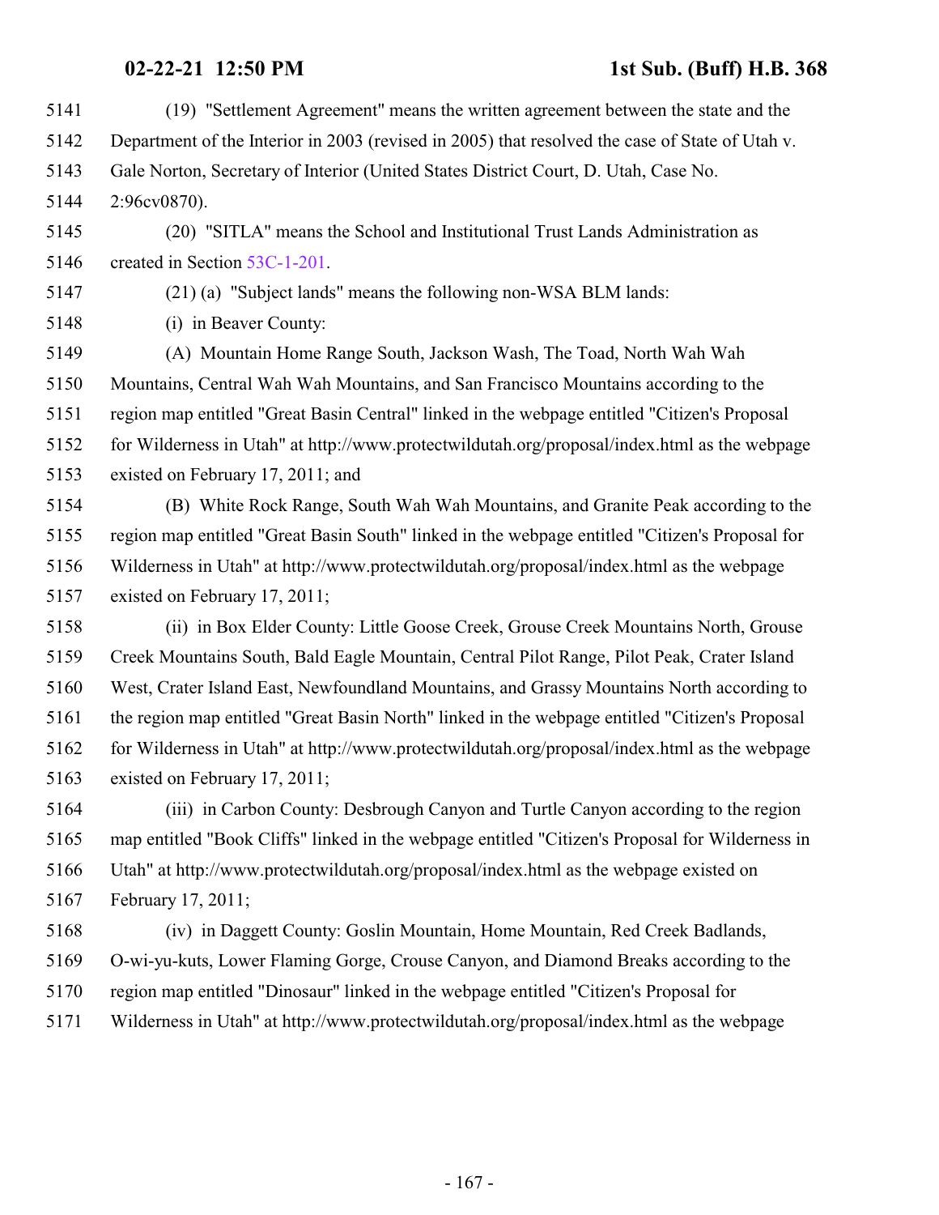(19) "Settlement Agreement" means the written agreement between the state and the Department of the Interior in 2003 (revised in 2005) that resolved the case of State of Utah v. Gale Norton, Secretary of Interior (United States District Court, D. Utah, Case No. 2:96cv0870).

(20) "SITLA" means the School and Institutional Trust Lands Administration as created in Section 53C-1-201.

(21) (a) "Subject lands" means the following non-WSA BLM lands:

(i) in Beaver County:

(A) Mountain Home Range South, Jackson Wash, The Toad, North Wah Wah Mountains, Central Wah Wah Mountains, and San Francisco Mountains according to the region map entitled "Great Basin Central" linked in the webpage entitled "Citizen's Proposal for Wilderness in Utah" at http://www.protectwildutah.org/proposal/index.html as the webpage existed on February 17, 2011; and

(B) White Rock Range, South Wah Wah Mountains, and Granite Peak according to the region map entitled "Great Basin South" linked in the webpage entitled "Citizen's Proposal for Wilderness in Utah" at http://www.protectwildutah.org/proposal/index.html as the webpage existed on February 17, 2011;

(ii) in Box Elder County: Little Goose Creek, Grouse Creek Mountains North, Grouse Creek Mountains South, Bald Eagle Mountain, Central Pilot Range, Pilot Peak, Crater Island West, Crater Island East, Newfoundland Mountains, and Grassy Mountains North according to the region map entitled "Great Basin North" linked in the webpage entitled "Citizen's Proposal for Wilderness in Utah" at http://www.protectwildutah.org/proposal/index.html as the webpage existed on February 17, 2011;

(iii) in Carbon County: Desbrough Canyon and Turtle Canyon according to the region map entitled "Book Cliffs" linked in the webpage entitled "Citizen's Proposal for Wilderness in Utah" at http://www.protectwildutah.org/proposal/index.html as the webpage existed on February 17, 2011;

(iv) in Daggett County: Goslin Mountain, Home Mountain, Red Creek Badlands, O-wi-yu-kuts, Lower Flaming Gorge, Crouse Canyon, and Diamond Breaks according to the region map entitled "Dinosaur" linked in the webpage entitled "Citizen's Proposal for Wilderness in Utah" at http://www.protectwildutah.org/proposal/index.html as the webpage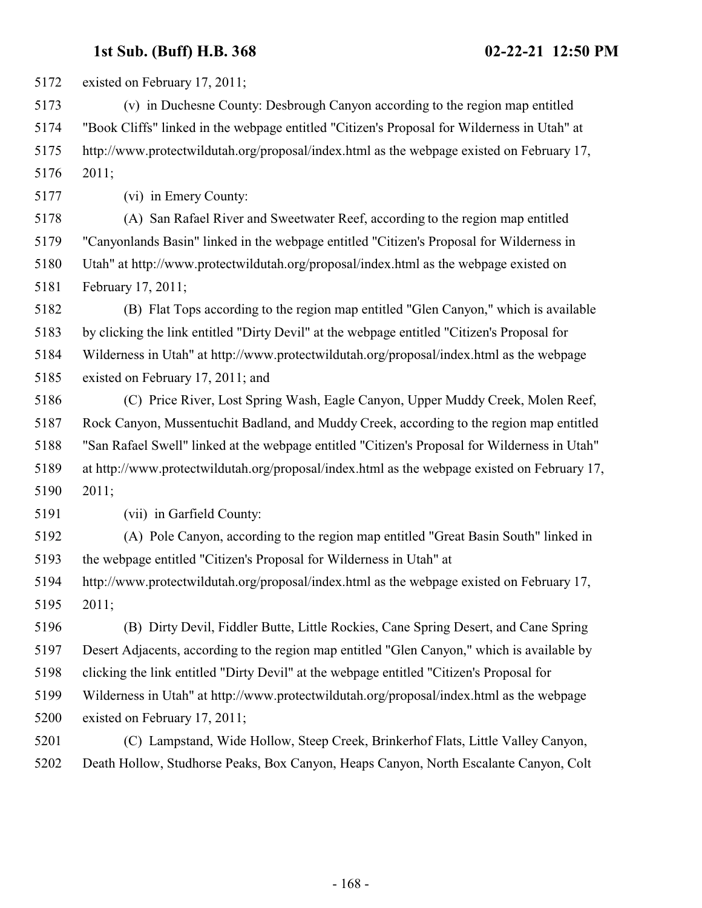5172 existed on February 17, 2011;

5173 (v) in Duchesne County: Desbrough Canyon according to the region map entitled
5174 "Book Cliffs" linked in the webpage entitled "Citizen's Proposal for Wilderness in Utah" at
5175 http://www.protectwildutah.org/proposal/index.html as the webpage existed on February 17,
5176 2011;

5177 (vi) in Emery County:

5178 (A) San Rafael River and Sweetwater Reef, according to the region map entitled
5179 "Canyonlands Basin" linked in the webpage entitled "Citizen's Proposal for Wilderness in
5180 Utah" at http://www.protectwildutah.org/proposal/index.html as the webpage existed on
5181 February 17, 2011;

5182 (B) Flat Tops according to the region map entitled "Glen Canyon," which is available
5183 by clicking the link entitled "Dirty Devil" at the webpage entitled "Citizen's Proposal for
5184 Wilderness in Utah" at http://www.protectwildutah.org/proposal/index.html as the webpage
5185 existed on February 17, 2011; and

5186 (C) Price River, Lost Spring Wash, Eagle Canyon, Upper Muddy Creek, Molen Reef,
5187 Rock Canyon, Mussentuchit Badland, and Muddy Creek, according to the region map entitled
5188 "San Rafael Swell" linked at the webpage entitled "Citizen's Proposal for Wilderness in Utah"
5189 at http://www.protectwildutah.org/proposal/index.html as the webpage existed on February 17,
5190 2011;

5191 (vii) in Garfield County:

5192 (A) Pole Canyon, according to the region map entitled "Great Basin South" linked in
5193 the webpage entitled "Citizen's Proposal for Wilderness in Utah" at
5194 http://www.protectwildutah.org/proposal/index.html as the webpage existed on February 17,
5195 2011;

5196 (B) Dirty Devil, Fiddler Butte, Little Rockies, Cane Spring Desert, and Cane Spring
5197 Desert Adjacents, according to the region map entitled "Glen Canyon," which is available by
5198 clicking the link entitled "Dirty Devil" at the webpage entitled "Citizen's Proposal for
5199 Wilderness in Utah" at http://www.protectwildutah.org/proposal/index.html as the webpage
5200 existed on February 17, 2011;

5201 (C) Lampstand, Wide Hollow, Steep Creek, Brinkerhof Flats, Little Valley Canyon,
5202 Death Hollow, Studhorse Peaks, Box Canyon, Heaps Canyon, North Escalante Canyon, Colt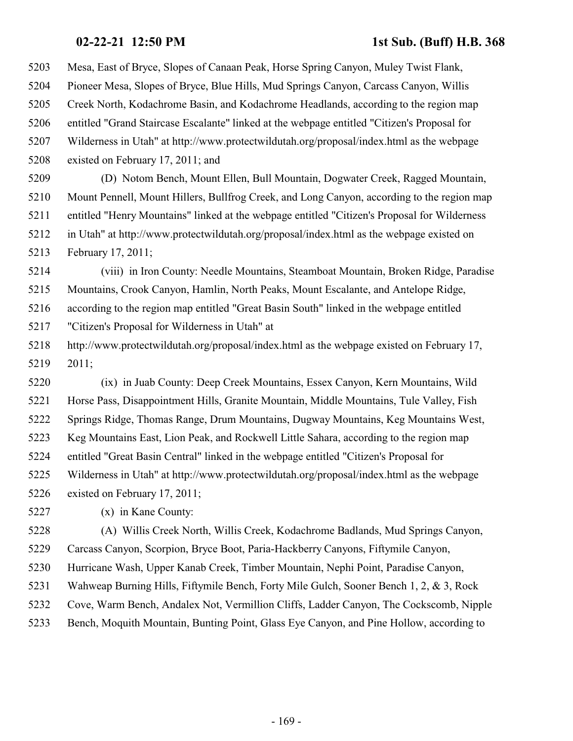5203 Mesa, East of Bryce, Slopes of Canaan Peak, Horse Spring Canyon, Muley Twist Flank,
5204 Pioneer Mesa, Slopes of Bryce, Blue Hills, Mud Springs Canyon, Carcass Canyon, Willis
5205 Creek North, Kodachrome Basin, and Kodachrome Headlands, according to the region map
5206 entitled "Grand Staircase Escalante" linked at the webpage entitled "Citizen's Proposal for
5207 Wilderness in Utah" at http://www.protectwildutah.org/proposal/index.html as the webpage
5208 existed on February 17, 2011; and

5209 (D) Notom Bench, Mount Ellen, Bull Mountain, Dogwater Creek, Ragged Mountain,
5210 Mount Pennell, Mount Hillers, Bullfrog Creek, and Long Canyon, according to the region map
5211 entitled "Henry Mountains" linked at the webpage entitled "Citizen's Proposal for Wilderness
5212 in Utah" at http://www.protectwildutah.org/proposal/index.html as the webpage existed on
5213 February 17, 2011;

5214 (viii) in Iron County: Needle Mountains, Steamboat Mountain, Broken Ridge, Paradise
5215 Mountains, Crook Canyon, Hamlin, North Peaks, Mount Escalante, and Antelope Ridge,
5216 according to the region map entitled "Great Basin South" linked in the webpage entitled
5217 "Citizen's Proposal for Wilderness in Utah" at
5218 http://www.protectwildutah.org/proposal/index.html as the webpage existed on February 17,
5219 2011;

5220 (ix) in Juab County: Deep Creek Mountains, Essex Canyon, Kern Mountains, Wild
5221 Horse Pass, Disappointment Hills, Granite Mountain, Middle Mountains, Tule Valley, Fish
5222 Springs Ridge, Thomas Range, Drum Mountains, Dugway Mountains, Keg Mountains West,
5223 Keg Mountains East, Lion Peak, and Rockwell Little Sahara, according to the region map
5224 entitled "Great Basin Central" linked in the webpage entitled "Citizen's Proposal for
5225 Wilderness in Utah" at http://www.protectwildutah.org/proposal/index.html as the webpage
5226 existed on February 17, 2011;

5227 (x) in Kane County:

5228 (A) Willis Creek North, Willis Creek, Kodachrome Badlands, Mud Springs Canyon,
5229 Carcass Canyon, Scorpion, Bryce Boot, Paria-Hackberry Canyons, Fiftymile Canyon,
5230 Hurricane Wash, Upper Kanab Creek, Timber Mountain, Nephi Point, Paradise Canyon,
5231 Wahweap Burning Hills, Fiftymile Bench, Forty Mile Gulch, Sooner Bench 1, 2, & 3, Rock
5232 Cove, Warm Bench, Andalex Not, Vermillion Cliffs, Ladder Canyon, The Cockscomb, Nipple
5233 Bench, Moquith Mountain, Bunting Point, Glass Eye Canyon, and Pine Hollow, according to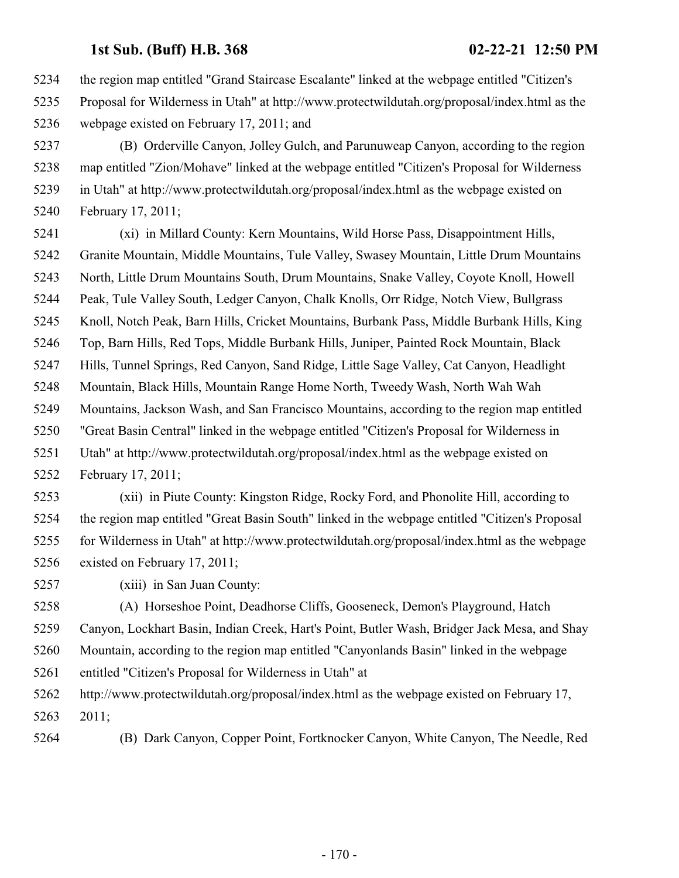the region map entitled "Grand Staircase Escalante" linked at the webpage entitled "Citizen's Proposal for Wilderness in Utah" at http://www.protectwildutah.org/proposal/index.html as the webpage existed on February 17, 2011; and

(B) Orderville Canyon, Jolley Gulch, and Parunuweap Canyon, according to the region map entitled "Zion/Mohave" linked at the webpage entitled "Citizen's Proposal for Wilderness in Utah" at http://www.protectwildutah.org/proposal/index.html as the webpage existed on February 17, 2011;

(xi) in Millard County: Kern Mountains, Wild Horse Pass, Disappointment Hills, Granite Mountain, Middle Mountains, Tule Valley, Swasey Mountain, Little Drum Mountains North, Little Drum Mountains South, Drum Mountains, Snake Valley, Coyote Knoll, Howell Peak, Tule Valley South, Ledger Canyon, Chalk Knolls, Orr Ridge, Notch View, Bullgrass Knoll, Notch Peak, Barn Hills, Cricket Mountains, Burbank Pass, Middle Burbank Hills, King Top, Barn Hills, Red Tops, Middle Burbank Hills, Juniper, Painted Rock Mountain, Black Hills, Tunnel Springs, Red Canyon, Sand Ridge, Little Sage Valley, Cat Canyon, Headlight Mountain, Black Hills, Mountain Range Home North, Tweedy Wash, North Wah Wah Mountains, Jackson Wash, and San Francisco Mountains, according to the region map entitled "Great Basin Central" linked in the webpage entitled "Citizen's Proposal for Wilderness in Utah" at http://www.protectwildutah.org/proposal/index.html as the webpage existed on February 17, 2011;

(xii) in Piute County: Kingston Ridge, Rocky Ford, and Phonolite Hill, according to the region map entitled "Great Basin South" linked in the webpage entitled "Citizen's Proposal for Wilderness in Utah" at http://www.protectwildutah.org/proposal/index.html as the webpage existed on February 17, 2011;

(xiii) in San Juan County:

(A) Horseshoe Point, Deadhorse Cliffs, Gooseneck, Demon's Playground, Hatch Canyon, Lockhart Basin, Indian Creek, Hart's Point, Butler Wash, Bridger Jack Mesa, and Shay Mountain, according to the region map entitled "Canyonlands Basin" linked in the webpage entitled "Citizen's Proposal for Wilderness in Utah" at http://www.protectwildutah.org/proposal/index.html as the webpage existed on February 17, 2011;

(B) Dark Canyon, Copper Point, Fortknocker Canyon, White Canyon, The Needle, Red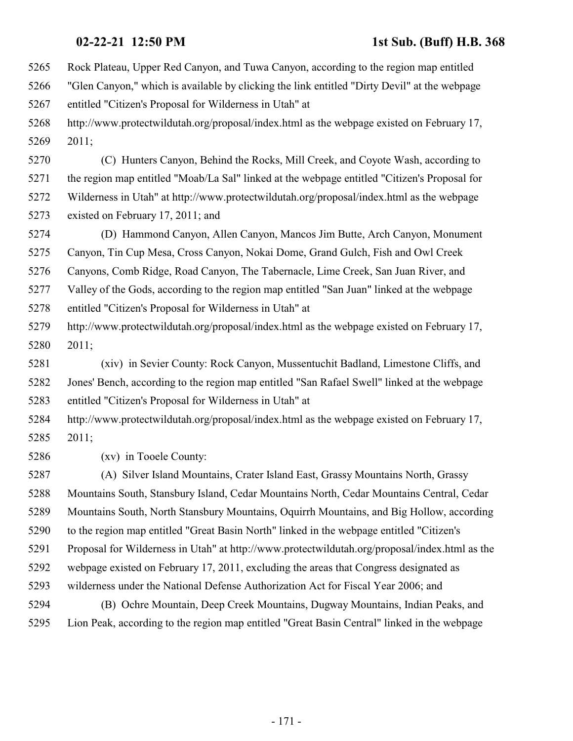Rock Plateau, Upper Red Canyon, and Tuwa Canyon, according to the region map entitled "Glen Canyon," which is available by clicking the link entitled "Dirty Devil" at the webpage entitled "Citizen's Proposal for Wilderness in Utah" at http://www.protectwildutah.org/proposal/index.html as the webpage existed on February 17, 2011;

(C) Hunters Canyon, Behind the Rocks, Mill Creek, and Coyote Wash, according to the region map entitled "Moab/La Sal" linked at the webpage entitled "Citizen's Proposal for Wilderness in Utah" at http://www.protectwildutah.org/proposal/index.html as the webpage existed on February 17, 2011; and

(D) Hammond Canyon, Allen Canyon, Mancos Jim Butte, Arch Canyon, Monument Canyon, Tin Cup Mesa, Cross Canyon, Nokai Dome, Grand Gulch, Fish and Owl Creek Canyons, Comb Ridge, Road Canyon, The Tabernacle, Lime Creek, San Juan River, and Valley of the Gods, according to the region map entitled "San Juan" linked at the webpage entitled "Citizen's Proposal for Wilderness in Utah" at http://www.protectwildutah.org/proposal/index.html as the webpage existed on February 17, 2011;

(xiv) in Sevier County: Rock Canyon, Mussentuchit Badland, Limestone Cliffs, and Jones' Bench, according to the region map entitled "San Rafael Swell" linked at the webpage entitled "Citizen's Proposal for Wilderness in Utah" at http://www.protectwildutah.org/proposal/index.html as the webpage existed on February 17, 2011;

(xv) in Tooele County:

(A) Silver Island Mountains, Crater Island East, Grassy Mountains North, Grassy Mountains South, Stansbury Island, Cedar Mountains North, Cedar Mountains Central, Cedar Mountains South, North Stansbury Mountains, Oquirrh Mountains, and Big Hollow, according to the region map entitled "Great Basin North" linked in the webpage entitled "Citizen's Proposal for Wilderness in Utah" at http://www.protectwildutah.org/proposal/index.html as the webpage existed on February 17, 2011, excluding the areas that Congress designated as wilderness under the National Defense Authorization Act for Fiscal Year 2006; and

(B) Ochre Mountain, Deep Creek Mountains, Dugway Mountains, Indian Peaks, and Lion Peak, according to the region map entitled "Great Basin Central" linked in the webpage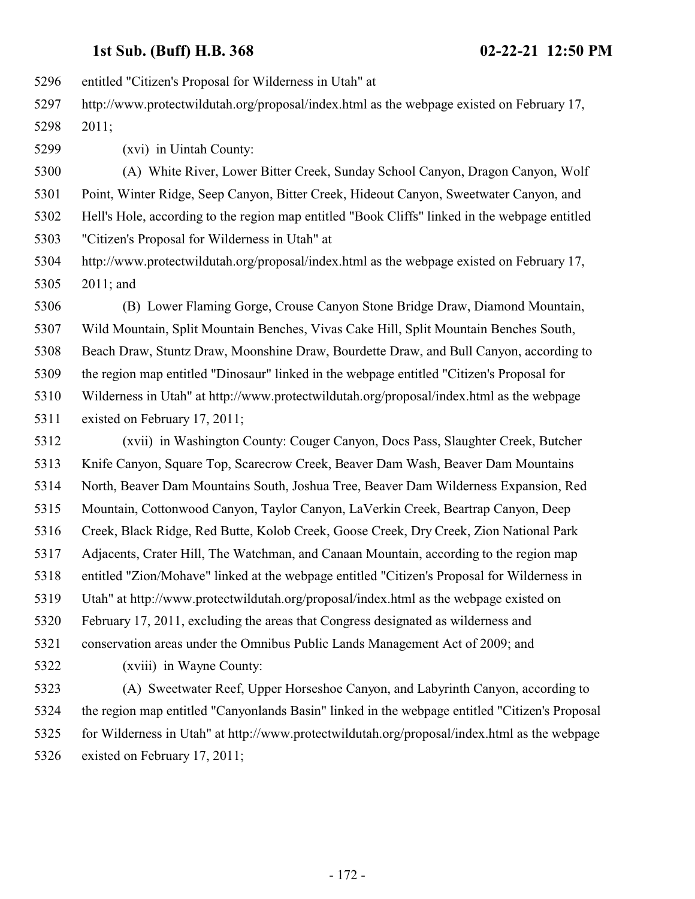entitled "Citizen's Proposal for Wilderness in Utah" at http://www.protectwildutah.org/proposal/index.html as the webpage existed on February 17, 2011;

(xvi) in Uintah County:

(A) White River, Lower Bitter Creek, Sunday School Canyon, Dragon Canyon, Wolf Point, Winter Ridge, Seep Canyon, Bitter Creek, Hideout Canyon, Sweetwater Canyon, and Hell's Hole, according to the region map entitled "Book Cliffs" linked in the webpage entitled "Citizen's Proposal for Wilderness in Utah" at http://www.protectwildutah.org/proposal/index.html as the webpage existed on February 17, 2011; and

(B) Lower Flaming Gorge, Crouse Canyon Stone Bridge Draw, Diamond Mountain, Wild Mountain, Split Mountain Benches, Vivas Cake Hill, Split Mountain Benches South, Beach Draw, Stuntz Draw, Moonshine Draw, Bourdette Draw, and Bull Canyon, according to the region map entitled "Dinosaur" linked in the webpage entitled "Citizen's Proposal for Wilderness in Utah" at http://www.protectwildutah.org/proposal/index.html as the webpage existed on February 17, 2011;

(xvii) in Washington County: Couger Canyon, Docs Pass, Slaughter Creek, Butcher Knife Canyon, Square Top, Scarecrow Creek, Beaver Dam Wash, Beaver Dam Mountains North, Beaver Dam Mountains South, Joshua Tree, Beaver Dam Wilderness Expansion, Red Mountain, Cottonwood Canyon, Taylor Canyon, LaVerkin Creek, Beartrap Canyon, Deep Creek, Black Ridge, Red Butte, Kolob Creek, Goose Creek, Dry Creek, Zion National Park Adjacents, Crater Hill, The Watchman, and Canaan Mountain, according to the region map entitled "Zion/Mohave" linked at the webpage entitled "Citizen's Proposal for Wilderness in Utah" at http://www.protectwildutah.org/proposal/index.html as the webpage existed on February 17, 2011, excluding the areas that Congress designated as wilderness and conservation areas under the Omnibus Public Lands Management Act of 2009; and

(xviii) in Wayne County:

(A) Sweetwater Reef, Upper Horseshoe Canyon, and Labyrinth Canyon, according to the region map entitled "Canyonlands Basin" linked in the webpage entitled "Citizen's Proposal for Wilderness in Utah" at http://www.protectwildutah.org/proposal/index.html as the webpage existed on February 17, 2011;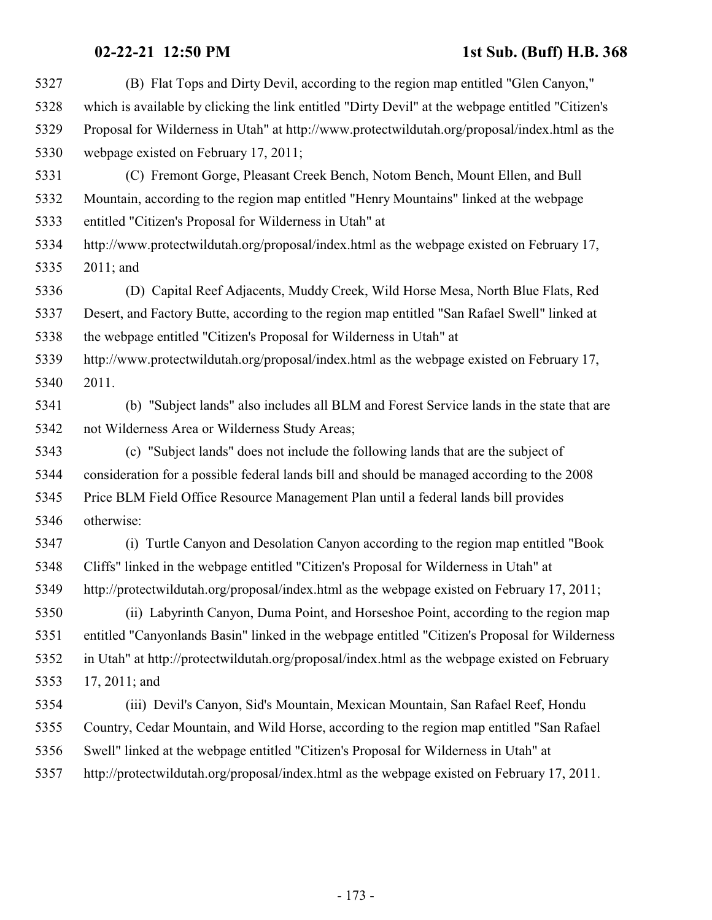(B) Flat Tops and Dirty Devil, according to the region map entitled "Glen Canyon," which is available by clicking the link entitled "Dirty Devil" at the webpage entitled "Citizen's Proposal for Wilderness in Utah" at http://www.protectwildutah.org/proposal/index.html as the webpage existed on February 17, 2011;

(C) Fremont Gorge, Pleasant Creek Bench, Notom Bench, Mount Ellen, and Bull Mountain, according to the region map entitled "Henry Mountains" linked at the webpage entitled "Citizen's Proposal for Wilderness in Utah" at http://www.protectwildutah.org/proposal/index.html as the webpage existed on February 17, 2011; and

(D) Capital Reef Adjacents, Muddy Creek, Wild Horse Mesa, North Blue Flats, Red Desert, and Factory Butte, according to the region map entitled "San Rafael Swell" linked at the webpage entitled "Citizen's Proposal for Wilderness in Utah" at http://www.protectwildutah.org/proposal/index.html as the webpage existed on February 17, 2011.

(b) "Subject lands" also includes all BLM and Forest Service lands in the state that are not Wilderness Area or Wilderness Study Areas;

(c) "Subject lands" does not include the following lands that are the subject of consideration for a possible federal lands bill and should be managed according to the 2008 Price BLM Field Office Resource Management Plan until a federal lands bill provides otherwise:

(i) Turtle Canyon and Desolation Canyon according to the region map entitled "Book Cliffs" linked in the webpage entitled "Citizen's Proposal for Wilderness in Utah" at http://protectwildutah.org/proposal/index.html as the webpage existed on February 17, 2011;

(ii) Labyrinth Canyon, Duma Point, and Horseshoe Point, according to the region map entitled "Canyonlands Basin" linked in the webpage entitled "Citizen's Proposal for Wilderness in Utah" at http://protectwildutah.org/proposal/index.html as the webpage existed on February 17, 2011; and

(iii) Devil's Canyon, Sid's Mountain, Mexican Mountain, San Rafael Reef, Hondu Country, Cedar Mountain, and Wild Horse, according to the region map entitled "San Rafael Swell" linked at the webpage entitled "Citizen's Proposal for Wilderness in Utah" at http://protectwildutah.org/proposal/index.html as the webpage existed on February 17, 2011.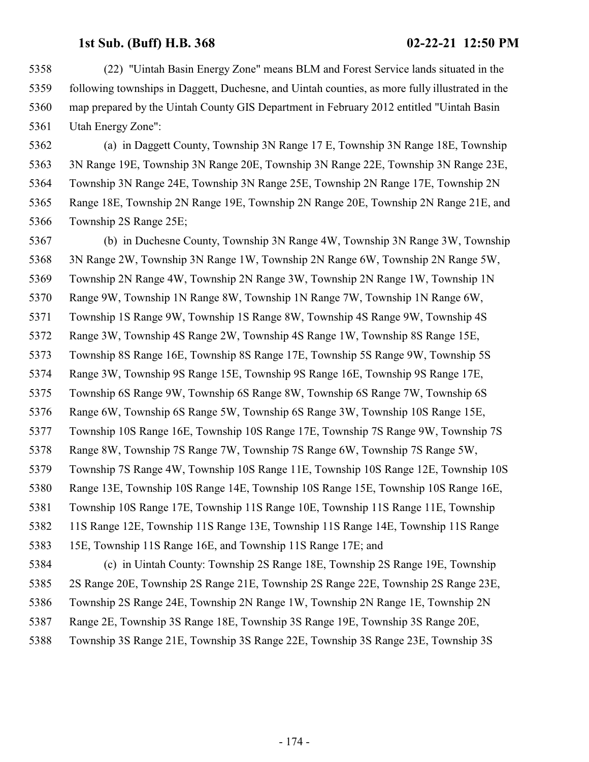(22) "Uintah Basin Energy Zone" means BLM and Forest Service lands situated in the following townships in Daggett, Duchesne, and Uintah counties, as more fully illustrated in the map prepared by the Uintah County GIS Department in February 2012 entitled "Uintah Basin Utah Energy Zone":

(a) in Daggett County, Township 3N Range 17 E, Township 3N Range 18E, Township 3N Range 19E, Township 3N Range 20E, Township 3N Range 22E, Township 3N Range 23E, Township 3N Range 24E, Township 3N Range 25E, Township 2N Range 17E, Township 2N Range 18E, Township 2N Range 19E, Township 2N Range 20E, Township 2N Range 21E, and Township 2S Range 25E;

(b) in Duchesne County, Township 3N Range 4W, Township 3N Range 3W, Township 3N Range 2W, Township 3N Range 1W, Township 2N Range 6W, Township 2N Range 5W, Township 2N Range 4W, Township 2N Range 3W, Township 2N Range 1W, Township 1N Range 9W, Township 1N Range 8W, Township 1N Range 7W, Township 1N Range 6W, Township 1S Range 9W, Township 1S Range 8W, Township 4S Range 9W, Township 4S Range 3W, Township 4S Range 2W, Township 4S Range 1W, Township 8S Range 15E, Township 8S Range 16E, Township 8S Range 17E, Township 5S Range 9W, Township 5S Range 3W, Township 9S Range 15E, Township 9S Range 16E, Township 9S Range 17E, Township 6S Range 9W, Township 6S Range 8W, Township 6S Range 7W, Township 6S Range 6W, Township 6S Range 5W, Township 6S Range 3W, Township 10S Range 15E, Township 10S Range 16E, Township 10S Range 17E, Township 7S Range 9W, Township 7S Range 8W, Township 7S Range 7W, Township 7S Range 6W, Township 7S Range 5W, Township 7S Range 4W, Township 10S Range 11E, Township 10S Range 12E, Township 10S Range 13E, Township 10S Range 14E, Township 10S Range 15E, Township 10S Range 16E, Township 10S Range 17E, Township 11S Range 10E, Township 11S Range 11E, Township 11S Range 12E, Township 11S Range 13E, Township 11S Range 14E, Township 11S Range 15E, Township 11S Range 16E, and Township 11S Range 17E; and

(c) in Uintah County: Township 2S Range 18E, Township 2S Range 19E, Township 2S Range 20E, Township 2S Range 21E, Township 2S Range 22E, Township 2S Range 23E, Township 2S Range 24E, Township 2N Range 1W, Township 2N Range 1E, Township 2N Range 2E, Township 3S Range 18E, Township 3S Range 19E, Township 3S Range 20E, Township 3S Range 21E, Township 3S Range 22E, Township 3S Range 23E, Township 3S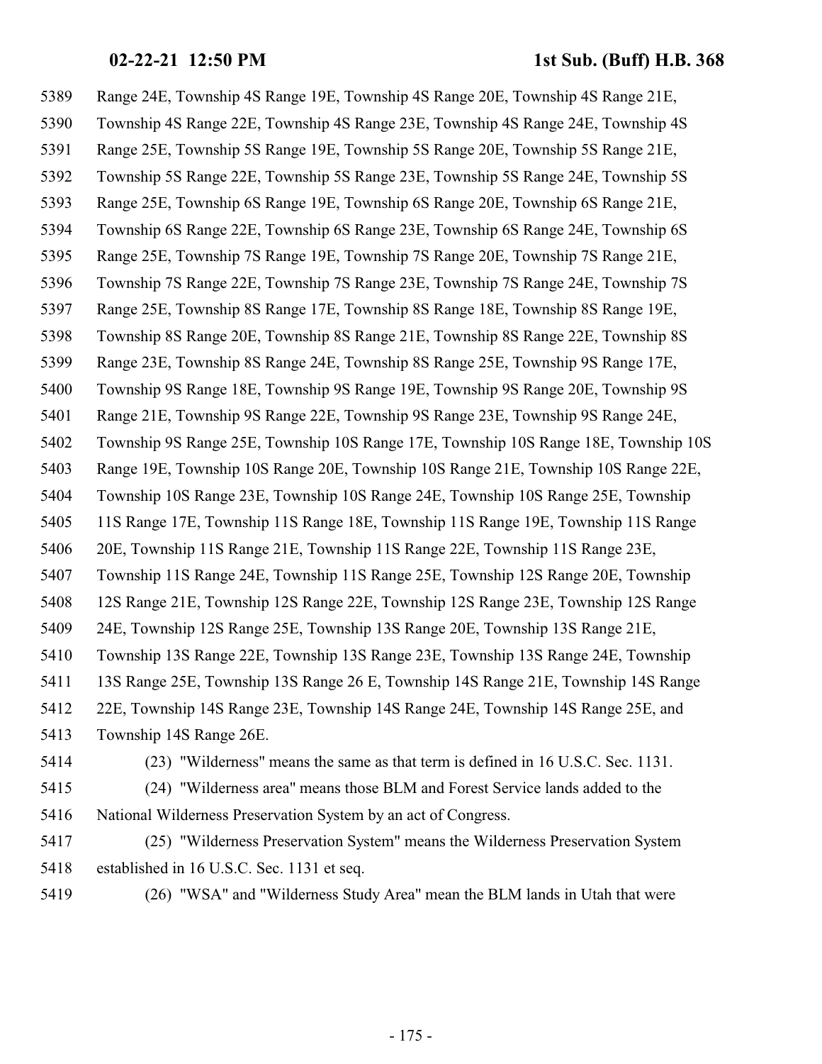Range 24E, Township 4S Range 19E, Township 4S Range 20E, Township 4S Range 21E, Township 4S Range 22E, Township 4S Range 23E, Township 4S Range 24E, Township 4S Range 25E, Township 5S Range 19E, Township 5S Range 20E, Township 5S Range 21E, Township 5S Range 22E, Township 5S Range 23E, Township 5S Range 24E, Township 5S Range 25E, Township 6S Range 19E, Township 6S Range 20E, Township 6S Range 21E, Township 6S Range 22E, Township 6S Range 23E, Township 6S Range 24E, Township 6S Range 25E, Township 7S Range 19E, Township 7S Range 20E, Township 7S Range 21E, Township 7S Range 22E, Township 7S Range 23E, Township 7S Range 24E, Township 7S Range 25E, Township 8S Range 17E, Township 8S Range 18E, Township 8S Range 19E, Township 8S Range 20E, Township 8S Range 21E, Township 8S Range 22E, Township 8S Range 23E, Township 8S Range 24E, Township 8S Range 25E, Township 9S Range 17E, Township 9S Range 18E, Township 9S Range 19E, Township 9S Range 20E, Township 9S Range 21E, Township 9S Range 22E, Township 9S Range 23E, Township 9S Range 24E, Township 9S Range 25E, Township 10S Range 17E, Township 10S Range 18E, Township 10S Range 19E, Township 10S Range 20E, Township 10S Range 21E, Township 10S Range 22E, Township 10S Range 23E, Township 10S Range 24E, Township 10S Range 25E, Township 11S Range 17E, Township 11S Range 18E, Township 11S Range 19E, Township 11S Range 20E, Township 11S Range 21E, Township 11S Range 22E, Township 11S Range 23E, Township 11S Range 24E, Township 11S Range 25E, Township 12S Range 20E, Township 12S Range 21E, Township 12S Range 22E, Township 12S Range 23E, Township 12S Range 24E, Township 12S Range 25E, Township 13S Range 20E, Township 13S Range 21E, Township 13S Range 22E, Township 13S Range 23E, Township 13S Range 24E, Township 13S Range 25E, Township 13S Range 26 E, Township 14S Range 21E, Township 14S Range 22E, Township 14S Range 23E, Township 14S Range 24E, Township 14S Range 25E, and Township 14S Range 26E.

(23) "Wilderness" means the same as that term is defined in 16 U.S.C. Sec. 1131.

(24) "Wilderness area" means those BLM and Forest Service lands added to the National Wilderness Preservation System by an act of Congress.

(25) "Wilderness Preservation System" means the Wilderness Preservation System established in 16 U.S.C. Sec. 1131 et seq.

(26) "WSA" and "Wilderness Study Area" mean the BLM lands in Utah that were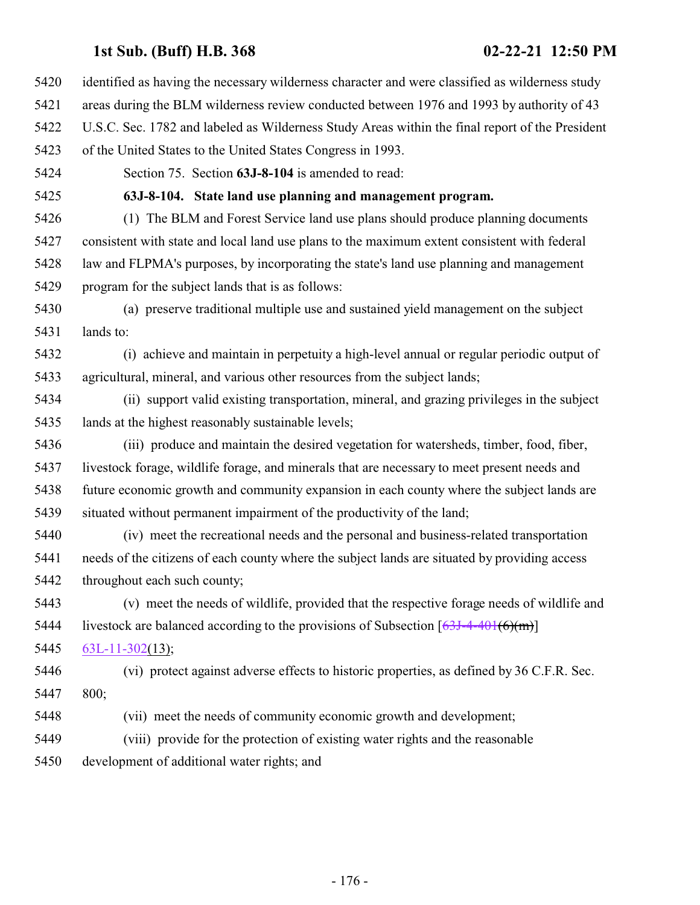identified as having the necessary wilderness character and were classified as wilderness study areas during the BLM wilderness review conducted between 1976 and 1993 by authority of 43 U.S.C. Sec. 1782 and labeled as Wilderness Study Areas within the final report of the President of the United States to the United States Congress in 1993.

Section 75. Section **63J-8-104** is amended to read:

**63J-8-104. State land use planning and management program.**

(1) The BLM and Forest Service land use plans should produce planning documents consistent with state and local land use plans to the maximum extent consistent with federal law and FLPMA's purposes, by incorporating the state's land use planning and management program for the subject lands that is as follows:

(a) preserve traditional multiple use and sustained yield management on the subject lands to:

(i) achieve and maintain in perpetuity a high-level annual or regular periodic output of agricultural, mineral, and various other resources from the subject lands;

(ii) support valid existing transportation, mineral, and grazing privileges in the subject lands at the highest reasonably sustainable levels;

(iii) produce and maintain the desired vegetation for watersheds, timber, food, fiber, livestock forage, wildlife forage, and minerals that are necessary to meet present needs and future economic growth and community expansion in each county where the subject lands are situated without permanent impairment of the productivity of the land;

(iv) meet the recreational needs and the personal and business-related transportation needs of the citizens of each county where the subject lands are situated by providing access throughout each such county;

(v) meet the needs of wildlife, provided that the respective forage needs of wildlife and livestock are balanced according to the provisions of Subsection [~~63J-4-401(6)(m)~~] 63L-11-302(13);

(vi) protect against adverse effects to historic properties, as defined by 36 C.F.R. Sec. 800;

(vii) meet the needs of community economic growth and development;

(viii) provide for the protection of existing water rights and the reasonable development of additional water rights; and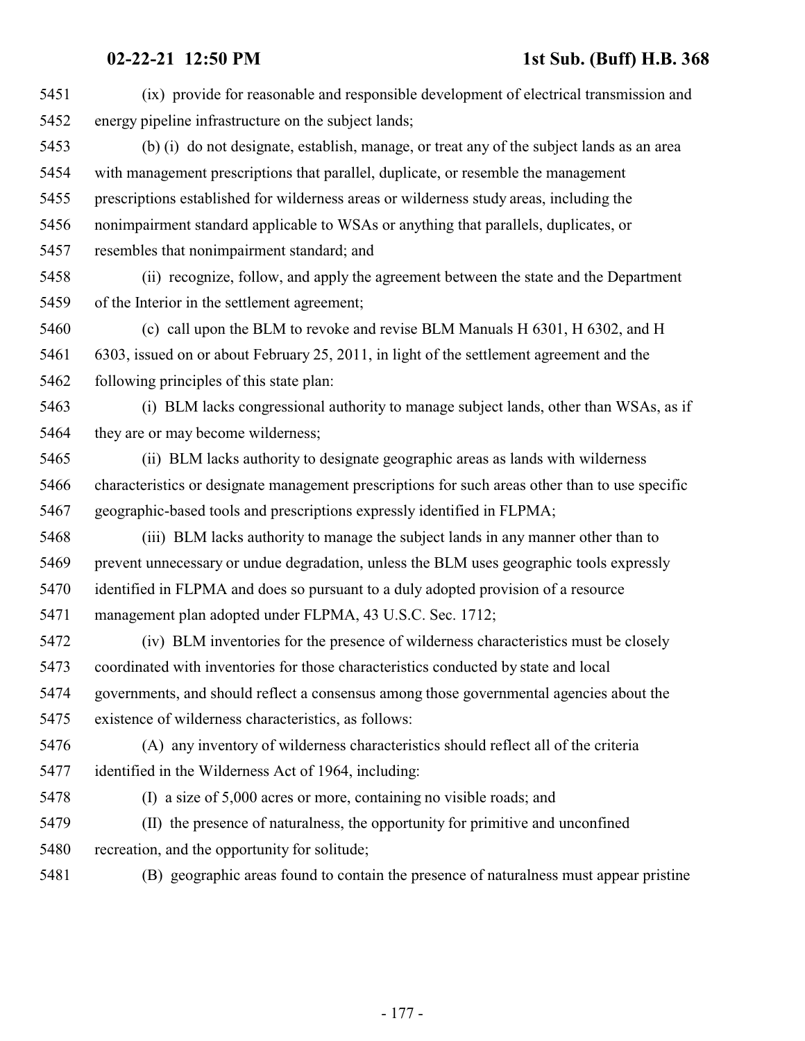(ix) provide for reasonable and responsible development of electrical transmission and energy pipeline infrastructure on the subject lands;

(b) (i) do not designate, establish, manage, or treat any of the subject lands as an area with management prescriptions that parallel, duplicate, or resemble the management prescriptions established for wilderness areas or wilderness study areas, including the nonimpairment standard applicable to WSAs or anything that parallels, duplicates, or resembles that nonimpairment standard; and

(ii) recognize, follow, and apply the agreement between the state and the Department of the Interior in the settlement agreement;

(c) call upon the BLM to revoke and revise BLM Manuals H 6301, H 6302, and H 6303, issued on or about February 25, 2011, in light of the settlement agreement and the following principles of this state plan:

(i) BLM lacks congressional authority to manage subject lands, other than WSAs, as if they are or may become wilderness;

(ii) BLM lacks authority to designate geographic areas as lands with wilderness characteristics or designate management prescriptions for such areas other than to use specific geographic-based tools and prescriptions expressly identified in FLPMA;

(iii) BLM lacks authority to manage the subject lands in any manner other than to prevent unnecessary or undue degradation, unless the BLM uses geographic tools expressly identified in FLPMA and does so pursuant to a duly adopted provision of a resource management plan adopted under FLPMA, 43 U.S.C. Sec. 1712;

(iv) BLM inventories for the presence of wilderness characteristics must be closely coordinated with inventories for those characteristics conducted by state and local governments, and should reflect a consensus among those governmental agencies about the existence of wilderness characteristics, as follows:

(A) any inventory of wilderness characteristics should reflect all of the criteria identified in the Wilderness Act of 1964, including:

(I) a size of 5,000 acres or more, containing no visible roads; and

(II) the presence of naturalness, the opportunity for primitive and unconfined recreation, and the opportunity for solitude;

(B) geographic areas found to contain the presence of naturalness must appear pristine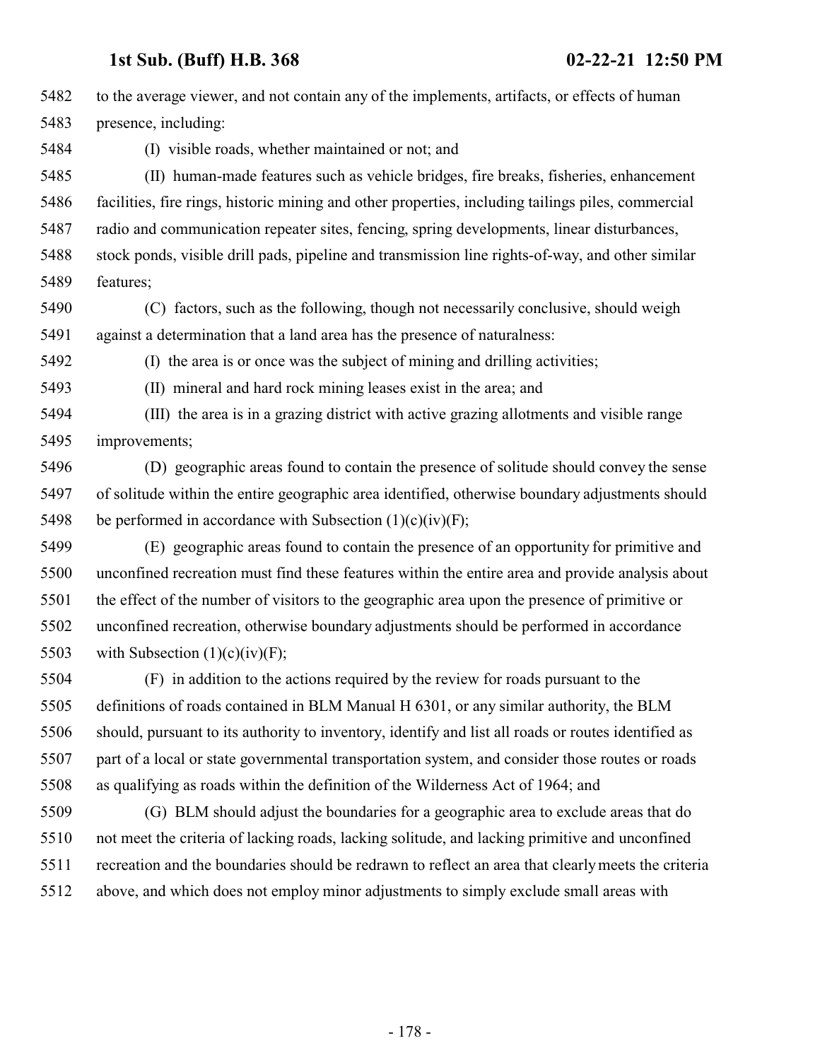to the average viewer, and not contain any of the implements, artifacts, or effects of human presence, including:

(I) visible roads, whether maintained or not; and

(II) human-made features such as vehicle bridges, fire breaks, fisheries, enhancement facilities, fire rings, historic mining and other properties, including tailings piles, commercial radio and communication repeater sites, fencing, spring developments, linear disturbances, stock ponds, visible drill pads, pipeline and transmission line rights-of-way, and other similar features;

(C) factors, such as the following, though not necessarily conclusive, should weigh against a determination that a land area has the presence of naturalness:

(I) the area is or once was the subject of mining and drilling activities;

(II) mineral and hard rock mining leases exist in the area; and

(III) the area is in a grazing district with active grazing allotments and visible range improvements;

(D) geographic areas found to contain the presence of solitude should convey the sense of solitude within the entire geographic area identified, otherwise boundary adjustments should be performed in accordance with Subsection (1)(c)(iv)(F);

(E) geographic areas found to contain the presence of an opportunity for primitive and unconfined recreation must find these features within the entire area and provide analysis about the effect of the number of visitors to the geographic area upon the presence of primitive or unconfined recreation, otherwise boundary adjustments should be performed in accordance with Subsection (1)(c)(iv)(F);

(F) in addition to the actions required by the review for roads pursuant to the definitions of roads contained in BLM Manual H 6301, or any similar authority, the BLM should, pursuant to its authority to inventory, identify and list all roads or routes identified as part of a local or state governmental transportation system, and consider those routes or roads as qualifying as roads within the definition of the Wilderness Act of 1964; and

(G) BLM should adjust the boundaries for a geographic area to exclude areas that do not meet the criteria of lacking roads, lacking solitude, and lacking primitive and unconfined recreation and the boundaries should be redrawn to reflect an area that clearly meets the criteria above, and which does not employ minor adjustments to simply exclude small areas with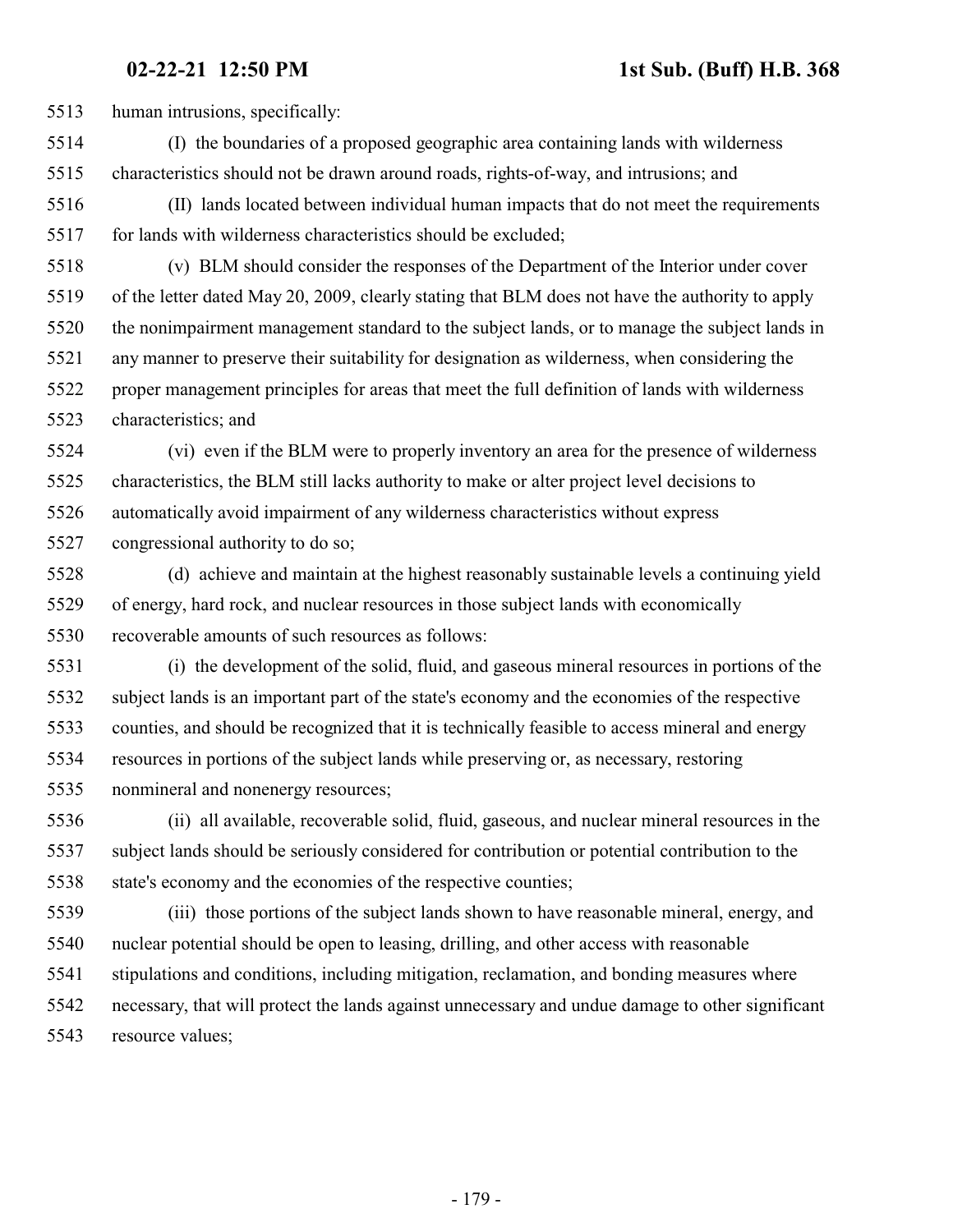human intrusions, specifically:

(I) the boundaries of a proposed geographic area containing lands with wilderness characteristics should not be drawn around roads, rights-of-way, and intrusions; and

(II) lands located between individual human impacts that do not meet the requirements for lands with wilderness characteristics should be excluded;

(v) BLM should consider the responses of the Department of the Interior under cover of the letter dated May 20, 2009, clearly stating that BLM does not have the authority to apply the nonimpairment management standard to the subject lands, or to manage the subject lands in any manner to preserve their suitability for designation as wilderness, when considering the proper management principles for areas that meet the full definition of lands with wilderness characteristics; and

(vi) even if the BLM were to properly inventory an area for the presence of wilderness characteristics, the BLM still lacks authority to make or alter project level decisions to automatically avoid impairment of any wilderness characteristics without express congressional authority to do so;

(d) achieve and maintain at the highest reasonably sustainable levels a continuing yield of energy, hard rock, and nuclear resources in those subject lands with economically recoverable amounts of such resources as follows:

(i) the development of the solid, fluid, and gaseous mineral resources in portions of the subject lands is an important part of the state's economy and the economies of the respective counties, and should be recognized that it is technically feasible to access mineral and energy resources in portions of the subject lands while preserving or, as necessary, restoring nonmineral and nonenergy resources;

(ii) all available, recoverable solid, fluid, gaseous, and nuclear mineral resources in the subject lands should be seriously considered for contribution or potential contribution to the state's economy and the economies of the respective counties;

(iii) those portions of the subject lands shown to have reasonable mineral, energy, and nuclear potential should be open to leasing, drilling, and other access with reasonable stipulations and conditions, including mitigation, reclamation, and bonding measures where necessary, that will protect the lands against unnecessary and undue damage to other significant resource values;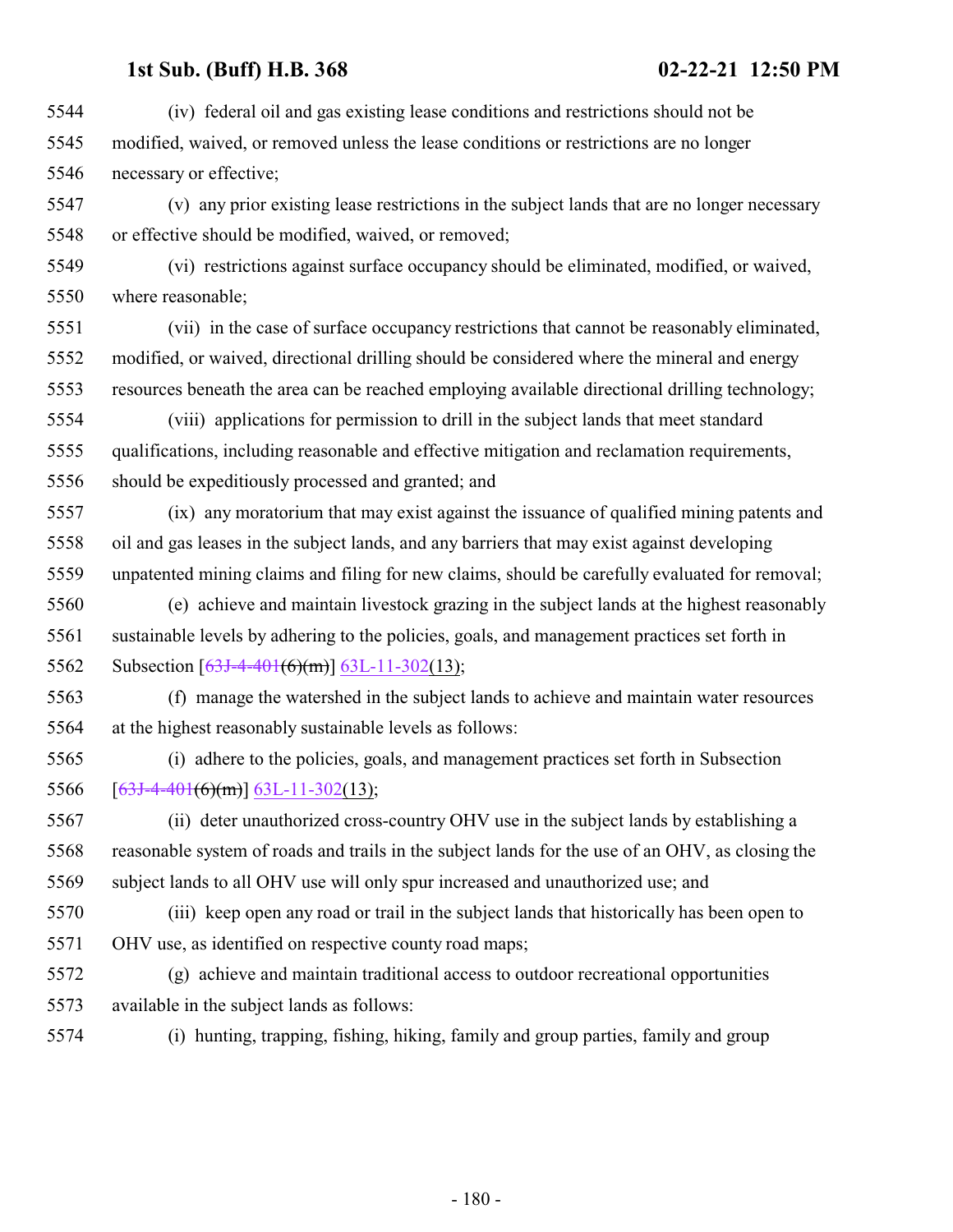5544 (iv) federal oil and gas existing lease conditions and restrictions should not be
5545 modified, waived, or removed unless the lease conditions or restrictions are no longer
5546 necessary or effective;

5547 (v) any prior existing lease restrictions in the subject lands that are no longer necessary
5548 or effective should be modified, waived, or removed;

5549 (vi) restrictions against surface occupancy should be eliminated, modified, or waived,
5550 where reasonable;

5551 (vii) in the case of surface occupancy restrictions that cannot be reasonably eliminated,
5552 modified, or waived, directional drilling should be considered where the mineral and energy
5553 resources beneath the area can be reached employing available directional drilling technology;

5554 (viii) applications for permission to drill in the subject lands that meet standard
5555 qualifications, including reasonable and effective mitigation and reclamation requirements,
5556 should be expeditiously processed and granted; and

5557 (ix) any moratorium that may exist against the issuance of qualified mining patents and
5558 oil and gas leases in the subject lands, and any barriers that may exist against developing
5559 unpatented mining claims and filing for new claims, should be carefully evaluated for removal;

5560 (e) achieve and maintain livestock grazing in the subject lands at the highest reasonably
5561 sustainable levels by adhering to the policies, goals, and management practices set forth in
5562 Subsection [~~63J-4-401(6)(m)~~] 63L-11-302(13);

5563 (f) manage the watershed in the subject lands to achieve and maintain water resources
5564 at the highest reasonably sustainable levels as follows:

5565 (i) adhere to the policies, goals, and management practices set forth in Subsection
5566 [~~63J-4-401(6)(m)~~] 63L-11-302(13);

5567 (ii) deter unauthorized cross-country OHV use in the subject lands by establishing a
5568 reasonable system of roads and trails in the subject lands for the use of an OHV, as closing the
5569 subject lands to all OHV use will only spur increased and unauthorized use; and

5570 (iii) keep open any road or trail in the subject lands that historically has been open to
5571 OHV use, as identified on respective county road maps;

5572 (g) achieve and maintain traditional access to outdoor recreational opportunities
5573 available in the subject lands as follows:

5574 (i) hunting, trapping, fishing, hiking, family and group parties, family and group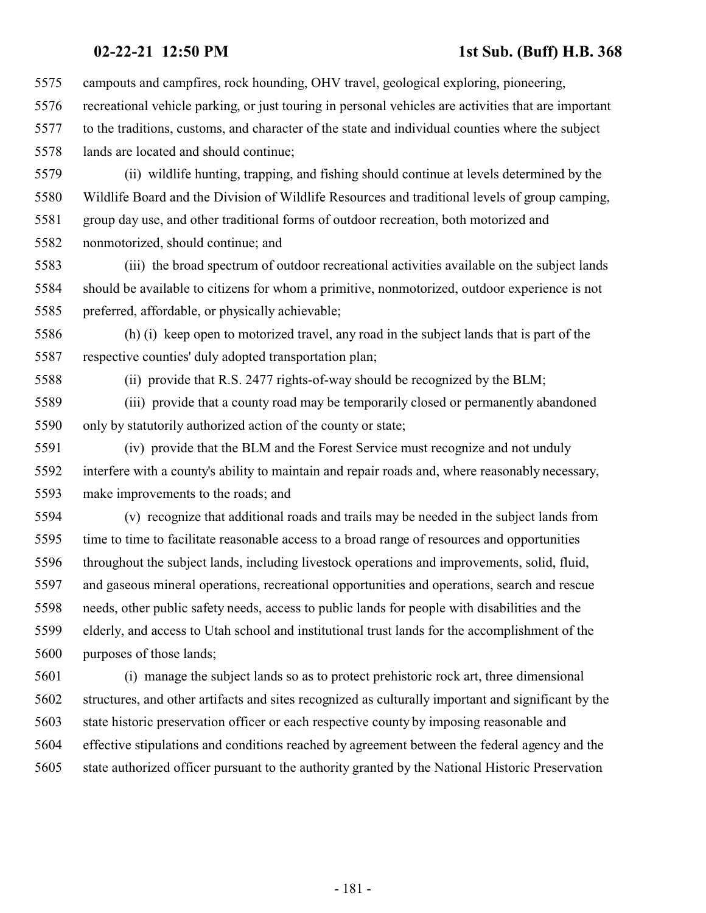campouts and campfires, rock hounding, OHV travel, geological exploring, pioneering, recreational vehicle parking, or just touring in personal vehicles are activities that are important to the traditions, customs, and character of the state and individual counties where the subject lands are located and should continue;

(ii) wildlife hunting, trapping, and fishing should continue at levels determined by the Wildlife Board and the Division of Wildlife Resources and traditional levels of group camping, group day use, and other traditional forms of outdoor recreation, both motorized and nonmotorized, should continue; and

(iii) the broad spectrum of outdoor recreational activities available on the subject lands should be available to citizens for whom a primitive, nonmotorized, outdoor experience is not preferred, affordable, or physically achievable;

(h) (i) keep open to motorized travel, any road in the subject lands that is part of the respective counties' duly adopted transportation plan;

(ii) provide that R.S. 2477 rights-of-way should be recognized by the BLM;

(iii) provide that a county road may be temporarily closed or permanently abandoned only by statutorily authorized action of the county or state;

(iv) provide that the BLM and the Forest Service must recognize and not unduly interfere with a county's ability to maintain and repair roads and, where reasonably necessary, make improvements to the roads; and

(v) recognize that additional roads and trails may be needed in the subject lands from time to time to facilitate reasonable access to a broad range of resources and opportunities throughout the subject lands, including livestock operations and improvements, solid, fluid, and gaseous mineral operations, recreational opportunities and operations, search and rescue needs, other public safety needs, access to public lands for people with disabilities and the elderly, and access to Utah school and institutional trust lands for the accomplishment of the purposes of those lands;

(i) manage the subject lands so as to protect prehistoric rock art, three dimensional structures, and other artifacts and sites recognized as culturally important and significant by the state historic preservation officer or each respective county by imposing reasonable and effective stipulations and conditions reached by agreement between the federal agency and the state authorized officer pursuant to the authority granted by the National Historic Preservation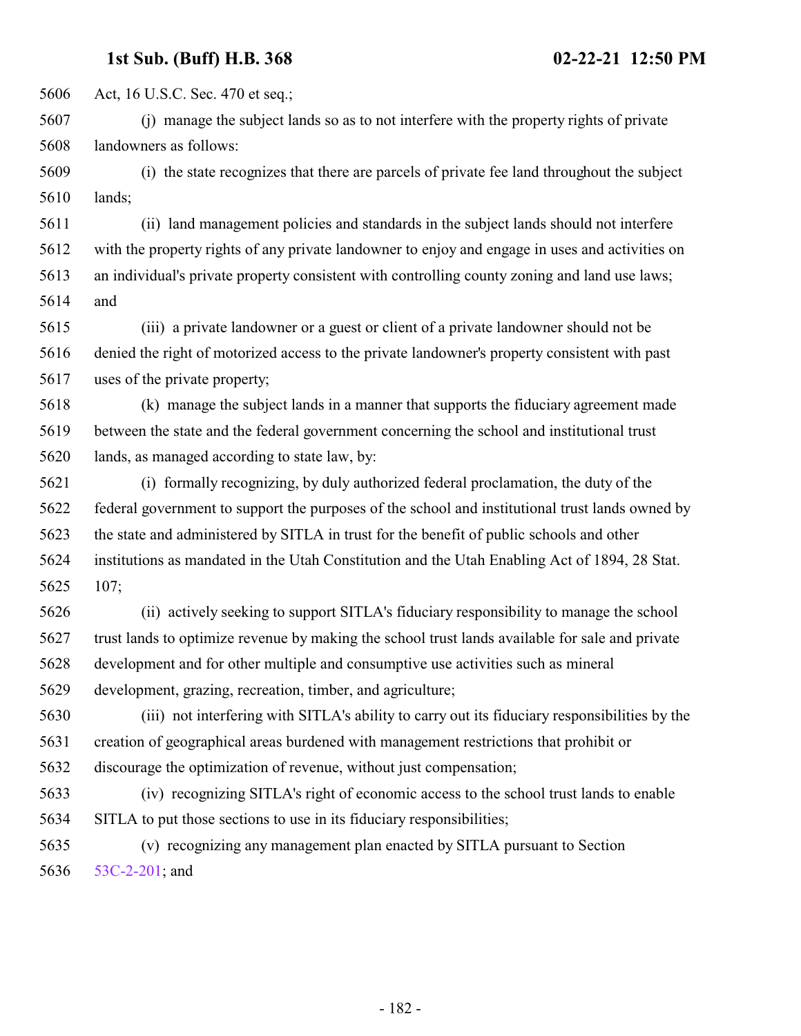Act, 16 U.S.C. Sec. 470 et seq.;

(j) manage the subject lands so as to not interfere with the property rights of private landowners as follows:

(i) the state recognizes that there are parcels of private fee land throughout the subject lands;

(ii) land management policies and standards in the subject lands should not interfere with the property rights of any private landowner to enjoy and engage in uses and activities on an individual's private property consistent with controlling county zoning and land use laws; and

(iii) a private landowner or a guest or client of a private landowner should not be denied the right of motorized access to the private landowner's property consistent with past uses of the private property;

(k) manage the subject lands in a manner that supports the fiduciary agreement made between the state and the federal government concerning the school and institutional trust lands, as managed according to state law, by:

(i) formally recognizing, by duly authorized federal proclamation, the duty of the federal government to support the purposes of the school and institutional trust lands owned by the state and administered by SITLA in trust for the benefit of public schools and other institutions as mandated in the Utah Constitution and the Utah Enabling Act of 1894, 28 Stat. 107;

(ii) actively seeking to support SITLA's fiduciary responsibility to manage the school trust lands to optimize revenue by making the school trust lands available for sale and private development and for other multiple and consumptive use activities such as mineral development, grazing, recreation, timber, and agriculture;

(iii) not interfering with SITLA's ability to carry out its fiduciary responsibilities by the creation of geographical areas burdened with management restrictions that prohibit or discourage the optimization of revenue, without just compensation;

(iv) recognizing SITLA's right of economic access to the school trust lands to enable SITLA to put those sections to use in its fiduciary responsibilities;

(v) recognizing any management plan enacted by SITLA pursuant to Section 53C-2-201; and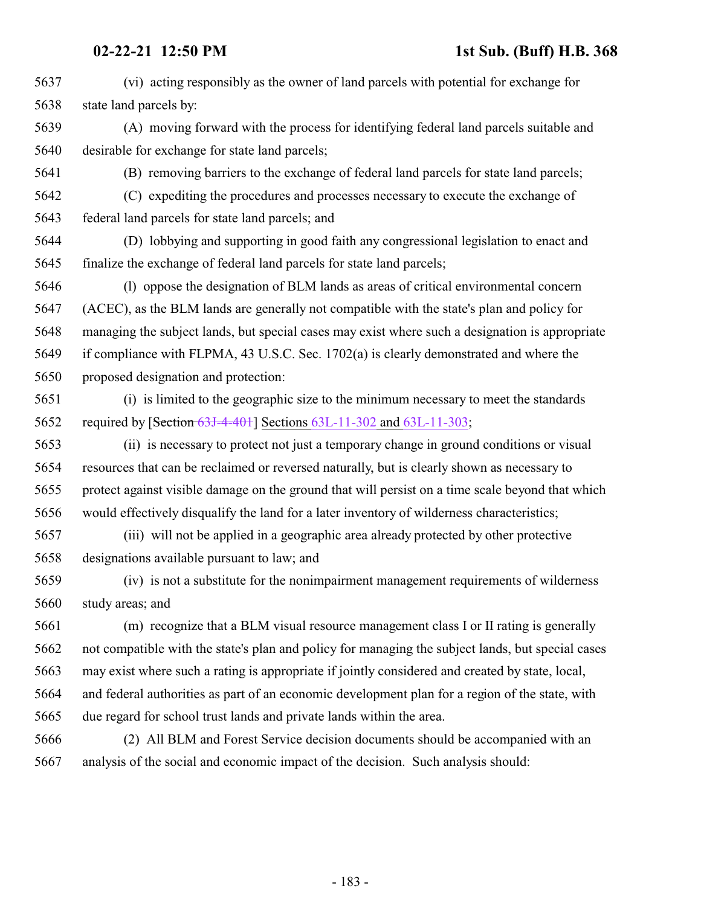(vi) acting responsibly as the owner of land parcels with potential for exchange for state land parcels by:

(A) moving forward with the process for identifying federal land parcels suitable and desirable for exchange for state land parcels;

(B) removing barriers to the exchange of federal land parcels for state land parcels;

(C) expediting the procedures and processes necessary to execute the exchange of federal land parcels for state land parcels; and

(D) lobbying and supporting in good faith any congressional legislation to enact and finalize the exchange of federal land parcels for state land parcels;

(l) oppose the designation of BLM lands as areas of critical environmental concern (ACEC), as the BLM lands are generally not compatible with the state's plan and policy for managing the subject lands, but special cases may exist where such a designation is appropriate if compliance with FLPMA, 43 U.S.C. Sec. 1702(a) is clearly demonstrated and where the proposed designation and protection:

(i) is limited to the geographic size to the minimum necessary to meet the standards required by [~~Section 63J-4-401~~] Sections 63L-11-302 and 63L-11-303;

(ii) is necessary to protect not just a temporary change in ground conditions or visual resources that can be reclaimed or reversed naturally, but is clearly shown as necessary to protect against visible damage on the ground that will persist on a time scale beyond that which would effectively disqualify the land for a later inventory of wilderness characteristics;

(iii) will not be applied in a geographic area already protected by other protective designations available pursuant to law; and

(iv) is not a substitute for the nonimpairment management requirements of wilderness study areas; and

(m) recognize that a BLM visual resource management class I or II rating is generally not compatible with the state's plan and policy for managing the subject lands, but special cases may exist where such a rating is appropriate if jointly considered and created by state, local, and federal authorities as part of an economic development plan for a region of the state, with due regard for school trust lands and private lands within the area.

(2) All BLM and Forest Service decision documents should be accompanied with an analysis of the social and economic impact of the decision. Such analysis should: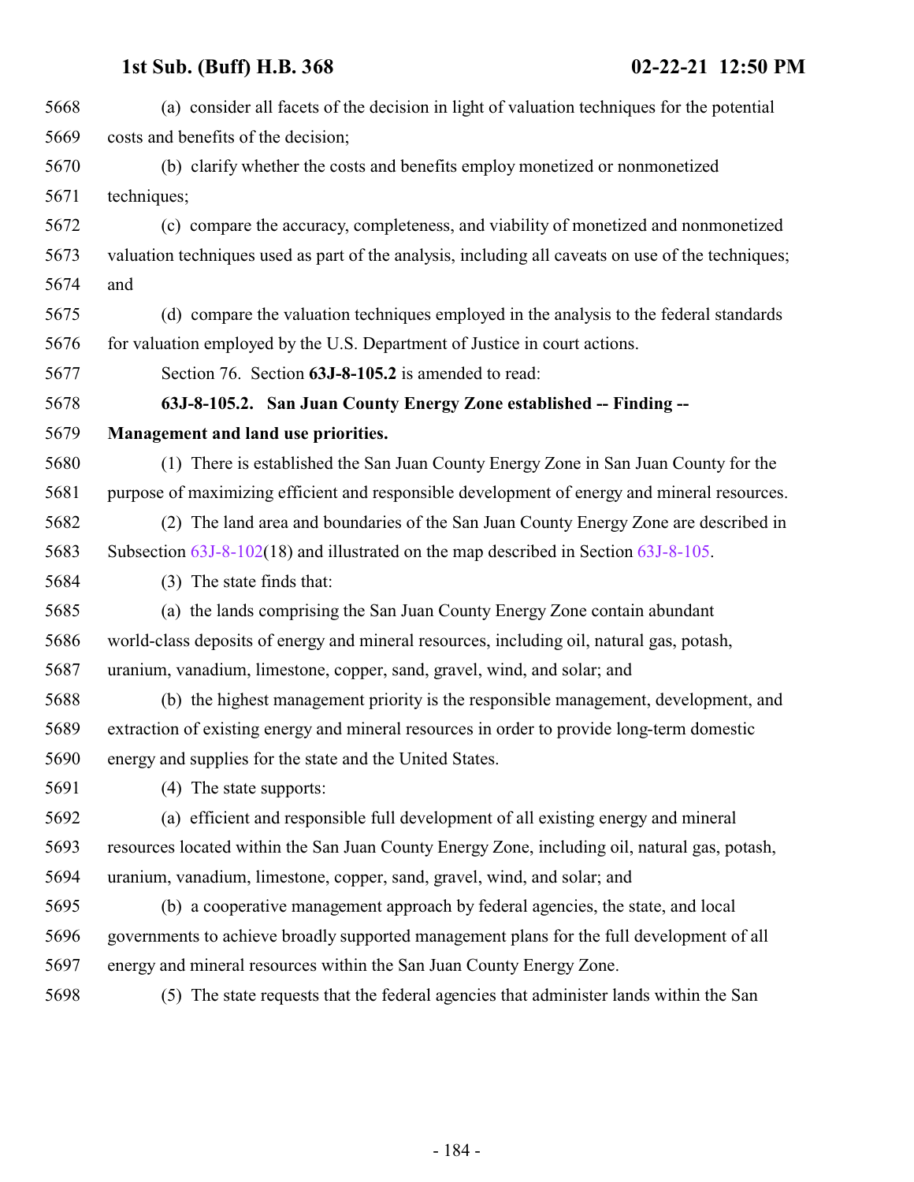(a) consider all facets of the decision in light of valuation techniques for the potential costs and benefits of the decision;

(b) clarify whether the costs and benefits employ monetized or nonmonetized techniques;

(c) compare the accuracy, completeness, and viability of monetized and nonmonetized valuation techniques used as part of the analysis, including all caveats on use of the techniques; and

(d) compare the valuation techniques employed in the analysis to the federal standards for valuation employed by the U.S. Department of Justice in court actions.

Section 76. Section **63J-8-105.2** is amended to read:

**63J-8-105.2. San Juan County Energy Zone established -- Finding -- Management and land use priorities.**

(1) There is established the San Juan County Energy Zone in San Juan County for the purpose of maximizing efficient and responsible development of energy and mineral resources.

(2) The land area and boundaries of the San Juan County Energy Zone are described in Subsection 63J-8-102(18) and illustrated on the map described in Section 63J-8-105.

(3) The state finds that:

(a) the lands comprising the San Juan County Energy Zone contain abundant world-class deposits of energy and mineral resources, including oil, natural gas, potash, uranium, vanadium, limestone, copper, sand, gravel, wind, and solar; and

(b) the highest management priority is the responsible management, development, and extraction of existing energy and mineral resources in order to provide long-term domestic energy and supplies for the state and the United States.

(4) The state supports:

(a) efficient and responsible full development of all existing energy and mineral resources located within the San Juan County Energy Zone, including oil, natural gas, potash, uranium, vanadium, limestone, copper, sand, gravel, wind, and solar; and

(b) a cooperative management approach by federal agencies, the state, and local governments to achieve broadly supported management plans for the full development of all energy and mineral resources within the San Juan County Energy Zone.

(5) The state requests that the federal agencies that administer lands within the San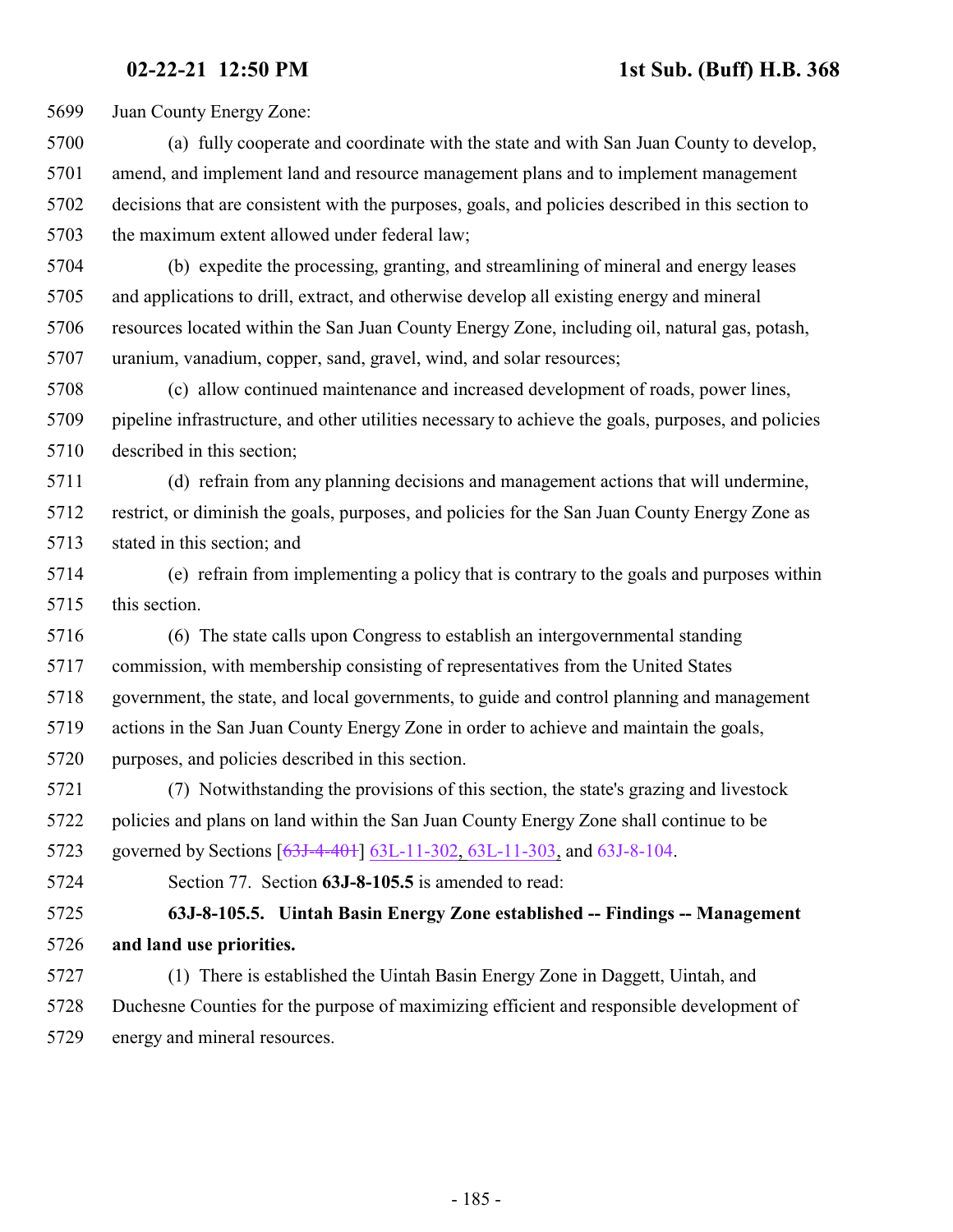Juan County Energy Zone:

(a) fully cooperate and coordinate with the state and with San Juan County to develop, amend, and implement land and resource management plans and to implement management decisions that are consistent with the purposes, goals, and policies described in this section to the maximum extent allowed under federal law;

(b) expedite the processing, granting, and streamlining of mineral and energy leases and applications to drill, extract, and otherwise develop all existing energy and mineral resources located within the San Juan County Energy Zone, including oil, natural gas, potash, uranium, vanadium, copper, sand, gravel, wind, and solar resources;

(c) allow continued maintenance and increased development of roads, power lines, pipeline infrastructure, and other utilities necessary to achieve the goals, purposes, and policies described in this section;

(d) refrain from any planning decisions and management actions that will undermine, restrict, or diminish the goals, purposes, and policies for the San Juan County Energy Zone as stated in this section; and

(e) refrain from implementing a policy that is contrary to the goals and purposes within this section.

(6) The state calls upon Congress to establish an intergovernmental standing commission, with membership consisting of representatives from the United States government, the state, and local governments, to guide and control planning and management actions in the San Juan County Energy Zone in order to achieve and maintain the goals, purposes, and policies described in this section.

(7) Notwithstanding the provisions of this section, the state's grazing and livestock policies and plans on land within the San Juan County Energy Zone shall continue to be governed by Sections [~~63J-4-401~~] 63L-11-302, 63L-11-303, and 63J-8-104.

Section 77. Section **63J-8-105.5** is amended to read:

**63J-8-105.5. Uintah Basin Energy Zone established -- Findings -- Management and land use priorities.**

(1) There is established the Uintah Basin Energy Zone in Daggett, Uintah, and Duchesne Counties for the purpose of maximizing efficient and responsible development of energy and mineral resources.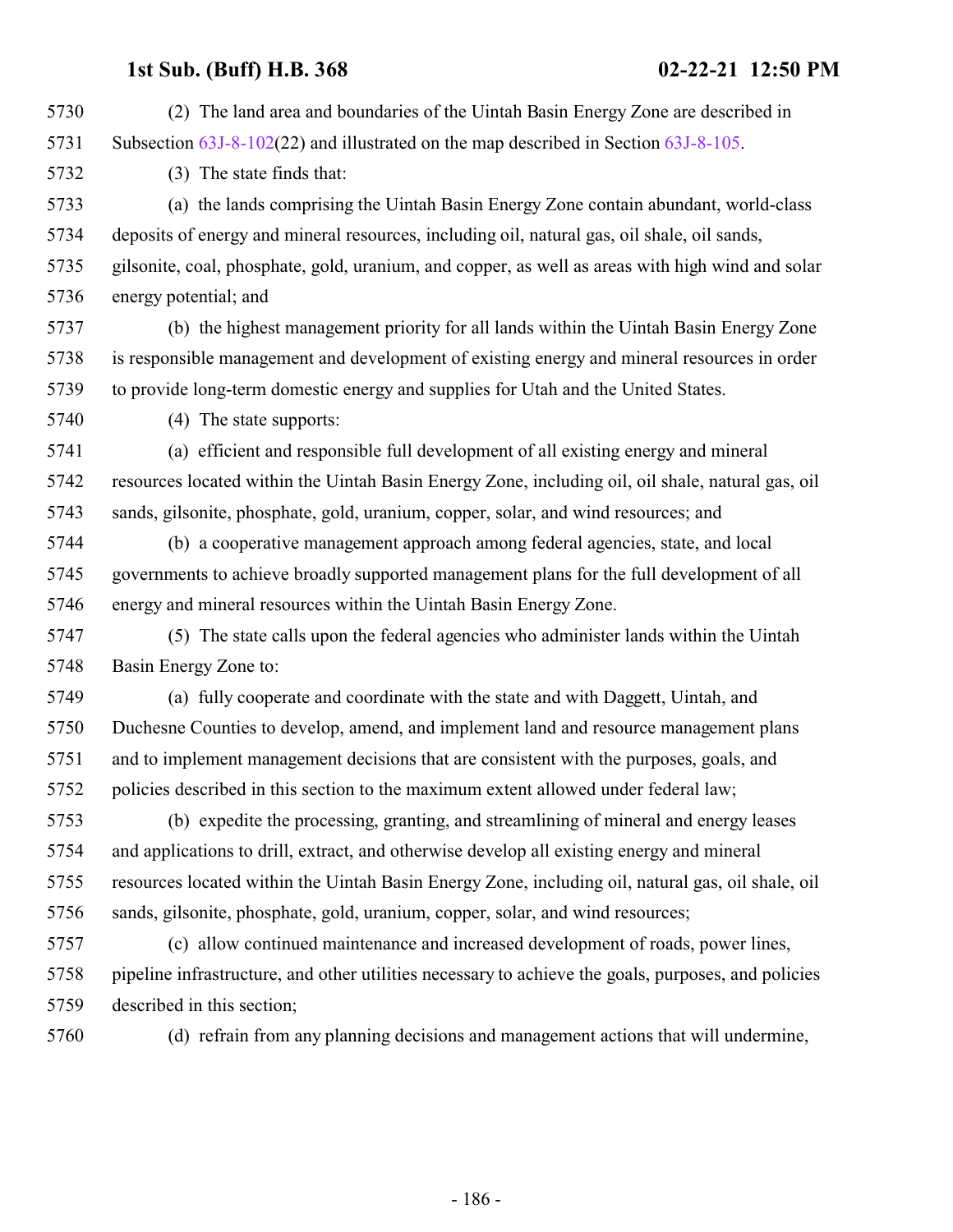(2) The land area and boundaries of the Uintah Basin Energy Zone are described in Subsection 63J-8-102(22) and illustrated on the map described in Section 63J-8-105.

(3) The state finds that:

(a) the lands comprising the Uintah Basin Energy Zone contain abundant, world-class deposits of energy and mineral resources, including oil, natural gas, oil shale, oil sands, gilsonite, coal, phosphate, gold, uranium, and copper, as well as areas with high wind and solar energy potential; and

(b) the highest management priority for all lands within the Uintah Basin Energy Zone is responsible management and development of existing energy and mineral resources in order to provide long-term domestic energy and supplies for Utah and the United States.

(4) The state supports:

(a) efficient and responsible full development of all existing energy and mineral resources located within the Uintah Basin Energy Zone, including oil, oil shale, natural gas, oil sands, gilsonite, phosphate, gold, uranium, copper, solar, and wind resources; and

(b) a cooperative management approach among federal agencies, state, and local governments to achieve broadly supported management plans for the full development of all energy and mineral resources within the Uintah Basin Energy Zone.

(5) The state calls upon the federal agencies who administer lands within the Uintah Basin Energy Zone to:

(a) fully cooperate and coordinate with the state and with Daggett, Uintah, and Duchesne Counties to develop, amend, and implement land and resource management plans and to implement management decisions that are consistent with the purposes, goals, and policies described in this section to the maximum extent allowed under federal law;

(b) expedite the processing, granting, and streamlining of mineral and energy leases and applications to drill, extract, and otherwise develop all existing energy and mineral resources located within the Uintah Basin Energy Zone, including oil, natural gas, oil shale, oil sands, gilsonite, phosphate, gold, uranium, copper, solar, and wind resources;

(c) allow continued maintenance and increased development of roads, power lines, pipeline infrastructure, and other utilities necessary to achieve the goals, purposes, and policies described in this section;

(d) refrain from any planning decisions and management actions that will undermine,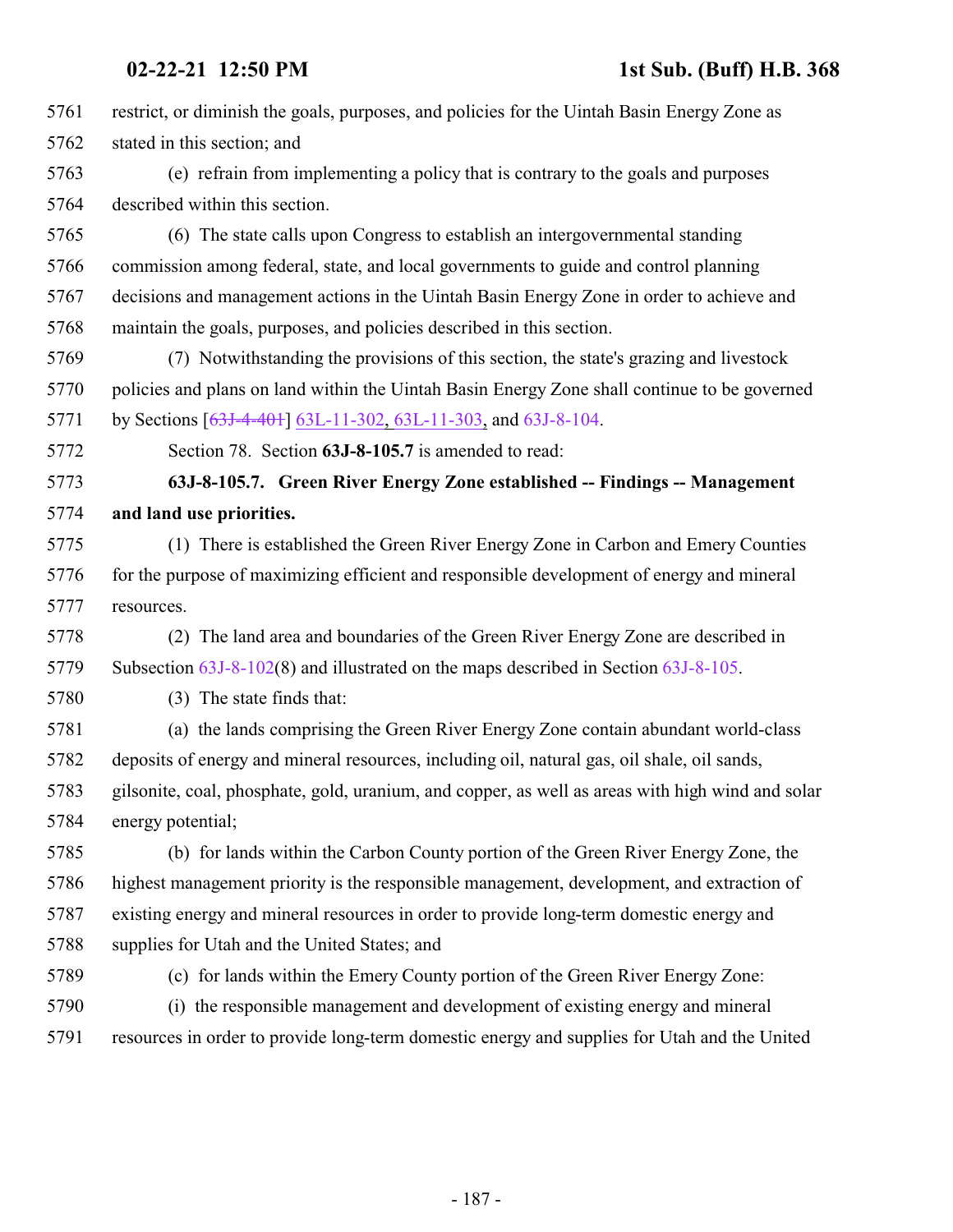5761 restrict, or diminish the goals, purposes, and policies for the Uintah Basin Energy Zone as
5762 stated in this section; and

5763 (e) refrain from implementing a policy that is contrary to the goals and purposes
5764 described within this section.

5765 (6) The state calls upon Congress to establish an intergovernmental standing
5766 commission among federal, state, and local governments to guide and control planning
5767 decisions and management actions in the Uintah Basin Energy Zone in order to achieve and
5768 maintain the goals, purposes, and policies described in this section.

5769 (7) Notwithstanding the provisions of this section, the state's grazing and livestock
5770 policies and plans on land within the Uintah Basin Energy Zone shall continue to be governed
5771 by Sections [~~63J-4-401~~] 63L-11-302, 63L-11-303, and 63J-8-104.

5772 Section 78. Section **63J-8-105.7** is amended to read:

5773 **63J-8-105.7. Green River Energy Zone established -- Findings -- Management**
5774 **and land use priorities.**

5775 (1) There is established the Green River Energy Zone in Carbon and Emery Counties
5776 for the purpose of maximizing efficient and responsible development of energy and mineral
5777 resources.

5778 (2) The land area and boundaries of the Green River Energy Zone are described in
5779 Subsection 63J-8-102(8) and illustrated on the maps described in Section 63J-8-105.

5780 (3) The state finds that:

5781 (a) the lands comprising the Green River Energy Zone contain abundant world-class
5782 deposits of energy and mineral resources, including oil, natural gas, oil shale, oil sands,
5783 gilsonite, coal, phosphate, gold, uranium, and copper, as well as areas with high wind and solar
5784 energy potential;

5785 (b) for lands within the Carbon County portion of the Green River Energy Zone, the
5786 highest management priority is the responsible management, development, and extraction of
5787 existing energy and mineral resources in order to provide long-term domestic energy and
5788 supplies for Utah and the United States; and

5789 (c) for lands within the Emery County portion of the Green River Energy Zone:

5790 (i) the responsible management and development of existing energy and mineral
5791 resources in order to provide long-term domestic energy and supplies for Utah and the United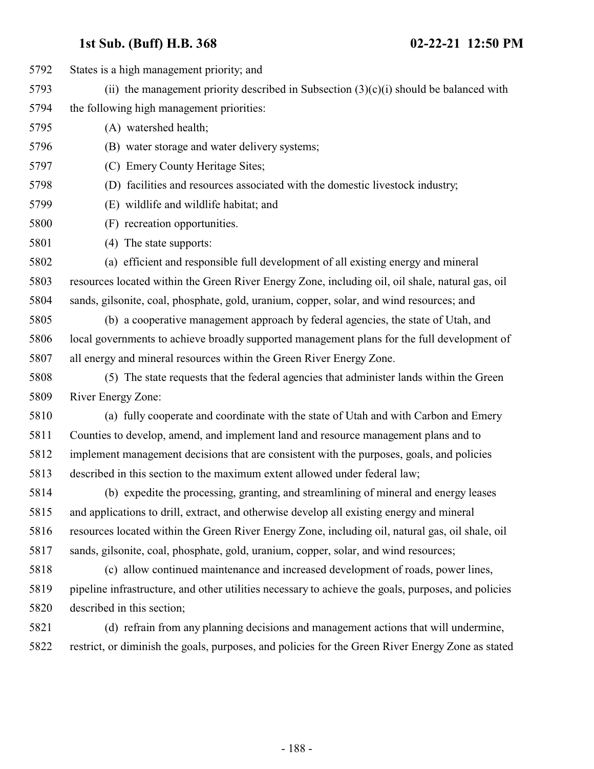States is a high management priority; and

(ii) the management priority described in Subsection (3)(c)(i) should be balanced with the following high management priorities:

(A) watershed health;

(B) water storage and water delivery systems;

(C) Emery County Heritage Sites;

(D) facilities and resources associated with the domestic livestock industry;

(E) wildlife and wildlife habitat; and

(F) recreation opportunities.

(4) The state supports:

(a) efficient and responsible full development of all existing energy and mineral resources located within the Green River Energy Zone, including oil, oil shale, natural gas, oil sands, gilsonite, coal, phosphate, gold, uranium, copper, solar, and wind resources; and

(b) a cooperative management approach by federal agencies, the state of Utah, and local governments to achieve broadly supported management plans for the full development of all energy and mineral resources within the Green River Energy Zone.

(5) The state requests that the federal agencies that administer lands within the Green River Energy Zone:

(a) fully cooperate and coordinate with the state of Utah and with Carbon and Emery Counties to develop, amend, and implement land and resource management plans and to implement management decisions that are consistent with the purposes, goals, and policies described in this section to the maximum extent allowed under federal law;

(b) expedite the processing, granting, and streamlining of mineral and energy leases and applications to drill, extract, and otherwise develop all existing energy and mineral resources located within the Green River Energy Zone, including oil, natural gas, oil shale, oil sands, gilsonite, coal, phosphate, gold, uranium, copper, solar, and wind resources;

(c) allow continued maintenance and increased development of roads, power lines, pipeline infrastructure, and other utilities necessary to achieve the goals, purposes, and policies described in this section;

(d) refrain from any planning decisions and management actions that will undermine, restrict, or diminish the goals, purposes, and policies for the Green River Energy Zone as stated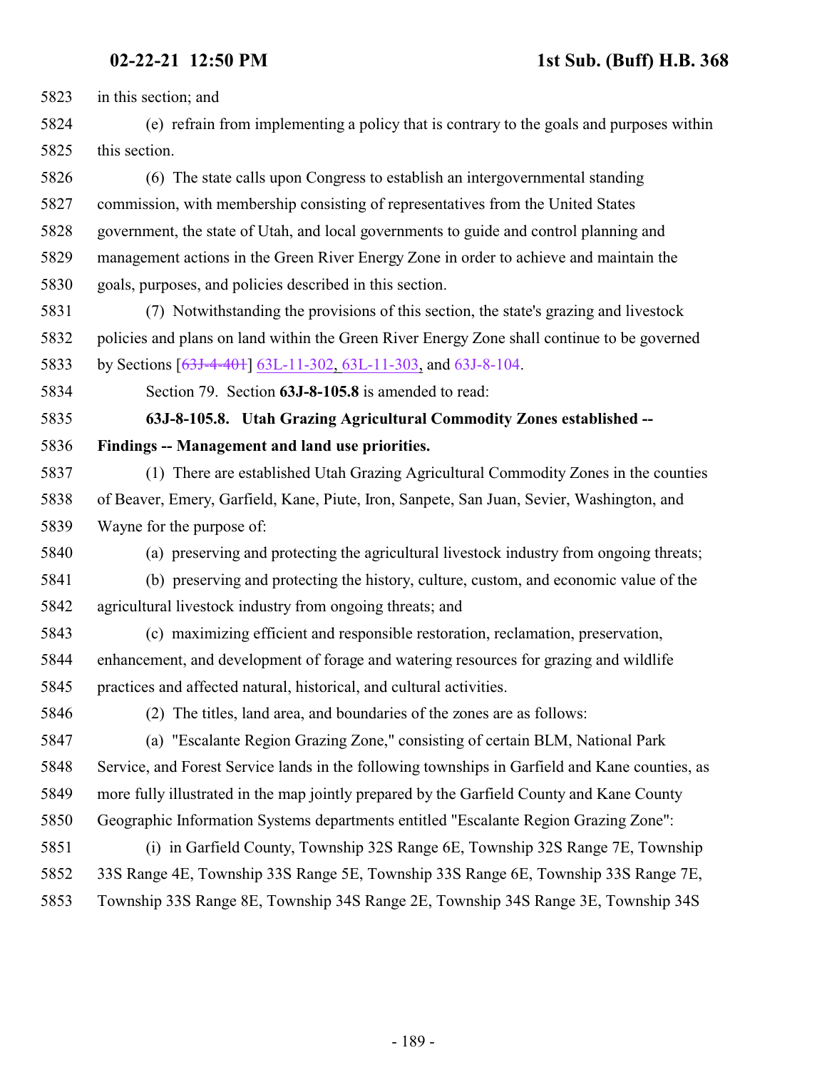in this section; and

(e) refrain from implementing a policy that is contrary to the goals and purposes within this section.

(6) The state calls upon Congress to establish an intergovernmental standing commission, with membership consisting of representatives from the United States government, the state of Utah, and local governments to guide and control planning and management actions in the Green River Energy Zone in order to achieve and maintain the goals, purposes, and policies described in this section.

(7) Notwithstanding the provisions of this section, the state's grazing and livestock policies and plans on land within the Green River Energy Zone shall continue to be governed by Sections [~~63J-4-401~~] 63L-11-302, 63L-11-303, and 63J-8-104.

Section 79. Section **63J-8-105.8** is amended to read:

**63J-8-105.8. Utah Grazing Agricultural Commodity Zones established -- Findings -- Management and land use priorities.**

(1) There are established Utah Grazing Agricultural Commodity Zones in the counties of Beaver, Emery, Garfield, Kane, Piute, Iron, Sanpete, San Juan, Sevier, Washington, and Wayne for the purpose of:

(a) preserving and protecting the agricultural livestock industry from ongoing threats;

(b) preserving and protecting the history, culture, custom, and economic value of the agricultural livestock industry from ongoing threats; and

(c) maximizing efficient and responsible restoration, reclamation, preservation, enhancement, and development of forage and watering resources for grazing and wildlife practices and affected natural, historical, and cultural activities.

(2) The titles, land area, and boundaries of the zones are as follows:

(a) "Escalante Region Grazing Zone," consisting of certain BLM, National Park Service, and Forest Service lands in the following townships in Garfield and Kane counties, as more fully illustrated in the map jointly prepared by the Garfield County and Kane County Geographic Information Systems departments entitled "Escalante Region Grazing Zone":

(i) in Garfield County, Township 32S Range 6E, Township 32S Range 7E, Township 33S Range 4E, Township 33S Range 5E, Township 33S Range 6E, Township 33S Range 7E, Township 33S Range 8E, Township 34S Range 2E, Township 34S Range 3E, Township 34S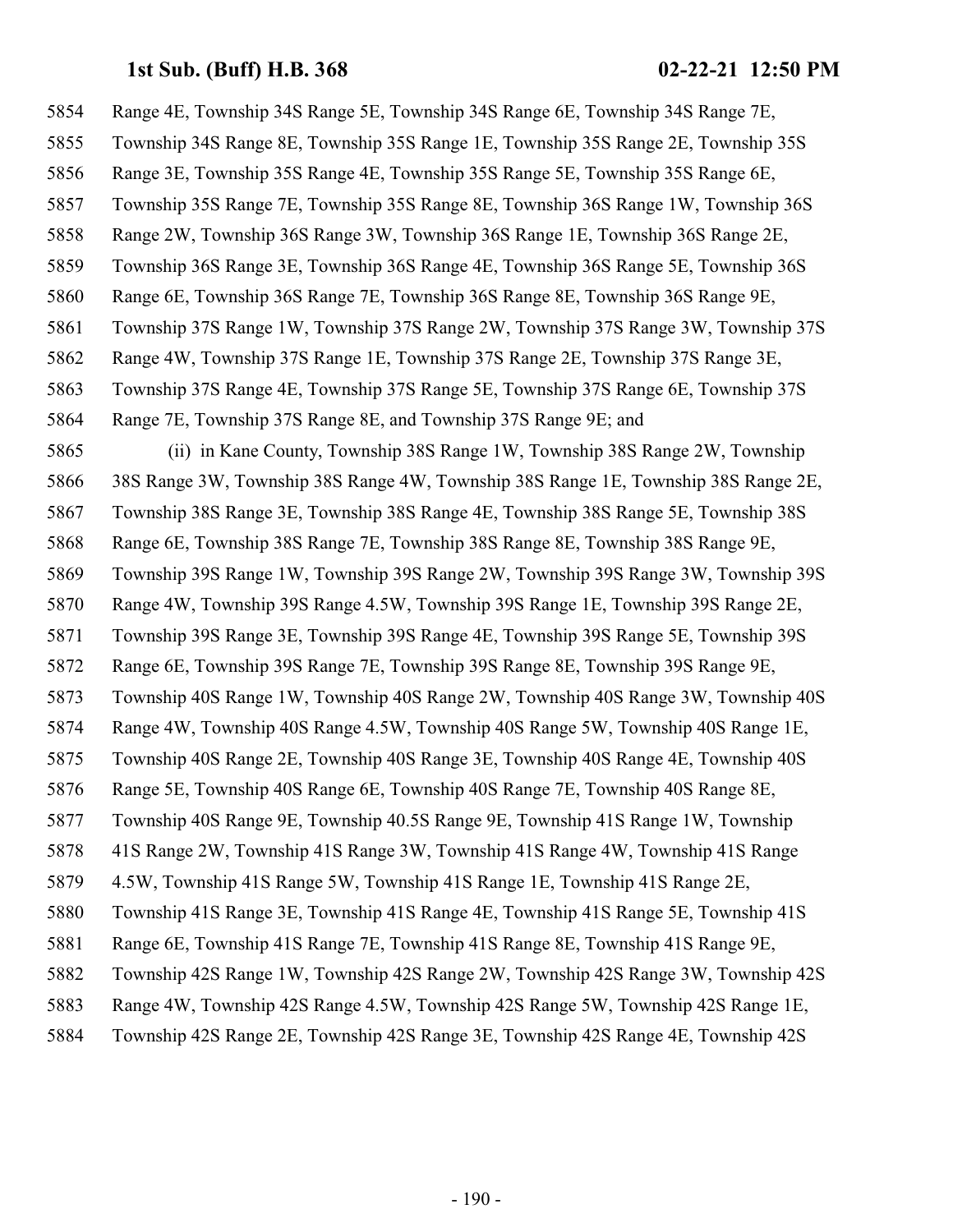Range 4E, Township 34S Range 5E, Township 34S Range 6E, Township 34S Range 7E, Township 34S Range 8E, Township 35S Range 1E, Township 35S Range 2E, Township 35S Range 3E, Township 35S Range 4E, Township 35S Range 5E, Township 35S Range 6E, Township 35S Range 7E, Township 35S Range 8E, Township 36S Range 1W, Township 36S Range 2W, Township 36S Range 3W, Township 36S Range 1E, Township 36S Range 2E, Township 36S Range 3E, Township 36S Range 4E, Township 36S Range 5E, Township 36S Range 6E, Township 36S Range 7E, Township 36S Range 8E, Township 36S Range 9E, Township 37S Range 1W, Township 37S Range 2W, Township 37S Range 3W, Township 37S Range 4W, Township 37S Range 1E, Township 37S Range 2E, Township 37S Range 3E, Township 37S Range 4E, Township 37S Range 5E, Township 37S Range 6E, Township 37S Range 7E, Township 37S Range 8E, and Township 37S Range 9E; and

(ii) in Kane County, Township 38S Range 1W, Township 38S Range 2W, Township 38S Range 3W, Township 38S Range 4W, Township 38S Range 1E, Township 38S Range 2E, Township 38S Range 3E, Township 38S Range 4E, Township 38S Range 5E, Township 38S Range 6E, Township 38S Range 7E, Township 38S Range 8E, Township 38S Range 9E, Township 39S Range 1W, Township 39S Range 2W, Township 39S Range 3W, Township 39S Range 4W, Township 39S Range 4.5W, Township 39S Range 1E, Township 39S Range 2E, Township 39S Range 3E, Township 39S Range 4E, Township 39S Range 5E, Township 39S Range 6E, Township 39S Range 7E, Township 39S Range 8E, Township 39S Range 9E, Township 40S Range 1W, Township 40S Range 2W, Township 40S Range 3W, Township 40S Range 4W, Township 40S Range 4.5W, Township 40S Range 5W, Township 40S Range 1E, Township 40S Range 2E, Township 40S Range 3E, Township 40S Range 4E, Township 40S Range 5E, Township 40S Range 6E, Township 40S Range 7E, Township 40S Range 8E, Township 40S Range 9E, Township 40.5S Range 9E, Township 41S Range 1W, Township 41S Range 2W, Township 41S Range 3W, Township 41S Range 4W, Township 41S Range 4.5W, Township 41S Range 5W, Township 41S Range 1E, Township 41S Range 2E, Township 41S Range 3E, Township 41S Range 4E, Township 41S Range 5E, Township 41S Range 6E, Township 41S Range 7E, Township 41S Range 8E, Township 41S Range 9E, Township 42S Range 1W, Township 42S Range 2W, Township 42S Range 3W, Township 42S Range 4W, Township 42S Range 4.5W, Township 42S Range 5W, Township 42S Range 1E, Township 42S Range 2E, Township 42S Range 3E, Township 42S Range 4E, Township 42S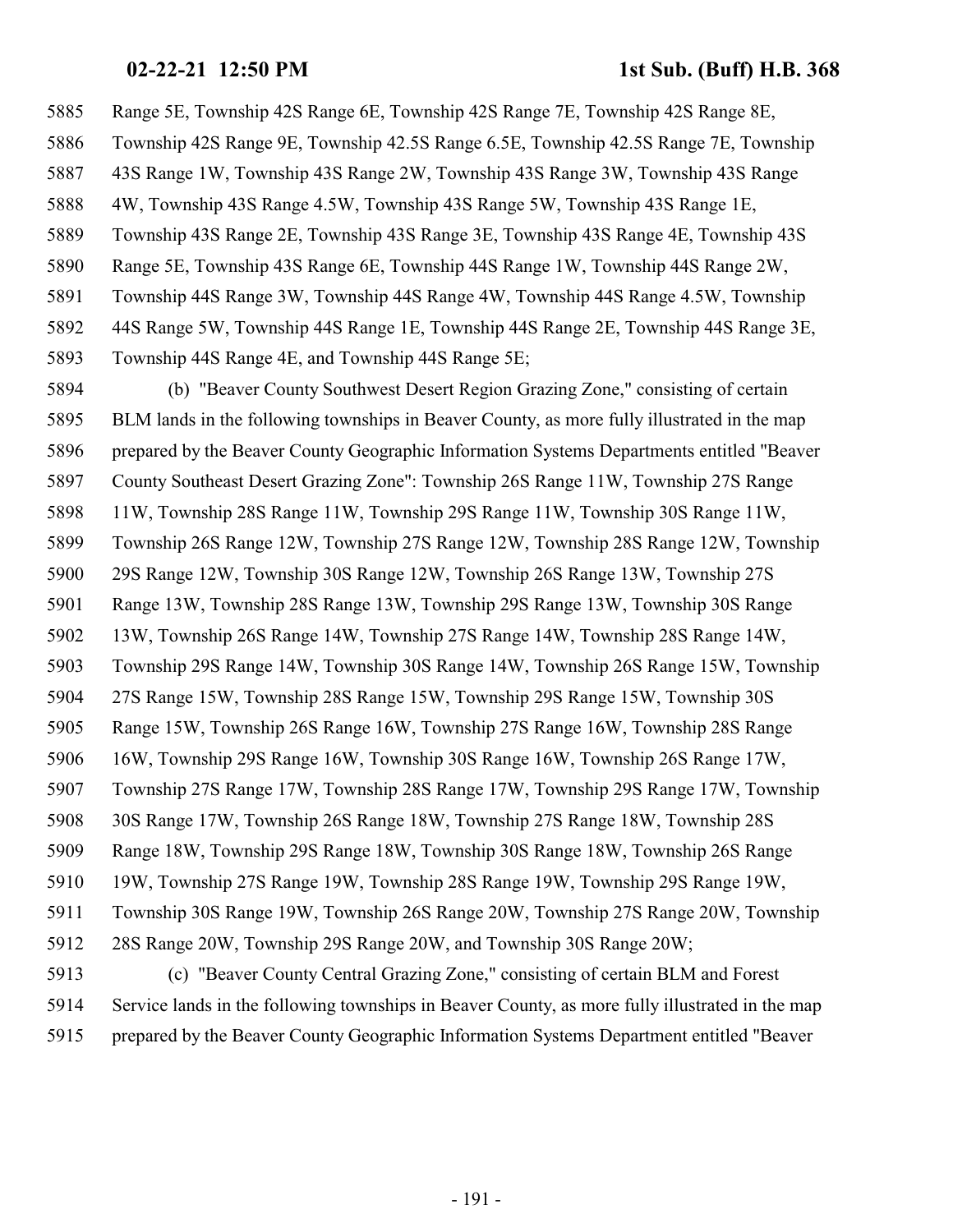5885 Range 5E, Township 42S Range 6E, Township 42S Range 7E, Township 42S Range 8E,
5886 Township 42S Range 9E, Township 42.5S Range 6.5E, Township 42.5S Range 7E, Township
5887 43S Range 1W, Township 43S Range 2W, Township 43S Range 3W, Township 43S Range
5888 4W, Township 43S Range 4.5W, Township 43S Range 5W, Township 43S Range 1E,
5889 Township 43S Range 2E, Township 43S Range 3E, Township 43S Range 4E, Township 43S
5890 Range 5E, Township 43S Range 6E, Township 44S Range 1W, Township 44S Range 2W,
5891 Township 44S Range 3W, Township 44S Range 4W, Township 44S Range 4.5W, Township
5892 44S Range 5W, Township 44S Range 1E, Township 44S Range 2E, Township 44S Range 3E,
5893 Township 44S Range 4E, and Township 44S Range 5E;

5894 (b) "Beaver County Southwest Desert Region Grazing Zone," consisting of certain
5895 BLM lands in the following townships in Beaver County, as more fully illustrated in the map
5896 prepared by the Beaver County Geographic Information Systems Departments entitled "Beaver
5897 County Southeast Desert Grazing Zone": Township 26S Range 11W, Township 27S Range
5898 11W, Township 28S Range 11W, Township 29S Range 11W, Township 30S Range 11W,
5899 Township 26S Range 12W, Township 27S Range 12W, Township 28S Range 12W, Township
5900 29S Range 12W, Township 30S Range 12W, Township 26S Range 13W, Township 27S
5901 Range 13W, Township 28S Range 13W, Township 29S Range 13W, Township 30S Range
5902 13W, Township 26S Range 14W, Township 27S Range 14W, Township 28S Range 14W,
5903 Township 29S Range 14W, Township 30S Range 14W, Township 26S Range 15W, Township
5904 27S Range 15W, Township 28S Range 15W, Township 29S Range 15W, Township 30S
5905 Range 15W, Township 26S Range 16W, Township 27S Range 16W, Township 28S Range
5906 16W, Township 29S Range 16W, Township 30S Range 16W, Township 26S Range 17W,
5907 Township 27S Range 17W, Township 28S Range 17W, Township 29S Range 17W, Township
5908 30S Range 17W, Township 26S Range 18W, Township 27S Range 18W, Township 28S
5909 Range 18W, Township 29S Range 18W, Township 30S Range 18W, Township 26S Range
5910 19W, Township 27S Range 19W, Township 28S Range 19W, Township 29S Range 19W,
5911 Township 30S Range 19W, Township 26S Range 20W, Township 27S Range 20W, Township
5912 28S Range 20W, Township 29S Range 20W, and Township 30S Range 20W;

5913 (c) "Beaver County Central Grazing Zone," consisting of certain BLM and Forest
5914 Service lands in the following townships in Beaver County, as more fully illustrated in the map
5915 prepared by the Beaver County Geographic Information Systems Department entitled "Beaver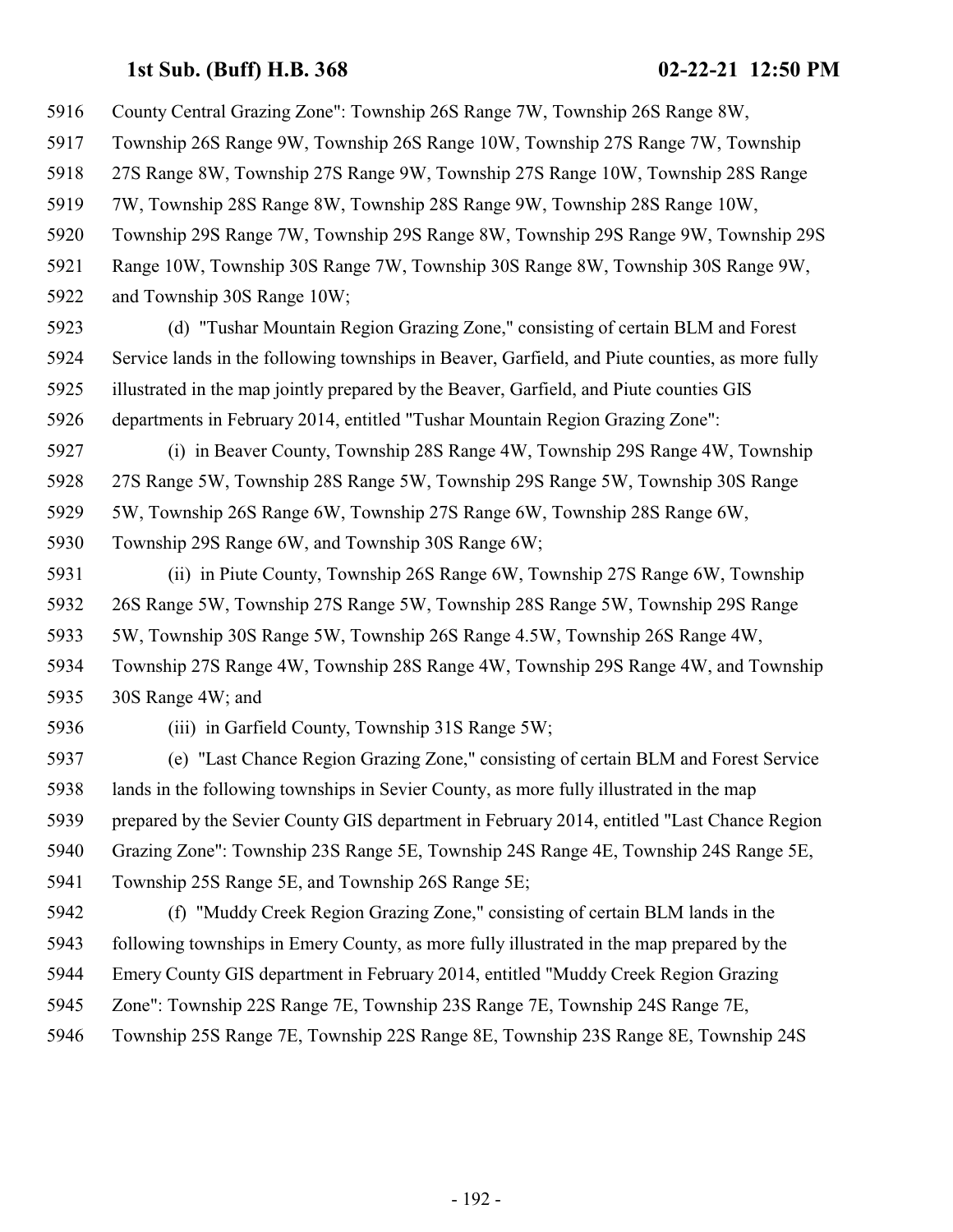County Central Grazing Zone": Township 26S Range 7W, Township 26S Range 8W, Township 26S Range 9W, Township 26S Range 10W, Township 27S Range 7W, Township 27S Range 8W, Township 27S Range 9W, Township 27S Range 10W, Township 28S Range 7W, Township 28S Range 8W, Township 28S Range 9W, Township 28S Range 10W, Township 29S Range 7W, Township 29S Range 8W, Township 29S Range 9W, Township 29S Range 10W, Township 30S Range 7W, Township 30S Range 8W, Township 30S Range 9W, and Township 30S Range 10W;

(d) "Tushar Mountain Region Grazing Zone," consisting of certain BLM and Forest Service lands in the following townships in Beaver, Garfield, and Piute counties, as more fully illustrated in the map jointly prepared by the Beaver, Garfield, and Piute counties GIS departments in February 2014, entitled "Tushar Mountain Region Grazing Zone":

(i) in Beaver County, Township 28S Range 4W, Township 29S Range 4W, Township 27S Range 5W, Township 28S Range 5W, Township 29S Range 5W, Township 30S Range 5W, Township 26S Range 6W, Township 27S Range 6W, Township 28S Range 6W, Township 29S Range 6W, and Township 30S Range 6W;

(ii) in Piute County, Township 26S Range 6W, Township 27S Range 6W, Township 26S Range 5W, Township 27S Range 5W, Township 28S Range 5W, Township 29S Range 5W, Township 30S Range 5W, Township 26S Range 4.5W, Township 26S Range 4W, Township 27S Range 4W, Township 28S Range 4W, Township 29S Range 4W, and Township 30S Range 4W; and

(iii) in Garfield County, Township 31S Range 5W;

(e) "Last Chance Region Grazing Zone," consisting of certain BLM and Forest Service lands in the following townships in Sevier County, as more fully illustrated in the map prepared by the Sevier County GIS department in February 2014, entitled "Last Chance Region Grazing Zone": Township 23S Range 5E, Township 24S Range 4E, Township 24S Range 5E, Township 25S Range 5E, and Township 26S Range 5E;

(f) "Muddy Creek Region Grazing Zone," consisting of certain BLM lands in the following townships in Emery County, as more fully illustrated in the map prepared by the Emery County GIS department in February 2014, entitled "Muddy Creek Region Grazing Zone": Township 22S Range 7E, Township 23S Range 7E, Township 24S Range 7E, Township 25S Range 7E, Township 22S Range 8E, Township 23S Range 8E, Township 24S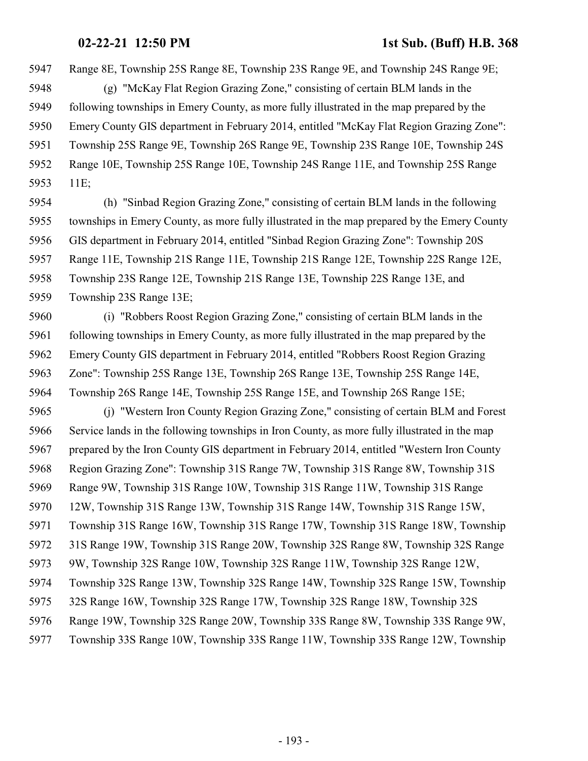Range 8E, Township 25S Range 8E, Township 23S Range 9E, and Township 24S Range 9E;

(g) "McKay Flat Region Grazing Zone," consisting of certain BLM lands in the following townships in Emery County, as more fully illustrated in the map prepared by the Emery County GIS department in February 2014, entitled "McKay Flat Region Grazing Zone": Township 25S Range 9E, Township 26S Range 9E, Township 23S Range 10E, Township 24S Range 10E, Township 25S Range 10E, Township 24S Range 11E, and Township 25S Range 11E;

(h) "Sinbad Region Grazing Zone," consisting of certain BLM lands in the following townships in Emery County, as more fully illustrated in the map prepared by the Emery County GIS department in February 2014, entitled "Sinbad Region Grazing Zone": Township 20S Range 11E, Township 21S Range 11E, Township 21S Range 12E, Township 22S Range 12E, Township 23S Range 12E, Township 21S Range 13E, Township 22S Range 13E, and Township 23S Range 13E;

(i) "Robbers Roost Region Grazing Zone," consisting of certain BLM lands in the following townships in Emery County, as more fully illustrated in the map prepared by the Emery County GIS department in February 2014, entitled "Robbers Roost Region Grazing Zone": Township 25S Range 13E, Township 26S Range 13E, Township 25S Range 14E, Township 26S Range 14E, Township 25S Range 15E, and Township 26S Range 15E;

(j) "Western Iron County Region Grazing Zone," consisting of certain BLM and Forest Service lands in the following townships in Iron County, as more fully illustrated in the map prepared by the Iron County GIS department in February 2014, entitled "Western Iron County Region Grazing Zone": Township 31S Range 7W, Township 31S Range 8W, Township 31S Range 9W, Township 31S Range 10W, Township 31S Range 11W, Township 31S Range 12W, Township 31S Range 13W, Township 31S Range 14W, Township 31S Range 15W, Township 31S Range 16W, Township 31S Range 17W, Township 31S Range 18W, Township 31S Range 19W, Township 31S Range 20W, Township 32S Range 8W, Township 32S Range 9W, Township 32S Range 10W, Township 32S Range 11W, Township 32S Range 12W, Township 32S Range 13W, Township 32S Range 14W, Township 32S Range 15W, Township 32S Range 16W, Township 32S Range 17W, Township 32S Range 18W, Township 32S Range 19W, Township 32S Range 20W, Township 33S Range 8W, Township 33S Range 9W, Township 33S Range 10W, Township 33S Range 11W, Township 33S Range 12W, Township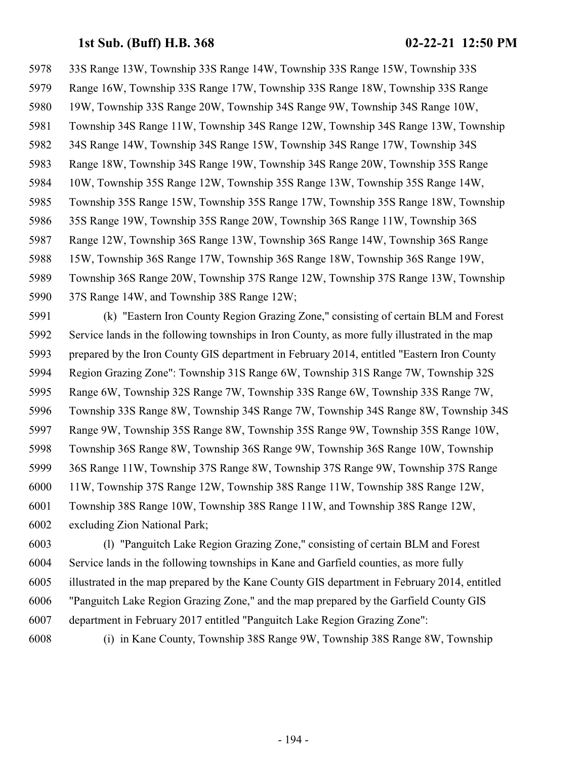33S Range 13W, Township 33S Range 14W, Township 33S Range 15W, Township 33S Range 16W, Township 33S Range 17W, Township 33S Range 18W, Township 33S Range 19W, Township 33S Range 20W, Township 34S Range 9W, Township 34S Range 10W, Township 34S Range 11W, Township 34S Range 12W, Township 34S Range 13W, Township 34S Range 14W, Township 34S Range 15W, Township 34S Range 17W, Township 34S Range 18W, Township 34S Range 19W, Township 34S Range 20W, Township 35S Range 10W, Township 35S Range 12W, Township 35S Range 13W, Township 35S Range 14W, Township 35S Range 15W, Township 35S Range 17W, Township 35S Range 18W, Township 35S Range 19W, Township 35S Range 20W, Township 36S Range 11W, Township 36S Range 12W, Township 36S Range 13W, Township 36S Range 14W, Township 36S Range 15W, Township 36S Range 17W, Township 36S Range 18W, Township 36S Range 19W, Township 36S Range 20W, Township 37S Range 12W, Township 37S Range 13W, Township 37S Range 14W, and Township 38S Range 12W;

(k) "Eastern Iron County Region Grazing Zone," consisting of certain BLM and Forest Service lands in the following townships in Iron County, as more fully illustrated in the map prepared by the Iron County GIS department in February 2014, entitled "Eastern Iron County Region Grazing Zone": Township 31S Range 6W, Township 31S Range 7W, Township 32S Range 6W, Township 32S Range 7W, Township 33S Range 6W, Township 33S Range 7W, Township 33S Range 8W, Township 34S Range 7W, Township 34S Range 8W, Township 34S Range 9W, Township 35S Range 8W, Township 35S Range 9W, Township 35S Range 10W, Township 36S Range 8W, Township 36S Range 9W, Township 36S Range 10W, Township 36S Range 11W, Township 37S Range 8W, Township 37S Range 9W, Township 37S Range 11W, Township 37S Range 12W, Township 38S Range 11W, Township 38S Range 12W, Township 38S Range 10W, Township 38S Range 11W, and Township 38S Range 12W, excluding Zion National Park;

(l) "Panguitch Lake Region Grazing Zone," consisting of certain BLM and Forest Service lands in the following townships in Kane and Garfield counties, as more fully illustrated in the map prepared by the Kane County GIS department in February 2014, entitled "Panguitch Lake Region Grazing Zone," and the map prepared by the Garfield County GIS department in February 2017 entitled "Panguitch Lake Region Grazing Zone":

(i) in Kane County, Township 38S Range 9W, Township 38S Range 8W, Township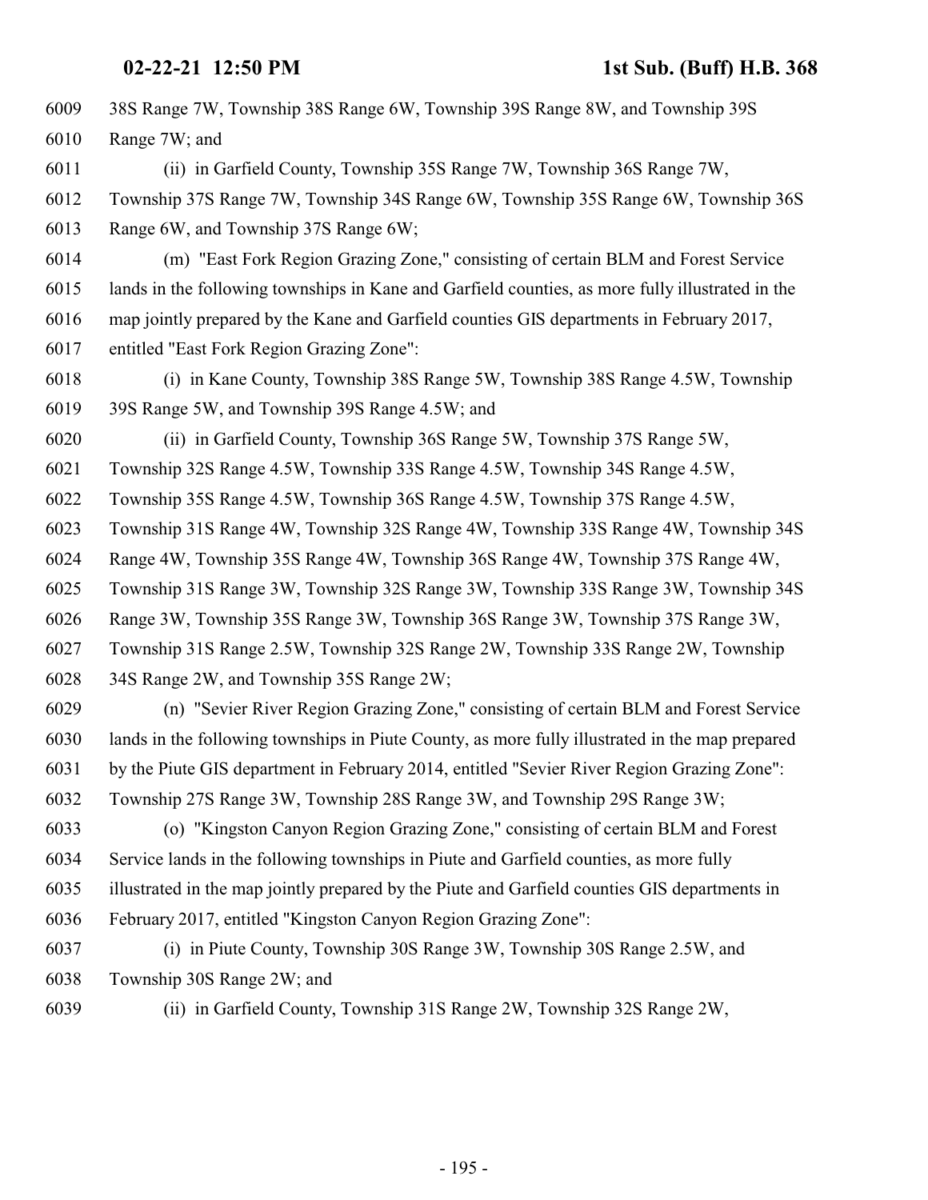38S Range 7W, Township 38S Range 6W, Township 39S Range 8W, and Township 39S Range 7W; and

(ii) in Garfield County, Township 35S Range 7W, Township 36S Range 7W, Township 37S Range 7W, Township 34S Range 6W, Township 35S Range 6W, Township 36S Range 6W, and Township 37S Range 6W;

(m) "East Fork Region Grazing Zone," consisting of certain BLM and Forest Service lands in the following townships in Kane and Garfield counties, as more fully illustrated in the map jointly prepared by the Kane and Garfield counties GIS departments in February 2017, entitled "East Fork Region Grazing Zone":

(i) in Kane County, Township 38S Range 5W, Township 38S Range 4.5W, Township 39S Range 5W, and Township 39S Range 4.5W; and

(ii) in Garfield County, Township 36S Range 5W, Township 37S Range 5W, Township 32S Range 4.5W, Township 33S Range 4.5W, Township 34S Range 4.5W, Township 35S Range 4.5W, Township 36S Range 4.5W, Township 37S Range 4.5W, Township 31S Range 4W, Township 32S Range 4W, Township 33S Range 4W, Township 34S Range 4W, Township 35S Range 4W, Township 36S Range 4W, Township 37S Range 4W, Township 31S Range 3W, Township 32S Range 3W, Township 33S Range 3W, Township 34S Range 3W, Township 35S Range 3W, Township 36S Range 3W, Township 37S Range 3W, Township 31S Range 2.5W, Township 32S Range 2W, Township 33S Range 2W, Township 34S Range 2W, and Township 35S Range 2W;

(n) "Sevier River Region Grazing Zone," consisting of certain BLM and Forest Service lands in the following townships in Piute County, as more fully illustrated in the map prepared by the Piute GIS department in February 2014, entitled "Sevier River Region Grazing Zone": Township 27S Range 3W, Township 28S Range 3W, and Township 29S Range 3W;

(o) "Kingston Canyon Region Grazing Zone," consisting of certain BLM and Forest Service lands in the following townships in Piute and Garfield counties, as more fully illustrated in the map jointly prepared by the Piute and Garfield counties GIS departments in February 2017, entitled "Kingston Canyon Region Grazing Zone":

(i) in Piute County, Township 30S Range 3W, Township 30S Range 2.5W, and Township 30S Range 2W; and

(ii) in Garfield County, Township 31S Range 2W, Township 32S Range 2W,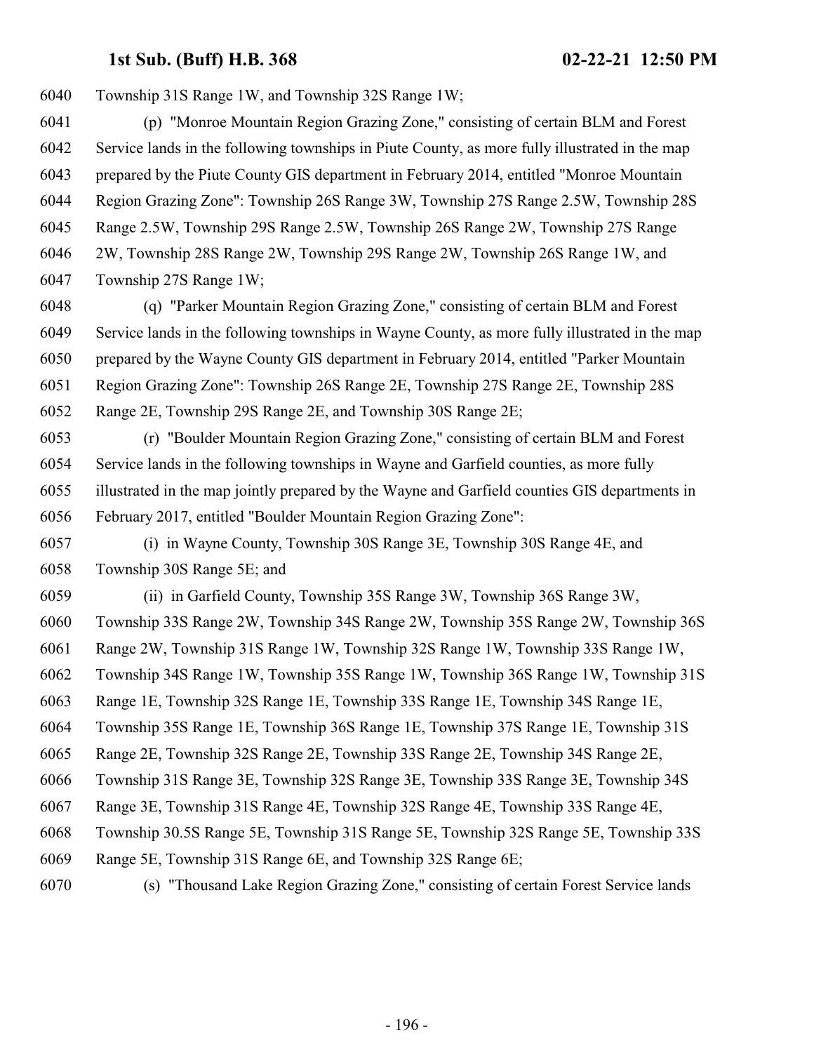Township 31S Range 1W, and Township 32S Range 1W;

(p) "Monroe Mountain Region Grazing Zone," consisting of certain BLM and Forest Service lands in the following townships in Piute County, as more fully illustrated in the map prepared by the Piute County GIS department in February 2014, entitled "Monroe Mountain Region Grazing Zone": Township 26S Range 3W, Township 27S Range 2.5W, Township 28S Range 2.5W, Township 29S Range 2.5W, Township 26S Range 2W, Township 27S Range 2W, Township 28S Range 2W, Township 29S Range 2W, Township 26S Range 1W, and Township 27S Range 1W;

(q) "Parker Mountain Region Grazing Zone," consisting of certain BLM and Forest Service lands in the following townships in Wayne County, as more fully illustrated in the map prepared by the Wayne County GIS department in February 2014, entitled "Parker Mountain Region Grazing Zone": Township 26S Range 2E, Township 27S Range 2E, Township 28S Range 2E, Township 29S Range 2E, and Township 30S Range 2E;

(r) "Boulder Mountain Region Grazing Zone," consisting of certain BLM and Forest Service lands in the following townships in Wayne and Garfield counties, as more fully illustrated in the map jointly prepared by the Wayne and Garfield counties GIS departments in February 2017, entitled "Boulder Mountain Region Grazing Zone":

(i) in Wayne County, Township 30S Range 3E, Township 30S Range 4E, and Township 30S Range 5E; and

(ii) in Garfield County, Township 35S Range 3W, Township 36S Range 3W, Township 33S Range 2W, Township 34S Range 2W, Township 35S Range 2W, Township 36S Range 2W, Township 31S Range 1W, Township 32S Range 1W, Township 33S Range 1W, Township 34S Range 1W, Township 35S Range 1W, Township 36S Range 1W, Township 31S Range 1E, Township 32S Range 1E, Township 33S Range 1E, Township 34S Range 1E, Township 35S Range 1E, Township 36S Range 1E, Township 37S Range 1E, Township 31S Range 2E, Township 32S Range 2E, Township 33S Range 2E, Township 34S Range 2E, Township 31S Range 3E, Township 32S Range 3E, Township 33S Range 3E, Township 34S Range 3E, Township 31S Range 4E, Township 32S Range 4E, Township 33S Range 4E, Township 30.5S Range 5E, Township 31S Range 5E, Township 32S Range 5E, Township 33S Range 5E, Township 31S Range 6E, and Township 32S Range 6E;

(s) "Thousand Lake Region Grazing Zone," consisting of certain Forest Service lands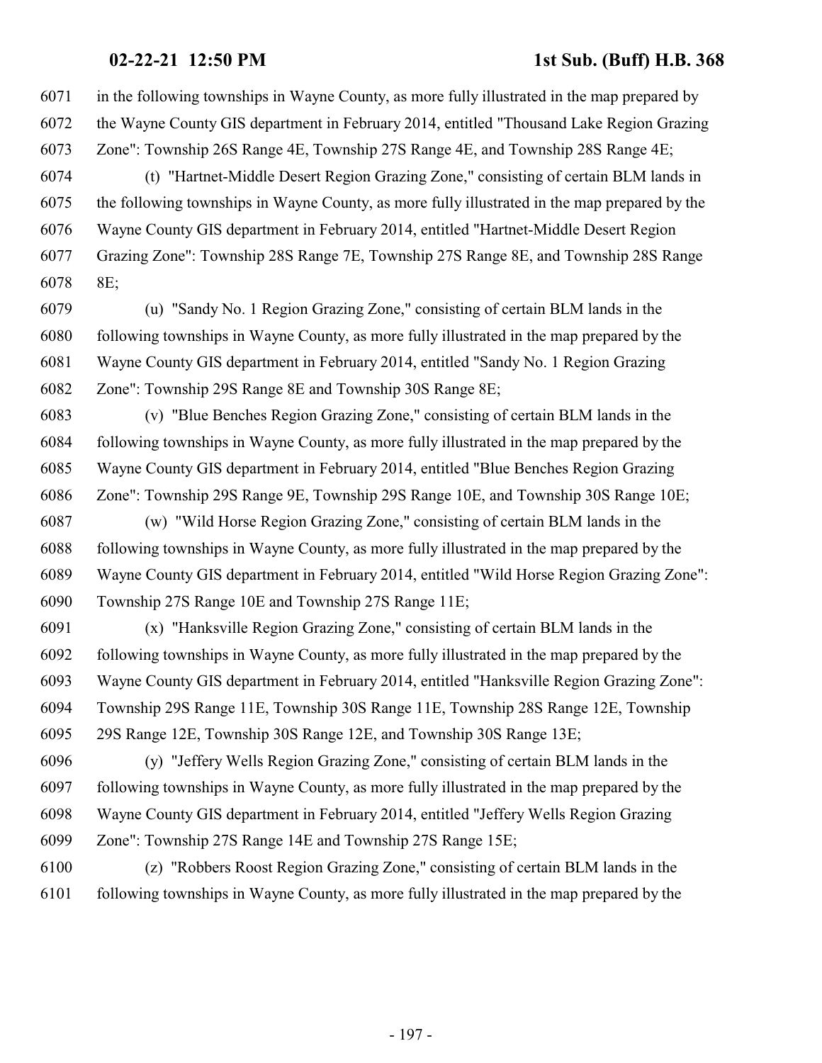6071 in the following townships in Wayne County, as more fully illustrated in the map prepared by
6072 the Wayne County GIS department in February 2014, entitled "Thousand Lake Region Grazing
6073 Zone": Township 26S Range 4E, Township 27S Range 4E, and Township 28S Range 4E;

6074 (t) "Hartnet-Middle Desert Region Grazing Zone," consisting of certain BLM lands in
6075 the following townships in Wayne County, as more fully illustrated in the map prepared by the
6076 Wayne County GIS department in February 2014, entitled "Hartnet-Middle Desert Region
6077 Grazing Zone": Township 28S Range 7E, Township 27S Range 8E, and Township 28S Range
6078 8E;

6079 (u) "Sandy No. 1 Region Grazing Zone," consisting of certain BLM lands in the
6080 following townships in Wayne County, as more fully illustrated in the map prepared by the
6081 Wayne County GIS department in February 2014, entitled "Sandy No. 1 Region Grazing
6082 Zone": Township 29S Range 8E and Township 30S Range 8E;

6083 (v) "Blue Benches Region Grazing Zone," consisting of certain BLM lands in the
6084 following townships in Wayne County, as more fully illustrated in the map prepared by the
6085 Wayne County GIS department in February 2014, entitled "Blue Benches Region Grazing
6086 Zone": Township 29S Range 9E, Township 29S Range 10E, and Township 30S Range 10E;

6087 (w) "Wild Horse Region Grazing Zone," consisting of certain BLM lands in the
6088 following townships in Wayne County, as more fully illustrated in the map prepared by the
6089 Wayne County GIS department in February 2014, entitled "Wild Horse Region Grazing Zone":
6090 Township 27S Range 10E and Township 27S Range 11E;

6091 (x) "Hanksville Region Grazing Zone," consisting of certain BLM lands in the
6092 following townships in Wayne County, as more fully illustrated in the map prepared by the
6093 Wayne County GIS department in February 2014, entitled "Hanksville Region Grazing Zone":
6094 Township 29S Range 11E, Township 30S Range 11E, Township 28S Range 12E, Township
6095 29S Range 12E, Township 30S Range 12E, and Township 30S Range 13E;

6096 (y) "Jeffery Wells Region Grazing Zone," consisting of certain BLM lands in the
6097 following townships in Wayne County, as more fully illustrated in the map prepared by the
6098 Wayne County GIS department in February 2014, entitled "Jeffery Wells Region Grazing
6099 Zone": Township 27S Range 14E and Township 27S Range 15E;

6100 (z) "Robbers Roost Region Grazing Zone," consisting of certain BLM lands in the
6101 following townships in Wayne County, as more fully illustrated in the map prepared by the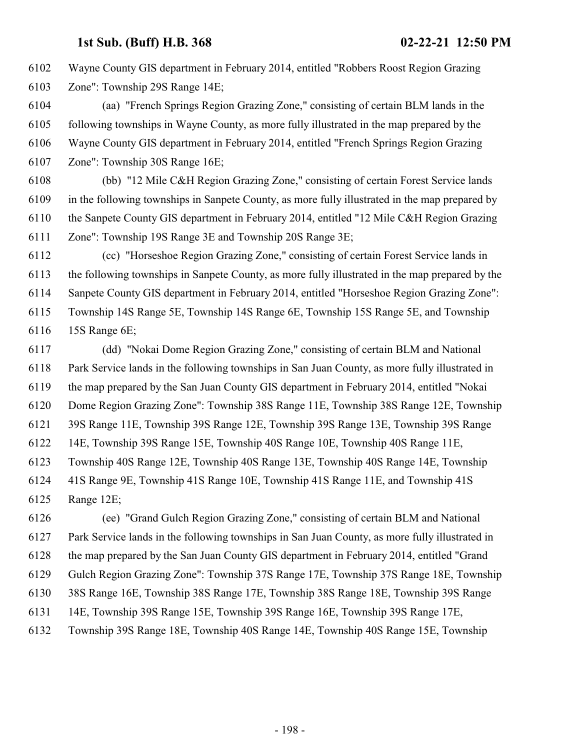Wayne County GIS department in February 2014, entitled "Robbers Roost Region Grazing Zone": Township 29S Range 14E;

(aa) "French Springs Region Grazing Zone," consisting of certain BLM lands in the following townships in Wayne County, as more fully illustrated in the map prepared by the Wayne County GIS department in February 2014, entitled "French Springs Region Grazing Zone": Township 30S Range 16E;

(bb) "12 Mile C&H Region Grazing Zone," consisting of certain Forest Service lands in the following townships in Sanpete County, as more fully illustrated in the map prepared by the Sanpete County GIS department in February 2014, entitled "12 Mile C&H Region Grazing Zone": Township 19S Range 3E and Township 20S Range 3E;

(cc) "Horseshoe Region Grazing Zone," consisting of certain Forest Service lands in the following townships in Sanpete County, as more fully illustrated in the map prepared by the Sanpete County GIS department in February 2014, entitled "Horseshoe Region Grazing Zone": Township 14S Range 5E, Township 14S Range 6E, Township 15S Range 5E, and Township 15S Range 6E;

(dd) "Nokai Dome Region Grazing Zone," consisting of certain BLM and National Park Service lands in the following townships in San Juan County, as more fully illustrated in the map prepared by the San Juan County GIS department in February 2014, entitled "Nokai Dome Region Grazing Zone": Township 38S Range 11E, Township 38S Range 12E, Township 39S Range 11E, Township 39S Range 12E, Township 39S Range 13E, Township 39S Range 14E, Township 39S Range 15E, Township 40S Range 10E, Township 40S Range 11E, Township 40S Range 12E, Township 40S Range 13E, Township 40S Range 14E, Township 41S Range 9E, Township 41S Range 10E, Township 41S Range 11E, and Township 41S Range 12E;

(ee) "Grand Gulch Region Grazing Zone," consisting of certain BLM and National Park Service lands in the following townships in San Juan County, as more fully illustrated in the map prepared by the San Juan County GIS department in February 2014, entitled "Grand Gulch Region Grazing Zone": Township 37S Range 17E, Township 37S Range 18E, Township 38S Range 16E, Township 38S Range 17E, Township 38S Range 18E, Township 39S Range 14E, Township 39S Range 15E, Township 39S Range 16E, Township 39S Range 17E, Township 39S Range 18E, Township 40S Range 14E, Township 40S Range 15E, Township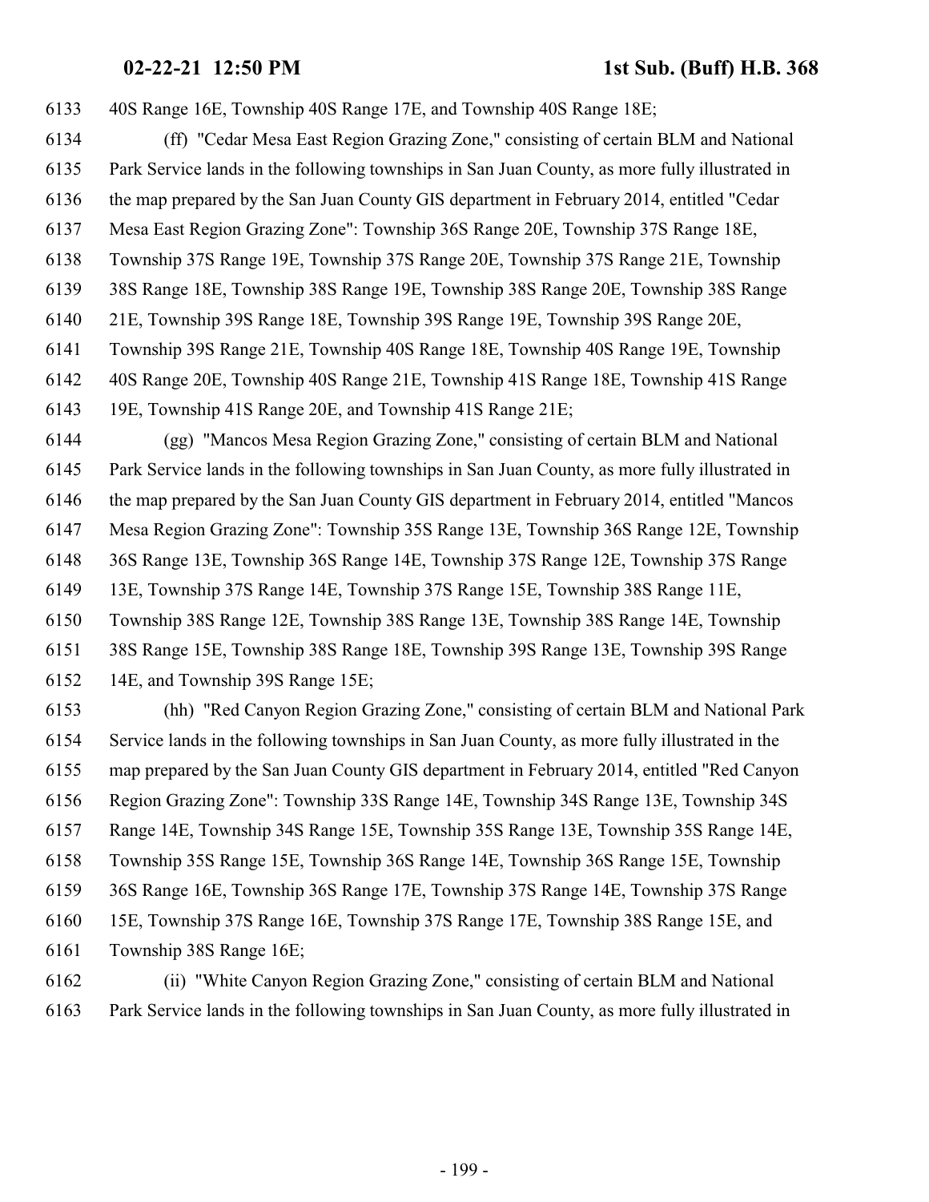40S Range 16E, Township 40S Range 17E, and Township 40S Range 18E;

(ff) "Cedar Mesa East Region Grazing Zone," consisting of certain BLM and National Park Service lands in the following townships in San Juan County, as more fully illustrated in the map prepared by the San Juan County GIS department in February 2014, entitled "Cedar Mesa East Region Grazing Zone": Township 36S Range 20E, Township 37S Range 18E, Township 37S Range 19E, Township 37S Range 20E, Township 37S Range 21E, Township 38S Range 18E, Township 38S Range 19E, Township 38S Range 20E, Township 38S Range 21E, Township 39S Range 18E, Township 39S Range 19E, Township 39S Range 20E, Township 39S Range 21E, Township 40S Range 18E, Township 40S Range 19E, Township 40S Range 20E, Township 40S Range 21E, Township 41S Range 18E, Township 41S Range 19E, Township 41S Range 20E, and Township 41S Range 21E;

(gg) "Mancos Mesa Region Grazing Zone," consisting of certain BLM and National Park Service lands in the following townships in San Juan County, as more fully illustrated in the map prepared by the San Juan County GIS department in February 2014, entitled "Mancos Mesa Region Grazing Zone": Township 35S Range 13E, Township 36S Range 12E, Township 36S Range 13E, Township 36S Range 14E, Township 37S Range 12E, Township 37S Range 13E, Township 37S Range 14E, Township 37S Range 15E, Township 38S Range 11E, Township 38S Range 12E, Township 38S Range 13E, Township 38S Range 14E, Township 38S Range 15E, Township 38S Range 18E, Township 39S Range 13E, Township 39S Range 14E, and Township 39S Range 15E;

(hh) "Red Canyon Region Grazing Zone," consisting of certain BLM and National Park Service lands in the following townships in San Juan County, as more fully illustrated in the map prepared by the San Juan County GIS department in February 2014, entitled "Red Canyon Region Grazing Zone": Township 33S Range 14E, Township 34S Range 13E, Township 34S Range 14E, Township 34S Range 15E, Township 35S Range 13E, Township 35S Range 14E, Township 35S Range 15E, Township 36S Range 14E, Township 36S Range 15E, Township 36S Range 16E, Township 36S Range 17E, Township 37S Range 14E, Township 37S Range 15E, Township 37S Range 16E, Township 37S Range 17E, Township 38S Range 15E, and Township 38S Range 16E;

(ii) "White Canyon Region Grazing Zone," consisting of certain BLM and National Park Service lands in the following townships in San Juan County, as more fully illustrated in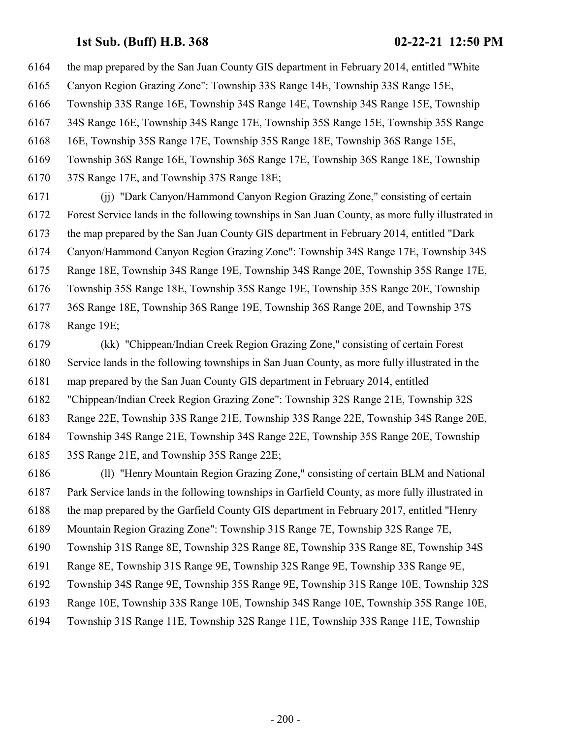the map prepared by the San Juan County GIS department in February 2014, entitled "White Canyon Region Grazing Zone": Township 33S Range 14E, Township 33S Range 15E, Township 33S Range 16E, Township 34S Range 14E, Township 34S Range 15E, Township 34S Range 16E, Township 34S Range 17E, Township 35S Range 15E, Township 35S Range 16E, Township 35S Range 17E, Township 35S Range 18E, Township 36S Range 15E, Township 36S Range 16E, Township 36S Range 17E, Township 36S Range 18E, Township 37S Range 17E, and Township 37S Range 18E;

(jj) "Dark Canyon/Hammond Canyon Region Grazing Zone," consisting of certain Forest Service lands in the following townships in San Juan County, as more fully illustrated in the map prepared by the San Juan County GIS department in February 2014, entitled "Dark Canyon/Hammond Canyon Region Grazing Zone": Township 34S Range 17E, Township 34S Range 18E, Township 34S Range 19E, Township 34S Range 20E, Township 35S Range 17E, Township 35S Range 18E, Township 35S Range 19E, Township 35S Range 20E, Township 36S Range 18E, Township 36S Range 19E, Township 36S Range 20E, and Township 37S Range 19E;

(kk) "Chippean/Indian Creek Region Grazing Zone," consisting of certain Forest Service lands in the following townships in San Juan County, as more fully illustrated in the map prepared by the San Juan County GIS department in February 2014, entitled "Chippean/Indian Creek Region Grazing Zone": Township 32S Range 21E, Township 32S Range 22E, Township 33S Range 21E, Township 33S Range 22E, Township 34S Range 20E, Township 34S Range 21E, Township 34S Range 22E, Township 35S Range 20E, Township 35S Range 21E, and Township 35S Range 22E;

(ll) "Henry Mountain Region Grazing Zone," consisting of certain BLM and National Park Service lands in the following townships in Garfield County, as more fully illustrated in the map prepared by the Garfield County GIS department in February 2017, entitled "Henry Mountain Region Grazing Zone": Township 31S Range 7E, Township 32S Range 7E, Township 31S Range 8E, Township 32S Range 8E, Township 33S Range 8E, Township 34S Range 8E, Township 31S Range 9E, Township 32S Range 9E, Township 33S Range 9E, Township 34S Range 9E, Township 35S Range 9E, Township 31S Range 10E, Township 32S Range 10E, Township 33S Range 10E, Township 34S Range 10E, Township 35S Range 10E, Township 31S Range 11E, Township 32S Range 11E, Township 33S Range 11E, Township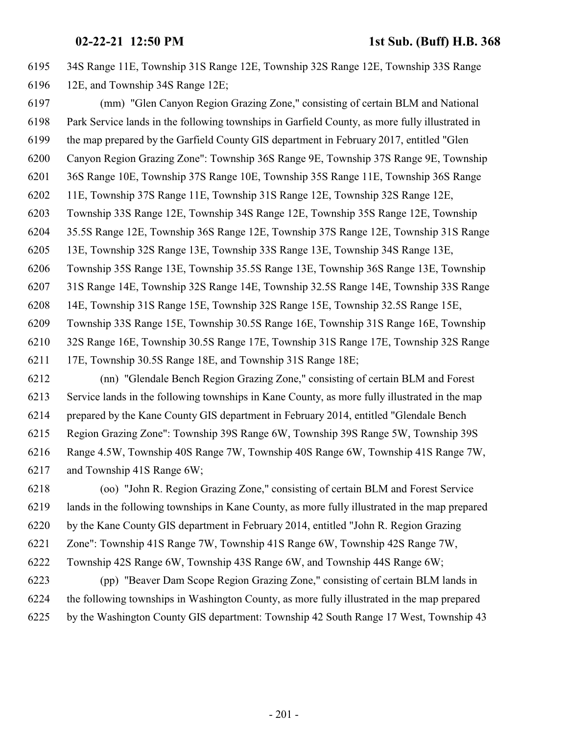34S Range 11E, Township 31S Range 12E, Township 32S Range 12E, Township 33S Range 12E, and Township 34S Range 12E;

(mm) "Glen Canyon Region Grazing Zone," consisting of certain BLM and National Park Service lands in the following townships in Garfield County, as more fully illustrated in the map prepared by the Garfield County GIS department in February 2017, entitled "Glen Canyon Region Grazing Zone": Township 36S Range 9E, Township 37S Range 9E, Township 36S Range 10E, Township 37S Range 10E, Township 35S Range 11E, Township 36S Range 11E, Township 37S Range 11E, Township 31S Range 12E, Township 32S Range 12E, Township 33S Range 12E, Township 34S Range 12E, Township 35S Range 12E, Township 35.5S Range 12E, Township 36S Range 12E, Township 37S Range 12E, Township 31S Range 13E, Township 32S Range 13E, Township 33S Range 13E, Township 34S Range 13E, Township 35S Range 13E, Township 35.5S Range 13E, Township 36S Range 13E, Township 31S Range 14E, Township 32S Range 14E, Township 32.5S Range 14E, Township 33S Range 14E, Township 31S Range 15E, Township 32S Range 15E, Township 32.5S Range 15E, Township 33S Range 15E, Township 30.5S Range 16E, Township 31S Range 16E, Township 32S Range 16E, Township 30.5S Range 17E, Township 31S Range 17E, Township 32S Range 17E, Township 30.5S Range 18E, and Township 31S Range 18E;

(nn) "Glendale Bench Region Grazing Zone," consisting of certain BLM and Forest Service lands in the following townships in Kane County, as more fully illustrated in the map prepared by the Kane County GIS department in February 2014, entitled "Glendale Bench Region Grazing Zone": Township 39S Range 6W, Township 39S Range 5W, Township 39S Range 4.5W, Township 40S Range 7W, Township 40S Range 6W, Township 41S Range 7W, and Township 41S Range 6W;

(oo) "John R. Region Grazing Zone," consisting of certain BLM and Forest Service lands in the following townships in Kane County, as more fully illustrated in the map prepared by the Kane County GIS department in February 2014, entitled "John R. Region Grazing Zone": Township 41S Range 7W, Township 41S Range 6W, Township 42S Range 7W, Township 42S Range 6W, Township 43S Range 6W, and Township 44S Range 6W;

(pp) "Beaver Dam Scope Region Grazing Zone," consisting of certain BLM lands in the following townships in Washington County, as more fully illustrated in the map prepared by the Washington County GIS department: Township 42 South Range 17 West, Township 43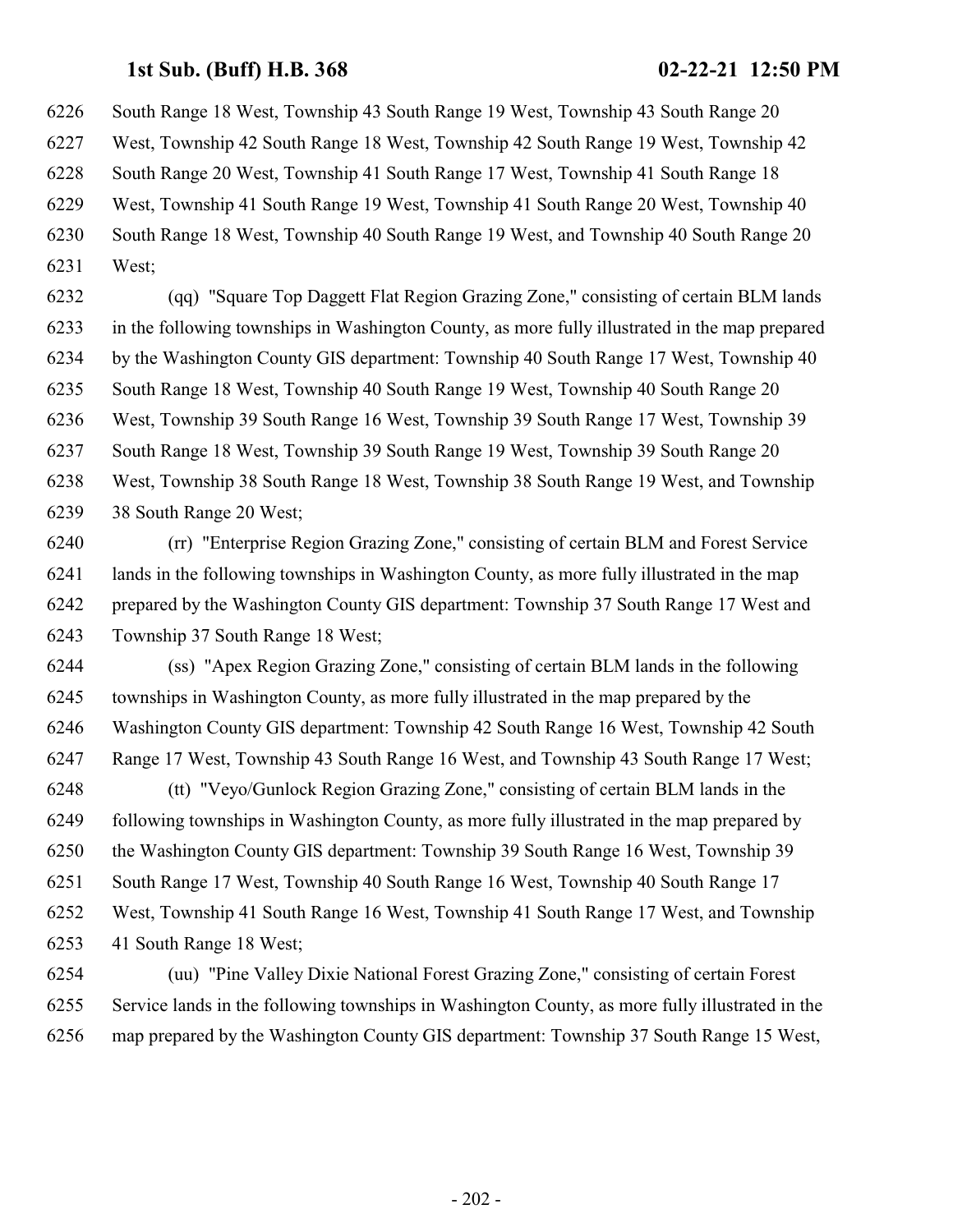South Range 18 West, Township 43 South Range 19 West, Township 43 South Range 20 West, Township 42 South Range 18 West, Township 42 South Range 19 West, Township 42 South Range 20 West, Township 41 South Range 17 West, Township 41 South Range 18 West, Township 41 South Range 19 West, Township 41 South Range 20 West, Township 40 South Range 18 West, Township 40 South Range 19 West, and Township 40 South Range 20 West;

(qq) "Square Top Daggett Flat Region Grazing Zone," consisting of certain BLM lands in the following townships in Washington County, as more fully illustrated in the map prepared by the Washington County GIS department: Township 40 South Range 17 West, Township 40 South Range 18 West, Township 40 South Range 19 West, Township 40 South Range 20 West, Township 39 South Range 16 West, Township 39 South Range 17 West, Township 39 South Range 18 West, Township 39 South Range 19 West, Township 39 South Range 20 West, Township 38 South Range 18 West, Township 38 South Range 19 West, and Township 38 South Range 20 West;

(rr) "Enterprise Region Grazing Zone," consisting of certain BLM and Forest Service lands in the following townships in Washington County, as more fully illustrated in the map prepared by the Washington County GIS department: Township 37 South Range 17 West and Township 37 South Range 18 West;

(ss) "Apex Region Grazing Zone," consisting of certain BLM lands in the following townships in Washington County, as more fully illustrated in the map prepared by the Washington County GIS department: Township 42 South Range 16 West, Township 42 South Range 17 West, Township 43 South Range 16 West, and Township 43 South Range 17 West;

(tt) "Veyo/Gunlock Region Grazing Zone," consisting of certain BLM lands in the following townships in Washington County, as more fully illustrated in the map prepared by the Washington County GIS department: Township 39 South Range 16 West, Township 39 South Range 17 West, Township 40 South Range 16 West, Township 40 South Range 17 West, Township 41 South Range 16 West, Township 41 South Range 17 West, and Township 41 South Range 18 West;

(uu) "Pine Valley Dixie National Forest Grazing Zone," consisting of certain Forest Service lands in the following townships in Washington County, as more fully illustrated in the map prepared by the Washington County GIS department: Township 37 South Range 15 West,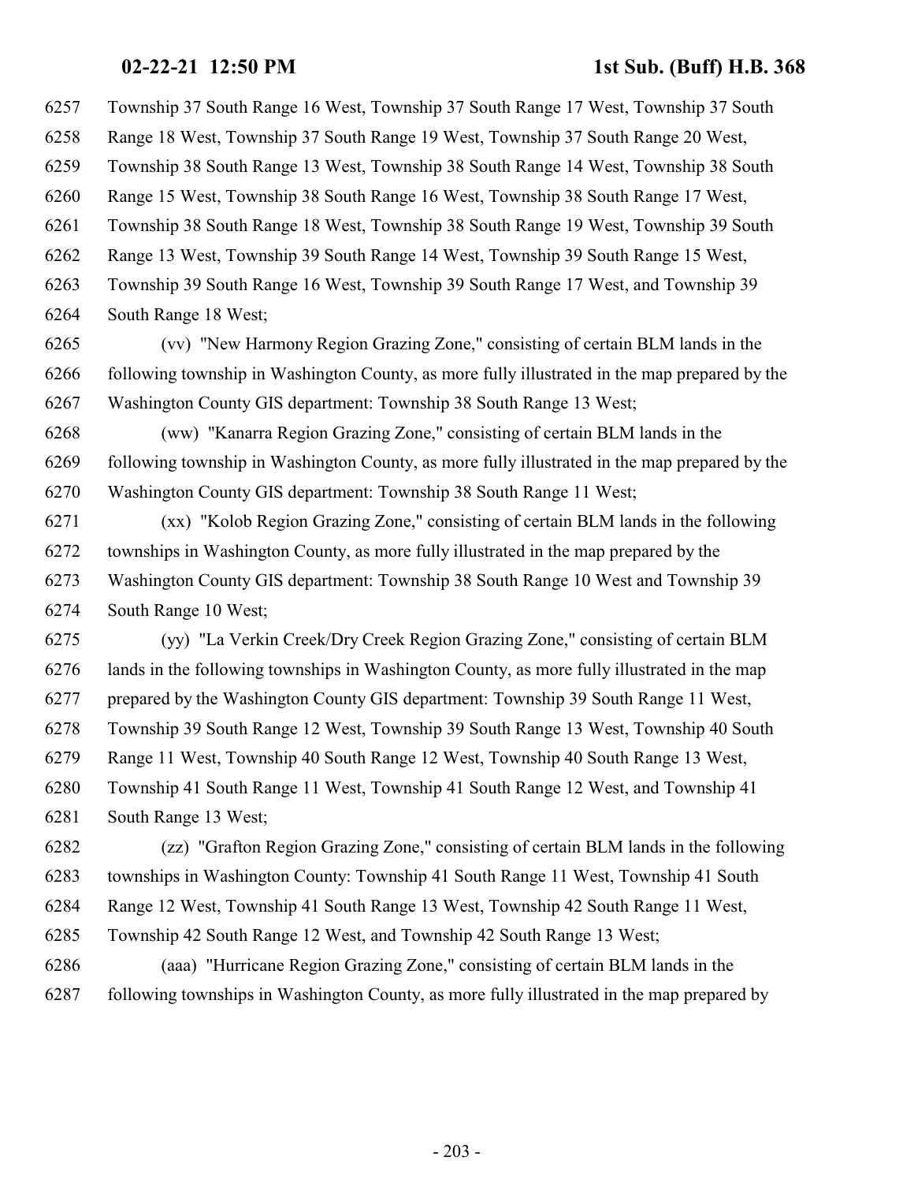Township 37 South Range 16 West, Township 37 South Range 17 West, Township 37 South Range 18 West, Township 37 South Range 19 West, Township 37 South Range 20 West, Township 38 South Range 13 West, Township 38 South Range 14 West, Township 38 South Range 15 West, Township 38 South Range 16 West, Township 38 South Range 17 West, Township 38 South Range 18 West, Township 38 South Range 19 West, Township 39 South Range 13 West, Township 39 South Range 14 West, Township 39 South Range 15 West, Township 39 South Range 16 West, Township 39 South Range 17 West, and Township 39 South Range 18 West;

(vv) "New Harmony Region Grazing Zone," consisting of certain BLM lands in the following township in Washington County, as more fully illustrated in the map prepared by the Washington County GIS department: Township 38 South Range 13 West;

(ww) "Kanarra Region Grazing Zone," consisting of certain BLM lands in the following township in Washington County, as more fully illustrated in the map prepared by the Washington County GIS department: Township 38 South Range 11 West;

(xx) "Kolob Region Grazing Zone," consisting of certain BLM lands in the following townships in Washington County, as more fully illustrated in the map prepared by the Washington County GIS department: Township 38 South Range 10 West and Township 39 South Range 10 West;

(yy) "La Verkin Creek/Dry Creek Region Grazing Zone," consisting of certain BLM lands in the following townships in Washington County, as more fully illustrated in the map prepared by the Washington County GIS department: Township 39 South Range 11 West, Township 39 South Range 12 West, Township 39 South Range 13 West, Township 40 South Range 11 West, Township 40 South Range 12 West, Township 40 South Range 13 West, Township 41 South Range 11 West, Township 41 South Range 12 West, and Township 41 South Range 13 West;

(zz) "Grafton Region Grazing Zone," consisting of certain BLM lands in the following townships in Washington County: Township 41 South Range 11 West, Township 41 South Range 12 West, Township 41 South Range 13 West, Township 42 South Range 11 West, Township 42 South Range 12 West, and Township 42 South Range 13 West;

(aaa) "Hurricane Region Grazing Zone," consisting of certain BLM lands in the following townships in Washington County, as more fully illustrated in the map prepared by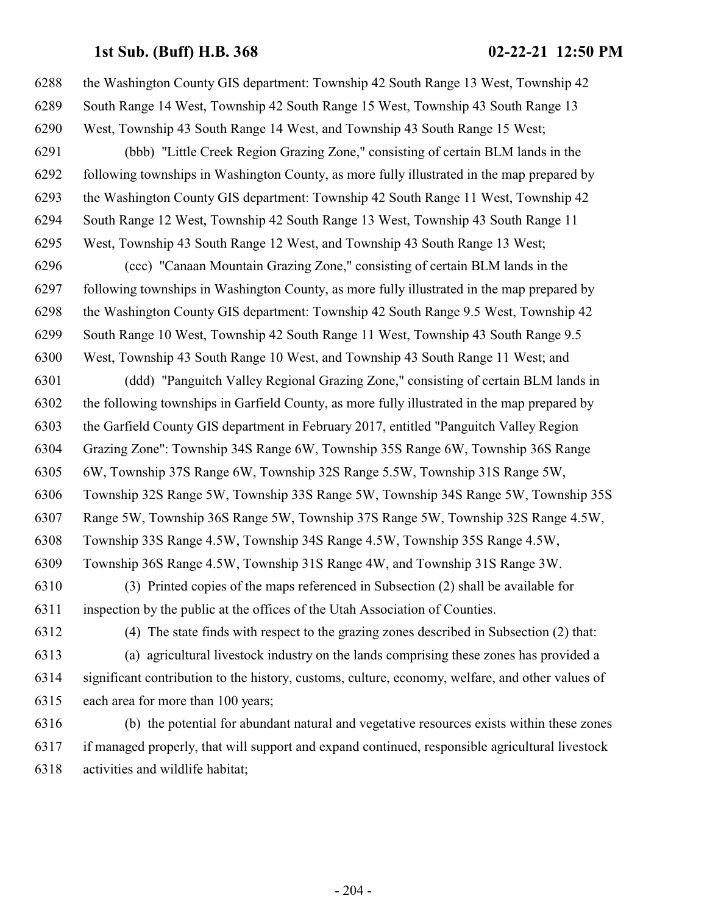the Washington County GIS department: Township 42 South Range 13 West, Township 42 South Range 14 West, Township 42 South Range 15 West, Township 43 South Range 13 West, Township 43 South Range 14 West, and Township 43 South Range 15 West;

(bbb) "Little Creek Region Grazing Zone," consisting of certain BLM lands in the following townships in Washington County, as more fully illustrated in the map prepared by the Washington County GIS department: Township 42 South Range 11 West, Township 42 South Range 12 West, Township 42 South Range 13 West, Township 43 South Range 11 West, Township 43 South Range 12 West, and Township 43 South Range 13 West;

(ccc) "Canaan Mountain Grazing Zone," consisting of certain BLM lands in the following townships in Washington County, as more fully illustrated in the map prepared by the Washington County GIS department: Township 42 South Range 9.5 West, Township 42 South Range 10 West, Township 42 South Range 11 West, Township 43 South Range 9.5 West, Township 43 South Range 10 West, and Township 43 South Range 11 West; and

(ddd) "Panguitch Valley Regional Grazing Zone," consisting of certain BLM lands in the following townships in Garfield County, as more fully illustrated in the map prepared by the Garfield County GIS department in February 2017, entitled "Panguitch Valley Region Grazing Zone": Township 34S Range 6W, Township 35S Range 6W, Township 36S Range 6W, Township 37S Range 6W, Township 32S Range 5.5W, Township 31S Range 5W, Township 32S Range 5W, Township 33S Range 5W, Township 34S Range 5W, Township 35S Range 5W, Township 36S Range 5W, Township 37S Range 5W, Township 32S Range 4.5W, Township 33S Range 4.5W, Township 34S Range 4.5W, Township 35S Range 4.5W, Township 36S Range 4.5W, Township 31S Range 4W, and Township 31S Range 3W.

(3) Printed copies of the maps referenced in Subsection (2) shall be available for inspection by the public at the offices of the Utah Association of Counties.

(4) The state finds with respect to the grazing zones described in Subsection (2) that:

(a) agricultural livestock industry on the lands comprising these zones has provided a significant contribution to the history, customs, culture, economy, welfare, and other values of each area for more than 100 years;

(b) the potential for abundant natural and vegetative resources exists within these zones if managed properly, that will support and expand continued, responsible agricultural livestock activities and wildlife habitat;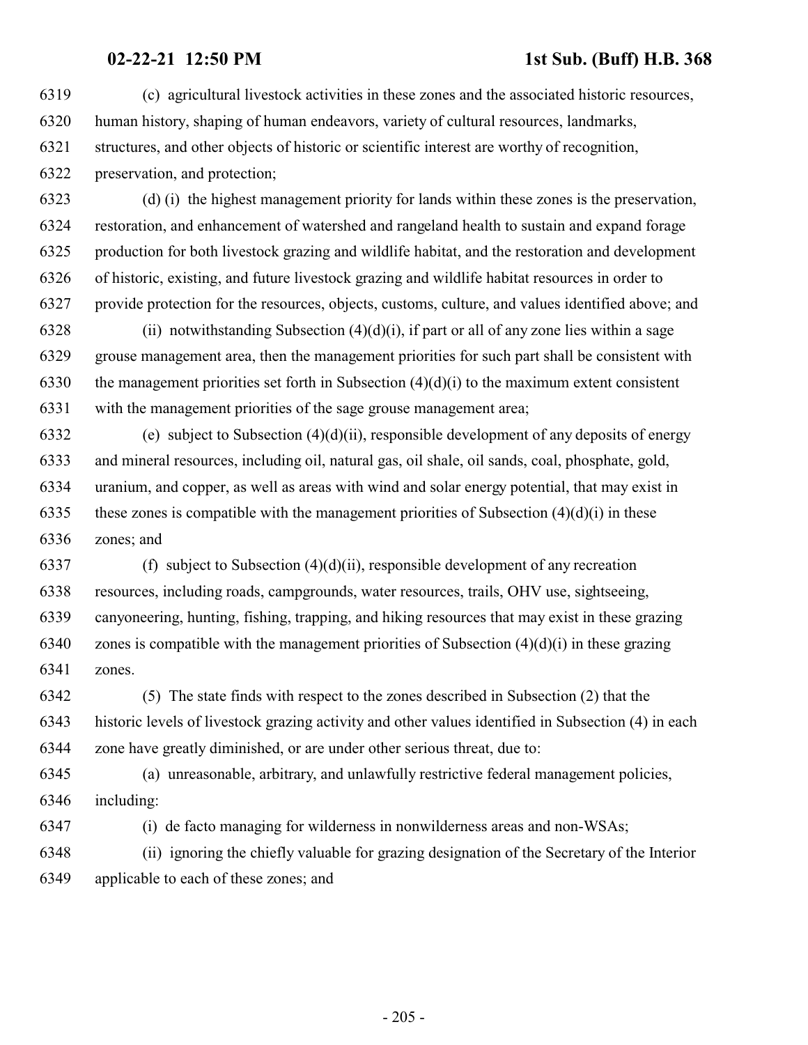(c) agricultural livestock activities in these zones and the associated historic resources, human history, shaping of human endeavors, variety of cultural resources, landmarks, structures, and other objects of historic or scientific interest are worthy of recognition, preservation, and protection;

(d) (i) the highest management priority for lands within these zones is the preservation, restoration, and enhancement of watershed and rangeland health to sustain and expand forage production for both livestock grazing and wildlife habitat, and the restoration and development of historic, existing, and future livestock grazing and wildlife habitat resources in order to provide protection for the resources, objects, customs, culture, and values identified above; and

(ii) notwithstanding Subsection (4)(d)(i), if part or all of any zone lies within a sage grouse management area, then the management priorities for such part shall be consistent with the management priorities set forth in Subsection (4)(d)(i) to the maximum extent consistent with the management priorities of the sage grouse management area;

(e) subject to Subsection (4)(d)(ii), responsible development of any deposits of energy and mineral resources, including oil, natural gas, oil shale, oil sands, coal, phosphate, gold, uranium, and copper, as well as areas with wind and solar energy potential, that may exist in these zones is compatible with the management priorities of Subsection (4)(d)(i) in these zones; and

(f) subject to Subsection (4)(d)(ii), responsible development of any recreation resources, including roads, campgrounds, water resources, trails, OHV use, sightseeing, canyoneering, hunting, fishing, trapping, and hiking resources that may exist in these grazing zones is compatible with the management priorities of Subsection (4)(d)(i) in these grazing zones.

(5) The state finds with respect to the zones described in Subsection (2) that the historic levels of livestock grazing activity and other values identified in Subsection (4) in each zone have greatly diminished, or are under other serious threat, due to:

(a) unreasonable, arbitrary, and unlawfully restrictive federal management policies, including:

(i) de facto managing for wilderness in nonwilderness areas and non-WSAs;

(ii) ignoring the chiefly valuable for grazing designation of the Secretary of the Interior applicable to each of these zones; and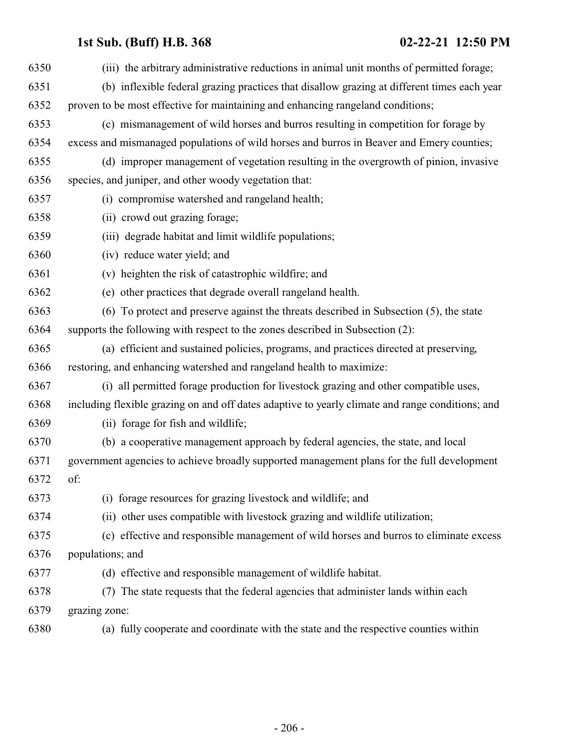(iii) the arbitrary administrative reductions in animal unit months of permitted forage;

(b) inflexible federal grazing practices that disallow grazing at different times each year proven to be most effective for maintaining and enhancing rangeland conditions;

(c) mismanagement of wild horses and burros resulting in competition for forage by excess and mismanaged populations of wild horses and burros in Beaver and Emery counties;

(d) improper management of vegetation resulting in the overgrowth of pinion, invasive species, and juniper, and other woody vegetation that:

(i) compromise watershed and rangeland health;

(ii) crowd out grazing forage;

(iii) degrade habitat and limit wildlife populations;

(iv) reduce water yield; and

(v) heighten the risk of catastrophic wildfire; and

(e) other practices that degrade overall rangeland health.

(6) To protect and preserve against the threats described in Subsection (5), the state supports the following with respect to the zones described in Subsection (2):

(a) efficient and sustained policies, programs, and practices directed at preserving, restoring, and enhancing watershed and rangeland health to maximize:

(i) all permitted forage production for livestock grazing and other compatible uses, including flexible grazing on and off dates adaptive to yearly climate and range conditions; and

(ii) forage for fish and wildlife;

(b) a cooperative management approach by federal agencies, the state, and local government agencies to achieve broadly supported management plans for the full development of:

(i) forage resources for grazing livestock and wildlife; and

(ii) other uses compatible with livestock grazing and wildlife utilization;

(c) effective and responsible management of wild horses and burros to eliminate excess populations; and

(d) effective and responsible management of wildlife habitat.

(7) The state requests that the federal agencies that administer lands within each grazing zone:

(a) fully cooperate and coordinate with the state and the respective counties within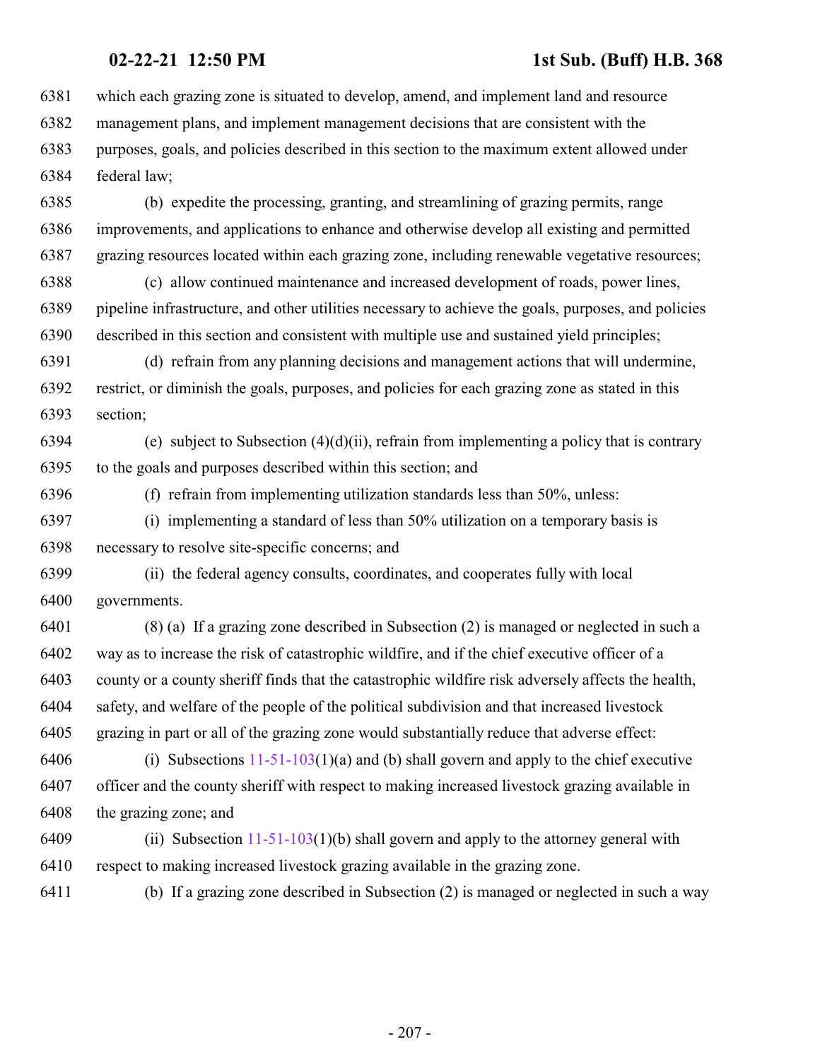which each grazing zone is situated to develop, amend, and implement land and resource management plans, and implement management decisions that are consistent with the purposes, goals, and policies described in this section to the maximum extent allowed under federal law;

(b) expedite the processing, granting, and streamlining of grazing permits, range improvements, and applications to enhance and otherwise develop all existing and permitted grazing resources located within each grazing zone, including renewable vegetative resources;

(c) allow continued maintenance and increased development of roads, power lines, pipeline infrastructure, and other utilities necessary to achieve the goals, purposes, and policies described in this section and consistent with multiple use and sustained yield principles;

(d) refrain from any planning decisions and management actions that will undermine, restrict, or diminish the goals, purposes, and policies for each grazing zone as stated in this section;

(e) subject to Subsection (4)(d)(ii), refrain from implementing a policy that is contrary to the goals and purposes described within this section; and

(f) refrain from implementing utilization standards less than 50%, unless:

(i) implementing a standard of less than 50% utilization on a temporary basis is necessary to resolve site-specific concerns; and

(ii) the federal agency consults, coordinates, and cooperates fully with local governments.

(8) (a) If a grazing zone described in Subsection (2) is managed or neglected in such a way as to increase the risk of catastrophic wildfire, and if the chief executive officer of a county or a county sheriff finds that the catastrophic wildfire risk adversely affects the health, safety, and welfare of the people of the political subdivision and that increased livestock grazing in part or all of the grazing zone would substantially reduce that adverse effect:

(i) Subsections 11-51-103(1)(a) and (b) shall govern and apply to the chief executive officer and the county sheriff with respect to making increased livestock grazing available in the grazing zone; and

(ii) Subsection 11-51-103(1)(b) shall govern and apply to the attorney general with respect to making increased livestock grazing available in the grazing zone.

(b) If a grazing zone described in Subsection (2) is managed or neglected in such a way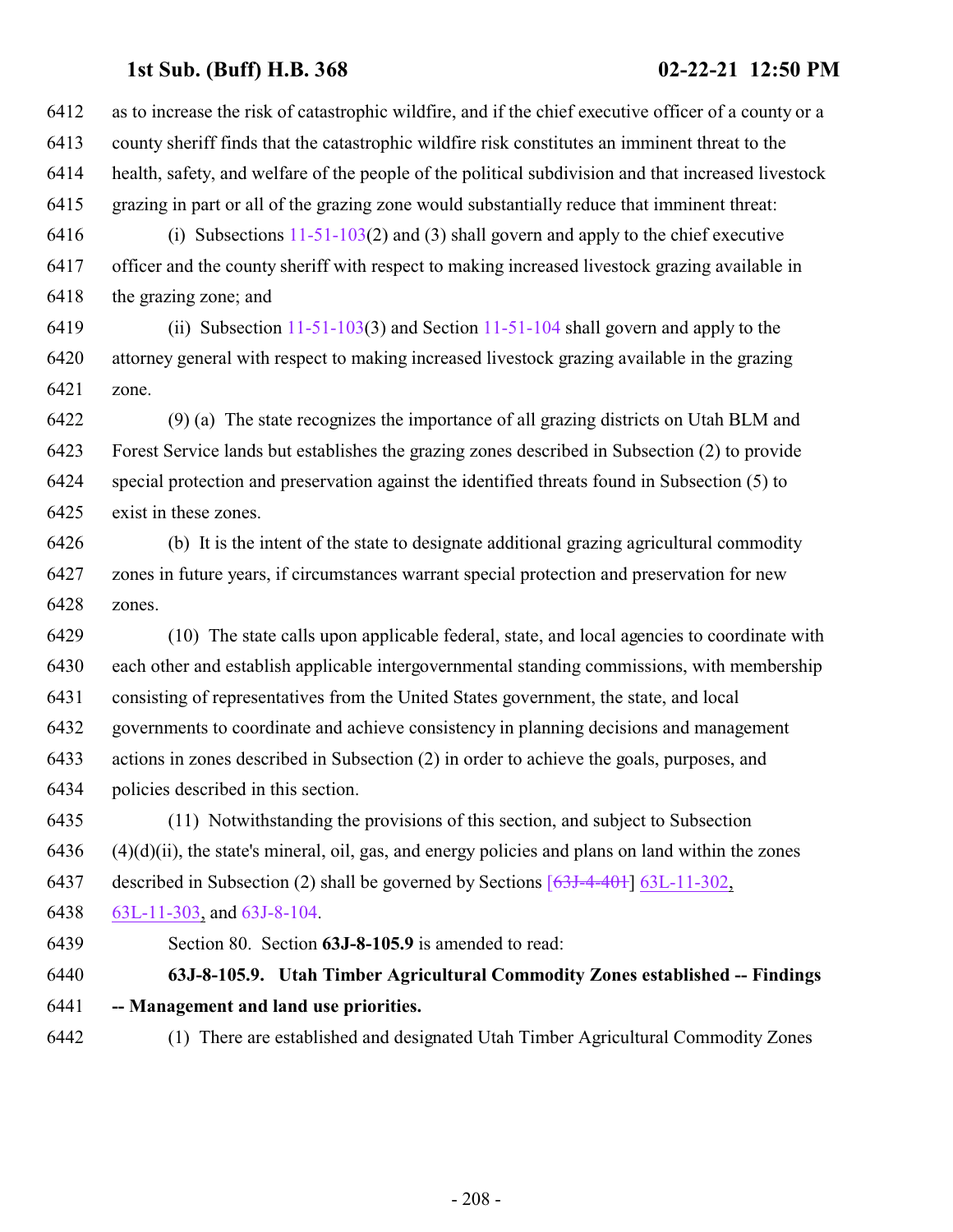as to increase the risk of catastrophic wildfire, and if the chief executive officer of a county or a county sheriff finds that the catastrophic wildfire risk constitutes an imminent threat to the health, safety, and welfare of the people of the political subdivision and that increased livestock grazing in part or all of the grazing zone would substantially reduce that imminent threat:

(i) Subsections 11-51-103(2) and (3) shall govern and apply to the chief executive officer and the county sheriff with respect to making increased livestock grazing available in the grazing zone; and

(ii) Subsection 11-51-103(3) and Section 11-51-104 shall govern and apply to the attorney general with respect to making increased livestock grazing available in the grazing zone.

(9) (a) The state recognizes the importance of all grazing districts on Utah BLM and Forest Service lands but establishes the grazing zones described in Subsection (2) to provide special protection and preservation against the identified threats found in Subsection (5) to exist in these zones.

(b) It is the intent of the state to designate additional grazing agricultural commodity zones in future years, if circumstances warrant special protection and preservation for new zones.

(10) The state calls upon applicable federal, state, and local agencies to coordinate with each other and establish applicable intergovernmental standing commissions, with membership consisting of representatives from the United States government, the state, and local governments to coordinate and achieve consistency in planning decisions and management actions in zones described in Subsection (2) in order to achieve the goals, purposes, and policies described in this section.

(11) Notwithstanding the provisions of this section, and subject to Subsection (4)(d)(ii), the state's mineral, oil, gas, and energy policies and plans on land within the zones described in Subsection (2) shall be governed by Sections [~~63J-4-401~~] 63L-11-302, 63L-11-303, and 63J-8-104.

Section 80. Section **63J-8-105.9** is amended to read:

**63J-8-105.9. Utah Timber Agricultural Commodity Zones established -- Findings -- Management and land use priorities.**

(1) There are established and designated Utah Timber Agricultural Commodity Zones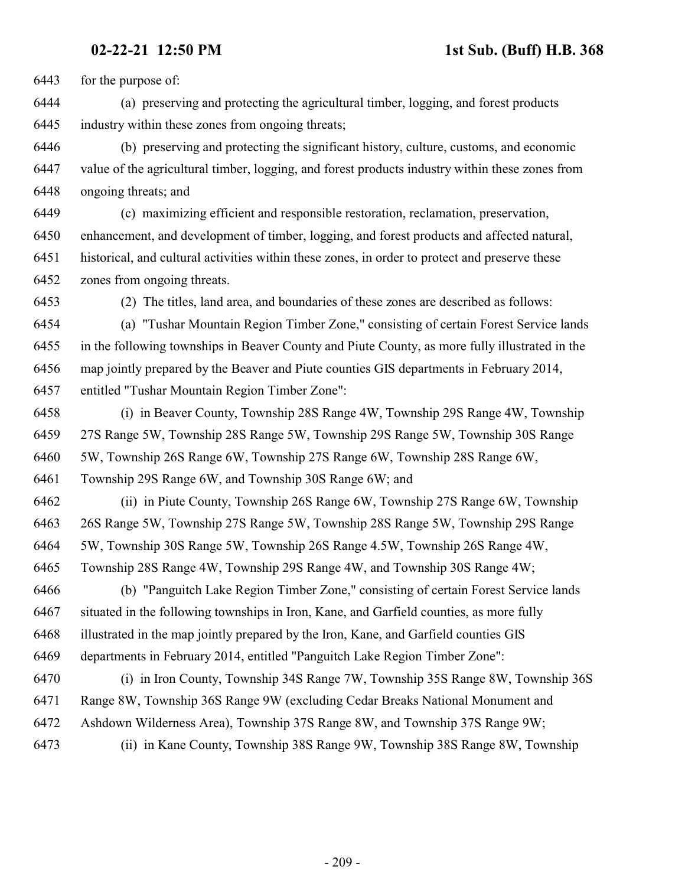for the purpose of:

(a) preserving and protecting the agricultural timber, logging, and forest products industry within these zones from ongoing threats;

(b) preserving and protecting the significant history, culture, customs, and economic value of the agricultural timber, logging, and forest products industry within these zones from ongoing threats; and

(c) maximizing efficient and responsible restoration, reclamation, preservation, enhancement, and development of timber, logging, and forest products and affected natural, historical, and cultural activities within these zones, in order to protect and preserve these zones from ongoing threats.

(2) The titles, land area, and boundaries of these zones are described as follows:

(a) "Tushar Mountain Region Timber Zone," consisting of certain Forest Service lands in the following townships in Beaver County and Piute County, as more fully illustrated in the map jointly prepared by the Beaver and Piute counties GIS departments in February 2014, entitled "Tushar Mountain Region Timber Zone":

(i) in Beaver County, Township 28S Range 4W, Township 29S Range 4W, Township 27S Range 5W, Township 28S Range 5W, Township 29S Range 5W, Township 30S Range 5W, Township 26S Range 6W, Township 27S Range 6W, Township 28S Range 6W, Township 29S Range 6W, and Township 30S Range 6W; and

(ii) in Piute County, Township 26S Range 6W, Township 27S Range 6W, Township 26S Range 5W, Township 27S Range 5W, Township 28S Range 5W, Township 29S Range 5W, Township 30S Range 5W, Township 26S Range 4.5W, Township 26S Range 4W, Township 28S Range 4W, Township 29S Range 4W, and Township 30S Range 4W;

(b) "Panguitch Lake Region Timber Zone," consisting of certain Forest Service lands situated in the following townships in Iron, Kane, and Garfield counties, as more fully illustrated in the map jointly prepared by the Iron, Kane, and Garfield counties GIS departments in February 2014, entitled "Panguitch Lake Region Timber Zone":

(i) in Iron County, Township 34S Range 7W, Township 35S Range 8W, Township 36S Range 8W, Township 36S Range 9W (excluding Cedar Breaks National Monument and Ashdown Wilderness Area), Township 37S Range 8W, and Township 37S Range 9W;

(ii) in Kane County, Township 38S Range 9W, Township 38S Range 8W, Township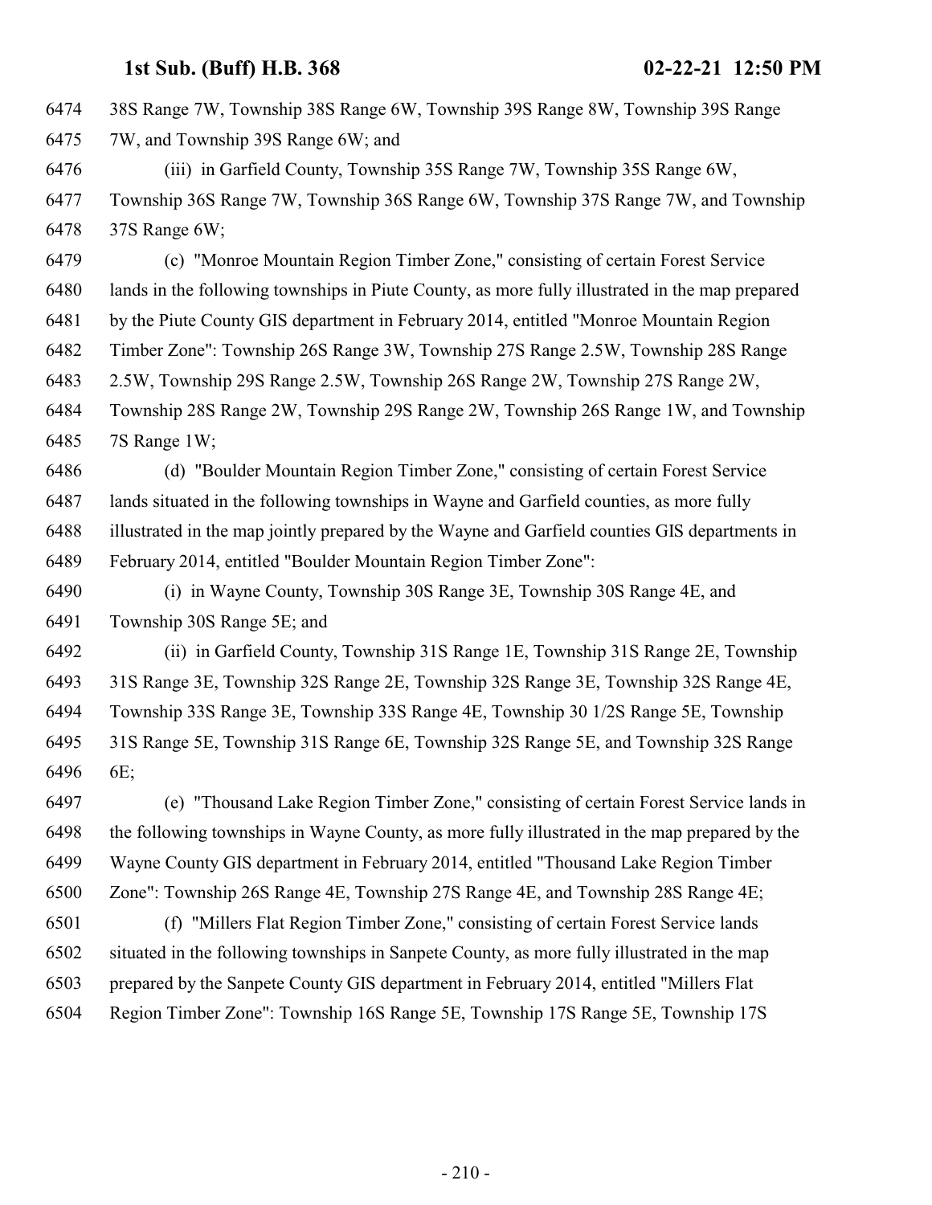38S Range 7W, Township 38S Range 6W, Township 39S Range 8W, Township 39S Range 7W, and Township 39S Range 6W; and

(iii) in Garfield County, Township 35S Range 7W, Township 35S Range 6W, Township 36S Range 7W, Township 36S Range 6W, Township 37S Range 7W, and Township 37S Range 6W;

(c) "Monroe Mountain Region Timber Zone," consisting of certain Forest Service lands in the following townships in Piute County, as more fully illustrated in the map prepared by the Piute County GIS department in February 2014, entitled "Monroe Mountain Region Timber Zone": Township 26S Range 3W, Township 27S Range 2.5W, Township 28S Range 2.5W, Township 29S Range 2.5W, Township 26S Range 2W, Township 27S Range 2W, Township 28S Range 2W, Township 29S Range 2W, Township 26S Range 1W, and Township 7S Range 1W;

(d) "Boulder Mountain Region Timber Zone," consisting of certain Forest Service lands situated in the following townships in Wayne and Garfield counties, as more fully illustrated in the map jointly prepared by the Wayne and Garfield counties GIS departments in February 2014, entitled "Boulder Mountain Region Timber Zone":

(i) in Wayne County, Township 30S Range 3E, Township 30S Range 4E, and Township 30S Range 5E; and

(ii) in Garfield County, Township 31S Range 1E, Township 31S Range 2E, Township 31S Range 3E, Township 32S Range 2E, Township 32S Range 3E, Township 32S Range 4E, Township 33S Range 3E, Township 33S Range 4E, Township 30 1/2S Range 5E, Township 31S Range 5E, Township 31S Range 6E, Township 32S Range 5E, and Township 32S Range 6E;

(e) "Thousand Lake Region Timber Zone," consisting of certain Forest Service lands in the following townships in Wayne County, as more fully illustrated in the map prepared by the Wayne County GIS department in February 2014, entitled "Thousand Lake Region Timber Zone": Township 26S Range 4E, Township 27S Range 4E, and Township 28S Range 4E;

(f) "Millers Flat Region Timber Zone," consisting of certain Forest Service lands situated in the following townships in Sanpete County, as more fully illustrated in the map prepared by the Sanpete County GIS department in February 2014, entitled "Millers Flat Region Timber Zone": Township 16S Range 5E, Township 17S Range 5E, Township 17S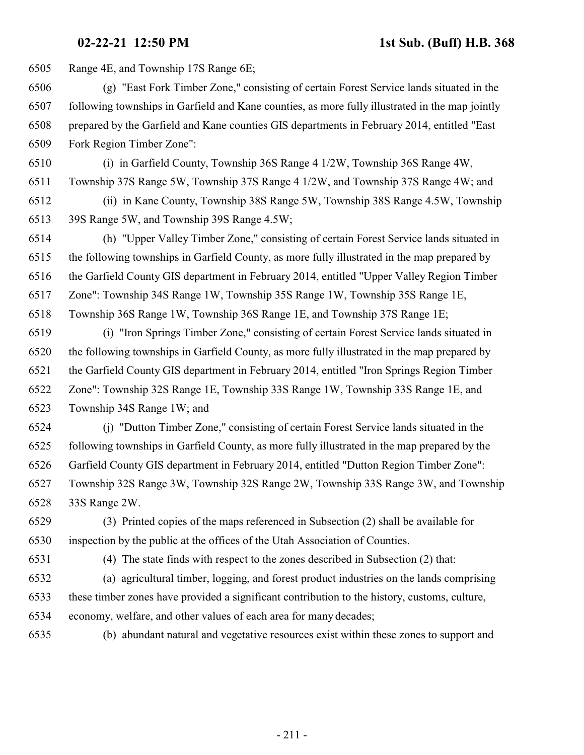Range 4E, and Township 17S Range 6E;

(g) "East Fork Timber Zone," consisting of certain Forest Service lands situated in the following townships in Garfield and Kane counties, as more fully illustrated in the map jointly prepared by the Garfield and Kane counties GIS departments in February 2014, entitled "East Fork Region Timber Zone":

(i) in Garfield County, Township 36S Range 4 1/2W, Township 36S Range 4W, Township 37S Range 5W, Township 37S Range 4 1/2W, and Township 37S Range 4W; and

(ii) in Kane County, Township 38S Range 5W, Township 38S Range 4.5W, Township 39S Range 5W, and Township 39S Range 4.5W;

(h) "Upper Valley Timber Zone," consisting of certain Forest Service lands situated in the following townships in Garfield County, as more fully illustrated in the map prepared by the Garfield County GIS department in February 2014, entitled "Upper Valley Region Timber Zone": Township 34S Range 1W, Township 35S Range 1W, Township 35S Range 1E, Township 36S Range 1W, Township 36S Range 1E, and Township 37S Range 1E;

(i) "Iron Springs Timber Zone," consisting of certain Forest Service lands situated in the following townships in Garfield County, as more fully illustrated in the map prepared by the Garfield County GIS department in February 2014, entitled "Iron Springs Region Timber Zone": Township 32S Range 1E, Township 33S Range 1W, Township 33S Range 1E, and Township 34S Range 1W; and

(j) "Dutton Timber Zone," consisting of certain Forest Service lands situated in the following townships in Garfield County, as more fully illustrated in the map prepared by the Garfield County GIS department in February 2014, entitled "Dutton Region Timber Zone": Township 32S Range 3W, Township 32S Range 2W, Township 33S Range 3W, and Township 33S Range 2W.

(3) Printed copies of the maps referenced in Subsection (2) shall be available for inspection by the public at the offices of the Utah Association of Counties.

(4) The state finds with respect to the zones described in Subsection (2) that:

(a) agricultural timber, logging, and forest product industries on the lands comprising these timber zones have provided a significant contribution to the history, customs, culture, economy, welfare, and other values of each area for many decades;

(b) abundant natural and vegetative resources exist within these zones to support and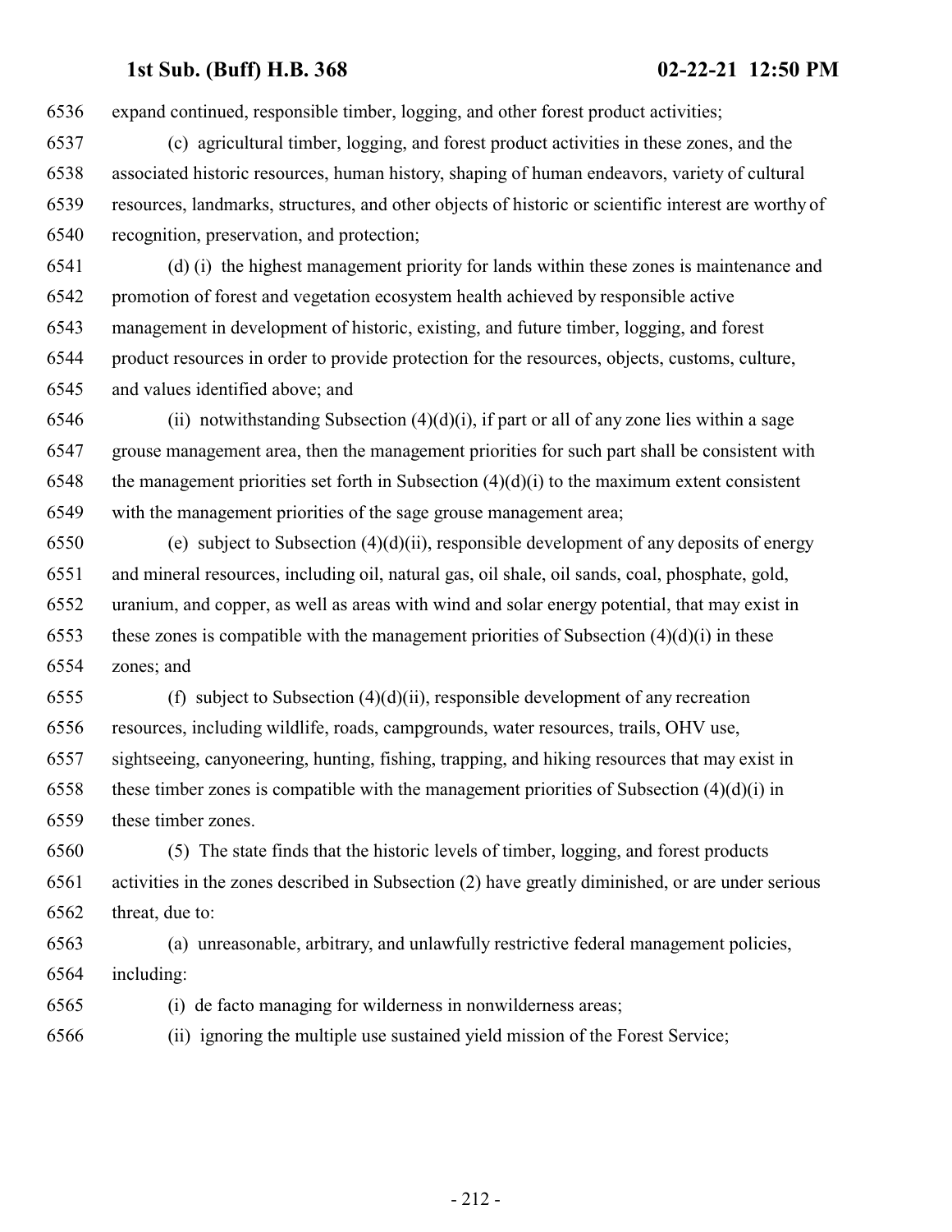expand continued, responsible timber, logging, and other forest product activities;

(c) agricultural timber, logging, and forest product activities in these zones, and the associated historic resources, human history, shaping of human endeavors, variety of cultural resources, landmarks, structures, and other objects of historic or scientific interest are worthy of recognition, preservation, and protection;

(d) (i) the highest management priority for lands within these zones is maintenance and promotion of forest and vegetation ecosystem health achieved by responsible active management in development of historic, existing, and future timber, logging, and forest product resources in order to provide protection for the resources, objects, customs, culture, and values identified above; and

(ii) notwithstanding Subsection (4)(d)(i), if part or all of any zone lies within a sage grouse management area, then the management priorities for such part shall be consistent with the management priorities set forth in Subsection (4)(d)(i) to the maximum extent consistent with the management priorities of the sage grouse management area;

(e) subject to Subsection (4)(d)(ii), responsible development of any deposits of energy and mineral resources, including oil, natural gas, oil shale, oil sands, coal, phosphate, gold, uranium, and copper, as well as areas with wind and solar energy potential, that may exist in these zones is compatible with the management priorities of Subsection (4)(d)(i) in these zones; and

(f) subject to Subsection (4)(d)(ii), responsible development of any recreation resources, including wildlife, roads, campgrounds, water resources, trails, OHV use, sightseeing, canyoneering, hunting, fishing, trapping, and hiking resources that may exist in these timber zones is compatible with the management priorities of Subsection (4)(d)(i) in these timber zones.

(5) The state finds that the historic levels of timber, logging, and forest products activities in the zones described in Subsection (2) have greatly diminished, or are under serious threat, due to:

(a) unreasonable, arbitrary, and unlawfully restrictive federal management policies, including:

(i) de facto managing for wilderness in nonwilderness areas;

(ii) ignoring the multiple use sustained yield mission of the Forest Service;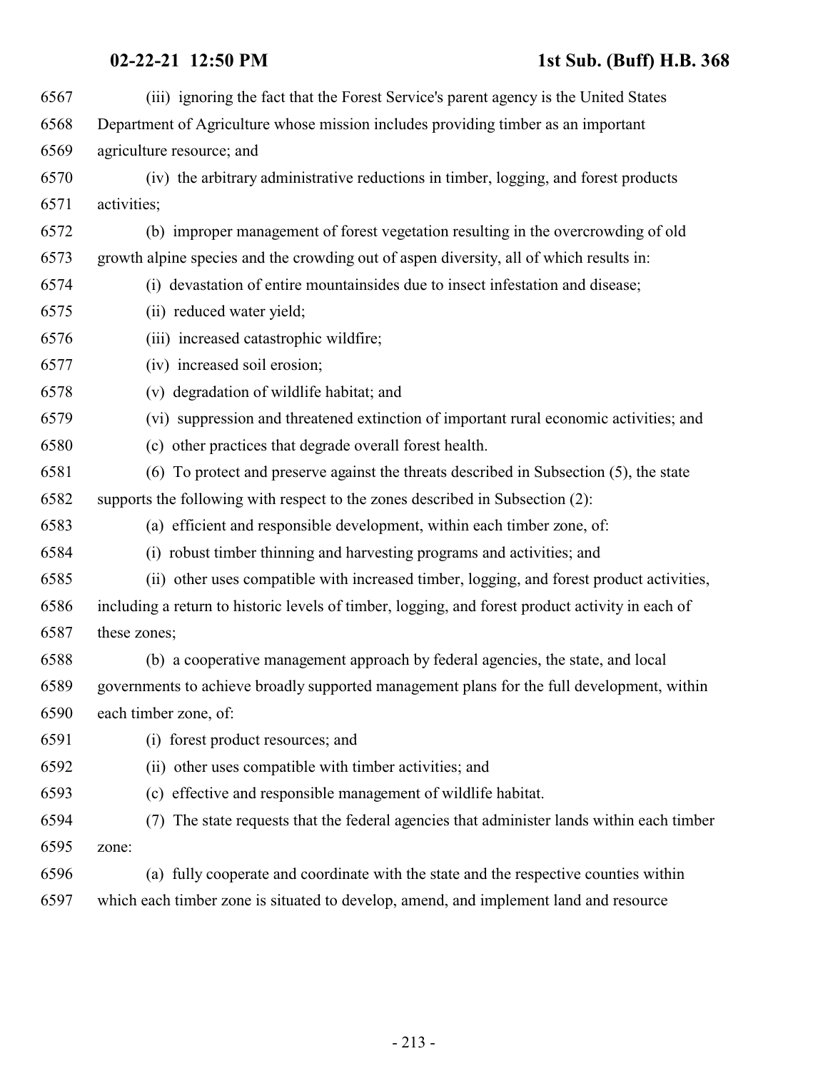(iii) ignoring the fact that the Forest Service's parent agency is the United States Department of Agriculture whose mission includes providing timber as an important agriculture resource; and

(iv) the arbitrary administrative reductions in timber, logging, and forest products activities;

(b) improper management of forest vegetation resulting in the overcrowding of old growth alpine species and the crowding out of aspen diversity, all of which results in:

(i) devastation of entire mountainsides due to insect infestation and disease;

(ii) reduced water yield;

(iii) increased catastrophic wildfire;

(iv) increased soil erosion;

(v) degradation of wildlife habitat; and

(vi) suppression and threatened extinction of important rural economic activities; and

(c) other practices that degrade overall forest health.

(6) To protect and preserve against the threats described in Subsection (5), the state supports the following with respect to the zones described in Subsection (2):

(a) efficient and responsible development, within each timber zone, of:

(i) robust timber thinning and harvesting programs and activities; and

(ii) other uses compatible with increased timber, logging, and forest product activities, including a return to historic levels of timber, logging, and forest product activity in each of these zones;

(b) a cooperative management approach by federal agencies, the state, and local governments to achieve broadly supported management plans for the full development, within each timber zone, of:

(i) forest product resources; and

(ii) other uses compatible with timber activities; and

(c) effective and responsible management of wildlife habitat.

(7) The state requests that the federal agencies that administer lands within each timber zone:

(a) fully cooperate and coordinate with the state and the respective counties within which each timber zone is situated to develop, amend, and implement land and resource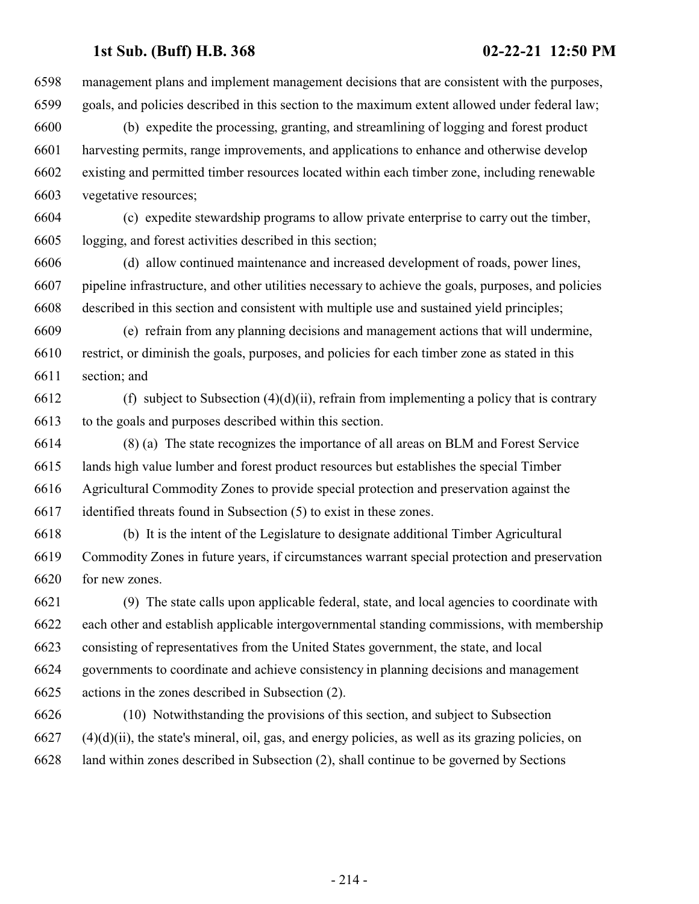management plans and implement management decisions that are consistent with the purposes, goals, and policies described in this section to the maximum extent allowed under federal law;

(b) expedite the processing, granting, and streamlining of logging and forest product harvesting permits, range improvements, and applications to enhance and otherwise develop existing and permitted timber resources located within each timber zone, including renewable vegetative resources;

(c) expedite stewardship programs to allow private enterprise to carry out the timber, logging, and forest activities described in this section;

(d) allow continued maintenance and increased development of roads, power lines, pipeline infrastructure, and other utilities necessary to achieve the goals, purposes, and policies described in this section and consistent with multiple use and sustained yield principles;

(e) refrain from any planning decisions and management actions that will undermine, restrict, or diminish the goals, purposes, and policies for each timber zone as stated in this section; and

(f) subject to Subsection (4)(d)(ii), refrain from implementing a policy that is contrary to the goals and purposes described within this section.

(8) (a) The state recognizes the importance of all areas on BLM and Forest Service lands high value lumber and forest product resources but establishes the special Timber Agricultural Commodity Zones to provide special protection and preservation against the identified threats found in Subsection (5) to exist in these zones.

(b) It is the intent of the Legislature to designate additional Timber Agricultural Commodity Zones in future years, if circumstances warrant special protection and preservation for new zones.

(9) The state calls upon applicable federal, state, and local agencies to coordinate with each other and establish applicable intergovernmental standing commissions, with membership consisting of representatives from the United States government, the state, and local governments to coordinate and achieve consistency in planning decisions and management actions in the zones described in Subsection (2).

(10) Notwithstanding the provisions of this section, and subject to Subsection (4)(d)(ii), the state's mineral, oil, gas, and energy policies, as well as its grazing policies, on land within zones described in Subsection (2), shall continue to be governed by Sections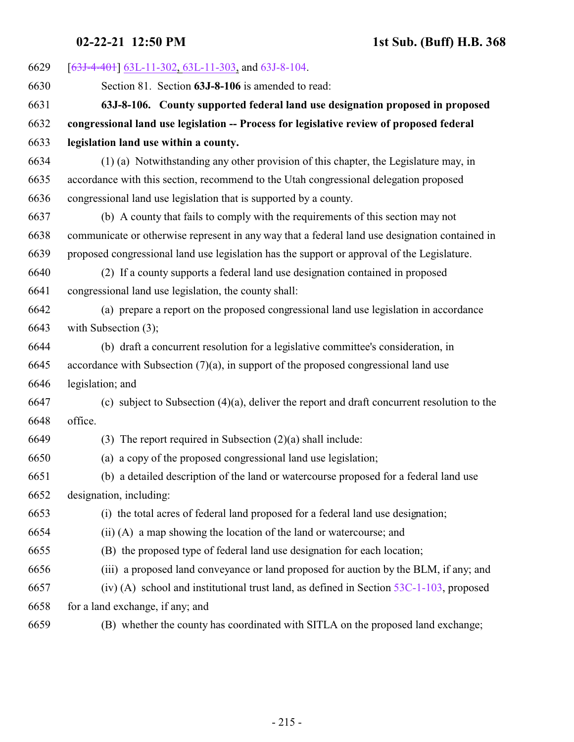[~~63J-4-401~~] 63L-11-302, 63L-11-303, and 63J-8-104.

Section 81. Section **63J-8-106** is amended to read:

**63J-8-106. County supported federal land use designation proposed in proposed congressional land use legislation -- Process for legislative review of proposed federal legislation land use within a county.**

(1) (a) Notwithstanding any other provision of this chapter, the Legislature may, in accordance with this section, recommend to the Utah congressional delegation proposed congressional land use legislation that is supported by a county.

(b) A county that fails to comply with the requirements of this section may not communicate or otherwise represent in any way that a federal land use designation contained in proposed congressional land use legislation has the support or approval of the Legislature.

(2) If a county supports a federal land use designation contained in proposed congressional land use legislation, the county shall:

(a) prepare a report on the proposed congressional land use legislation in accordance with Subsection (3);

(b) draft a concurrent resolution for a legislative committee's consideration, in accordance with Subsection (7)(a), in support of the proposed congressional land use legislation; and

(c) subject to Subsection (4)(a), deliver the report and draft concurrent resolution to the office.

(3) The report required in Subsection (2)(a) shall include:

(a) a copy of the proposed congressional land use legislation;

(b) a detailed description of the land or watercourse proposed for a federal land use designation, including:

(i) the total acres of federal land proposed for a federal land use designation;

(ii) (A) a map showing the location of the land or watercourse; and

(B) the proposed type of federal land use designation for each location;

(iii) a proposed land conveyance or land proposed for auction by the BLM, if any; and

(iv) (A) school and institutional trust land, as defined in Section 53C-1-103, proposed for a land exchange, if any; and

(B) whether the county has coordinated with SITLA on the proposed land exchange;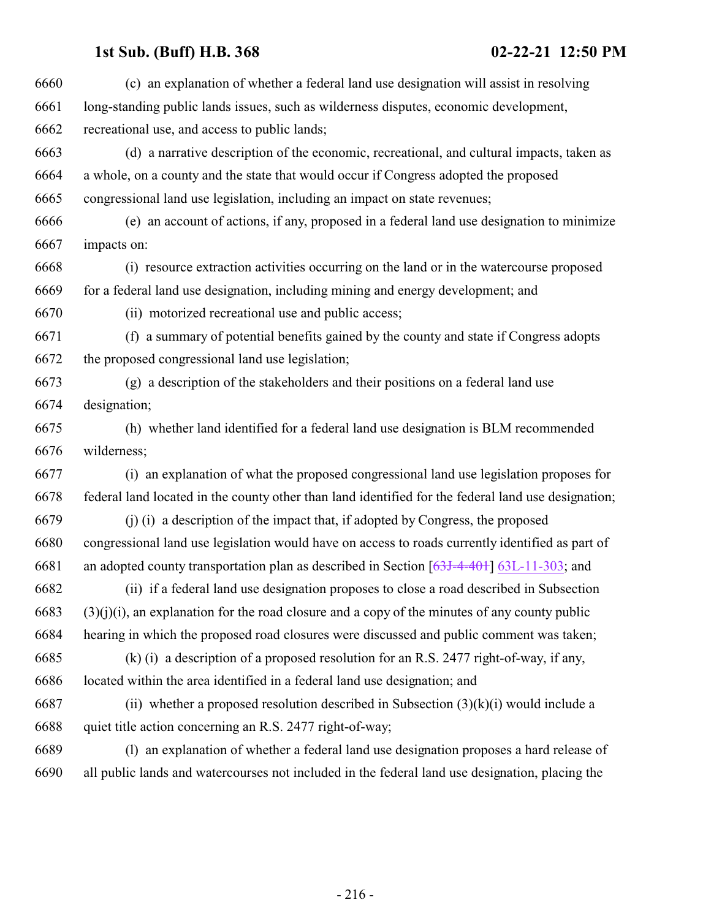(c) an explanation of whether a federal land use designation will assist in resolving long-standing public lands issues, such as wilderness disputes, economic development, recreational use, and access to public lands;

(d) a narrative description of the economic, recreational, and cultural impacts, taken as a whole, on a county and the state that would occur if Congress adopted the proposed congressional land use legislation, including an impact on state revenues;

(e) an account of actions, if any, proposed in a federal land use designation to minimize impacts on:

(i) resource extraction activities occurring on the land or in the watercourse proposed for a federal land use designation, including mining and energy development; and

(ii) motorized recreational use and public access;

(f) a summary of potential benefits gained by the county and state if Congress adopts the proposed congressional land use legislation;

(g) a description of the stakeholders and their positions on a federal land use designation;

(h) whether land identified for a federal land use designation is BLM recommended wilderness;

(i) an explanation of what the proposed congressional land use legislation proposes for federal land located in the county other than land identified for the federal land use designation;

(j) (i) a description of the impact that, if adopted by Congress, the proposed congressional land use legislation would have on access to roads currently identified as part of an adopted county transportation plan as described in Section [~~63J-4-401~~] 63L-11-303; and

(ii) if a federal land use designation proposes to close a road described in Subsection (3)(j)(i), an explanation for the road closure and a copy of the minutes of any county public hearing in which the proposed road closures were discussed and public comment was taken;

(k) (i) a description of a proposed resolution for an R.S. 2477 right-of-way, if any, located within the area identified in a federal land use designation; and

(ii) whether a proposed resolution described in Subsection (3)(k)(i) would include a quiet title action concerning an R.S. 2477 right-of-way;

(l) an explanation of whether a federal land use designation proposes a hard release of all public lands and watercourses not included in the federal land use designation, placing the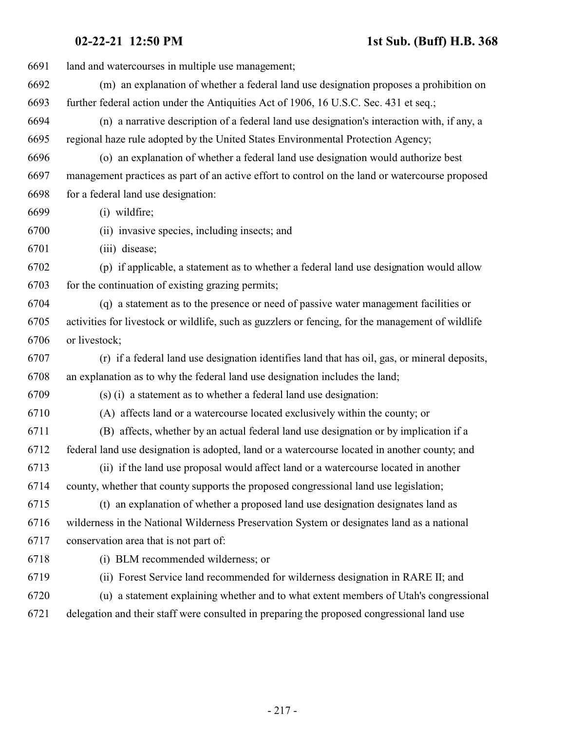land and watercourses in multiple use management;

(m) an explanation of whether a federal land use designation proposes a prohibition on further federal action under the Antiquities Act of 1906, 16 U.S.C. Sec. 431 et seq.;

(n) a narrative description of a federal land use designation's interaction with, if any, a regional haze rule adopted by the United States Environmental Protection Agency;

(o) an explanation of whether a federal land use designation would authorize best management practices as part of an active effort to control on the land or watercourse proposed for a federal land use designation:

(i) wildfire;

(ii) invasive species, including insects; and

(iii) disease;

(p) if applicable, a statement as to whether a federal land use designation would allow for the continuation of existing grazing permits;

(q) a statement as to the presence or need of passive water management facilities or activities for livestock or wildlife, such as guzzlers or fencing, for the management of wildlife or livestock;

(r) if a federal land use designation identifies land that has oil, gas, or mineral deposits, an explanation as to why the federal land use designation includes the land;

(s) (i) a statement as to whether a federal land use designation:

(A) affects land or a watercourse located exclusively within the county; or

(B) affects, whether by an actual federal land use designation or by implication if a federal land use designation is adopted, land or a watercourse located in another county; and

(ii) if the land use proposal would affect land or a watercourse located in another county, whether that county supports the proposed congressional land use legislation;

(t) an explanation of whether a proposed land use designation designates land as wilderness in the National Wilderness Preservation System or designates land as a national conservation area that is not part of:

(i) BLM recommended wilderness; or

(ii) Forest Service land recommended for wilderness designation in RARE II; and

(u) a statement explaining whether and to what extent members of Utah's congressional delegation and their staff were consulted in preparing the proposed congressional land use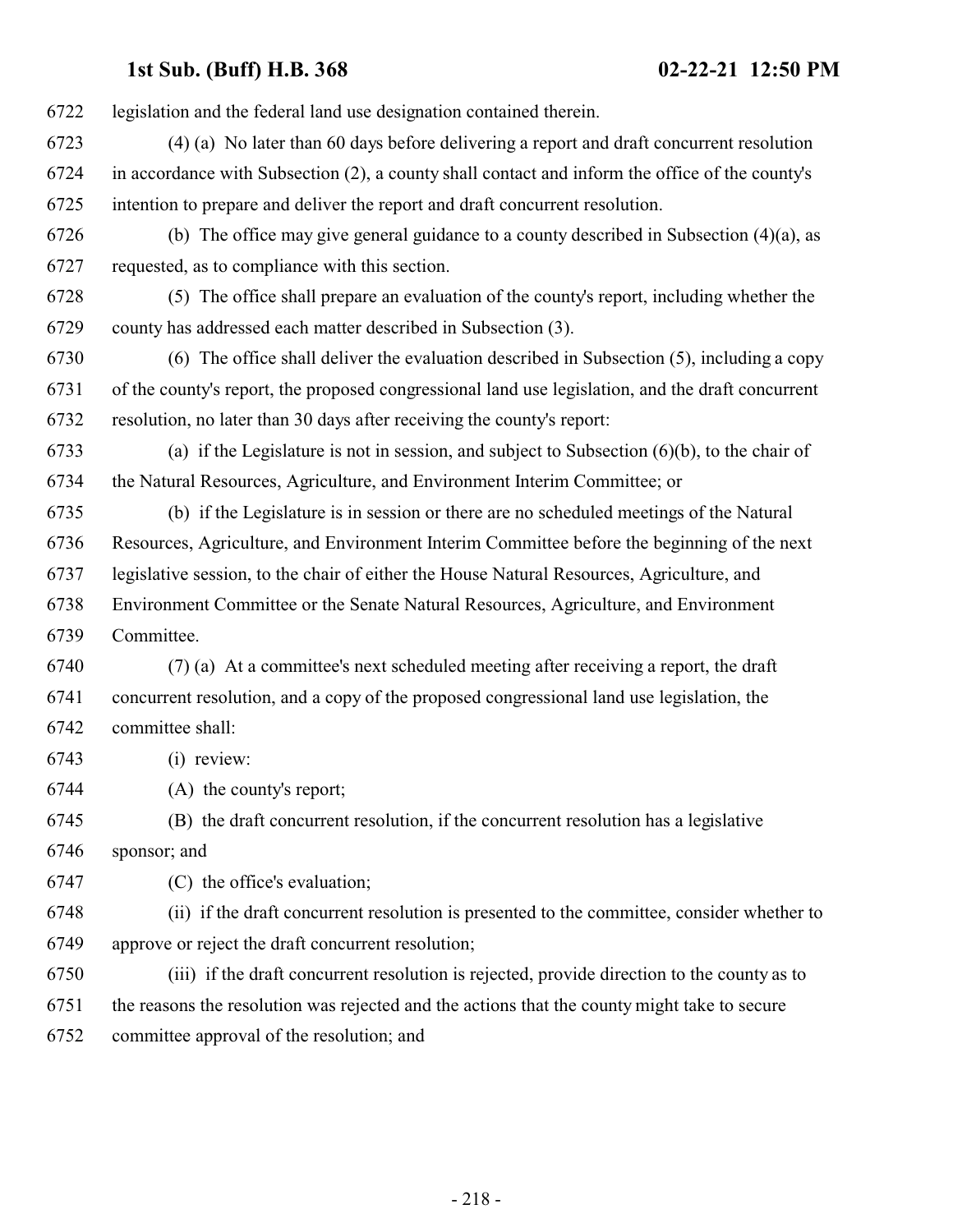legislation and the federal land use designation contained therein.

(4) (a) No later than 60 days before delivering a report and draft concurrent resolution in accordance with Subsection (2), a county shall contact and inform the office of the county's intention to prepare and deliver the report and draft concurrent resolution.

(b) The office may give general guidance to a county described in Subsection (4)(a), as requested, as to compliance with this section.

(5) The office shall prepare an evaluation of the county's report, including whether the county has addressed each matter described in Subsection (3).

(6) The office shall deliver the evaluation described in Subsection (5), including a copy of the county's report, the proposed congressional land use legislation, and the draft concurrent resolution, no later than 30 days after receiving the county's report:

(a) if the Legislature is not in session, and subject to Subsection (6)(b), to the chair of the Natural Resources, Agriculture, and Environment Interim Committee; or

(b) if the Legislature is in session or there are no scheduled meetings of the Natural Resources, Agriculture, and Environment Interim Committee before the beginning of the next legislative session, to the chair of either the House Natural Resources, Agriculture, and Environment Committee or the Senate Natural Resources, Agriculture, and Environment Committee.

(7) (a) At a committee's next scheduled meeting after receiving a report, the draft concurrent resolution, and a copy of the proposed congressional land use legislation, the committee shall:

(i) review:

(A) the county's report;

(B) the draft concurrent resolution, if the concurrent resolution has a legislative sponsor; and

(C) the office's evaluation;

(ii) if the draft concurrent resolution is presented to the committee, consider whether to approve or reject the draft concurrent resolution;

(iii) if the draft concurrent resolution is rejected, provide direction to the county as to the reasons the resolution was rejected and the actions that the county might take to secure committee approval of the resolution; and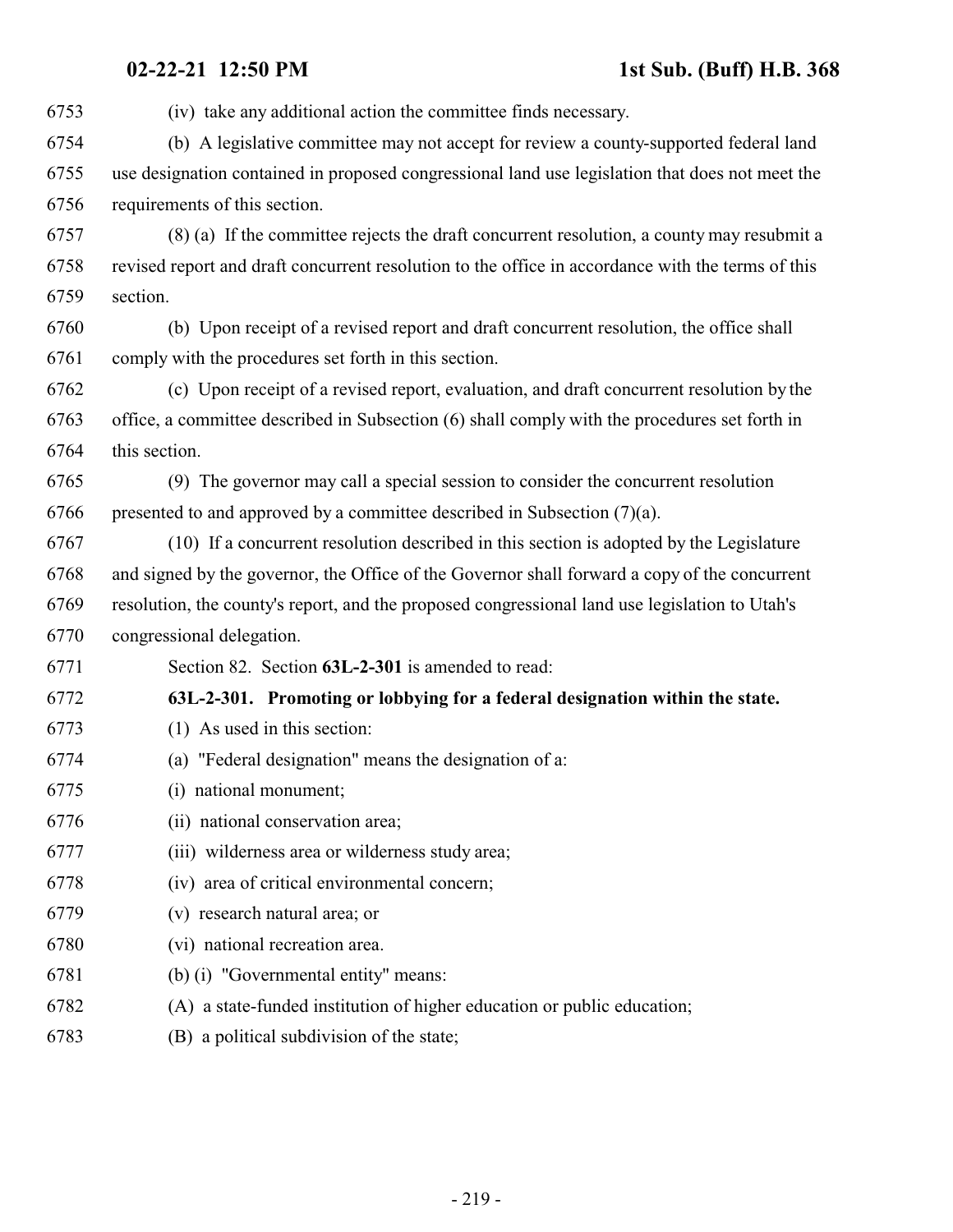(iv) take any additional action the committee finds necessary.

(b) A legislative committee may not accept for review a county-supported federal land use designation contained in proposed congressional land use legislation that does not meet the requirements of this section.

(8) (a) If the committee rejects the draft concurrent resolution, a county may resubmit a revised report and draft concurrent resolution to the office in accordance with the terms of this section.

(b) Upon receipt of a revised report and draft concurrent resolution, the office shall comply with the procedures set forth in this section.

(c) Upon receipt of a revised report, evaluation, and draft concurrent resolution by the office, a committee described in Subsection (6) shall comply with the procedures set forth in this section.

(9) The governor may call a special session to consider the concurrent resolution presented to and approved by a committee described in Subsection (7)(a).

(10) If a concurrent resolution described in this section is adopted by the Legislature and signed by the governor, the Office of the Governor shall forward a copy of the concurrent resolution, the county's report, and the proposed congressional land use legislation to Utah's congressional delegation.

Section 82. Section **63L-2-301** is amended to read:

**63L-2-301. Promoting or lobbying for a federal designation within the state.**

(1) As used in this section:

(a) "Federal designation" means the designation of a:

(i) national monument;

(ii) national conservation area;

(iii) wilderness area or wilderness study area;

(iv) area of critical environmental concern;

(v) research natural area; or

(vi) national recreation area.

(b) (i) "Governmental entity" means:

(A) a state-funded institution of higher education or public education;

(B) a political subdivision of the state;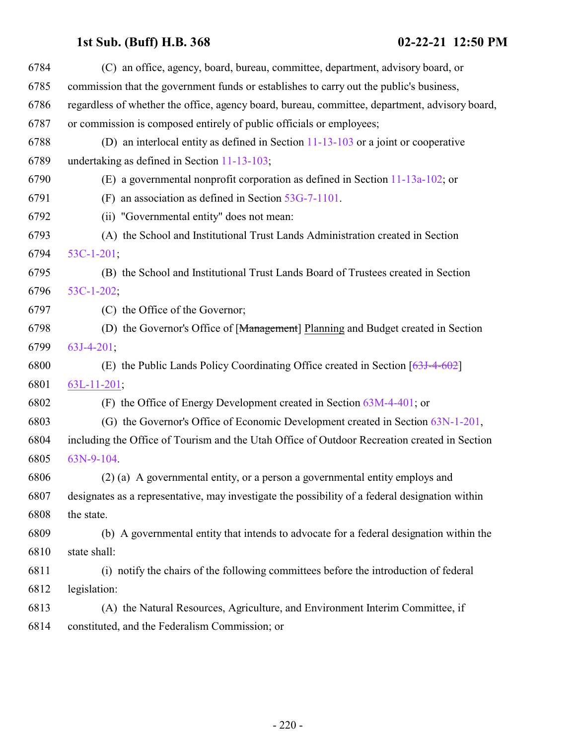(C) an office, agency, board, bureau, committee, department, advisory board, or commission that the government funds or establishes to carry out the public's business, regardless of whether the office, agency board, bureau, committee, department, advisory board, or commission is composed entirely of public officials or employees;

(D) an interlocal entity as defined in Section 11-13-103 or a joint or cooperative undertaking as defined in Section 11-13-103;

(E) a governmental nonprofit corporation as defined in Section 11-13a-102; or

(F) an association as defined in Section 53G-7-1101.

(ii) "Governmental entity" does not mean:

(A) the School and Institutional Trust Lands Administration created in Section 53C-1-201;

(B) the School and Institutional Trust Lands Board of Trustees created in Section 53C-1-202;

(C) the Office of the Governor;

(D) the Governor's Office of [~~Management~~] Planning and Budget created in Section 63J-4-201;

(E) the Public Lands Policy Coordinating Office created in Section [~~63J-4-602~~] 63L-11-201;

(F) the Office of Energy Development created in Section 63M-4-401; or

(G) the Governor's Office of Economic Development created in Section 63N-1-201, including the Office of Tourism and the Utah Office of Outdoor Recreation created in Section 63N-9-104.

(2) (a) A governmental entity, or a person a governmental entity employs and designates as a representative, may investigate the possibility of a federal designation within the state.

(b) A governmental entity that intends to advocate for a federal designation within the state shall:

(i) notify the chairs of the following committees before the introduction of federal legislation:

(A) the Natural Resources, Agriculture, and Environment Interim Committee, if constituted, and the Federalism Commission; or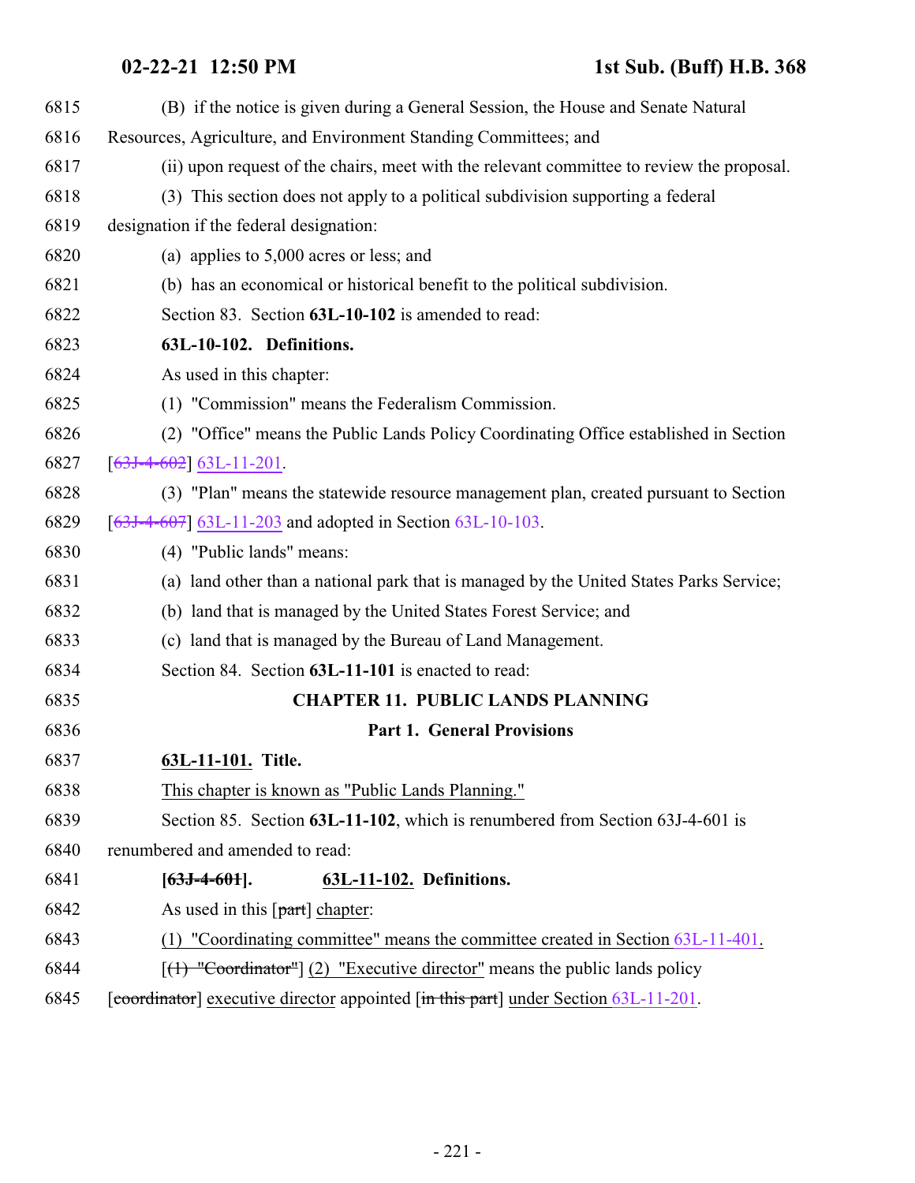(B) if the notice is given during a General Session, the House and Senate Natural Resources, Agriculture, and Environment Standing Committees; and

(ii) upon request of the chairs, meet with the relevant committee to review the proposal.

(3) This section does not apply to a political subdivision supporting a federal designation if the federal designation:

(a) applies to 5,000 acres or less; and

(b) has an economical or historical benefit to the political subdivision.

Section 83. Section **63L-10-102** is amended to read:

**63L-10-102. Definitions.**

As used in this chapter:

(1) "Commission" means the Federalism Commission.

(2) "Office" means the Public Lands Policy Coordinating Office established in Section [~~63J-4-602~~] 63L-11-201.

(3) "Plan" means the statewide resource management plan, created pursuant to Section [~~63J-4-607~~] 63L-11-203 and adopted in Section 63L-10-103.

(4) "Public lands" means:

(a) land other than a national park that is managed by the United States Parks Service;

(b) land that is managed by the United States Forest Service; and

(c) land that is managed by the Bureau of Land Management.

Section 84. Section **63L-11-101** is enacted to read:

## CHAPTER 11. PUBLIC LANDS PLANNING

### Part 1. General Provisions

**63L-11-101. Title.**

This chapter is known as "Public Lands Planning."

Section 85. Section **63L-11-102**, which is renumbered from Section 63J-4-601 is renumbered and amended to read:

**[~~63J-4-601~~]. 63L-11-102. Definitions.**

As used in this [~~part~~] chapter:

(1) "Coordinating committee" means the committee created in Section 63L-11-401.

[~~(1) "Coordinator"~~] (2) "Executive director" means the public lands policy [~~coordinator~~] executive director appointed [~~in this part~~] under Section 63L-11-201.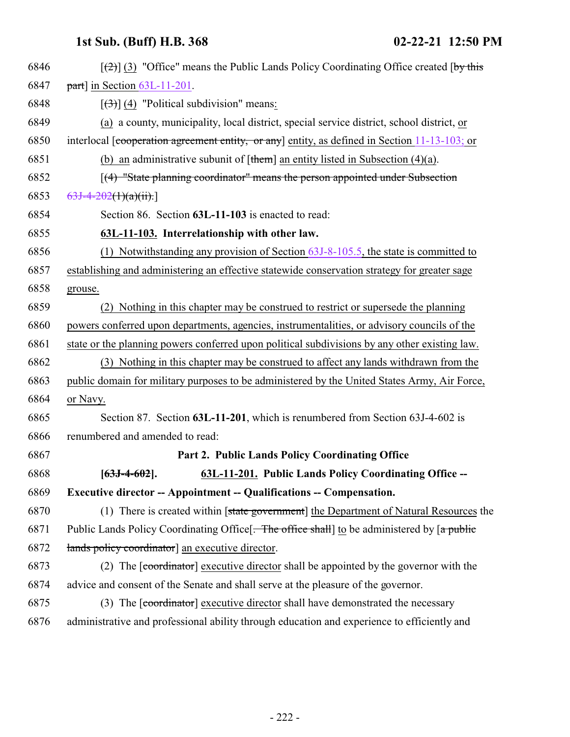6846 [(2)] (3) "Office" means the Public Lands Policy Coordinating Office created [by this
6847 part] in Section 63L-11-201.

6848 [(3)] (4) "Political subdivision" means:

6849 (a) a county, municipality, local district, special service district, school district, or
6850 interlocal [cooperation agreement entity, or any] entity, as defined in Section 11-13-103; or

6851 (b) an administrative subunit of [them] an entity listed in Subsection (4)(a).

6852 [(4) "State planning coordinator" means the person appointed under Subsection
6853 63J-4-202(1)(a)(ii).]

6854 Section 86. Section **63L-11-103** is enacted to read:

6855 **63L-11-103. Interrelationship with other law.**

6856 (1) Notwithstanding any provision of Section 63J-8-105.5, the state is committed to
6857 establishing and administering an effective statewide conservation strategy for greater sage
6858 grouse.

6859 (2) Nothing in this chapter may be construed to restrict or supersede the planning
6860 powers conferred upon departments, agencies, instrumentalities, or advisory councils of the
6861 state or the planning powers conferred upon political subdivisions by any other existing law.

6862 (3) Nothing in this chapter may be construed to affect any lands withdrawn from the
6863 public domain for military purposes to be administered by the United States Army, Air Force,
6864 or Navy.

6865 Section 87. Section **63L-11-201**, which is renumbered from Section 63J-4-602 is
6866 renumbered and amended to read:

6867 **Part 2. Public Lands Policy Coordinating Office**

6868 **[63J-4-602]. 63L-11-201. Public Lands Policy Coordinating Office --**
6869 **Executive director -- Appointment -- Qualifications -- Compensation.**

6870 (1) There is created within [state government] the Department of Natural Resources the
6871 Public Lands Policy Coordinating Office[. The office shall] to be administered by [a public
6872 lands policy coordinator] an executive director.

6873 (2) The [coordinator] executive director shall be appointed by the governor with the
6874 advice and consent of the Senate and shall serve at the pleasure of the governor.

6875 (3) The [coordinator] executive director shall have demonstrated the necessary
6876 administrative and professional ability through education and experience to efficiently and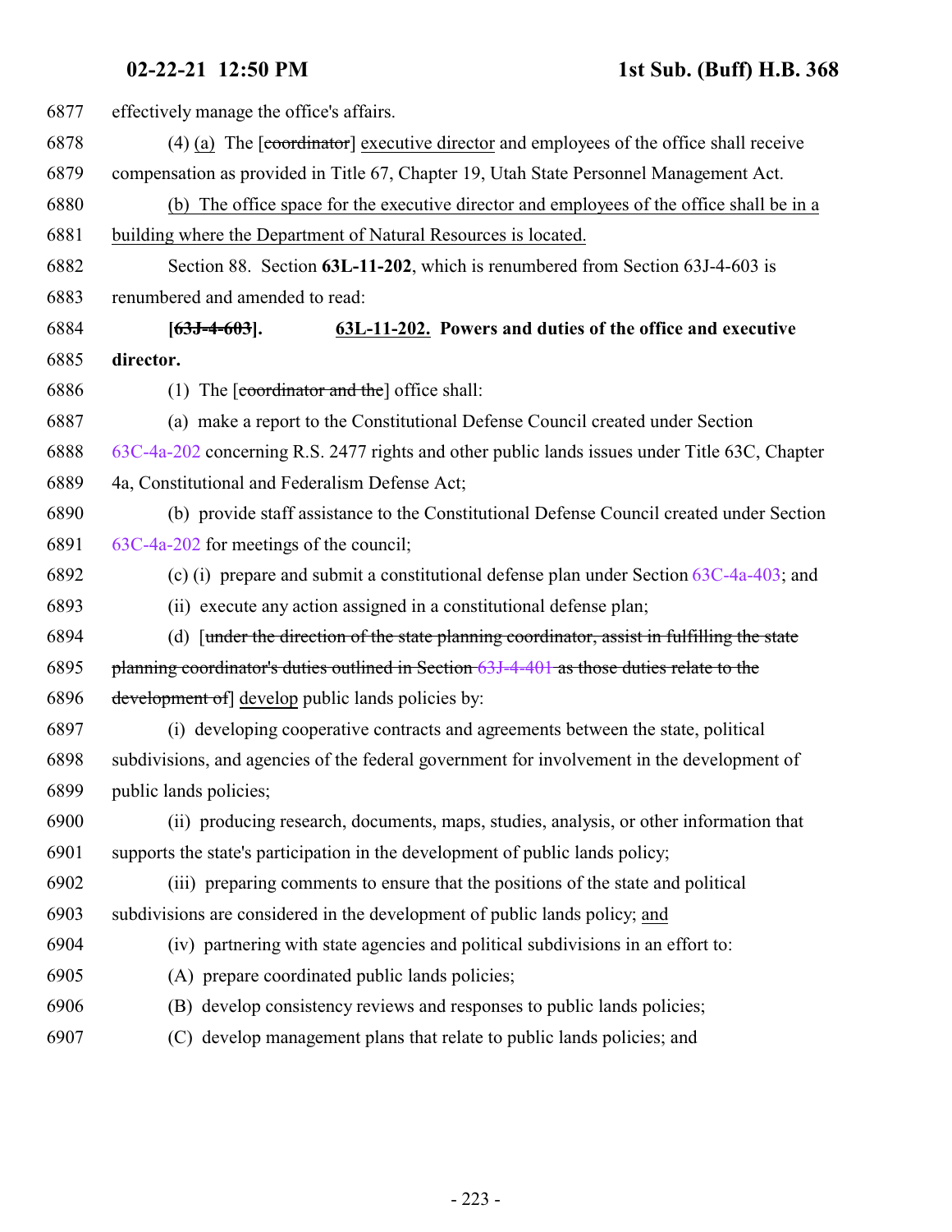effectively manage the office's affairs.

(4) (a) The [~~coordinator~~] executive director and employees of the office shall receive compensation as provided in Title 67, Chapter 19, Utah State Personnel Management Act.

(b) The office space for the executive director and employees of the office shall be in a building where the Department of Natural Resources is located.

Section 88. Section **63L-11-202**, which is renumbered from Section 63J-4-603 is renumbered and amended to read:

**[~~63J-4-603~~]. 63L-11-202. Powers and duties of the office and executive director.**

(1) The [~~coordinator and the~~] office shall:

(a) make a report to the Constitutional Defense Council created under Section 63C-4a-202 concerning R.S. 2477 rights and other public lands issues under Title 63C, Chapter 4a, Constitutional and Federalism Defense Act;

(b) provide staff assistance to the Constitutional Defense Council created under Section 63C-4a-202 for meetings of the council;

(c) (i) prepare and submit a constitutional defense plan under Section 63C-4a-403; and

(ii) execute any action assigned in a constitutional defense plan;

(d) [~~under the direction of the state planning coordinator, assist in fulfilling the state planning coordinator's duties outlined in Section 63J-4-401 as those duties relate to the development of~~] develop public lands policies by:

(i) developing cooperative contracts and agreements between the state, political subdivisions, and agencies of the federal government for involvement in the development of public lands policies;

(ii) producing research, documents, maps, studies, analysis, or other information that supports the state's participation in the development of public lands policy;

(iii) preparing comments to ensure that the positions of the state and political subdivisions are considered in the development of public lands policy; and

(iv) partnering with state agencies and political subdivisions in an effort to:

(A) prepare coordinated public lands policies;

(B) develop consistency reviews and responses to public lands policies;

(C) develop management plans that relate to public lands policies; and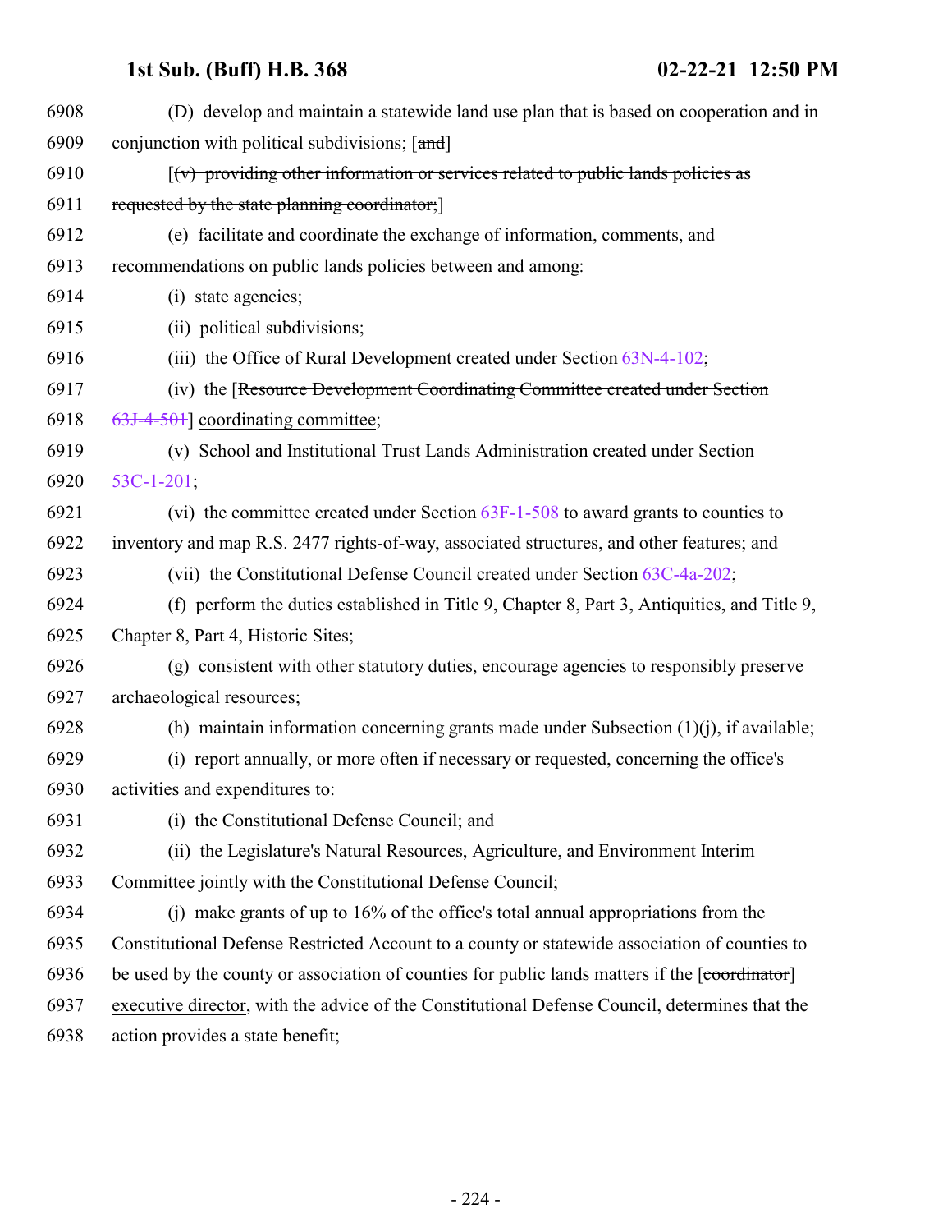6908 (D) develop and maintain a statewide land use plan that is based on cooperation and in
6909 conjunction with political subdivisions; [~~and~~]

6910 [~~(v) providing other information or services related to public lands policies as~~
6911 ~~requested by the state planning coordinator;~~]

6912 (e) facilitate and coordinate the exchange of information, comments, and
6913 recommendations on public lands policies between and among:

6914 (i) state agencies;

6915 (ii) political subdivisions;

6916 (iii) the Office of Rural Development created under Section 63N-4-102;

6917 (iv) the [~~Resource Development Coordinating Committee created under Section~~
6918 ~~63J-4-501~~] coordinating committee;

6919 (v) School and Institutional Trust Lands Administration created under Section
6920 53C-1-201;

6921 (vi) the committee created under Section 63F-1-508 to award grants to counties to
6922 inventory and map R.S. 2477 rights-of-way, associated structures, and other features; and

6923 (vii) the Constitutional Defense Council created under Section 63C-4a-202;

6924 (f) perform the duties established in Title 9, Chapter 8, Part 3, Antiquities, and Title 9,
6925 Chapter 8, Part 4, Historic Sites;

6926 (g) consistent with other statutory duties, encourage agencies to responsibly preserve
6927 archaeological resources;

6928 (h) maintain information concerning grants made under Subsection (1)(j), if available;

6929 (i) report annually, or more often if necessary or requested, concerning the office's
6930 activities and expenditures to:

6931 (i) the Constitutional Defense Council; and

6932 (ii) the Legislature's Natural Resources, Agriculture, and Environment Interim
6933 Committee jointly with the Constitutional Defense Council;

6934 (j) make grants of up to 16% of the office's total annual appropriations from the
6935 Constitutional Defense Restricted Account to a county or statewide association of counties to
6936 be used by the county or association of counties for public lands matters if the [~~coordinator~~]
6937 executive director, with the advice of the Constitutional Defense Council, determines that the
6938 action provides a state benefit;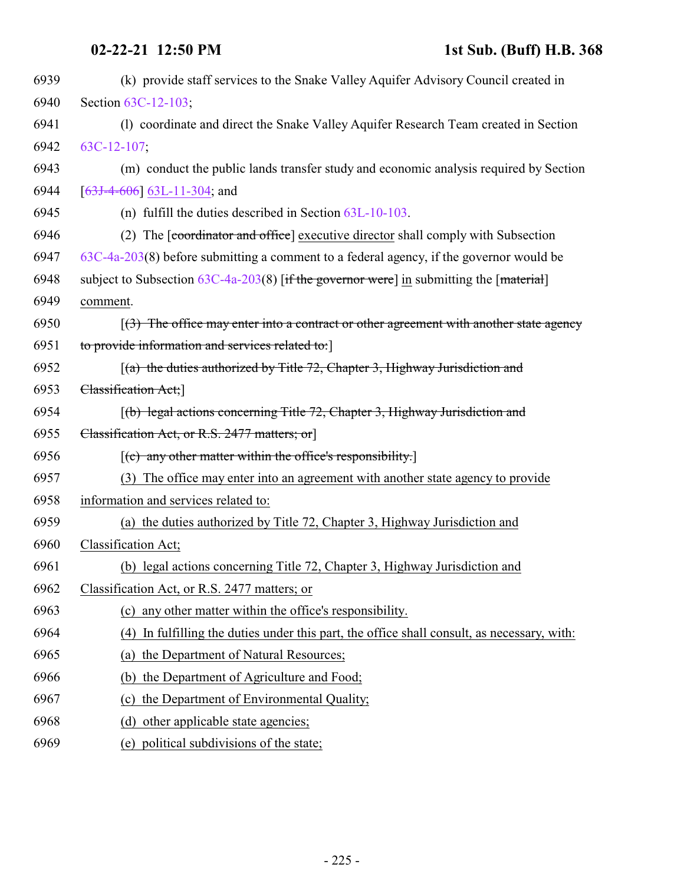6939 (k) provide staff services to the Snake Valley Aquifer Advisory Council created in

6940 Section 63C-12-103;

6941 (l) coordinate and direct the Snake Valley Aquifer Research Team created in Section

6942 63C-12-107;

6943 (m) conduct the public lands transfer study and economic analysis required by Section

6944 [~~63J-4-606~~] 63L-11-304; and

6945 (n) fulfill the duties described in Section 63L-10-103.

6946 (2) The [~~coordinator and office~~] executive director shall comply with Subsection

6947 63C-4a-203(8) before submitting a comment to a federal agency, if the governor would be

6948 subject to Subsection 63C-4a-203(8) [~~if the governor were~~] in submitting the [~~material~~]

6949 comment.

6950 [~~(3) The office may enter into a contract or other agreement with another state agency~~

6951 ~~to provide information and services related to:~~]

6952 [~~(a) the duties authorized by Title 72, Chapter 3, Highway Jurisdiction and~~

6953 ~~Classification Act;~~]

6954 [~~(b) legal actions concerning Title 72, Chapter 3, Highway Jurisdiction and~~

6955 ~~Classification Act, or R.S. 2477 matters; or~~]

6956 [~~(c) any other matter within the office's responsibility.~~]

6957 (3) The office may enter into an agreement with another state agency to provide

6958 information and services related to:

6959 (a) the duties authorized by Title 72, Chapter 3, Highway Jurisdiction and

6960 Classification Act;

6961 (b) legal actions concerning Title 72, Chapter 3, Highway Jurisdiction and

6962 Classification Act, or R.S. 2477 matters; or

6963 (c) any other matter within the office's responsibility.

6964 (4) In fulfilling the duties under this part, the office shall consult, as necessary, with:

6965 (a) the Department of Natural Resources;

6966 (b) the Department of Agriculture and Food;

6967 (c) the Department of Environmental Quality;

6968 (d) other applicable state agencies;

6969 (e) political subdivisions of the state;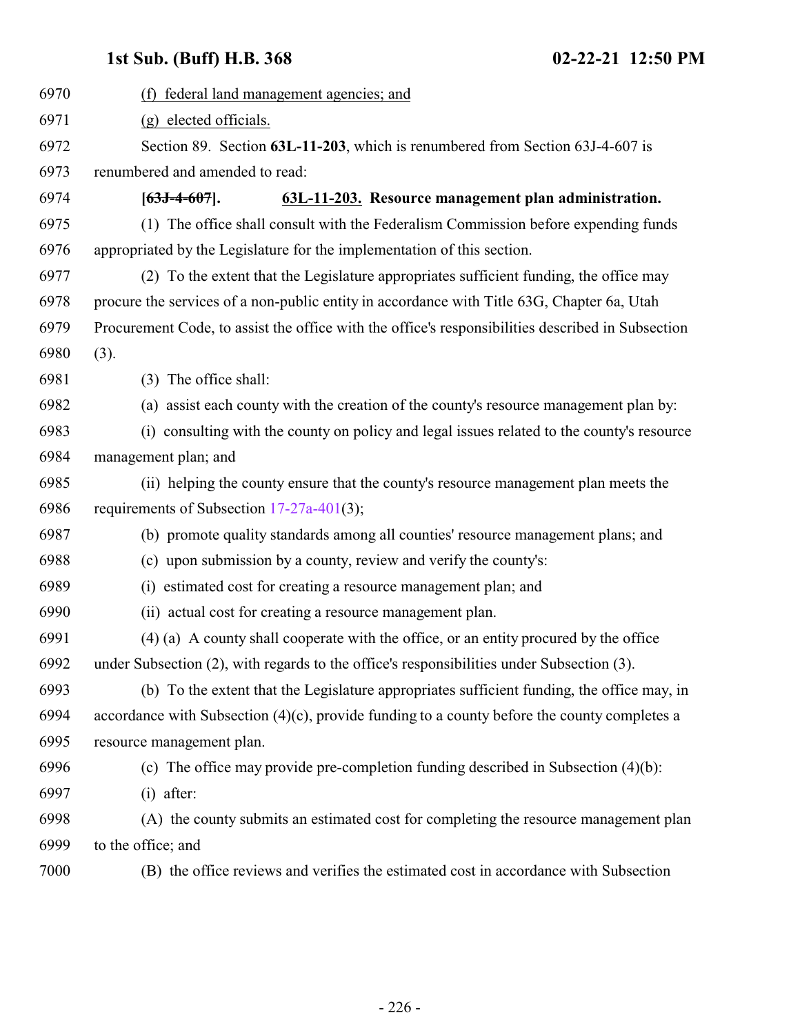(f) federal land management agencies; and

(g) elected officials.

Section 89. Section **63L-11-203**, which is renumbered from Section 63J-4-607 is renumbered and amended to read:

**[~~63J-4-607~~]. 63L-11-203. Resource management plan administration.**

(1) The office shall consult with the Federalism Commission before expending funds appropriated by the Legislature for the implementation of this section.

(2) To the extent that the Legislature appropriates sufficient funding, the office may procure the services of a non-public entity in accordance with Title 63G, Chapter 6a, Utah Procurement Code, to assist the office with the office's responsibilities described in Subsection (3).

(3) The office shall:

(a) assist each county with the creation of the county's resource management plan by:

(i) consulting with the county on policy and legal issues related to the county's resource management plan; and

(ii) helping the county ensure that the county's resource management plan meets the requirements of Subsection 17-27a-401(3);

(b) promote quality standards among all counties' resource management plans; and

(c) upon submission by a county, review and verify the county's:

(i) estimated cost for creating a resource management plan; and

(ii) actual cost for creating a resource management plan.

(4) (a) A county shall cooperate with the office, or an entity procured by the office under Subsection (2), with regards to the office's responsibilities under Subsection (3).

(b) To the extent that the Legislature appropriates sufficient funding, the office may, in accordance with Subsection (4)(c), provide funding to a county before the county completes a resource management plan.

(c) The office may provide pre-completion funding described in Subsection (4)(b):

(i) after:

(A) the county submits an estimated cost for completing the resource management plan to the office; and

(B) the office reviews and verifies the estimated cost in accordance with Subsection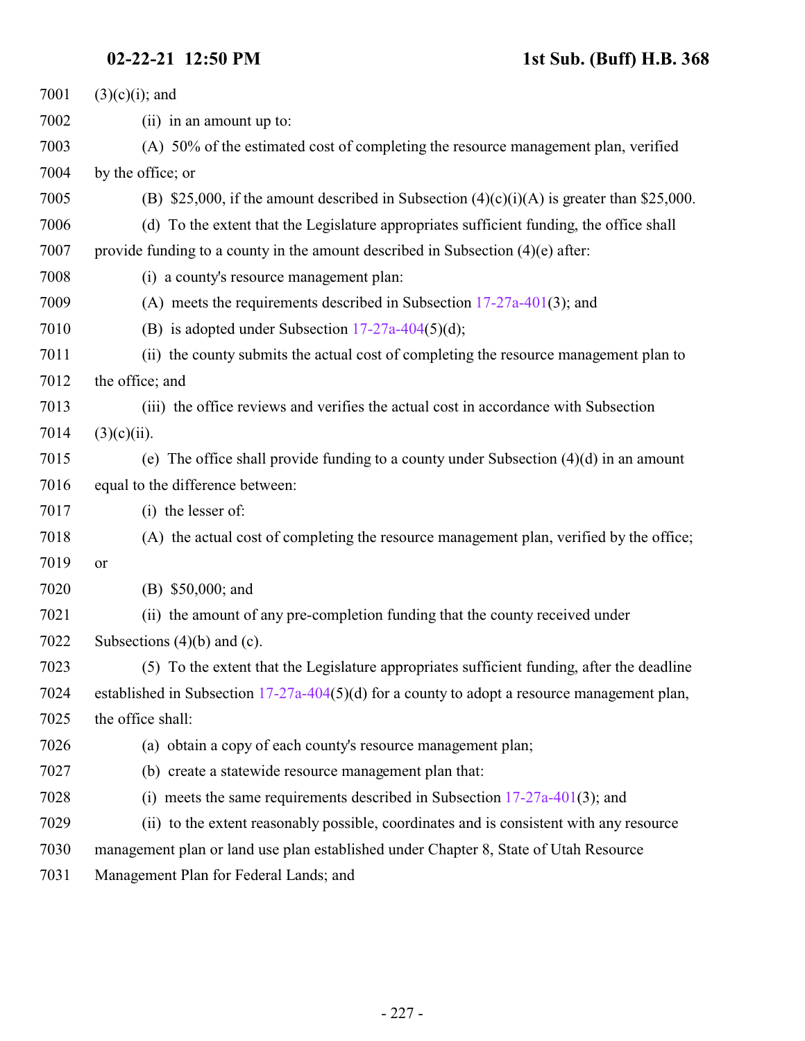(3)(c)(i); and

(ii) in an amount up to:

(A) 50% of the estimated cost of completing the resource management plan, verified by the office; or

(B) $25,000, if the amount described in Subsection (4)(c)(i)(A) is greater than $25,000.

(d) To the extent that the Legislature appropriates sufficient funding, the office shall provide funding to a county in the amount described in Subsection (4)(e) after:

(i) a county's resource management plan:

(A) meets the requirements described in Subsection 17-27a-401(3); and

(B) is adopted under Subsection 17-27a-404(5)(d);

(ii) the county submits the actual cost of completing the resource management plan to the office; and

(iii) the office reviews and verifies the actual cost in accordance with Subsection (3)(c)(ii).

(e) The office shall provide funding to a county under Subsection (4)(d) in an amount equal to the difference between:

(i) the lesser of:

(A) the actual cost of completing the resource management plan, verified by the office; or

(B) $50,000; and

(ii) the amount of any pre-completion funding that the county received under Subsections (4)(b) and (c).

(5) To the extent that the Legislature appropriates sufficient funding, after the deadline established in Subsection 17-27a-404(5)(d) for a county to adopt a resource management plan, the office shall:

(a) obtain a copy of each county's resource management plan;

(b) create a statewide resource management plan that:

(i) meets the same requirements described in Subsection 17-27a-401(3); and

(ii) to the extent reasonably possible, coordinates and is consistent with any resource management plan or land use plan established under Chapter 8, State of Utah Resource Management Plan for Federal Lands; and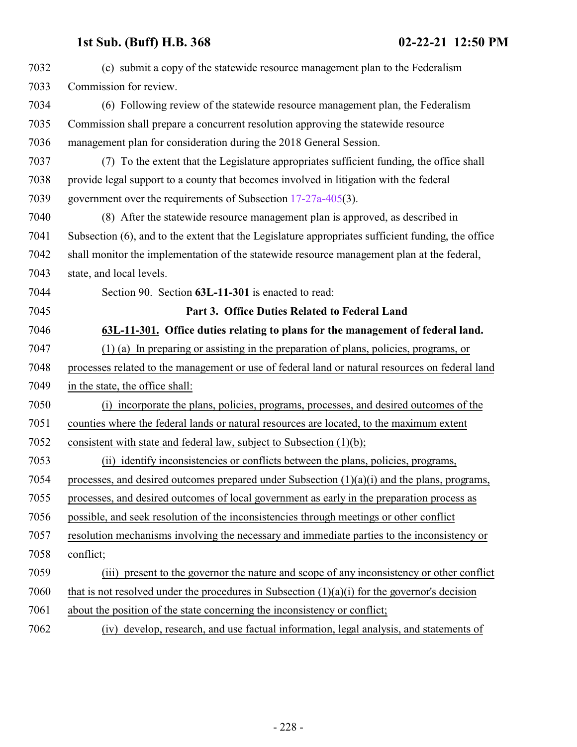(c) submit a copy of the statewide resource management plan to the Federalism Commission for review.

(6) Following review of the statewide resource management plan, the Federalism Commission shall prepare a concurrent resolution approving the statewide resource management plan for consideration during the 2018 General Session.

(7) To the extent that the Legislature appropriates sufficient funding, the office shall provide legal support to a county that becomes involved in litigation with the federal government over the requirements of Subsection 17-27a-405(3).

(8) After the statewide resource management plan is approved, as described in Subsection (6), and to the extent that the Legislature appropriates sufficient funding, the office shall monitor the implementation of the statewide resource management plan at the federal, state, and local levels.

Section 90. Section **63L-11-301** is enacted to read:

**Part 3. Office Duties Related to Federal Land**

**63L-11-301. Office duties relating to plans for the management of federal land.**

(1) (a) In preparing or assisting in the preparation of plans, policies, programs, or processes related to the management or use of federal land or natural resources on federal land in the state, the office shall:

(i) incorporate the plans, policies, programs, processes, and desired outcomes of the counties where the federal lands or natural resources are located, to the maximum extent consistent with state and federal law, subject to Subsection (1)(b);

(ii) identify inconsistencies or conflicts between the plans, policies, programs, processes, and desired outcomes prepared under Subsection (1)(a)(i) and the plans, programs, processes, and desired outcomes of local government as early in the preparation process as possible, and seek resolution of the inconsistencies through meetings or other conflict resolution mechanisms involving the necessary and immediate parties to the inconsistency or conflict;

(iii) present to the governor the nature and scope of any inconsistency or other conflict that is not resolved under the procedures in Subsection (1)(a)(i) for the governor's decision about the position of the state concerning the inconsistency or conflict;

(iv) develop, research, and use factual information, legal analysis, and statements of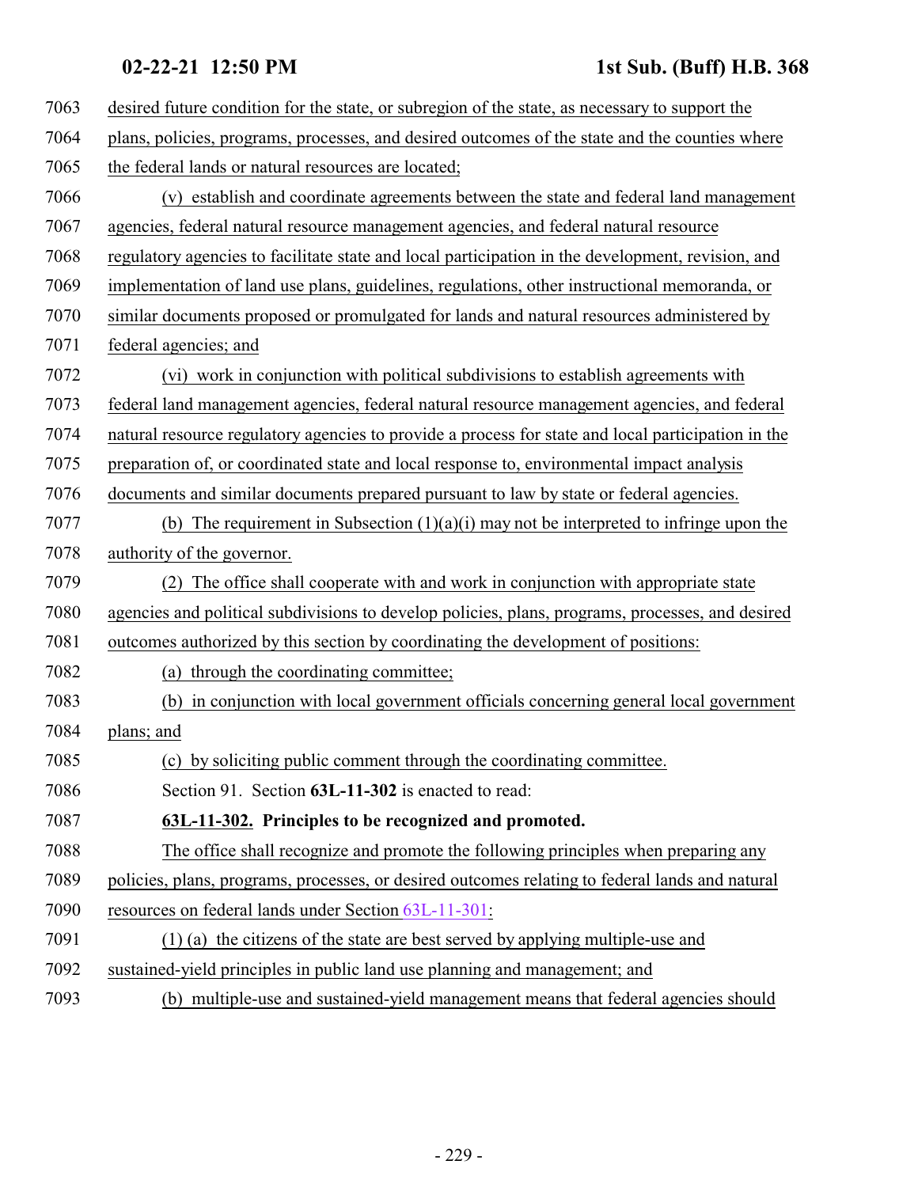desired future condition for the state, or subregion of the state, as necessary to support the plans, policies, programs, processes, and desired outcomes of the state and the counties where the federal lands or natural resources are located;

(v) establish and coordinate agreements between the state and federal land management agencies, federal natural resource management agencies, and federal natural resource regulatory agencies to facilitate state and local participation in the development, revision, and implementation of land use plans, guidelines, regulations, other instructional memoranda, or similar documents proposed or promulgated for lands and natural resources administered by federal agencies; and

(vi) work in conjunction with political subdivisions to establish agreements with federal land management agencies, federal natural resource management agencies, and federal natural resource regulatory agencies to provide a process for state and local participation in the preparation of, or coordinated state and local response to, environmental impact analysis documents and similar documents prepared pursuant to law by state or federal agencies.

(b) The requirement in Subsection (1)(a)(i) may not be interpreted to infringe upon the authority of the governor.

(2) The office shall cooperate with and work in conjunction with appropriate state agencies and political subdivisions to develop policies, plans, programs, processes, and desired outcomes authorized by this section by coordinating the development of positions:

(a) through the coordinating committee;

(b) in conjunction with local government officials concerning general local government plans; and

(c) by soliciting public comment through the coordinating committee.

Section 91. Section **63L-11-302** is enacted to read:

**63L-11-302. Principles to be recognized and promoted.**

The office shall recognize and promote the following principles when preparing any policies, plans, programs, processes, or desired outcomes relating to federal lands and natural resources on federal lands under Section 63L-11-301:

(1) (a) the citizens of the state are best served by applying multiple-use and sustained-yield principles in public land use planning and management; and

(b) multiple-use and sustained-yield management means that federal agencies should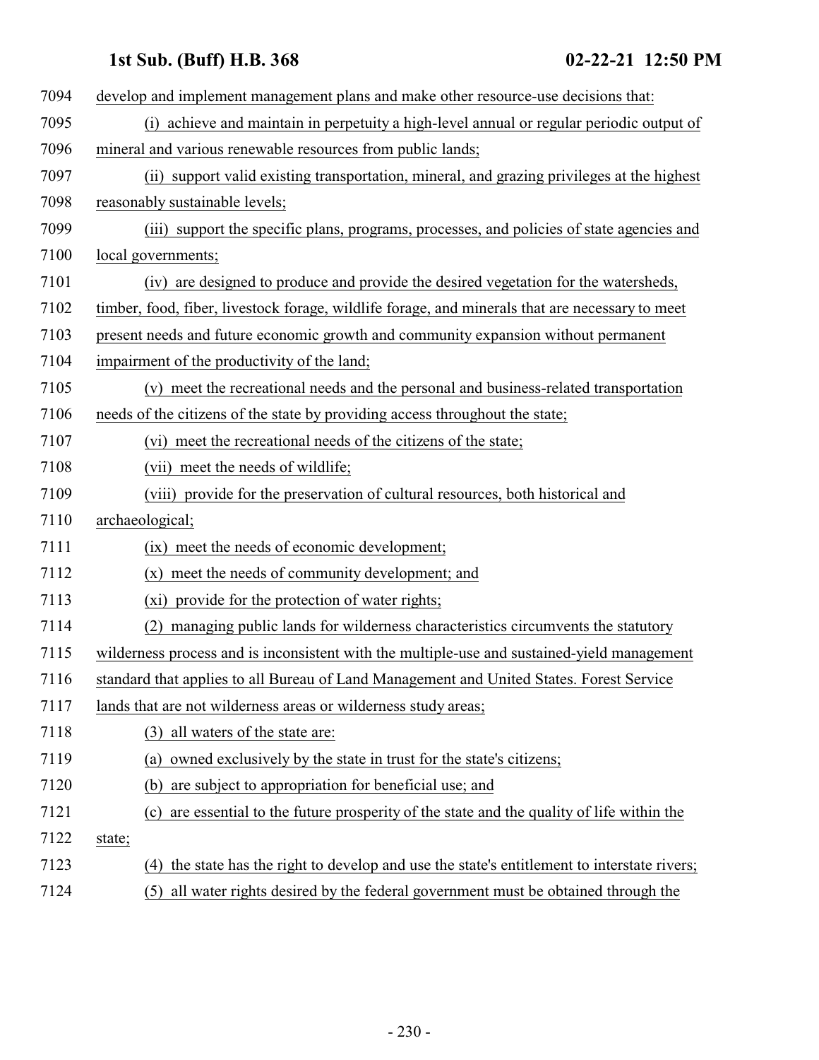develop and implement management plans and make other resource-use decisions that:

(i) achieve and maintain in perpetuity a high-level annual or regular periodic output of mineral and various renewable resources from public lands;

(ii) support valid existing transportation, mineral, and grazing privileges at the highest reasonably sustainable levels;

(iii) support the specific plans, programs, processes, and policies of state agencies and local governments;

(iv) are designed to produce and provide the desired vegetation for the watersheds, timber, food, fiber, livestock forage, wildlife forage, and minerals that are necessary to meet present needs and future economic growth and community expansion without permanent impairment of the productivity of the land;

(v) meet the recreational needs and the personal and business-related transportation needs of the citizens of the state by providing access throughout the state;

(vi) meet the recreational needs of the citizens of the state;

(vii) meet the needs of wildlife;

(viii) provide for the preservation of cultural resources, both historical and archaeological;

(ix) meet the needs of economic development;

(x) meet the needs of community development; and

(xi) provide for the protection of water rights;

(2) managing public lands for wilderness characteristics circumvents the statutory wilderness process and is inconsistent with the multiple-use and sustained-yield management standard that applies to all Bureau of Land Management and United States. Forest Service lands that are not wilderness areas or wilderness study areas;

(3) all waters of the state are:

(a) owned exclusively by the state in trust for the state's citizens;

(b) are subject to appropriation for beneficial use; and

(c) are essential to the future prosperity of the state and the quality of life within the state;

(4) the state has the right to develop and use the state's entitlement to interstate rivers;

(5) all water rights desired by the federal government must be obtained through the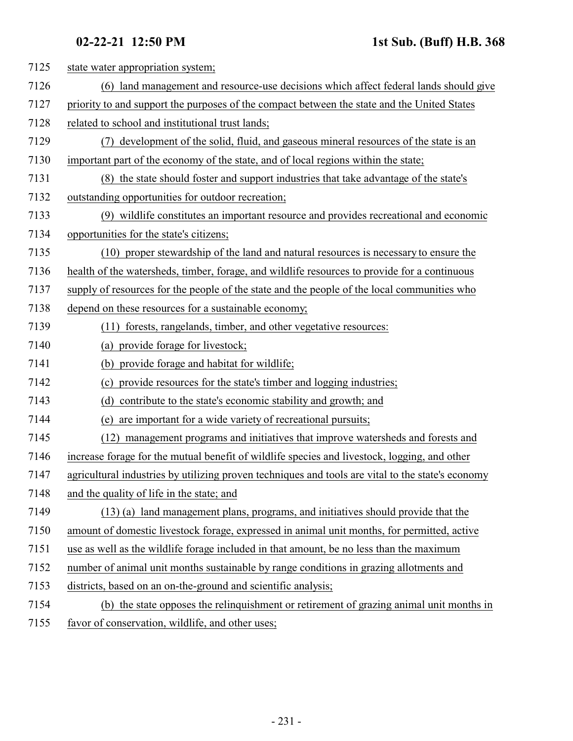state water appropriation system;

(6) land management and resource-use decisions which affect federal lands should give priority to and support the purposes of the compact between the state and the United States related to school and institutional trust lands;

(7) development of the solid, fluid, and gaseous mineral resources of the state is an important part of the economy of the state, and of local regions within the state;

(8) the state should foster and support industries that take advantage of the state's outstanding opportunities for outdoor recreation;

(9) wildlife constitutes an important resource and provides recreational and economic opportunities for the state's citizens;

(10) proper stewardship of the land and natural resources is necessary to ensure the health of the watersheds, timber, forage, and wildlife resources to provide for a continuous supply of resources for the people of the state and the people of the local communities who depend on these resources for a sustainable economy;

(11) forests, rangelands, timber, and other vegetative resources:

(a) provide forage for livestock;

(b) provide forage and habitat for wildlife;

(c) provide resources for the state's timber and logging industries;

(d) contribute to the state's economic stability and growth; and

(e) are important for a wide variety of recreational pursuits;

(12) management programs and initiatives that improve watersheds and forests and increase forage for the mutual benefit of wildlife species and livestock, logging, and other agricultural industries by utilizing proven techniques and tools are vital to the state's economy and the quality of life in the state; and

(13) (a) land management plans, programs, and initiatives should provide that the amount of domestic livestock forage, expressed in animal unit months, for permitted, active use as well as the wildlife forage included in that amount, be no less than the maximum number of animal unit months sustainable by range conditions in grazing allotments and districts, based on an on-the-ground and scientific analysis;

(b) the state opposes the relinquishment or retirement of grazing animal unit months in favor of conservation, wildlife, and other uses;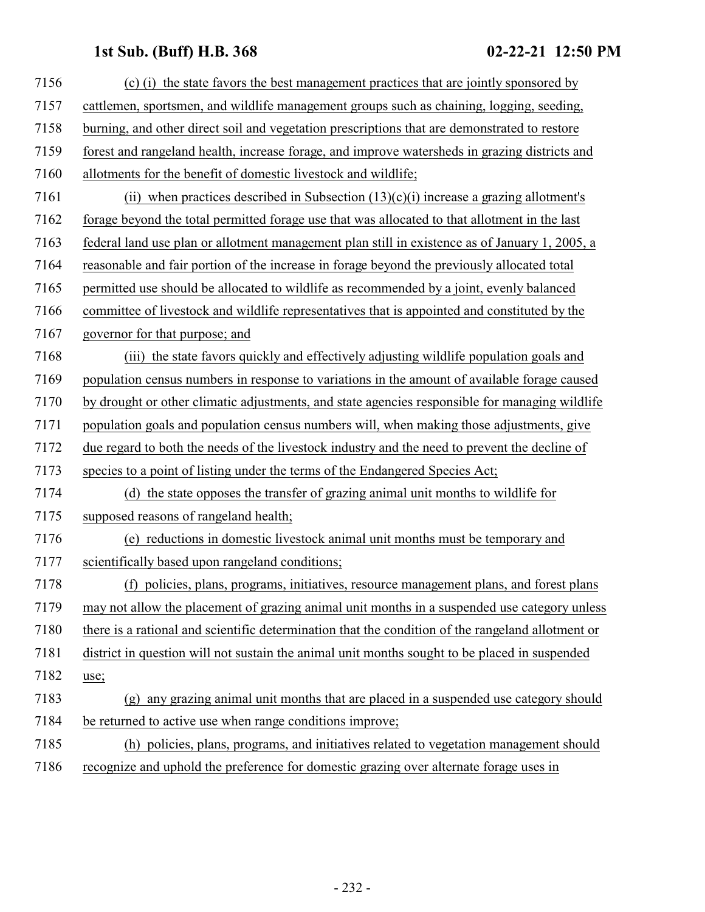(c) (i) the state favors the best management practices that are jointly sponsored by cattlemen, sportsmen, and wildlife management groups such as chaining, logging, seeding, burning, and other direct soil and vegetation prescriptions that are demonstrated to restore forest and rangeland health, increase forage, and improve watersheds in grazing districts and allotments for the benefit of domestic livestock and wildlife;

(ii) when practices described in Subsection (13)(c)(i) increase a grazing allotment's forage beyond the total permitted forage use that was allocated to that allotment in the last federal land use plan or allotment management plan still in existence as of January 1, 2005, a reasonable and fair portion of the increase in forage beyond the previously allocated total permitted use should be allocated to wildlife as recommended by a joint, evenly balanced committee of livestock and wildlife representatives that is appointed and constituted by the governor for that purpose; and

(iii) the state favors quickly and effectively adjusting wildlife population goals and population census numbers in response to variations in the amount of available forage caused by drought or other climatic adjustments, and state agencies responsible for managing wildlife population goals and population census numbers will, when making those adjustments, give due regard to both the needs of the livestock industry and the need to prevent the decline of species to a point of listing under the terms of the Endangered Species Act;

(d) the state opposes the transfer of grazing animal unit months to wildlife for supposed reasons of rangeland health;

(e) reductions in domestic livestock animal unit months must be temporary and scientifically based upon rangeland conditions;

(f) policies, plans, programs, initiatives, resource management plans, and forest plans may not allow the placement of grazing animal unit months in a suspended use category unless there is a rational and scientific determination that the condition of the rangeland allotment or district in question will not sustain the animal unit months sought to be placed in suspended use;

(g) any grazing animal unit months that are placed in a suspended use category should be returned to active use when range conditions improve;

(h) policies, plans, programs, and initiatives related to vegetation management should recognize and uphold the preference for domestic grazing over alternate forage uses in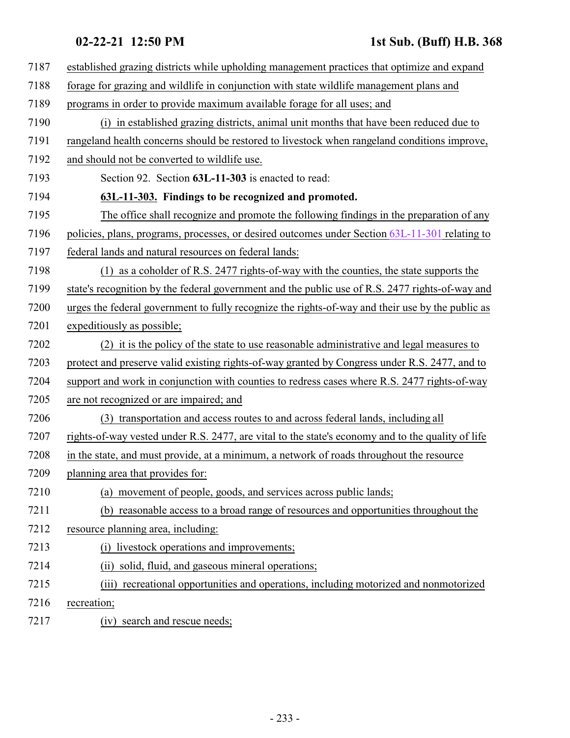established grazing districts while upholding management practices that optimize and expand forage for grazing and wildlife in conjunction with state wildlife management plans and programs in order to provide maximum available forage for all uses; and

(i) in established grazing districts, animal unit months that have been reduced due to rangeland health concerns should be restored to livestock when rangeland conditions improve, and should not be converted to wildlife use.

Section 92. Section **63L-11-303** is enacted to read:

**63L-11-303. Findings to be recognized and promoted.**

The office shall recognize and promote the following findings in the preparation of any policies, plans, programs, processes, or desired outcomes under Section 63L-11-301 relating to federal lands and natural resources on federal lands:

(1) as a coholder of R.S. 2477 rights-of-way with the counties, the state supports the state's recognition by the federal government and the public use of R.S. 2477 rights-of-way and urges the federal government to fully recognize the rights-of-way and their use by the public as expeditiously as possible;

(2) it is the policy of the state to use reasonable administrative and legal measures to protect and preserve valid existing rights-of-way granted by Congress under R.S. 2477, and to support and work in conjunction with counties to redress cases where R.S. 2477 rights-of-way are not recognized or are impaired; and

(3) transportation and access routes to and across federal lands, including all rights-of-way vested under R.S. 2477, are vital to the state's economy and to the quality of life in the state, and must provide, at a minimum, a network of roads throughout the resource planning area that provides for:

(a) movement of people, goods, and services across public lands;

(b) reasonable access to a broad range of resources and opportunities throughout the resource planning area, including:

(i) livestock operations and improvements;

(ii) solid, fluid, and gaseous mineral operations;

(iii) recreational opportunities and operations, including motorized and nonmotorized recreation;

(iv) search and rescue needs;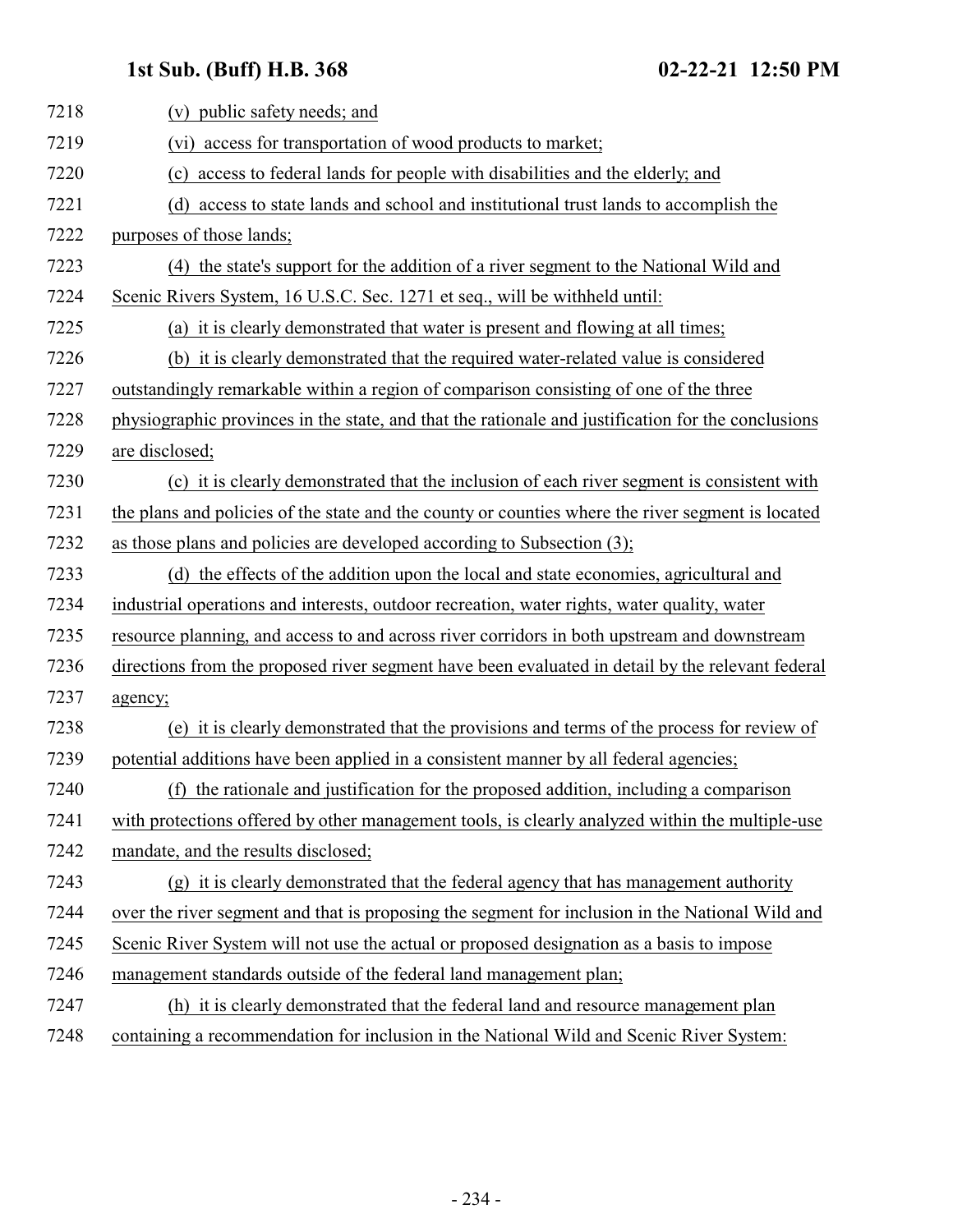(v) public safety needs; and

(vi) access for transportation of wood products to market;

(c) access to federal lands for people with disabilities and the elderly; and

(d) access to state lands and school and institutional trust lands to accomplish the purposes of those lands;

(4) the state's support for the addition of a river segment to the National Wild and Scenic Rivers System, 16 U.S.C. Sec. 1271 et seq., will be withheld until:

(a) it is clearly demonstrated that water is present and flowing at all times;

(b) it is clearly demonstrated that the required water-related value is considered outstandingly remarkable within a region of comparison consisting of one of the three physiographic provinces in the state, and that the rationale and justification for the conclusions are disclosed;

(c) it is clearly demonstrated that the inclusion of each river segment is consistent with the plans and policies of the state and the county or counties where the river segment is located as those plans and policies are developed according to Subsection (3);

(d) the effects of the addition upon the local and state economies, agricultural and industrial operations and interests, outdoor recreation, water rights, water quality, water resource planning, and access to and across river corridors in both upstream and downstream directions from the proposed river segment have been evaluated in detail by the relevant federal agency;

(e) it is clearly demonstrated that the provisions and terms of the process for review of potential additions have been applied in a consistent manner by all federal agencies;

(f) the rationale and justification for the proposed addition, including a comparison with protections offered by other management tools, is clearly analyzed within the multiple-use mandate, and the results disclosed;

(g) it is clearly demonstrated that the federal agency that has management authority over the river segment and that is proposing the segment for inclusion in the National Wild and Scenic River System will not use the actual or proposed designation as a basis to impose management standards outside of the federal land management plan;

(h) it is clearly demonstrated that the federal land and resource management plan containing a recommendation for inclusion in the National Wild and Scenic River System: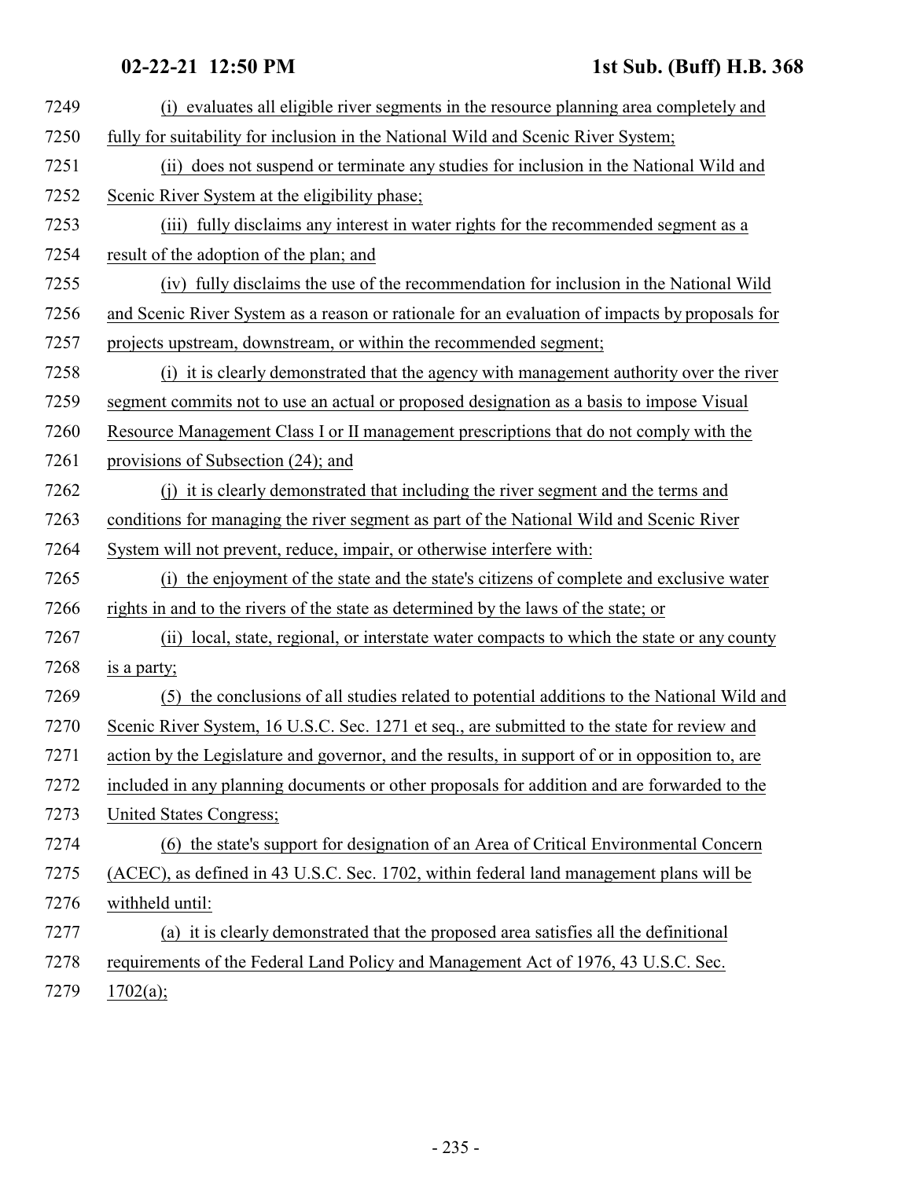(i) evaluates all eligible river segments in the resource planning area completely and fully for suitability for inclusion in the National Wild and Scenic River System;

(ii) does not suspend or terminate any studies for inclusion in the National Wild and Scenic River System at the eligibility phase;

(iii) fully disclaims any interest in water rights for the recommended segment as a result of the adoption of the plan; and

(iv) fully disclaims the use of the recommendation for inclusion in the National Wild and Scenic River System as a reason or rationale for an evaluation of impacts by proposals for projects upstream, downstream, or within the recommended segment;

(i) it is clearly demonstrated that the agency with management authority over the river segment commits not to use an actual or proposed designation as a basis to impose Visual Resource Management Class I or II management prescriptions that do not comply with the provisions of Subsection (24); and

(j) it is clearly demonstrated that including the river segment and the terms and conditions for managing the river segment as part of the National Wild and Scenic River System will not prevent, reduce, impair, or otherwise interfere with:

(i) the enjoyment of the state and the state's citizens of complete and exclusive water rights in and to the rivers of the state as determined by the laws of the state; or

(ii) local, state, regional, or interstate water compacts to which the state or any county is a party;

(5) the conclusions of all studies related to potential additions to the National Wild and Scenic River System, 16 U.S.C. Sec. 1271 et seq., are submitted to the state for review and action by the Legislature and governor, and the results, in support of or in opposition to, are included in any planning documents or other proposals for addition and are forwarded to the United States Congress;

(6) the state's support for designation of an Area of Critical Environmental Concern (ACEC), as defined in 43 U.S.C. Sec. 1702, within federal land management plans will be withheld until:

(a) it is clearly demonstrated that the proposed area satisfies all the definitional requirements of the Federal Land Policy and Management Act of 1976, 43 U.S.C. Sec. 1702(a);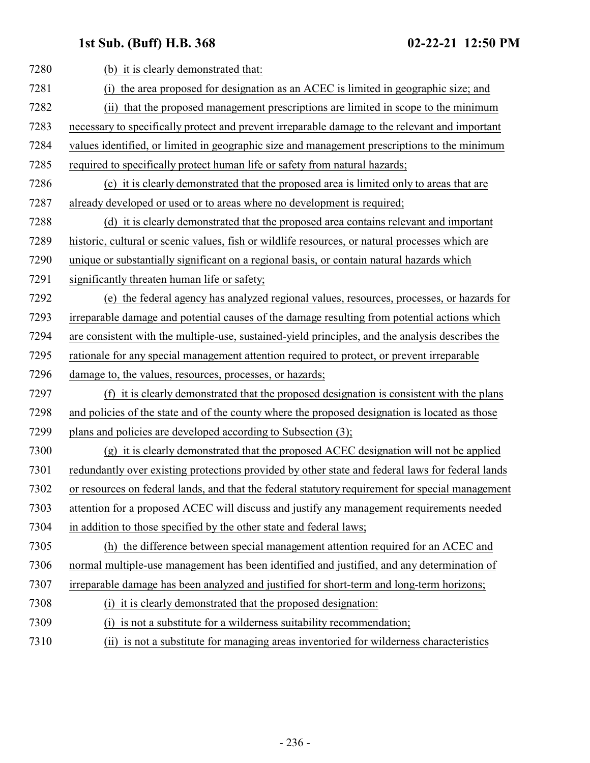(b) it is clearly demonstrated that:

(i) the area proposed for designation as an ACEC is limited in geographic size; and

(ii) that the proposed management prescriptions are limited in scope to the minimum necessary to specifically protect and prevent irreparable damage to the relevant and important values identified, or limited in geographic size and management prescriptions to the minimum required to specifically protect human life or safety from natural hazards;

(c) it is clearly demonstrated that the proposed area is limited only to areas that are already developed or used or to areas where no development is required;

(d) it is clearly demonstrated that the proposed area contains relevant and important historic, cultural or scenic values, fish or wildlife resources, or natural processes which are unique or substantially significant on a regional basis, or contain natural hazards which significantly threaten human life or safety;

(e) the federal agency has analyzed regional values, resources, processes, or hazards for irreparable damage and potential causes of the damage resulting from potential actions which are consistent with the multiple-use, sustained-yield principles, and the analysis describes the rationale for any special management attention required to protect, or prevent irreparable damage to, the values, resources, processes, or hazards;

(f) it is clearly demonstrated that the proposed designation is consistent with the plans and policies of the state and of the county where the proposed designation is located as those plans and policies are developed according to Subsection (3);

(g) it is clearly demonstrated that the proposed ACEC designation will not be applied redundantly over existing protections provided by other state and federal laws for federal lands or resources on federal lands, and that the federal statutory requirement for special management attention for a proposed ACEC will discuss and justify any management requirements needed in addition to those specified by the other state and federal laws;

(h) the difference between special management attention required for an ACEC and normal multiple-use management has been identified and justified, and any determination of irreparable damage has been analyzed and justified for short-term and long-term horizons;

(i) it is clearly demonstrated that the proposed designation:

(i) is not a substitute for a wilderness suitability recommendation;

(ii) is not a substitute for managing areas inventoried for wilderness characteristics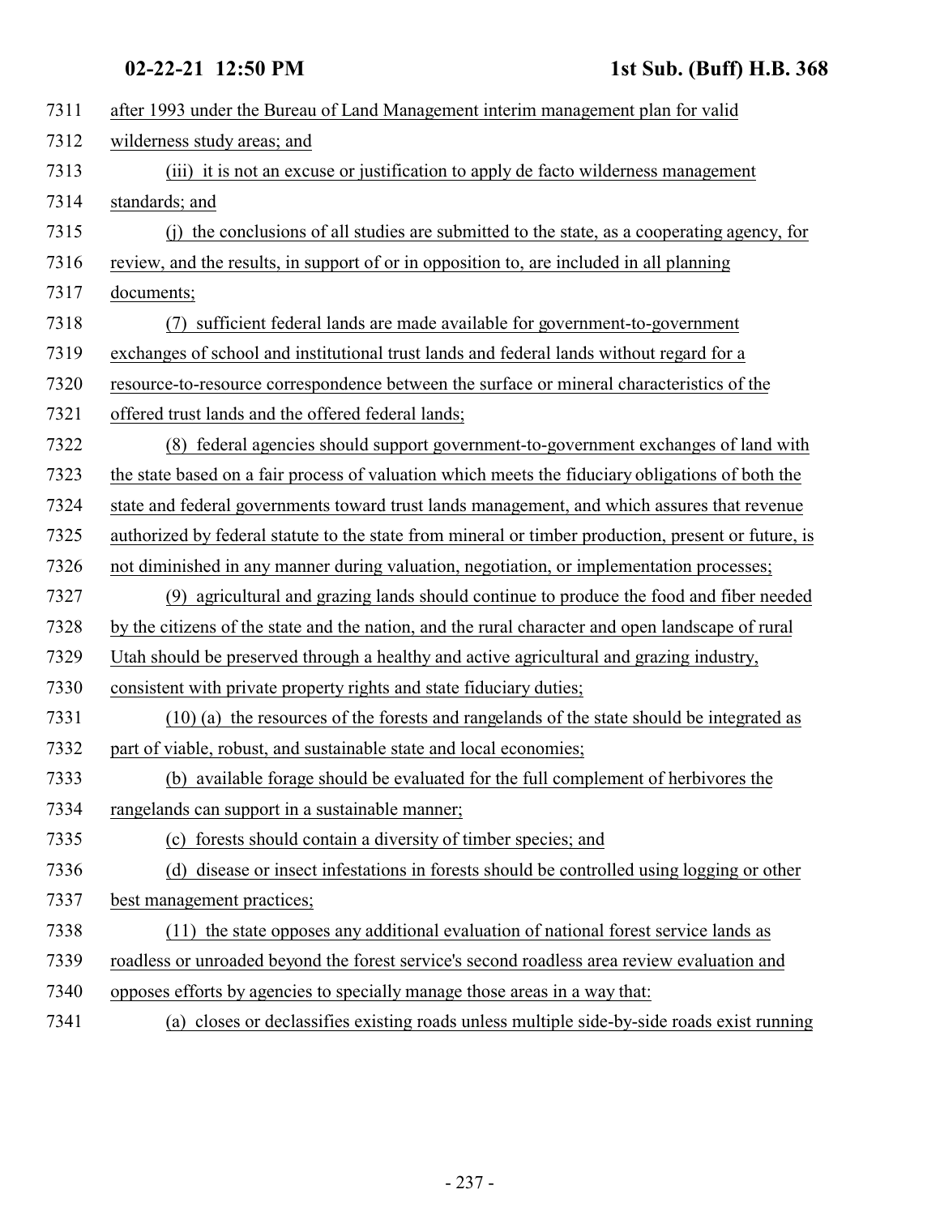after 1993 under the Bureau of Land Management interim management plan for valid wilderness study areas; and

(iii) it is not an excuse or justification to apply de facto wilderness management standards; and

(j) the conclusions of all studies are submitted to the state, as a cooperating agency, for review, and the results, in support of or in opposition to, are included in all planning documents;

(7) sufficient federal lands are made available for government-to-government exchanges of school and institutional trust lands and federal lands without regard for a resource-to-resource correspondence between the surface or mineral characteristics of the offered trust lands and the offered federal lands;

(8) federal agencies should support government-to-government exchanges of land with the state based on a fair process of valuation which meets the fiduciary obligations of both the state and federal governments toward trust lands management, and which assures that revenue authorized by federal statute to the state from mineral or timber production, present or future, is not diminished in any manner during valuation, negotiation, or implementation processes;

(9) agricultural and grazing lands should continue to produce the food and fiber needed by the citizens of the state and the nation, and the rural character and open landscape of rural Utah should be preserved through a healthy and active agricultural and grazing industry, consistent with private property rights and state fiduciary duties;

(10) (a) the resources of the forests and rangelands of the state should be integrated as part of viable, robust, and sustainable state and local economies;

(b) available forage should be evaluated for the full complement of herbivores the rangelands can support in a sustainable manner;

(c) forests should contain a diversity of timber species; and

(d) disease or insect infestations in forests should be controlled using logging or other best management practices;

(11) the state opposes any additional evaluation of national forest service lands as roadless or unroaded beyond the forest service's second roadless area review evaluation and opposes efforts by agencies to specially manage those areas in a way that:

(a) closes or declassifies existing roads unless multiple side-by-side roads exist running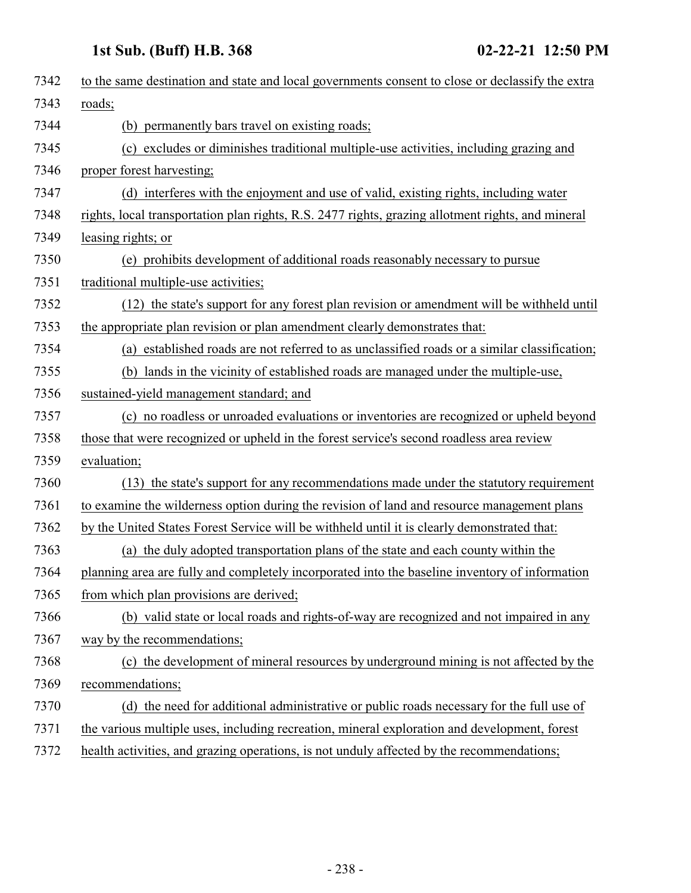to the same destination and state and local governments consent to close or declassify the extra roads;

(b) permanently bars travel on existing roads;

(c) excludes or diminishes traditional multiple-use activities, including grazing and proper forest harvesting;

(d) interferes with the enjoyment and use of valid, existing rights, including water rights, local transportation plan rights, R.S. 2477 rights, grazing allotment rights, and mineral leasing rights; or

(e) prohibits development of additional roads reasonably necessary to pursue traditional multiple-use activities;

(12) the state's support for any forest plan revision or amendment will be withheld until the appropriate plan revision or plan amendment clearly demonstrates that:

(a) established roads are not referred to as unclassified roads or a similar classification;

(b) lands in the vicinity of established roads are managed under the multiple-use, sustained-yield management standard; and

(c) no roadless or unroaded evaluations or inventories are recognized or upheld beyond those that were recognized or upheld in the forest service's second roadless area review evaluation;

(13) the state's support for any recommendations made under the statutory requirement to examine the wilderness option during the revision of land and resource management plans by the United States Forest Service will be withheld until it is clearly demonstrated that:

(a) the duly adopted transportation plans of the state and each county within the planning area are fully and completely incorporated into the baseline inventory of information from which plan provisions are derived;

(b) valid state or local roads and rights-of-way are recognized and not impaired in any way by the recommendations;

(c) the development of mineral resources by underground mining is not affected by the recommendations;

(d) the need for additional administrative or public roads necessary for the full use of the various multiple uses, including recreation, mineral exploration and development, forest health activities, and grazing operations, is not unduly affected by the recommendations;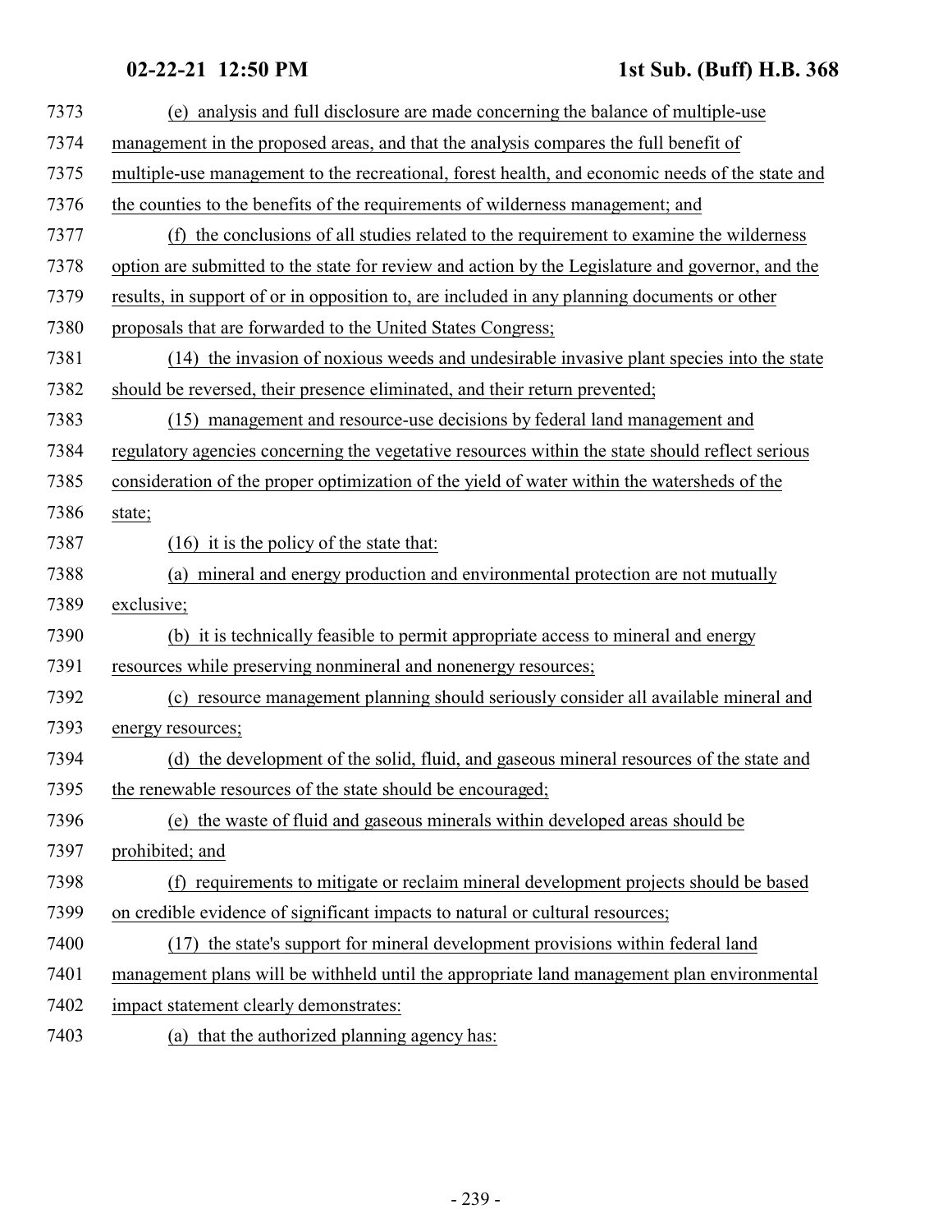(e) analysis and full disclosure are made concerning the balance of multiple-use management in the proposed areas, and that the analysis compares the full benefit of multiple-use management to the recreational, forest health, and economic needs of the state and the counties to the benefits of the requirements of wilderness management; and

(f) the conclusions of all studies related to the requirement to examine the wilderness option are submitted to the state for review and action by the Legislature and governor, and the results, in support of or in opposition to, are included in any planning documents or other proposals that are forwarded to the United States Congress;

(14) the invasion of noxious weeds and undesirable invasive plant species into the state should be reversed, their presence eliminated, and their return prevented;

(15) management and resource-use decisions by federal land management and regulatory agencies concerning the vegetative resources within the state should reflect serious consideration of the proper optimization of the yield of water within the watersheds of the state;

(16) it is the policy of the state that:

(a) mineral and energy production and environmental protection are not mutually exclusive;

(b) it is technically feasible to permit appropriate access to mineral and energy resources while preserving nonmineral and nonenergy resources;

(c) resource management planning should seriously consider all available mineral and energy resources;

(d) the development of the solid, fluid, and gaseous mineral resources of the state and the renewable resources of the state should be encouraged;

(e) the waste of fluid and gaseous minerals within developed areas should be prohibited; and

(f) requirements to mitigate or reclaim mineral development projects should be based on credible evidence of significant impacts to natural or cultural resources;

(17) the state's support for mineral development provisions within federal land management plans will be withheld until the appropriate land management plan environmental impact statement clearly demonstrates:

(a) that the authorized planning agency has: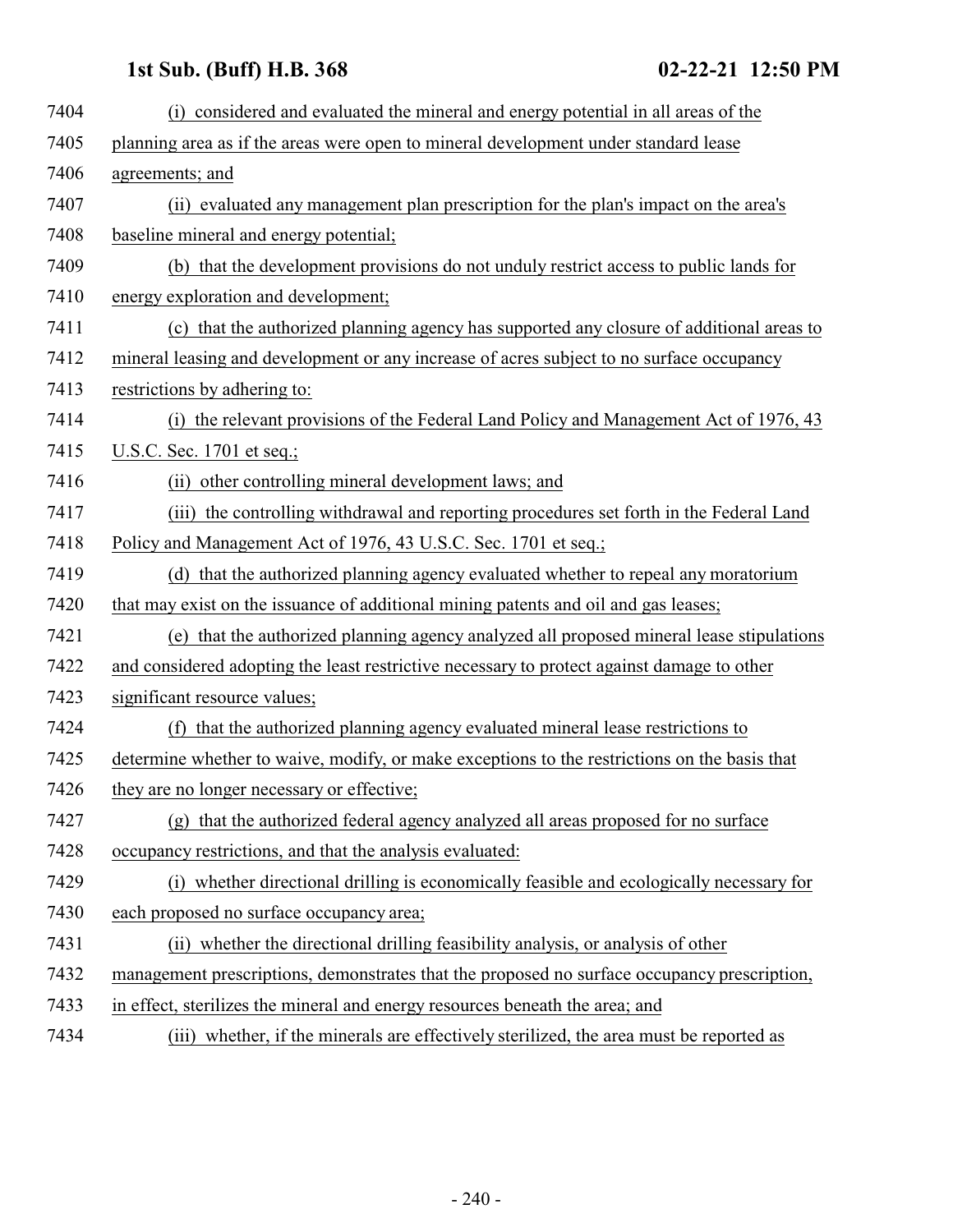(i) considered and evaluated the mineral and energy potential in all areas of the planning area as if the areas were open to mineral development under standard lease agreements; and

(ii) evaluated any management plan prescription for the plan's impact on the area's baseline mineral and energy potential;

(b) that the development provisions do not unduly restrict access to public lands for energy exploration and development;

(c) that the authorized planning agency has supported any closure of additional areas to mineral leasing and development or any increase of acres subject to no surface occupancy restrictions by adhering to:

(i) the relevant provisions of the Federal Land Policy and Management Act of 1976, 43 U.S.C. Sec. 1701 et seq.;

(ii) other controlling mineral development laws; and

(iii) the controlling withdrawal and reporting procedures set forth in the Federal Land Policy and Management Act of 1976, 43 U.S.C. Sec. 1701 et seq.;

(d) that the authorized planning agency evaluated whether to repeal any moratorium that may exist on the issuance of additional mining patents and oil and gas leases;

(e) that the authorized planning agency analyzed all proposed mineral lease stipulations and considered adopting the least restrictive necessary to protect against damage to other significant resource values;

(f) that the authorized planning agency evaluated mineral lease restrictions to determine whether to waive, modify, or make exceptions to the restrictions on the basis that they are no longer necessary or effective;

(g) that the authorized federal agency analyzed all areas proposed for no surface occupancy restrictions, and that the analysis evaluated:

(i) whether directional drilling is economically feasible and ecologically necessary for each proposed no surface occupancy area;

(ii) whether the directional drilling feasibility analysis, or analysis of other management prescriptions, demonstrates that the proposed no surface occupancy prescription, in effect, sterilizes the mineral and energy resources beneath the area; and

(iii) whether, if the minerals are effectively sterilized, the area must be reported as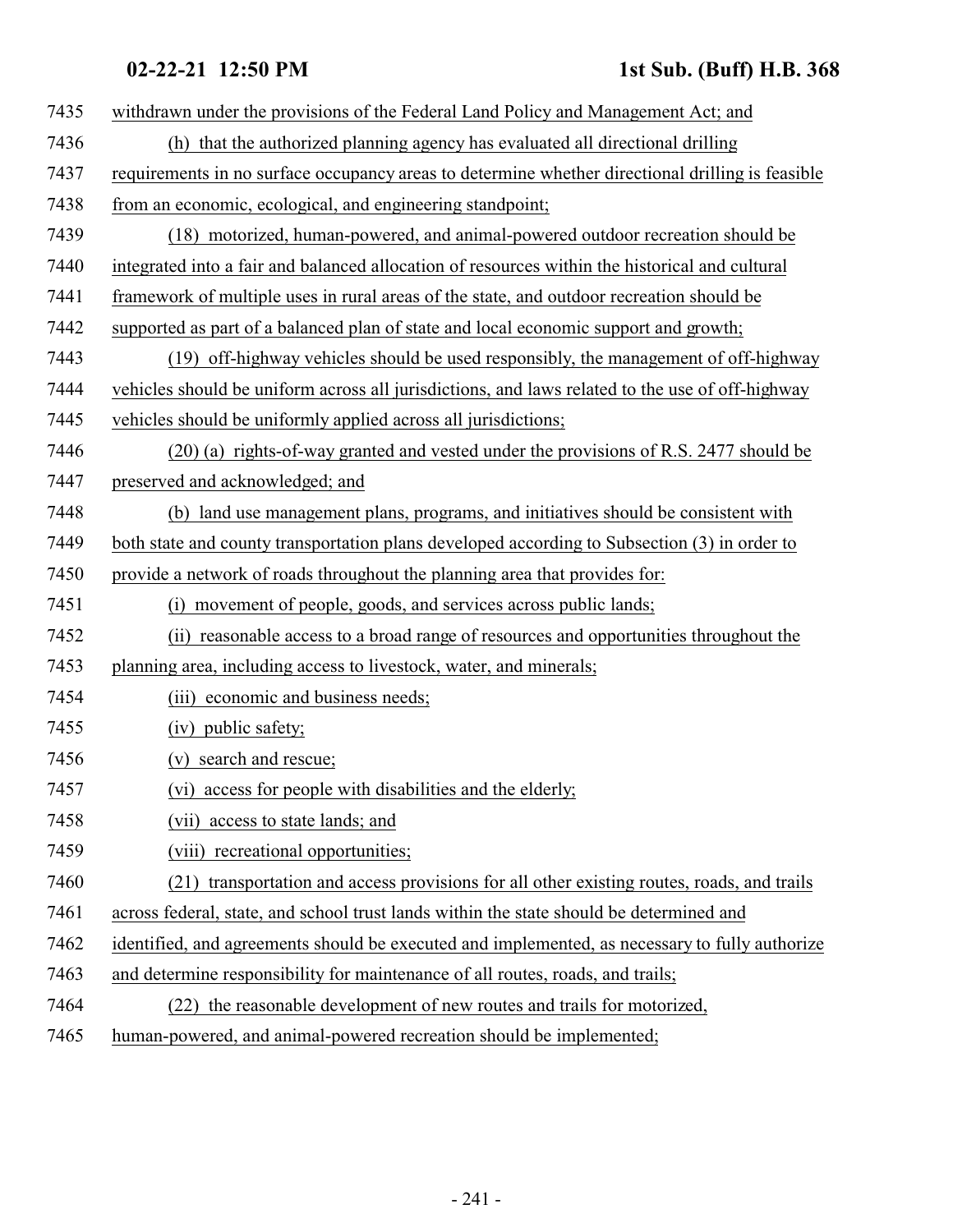withdrawn under the provisions of the Federal Land Policy and Management Act; and

(h) that the authorized planning agency has evaluated all directional drilling requirements in no surface occupancy areas to determine whether directional drilling is feasible from an economic, ecological, and engineering standpoint;

(18) motorized, human-powered, and animal-powered outdoor recreation should be integrated into a fair and balanced allocation of resources within the historical and cultural framework of multiple uses in rural areas of the state, and outdoor recreation should be supported as part of a balanced plan of state and local economic support and growth;

(19) off-highway vehicles should be used responsibly, the management of off-highway vehicles should be uniform across all jurisdictions, and laws related to the use of off-highway vehicles should be uniformly applied across all jurisdictions;

(20) (a) rights-of-way granted and vested under the provisions of R.S. 2477 should be preserved and acknowledged; and

(b) land use management plans, programs, and initiatives should be consistent with both state and county transportation plans developed according to Subsection (3) in order to provide a network of roads throughout the planning area that provides for:

(i) movement of people, goods, and services across public lands;

(ii) reasonable access to a broad range of resources and opportunities throughout the planning area, including access to livestock, water, and minerals;

(iii) economic and business needs;

(iv) public safety;

(v) search and rescue;

(vi) access for people with disabilities and the elderly;

(vii) access to state lands; and

(viii) recreational opportunities;

(21) transportation and access provisions for all other existing routes, roads, and trails across federal, state, and school trust lands within the state should be determined and identified, and agreements should be executed and implemented, as necessary to fully authorize and determine responsibility for maintenance of all routes, roads, and trails;

(22) the reasonable development of new routes and trails for motorized, human-powered, and animal-powered recreation should be implemented;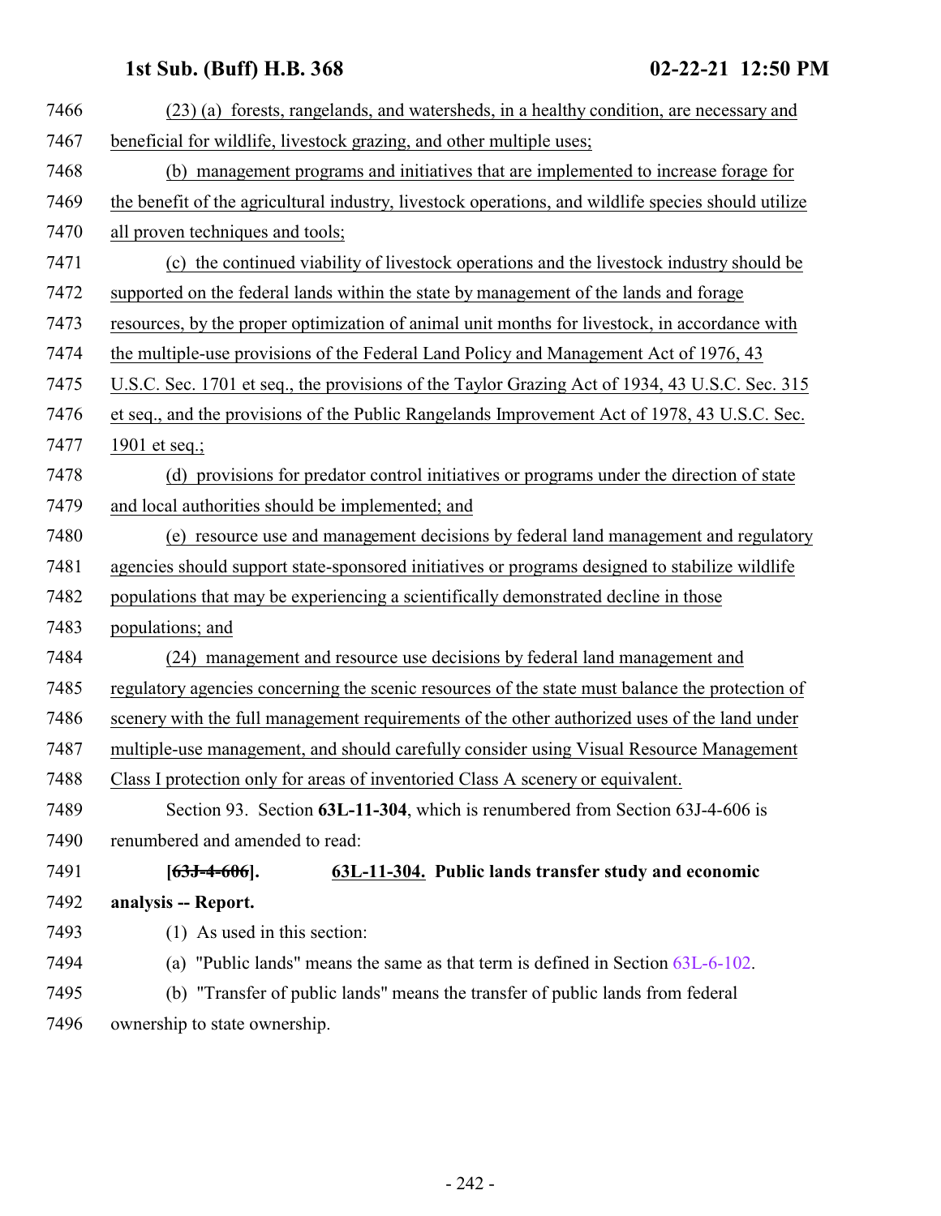(23) (a) forests, rangelands, and watersheds, in a healthy condition, are necessary and beneficial for wildlife, livestock grazing, and other multiple uses;

(b) management programs and initiatives that are implemented to increase forage for the benefit of the agricultural industry, livestock operations, and wildlife species should utilize all proven techniques and tools;

(c) the continued viability of livestock operations and the livestock industry should be supported on the federal lands within the state by management of the lands and forage resources, by the proper optimization of animal unit months for livestock, in accordance with the multiple-use provisions of the Federal Land Policy and Management Act of 1976, 43 U.S.C. Sec. 1701 et seq., the provisions of the Taylor Grazing Act of 1934, 43 U.S.C. Sec. 315 et seq., and the provisions of the Public Rangelands Improvement Act of 1978, 43 U.S.C. Sec. 1901 et seq.;

(d) provisions for predator control initiatives or programs under the direction of state and local authorities should be implemented; and

(e) resource use and management decisions by federal land management and regulatory agencies should support state-sponsored initiatives or programs designed to stabilize wildlife populations that may be experiencing a scientifically demonstrated decline in those populations; and

(24) management and resource use decisions by federal land management and regulatory agencies concerning the scenic resources of the state must balance the protection of scenery with the full management requirements of the other authorized uses of the land under multiple-use management, and should carefully consider using Visual Resource Management Class I protection only for areas of inventoried Class A scenery or equivalent.

Section 93. Section **63L-11-304**, which is renumbered from Section 63J-4-606 is renumbered and amended to read:

**[~~63J-4-606~~]. 63L-11-304. Public lands transfer study and economic analysis -- Report.**

(1) As used in this section:

(a) "Public lands" means the same as that term is defined in Section 63L-6-102.

(b) "Transfer of public lands" means the transfer of public lands from federal ownership to state ownership.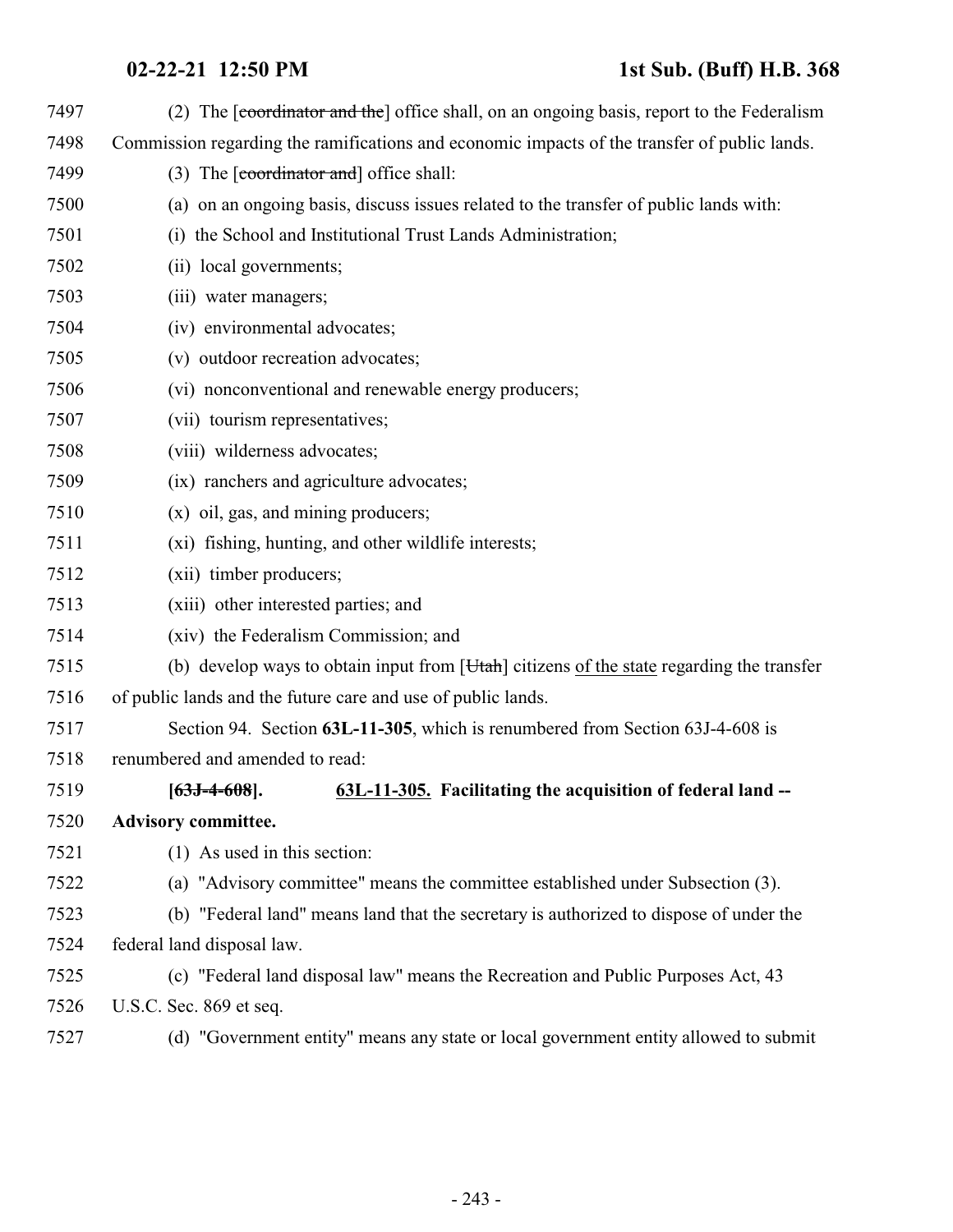7497 (2) The [~~coordinator and the~~] office shall, on an ongoing basis, report to the Federalism
7498 Commission regarding the ramifications and economic impacts of the transfer of public lands.
7499 (3) The [~~coordinator and~~] office shall:
7500 (a) on an ongoing basis, discuss issues related to the transfer of public lands with:
7501 (i) the School and Institutional Trust Lands Administration;
7502 (ii) local governments;
7503 (iii) water managers;
7504 (iv) environmental advocates;
7505 (v) outdoor recreation advocates;
7506 (vi) nonconventional and renewable energy producers;
7507 (vii) tourism representatives;
7508 (viii) wilderness advocates;
7509 (ix) ranchers and agriculture advocates;
7510 (x) oil, gas, and mining producers;
7511 (xi) fishing, hunting, and other wildlife interests;
7512 (xii) timber producers;
7513 (xiii) other interested parties; and
7514 (xiv) the Federalism Commission; and
7515 (b) develop ways to obtain input from [~~Utah~~] citizens <u>of the state</u> regarding the transfer
7516 of public lands and the future care and use of public lands.
7517 Section 94. Section **63L-11-305**, which is renumbered from Section 63J-4-608 is
7518 renumbered and amended to read:
7519 **[~~63J-4-608~~]. <u>63L-11-305.</u> Facilitating the acquisition of federal land --**
7520 **Advisory committee.**
7521 (1) As used in this section:
7522 (a) "Advisory committee" means the committee established under Subsection (3).
7523 (b) "Federal land" means land that the secretary is authorized to dispose of under the
7524 federal land disposal law.
7525 (c) "Federal land disposal law" means the Recreation and Public Purposes Act, 43
7526 U.S.C. Sec. 869 et seq.
7527 (d) "Government entity" means any state or local government entity allowed to submit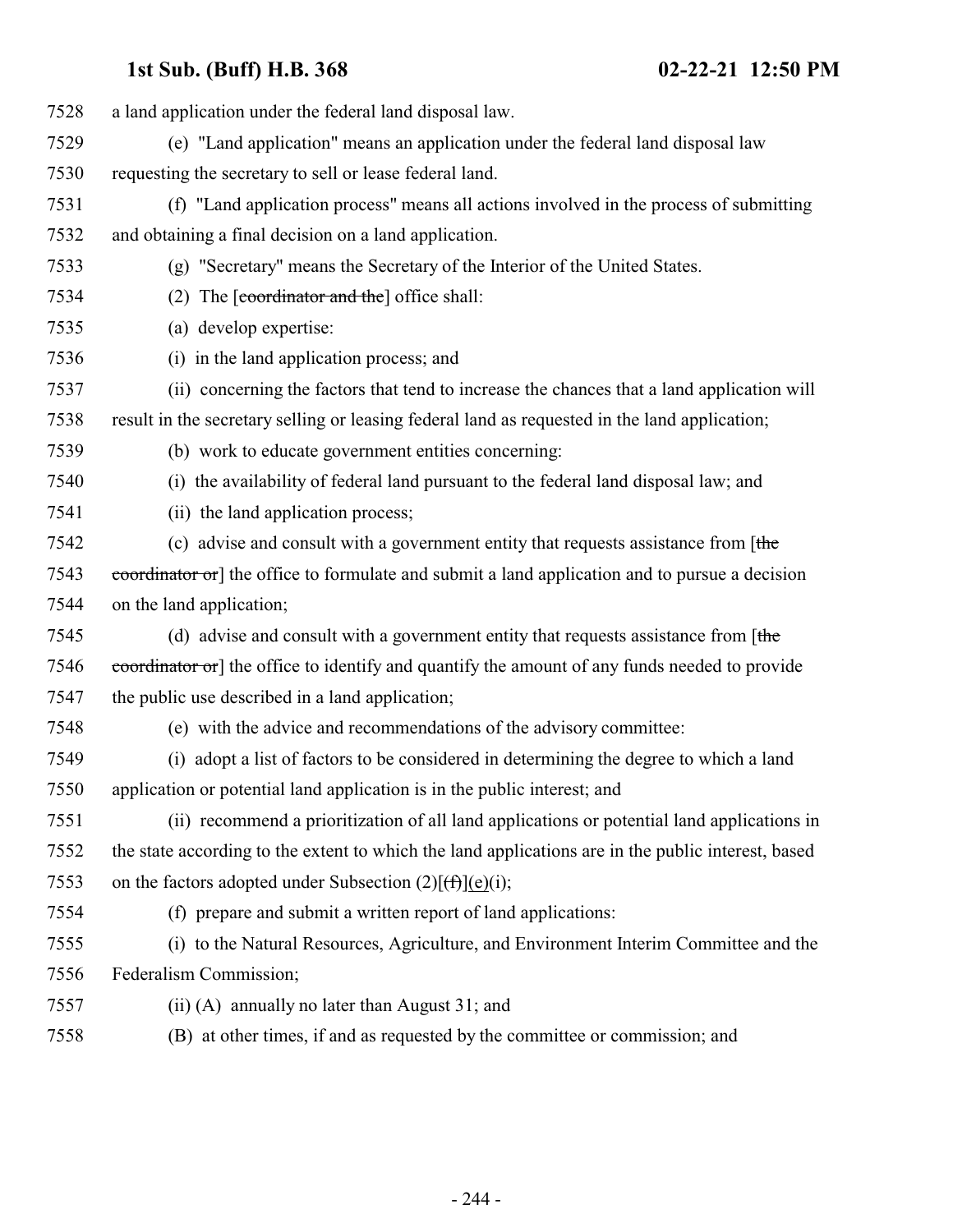7528 a land application under the federal land disposal law.

7529 (e) "Land application" means an application under the federal land disposal law

7530 requesting the secretary to sell or lease federal land.

7531 (f) "Land application process" means all actions involved in the process of submitting

7532 and obtaining a final decision on a land application.

7533 (g) "Secretary" means the Secretary of the Interior of the United States.

7534 (2) The [~~coordinator and the~~] office shall:

7535 (a) develop expertise:

7536 (i) in the land application process; and

7537 (ii) concerning the factors that tend to increase the chances that a land application will

7538 result in the secretary selling or leasing federal land as requested in the land application;

7539 (b) work to educate government entities concerning:

7540 (i) the availability of federal land pursuant to the federal land disposal law; and

7541 (ii) the land application process;

7542 (c) advise and consult with a government entity that requests assistance from [~~the~~

7543 ~~coordinator or~~] the office to formulate and submit a land application and to pursue a decision

7544 on the land application;

7545 (d) advise and consult with a government entity that requests assistance from [~~the~~

7546 ~~coordinator or~~] the office to identify and quantify the amount of any funds needed to provide

7547 the public use described in a land application;

7548 (e) with the advice and recommendations of the advisory committee:

7549 (i) adopt a list of factors to be considered in determining the degree to which a land

7550 application or potential land application is in the public interest; and

7551 (ii) recommend a prioritization of all land applications or potential land applications in

7552 the state according to the extent to which the land applications are in the public interest, based

7553 on the factors adopted under Subsection (2)[~~(f)~~]<u>(e)</u>(i);

7554 (f) prepare and submit a written report of land applications:

7555 (i) to the Natural Resources, Agriculture, and Environment Interim Committee and the

7556 Federalism Commission;

7557 (ii) (A) annually no later than August 31; and

7558 (B) at other times, if and as requested by the committee or commission; and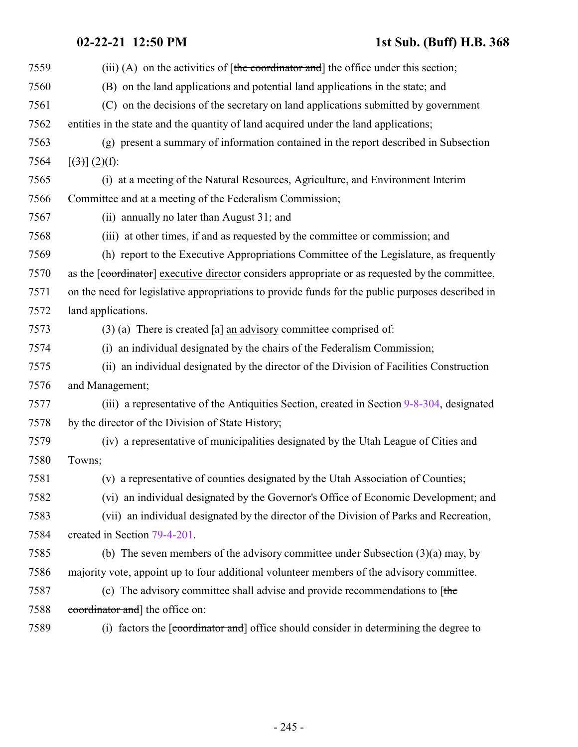(iii) (A) on the activities of [~~the coordinator and~~] the office under this section;

(B) on the land applications and potential land applications in the state; and

(C) on the decisions of the secretary on land applications submitted by government entities in the state and the quantity of land acquired under the land applications;

(g) present a summary of information contained in the report described in Subsection [~~(3)~~] (2)(f):

(i) at a meeting of the Natural Resources, Agriculture, and Environment Interim Committee and at a meeting of the Federalism Commission;

(ii) annually no later than August 31; and

(iii) at other times, if and as requested by the committee or commission; and

(h) report to the Executive Appropriations Committee of the Legislature, as frequently as the [~~coordinator~~] executive director considers appropriate or as requested by the committee, on the need for legislative appropriations to provide funds for the public purposes described in land applications.

(3) (a) There is created [~~a~~] an advisory committee comprised of:

(i) an individual designated by the chairs of the Federalism Commission;

(ii) an individual designated by the director of the Division of Facilities Construction and Management;

(iii) a representative of the Antiquities Section, created in Section 9-8-304, designated by the director of the Division of State History;

(iv) a representative of municipalities designated by the Utah League of Cities and Towns;

(v) a representative of counties designated by the Utah Association of Counties;

(vi) an individual designated by the Governor's Office of Economic Development; and

(vii) an individual designated by the director of the Division of Parks and Recreation, created in Section 79-4-201.

(b) The seven members of the advisory committee under Subsection (3)(a) may, by majority vote, appoint up to four additional volunteer members of the advisory committee.

(c) The advisory committee shall advise and provide recommendations to [~~the coordinator and~~] the office on:

(i) factors the [~~coordinator and~~] office should consider in determining the degree to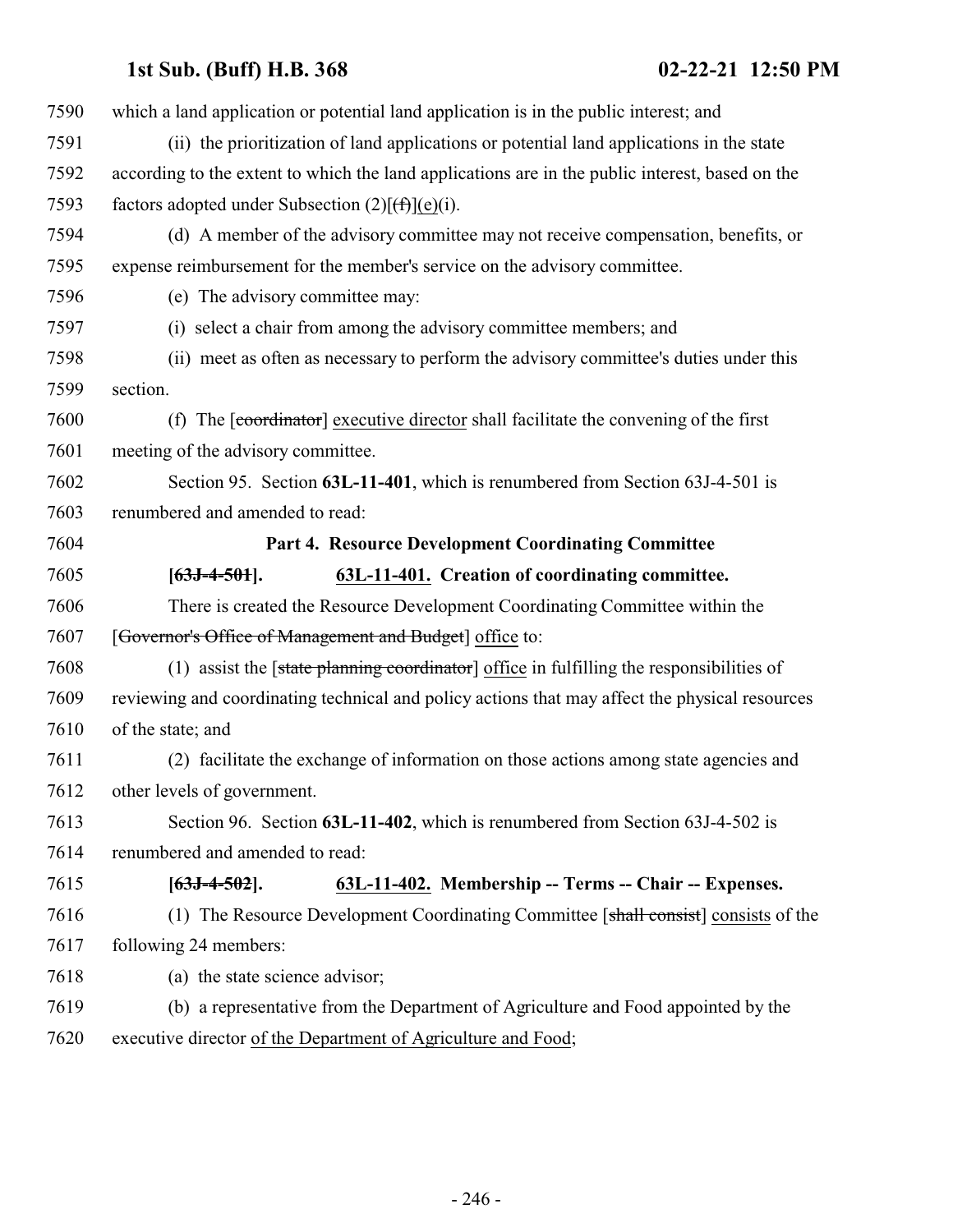7590 which a land application or potential land application is in the public interest; and

7591 (ii) the prioritization of land applications or potential land applications in the state

7592 according to the extent to which the land applications are in the public interest, based on the

7593 factors adopted under Subsection (2)[~~(f)~~](e)(i).

7594 (d) A member of the advisory committee may not receive compensation, benefits, or

7595 expense reimbursement for the member's service on the advisory committee.

7596 (e) The advisory committee may:

7597 (i) select a chair from among the advisory committee members; and

7598 (ii) meet as often as necessary to perform the advisory committee's duties under this

7599 section.

7600 (f) The [~~coordinator~~] executive director shall facilitate the convening of the first

7601 meeting of the advisory committee.

7602 Section 95. Section **63L-11-401**, which is renumbered from Section 63J-4-501 is

7603 renumbered and amended to read:

7604 **Part 4. Resource Development Coordinating Committee**

7605 **[~~63J-4-501~~]. 63L-11-401. Creation of coordinating committee.**

7606 There is created the Resource Development Coordinating Committee within the

7607 [~~Governor's Office of Management and Budget~~] office to:

7608 (1) assist the [~~state planning coordinator~~] office in fulfilling the responsibilities of

7609 reviewing and coordinating technical and policy actions that may affect the physical resources

7610 of the state; and

7611 (2) facilitate the exchange of information on those actions among state agencies and

7612 other levels of government.

7613 Section 96. Section **63L-11-402**, which is renumbered from Section 63J-4-502 is

7614 renumbered and amended to read:

7615 **[~~63J-4-502~~]. 63L-11-402. Membership -- Terms -- Chair -- Expenses.**

7616 (1) The Resource Development Coordinating Committee [~~shall consist~~] consists of the

7617 following 24 members:

7618 (a) the state science advisor;

7619 (b) a representative from the Department of Agriculture and Food appointed by the

7620 executive director of the Department of Agriculture and Food;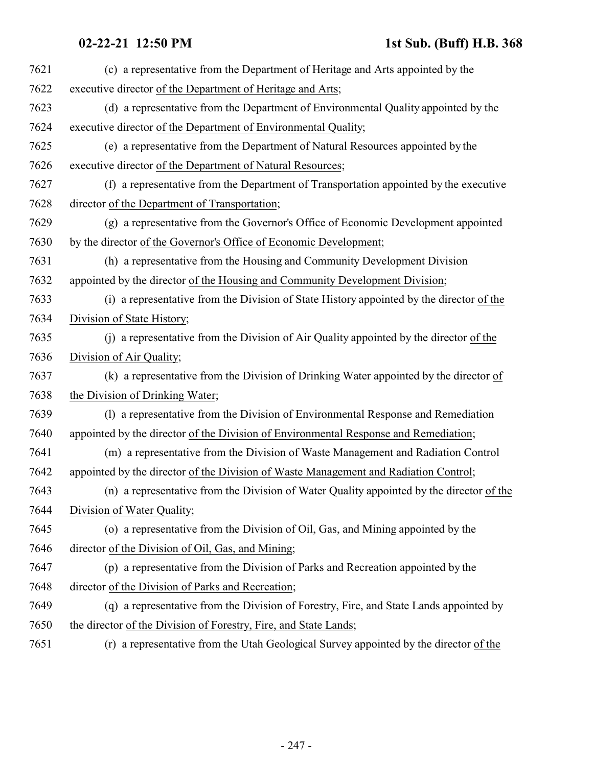7621 (c) a representative from the Department of Heritage and Arts appointed by the
7622 executive director of the Department of Heritage and Arts;
7623 (d) a representative from the Department of Environmental Quality appointed by the
7624 executive director of the Department of Environmental Quality;
7625 (e) a representative from the Department of Natural Resources appointed by the
7626 executive director of the Department of Natural Resources;
7627 (f) a representative from the Department of Transportation appointed by the executive
7628 director of the Department of Transportation;
7629 (g) a representative from the Governor's Office of Economic Development appointed
7630 by the director of the Governor's Office of Economic Development;
7631 (h) a representative from the Housing and Community Development Division
7632 appointed by the director of the Housing and Community Development Division;
7633 (i) a representative from the Division of State History appointed by the director of the
7634 Division of State History;
7635 (j) a representative from the Division of Air Quality appointed by the director of the
7636 Division of Air Quality;
7637 (k) a representative from the Division of Drinking Water appointed by the director of
7638 the Division of Drinking Water;
7639 (l) a representative from the Division of Environmental Response and Remediation
7640 appointed by the director of the Division of Environmental Response and Remediation;
7641 (m) a representative from the Division of Waste Management and Radiation Control
7642 appointed by the director of the Division of Waste Management and Radiation Control;
7643 (n) a representative from the Division of Water Quality appointed by the director of the
7644 Division of Water Quality;
7645 (o) a representative from the Division of Oil, Gas, and Mining appointed by the
7646 director of the Division of Oil, Gas, and Mining;
7647 (p) a representative from the Division of Parks and Recreation appointed by the
7648 director of the Division of Parks and Recreation;
7649 (q) a representative from the Division of Forestry, Fire, and State Lands appointed by
7650 the director of the Division of Forestry, Fire, and State Lands;
7651 (r) a representative from the Utah Geological Survey appointed by the director of the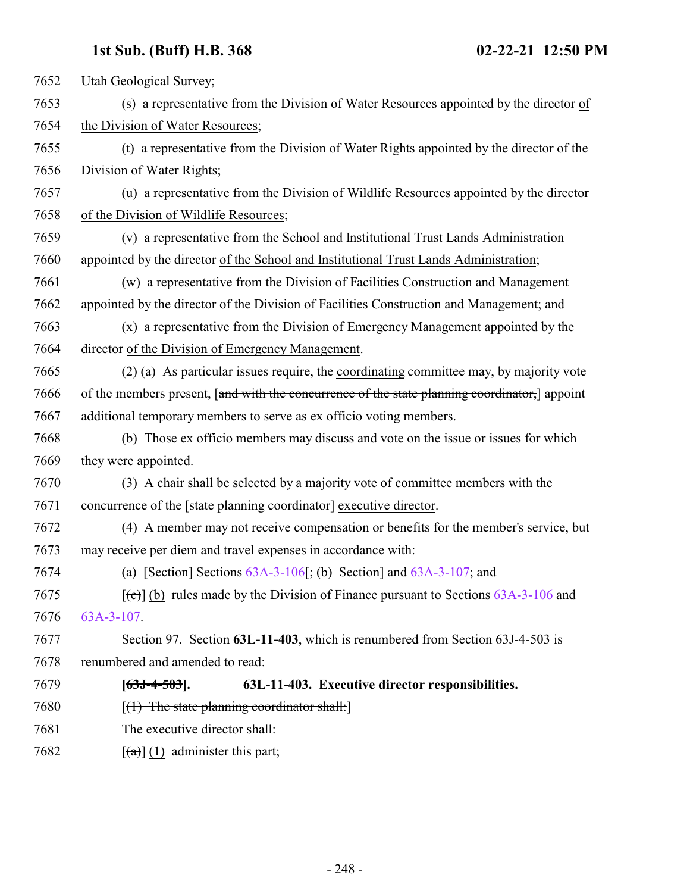7652 Utah Geological Survey;

7653 (s) a representative from the Division of Water Resources appointed by the director of
7654 the Division of Water Resources;

7655 (t) a representative from the Division of Water Rights appointed by the director of the
7656 Division of Water Rights;

7657 (u) a representative from the Division of Wildlife Resources appointed by the director
7658 of the Division of Wildlife Resources;

7659 (v) a representative from the School and Institutional Trust Lands Administration
7660 appointed by the director of the School and Institutional Trust Lands Administration;

7661 (w) a representative from the Division of Facilities Construction and Management
7662 appointed by the director of the Division of Facilities Construction and Management; and

7663 (x) a representative from the Division of Emergency Management appointed by the
7664 director of the Division of Emergency Management.

7665 (2) (a) As particular issues require, the coordinating committee may, by majority vote
7666 of the members present, [~~and with the concurrence of the state planning coordinator,~~] appoint
7667 additional temporary members to serve as ex officio voting members.

7668 (b) Those ex officio members may discuss and vote on the issue or issues for which
7669 they were appointed.

7670 (3) A chair shall be selected by a majority vote of committee members with the
7671 concurrence of the [~~state planning coordinator~~] executive director.

7672 (4) A member may not receive compensation or benefits for the member's service, but
7673 may receive per diem and travel expenses in accordance with:

7674 (a) [~~Section~~] Sections 63A-3-106[~~; (b) Section~~] and 63A-3-107; and

7675 [~~(c)~~] (b) rules made by the Division of Finance pursuant to Sections 63A-3-106 and
7676 63A-3-107.

7677 Section 97. Section **63L-11-403**, which is renumbered from Section 63J-4-503 is
7678 renumbered and amended to read:

7679 **[~~63J-4-503~~]. 63L-11-403. Executive director responsibilities.**

7680 [~~(1) The state planning coordinator shall:~~]

7681 The executive director shall:

7682 [~~(a)~~] (1) administer this part;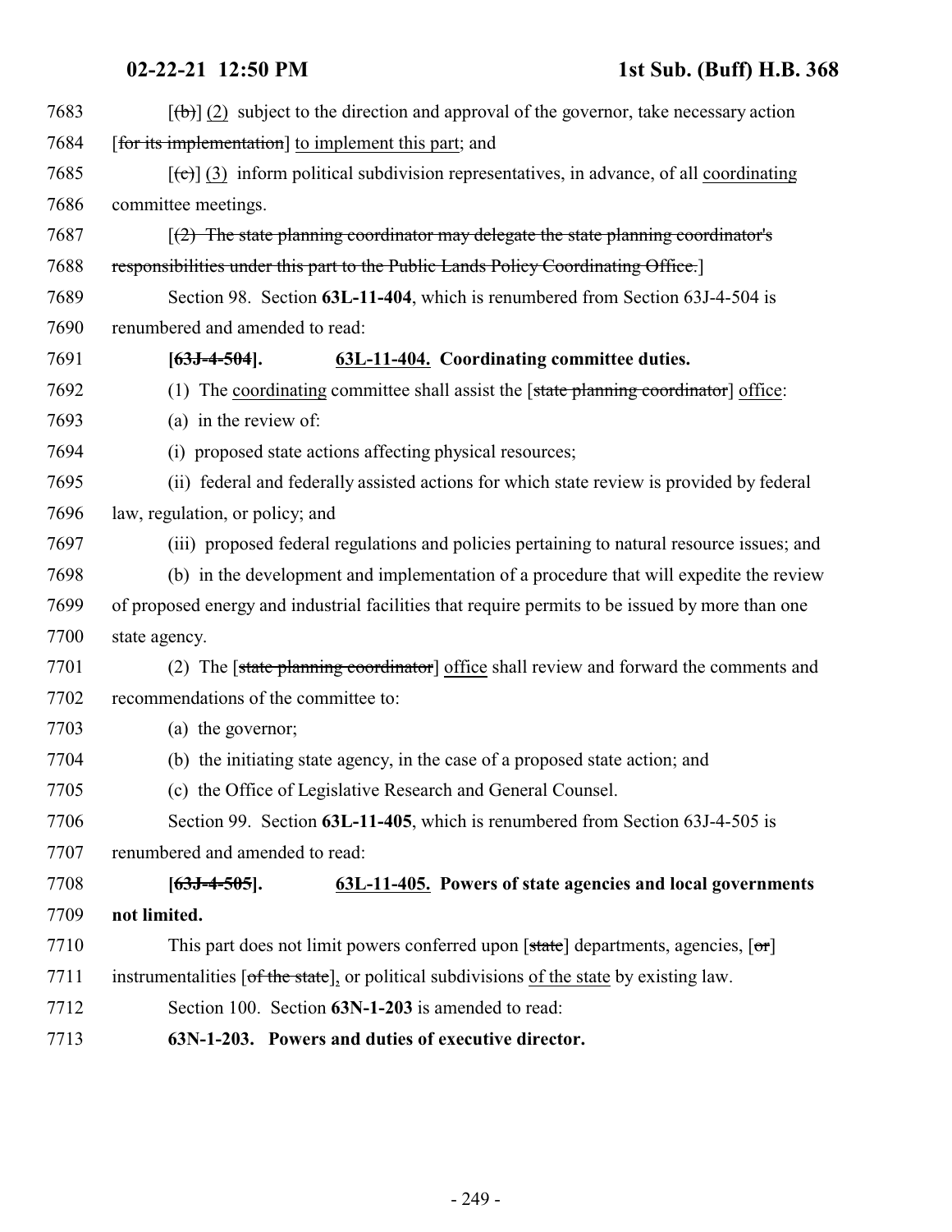[(b)] (2) subject to the direction and approval of the governor, take necessary action [for its implementation] to implement this part; and

[(c)] (3) inform political subdivision representatives, in advance, of all coordinating committee meetings.

[(2) The state planning coordinator may delegate the state planning coordinator's responsibilities under this part to the Public Lands Policy Coordinating Office.]

Section 98. Section **63L-11-404**, which is renumbered from Section 63J-4-504 is renumbered and amended to read:

**[63J-4-504]. 63L-11-404. Coordinating committee duties.**

(1) The coordinating committee shall assist the [state planning coordinator] office:

(a) in the review of:

(i) proposed state actions affecting physical resources;

(ii) federal and federally assisted actions for which state review is provided by federal law, regulation, or policy; and

(iii) proposed federal regulations and policies pertaining to natural resource issues; and

(b) in the development and implementation of a procedure that will expedite the review of proposed energy and industrial facilities that require permits to be issued by more than one state agency.

(2) The [state planning coordinator] office shall review and forward the comments and recommendations of the committee to:

(a) the governor;

(b) the initiating state agency, in the case of a proposed state action; and

(c) the Office of Legislative Research and General Counsel.

Section 99. Section **63L-11-405**, which is renumbered from Section 63J-4-505 is renumbered and amended to read:

**[63J-4-505]. 63L-11-405. Powers of state agencies and local governments not limited.**

This part does not limit powers conferred upon [state] departments, agencies, [or] instrumentalities [of the state], or political subdivisions of the state by existing law.

Section 100. Section **63N-1-203** is amended to read:

**63N-1-203. Powers and duties of executive director.**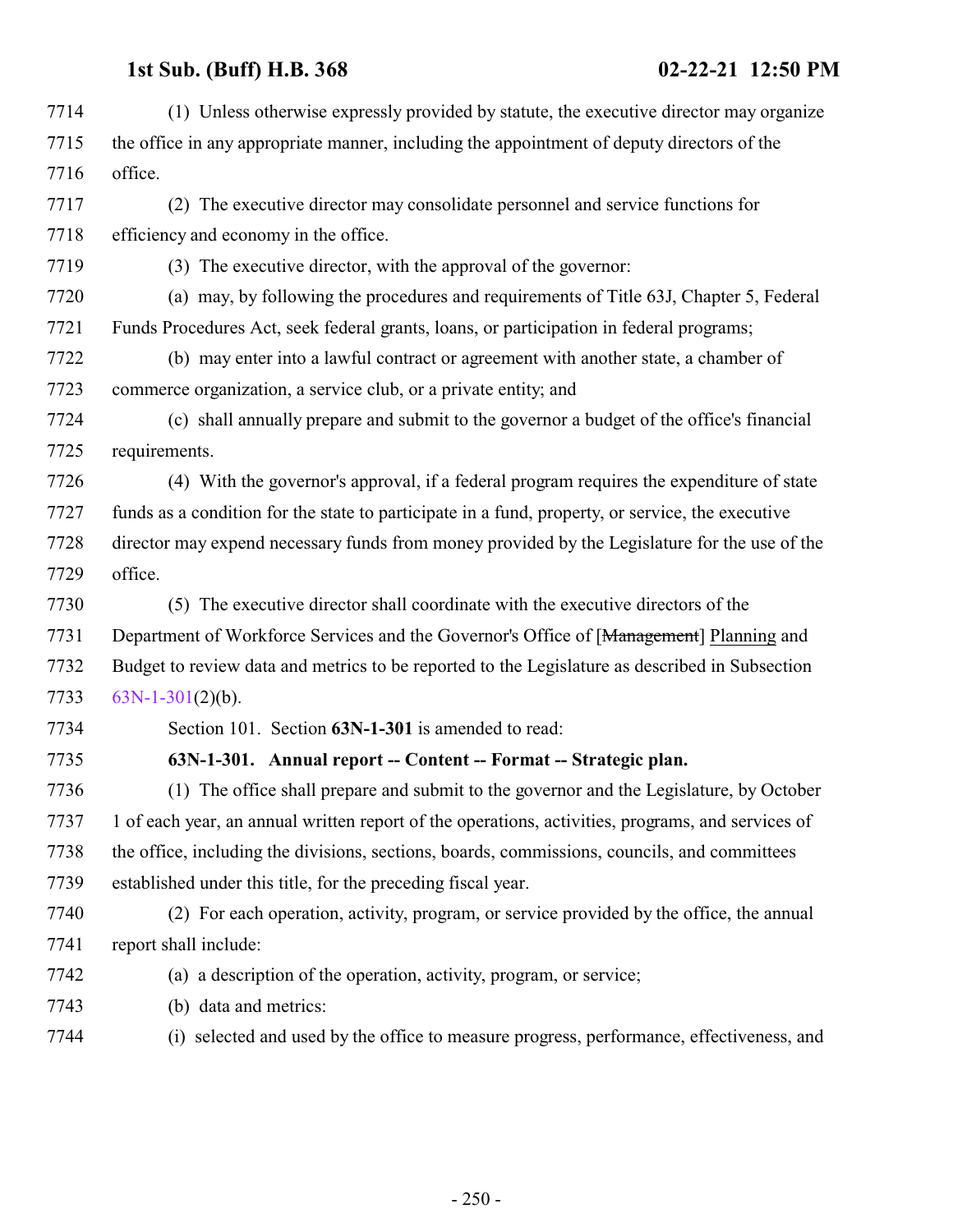(1) Unless otherwise expressly provided by statute, the executive director may organize the office in any appropriate manner, including the appointment of deputy directors of the office.

(2) The executive director may consolidate personnel and service functions for efficiency and economy in the office.

(3) The executive director, with the approval of the governor:

(a) may, by following the procedures and requirements of Title 63J, Chapter 5, Federal Funds Procedures Act, seek federal grants, loans, or participation in federal programs;

(b) may enter into a lawful contract or agreement with another state, a chamber of commerce organization, a service club, or a private entity; and

(c) shall annually prepare and submit to the governor a budget of the office's financial requirements.

(4) With the governor's approval, if a federal program requires the expenditure of state funds as a condition for the state to participate in a fund, property, or service, the executive director may expend necessary funds from money provided by the Legislature for the use of the office.

(5) The executive director shall coordinate with the executive directors of the Department of Workforce Services and the Governor's Office of [~~Management~~] Planning and Budget to review data and metrics to be reported to the Legislature as described in Subsection 63N-1-301(2)(b).

Section 101. Section **63N-1-301** is amended to read:

**63N-1-301. Annual report -- Content -- Format -- Strategic plan.**

(1) The office shall prepare and submit to the governor and the Legislature, by October 1 of each year, an annual written report of the operations, activities, programs, and services of the office, including the divisions, sections, boards, commissions, councils, and committees established under this title, for the preceding fiscal year.

(2) For each operation, activity, program, or service provided by the office, the annual report shall include:

(a) a description of the operation, activity, program, or service;

(b) data and metrics:

(i) selected and used by the office to measure progress, performance, effectiveness, and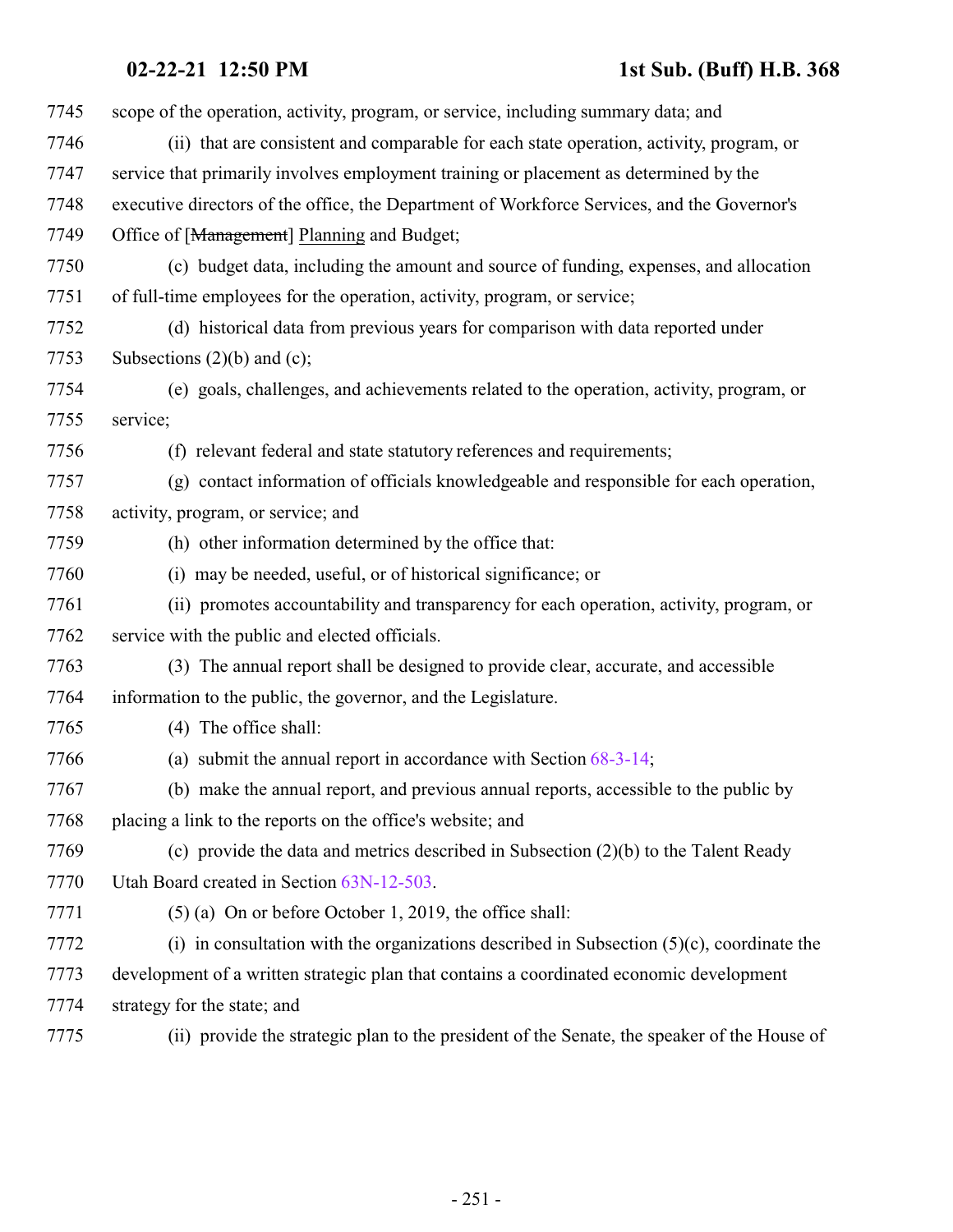scope of the operation, activity, program, or service, including summary data; and

(ii) that are consistent and comparable for each state operation, activity, program, or service that primarily involves employment training or placement as determined by the executive directors of the office, the Department of Workforce Services, and the Governor's Office of [~~Management~~] Planning and Budget;

(c) budget data, including the amount and source of funding, expenses, and allocation of full-time employees for the operation, activity, program, or service;

(d) historical data from previous years for comparison with data reported under Subsections (2)(b) and (c);

(e) goals, challenges, and achievements related to the operation, activity, program, or service;

(f) relevant federal and state statutory references and requirements;

(g) contact information of officials knowledgeable and responsible for each operation, activity, program, or service; and

(h) other information determined by the office that:

(i) may be needed, useful, or of historical significance; or

(ii) promotes accountability and transparency for each operation, activity, program, or service with the public and elected officials.

(3) The annual report shall be designed to provide clear, accurate, and accessible information to the public, the governor, and the Legislature.

(4) The office shall:

(a) submit the annual report in accordance with Section 68-3-14;

(b) make the annual report, and previous annual reports, accessible to the public by placing a link to the reports on the office's website; and

(c) provide the data and metrics described in Subsection (2)(b) to the Talent Ready Utah Board created in Section 63N-12-503.

(5) (a) On or before October 1, 2019, the office shall:

(i) in consultation with the organizations described in Subsection (5)(c), coordinate the development of a written strategic plan that contains a coordinated economic development strategy for the state; and

(ii) provide the strategic plan to the president of the Senate, the speaker of the House of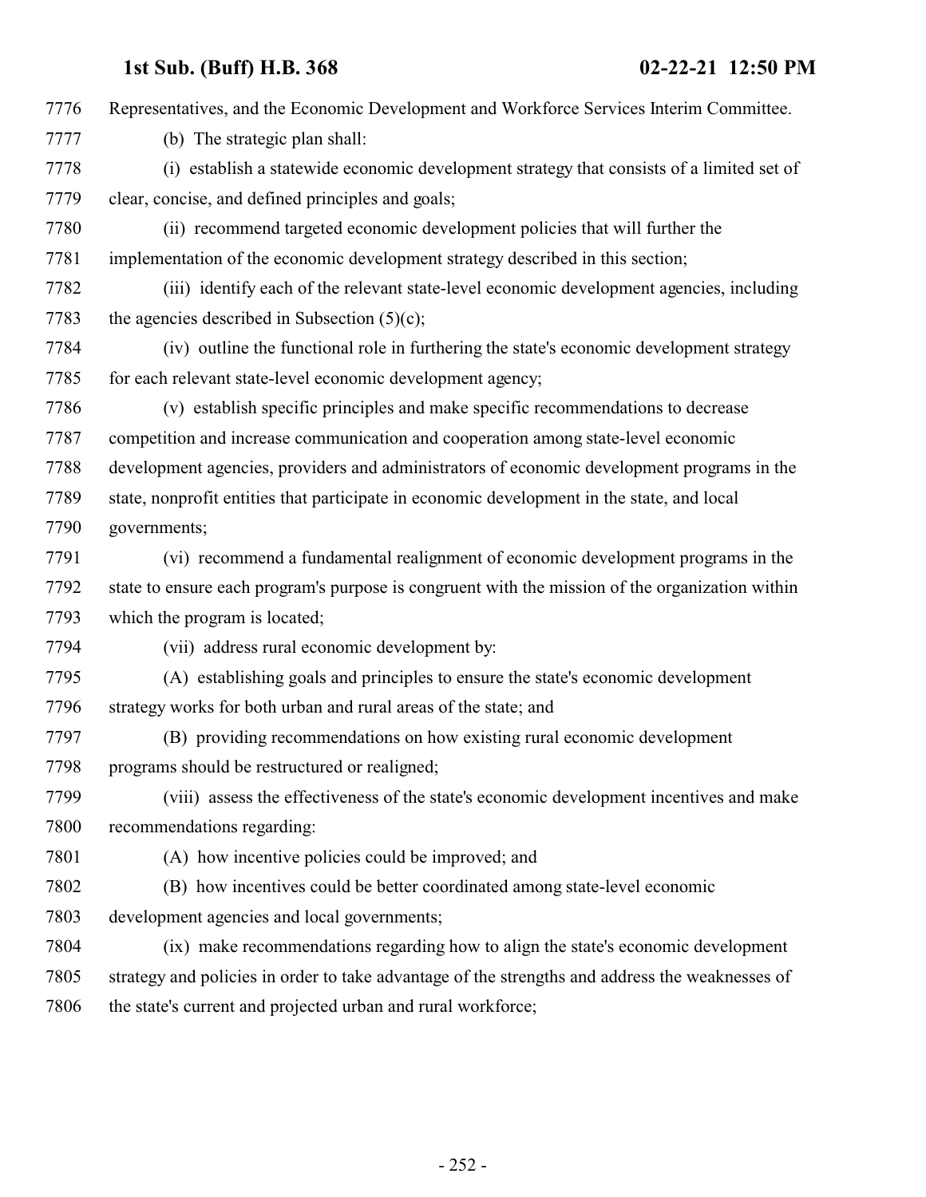Representatives, and the Economic Development and Workforce Services Interim Committee.

(b) The strategic plan shall:

(i) establish a statewide economic development strategy that consists of a limited set of clear, concise, and defined principles and goals;

(ii) recommend targeted economic development policies that will further the implementation of the economic development strategy described in this section;

(iii) identify each of the relevant state-level economic development agencies, including the agencies described in Subsection (5)(c);

(iv) outline the functional role in furthering the state's economic development strategy for each relevant state-level economic development agency;

(v) establish specific principles and make specific recommendations to decrease competition and increase communication and cooperation among state-level economic development agencies, providers and administrators of economic development programs in the state, nonprofit entities that participate in economic development in the state, and local governments;

(vi) recommend a fundamental realignment of economic development programs in the state to ensure each program's purpose is congruent with the mission of the organization within which the program is located;

(vii) address rural economic development by:

(A) establishing goals and principles to ensure the state's economic development strategy works for both urban and rural areas of the state; and

(B) providing recommendations on how existing rural economic development programs should be restructured or realigned;

(viii) assess the effectiveness of the state's economic development incentives and make recommendations regarding:

(A) how incentive policies could be improved; and

(B) how incentives could be better coordinated among state-level economic development agencies and local governments;

(ix) make recommendations regarding how to align the state's economic development strategy and policies in order to take advantage of the strengths and address the weaknesses of the state's current and projected urban and rural workforce;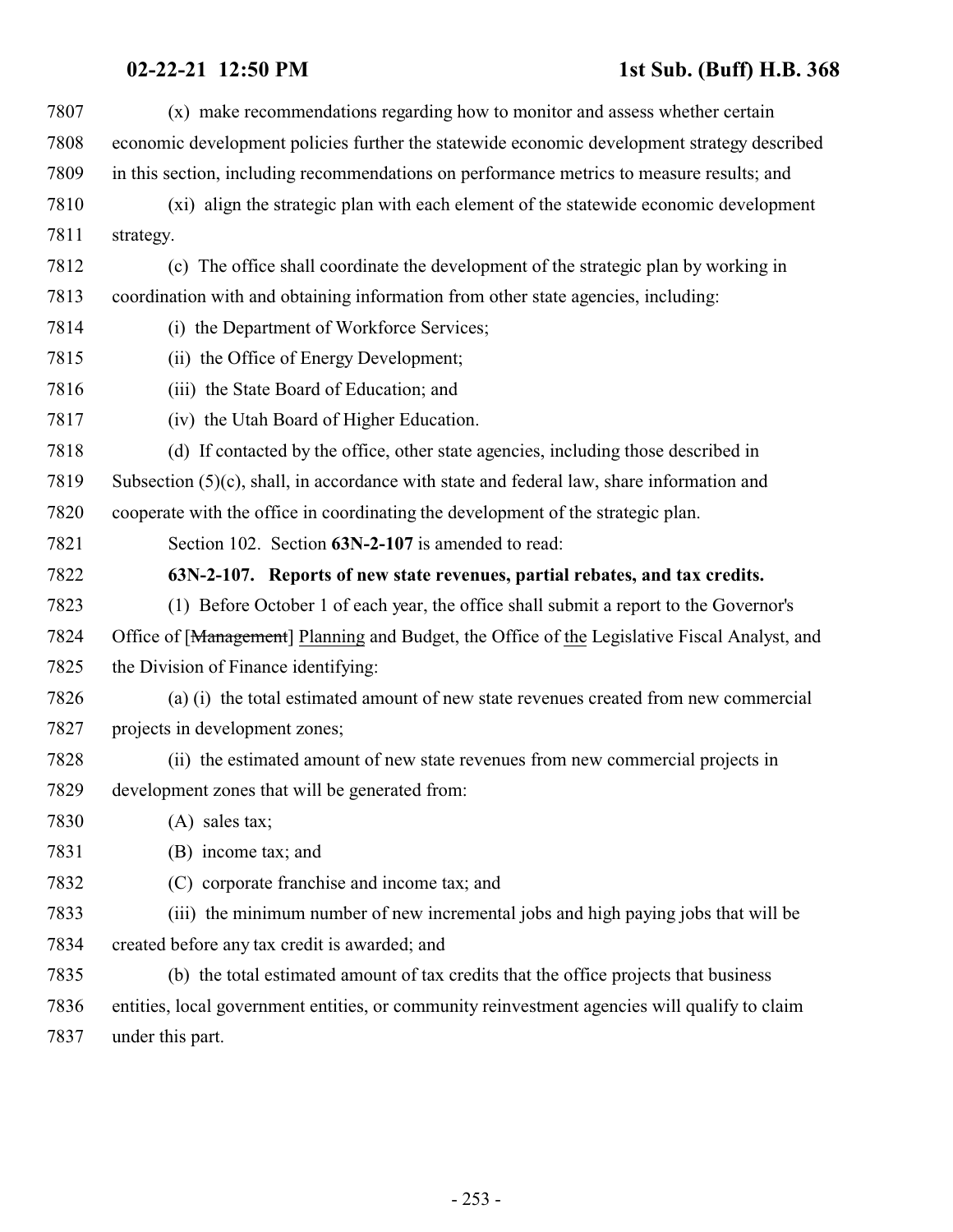(x) make recommendations regarding how to monitor and assess whether certain economic development policies further the statewide economic development strategy described in this section, including recommendations on performance metrics to measure results; and

(xi) align the strategic plan with each element of the statewide economic development strategy.

(c) The office shall coordinate the development of the strategic plan by working in coordination with and obtaining information from other state agencies, including:

(i) the Department of Workforce Services;

(ii) the Office of Energy Development;

(iii) the State Board of Education; and

(iv) the Utah Board of Higher Education.

(d) If contacted by the office, other state agencies, including those described in Subsection (5)(c), shall, in accordance with state and federal law, share information and cooperate with the office in coordinating the development of the strategic plan.

Section 102. Section **63N-2-107** is amended to read:

**63N-2-107. Reports of new state revenues, partial rebates, and tax credits.**

(1) Before October 1 of each year, the office shall submit a report to the Governor's Office of [~~Management~~] Planning and Budget, the Office of the Legislative Fiscal Analyst, and the Division of Finance identifying:

(a) (i) the total estimated amount of new state revenues created from new commercial projects in development zones;

(ii) the estimated amount of new state revenues from new commercial projects in development zones that will be generated from:

(A) sales tax;

(B) income tax; and

(C) corporate franchise and income tax; and

(iii) the minimum number of new incremental jobs and high paying jobs that will be created before any tax credit is awarded; and

(b) the total estimated amount of tax credits that the office projects that business entities, local government entities, or community reinvestment agencies will qualify to claim under this part.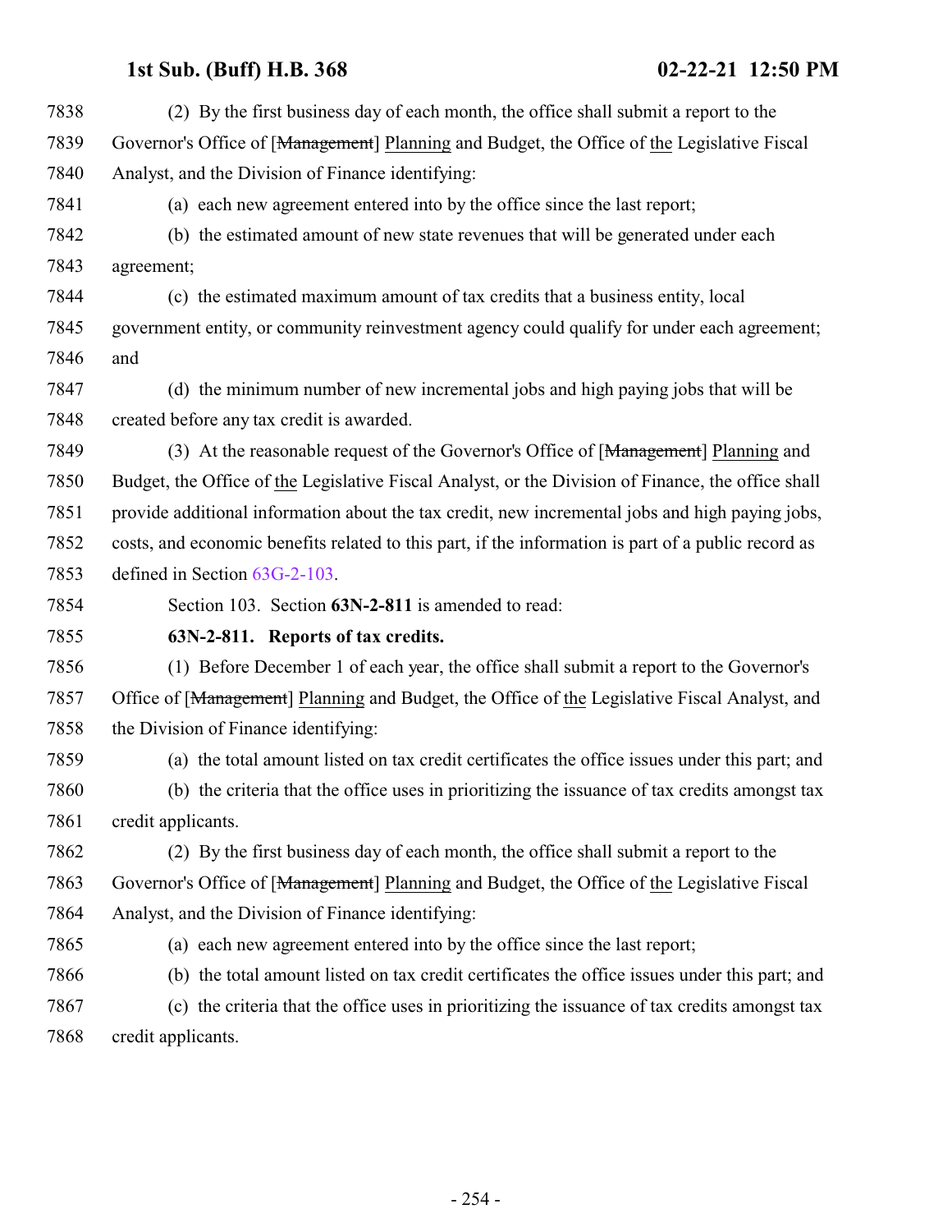(2) By the first business day of each month, the office shall submit a report to the Governor's Office of [~~Management~~] Planning and Budget, the Office of the Legislative Fiscal Analyst, and the Division of Finance identifying:

(a) each new agreement entered into by the office since the last report;

(b) the estimated amount of new state revenues that will be generated under each agreement;

(c) the estimated maximum amount of tax credits that a business entity, local government entity, or community reinvestment agency could qualify for under each agreement; and

(d) the minimum number of new incremental jobs and high paying jobs that will be created before any tax credit is awarded.

(3) At the reasonable request of the Governor's Office of [~~Management~~] Planning and Budget, the Office of the Legislative Fiscal Analyst, or the Division of Finance, the office shall provide additional information about the tax credit, new incremental jobs and high paying jobs, costs, and economic benefits related to this part, if the information is part of a public record as defined in Section 63G-2-103.

Section 103. Section **63N-2-811** is amended to read:

**63N-2-811. Reports of tax credits.**

(1) Before December 1 of each year, the office shall submit a report to the Governor's Office of [~~Management~~] Planning and Budget, the Office of the Legislative Fiscal Analyst, and the Division of Finance identifying:

(a) the total amount listed on tax credit certificates the office issues under this part; and

(b) the criteria that the office uses in prioritizing the issuance of tax credits amongst tax credit applicants.

(2) By the first business day of each month, the office shall submit a report to the Governor's Office of [~~Management~~] Planning and Budget, the Office of the Legislative Fiscal Analyst, and the Division of Finance identifying:

(a) each new agreement entered into by the office since the last report;

(b) the total amount listed on tax credit certificates the office issues under this part; and

(c) the criteria that the office uses in prioritizing the issuance of tax credits amongst tax credit applicants.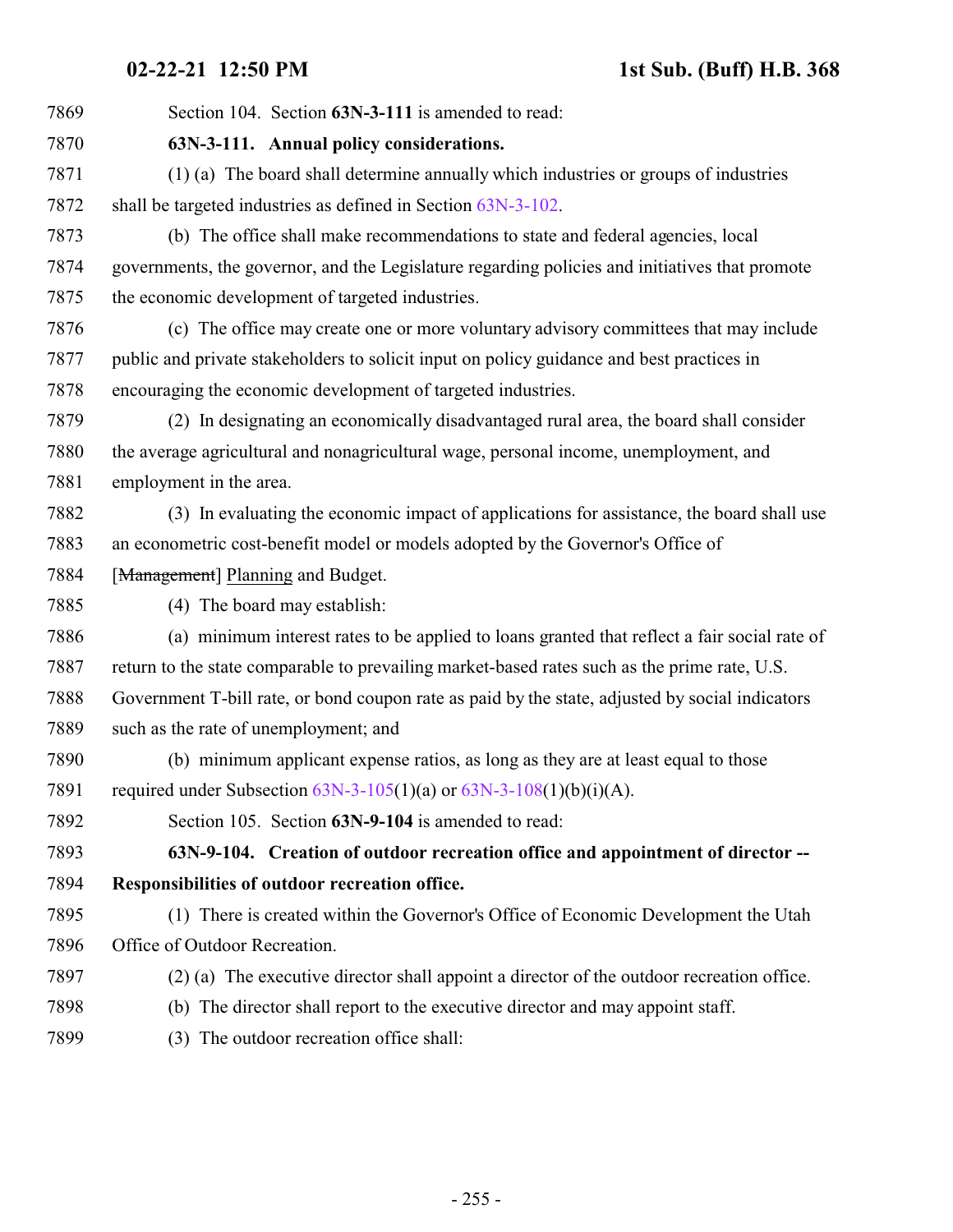Section 104. Section **63N-3-111** is amended to read:

**63N-3-111. Annual policy considerations.**

(1) (a) The board shall determine annually which industries or groups of industries shall be targeted industries as defined in Section 63N-3-102.

(b) The office shall make recommendations to state and federal agencies, local governments, the governor, and the Legislature regarding policies and initiatives that promote the economic development of targeted industries.

(c) The office may create one or more voluntary advisory committees that may include public and private stakeholders to solicit input on policy guidance and best practices in encouraging the economic development of targeted industries.

(2) In designating an economically disadvantaged rural area, the board shall consider the average agricultural and nonagricultural wage, personal income, unemployment, and employment in the area.

(3) In evaluating the economic impact of applications for assistance, the board shall use an econometric cost-benefit model or models adopted by the Governor's Office of [~~Management~~] Planning and Budget.

(4) The board may establish:

(a) minimum interest rates to be applied to loans granted that reflect a fair social rate of return to the state comparable to prevailing market-based rates such as the prime rate, U.S. Government T-bill rate, or bond coupon rate as paid by the state, adjusted by social indicators such as the rate of unemployment; and

(b) minimum applicant expense ratios, as long as they are at least equal to those required under Subsection 63N-3-105(1)(a) or 63N-3-108(1)(b)(i)(A).

Section 105. Section **63N-9-104** is amended to read:

**63N-9-104. Creation of outdoor recreation office and appointment of director -- Responsibilities of outdoor recreation office.**

(1) There is created within the Governor's Office of Economic Development the Utah Office of Outdoor Recreation.

(2) (a) The executive director shall appoint a director of the outdoor recreation office.

(b) The director shall report to the executive director and may appoint staff.

(3) The outdoor recreation office shall: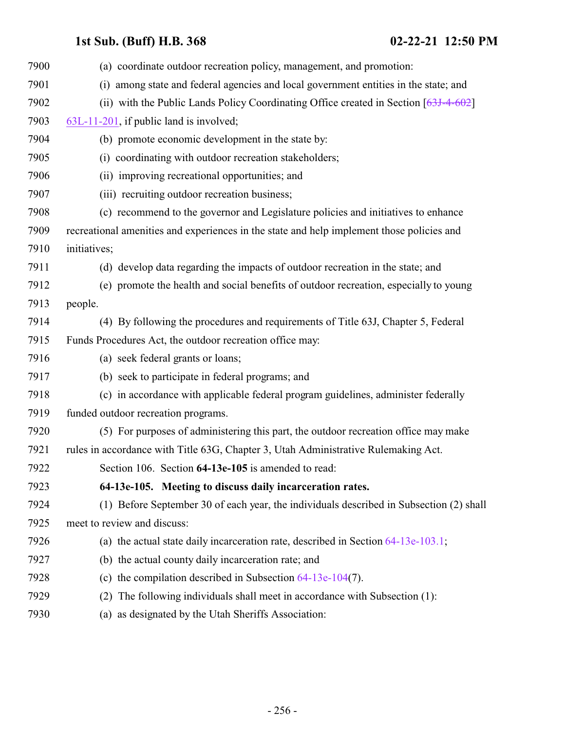(a) coordinate outdoor recreation policy, management, and promotion:

(i) among state and federal agencies and local government entities in the state; and

(ii) with the Public Lands Policy Coordinating Office created in Section [~~63J-4-602~~] 63L-11-201, if public land is involved;

(b) promote economic development in the state by:

(i) coordinating with outdoor recreation stakeholders;

(ii) improving recreational opportunities; and

(iii) recruiting outdoor recreation business;

(c) recommend to the governor and Legislature policies and initiatives to enhance recreational amenities and experiences in the state and help implement those policies and initiatives;

(d) develop data regarding the impacts of outdoor recreation in the state; and

(e) promote the health and social benefits of outdoor recreation, especially to young people.

(4) By following the procedures and requirements of Title 63J, Chapter 5, Federal Funds Procedures Act, the outdoor recreation office may:

(a) seek federal grants or loans;

(b) seek to participate in federal programs; and

(c) in accordance with applicable federal program guidelines, administer federally funded outdoor recreation programs.

(5) For purposes of administering this part, the outdoor recreation office may make rules in accordance with Title 63G, Chapter 3, Utah Administrative Rulemaking Act.

Section 106. Section **64-13e-105** is amended to read:

**64-13e-105. Meeting to discuss daily incarceration rates.**

(1) Before September 30 of each year, the individuals described in Subsection (2) shall meet to review and discuss:

(a) the actual state daily incarceration rate, described in Section 64-13e-103.1;

(b) the actual county daily incarceration rate; and

(c) the compilation described in Subsection 64-13e-104(7).

(2) The following individuals shall meet in accordance with Subsection (1):

(a) as designated by the Utah Sheriffs Association: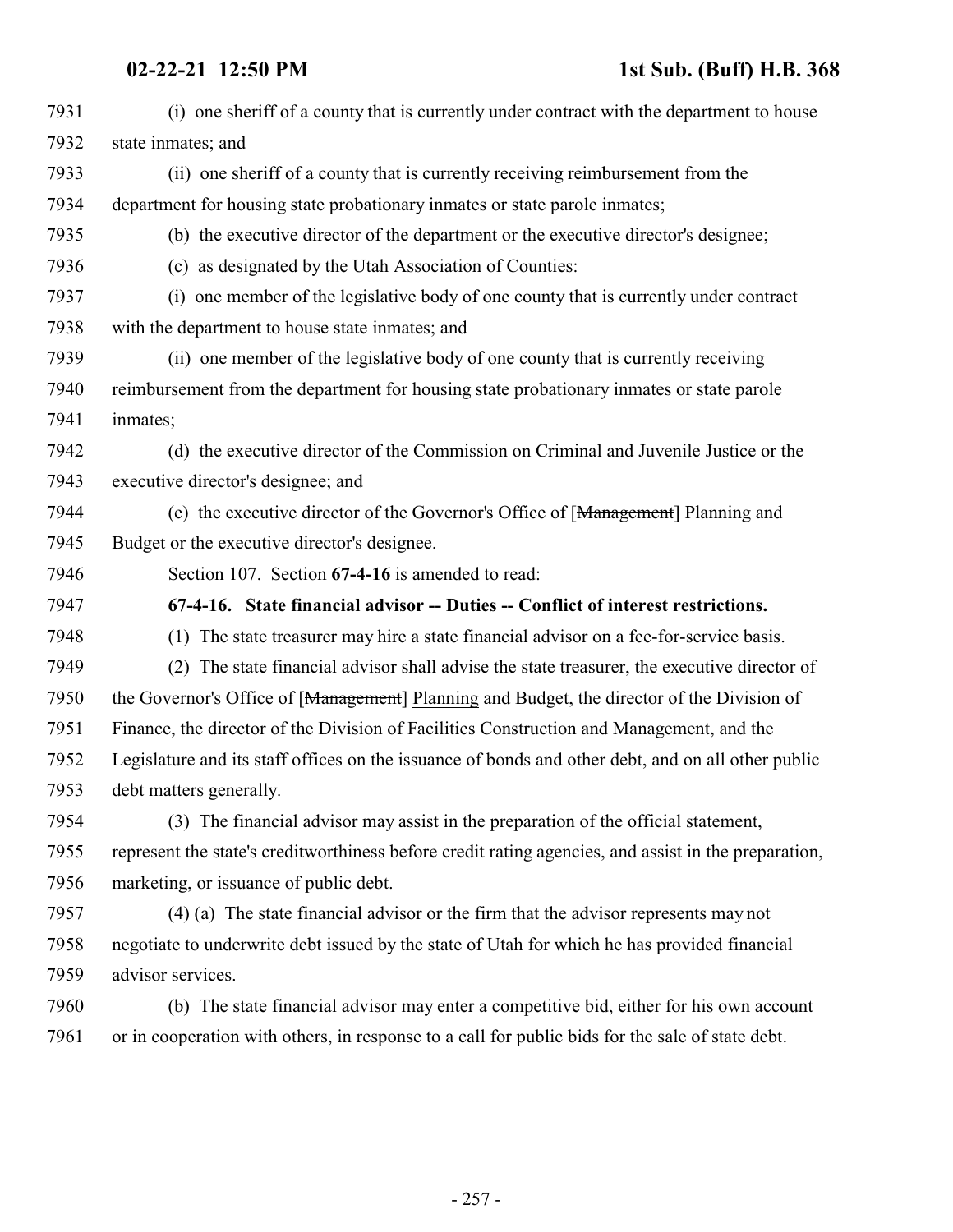(i) one sheriff of a county that is currently under contract with the department to house state inmates; and

(ii) one sheriff of a county that is currently receiving reimbursement from the department for housing state probationary inmates or state parole inmates;

(b) the executive director of the department or the executive director's designee;

(c) as designated by the Utah Association of Counties:

(i) one member of the legislative body of one county that is currently under contract with the department to house state inmates; and

(ii) one member of the legislative body of one county that is currently receiving reimbursement from the department for housing state probationary inmates or state parole inmates;

(d) the executive director of the Commission on Criminal and Juvenile Justice or the executive director's designee; and

(e) the executive director of the Governor's Office of [~~Management~~] Planning and Budget or the executive director's designee.

Section 107. Section **67-4-16** is amended to read:

**67-4-16. State financial advisor -- Duties -- Conflict of interest restrictions.**

(1) The state treasurer may hire a state financial advisor on a fee-for-service basis.

(2) The state financial advisor shall advise the state treasurer, the executive director of the Governor's Office of [~~Management~~] Planning and Budget, the director of the Division of Finance, the director of the Division of Facilities Construction and Management, and the Legislature and its staff offices on the issuance of bonds and other debt, and on all other public debt matters generally.

(3) The financial advisor may assist in the preparation of the official statement, represent the state's creditworthiness before credit rating agencies, and assist in the preparation, marketing, or issuance of public debt.

(4) (a) The state financial advisor or the firm that the advisor represents may not negotiate to underwrite debt issued by the state of Utah for which he has provided financial advisor services.

(b) The state financial advisor may enter a competitive bid, either for his own account or in cooperation with others, in response to a call for public bids for the sale of state debt.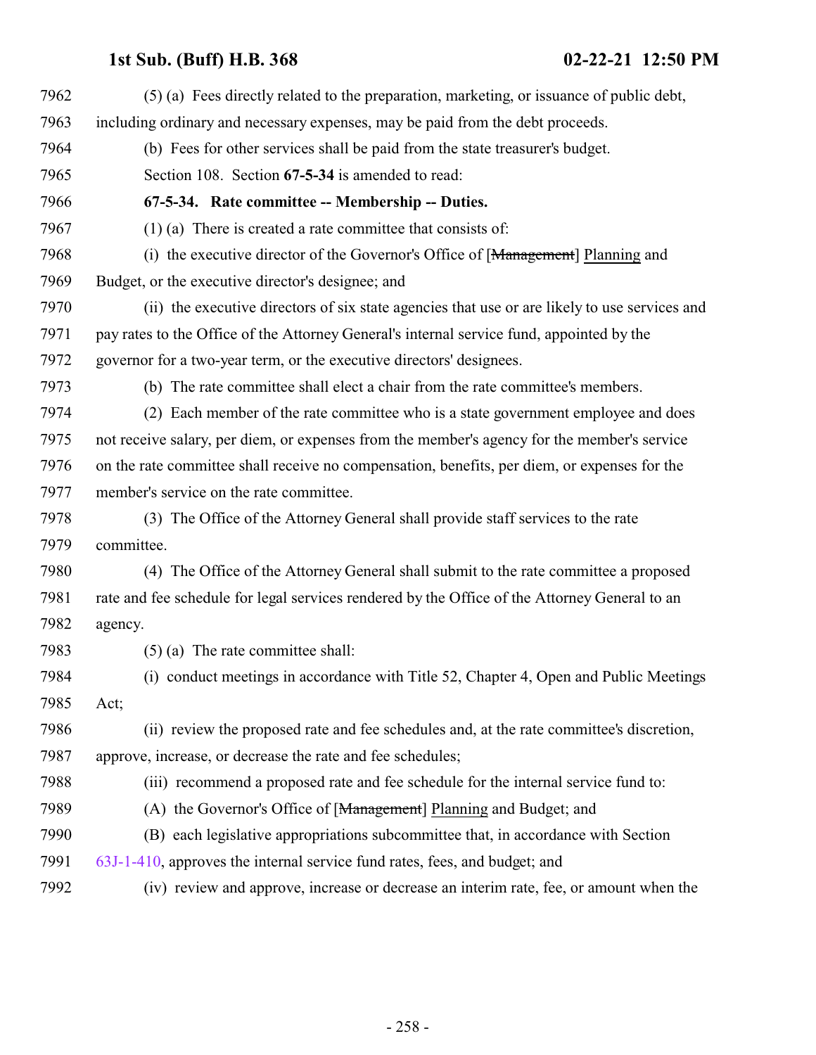(5) (a) Fees directly related to the preparation, marketing, or issuance of public debt, including ordinary and necessary expenses, may be paid from the debt proceeds.

(b) Fees for other services shall be paid from the state treasurer's budget.

Section 108. Section **67-5-34** is amended to read:

**67-5-34. Rate committee -- Membership -- Duties.**

(1) (a) There is created a rate committee that consists of:

(i) the executive director of the Governor's Office of [~~Management~~] Planning and Budget, or the executive director's designee; and

(ii) the executive directors of six state agencies that use or are likely to use services and pay rates to the Office of the Attorney General's internal service fund, appointed by the governor for a two-year term, or the executive directors' designees.

(b) The rate committee shall elect a chair from the rate committee's members.

(2) Each member of the rate committee who is a state government employee and does not receive salary, per diem, or expenses from the member's agency for the member's service on the rate committee shall receive no compensation, benefits, per diem, or expenses for the member's service on the rate committee.

(3) The Office of the Attorney General shall provide staff services to the rate committee.

(4) The Office of the Attorney General shall submit to the rate committee a proposed rate and fee schedule for legal services rendered by the Office of the Attorney General to an agency.

(5) (a) The rate committee shall:

(i) conduct meetings in accordance with Title 52, Chapter 4, Open and Public Meetings Act;

(ii) review the proposed rate and fee schedules and, at the rate committee's discretion, approve, increase, or decrease the rate and fee schedules;

(iii) recommend a proposed rate and fee schedule for the internal service fund to:

(A) the Governor's Office of [~~Management~~] Planning and Budget; and

(B) each legislative appropriations subcommittee that, in accordance with Section 63J-1-410, approves the internal service fund rates, fees, and budget; and

(iv) review and approve, increase or decrease an interim rate, fee, or amount when the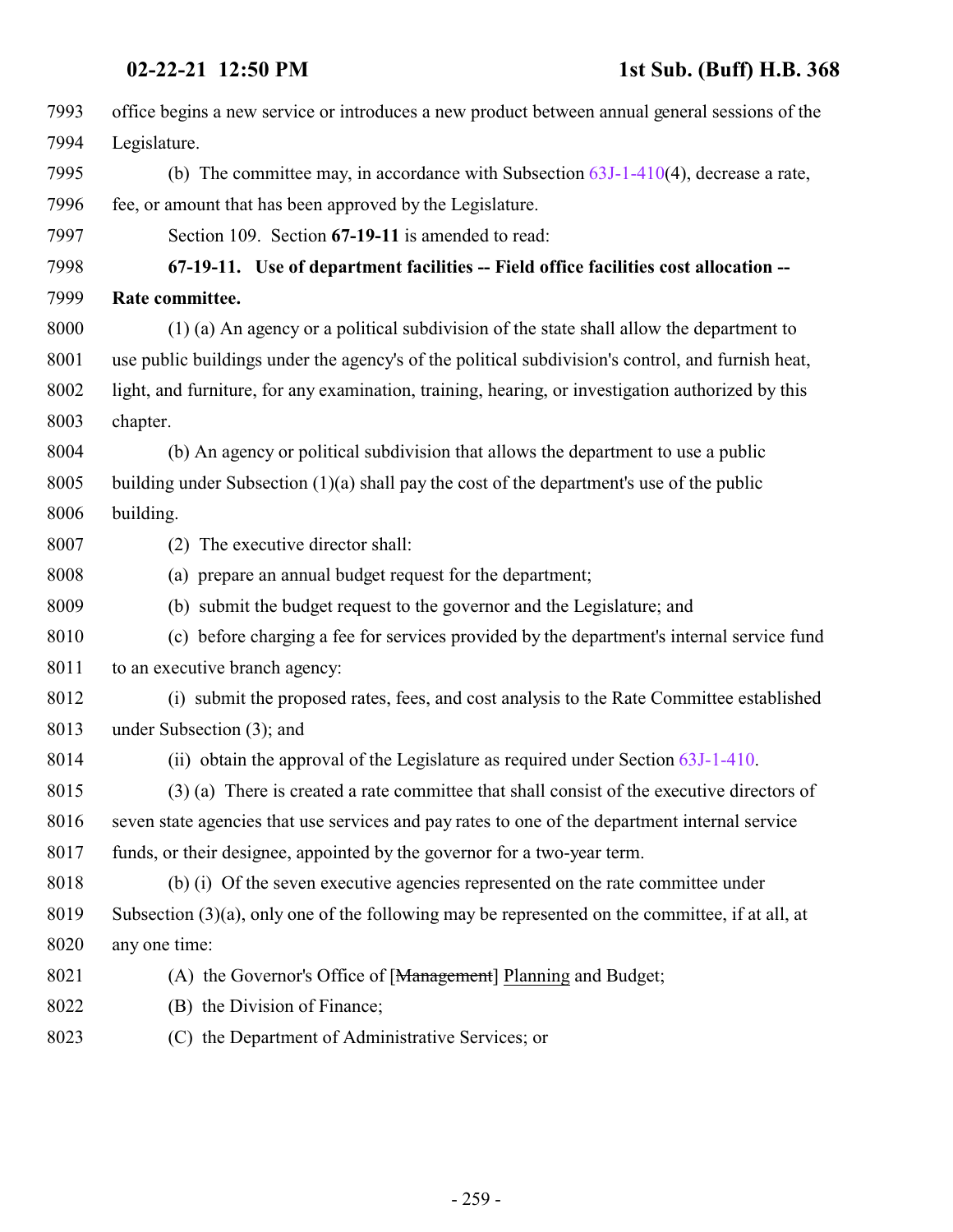office begins a new service or introduces a new product between annual general sessions of the Legislature.

(b) The committee may, in accordance with Subsection 63J-1-410(4), decrease a rate, fee, or amount that has been approved by the Legislature.

Section 109. Section **67-19-11** is amended to read:

**67-19-11. Use of department facilities -- Field office facilities cost allocation -- Rate committee.**

(1) (a) An agency or a political subdivision of the state shall allow the department to use public buildings under the agency's of the political subdivision's control, and furnish heat, light, and furniture, for any examination, training, hearing, or investigation authorized by this chapter.

(b) An agency or political subdivision that allows the department to use a public building under Subsection (1)(a) shall pay the cost of the department's use of the public building.

(2) The executive director shall:

(a) prepare an annual budget request for the department;

(b) submit the budget request to the governor and the Legislature; and

(c) before charging a fee for services provided by the department's internal service fund to an executive branch agency:

(i) submit the proposed rates, fees, and cost analysis to the Rate Committee established under Subsection (3); and

(ii) obtain the approval of the Legislature as required under Section 63J-1-410.

(3) (a) There is created a rate committee that shall consist of the executive directors of seven state agencies that use services and pay rates to one of the department internal service funds, or their designee, appointed by the governor for a two-year term.

(b) (i) Of the seven executive agencies represented on the rate committee under Subsection (3)(a), only one of the following may be represented on the committee, if at all, at any one time:

(A) the Governor's Office of [~~Management~~] Planning and Budget;

(B) the Division of Finance;

(C) the Department of Administrative Services; or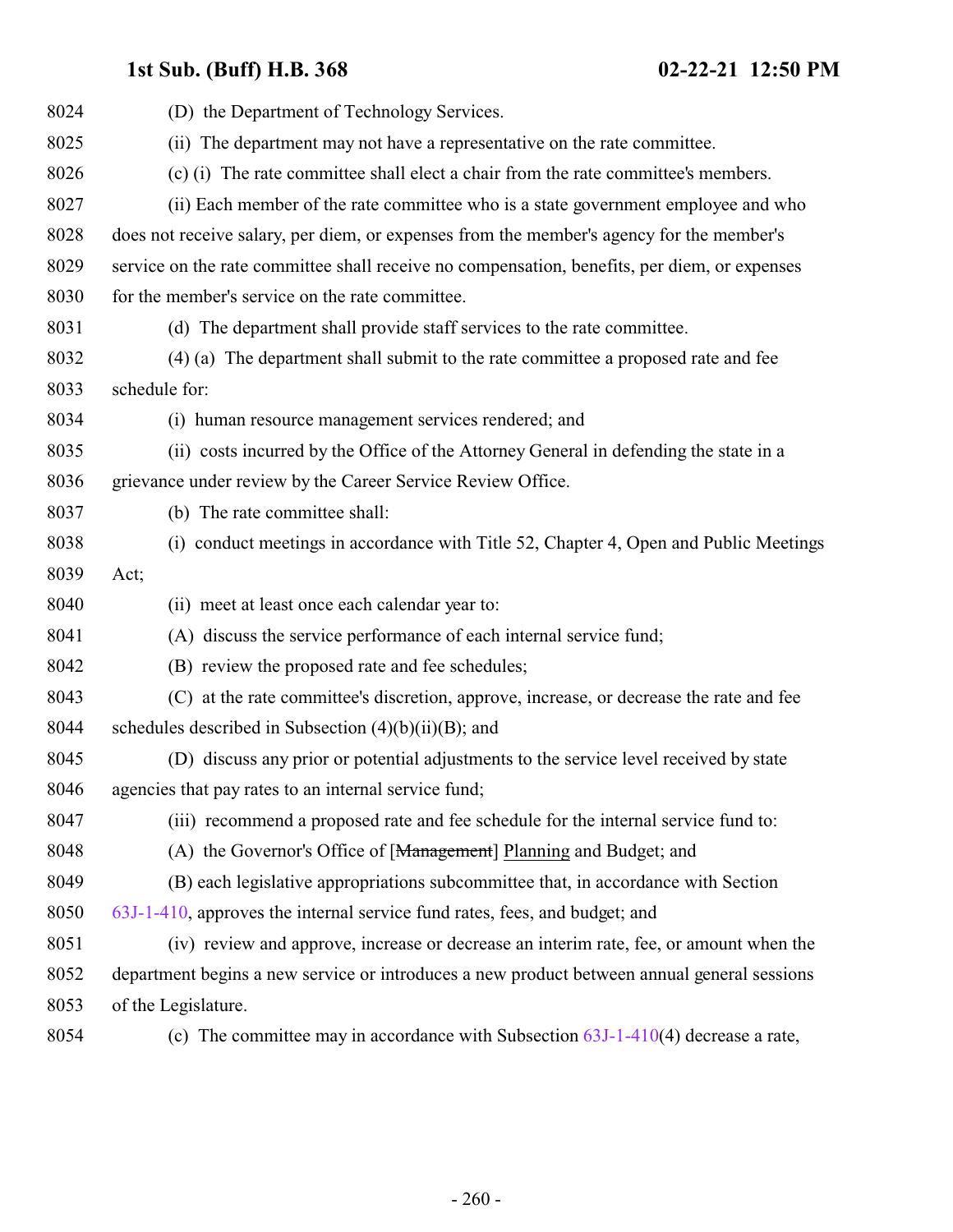8024 (D) the Department of Technology Services.

8025 (ii) The department may not have a representative on the rate committee.

8026 (c) (i) The rate committee shall elect a chair from the rate committee's members.

8027 (ii) Each member of the rate committee who is a state government employee and who
8028 does not receive salary, per diem, or expenses from the member's agency for the member's
8029 service on the rate committee shall receive no compensation, benefits, per diem, or expenses
8030 for the member's service on the rate committee.

8031 (d) The department shall provide staff services to the rate committee.

8032 (4) (a) The department shall submit to the rate committee a proposed rate and fee
8033 schedule for:

8034 (i) human resource management services rendered; and

8035 (ii) costs incurred by the Office of the Attorney General in defending the state in a
8036 grievance under review by the Career Service Review Office.

8037 (b) The rate committee shall:

8038 (i) conduct meetings in accordance with Title 52, Chapter 4, Open and Public Meetings
8039 Act;

8040 (ii) meet at least once each calendar year to:

8041 (A) discuss the service performance of each internal service fund;

8042 (B) review the proposed rate and fee schedules;

8043 (C) at the rate committee's discretion, approve, increase, or decrease the rate and fee
8044 schedules described in Subsection (4)(b)(ii)(B); and

8045 (D) discuss any prior or potential adjustments to the service level received by state
8046 agencies that pay rates to an internal service fund;

8047 (iii) recommend a proposed rate and fee schedule for the internal service fund to:

8048 (A) the Governor's Office of [~~Management~~] Planning and Budget; and

8049 (B) each legislative appropriations subcommittee that, in accordance with Section
8050 63J-1-410, approves the internal service fund rates, fees, and budget; and

8051 (iv) review and approve, increase or decrease an interim rate, fee, or amount when the
8052 department begins a new service or introduces a new product between annual general sessions
8053 of the Legislature.

8054 (c) The committee may in accordance with Subsection 63J-1-410(4) decrease a rate,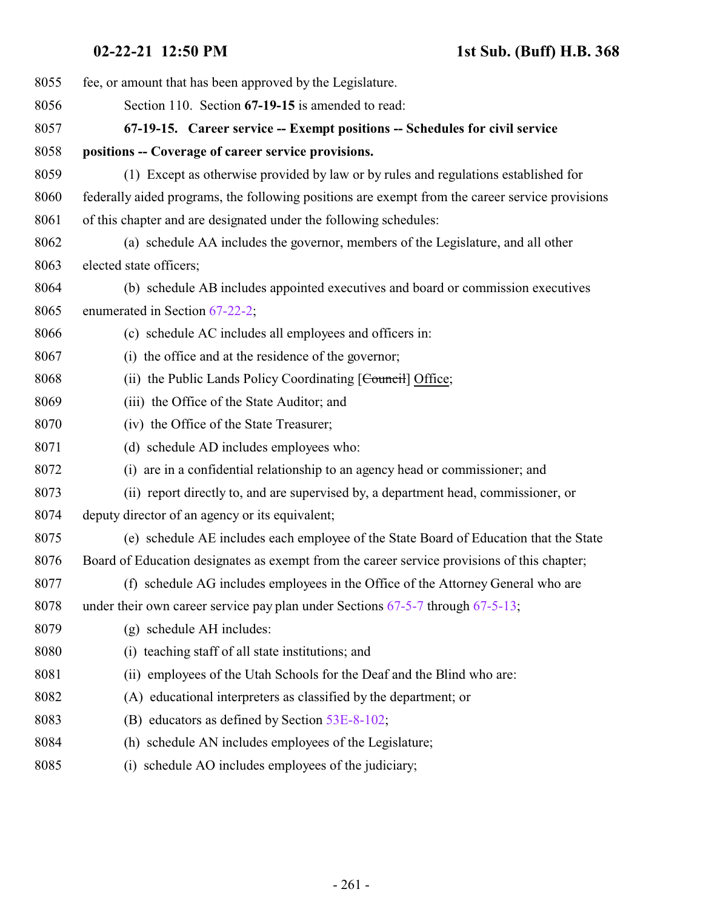fee, or amount that has been approved by the Legislature.

Section 110. Section **67-19-15** is amended to read:

**67-19-15. Career service -- Exempt positions -- Schedules for civil service positions -- Coverage of career service provisions.**

(1) Except as otherwise provided by law or by rules and regulations established for federally aided programs, the following positions are exempt from the career service provisions of this chapter and are designated under the following schedules:

(a) schedule AA includes the governor, members of the Legislature, and all other elected state officers;

(b) schedule AB includes appointed executives and board or commission executives enumerated in Section 67-22-2;

(c) schedule AC includes all employees and officers in:

(i) the office and at the residence of the governor;

(ii) the Public Lands Policy Coordinating [~~Council~~] Office;

(iii) the Office of the State Auditor; and

(iv) the Office of the State Treasurer;

(d) schedule AD includes employees who:

(i) are in a confidential relationship to an agency head or commissioner; and

(ii) report directly to, and are supervised by, a department head, commissioner, or deputy director of an agency or its equivalent;

(e) schedule AE includes each employee of the State Board of Education that the State Board of Education designates as exempt from the career service provisions of this chapter;

(f) schedule AG includes employees in the Office of the Attorney General who are under their own career service pay plan under Sections 67-5-7 through 67-5-13;

(g) schedule AH includes:

(i) teaching staff of all state institutions; and

(ii) employees of the Utah Schools for the Deaf and the Blind who are:

(A) educational interpreters as classified by the department; or

(B) educators as defined by Section 53E-8-102;

(h) schedule AN includes employees of the Legislature;

(i) schedule AO includes employees of the judiciary;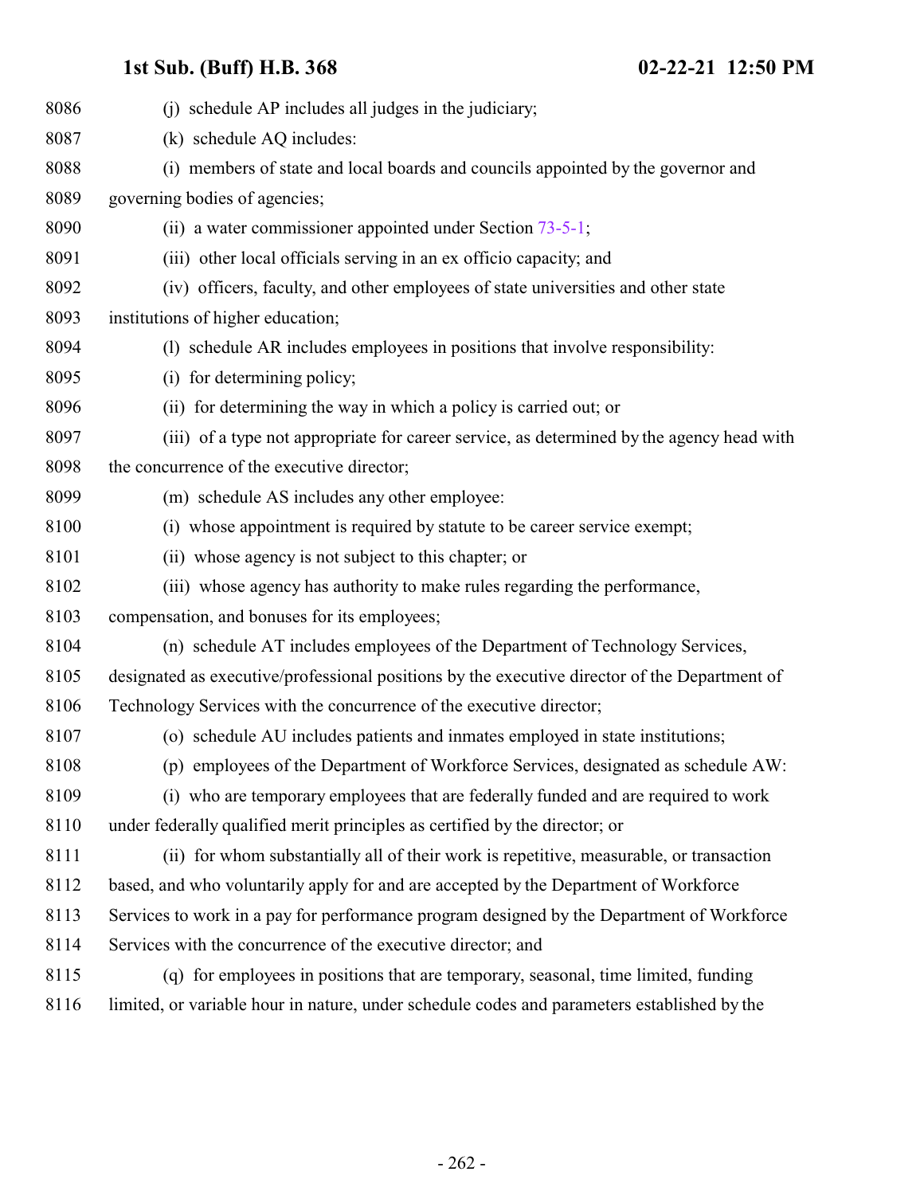(j) schedule AP includes all judges in the judiciary;

(k) schedule AQ includes:

(i) members of state and local boards and councils appointed by the governor and governing bodies of agencies;

(ii) a water commissioner appointed under Section 73-5-1;

(iii) other local officials serving in an ex officio capacity; and

(iv) officers, faculty, and other employees of state universities and other state institutions of higher education;

(l) schedule AR includes employees in positions that involve responsibility:

(i) for determining policy;

(ii) for determining the way in which a policy is carried out; or

(iii) of a type not appropriate for career service, as determined by the agency head with the concurrence of the executive director;

(m) schedule AS includes any other employee:

(i) whose appointment is required by statute to be career service exempt;

(ii) whose agency is not subject to this chapter; or

(iii) whose agency has authority to make rules regarding the performance, compensation, and bonuses for its employees;

(n) schedule AT includes employees of the Department of Technology Services, designated as executive/professional positions by the executive director of the Department of Technology Services with the concurrence of the executive director;

(o) schedule AU includes patients and inmates employed in state institutions;

(p) employees of the Department of Workforce Services, designated as schedule AW:

(i) who are temporary employees that are federally funded and are required to work under federally qualified merit principles as certified by the director; or

(ii) for whom substantially all of their work is repetitive, measurable, or transaction based, and who voluntarily apply for and are accepted by the Department of Workforce Services to work in a pay for performance program designed by the Department of Workforce Services with the concurrence of the executive director; and

(q) for employees in positions that are temporary, seasonal, time limited, funding limited, or variable hour in nature, under schedule codes and parameters established by the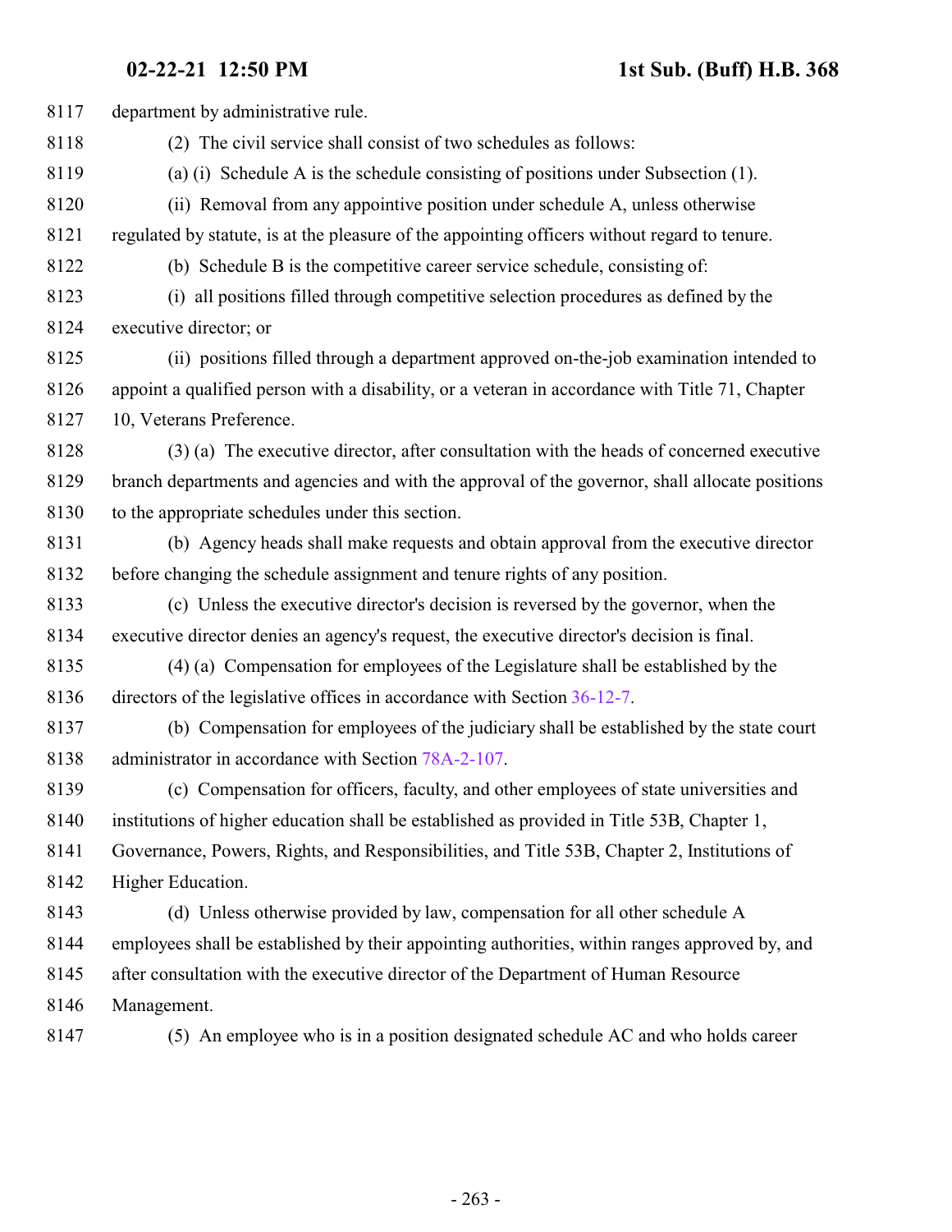department by administrative rule.

(2) The civil service shall consist of two schedules as follows:

(a) (i) Schedule A is the schedule consisting of positions under Subsection (1).

(ii) Removal from any appointive position under schedule A, unless otherwise regulated by statute, is at the pleasure of the appointing officers without regard to tenure.

(b) Schedule B is the competitive career service schedule, consisting of:

(i) all positions filled through competitive selection procedures as defined by the executive director; or

(ii) positions filled through a department approved on-the-job examination intended to appoint a qualified person with a disability, or a veteran in accordance with Title 71, Chapter 10, Veterans Preference.

(3) (a) The executive director, after consultation with the heads of concerned executive branch departments and agencies and with the approval of the governor, shall allocate positions to the appropriate schedules under this section.

(b) Agency heads shall make requests and obtain approval from the executive director before changing the schedule assignment and tenure rights of any position.

(c) Unless the executive director's decision is reversed by the governor, when the executive director denies an agency's request, the executive director's decision is final.

(4) (a) Compensation for employees of the Legislature shall be established by the directors of the legislative offices in accordance with Section 36-12-7.

(b) Compensation for employees of the judiciary shall be established by the state court administrator in accordance with Section 78A-2-107.

(c) Compensation for officers, faculty, and other employees of state universities and institutions of higher education shall be established as provided in Title 53B, Chapter 1, Governance, Powers, Rights, and Responsibilities, and Title 53B, Chapter 2, Institutions of Higher Education.

(d) Unless otherwise provided by law, compensation for all other schedule A employees shall be established by their appointing authorities, within ranges approved by, and after consultation with the executive director of the Department of Human Resource Management.

(5) An employee who is in a position designated schedule AC and who holds career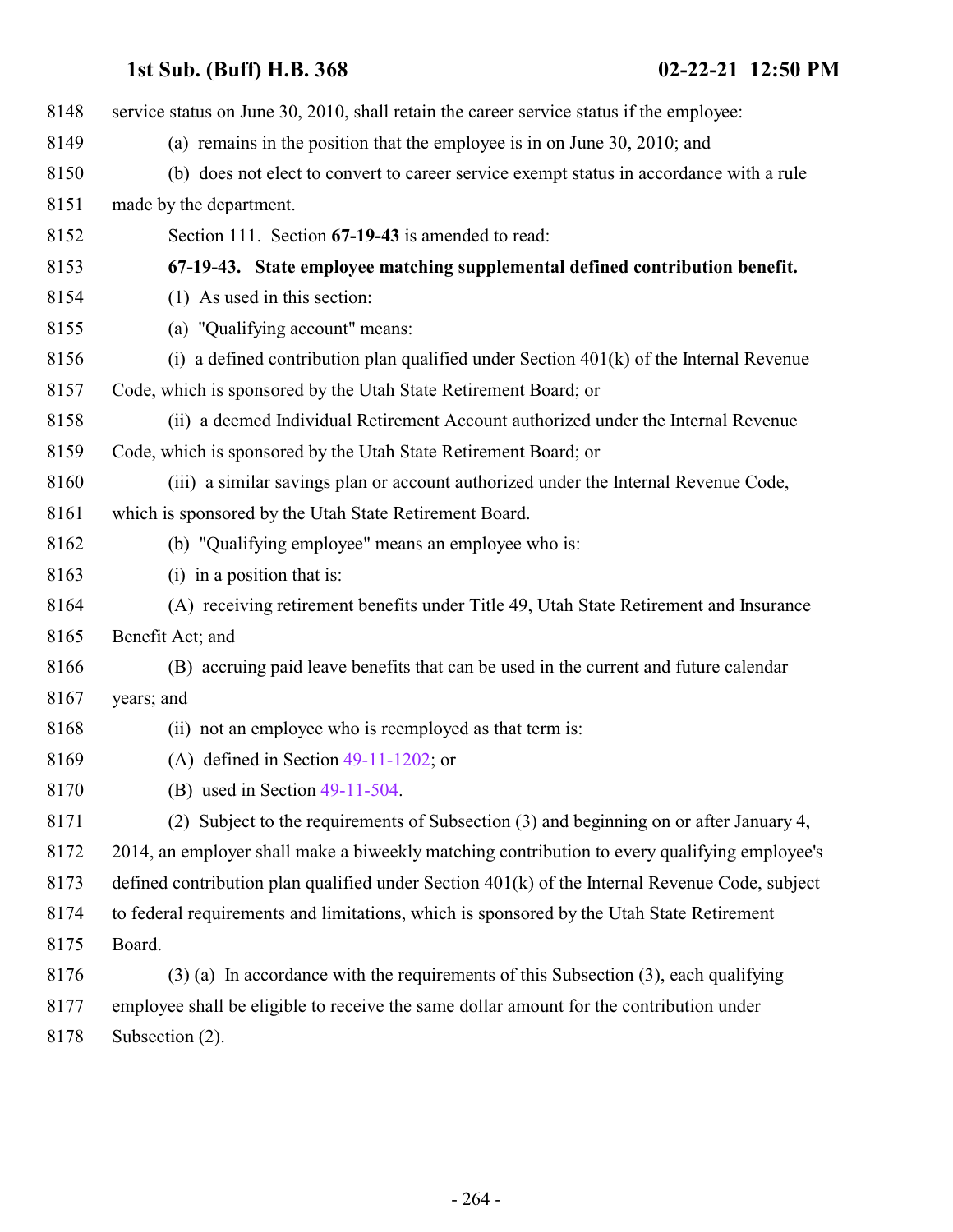service status on June 30, 2010, shall retain the career service status if the employee:

(a) remains in the position that the employee is in on June 30, 2010; and

(b) does not elect to convert to career service exempt status in accordance with a rule made by the department.

Section 111. Section **67-19-43** is amended to read:

**67-19-43. State employee matching supplemental defined contribution benefit.**

(1) As used in this section:

(a) "Qualifying account" means:

(i) a defined contribution plan qualified under Section 401(k) of the Internal Revenue Code, which is sponsored by the Utah State Retirement Board; or

(ii) a deemed Individual Retirement Account authorized under the Internal Revenue Code, which is sponsored by the Utah State Retirement Board; or

(iii) a similar savings plan or account authorized under the Internal Revenue Code, which is sponsored by the Utah State Retirement Board.

(b) "Qualifying employee" means an employee who is:

(i) in a position that is:

(A) receiving retirement benefits under Title 49, Utah State Retirement and Insurance Benefit Act; and

(B) accruing paid leave benefits that can be used in the current and future calendar years; and

(ii) not an employee who is reemployed as that term is:

(A) defined in Section 49-11-1202; or

(B) used in Section 49-11-504.

(2) Subject to the requirements of Subsection (3) and beginning on or after January 4, 2014, an employer shall make a biweekly matching contribution to every qualifying employee's defined contribution plan qualified under Section 401(k) of the Internal Revenue Code, subject to federal requirements and limitations, which is sponsored by the Utah State Retirement Board.

(3) (a) In accordance with the requirements of this Subsection (3), each qualifying employee shall be eligible to receive the same dollar amount for the contribution under Subsection (2).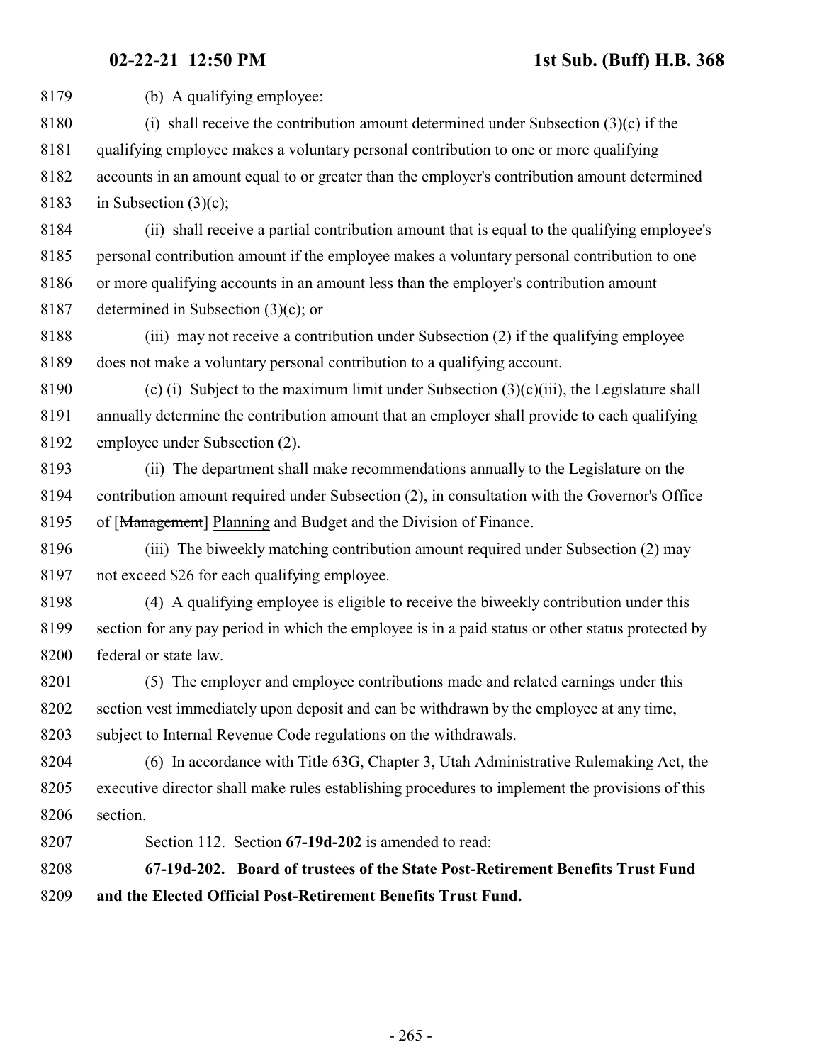(b) A qualifying employee:

(i) shall receive the contribution amount determined under Subsection (3)(c) if the qualifying employee makes a voluntary personal contribution to one or more qualifying accounts in an amount equal to or greater than the employer's contribution amount determined in Subsection (3)(c);

(ii) shall receive a partial contribution amount that is equal to the qualifying employee's personal contribution amount if the employee makes a voluntary personal contribution to one or more qualifying accounts in an amount less than the employer's contribution amount determined in Subsection (3)(c); or

(iii) may not receive a contribution under Subsection (2) if the qualifying employee does not make a voluntary personal contribution to a qualifying account.

(c) (i) Subject to the maximum limit under Subsection (3)(c)(iii), the Legislature shall annually determine the contribution amount that an employer shall provide to each qualifying employee under Subsection (2).

(ii) The department shall make recommendations annually to the Legislature on the contribution amount required under Subsection (2), in consultation with the Governor's Office of [~~Management~~] Planning and Budget and the Division of Finance.

(iii) The biweekly matching contribution amount required under Subsection (2) may not exceed $26 for each qualifying employee.

(4) A qualifying employee is eligible to receive the biweekly contribution under this section for any pay period in which the employee is in a paid status or other status protected by federal or state law.

(5) The employer and employee contributions made and related earnings under this section vest immediately upon deposit and can be withdrawn by the employee at any time, subject to Internal Revenue Code regulations on the withdrawals.

(6) In accordance with Title 63G, Chapter 3, Utah Administrative Rulemaking Act, the executive director shall make rules establishing procedures to implement the provisions of this section.

Section 112. Section **67-19d-202** is amended to read:

**67-19d-202. Board of trustees of the State Post-Retirement Benefits Trust Fund and the Elected Official Post-Retirement Benefits Trust Fund.**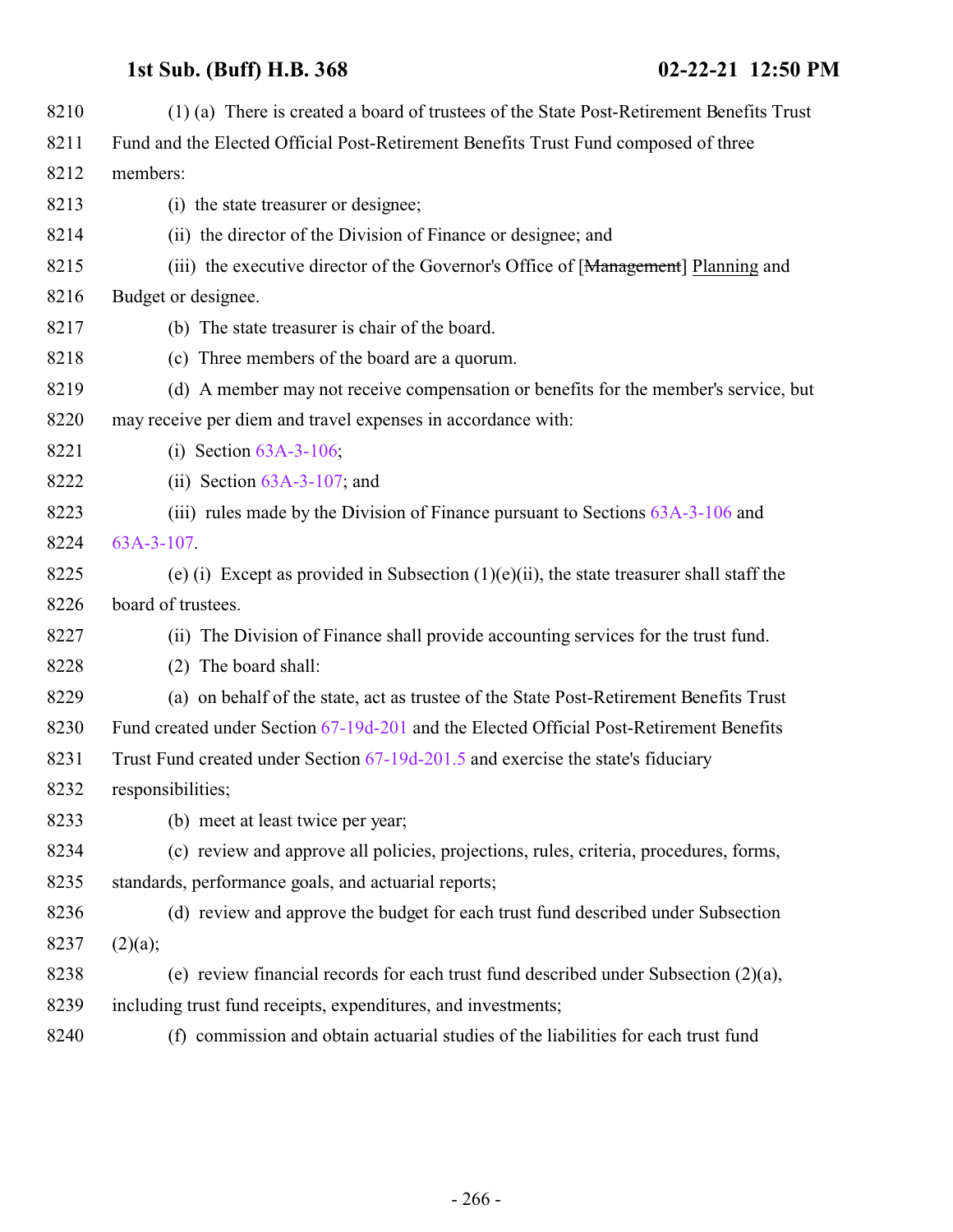(1) (a) There is created a board of trustees of the State Post-Retirement Benefits Trust Fund and the Elected Official Post-Retirement Benefits Trust Fund composed of three members:

(i) the state treasurer or designee;

(ii) the director of the Division of Finance or designee; and

(iii) the executive director of the Governor's Office of [~~Management~~] Planning and Budget or designee.

(b) The state treasurer is chair of the board.

(c) Three members of the board are a quorum.

(d) A member may not receive compensation or benefits for the member's service, but may receive per diem and travel expenses in accordance with:

(i) Section 63A-3-106;

(ii) Section 63A-3-107; and

(iii) rules made by the Division of Finance pursuant to Sections 63A-3-106 and 63A-3-107.

(e) (i) Except as provided in Subsection (1)(e)(ii), the state treasurer shall staff the board of trustees.

(ii) The Division of Finance shall provide accounting services for the trust fund.

(2) The board shall:

(a) on behalf of the state, act as trustee of the State Post-Retirement Benefits Trust Fund created under Section 67-19d-201 and the Elected Official Post-Retirement Benefits Trust Fund created under Section 67-19d-201.5 and exercise the state's fiduciary responsibilities;

(b) meet at least twice per year;

(c) review and approve all policies, projections, rules, criteria, procedures, forms, standards, performance goals, and actuarial reports;

(d) review and approve the budget for each trust fund described under Subsection (2)(a);

(e) review financial records for each trust fund described under Subsection (2)(a), including trust fund receipts, expenditures, and investments;

(f) commission and obtain actuarial studies of the liabilities for each trust fund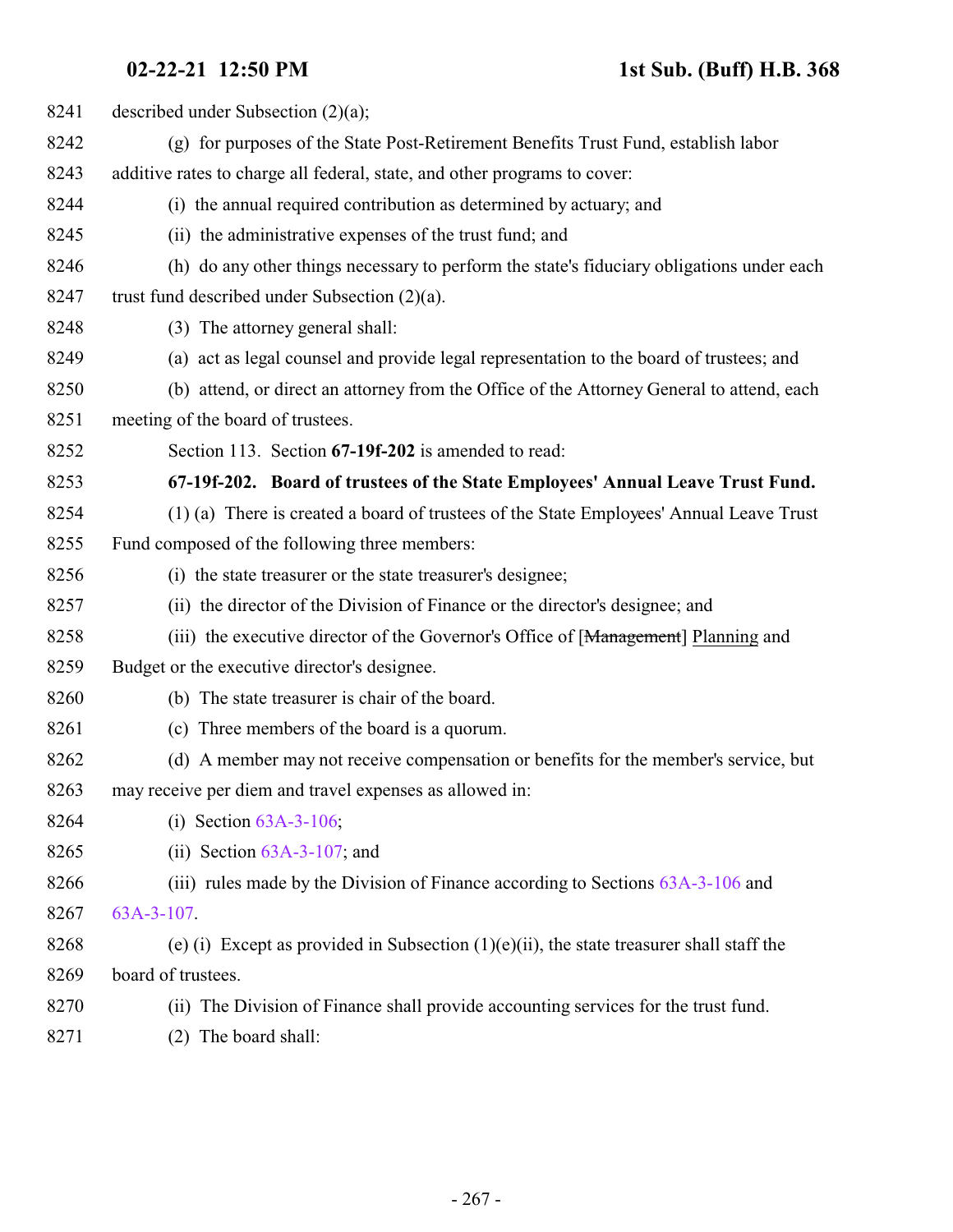described under Subsection (2)(a);

(g) for purposes of the State Post-Retirement Benefits Trust Fund, establish labor additive rates to charge all federal, state, and other programs to cover:

(i) the annual required contribution as determined by actuary; and

(ii) the administrative expenses of the trust fund; and

(h) do any other things necessary to perform the state's fiduciary obligations under each trust fund described under Subsection (2)(a).

(3) The attorney general shall:

(a) act as legal counsel and provide legal representation to the board of trustees; and

(b) attend, or direct an attorney from the Office of the Attorney General to attend, each meeting of the board of trustees.

Section 113. Section **67-19f-202** is amended to read:

**67-19f-202. Board of trustees of the State Employees' Annual Leave Trust Fund.**

(1) (a) There is created a board of trustees of the State Employees' Annual Leave Trust Fund composed of the following three members:

(i) the state treasurer or the state treasurer's designee;

(ii) the director of the Division of Finance or the director's designee; and

(iii) the executive director of the Governor's Office of [~~Management~~] Planning and Budget or the executive director's designee.

(b) The state treasurer is chair of the board.

(c) Three members of the board is a quorum.

(d) A member may not receive compensation or benefits for the member's service, but may receive per diem and travel expenses as allowed in:

(i) Section 63A-3-106;

(ii) Section 63A-3-107; and

(iii) rules made by the Division of Finance according to Sections 63A-3-106 and 63A-3-107.

(e) (i) Except as provided in Subsection (1)(e)(ii), the state treasurer shall staff the board of trustees.

(ii) The Division of Finance shall provide accounting services for the trust fund.

(2) The board shall: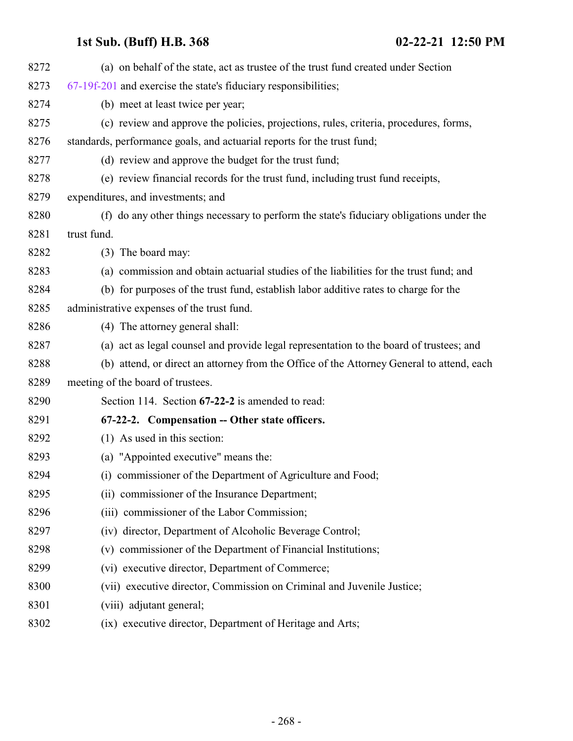(a) on behalf of the state, act as trustee of the trust fund created under Section 67-19f-201 and exercise the state's fiduciary responsibilities;

(b) meet at least twice per year;

(c) review and approve the policies, projections, rules, criteria, procedures, forms, standards, performance goals, and actuarial reports for the trust fund;

(d) review and approve the budget for the trust fund;

(e) review financial records for the trust fund, including trust fund receipts, expenditures, and investments; and

(f) do any other things necessary to perform the state's fiduciary obligations under the trust fund.

(3) The board may:

(a) commission and obtain actuarial studies of the liabilities for the trust fund; and

(b) for purposes of the trust fund, establish labor additive rates to charge for the administrative expenses of the trust fund.

(4) The attorney general shall:

(a) act as legal counsel and provide legal representation to the board of trustees; and

(b) attend, or direct an attorney from the Office of the Attorney General to attend, each meeting of the board of trustees.

Section 114. Section **67-22-2** is amended to read:

**67-22-2. Compensation -- Other state officers.**

(1) As used in this section:

(a) "Appointed executive" means the:

(i) commissioner of the Department of Agriculture and Food;

(ii) commissioner of the Insurance Department;

(iii) commissioner of the Labor Commission;

(iv) director, Department of Alcoholic Beverage Control;

(v) commissioner of the Department of Financial Institutions;

(vi) executive director, Department of Commerce;

(vii) executive director, Commission on Criminal and Juvenile Justice;

(viii) adjutant general;

(ix) executive director, Department of Heritage and Arts;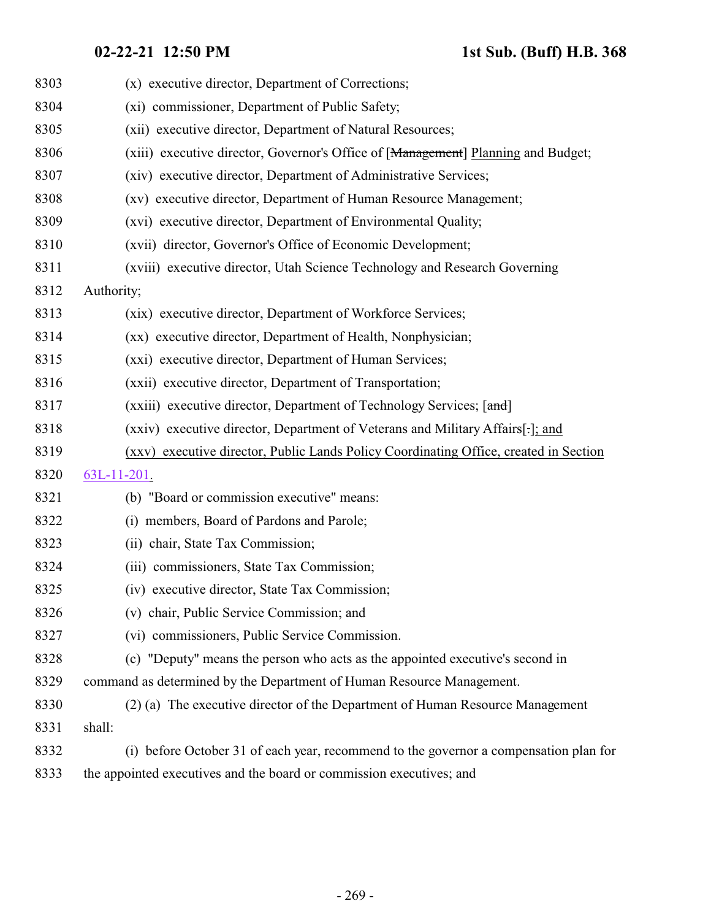8303 (x) executive director, Department of Corrections;

8304 (xi) commissioner, Department of Public Safety;

8305 (xii) executive director, Department of Natural Resources;

8306 (xiii) executive director, Governor's Office of [~~Management~~] Planning and Budget;

8307 (xiv) executive director, Department of Administrative Services;

8308 (xv) executive director, Department of Human Resource Management;

8309 (xvi) executive director, Department of Environmental Quality;

8310 (xvii) director, Governor's Office of Economic Development;

8311 (xviii) executive director, Utah Science Technology and Research Governing

8312 Authority;

8313 (xix) executive director, Department of Workforce Services;

8314 (xx) executive director, Department of Health, Nonphysician;

8315 (xxi) executive director, Department of Human Services;

8316 (xxii) executive director, Department of Transportation;

8317 (xxiii) executive director, Department of Technology Services; [~~and~~]

8318 (xxiv) executive director, Department of Veterans and Military Affairs[~~.~~]; and

8319 (xxv) executive director, Public Lands Policy Coordinating Office, created in Section

8320 63L-11-201.

8321 (b) "Board or commission executive" means:

8322 (i) members, Board of Pardons and Parole;

8323 (ii) chair, State Tax Commission;

8324 (iii) commissioners, State Tax Commission;

8325 (iv) executive director, State Tax Commission;

8326 (v) chair, Public Service Commission; and

8327 (vi) commissioners, Public Service Commission.

8328 (c) "Deputy" means the person who acts as the appointed executive's second in

8329 command as determined by the Department of Human Resource Management.

8330 (2) (a) The executive director of the Department of Human Resource Management

8331 shall:

8332 (i) before October 31 of each year, recommend to the governor a compensation plan for

8333 the appointed executives and the board or commission executives; and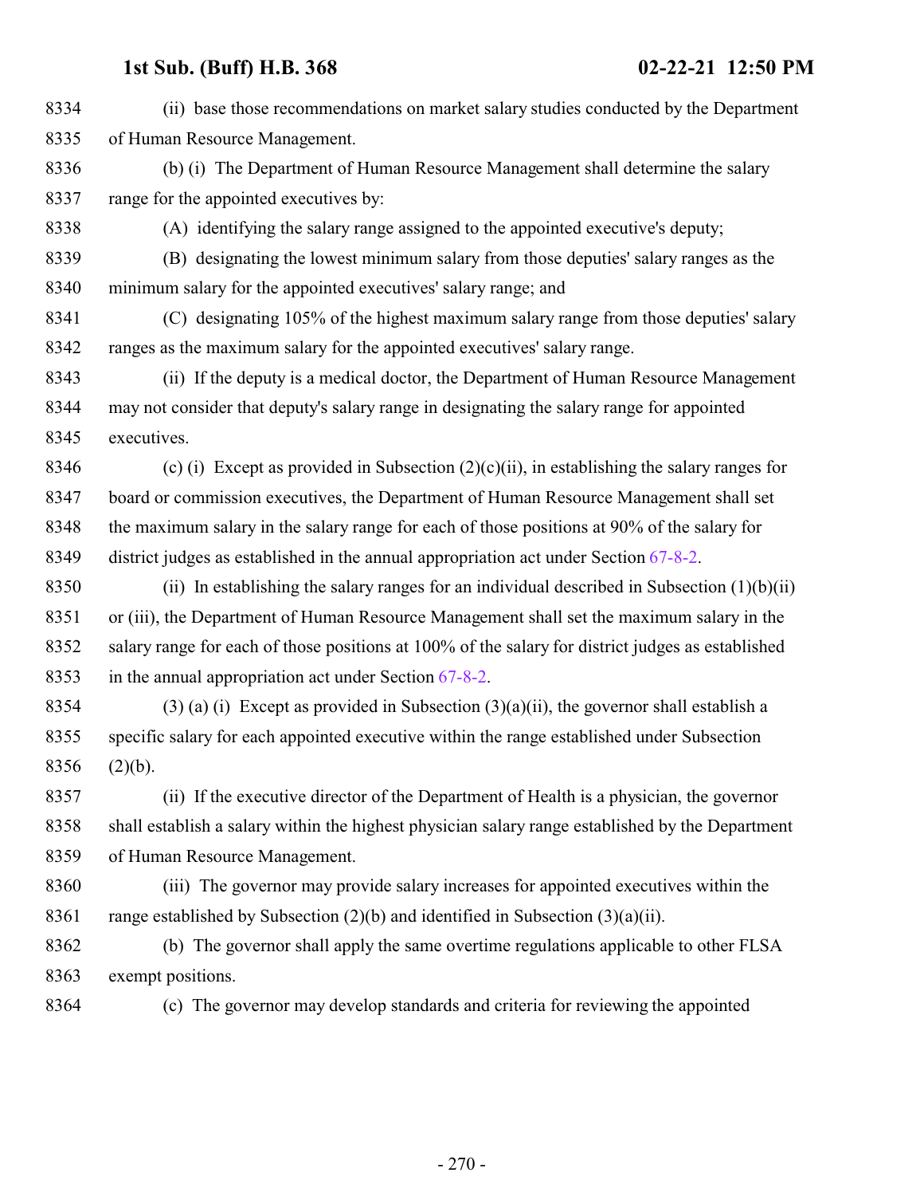8334 (ii) base those recommendations on market salary studies conducted by the Department
8335 of Human Resource Management.

8336 (b) (i) The Department of Human Resource Management shall determine the salary
8337 range for the appointed executives by:

8338 (A) identifying the salary range assigned to the appointed executive's deputy;

8339 (B) designating the lowest minimum salary from those deputies' salary ranges as the
8340 minimum salary for the appointed executives' salary range; and

8341 (C) designating 105% of the highest maximum salary range from those deputies' salary
8342 ranges as the maximum salary for the appointed executives' salary range.

8343 (ii) If the deputy is a medical doctor, the Department of Human Resource Management
8344 may not consider that deputy's salary range in designating the salary range for appointed
8345 executives.

8346 (c) (i) Except as provided in Subsection (2)(c)(ii), in establishing the salary ranges for
8347 board or commission executives, the Department of Human Resource Management shall set
8348 the maximum salary in the salary range for each of those positions at 90% of the salary for
8349 district judges as established in the annual appropriation act under Section 67-8-2.

8350 (ii) In establishing the salary ranges for an individual described in Subsection (1)(b)(ii)
8351 or (iii), the Department of Human Resource Management shall set the maximum salary in the
8352 salary range for each of those positions at 100% of the salary for district judges as established
8353 in the annual appropriation act under Section 67-8-2.

8354 (3) (a) (i) Except as provided in Subsection (3)(a)(ii), the governor shall establish a
8355 specific salary for each appointed executive within the range established under Subsection
8356 (2)(b).

8357 (ii) If the executive director of the Department of Health is a physician, the governor
8358 shall establish a salary within the highest physician salary range established by the Department
8359 of Human Resource Management.

8360 (iii) The governor may provide salary increases for appointed executives within the
8361 range established by Subsection (2)(b) and identified in Subsection (3)(a)(ii).

8362 (b) The governor shall apply the same overtime regulations applicable to other FLSA
8363 exempt positions.

8364 (c) The governor may develop standards and criteria for reviewing the appointed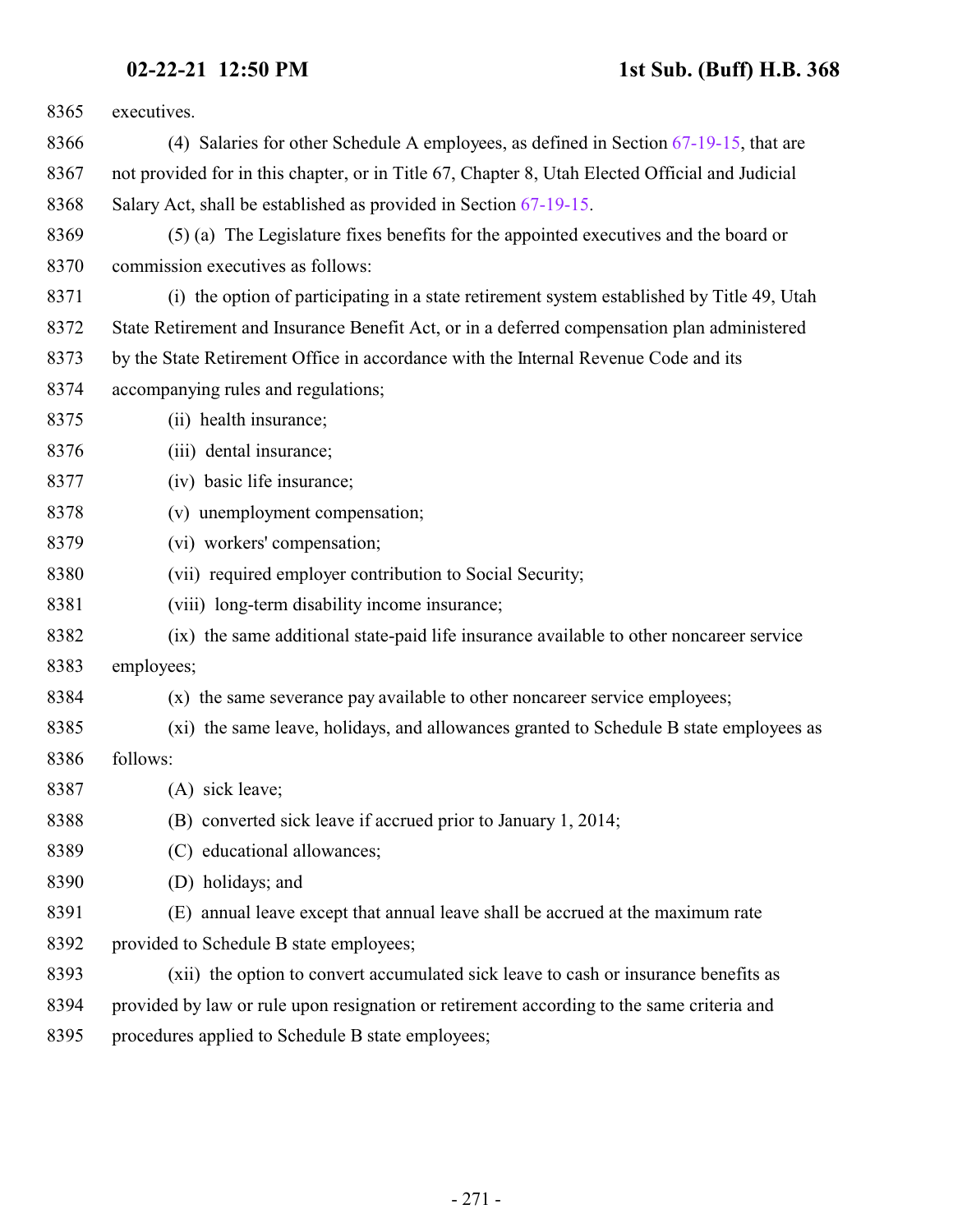executives.

(4) Salaries for other Schedule A employees, as defined in Section 67-19-15, that are not provided for in this chapter, or in Title 67, Chapter 8, Utah Elected Official and Judicial Salary Act, shall be established as provided in Section 67-19-15.

(5) (a) The Legislature fixes benefits for the appointed executives and the board or commission executives as follows:

(i) the option of participating in a state retirement system established by Title 49, Utah State Retirement and Insurance Benefit Act, or in a deferred compensation plan administered by the State Retirement Office in accordance with the Internal Revenue Code and its accompanying rules and regulations;

(ii) health insurance;

(iii) dental insurance;

(iv) basic life insurance;

(v) unemployment compensation;

(vi) workers' compensation;

(vii) required employer contribution to Social Security;

(viii) long-term disability income insurance;

(ix) the same additional state-paid life insurance available to other noncareer service employees;

(x) the same severance pay available to other noncareer service employees;

(xi) the same leave, holidays, and allowances granted to Schedule B state employees as follows:

(A) sick leave;

(B) converted sick leave if accrued prior to January 1, 2014;

(C) educational allowances;

(D) holidays; and

(E) annual leave except that annual leave shall be accrued at the maximum rate provided to Schedule B state employees;

(xii) the option to convert accumulated sick leave to cash or insurance benefits as provided by law or rule upon resignation or retirement according to the same criteria and procedures applied to Schedule B state employees;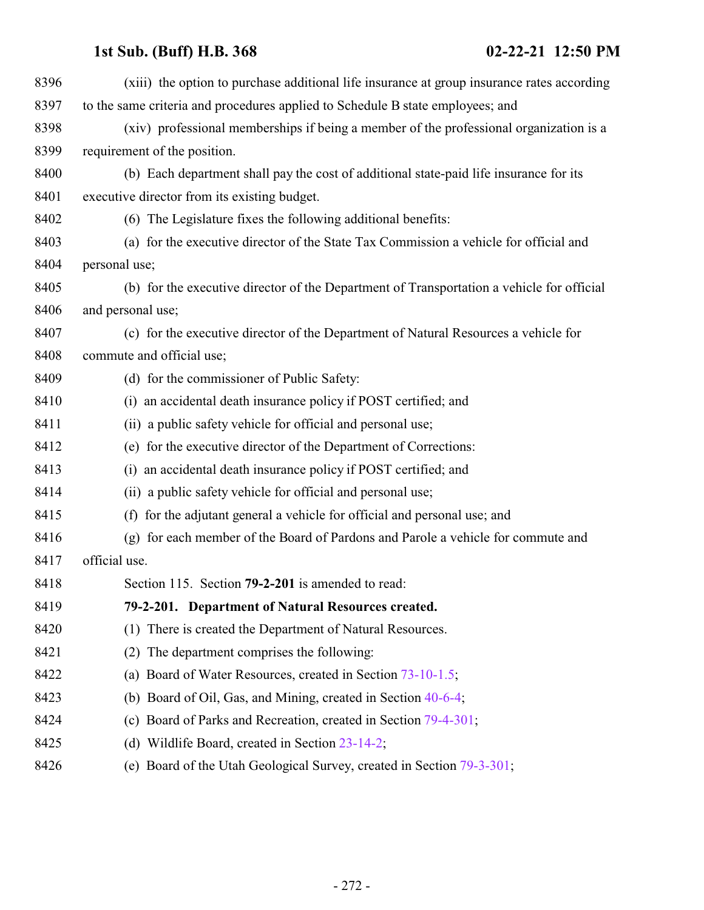(xiii) the option to purchase additional life insurance at group insurance rates according to the same criteria and procedures applied to Schedule B state employees; and

(xiv) professional memberships if being a member of the professional organization is a requirement of the position.

(b) Each department shall pay the cost of additional state-paid life insurance for its executive director from its existing budget.

(6) The Legislature fixes the following additional benefits:

(a) for the executive director of the State Tax Commission a vehicle for official and personal use;

(b) for the executive director of the Department of Transportation a vehicle for official and personal use;

(c) for the executive director of the Department of Natural Resources a vehicle for commute and official use;

(d) for the commissioner of Public Safety:

(i) an accidental death insurance policy if POST certified; and

(ii) a public safety vehicle for official and personal use;

(e) for the executive director of the Department of Corrections:

(i) an accidental death insurance policy if POST certified; and

(ii) a public safety vehicle for official and personal use;

(f) for the adjutant general a vehicle for official and personal use; and

(g) for each member of the Board of Pardons and Parole a vehicle for commute and official use.

Section 115. Section **79-2-201** is amended to read:

**79-2-201. Department of Natural Resources created.**

(1) There is created the Department of Natural Resources.

(2) The department comprises the following:

(a) Board of Water Resources, created in Section 73-10-1.5;

(b) Board of Oil, Gas, and Mining, created in Section 40-6-4;

(c) Board of Parks and Recreation, created in Section 79-4-301;

(d) Wildlife Board, created in Section 23-14-2;

(e) Board of the Utah Geological Survey, created in Section 79-3-301;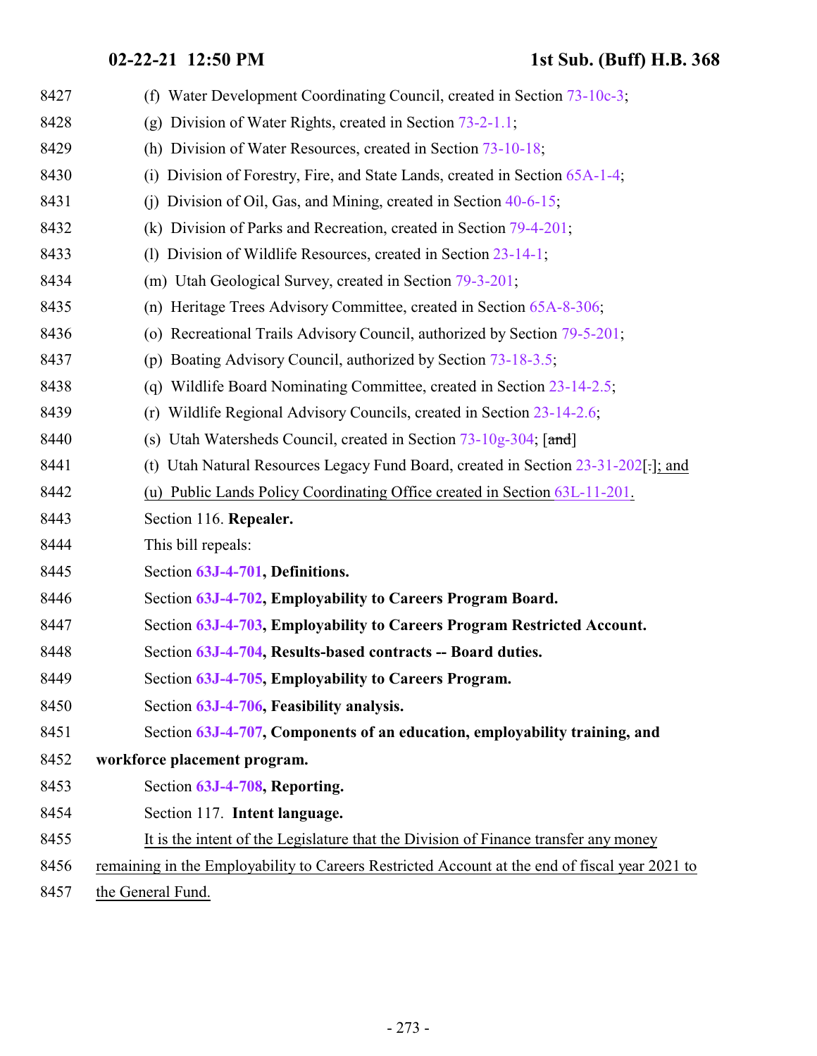(f) Water Development Coordinating Council, created in Section 73-10c-3;

(g) Division of Water Rights, created in Section 73-2-1.1;

(h) Division of Water Resources, created in Section 73-10-18;

(i) Division of Forestry, Fire, and State Lands, created in Section 65A-1-4;

(j) Division of Oil, Gas, and Mining, created in Section 40-6-15;

(k) Division of Parks and Recreation, created in Section 79-4-201;

(l) Division of Wildlife Resources, created in Section 23-14-1;

(m) Utah Geological Survey, created in Section 79-3-201;

(n) Heritage Trees Advisory Committee, created in Section 65A-8-306;

(o) Recreational Trails Advisory Council, authorized by Section 79-5-201;

(p) Boating Advisory Council, authorized by Section 73-18-3.5;

(q) Wildlife Board Nominating Committee, created in Section 23-14-2.5;

(r) Wildlife Regional Advisory Councils, created in Section 23-14-2.6;

(s) Utah Watersheds Council, created in Section 73-10g-304; [~~and~~]

(t) Utah Natural Resources Legacy Fund Board, created in Section 23-31-202[~~.~~]; and

(u) Public Lands Policy Coordinating Office created in Section 63L-11-201.

Section 116. **Repealer.**

This bill repeals:

Section **63J-4-701, Definitions.**

Section **63J-4-702, Employability to Careers Program Board.**

Section **63J-4-703, Employability to Careers Program Restricted Account.**

Section **63J-4-704, Results-based contracts -- Board duties.**

Section **63J-4-705, Employability to Careers Program.**

Section **63J-4-706, Feasibility analysis.**

Section **63J-4-707, Components of an education, employability training, and workforce placement program.**

Section **63J-4-708, Reporting.**

Section 117. **Intent language.**

It is the intent of the Legislature that the Division of Finance transfer any money remaining in the Employability to Careers Restricted Account at the end of fiscal year 2021 to the General Fund.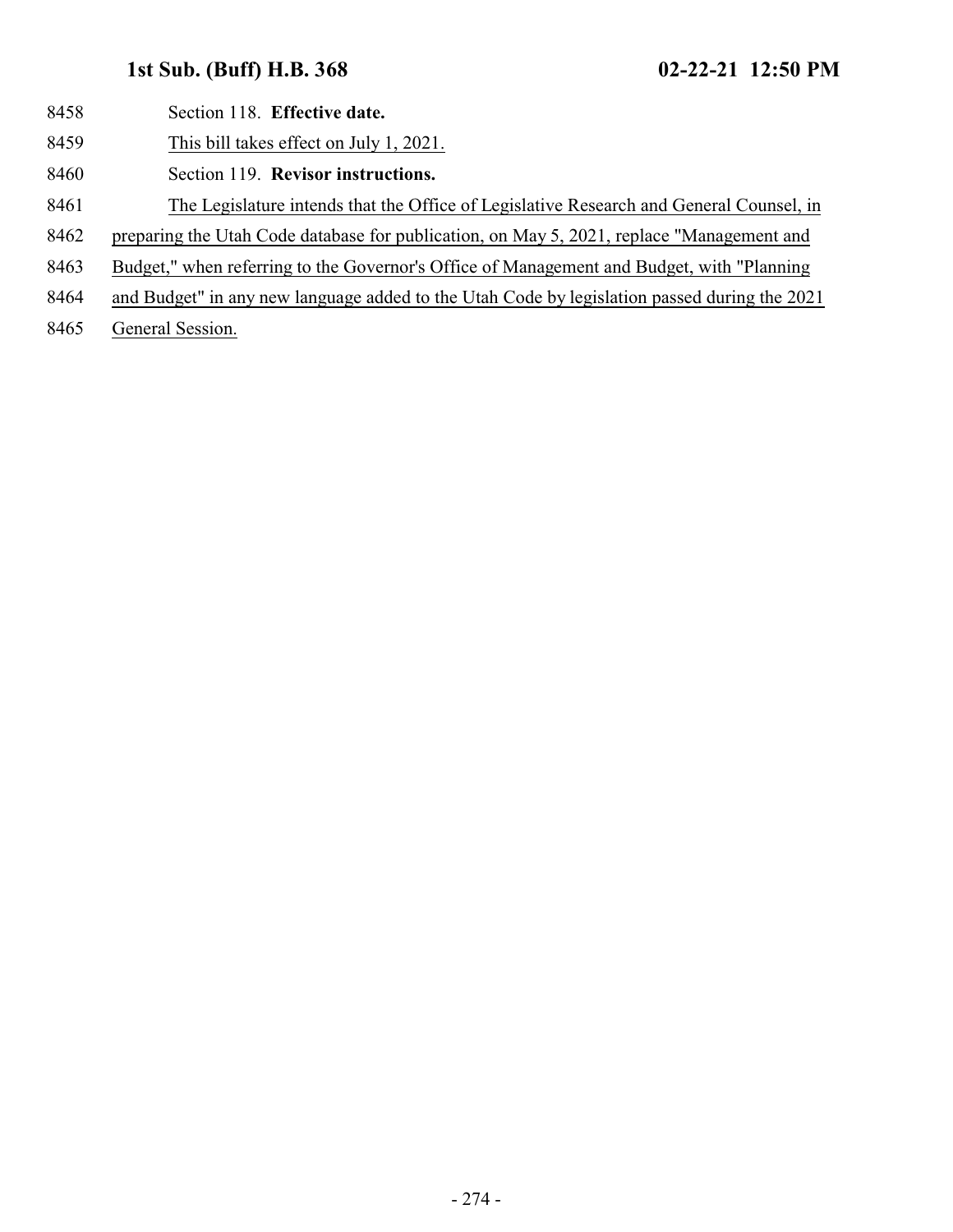Section 118. **Effective date.**

This bill takes effect on July 1, 2021.

Section 119. **Revisor instructions.**

The Legislature intends that the Office of Legislative Research and General Counsel, in preparing the Utah Code database for publication, on May 5, 2021, replace "Management and Budget," when referring to the Governor's Office of Management and Budget, with "Planning and Budget" in any new language added to the Utah Code by legislation passed during the 2021 General Session.